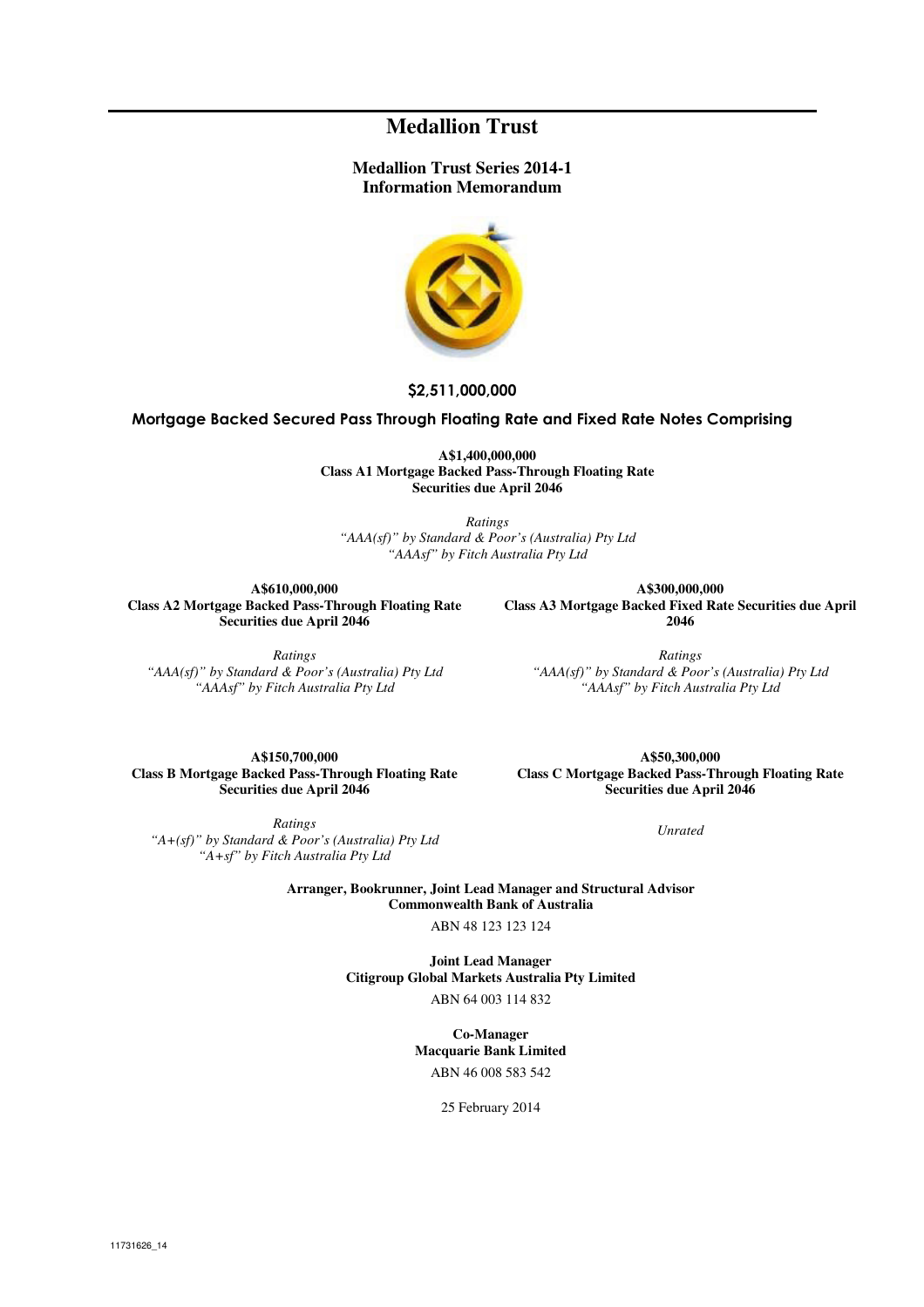# Medallion Trust

## Medallion Trust Series 2014-1
## Information Memorandum

**$2,511,000,000**

**Mortgage Backed Secured Pass Through Floating Rate and Fixed Rate Notes Comprising**

**A$1,400,000,000**
**Class A1 Mortgage Backed Pass-Through Floating Rate Securities due April 2046**

*Ratings*
*"AAA(sf)" by Standard & Poor's (Australia) Pty Ltd*
*"AAAsf" by Fitch Australia Pty Ltd*

**A$610,000,000**
**Class A2 Mortgage Backed Pass-Through Floating Rate Securities due April 2046**

*Ratings*
*"AAA(sf)" by Standard & Poor's (Australia) Pty Ltd*
*"AAAsf" by Fitch Australia Pty Ltd*

**A$300,000,000**
**Class A3 Mortgage Backed Fixed Rate Securities due April 2046**

*Ratings*
*"AAA(sf)" by Standard & Poor's (Australia) Pty Ltd*
*"AAAsf" by Fitch Australia Pty Ltd*

**A$150,700,000**
**Class B Mortgage Backed Pass-Through Floating Rate Securities due April 2046**

*Ratings*
*"A+(sf)" by Standard & Poor's (Australia) Pty Ltd*
*"A+sf" by Fitch Australia Pty Ltd*

**A$50,300,000**
**Class C Mortgage Backed Pass-Through Floating Rate Securities due April 2046**

*Unrated*

**Arranger, Bookrunner, Joint Lead Manager and Structural Advisor**
**Commonwealth Bank of Australia**
ABN 48 123 123 124

**Joint Lead Manager**
**Citigroup Global Markets Australia Pty Limited**
ABN 64 003 114 832

**Co-Manager**
**Macquarie Bank Limited**
ABN 46 008 583 542

25 February 2014

11731626_14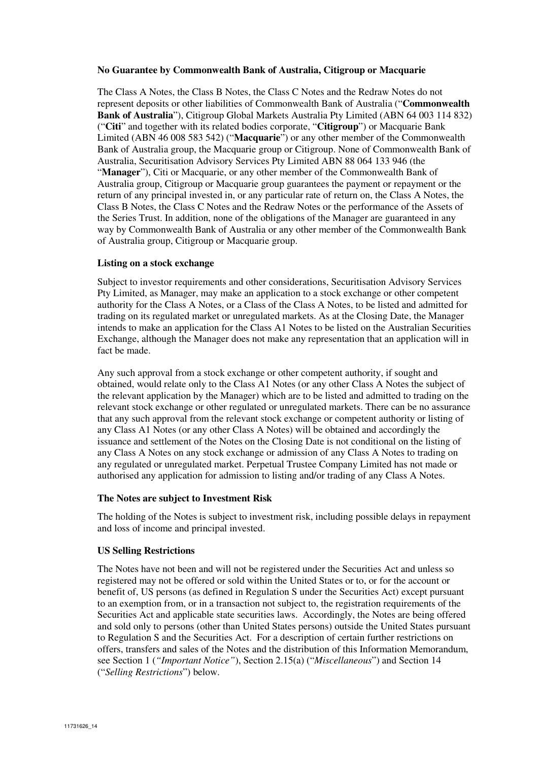**No Guarantee by Commonwealth Bank of Australia, Citigroup or Macquarie**

The Class A Notes, the Class B Notes, the Class C Notes and the Redraw Notes do not represent deposits or other liabilities of Commonwealth Bank of Australia ("**Commonwealth Bank of Australia**"), Citigroup Global Markets Australia Pty Limited (ABN 64 003 114 832) ("**Citi**" and together with its related bodies corporate, "**Citigroup**") or Macquarie Bank Limited (ABN 46 008 583 542) ("**Macquarie**") or any other member of the Commonwealth Bank of Australia group, the Macquarie group or Citigroup. None of Commonwealth Bank of Australia, Securitisation Advisory Services Pty Limited ABN 88 064 133 946 (the "**Manager**"), Citi or Macquarie, or any other member of the Commonwealth Bank of Australia group, Citigroup or Macquarie group guarantees the payment or repayment or the return of any principal invested in, or any particular rate of return on, the Class A Notes, the Class B Notes, the Class C Notes and the Redraw Notes or the performance of the Assets of the Series Trust. In addition, none of the obligations of the Manager are guaranteed in any way by Commonwealth Bank of Australia or any other member of the Commonwealth Bank of Australia group, Citigroup or Macquarie group.

**Listing on a stock exchange**

Subject to investor requirements and other considerations, Securitisation Advisory Services Pty Limited, as Manager, may make an application to a stock exchange or other competent authority for the Class A Notes, or a Class of the Class A Notes, to be listed and admitted for trading on its regulated market or unregulated markets. As at the Closing Date, the Manager intends to make an application for the Class A1 Notes to be listed on the Australian Securities Exchange, although the Manager does not make any representation that an application will in fact be made.

Any such approval from a stock exchange or other competent authority, if sought and obtained, would relate only to the Class A1 Notes (or any other Class A Notes the subject of the relevant application by the Manager) which are to be listed and admitted to trading on the relevant stock exchange or other regulated or unregulated markets. There can be no assurance that any such approval from the relevant stock exchange or competent authority or listing of any Class A1 Notes (or any other Class A Notes) will be obtained and accordingly the issuance and settlement of the Notes on the Closing Date is not conditional on the listing of any Class A Notes on any stock exchange or admission of any Class A Notes to trading on any regulated or unregulated market. Perpetual Trustee Company Limited has not made or authorised any application for admission to listing and/or trading of any Class A Notes.

**The Notes are subject to Investment Risk**

The holding of the Notes is subject to investment risk, including possible delays in repayment and loss of income and principal invested.

**US Selling Restrictions**

The Notes have not been and will not be registered under the Securities Act and unless so registered may not be offered or sold within the United States or to, or for the account or benefit of, US persons (as defined in Regulation S under the Securities Act) except pursuant to an exemption from, or in a transaction not subject to, the registration requirements of the Securities Act and applicable state securities laws. Accordingly, the Notes are being offered and sold only to persons (other than United States persons) outside the United States pursuant to Regulation S and the Securities Act. For a description of certain further restrictions on offers, transfers and sales of the Notes and the distribution of this Information Memorandum, see Section 1 (*"Important Notice"*), Section 2.15(a) ("*Miscellaneous*") and Section 14 ("*Selling Restrictions*") below.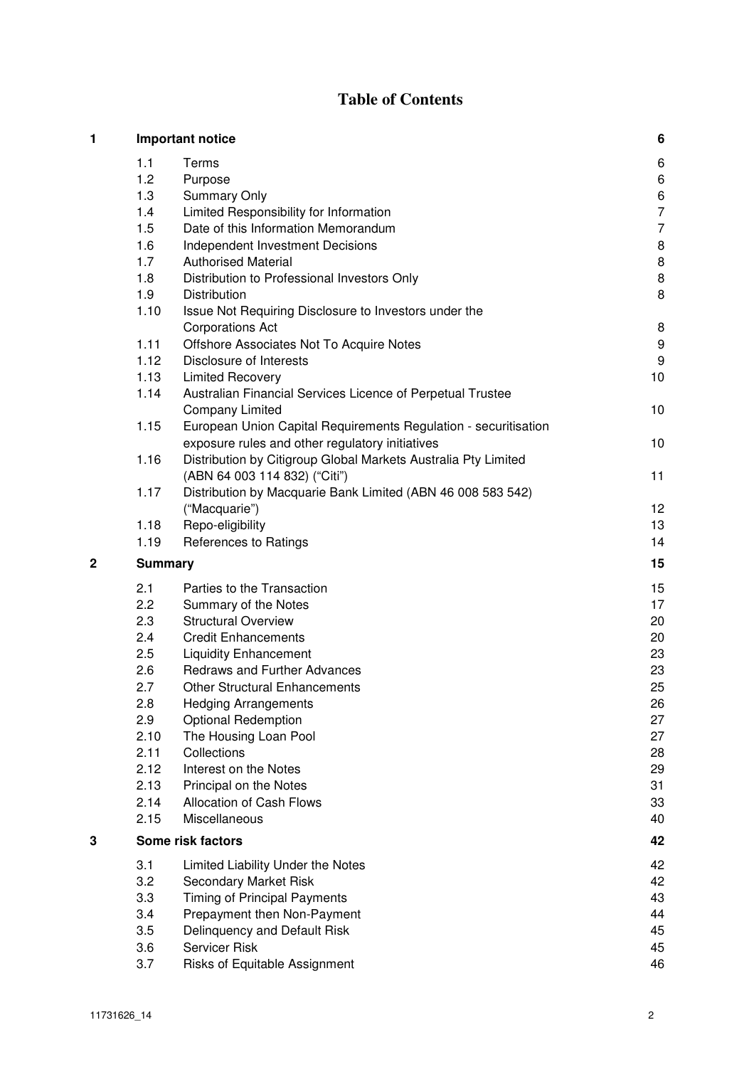# Table of Contents

| | | | |
|---|---|---|---|
| **1** | **Important notice** | | **6** |
| | 1.1 | Terms | 6 |
| | 1.2 | Purpose | 6 |
| | 1.3 | Summary Only | 6 |
| | 1.4 | Limited Responsibility for Information | 7 |
| | 1.5 | Date of this Information Memorandum | 7 |
| | 1.6 | Independent Investment Decisions | 8 |
| | 1.7 | Authorised Material | 8 |
| | 1.8 | Distribution to Professional Investors Only | 8 |
| | 1.9 | Distribution | 8 |
| | 1.10 | Issue Not Requiring Disclosure to Investors under the Corporations Act | 8 |
| | 1.11 | Offshore Associates Not To Acquire Notes | 9 |
| | 1.12 | Disclosure of Interests | 9 |
| | 1.13 | Limited Recovery | 10 |
| | 1.14 | Australian Financial Services Licence of Perpetual Trustee Company Limited | 10 |
| | 1.15 | European Union Capital Requirements Regulation - securitisation exposure rules and other regulatory initiatives | 10 |
| | 1.16 | Distribution by Citigroup Global Markets Australia Pty Limited (ABN 64 003 114 832) ("Citi") | 11 |
| | 1.17 | Distribution by Macquarie Bank Limited (ABN 46 008 583 542) ("Macquarie") | 12 |
| | 1.18 | Repo-eligibility | 13 |
| | 1.19 | References to Ratings | 14 |
| **2** | **Summary** | | **15** |
| | 2.1 | Parties to the Transaction | 15 |
| | 2.2 | Summary of the Notes | 17 |
| | 2.3 | Structural Overview | 20 |
| | 2.4 | Credit Enhancements | 20 |
| | 2.5 | Liquidity Enhancement | 23 |
| | 2.6 | Redraws and Further Advances | 23 |
| | 2.7 | Other Structural Enhancements | 25 |
| | 2.8 | Hedging Arrangements | 26 |
| | 2.9 | Optional Redemption | 27 |
| | 2.10 | The Housing Loan Pool | 27 |
| | 2.11 | Collections | 28 |
| | 2.12 | Interest on the Notes | 29 |
| | 2.13 | Principal on the Notes | 31 |
| | 2.14 | Allocation of Cash Flows | 33 |
| | 2.15 | Miscellaneous | 40 |
| **3** | **Some risk factors** | | **42** |
| | 3.1 | Limited Liability Under the Notes | 42 |
| | 3.2 | Secondary Market Risk | 42 |
| | 3.3 | Timing of Principal Payments | 43 |
| | 3.4 | Prepayment then Non-Payment | 44 |
| | 3.5 | Delinquency and Default Risk | 45 |
| | 3.6 | Servicer Risk | 45 |
| | 3.7 | Risks of Equitable Assignment | 46 |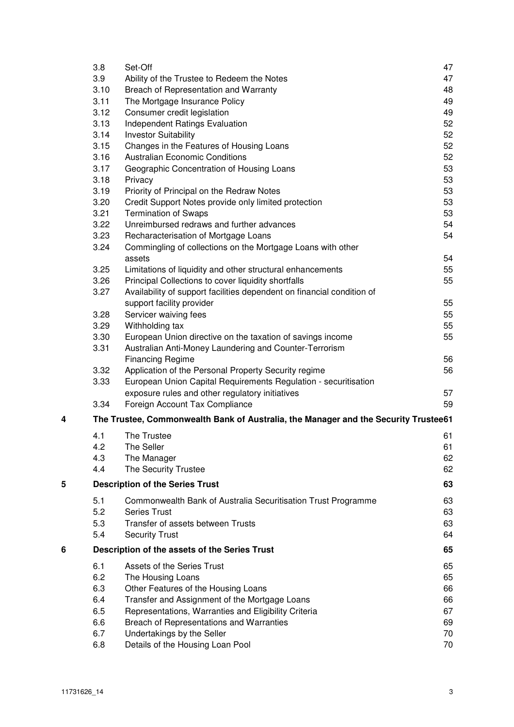| | | |
|---|---|---|
| 3.8 | Set-Off | 47 |
| 3.9 | Ability of the Trustee to Redeem the Notes | 47 |
| 3.10 | Breach of Representation and Warranty | 48 |
| 3.11 | The Mortgage Insurance Policy | 49 |
| 3.12 | Consumer credit legislation | 49 |
| 3.13 | Independent Ratings Evaluation | 52 |
| 3.14 | Investor Suitability | 52 |
| 3.15 | Changes in the Features of Housing Loans | 52 |
| 3.16 | Australian Economic Conditions | 52 |
| 3.17 | Geographic Concentration of Housing Loans | 53 |
| 3.18 | Privacy | 53 |
| 3.19 | Priority of Principal on the Redraw Notes | 53 |
| 3.20 | Credit Support Notes provide only limited protection | 53 |
| 3.21 | Termination of Swaps | 53 |
| 3.22 | Unreimbursed redraws and further advances | 54 |
| 3.23 | Recharacterisation of Mortgage Loans | 54 |
| 3.24 | Commingling of collections on the Mortgage Loans with other assets | 54 |
| 3.25 | Limitations of liquidity and other structural enhancements | 55 |
| 3.26 | Principal Collections to cover liquidity shortfalls | 55 |
| 3.27 | Availability of support facilities dependent on financial condition of support facility provider | 55 |
| 3.28 | Servicer waiving fees | 55 |
| 3.29 | Withholding tax | 55 |
| 3.30 | European Union directive on the taxation of savings income | 55 |
| 3.31 | Australian Anti-Money Laundering and Counter-Terrorism Financing Regime | 56 |
| 3.32 | Application of the Personal Property Security regime | 56 |
| 3.33 | European Union Capital Requirements Regulation - securitisation exposure rules and other regulatory initiatives | 57 |
| 3.34 | Foreign Account Tax Compliance | 59 |

**4 The Trustee, Commonwealth Bank of Australia, the Manager and the Security Trustee 61**

| | | |
|---|---|---|
| 4.1 | The Trustee | 61 |
| 4.2 | The Seller | 61 |
| 4.3 | The Manager | 62 |
| 4.4 | The Security Trustee | 62 |

**5 Description of the Series Trust 63**

| | | |
|---|---|---|
| 5.1 | Commonwealth Bank of Australia Securitisation Trust Programme | 63 |
| 5.2 | Series Trust | 63 |
| 5.3 | Transfer of assets between Trusts | 63 |
| 5.4 | Security Trust | 64 |

**6 Description of the assets of the Series Trust 65**

| | | |
|---|---|---|
| 6.1 | Assets of the Series Trust | 65 |
| 6.2 | The Housing Loans | 65 |
| 6.3 | Other Features of the Housing Loans | 66 |
| 6.4 | Transfer and Assignment of the Mortgage Loans | 66 |
| 6.5 | Representations, Warranties and Eligibility Criteria | 67 |
| 6.6 | Breach of Representations and Warranties | 69 |
| 6.7 | Undertakings by the Seller | 70 |
| 6.8 | Details of the Housing Loan Pool | 70 |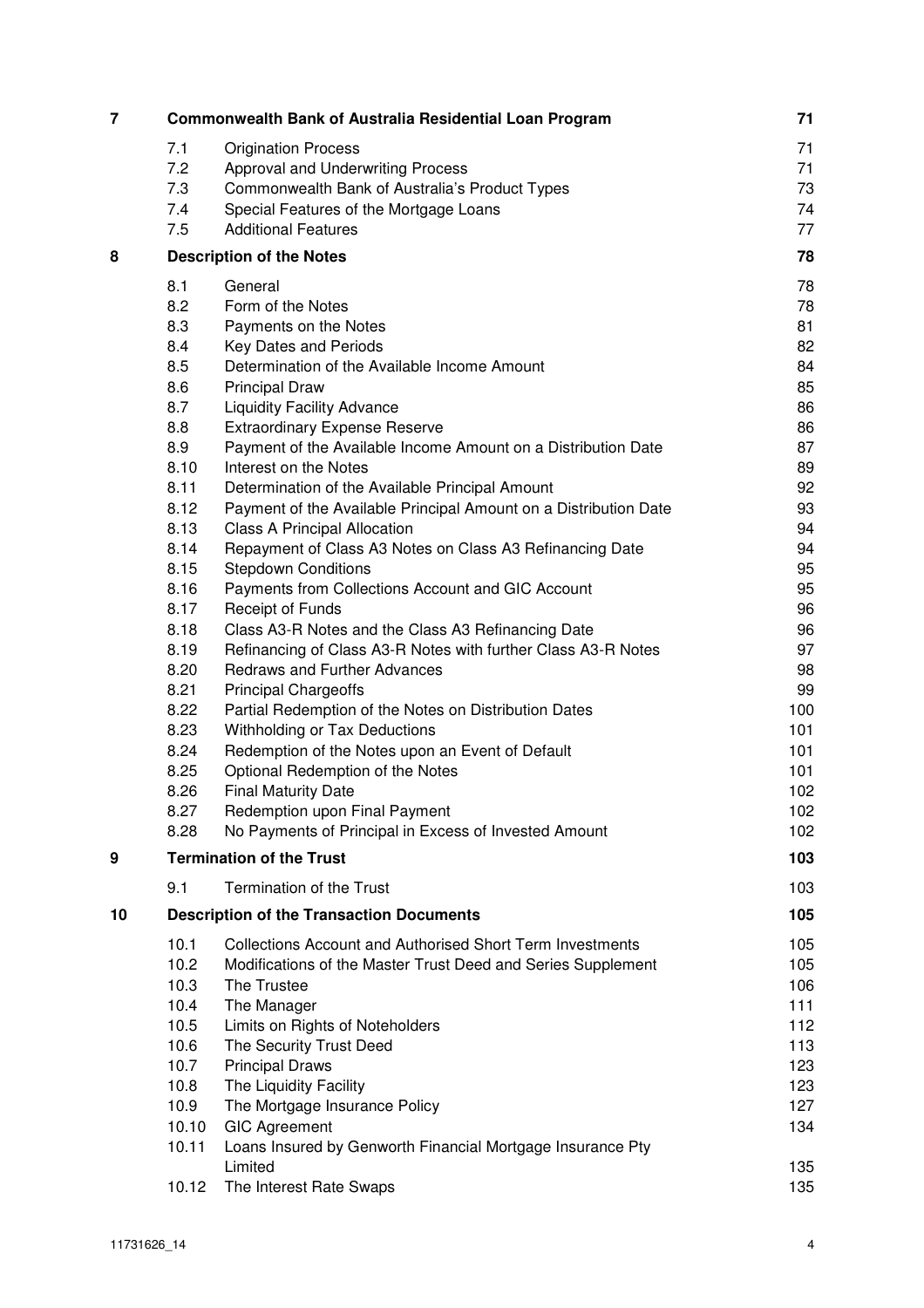| | | |
|---|---|---|
| **7** | **Commonwealth Bank of Australia Residential Loan Program** | **71** |
| 7.1 | Origination Process | 71 |
| 7.2 | Approval and Underwriting Process | 71 |
| 7.3 | Commonwealth Bank of Australia's Product Types | 73 |
| 7.4 | Special Features of the Mortgage Loans | 74 |
| 7.5 | Additional Features | 77 |
| **8** | **Description of the Notes** | **78** |
| 8.1 | General | 78 |
| 8.2 | Form of the Notes | 78 |
| 8.3 | Payments on the Notes | 81 |
| 8.4 | Key Dates and Periods | 82 |
| 8.5 | Determination of the Available Income Amount | 84 |
| 8.6 | Principal Draw | 85 |
| 8.7 | Liquidity Facility Advance | 86 |
| 8.8 | Extraordinary Expense Reserve | 86 |
| 8.9 | Payment of the Available Income Amount on a Distribution Date | 87 |
| 8.10 | Interest on the Notes | 89 |
| 8.11 | Determination of the Available Principal Amount | 92 |
| 8.12 | Payment of the Available Principal Amount on a Distribution Date | 93 |
| 8.13 | Class A Principal Allocation | 94 |
| 8.14 | Repayment of Class A3 Notes on Class A3 Refinancing Date | 94 |
| 8.15 | Stepdown Conditions | 95 |
| 8.16 | Payments from Collections Account and GIC Account | 95 |
| 8.17 | Receipt of Funds | 96 |
| 8.18 | Class A3-R Notes and the Class A3 Refinancing Date | 96 |
| 8.19 | Refinancing of Class A3-R Notes with further Class A3-R Notes | 97 |
| 8.20 | Redraws and Further Advances | 98 |
| 8.21 | Principal Chargeoffs | 99 |
| 8.22 | Partial Redemption of the Notes on Distribution Dates | 100 |
| 8.23 | Withholding or Tax Deductions | 101 |
| 8.24 | Redemption of the Notes upon an Event of Default | 101 |
| 8.25 | Optional Redemption of the Notes | 101 |
| 8.26 | Final Maturity Date | 102 |
| 8.27 | Redemption upon Final Payment | 102 |
| 8.28 | No Payments of Principal in Excess of Invested Amount | 102 |
| **9** | **Termination of the Trust** | **103** |
| 9.1 | Termination of the Trust | 103 |
| **10** | **Description of the Transaction Documents** | **105** |
| 10.1 | Collections Account and Authorised Short Term Investments | 105 |
| 10.2 | Modifications of the Master Trust Deed and Series Supplement | 105 |
| 10.3 | The Trustee | 106 |
| 10.4 | The Manager | 111 |
| 10.5 | Limits on Rights of Noteholders | 112 |
| 10.6 | The Security Trust Deed | 113 |
| 10.7 | Principal Draws | 123 |
| 10.8 | The Liquidity Facility | 123 |
| 10.9 | The Mortgage Insurance Policy | 127 |
| 10.10 | GIC Agreement | 134 |
| 10.11 | Loans Insured by Genworth Financial Mortgage Insurance Pty Limited | 135 |
| 10.12 | The Interest Rate Swaps | 135 |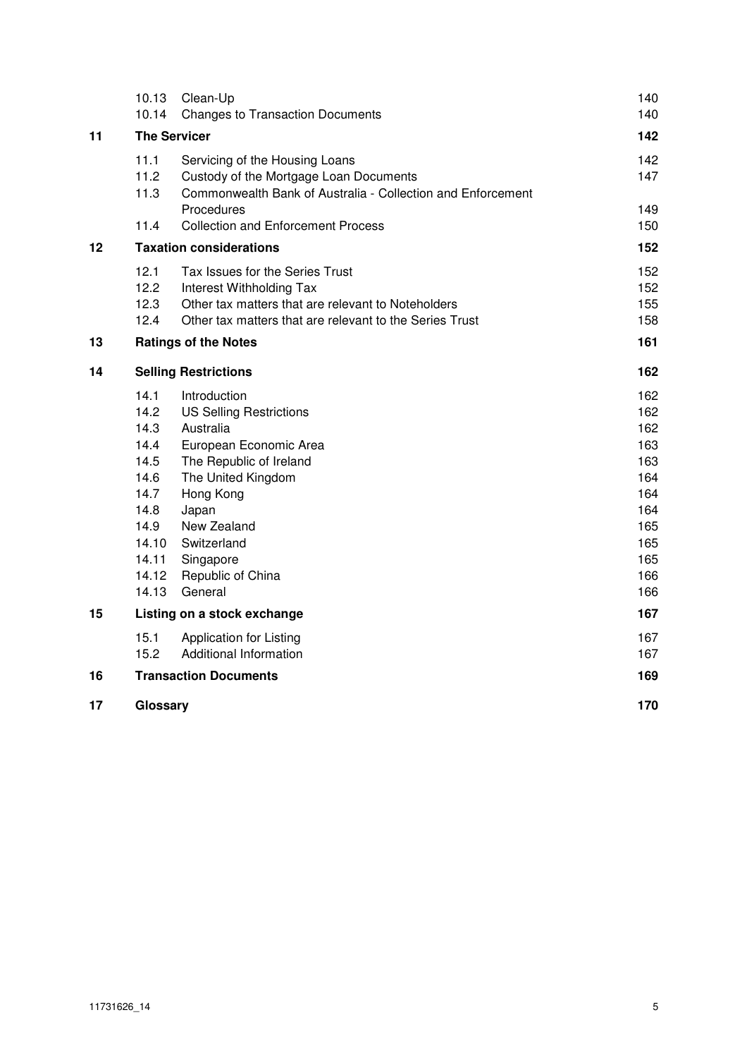| | | |
|---|---|---|
| 10.13 | Clean-Up | 140 |
| 10.14 | Changes to Transaction Documents | 140 |
| **11** | **The Servicer** | **142** |
| 11.1 | Servicing of the Housing Loans | 142 |
| 11.2 | Custody of the Mortgage Loan Documents | 147 |
| 11.3 | Commonwealth Bank of Australia - Collection and Enforcement Procedures | 149 |
| 11.4 | Collection and Enforcement Process | 150 |
| **12** | **Taxation considerations** | **152** |
| 12.1 | Tax Issues for the Series Trust | 152 |
| 12.2 | Interest Withholding Tax | 152 |
| 12.3 | Other tax matters that are relevant to Noteholders | 155 |
| 12.4 | Other tax matters that are relevant to the Series Trust | 158 |
| **13** | **Ratings of the Notes** | **161** |
| **14** | **Selling Restrictions** | **162** |
| 14.1 | Introduction | 162 |
| 14.2 | US Selling Restrictions | 162 |
| 14.3 | Australia | 162 |
| 14.4 | European Economic Area | 163 |
| 14.5 | The Republic of Ireland | 163 |
| 14.6 | The United Kingdom | 164 |
| 14.7 | Hong Kong | 164 |
| 14.8 | Japan | 164 |
| 14.9 | New Zealand | 165 |
| 14.10 | Switzerland | 165 |
| 14.11 | Singapore | 165 |
| 14.12 | Republic of China | 166 |
| 14.13 | General | 166 |
| **15** | **Listing on a stock exchange** | **167** |
| 15.1 | Application for Listing | 167 |
| 15.2 | Additional Information | 167 |
| **16** | **Transaction Documents** | **169** |
| **17** | **Glossary** | **170** |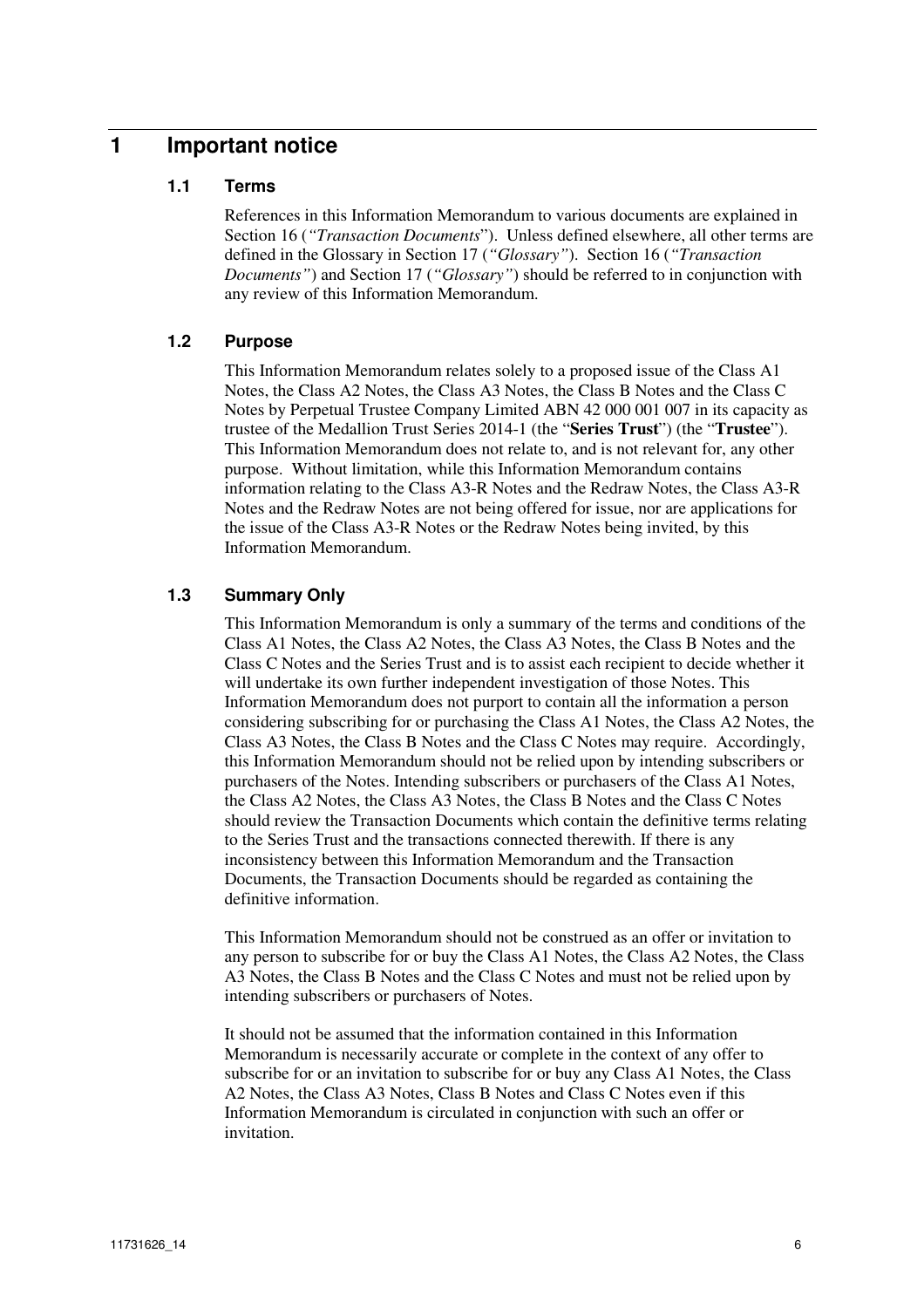# 1 Important notice

## 1.1 Terms

References in this Information Memorandum to various documents are explained in Section 16 (*"Transaction Documents"*). Unless defined elsewhere, all other terms are defined in the Glossary in Section 17 (*"Glossary"*). Section 16 (*"Transaction Documents"*) and Section 17 (*"Glossary"*) should be referred to in conjunction with any review of this Information Memorandum.

## 1.2 Purpose

This Information Memorandum relates solely to a proposed issue of the Class A1 Notes, the Class A2 Notes, the Class A3 Notes, the Class B Notes and the Class C Notes by Perpetual Trustee Company Limited ABN 42 000 001 007 in its capacity as trustee of the Medallion Trust Series 2014-1 (the "**Series Trust**") (the "**Trustee**"). This Information Memorandum does not relate to, and is not relevant for, any other purpose. Without limitation, while this Information Memorandum contains information relating to the Class A3-R Notes and the Redraw Notes, the Class A3-R Notes and the Redraw Notes are not being offered for issue, nor are applications for the issue of the Class A3-R Notes or the Redraw Notes being invited, by this Information Memorandum.

## 1.3 Summary Only

This Information Memorandum is only a summary of the terms and conditions of the Class A1 Notes, the Class A2 Notes, the Class A3 Notes, the Class B Notes and the Class C Notes and the Series Trust and is to assist each recipient to decide whether it will undertake its own further independent investigation of those Notes. This Information Memorandum does not purport to contain all the information a person considering subscribing for or purchasing the Class A1 Notes, the Class A2 Notes, the Class A3 Notes, the Class B Notes and the Class C Notes may require. Accordingly, this Information Memorandum should not be relied upon by intending subscribers or purchasers of the Notes. Intending subscribers or purchasers of the Class A1 Notes, the Class A2 Notes, the Class A3 Notes, the Class B Notes and the Class C Notes should review the Transaction Documents which contain the definitive terms relating to the Series Trust and the transactions connected therewith. If there is any inconsistency between this Information Memorandum and the Transaction Documents, the Transaction Documents should be regarded as containing the definitive information.

This Information Memorandum should not be construed as an offer or invitation to any person to subscribe for or buy the Class A1 Notes, the Class A2 Notes, the Class A3 Notes, the Class B Notes and the Class C Notes and must not be relied upon by intending subscribers or purchasers of Notes.

It should not be assumed that the information contained in this Information Memorandum is necessarily accurate or complete in the context of any offer to subscribe for or an invitation to subscribe for or buy any Class A1 Notes, the Class A2 Notes, the Class A3 Notes, Class B Notes and Class C Notes even if this Information Memorandum is circulated in conjunction with such an offer or invitation.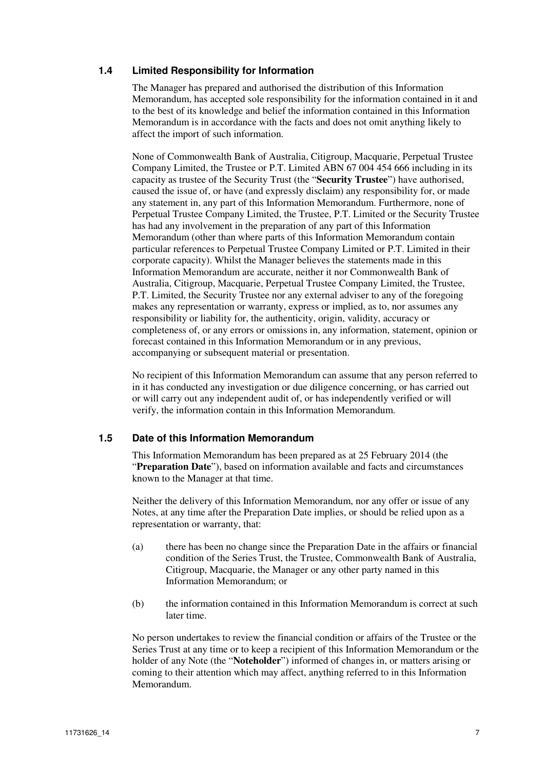### 1.4 Limited Responsibility for Information

The Manager has prepared and authorised the distribution of this Information Memorandum, has accepted sole responsibility for the information contained in it and to the best of its knowledge and belief the information contained in this Information Memorandum is in accordance with the facts and does not omit anything likely to affect the import of such information.

None of Commonwealth Bank of Australia, Citigroup, Macquarie, Perpetual Trustee Company Limited, the Trustee or P.T. Limited ABN 67 004 454 666 including in its capacity as trustee of the Security Trust (the "**Security Trustee**") have authorised, caused the issue of, or have (and expressly disclaim) any responsibility for, or made any statement in, any part of this Information Memorandum. Furthermore, none of Perpetual Trustee Company Limited, the Trustee, P.T. Limited or the Security Trustee has had any involvement in the preparation of any part of this Information Memorandum (other than where parts of this Information Memorandum contain particular references to Perpetual Trustee Company Limited or P.T. Limited in their corporate capacity). Whilst the Manager believes the statements made in this Information Memorandum are accurate, neither it nor Commonwealth Bank of Australia, Citigroup, Macquarie, Perpetual Trustee Company Limited, the Trustee, P.T. Limited, the Security Trustee nor any external adviser to any of the foregoing makes any representation or warranty, express or implied, as to, nor assumes any responsibility or liability for, the authenticity, origin, validity, accuracy or completeness of, or any errors or omissions in, any information, statement, opinion or forecast contained in this Information Memorandum or in any previous, accompanying or subsequent material or presentation.

No recipient of this Information Memorandum can assume that any person referred to in it has conducted any investigation or due diligence concerning, or has carried out or will carry out any independent audit of, or has independently verified or will verify, the information contain in this Information Memorandum.

### 1.5 Date of this Information Memorandum

This Information Memorandum has been prepared as at 25 February 2014 (the "**Preparation Date**"), based on information available and facts and circumstances known to the Manager at that time.

Neither the delivery of this Information Memorandum, nor any offer or issue of any Notes, at any time after the Preparation Date implies, or should be relied upon as a representation or warranty, that:

(a) there has been no change since the Preparation Date in the affairs or financial condition of the Series Trust, the Trustee, Commonwealth Bank of Australia, Citigroup, Macquarie, the Manager or any other party named in this Information Memorandum; or

(b) the information contained in this Information Memorandum is correct at such later time.

No person undertakes to review the financial condition or affairs of the Trustee or the Series Trust at any time or to keep a recipient of this Information Memorandum or the holder of any Note (the "**Noteholder**") informed of changes in, or matters arising or coming to their attention which may affect, anything referred to in this Information Memorandum.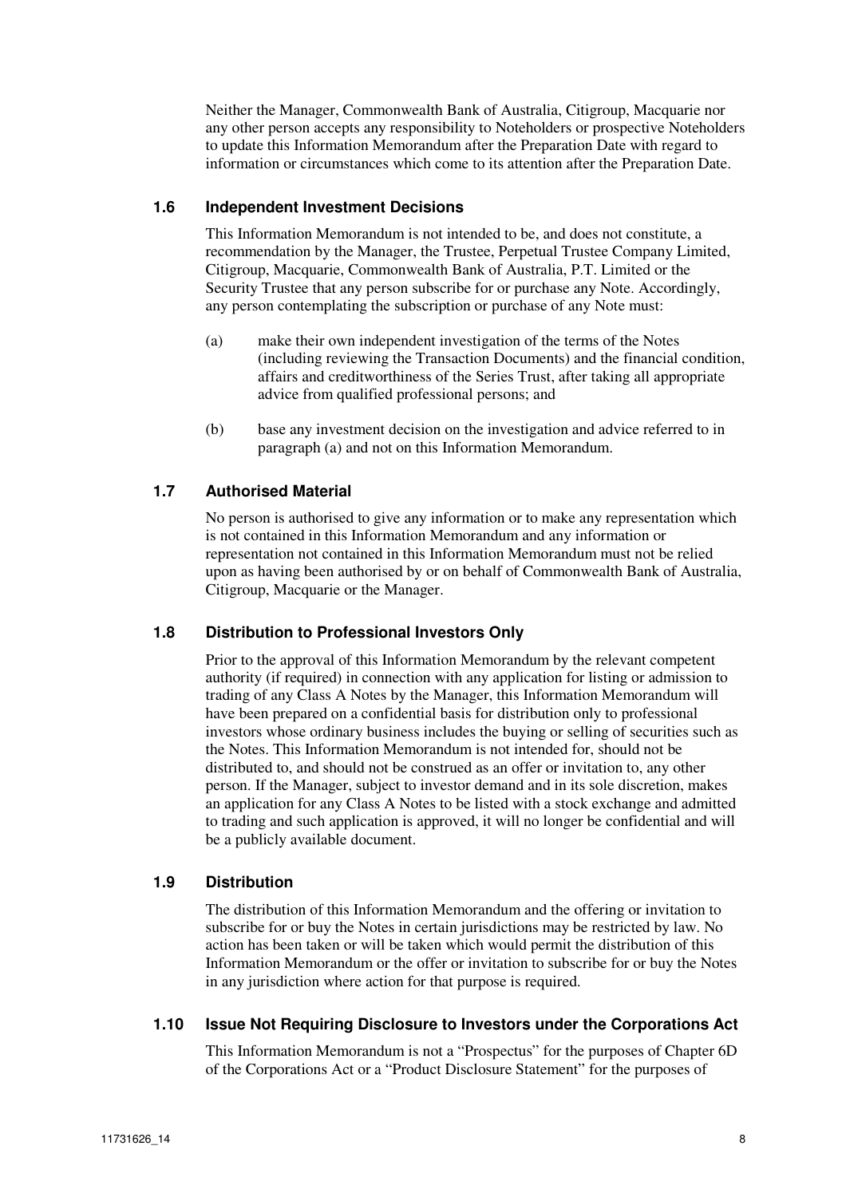Neither the Manager, Commonwealth Bank of Australia, Citigroup, Macquarie nor any other person accepts any responsibility to Noteholders or prospective Noteholders to update this Information Memorandum after the Preparation Date with regard to information or circumstances which come to its attention after the Preparation Date.

### 1.6 Independent Investment Decisions

This Information Memorandum is not intended to be, and does not constitute, a recommendation by the Manager, the Trustee, Perpetual Trustee Company Limited, Citigroup, Macquarie, Commonwealth Bank of Australia, P.T. Limited or the Security Trustee that any person subscribe for or purchase any Note. Accordingly, any person contemplating the subscription or purchase of any Note must:

(a) make their own independent investigation of the terms of the Notes (including reviewing the Transaction Documents) and the financial condition, affairs and creditworthiness of the Series Trust, after taking all appropriate advice from qualified professional persons; and

(b) base any investment decision on the investigation and advice referred to in paragraph (a) and not on this Information Memorandum.

### 1.7 Authorised Material

No person is authorised to give any information or to make any representation which is not contained in this Information Memorandum and any information or representation not contained in this Information Memorandum must not be relied upon as having been authorised by or on behalf of Commonwealth Bank of Australia, Citigroup, Macquarie or the Manager.

### 1.8 Distribution to Professional Investors Only

Prior to the approval of this Information Memorandum by the relevant competent authority (if required) in connection with any application for listing or admission to trading of any Class A Notes by the Manager, this Information Memorandum will have been prepared on a confidential basis for distribution only to professional investors whose ordinary business includes the buying or selling of securities such as the Notes. This Information Memorandum is not intended for, should not be distributed to, and should not be construed as an offer or invitation to, any other person. If the Manager, subject to investor demand and in its sole discretion, makes an application for any Class A Notes to be listed with a stock exchange and admitted to trading and such application is approved, it will no longer be confidential and will be a publicly available document.

### 1.9 Distribution

The distribution of this Information Memorandum and the offering or invitation to subscribe for or buy the Notes in certain jurisdictions may be restricted by law. No action has been taken or will be taken which would permit the distribution of this Information Memorandum or the offer or invitation to subscribe for or buy the Notes in any jurisdiction where action for that purpose is required.

### 1.10 Issue Not Requiring Disclosure to Investors under the Corporations Act

This Information Memorandum is not a "Prospectus" for the purposes of Chapter 6D of the Corporations Act or a "Product Disclosure Statement" for the purposes of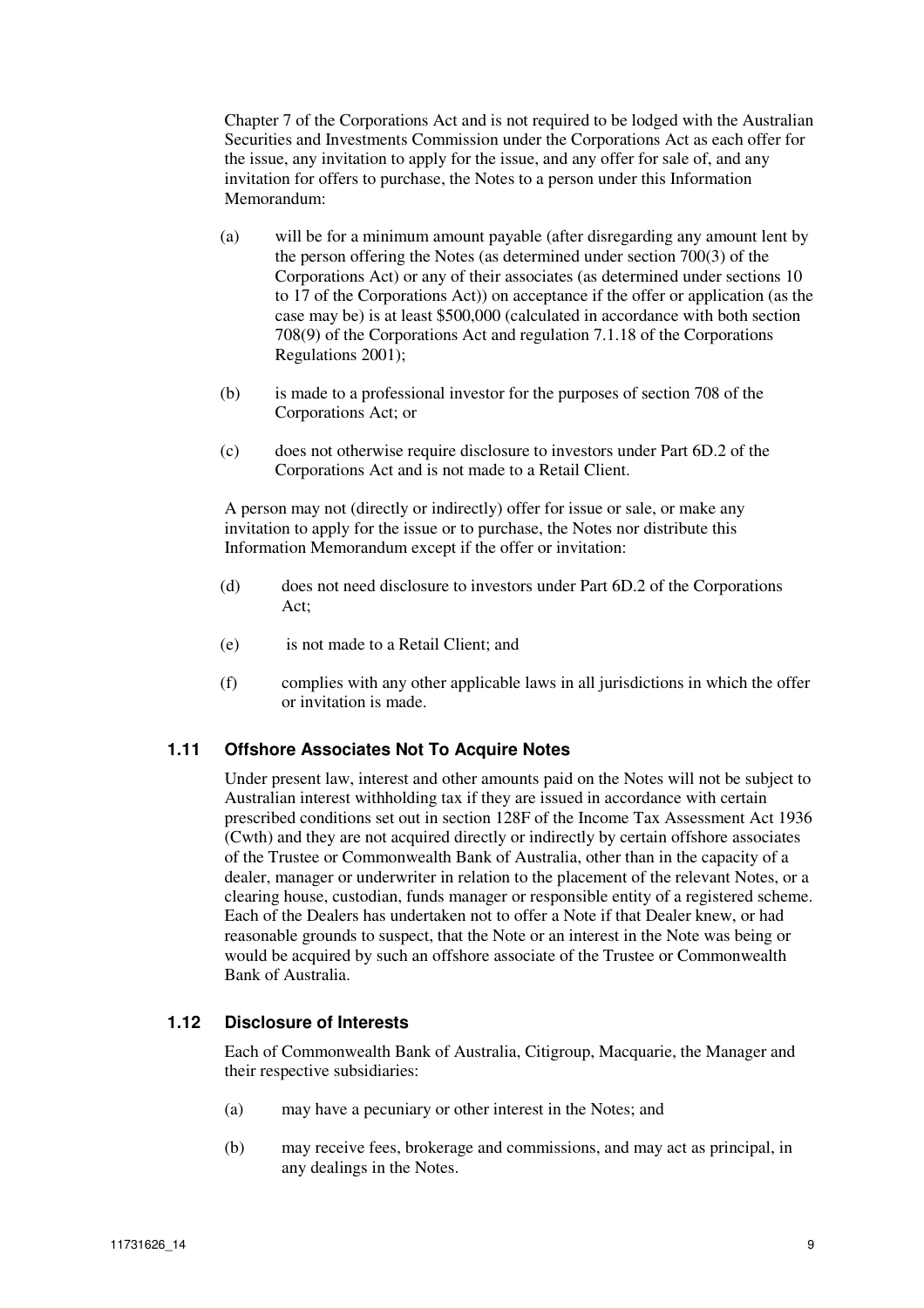Chapter 7 of the Corporations Act and is not required to be lodged with the Australian Securities and Investments Commission under the Corporations Act as each offer for the issue, any invitation to apply for the issue, and any offer for sale of, and any invitation for offers to purchase, the Notes to a person under this Information Memorandum:

(a) will be for a minimum amount payable (after disregarding any amount lent by the person offering the Notes (as determined under section 700(3) of the Corporations Act) or any of their associates (as determined under sections 10 to 17 of the Corporations Act)) on acceptance if the offer or application (as the case may be) is at least $500,000 (calculated in accordance with both section 708(9) of the Corporations Act and regulation 7.1.18 of the Corporations Regulations 2001);

(b) is made to a professional investor for the purposes of section 708 of the Corporations Act; or

(c) does not otherwise require disclosure to investors under Part 6D.2 of the Corporations Act and is not made to a Retail Client.

A person may not (directly or indirectly) offer for issue or sale, or make any invitation to apply for the issue or to purchase, the Notes nor distribute this Information Memorandum except if the offer or invitation:

(d) does not need disclosure to investors under Part 6D.2 of the Corporations Act;

(e) is not made to a Retail Client; and

(f) complies with any other applicable laws in all jurisdictions in which the offer or invitation is made.

### 1.11 Offshore Associates Not To Acquire Notes

Under present law, interest and other amounts paid on the Notes will not be subject to Australian interest withholding tax if they are issued in accordance with certain prescribed conditions set out in section 128F of the Income Tax Assessment Act 1936 (Cwth) and they are not acquired directly or indirectly by certain offshore associates of the Trustee or Commonwealth Bank of Australia, other than in the capacity of a dealer, manager or underwriter in relation to the placement of the relevant Notes, or a clearing house, custodian, funds manager or responsible entity of a registered scheme. Each of the Dealers has undertaken not to offer a Note if that Dealer knew, or had reasonable grounds to suspect, that the Note or an interest in the Note was being or would be acquired by such an offshore associate of the Trustee or Commonwealth Bank of Australia.

### 1.12 Disclosure of Interests

Each of Commonwealth Bank of Australia, Citigroup, Macquarie, the Manager and their respective subsidiaries:

(a) may have a pecuniary or other interest in the Notes; and

(b) may receive fees, brokerage and commissions, and may act as principal, in any dealings in the Notes.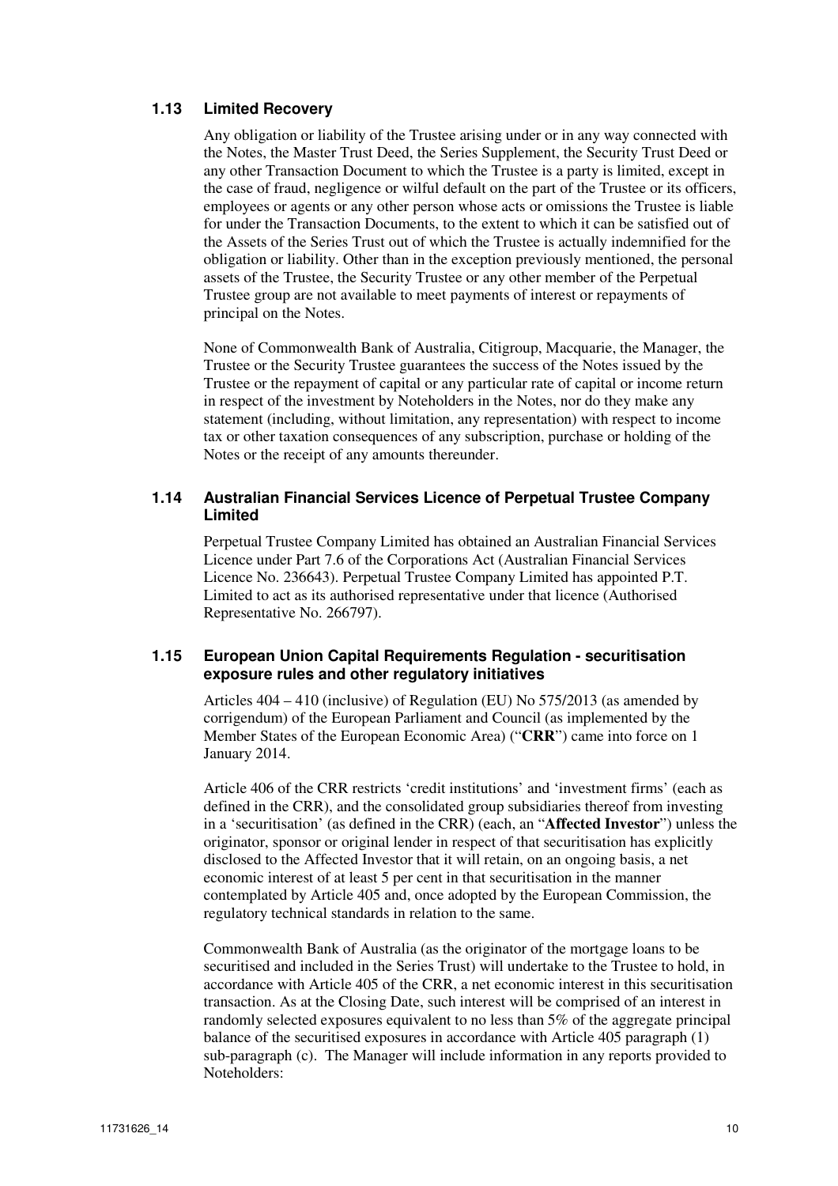### 1.13 Limited Recovery

Any obligation or liability of the Trustee arising under or in any way connected with the Notes, the Master Trust Deed, the Series Supplement, the Security Trust Deed or any other Transaction Document to which the Trustee is a party is limited, except in the case of fraud, negligence or wilful default on the part of the Trustee or its officers, employees or agents or any other person whose acts or omissions the Trustee is liable for under the Transaction Documents, to the extent to which it can be satisfied out of the Assets of the Series Trust out of which the Trustee is actually indemnified for the obligation or liability. Other than in the exception previously mentioned, the personal assets of the Trustee, the Security Trustee or any other member of the Perpetual Trustee group are not available to meet payments of interest or repayments of principal on the Notes.

None of Commonwealth Bank of Australia, Citigroup, Macquarie, the Manager, the Trustee or the Security Trustee guarantees the success of the Notes issued by the Trustee or the repayment of capital or any particular rate of capital or income return in respect of the investment by Noteholders in the Notes, nor do they make any statement (including, without limitation, any representation) with respect to income tax or other taxation consequences of any subscription, purchase or holding of the Notes or the receipt of any amounts thereunder.

### 1.14 Australian Financial Services Licence of Perpetual Trustee Company Limited

Perpetual Trustee Company Limited has obtained an Australian Financial Services Licence under Part 7.6 of the Corporations Act (Australian Financial Services Licence No. 236643). Perpetual Trustee Company Limited has appointed P.T. Limited to act as its authorised representative under that licence (Authorised Representative No. 266797).

### 1.15 European Union Capital Requirements Regulation - securitisation exposure rules and other regulatory initiatives

Articles 404 – 410 (inclusive) of Regulation (EU) No 575/2013 (as amended by corrigendum) of the European Parliament and Council (as implemented by the Member States of the European Economic Area) ("**CRR**") came into force on 1 January 2014.

Article 406 of the CRR restricts 'credit institutions' and 'investment firms' (each as defined in the CRR), and the consolidated group subsidiaries thereof from investing in a 'securitisation' (as defined in the CRR) (each, an "**Affected Investor**") unless the originator, sponsor or original lender in respect of that securitisation has explicitly disclosed to the Affected Investor that it will retain, on an ongoing basis, a net economic interest of at least 5 per cent in that securitisation in the manner contemplated by Article 405 and, once adopted by the European Commission, the regulatory technical standards in relation to the same.

Commonwealth Bank of Australia (as the originator of the mortgage loans to be securitised and included in the Series Trust) will undertake to the Trustee to hold, in accordance with Article 405 of the CRR, a net economic interest in this securitisation transaction. As at the Closing Date, such interest will be comprised of an interest in randomly selected exposures equivalent to no less than 5% of the aggregate principal balance of the securitised exposures in accordance with Article 405 paragraph (1) sub-paragraph (c). The Manager will include information in any reports provided to Noteholders: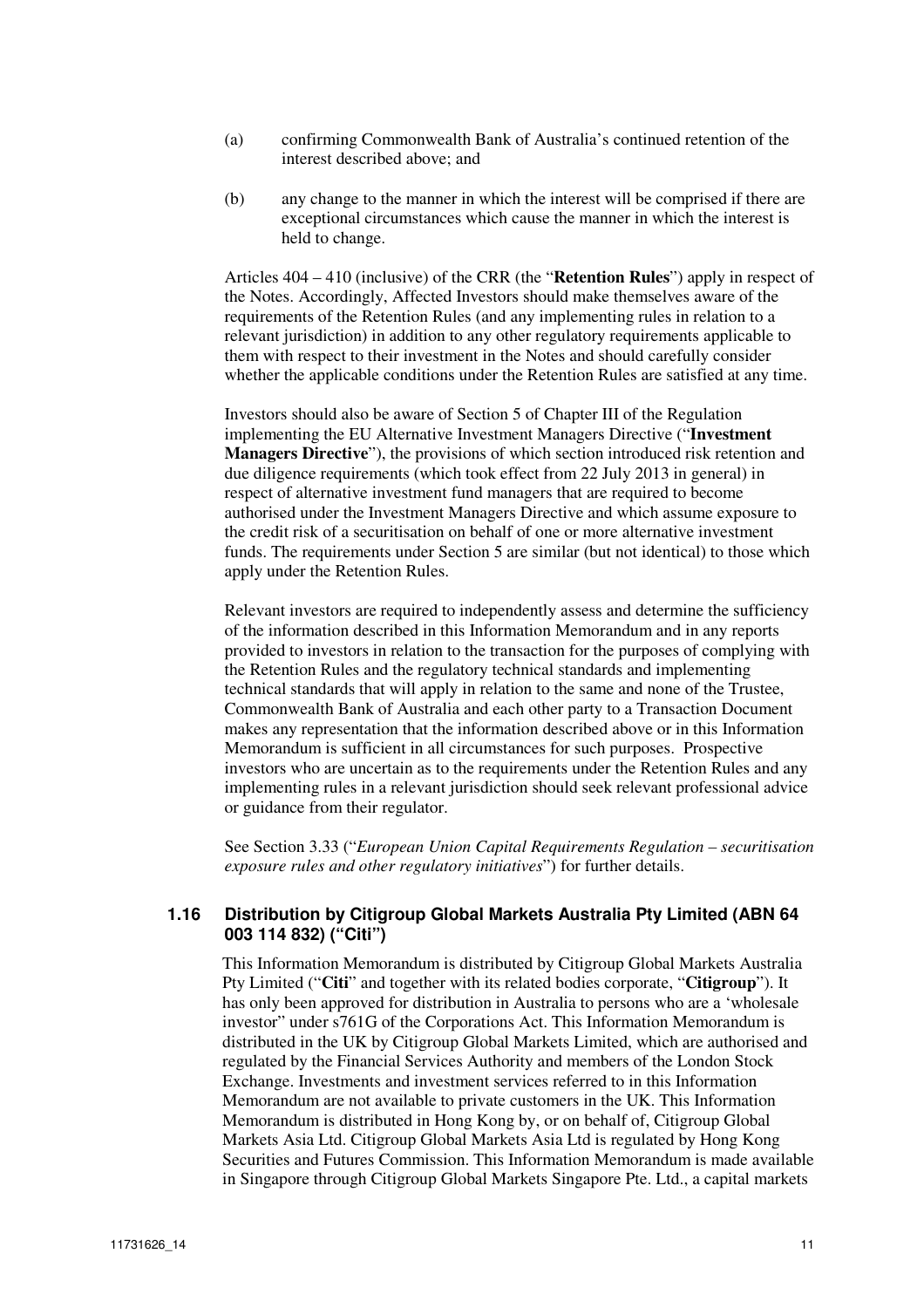(a) confirming Commonwealth Bank of Australia's continued retention of the interest described above; and

(b) any change to the manner in which the interest will be comprised if there are exceptional circumstances which cause the manner in which the interest is held to change.

Articles 404 – 410 (inclusive) of the CRR (the "**Retention Rules**") apply in respect of the Notes. Accordingly, Affected Investors should make themselves aware of the requirements of the Retention Rules (and any implementing rules in relation to a relevant jurisdiction) in addition to any other regulatory requirements applicable to them with respect to their investment in the Notes and should carefully consider whether the applicable conditions under the Retention Rules are satisfied at any time.

Investors should also be aware of Section 5 of Chapter III of the Regulation implementing the EU Alternative Investment Managers Directive ("**Investment Managers Directive**"), the provisions of which section introduced risk retention and due diligence requirements (which took effect from 22 July 2013 in general) in respect of alternative investment fund managers that are required to become authorised under the Investment Managers Directive and which assume exposure to the credit risk of a securitisation on behalf of one or more alternative investment funds. The requirements under Section 5 are similar (but not identical) to those which apply under the Retention Rules.

Relevant investors are required to independently assess and determine the sufficiency of the information described in this Information Memorandum and in any reports provided to investors in relation to the transaction for the purposes of complying with the Retention Rules and the regulatory technical standards and implementing technical standards that will apply in relation to the same and none of the Trustee, Commonwealth Bank of Australia and each other party to a Transaction Document makes any representation that the information described above or in this Information Memorandum is sufficient in all circumstances for such purposes. Prospective investors who are uncertain as to the requirements under the Retention Rules and any implementing rules in a relevant jurisdiction should seek relevant professional advice or guidance from their regulator.

See Section 3.33 ("*European Union Capital Requirements Regulation – securitisation exposure rules and other regulatory initiatives*") for further details.

### 1.16 Distribution by Citigroup Global Markets Australia Pty Limited (ABN 64 003 114 832) ("Citi")

This Information Memorandum is distributed by Citigroup Global Markets Australia Pty Limited ("**Citi**" and together with its related bodies corporate, "**Citigroup**"). It has only been approved for distribution in Australia to persons who are a 'wholesale investor" under s761G of the Corporations Act. This Information Memorandum is distributed in the UK by Citigroup Global Markets Limited, which are authorised and regulated by the Financial Services Authority and members of the London Stock Exchange. Investments and investment services referred to in this Information Memorandum are not available to private customers in the UK. This Information Memorandum is distributed in Hong Kong by, or on behalf of, Citigroup Global Markets Asia Ltd. Citigroup Global Markets Asia Ltd is regulated by Hong Kong Securities and Futures Commission. This Information Memorandum is made available in Singapore through Citigroup Global Markets Singapore Pte. Ltd., a capital markets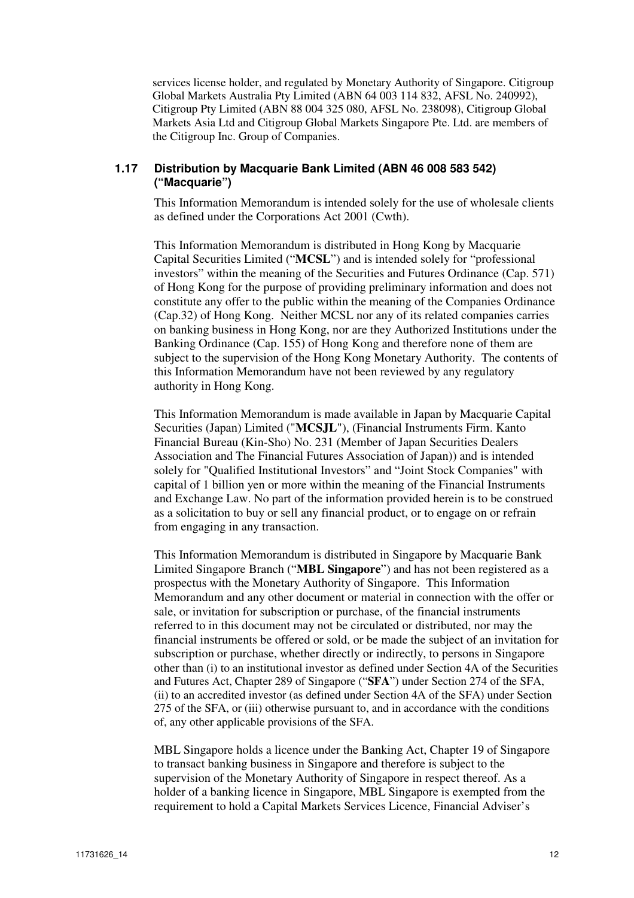services license holder, and regulated by Monetary Authority of Singapore. Citigroup Global Markets Australia Pty Limited (ABN 64 003 114 832, AFSL No. 240992), Citigroup Pty Limited (ABN 88 004 325 080, AFSL No. 238098), Citigroup Global Markets Asia Ltd and Citigroup Global Markets Singapore Pte. Ltd. are members of the Citigroup Inc. Group of Companies.

### 1.17 Distribution by Macquarie Bank Limited (ABN 46 008 583 542) ("Macquarie")

This Information Memorandum is intended solely for the use of wholesale clients as defined under the Corporations Act 2001 (Cwth).

This Information Memorandum is distributed in Hong Kong by Macquarie Capital Securities Limited ("**MCSL**") and is intended solely for "professional investors" within the meaning of the Securities and Futures Ordinance (Cap. 571) of Hong Kong for the purpose of providing preliminary information and does not constitute any offer to the public within the meaning of the Companies Ordinance (Cap.32) of Hong Kong. Neither MCSL nor any of its related companies carries on banking business in Hong Kong, nor are they Authorized Institutions under the Banking Ordinance (Cap. 155) of Hong Kong and therefore none of them are subject to the supervision of the Hong Kong Monetary Authority. The contents of this Information Memorandum have not been reviewed by any regulatory authority in Hong Kong.

This Information Memorandum is made available in Japan by Macquarie Capital Securities (Japan) Limited ("**MCSJL**"), (Financial Instruments Firm. Kanto Financial Bureau (Kin-Sho) No. 231 (Member of Japan Securities Dealers Association and The Financial Futures Association of Japan)) and is intended solely for "Qualified Institutional Investors" and "Joint Stock Companies" with capital of 1 billion yen or more within the meaning of the Financial Instruments and Exchange Law. No part of the information provided herein is to be construed as a solicitation to buy or sell any financial product, or to engage on or refrain from engaging in any transaction.

This Information Memorandum is distributed in Singapore by Macquarie Bank Limited Singapore Branch ("**MBL Singapore**") and has not been registered as a prospectus with the Monetary Authority of Singapore. This Information Memorandum and any other document or material in connection with the offer or sale, or invitation for subscription or purchase, of the financial instruments referred to in this document may not be circulated or distributed, nor may the financial instruments be offered or sold, or be made the subject of an invitation for subscription or purchase, whether directly or indirectly, to persons in Singapore other than (i) to an institutional investor as defined under Section 4A of the Securities and Futures Act, Chapter 289 of Singapore ("**SFA**") under Section 274 of the SFA, (ii) to an accredited investor (as defined under Section 4A of the SFA) under Section 275 of the SFA, or (iii) otherwise pursuant to, and in accordance with the conditions of, any other applicable provisions of the SFA.

MBL Singapore holds a licence under the Banking Act, Chapter 19 of Singapore to transact banking business in Singapore and therefore is subject to the supervision of the Monetary Authority of Singapore in respect thereof. As a holder of a banking licence in Singapore, MBL Singapore is exempted from the requirement to hold a Capital Markets Services Licence, Financial Adviser's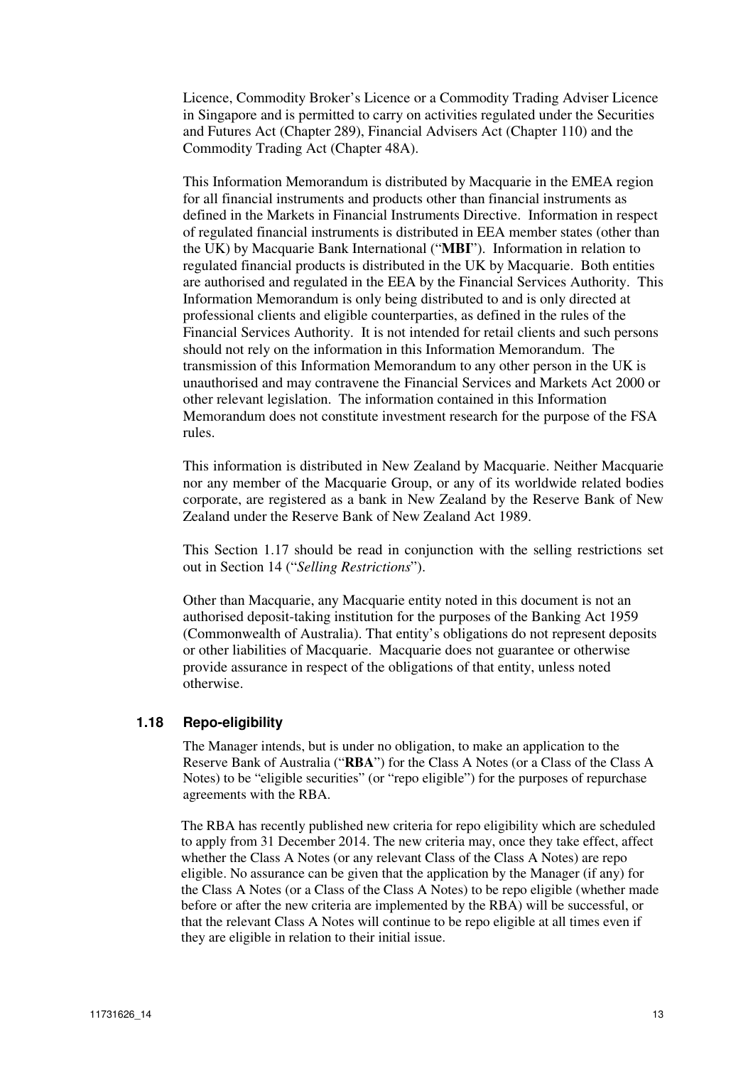Licence, Commodity Broker's Licence or a Commodity Trading Adviser Licence in Singapore and is permitted to carry on activities regulated under the Securities and Futures Act (Chapter 289), Financial Advisers Act (Chapter 110) and the Commodity Trading Act (Chapter 48A).

This Information Memorandum is distributed by Macquarie in the EMEA region for all financial instruments and products other than financial instruments as defined in the Markets in Financial Instruments Directive. Information in respect of regulated financial instruments is distributed in EEA member states (other than the UK) by Macquarie Bank International ("**MBI**"). Information in relation to regulated financial products is distributed in the UK by Macquarie. Both entities are authorised and regulated in the EEA by the Financial Services Authority. This Information Memorandum is only being distributed to and is only directed at professional clients and eligible counterparties, as defined in the rules of the Financial Services Authority. It is not intended for retail clients and such persons should not rely on the information in this Information Memorandum. The transmission of this Information Memorandum to any other person in the UK is unauthorised and may contravene the Financial Services and Markets Act 2000 or other relevant legislation. The information contained in this Information Memorandum does not constitute investment research for the purpose of the FSA rules.

This information is distributed in New Zealand by Macquarie. Neither Macquarie nor any member of the Macquarie Group, or any of its worldwide related bodies corporate, are registered as a bank in New Zealand by the Reserve Bank of New Zealand under the Reserve Bank of New Zealand Act 1989.

This Section 1.17 should be read in conjunction with the selling restrictions set out in Section 14 ("*Selling Restrictions*").

Other than Macquarie, any Macquarie entity noted in this document is not an authorised deposit-taking institution for the purposes of the Banking Act 1959 (Commonwealth of Australia). That entity's obligations do not represent deposits or other liabilities of Macquarie. Macquarie does not guarantee or otherwise provide assurance in respect of the obligations of that entity, unless noted otherwise.

### 1.18 Repo-eligibility

The Manager intends, but is under no obligation, to make an application to the Reserve Bank of Australia ("**RBA**") for the Class A Notes (or a Class of the Class A Notes) to be "eligible securities" (or "repo eligible") for the purposes of repurchase agreements with the RBA.

The RBA has recently published new criteria for repo eligibility which are scheduled to apply from 31 December 2014. The new criteria may, once they take effect, affect whether the Class A Notes (or any relevant Class of the Class A Notes) are repo eligible. No assurance can be given that the application by the Manager (if any) for the Class A Notes (or a Class of the Class A Notes) to be repo eligible (whether made before or after the new criteria are implemented by the RBA) will be successful, or that the relevant Class A Notes will continue to be repo eligible at all times even if they are eligible in relation to their initial issue.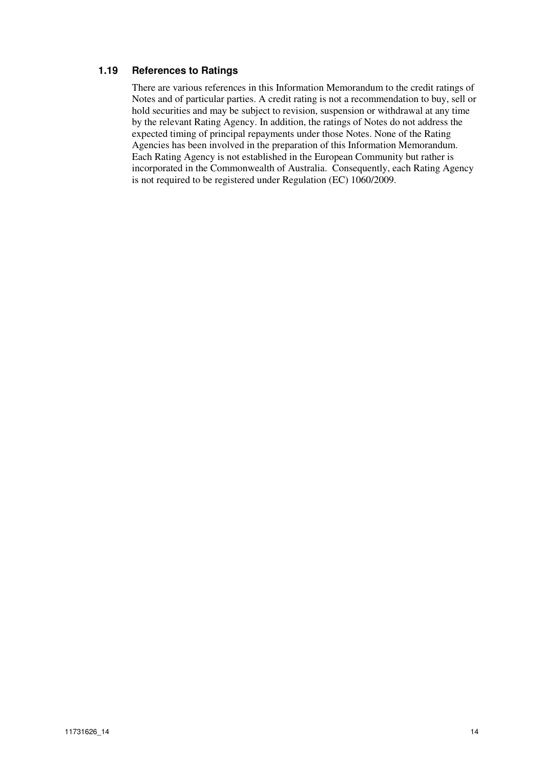### 1.19 References to Ratings

There are various references in this Information Memorandum to the credit ratings of Notes and of particular parties. A credit rating is not a recommendation to buy, sell or hold securities and may be subject to revision, suspension or withdrawal at any time by the relevant Rating Agency. In addition, the ratings of Notes do not address the expected timing of principal repayments under those Notes. None of the Rating Agencies has been involved in the preparation of this Information Memorandum. Each Rating Agency is not established in the European Community but rather is incorporated in the Commonwealth of Australia. Consequently, each Rating Agency is not required to be registered under Regulation (EC) 1060/2009.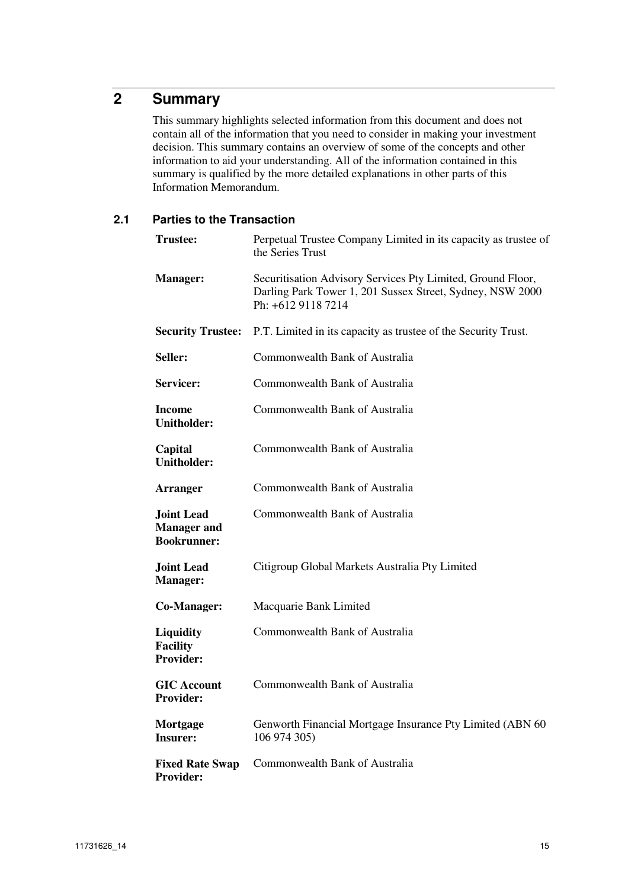# 2 Summary

This summary highlights selected information from this document and does not contain all of the information that you need to consider in making your investment decision. This summary contains an overview of some of the concepts and other information to aid your understanding. All of the information contained in this summary is qualified by the more detailed explanations in other parts of this Information Memorandum.

## 2.1 Parties to the Transaction

| | |
|---|---|
| **Trustee:** | Perpetual Trustee Company Limited in its capacity as trustee of the Series Trust |
| **Manager:** | Securitisation Advisory Services Pty Limited, Ground Floor, Darling Park Tower 1, 201 Sussex Street, Sydney, NSW 2000 Ph: +612 9118 7214 |
| **Security Trustee:** | P.T. Limited in its capacity as trustee of the Security Trust. |
| **Seller:** | Commonwealth Bank of Australia |
| **Servicer:** | Commonwealth Bank of Australia |
| **Income Unitholder:** | Commonwealth Bank of Australia |
| **Capital Unitholder:** | Commonwealth Bank of Australia |
| **Arranger** | Commonwealth Bank of Australia |
| **Joint Lead Manager and Bookrunner:** | Commonwealth Bank of Australia |
| **Joint Lead Manager:** | Citigroup Global Markets Australia Pty Limited |
| **Co-Manager:** | Macquarie Bank Limited |
| **Liquidity Facility Provider:** | Commonwealth Bank of Australia |
| **GIC Account Provider:** | Commonwealth Bank of Australia |
| **Mortgage Insurer:** | Genworth Financial Mortgage Insurance Pty Limited (ABN 60 106 974 305) |
| **Fixed Rate Swap Provider:** | Commonwealth Bank of Australia |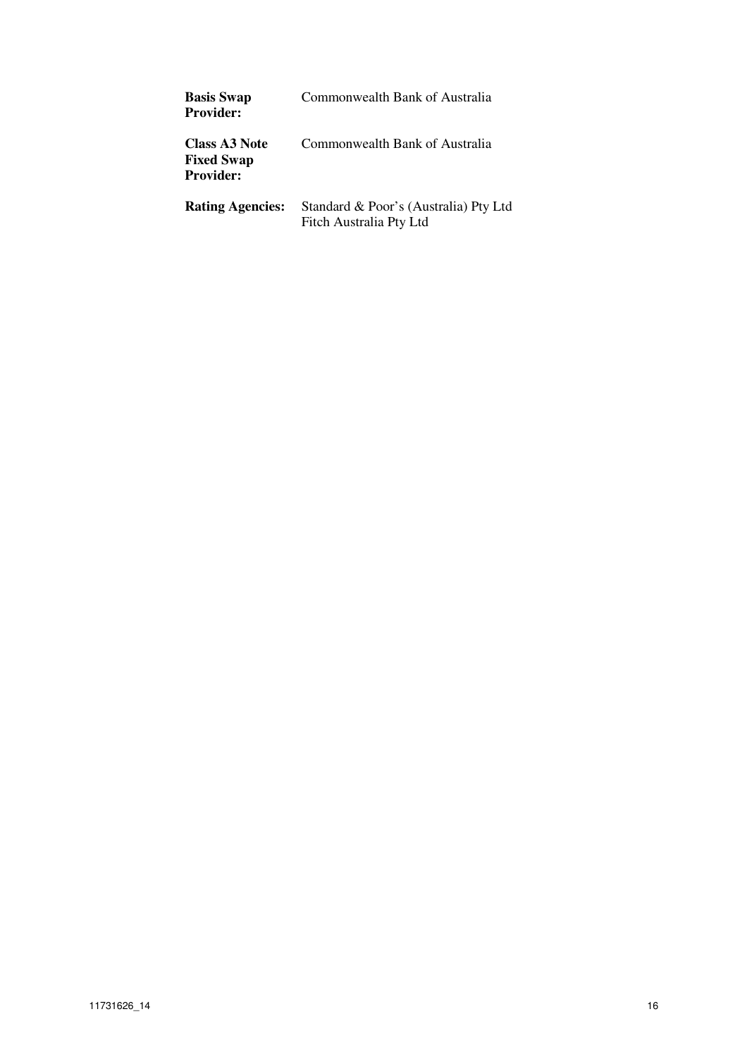| | |
|---|---|
| **Basis Swap Provider:** | Commonwealth Bank of Australia |
| **Class A3 Note Fixed Swap Provider:** | Commonwealth Bank of Australia |
| **Rating Agencies:** | Standard & Poor's (Australia) Pty Ltd<br>Fitch Australia Pty Ltd |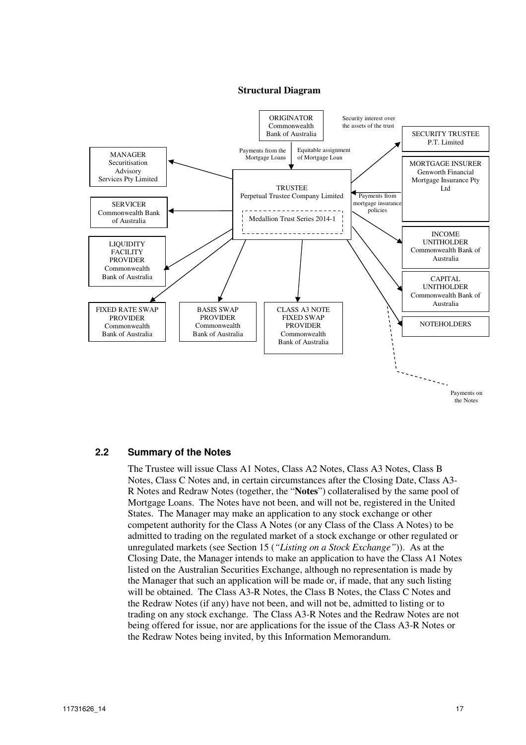**Structural Diagram**

ORIGINATOR
Commonwealth Bank of Australia

Payments from the Mortgage Loans

Equitable assignment of Mortgage Loan

Security interest over the assets of the trust

SECURITY TRUSTEE
P.T. Limited

MANAGER
Securitisation Advisory Services Pty Limited

TRUSTEE
Perpetual Trustee Company Limited

Medallion Trust Series 2014-1

MORTGAGE INSURER
Genworth Financial Mortgage Insurance Pty Ltd

Payments from mortgage insurance policies

SERVICER
Commonwealth Bank of Australia

LIQUIDITY FACILITY PROVIDER
Commonwealth Bank of Australia

INCOME UNITHOLDER
Commonwealth Bank of Australia

CAPITAL UNITHOLDER
Commonwealth Bank of Australia

FIXED RATE SWAP PROVIDER
Commonwealth Bank of Australia

BASIS SWAP PROVIDER
Commonwealth Bank of Australia

CLASS A3 NOTE FIXED SWAP PROVIDER
Commonwealth Bank of Australia

NOTEHOLDERS

Payments on the Notes

## 2.2 Summary of the Notes

The Trustee will issue Class A1 Notes, Class A2 Notes, Class A3 Notes, Class B Notes, Class C Notes and, in certain circumstances after the Closing Date, Class A3-R Notes and Redraw Notes (together, the "**Notes**") collateralised by the same pool of Mortgage Loans. The Notes have not been, and will not be, registered in the United States. The Manager may make an application to any stock exchange or other competent authority for the Class A Notes (or any Class of the Class A Notes) to be admitted to trading on the regulated market of a stock exchange or other regulated or unregulated markets (see Section 15 (*"Listing on a Stock Exchange"*)). As at the Closing Date, the Manager intends to make an application to have the Class A1 Notes listed on the Australian Securities Exchange, although no representation is made by the Manager that such an application will be made or, if made, that any such listing will be obtained. The Class A3-R Notes, the Class B Notes, the Class C Notes and the Redraw Notes (if any) have not been, and will not be, admitted to listing or to trading on any stock exchange. The Class A3-R Notes and the Redraw Notes are not being offered for issue, nor are applications for the issue of the Class A3-R Notes or the Redraw Notes being invited, by this Information Memorandum.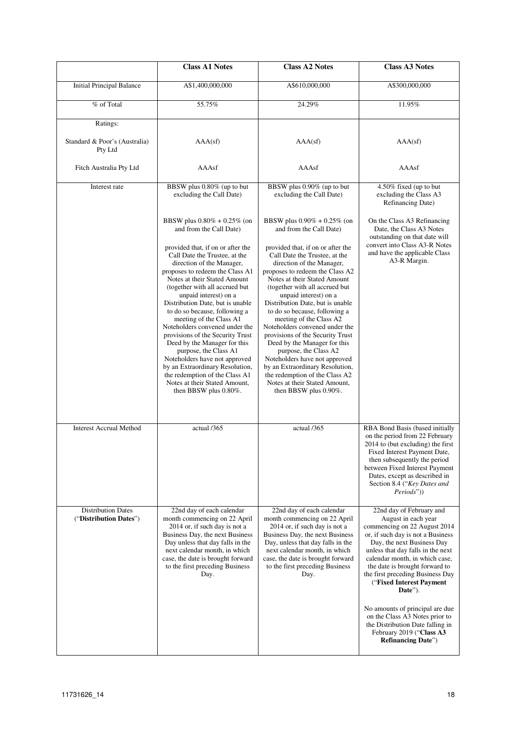| | Class A1 Notes | Class A2 Notes | Class A3 Notes |
|---|---|---|---|
| Initial Principal Balance | A$1,400,000,000 | A$610,000,000 | A$300,000,000 |
| % of Total | 55.75% | 24.29% | 11.95% |
| Ratings:<br><br>Standard & Poor's (Australia) Pty Ltd<br><br>Fitch Australia Pty Ltd | <br><br>AAA(sf)<br><br>AAAsf | <br><br>AAA(sf)<br><br>AAAsf | <br><br>AAA(sf)<br><br>AAAsf |
| Interest rate | BBSW plus 0.80% (up to but excluding the Call Date)<br><br>BBSW plus 0.80% + 0.25% (on and from the Call Date)<br><br>provided that, if on or after the Call Date the Trustee, at the direction of the Manager, proposes to redeem the Class A1 Notes at their Stated Amount (together with all accrued but unpaid interest) on a Distribution Date, but is unable to do so because, following a meeting of the Class A1 Noteholders convened under the provisions of the Security Trust Deed by the Manager for this purpose, the Class A1 Noteholders have not approved by an Extraordinary Resolution, the redemption of the Class A1 Notes at their Stated Amount, then BBSW plus 0.80%. | BBSW plus 0.90% (up to but excluding the Call Date)<br><br>BBSW plus 0.90% + 0.25% (on and from the Call Date)<br><br>provided that, if on or after the Call Date the Trustee, at the direction of the Manager, proposes to redeem the Class A2 Notes at their Stated Amount (together with all accrued but unpaid interest) on a Distribution Date, but is unable to do so because, following a meeting of the Class A2 Noteholders convened under the provisions of the Security Trust Deed by the Manager for this purpose, the Class A2 Noteholders have not approved by an Extraordinary Resolution, the redemption of the Class A2 Notes at their Stated Amount, then BBSW plus 0.90%. | 4.50% fixed (up to but excluding the Class A3 Refinancing Date)<br><br>On the Class A3 Refinancing Date, the Class A3 Notes outstanding on that date will convert into Class A3-R Notes and have the applicable Class A3-R Margin. |
| Interest Accrual Method | actual /365 | actual /365 | RBA Bond Basis (based initially on the period from 22 February 2014 to (but excluding) the first Fixed Interest Payment Date, then subsequently the period between Fixed Interest Payment Dates, except as described in Section 8.4 ("*Key Dates and Periods*")) |
| Distribution Dates<br>("**Distribution Dates**") | 22nd day of each calendar month commencing on 22 April 2014 or, if such day is not a Business Day, the next Business Day unless that day falls in the next calendar month, in which case, the date is brought forward to the first preceding Business Day. | 22nd day of each calendar month commencing on 22 April 2014 or, if such day is not a Business Day, the next Business Day, unless that day falls in the next calendar month, in which case, the date is brought forward to the first preceding Business Day. | 22nd day of February and August in each year commencing on 22 August 2014 or, if such day is not a Business Day, the next Business Day unless that day falls in the next calendar month, in which case, the date is brought forward to the first preceding Business Day ("**Fixed Interest Payment Date**").<br><br>No amounts of principal are due on the Class A3 Notes prior to the Distribution Date falling in February 2019 ("**Class A3 Refinancing Date**") |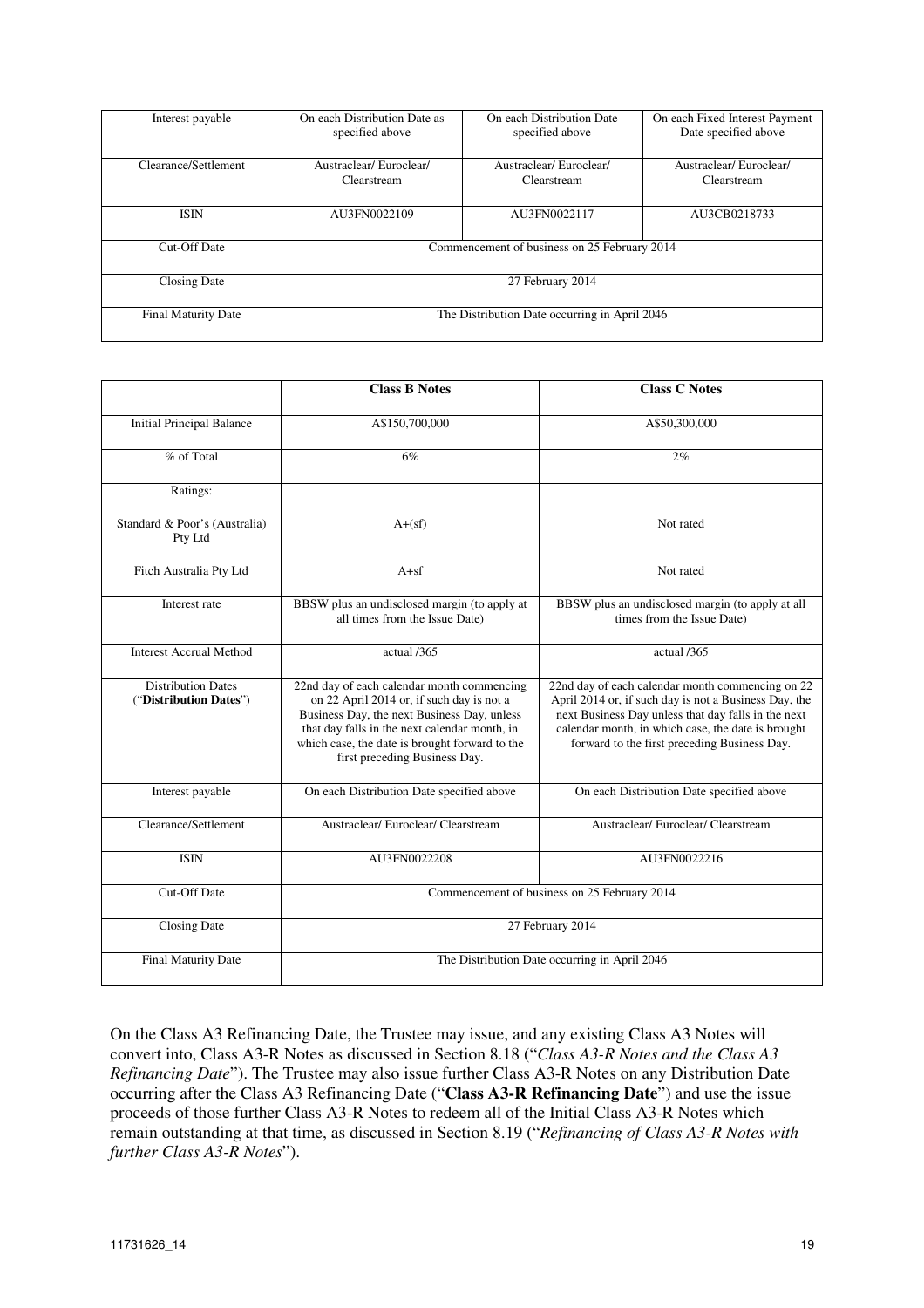| Interest payable | On each Distribution Date as specified above | On each Distribution Date specified above | On each Fixed Interest Payment Date specified above |
|---|---|---|---|
| Clearance/Settlement | Austraclear/ Euroclear/ Clearstream | Austraclear/ Euroclear/ Clearstream | Austraclear/ Euroclear/ Clearstream |
| ISIN | AU3FN0022109 | AU3FN0022117 | AU3CB0218733 |
| Cut-Off Date | Commencement of business on 25 February 2014 | | |
| Closing Date | 27 February 2014 | | |
| Final Maturity Date | The Distribution Date occurring in April 2046 | | |

| | **Class B Notes** | **Class C Notes** |
|---|---|---|
| Initial Principal Balance | A$150,700,000 | A$50,300,000 |
| % of Total | 6% | 2% |
| Ratings: | | |
| Standard & Poor's (Australia) Pty Ltd | A+(sf) | Not rated |
| Fitch Australia Pty Ltd | A+sf | Not rated |
| Interest rate | BBSW plus an undisclosed margin (to apply at all times from the Issue Date) | BBSW plus an undisclosed margin (to apply at all times from the Issue Date) |
| Interest Accrual Method | actual /365 | actual /365 |
| Distribution Dates ("**Distribution Dates**") | 22nd day of each calendar month commencing on 22 April 2014 or, if such day is not a Business Day, the next Business Day, unless that day falls in the next calendar month, in which case, the date is brought forward to the first preceding Business Day. | 22nd day of each calendar month commencing on 22 April 2014 or, if such day is not a Business Day, the next Business Day unless that day falls in the next calendar month, in which case, the date is brought forward to the first preceding Business Day. |
| Interest payable | On each Distribution Date specified above | On each Distribution Date specified above |
| Clearance/Settlement | Austraclear/ Euroclear/ Clearstream | Austraclear/ Euroclear/ Clearstream |
| ISIN | AU3FN0022208 | AU3FN0022216 |
| Cut-Off Date | Commencement of business on 25 February 2014 | |
| Closing Date | 27 February 2014 | |
| Final Maturity Date | The Distribution Date occurring in April 2046 | |

On the Class A3 Refinancing Date, the Trustee may issue, and any existing Class A3 Notes will convert into, Class A3-R Notes as discussed in Section 8.18 ("*Class A3-R Notes and the Class A3 Refinancing Date*"). The Trustee may also issue further Class A3-R Notes on any Distribution Date occurring after the Class A3 Refinancing Date ("**Class A3-R Refinancing Date**") and use the issue proceeds of those further Class A3-R Notes to redeem all of the Initial Class A3-R Notes which remain outstanding at that time, as discussed in Section 8.19 ("*Refinancing of Class A3-R Notes with further Class A3-R Notes*").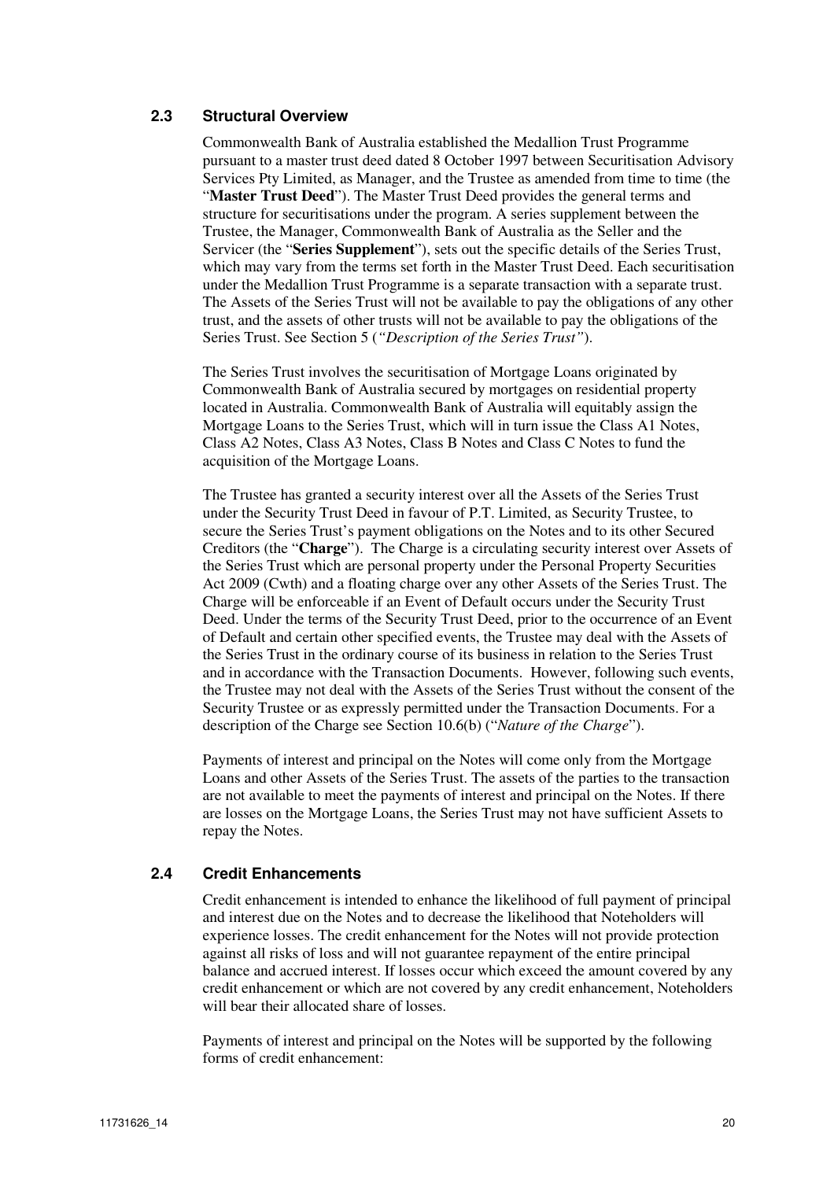## 2.3 Structural Overview

Commonwealth Bank of Australia established the Medallion Trust Programme pursuant to a master trust deed dated 8 October 1997 between Securitisation Advisory Services Pty Limited, as Manager, and the Trustee as amended from time to time (the "**Master Trust Deed**"). The Master Trust Deed provides the general terms and structure for securitisations under the program. A series supplement between the Trustee, the Manager, Commonwealth Bank of Australia as the Seller and the Servicer (the "**Series Supplement**"), sets out the specific details of the Series Trust, which may vary from the terms set forth in the Master Trust Deed. Each securitisation under the Medallion Trust Programme is a separate transaction with a separate trust. The Assets of the Series Trust will not be available to pay the obligations of any other trust, and the assets of other trusts will not be available to pay the obligations of the Series Trust. See Section 5 (*"Description of the Series Trust"*).

The Series Trust involves the securitisation of Mortgage Loans originated by Commonwealth Bank of Australia secured by mortgages on residential property located in Australia. Commonwealth Bank of Australia will equitably assign the Mortgage Loans to the Series Trust, which will in turn issue the Class A1 Notes, Class A2 Notes, Class A3 Notes, Class B Notes and Class C Notes to fund the acquisition of the Mortgage Loans.

The Trustee has granted a security interest over all the Assets of the Series Trust under the Security Trust Deed in favour of P.T. Limited, as Security Trustee, to secure the Series Trust's payment obligations on the Notes and to its other Secured Creditors (the "**Charge**"). The Charge is a circulating security interest over Assets of the Series Trust which are personal property under the Personal Property Securities Act 2009 (Cwth) and a floating charge over any other Assets of the Series Trust. The Charge will be enforceable if an Event of Default occurs under the Security Trust Deed. Under the terms of the Security Trust Deed, prior to the occurrence of an Event of Default and certain other specified events, the Trustee may deal with the Assets of the Series Trust in the ordinary course of its business in relation to the Series Trust and in accordance with the Transaction Documents. However, following such events, the Trustee may not deal with the Assets of the Series Trust without the consent of the Security Trustee or as expressly permitted under the Transaction Documents. For a description of the Charge see Section 10.6(b) ("*Nature of the Charge*").

Payments of interest and principal on the Notes will come only from the Mortgage Loans and other Assets of the Series Trust. The assets of the parties to the transaction are not available to meet the payments of interest and principal on the Notes. If there are losses on the Mortgage Loans, the Series Trust may not have sufficient Assets to repay the Notes.

## 2.4 Credit Enhancements

Credit enhancement is intended to enhance the likelihood of full payment of principal and interest due on the Notes and to decrease the likelihood that Noteholders will experience losses. The credit enhancement for the Notes will not provide protection against all risks of loss and will not guarantee repayment of the entire principal balance and accrued interest. If losses occur which exceed the amount covered by any credit enhancement or which are not covered by any credit enhancement, Noteholders will bear their allocated share of losses.

Payments of interest and principal on the Notes will be supported by the following forms of credit enhancement: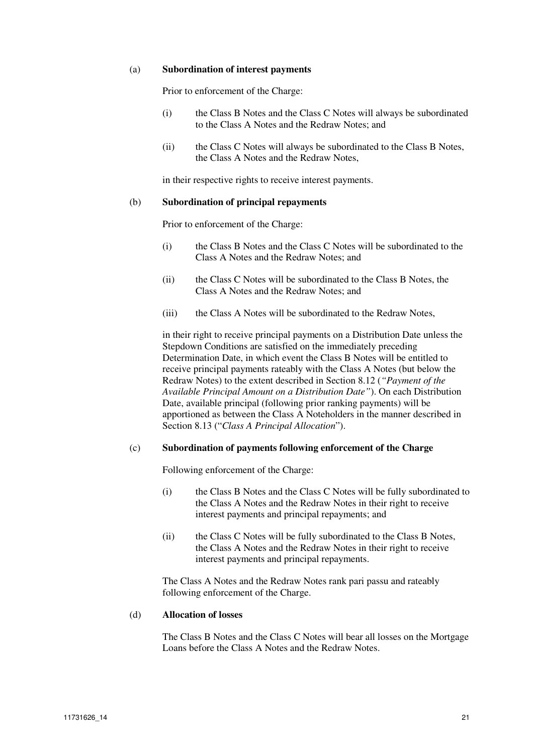(a) **Subordination of interest payments**

Prior to enforcement of the Charge:

(i) the Class B Notes and the Class C Notes will always be subordinated to the Class A Notes and the Redraw Notes; and

(ii) the Class C Notes will always be subordinated to the Class B Notes, the Class A Notes and the Redraw Notes,

in their respective rights to receive interest payments.

(b) **Subordination of principal repayments**

Prior to enforcement of the Charge:

(i) the Class B Notes and the Class C Notes will be subordinated to the Class A Notes and the Redraw Notes; and

(ii) the Class C Notes will be subordinated to the Class B Notes, the Class A Notes and the Redraw Notes; and

(iii) the Class A Notes will be subordinated to the Redraw Notes,

in their right to receive principal payments on a Distribution Date unless the Stepdown Conditions are satisfied on the immediately preceding Determination Date, in which event the Class B Notes will be entitled to receive principal payments rateably with the Class A Notes (but below the Redraw Notes) to the extent described in Section 8.12 (*"Payment of the Available Principal Amount on a Distribution Date"*). On each Distribution Date, available principal (following prior ranking payments) will be apportioned as between the Class A Noteholders in the manner described in Section 8.13 ("*Class A Principal Allocation*").

(c) **Subordination of payments following enforcement of the Charge**

Following enforcement of the Charge:

(i) the Class B Notes and the Class C Notes will be fully subordinated to the Class A Notes and the Redraw Notes in their right to receive interest payments and principal repayments; and

(ii) the Class C Notes will be fully subordinated to the Class B Notes, the Class A Notes and the Redraw Notes in their right to receive interest payments and principal repayments.

The Class A Notes and the Redraw Notes rank pari passu and rateably following enforcement of the Charge.

(d) **Allocation of losses**

The Class B Notes and the Class C Notes will bear all losses on the Mortgage Loans before the Class A Notes and the Redraw Notes.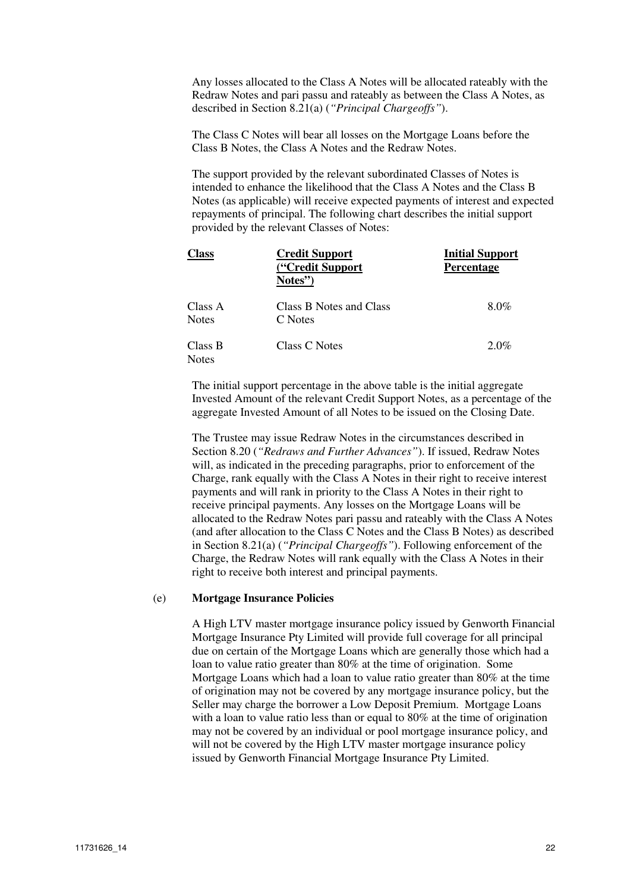Any losses allocated to the Class A Notes will be allocated rateably with the Redraw Notes and pari passu and rateably as between the Class A Notes, as described in Section 8.21(a) (*"Principal Chargeoffs"*).

The Class C Notes will bear all losses on the Mortgage Loans before the Class B Notes, the Class A Notes and the Redraw Notes.

The support provided by the relevant subordinated Classes of Notes is intended to enhance the likelihood that the Class A Notes and the Class B Notes (as applicable) will receive expected payments of interest and expected repayments of principal. The following chart describes the initial support provided by the relevant Classes of Notes:

| Class | Credit Support ("Credit Support Notes") | Initial Support Percentage |
|---|---|---|
| Class A Notes | Class B Notes and Class C Notes | 8.0% |
| Class B Notes | Class C Notes | 2.0% |

The initial support percentage in the above table is the initial aggregate Invested Amount of the relevant Credit Support Notes, as a percentage of the aggregate Invested Amount of all Notes to be issued on the Closing Date.

The Trustee may issue Redraw Notes in the circumstances described in Section 8.20 (*"Redraws and Further Advances"*). If issued, Redraw Notes will, as indicated in the preceding paragraphs, prior to enforcement of the Charge, rank equally with the Class A Notes in their right to receive interest payments and will rank in priority to the Class A Notes in their right to receive principal payments. Any losses on the Mortgage Loans will be allocated to the Redraw Notes pari passu and rateably with the Class A Notes (and after allocation to the Class C Notes and the Class B Notes) as described in Section 8.21(a) (*"Principal Chargeoffs"*). Following enforcement of the Charge, the Redraw Notes will rank equally with the Class A Notes in their right to receive both interest and principal payments.

(e) **Mortgage Insurance Policies**

A High LTV master mortgage insurance policy issued by Genworth Financial Mortgage Insurance Pty Limited will provide full coverage for all principal due on certain of the Mortgage Loans which are generally those which had a loan to value ratio greater than 80% at the time of origination. Some Mortgage Loans which had a loan to value ratio greater than 80% at the time of origination may not be covered by any mortgage insurance policy, but the Seller may charge the borrower a Low Deposit Premium. Mortgage Loans with a loan to value ratio less than or equal to 80% at the time of origination may not be covered by an individual or pool mortgage insurance policy, and will not be covered by the High LTV master mortgage insurance policy issued by Genworth Financial Mortgage Insurance Pty Limited.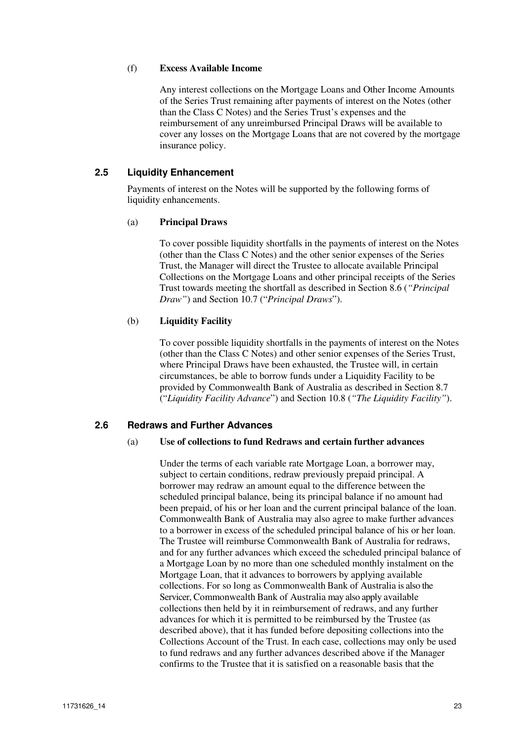(f) **Excess Available Income**

Any interest collections on the Mortgage Loans and Other Income Amounts of the Series Trust remaining after payments of interest on the Notes (other than the Class C Notes) and the Series Trust's expenses and the reimbursement of any unreimbursed Principal Draws will be available to cover any losses on the Mortgage Loans that are not covered by the mortgage insurance policy.

## 2.5 Liquidity Enhancement

Payments of interest on the Notes will be supported by the following forms of liquidity enhancements.

(a) **Principal Draws**

To cover possible liquidity shortfalls in the payments of interest on the Notes (other than the Class C Notes) and the other senior expenses of the Series Trust, the Manager will direct the Trustee to allocate available Principal Collections on the Mortgage Loans and other principal receipts of the Series Trust towards meeting the shortfall as described in Section 8.6 (*"Principal Draw"*) and Section 10.7 ("*Principal Draws*").

(b) **Liquidity Facility**

To cover possible liquidity shortfalls in the payments of interest on the Notes (other than the Class C Notes) and other senior expenses of the Series Trust, where Principal Draws have been exhausted, the Trustee will, in certain circumstances, be able to borrow funds under a Liquidity Facility to be provided by Commonwealth Bank of Australia as described in Section 8.7 ("*Liquidity Facility Advance*") and Section 10.8 (*"The Liquidity Facility"*).

## 2.6 Redraws and Further Advances

(a) **Use of collections to fund Redraws and certain further advances**

Under the terms of each variable rate Mortgage Loan, a borrower may, subject to certain conditions, redraw previously prepaid principal. A borrower may redraw an amount equal to the difference between the scheduled principal balance, being its principal balance if no amount had been prepaid, of his or her loan and the current principal balance of the loan. Commonwealth Bank of Australia may also agree to make further advances to a borrower in excess of the scheduled principal balance of his or her loan. The Trustee will reimburse Commonwealth Bank of Australia for redraws, and for any further advances which exceed the scheduled principal balance of a Mortgage Loan by no more than one scheduled monthly instalment on the Mortgage Loan, that it advances to borrowers by applying available collections. For so long as Commonwealth Bank of Australia is also the Servicer, Commonwealth Bank of Australia may also apply available collections then held by it in reimbursement of redraws, and any further advances for which it is permitted to be reimbursed by the Trustee (as described above), that it has funded before depositing collections into the Collections Account of the Trust. In each case, collections may only be used to fund redraws and any further advances described above if the Manager confirms to the Trustee that it is satisfied on a reasonable basis that the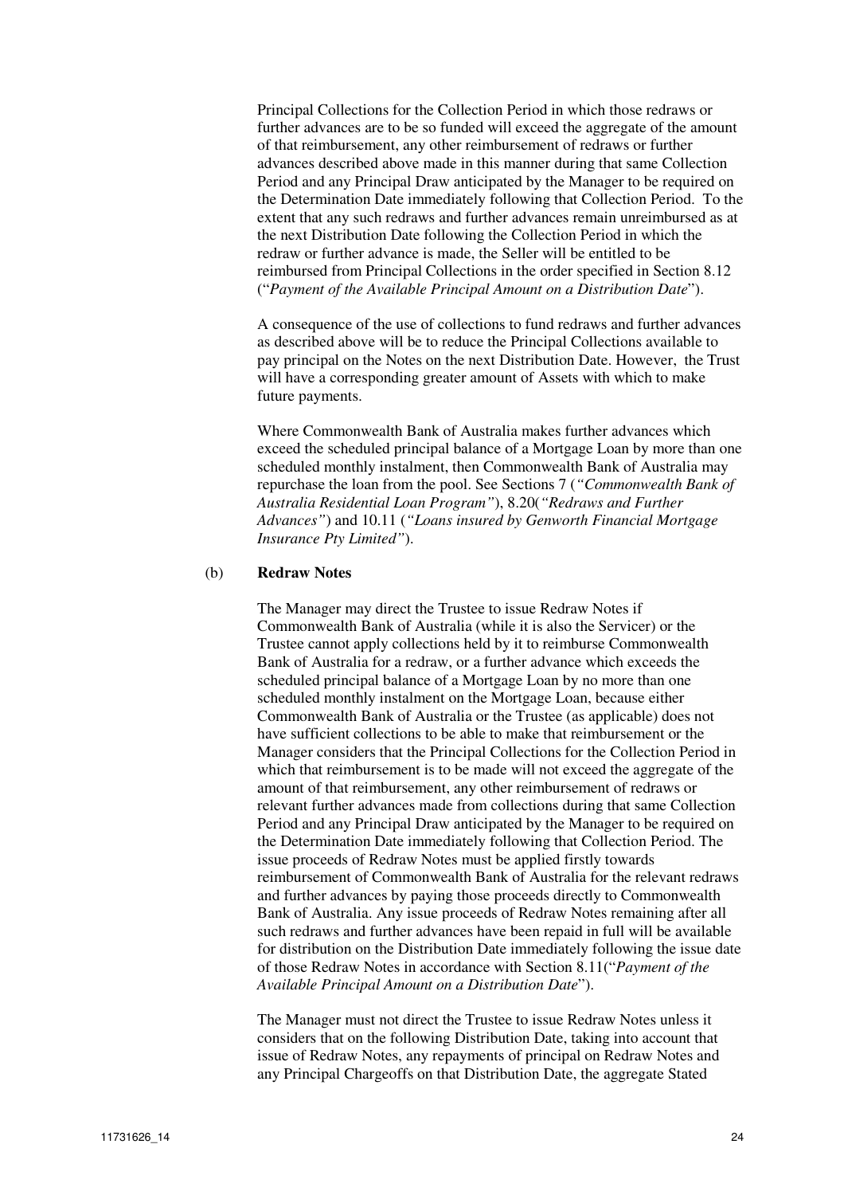Principal Collections for the Collection Period in which those redraws or further advances are to be so funded will exceed the aggregate of the amount of that reimbursement, any other reimbursement of redraws or further advances described above made in this manner during that same Collection Period and any Principal Draw anticipated by the Manager to be required on the Determination Date immediately following that Collection Period. To the extent that any such redraws and further advances remain unreimbursed as at the next Distribution Date following the Collection Period in which the redraw or further advance is made, the Seller will be entitled to be reimbursed from Principal Collections in the order specified in Section 8.12 ("*Payment of the Available Principal Amount on a Distribution Date*").

A consequence of the use of collections to fund redraws and further advances as described above will be to reduce the Principal Collections available to pay principal on the Notes on the next Distribution Date. However, the Trust will have a corresponding greater amount of Assets with which to make future payments.

Where Commonwealth Bank of Australia makes further advances which exceed the scheduled principal balance of a Mortgage Loan by more than one scheduled monthly instalment, then Commonwealth Bank of Australia may repurchase the loan from the pool. See Sections 7 (*"Commonwealth Bank of Australia Residential Loan Program"*), 8.20(*"Redraws and Further Advances"*) and 10.11 (*"Loans insured by Genworth Financial Mortgage Insurance Pty Limited"*).

(b) **Redraw Notes**

The Manager may direct the Trustee to issue Redraw Notes if Commonwealth Bank of Australia (while it is also the Servicer) or the Trustee cannot apply collections held by it to reimburse Commonwealth Bank of Australia for a redraw, or a further advance which exceeds the scheduled principal balance of a Mortgage Loan by no more than one scheduled monthly instalment on the Mortgage Loan, because either Commonwealth Bank of Australia or the Trustee (as applicable) does not have sufficient collections to be able to make that reimbursement or the Manager considers that the Principal Collections for the Collection Period in which that reimbursement is to be made will not exceed the aggregate of the amount of that reimbursement, any other reimbursement of redraws or relevant further advances made from collections during that same Collection Period and any Principal Draw anticipated by the Manager to be required on the Determination Date immediately following that Collection Period. The issue proceeds of Redraw Notes must be applied firstly towards reimbursement of Commonwealth Bank of Australia for the relevant redraws and further advances by paying those proceeds directly to Commonwealth Bank of Australia. Any issue proceeds of Redraw Notes remaining after all such redraws and further advances have been repaid in full will be available for distribution on the Distribution Date immediately following the issue date of those Redraw Notes in accordance with Section 8.11("*Payment of the Available Principal Amount on a Distribution Date*").

The Manager must not direct the Trustee to issue Redraw Notes unless it considers that on the following Distribution Date, taking into account that issue of Redraw Notes, any repayments of principal on Redraw Notes and any Principal Chargeoffs on that Distribution Date, the aggregate Stated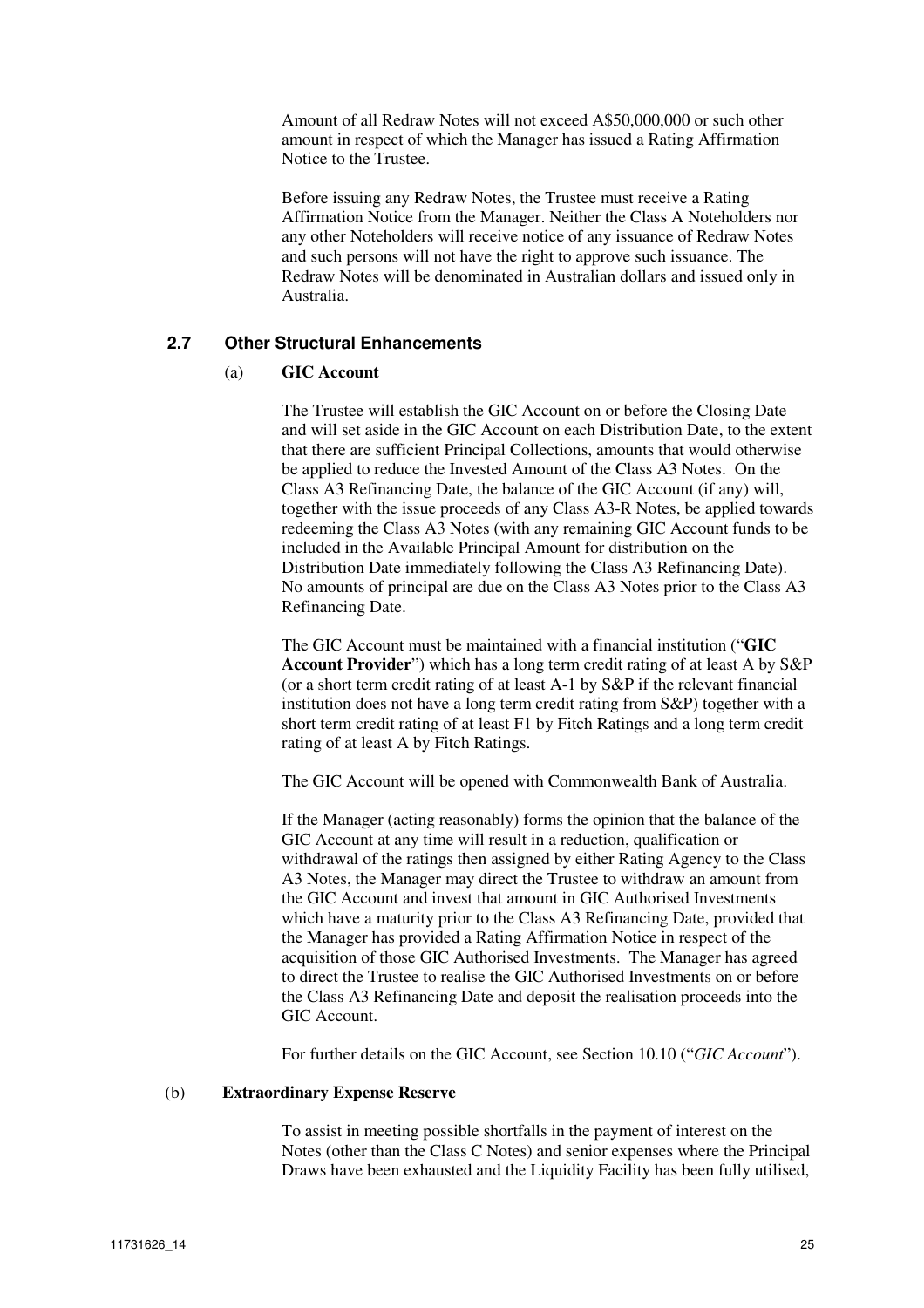Amount of all Redraw Notes will not exceed A$50,000,000 or such other amount in respect of which the Manager has issued a Rating Affirmation Notice to the Trustee.

Before issuing any Redraw Notes, the Trustee must receive a Rating Affirmation Notice from the Manager. Neither the Class A Noteholders nor any other Noteholders will receive notice of any issuance of Redraw Notes and such persons will not have the right to approve such issuance. The Redraw Notes will be denominated in Australian dollars and issued only in Australia.

### 2.7 Other Structural Enhancements

(a) **GIC Account**

The Trustee will establish the GIC Account on or before the Closing Date and will set aside in the GIC Account on each Distribution Date, to the extent that there are sufficient Principal Collections, amounts that would otherwise be applied to reduce the Invested Amount of the Class A3 Notes. On the Class A3 Refinancing Date, the balance of the GIC Account (if any) will, together with the issue proceeds of any Class A3-R Notes, be applied towards redeeming the Class A3 Notes (with any remaining GIC Account funds to be included in the Available Principal Amount for distribution on the Distribution Date immediately following the Class A3 Refinancing Date). No amounts of principal are due on the Class A3 Notes prior to the Class A3 Refinancing Date.

The GIC Account must be maintained with a financial institution ("**GIC Account Provider**") which has a long term credit rating of at least A by S&P (or a short term credit rating of at least A-1 by S&P if the relevant financial institution does not have a long term credit rating from S&P) together with a short term credit rating of at least F1 by Fitch Ratings and a long term credit rating of at least A by Fitch Ratings.

The GIC Account will be opened with Commonwealth Bank of Australia.

If the Manager (acting reasonably) forms the opinion that the balance of the GIC Account at any time will result in a reduction, qualification or withdrawal of the ratings then assigned by either Rating Agency to the Class A3 Notes, the Manager may direct the Trustee to withdraw an amount from the GIC Account and invest that amount in GIC Authorised Investments which have a maturity prior to the Class A3 Refinancing Date, provided that the Manager has provided a Rating Affirmation Notice in respect of the acquisition of those GIC Authorised Investments. The Manager has agreed to direct the Trustee to realise the GIC Authorised Investments on or before the Class A3 Refinancing Date and deposit the realisation proceeds into the GIC Account.

For further details on the GIC Account, see Section 10.10 ("*GIC Account*").

(b) **Extraordinary Expense Reserve**

To assist in meeting possible shortfalls in the payment of interest on the Notes (other than the Class C Notes) and senior expenses where the Principal Draws have been exhausted and the Liquidity Facility has been fully utilised,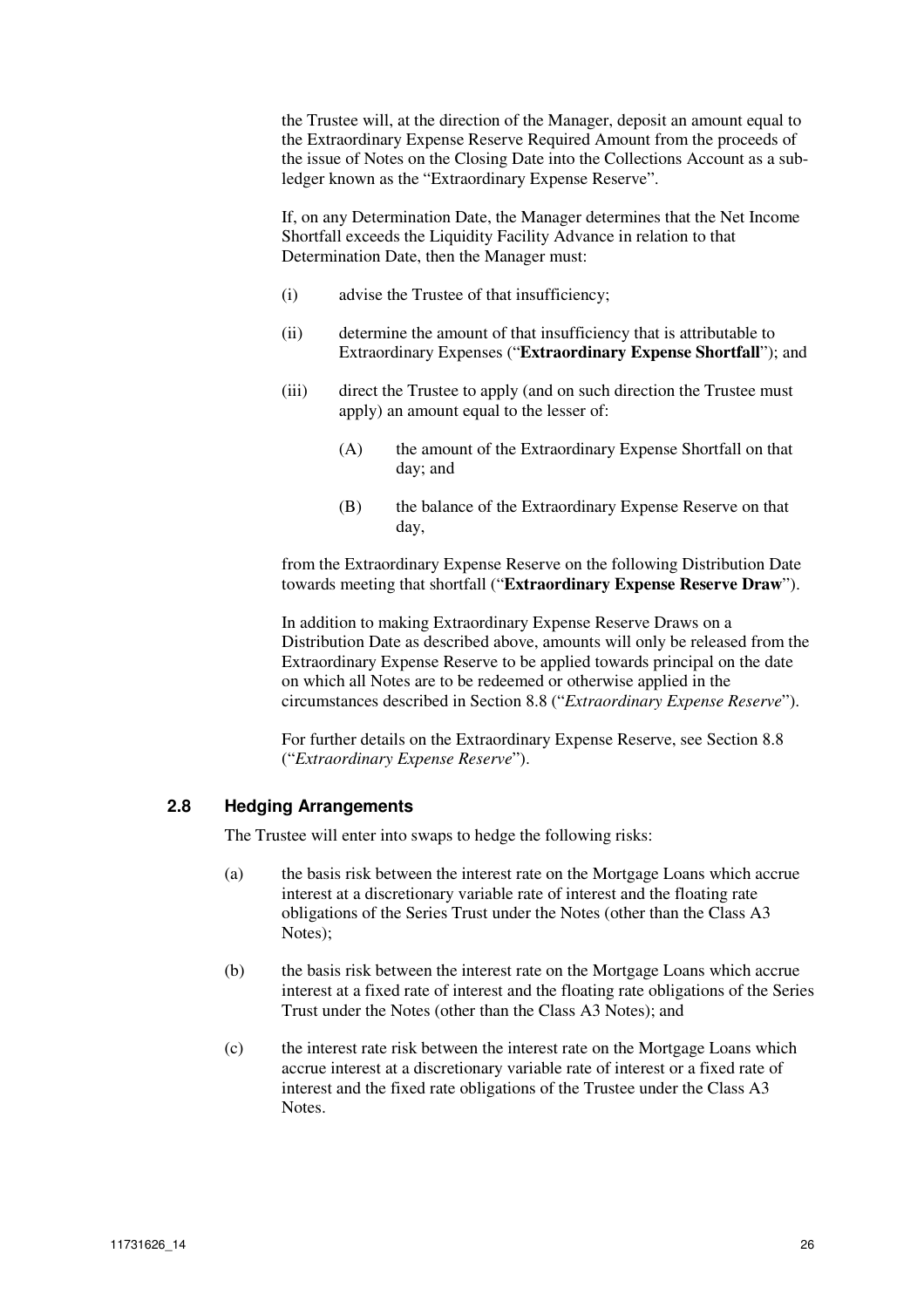the Trustee will, at the direction of the Manager, deposit an amount equal to the Extraordinary Expense Reserve Required Amount from the proceeds of the issue of Notes on the Closing Date into the Collections Account as a sub-ledger known as the "Extraordinary Expense Reserve".

If, on any Determination Date, the Manager determines that the Net Income Shortfall exceeds the Liquidity Facility Advance in relation to that Determination Date, then the Manager must:

(i) advise the Trustee of that insufficiency;

(ii) determine the amount of that insufficiency that is attributable to Extraordinary Expenses ("**Extraordinary Expense Shortfall**"); and

(iii) direct the Trustee to apply (and on such direction the Trustee must apply) an amount equal to the lesser of:

  (A) the amount of the Extraordinary Expense Shortfall on that day; and

  (B) the balance of the Extraordinary Expense Reserve on that day,

from the Extraordinary Expense Reserve on the following Distribution Date towards meeting that shortfall ("**Extraordinary Expense Reserve Draw**").

In addition to making Extraordinary Expense Reserve Draws on a Distribution Date as described above, amounts will only be released from the Extraordinary Expense Reserve to be applied towards principal on the date on which all Notes are to be redeemed or otherwise applied in the circumstances described in Section 8.8 ("*Extraordinary Expense Reserve*").

For further details on the Extraordinary Expense Reserve, see Section 8.8 ("*Extraordinary Expense Reserve*").

## 2.8 Hedging Arrangements

The Trustee will enter into swaps to hedge the following risks:

(a) the basis risk between the interest rate on the Mortgage Loans which accrue interest at a discretionary variable rate of interest and the floating rate obligations of the Series Trust under the Notes (other than the Class A3 Notes);

(b) the basis risk between the interest rate on the Mortgage Loans which accrue interest at a fixed rate of interest and the floating rate obligations of the Series Trust under the Notes (other than the Class A3 Notes); and

(c) the interest rate risk between the interest rate on the Mortgage Loans which accrue interest at a discretionary variable rate of interest or a fixed rate of interest and the fixed rate obligations of the Trustee under the Class A3 Notes.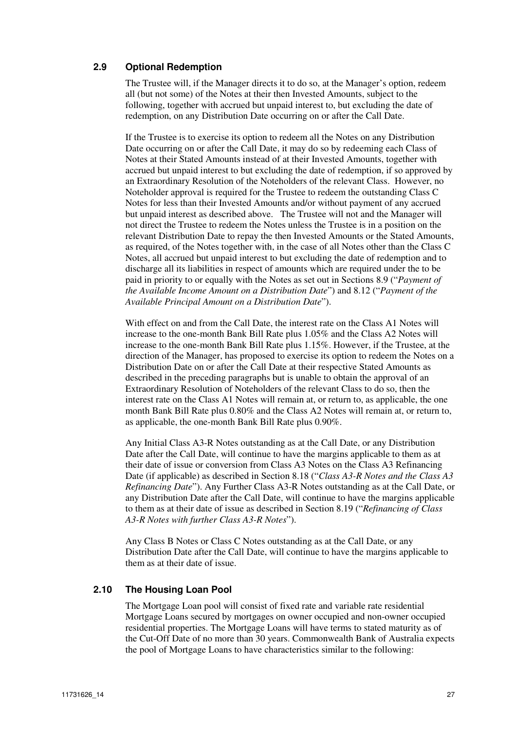### 2.9 Optional Redemption

The Trustee will, if the Manager directs it to do so, at the Manager's option, redeem all (but not some) of the Notes at their then Invested Amounts, subject to the following, together with accrued but unpaid interest to, but excluding the date of redemption, on any Distribution Date occurring on or after the Call Date.

If the Trustee is to exercise its option to redeem all the Notes on any Distribution Date occurring on or after the Call Date, it may do so by redeeming each Class of Notes at their Stated Amounts instead of at their Invested Amounts, together with accrued but unpaid interest to but excluding the date of redemption, if so approved by an Extraordinary Resolution of the Noteholders of the relevant Class. However, no Noteholder approval is required for the Trustee to redeem the outstanding Class C Notes for less than their Invested Amounts and/or without payment of any accrued but unpaid interest as described above. The Trustee will not and the Manager will not direct the Trustee to redeem the Notes unless the Trustee is in a position on the relevant Distribution Date to repay the then Invested Amounts or the Stated Amounts, as required, of the Notes together with, in the case of all Notes other than the Class C Notes, all accrued but unpaid interest to but excluding the date of redemption and to discharge all its liabilities in respect of amounts which are required under the to be paid in priority to or equally with the Notes as set out in Sections 8.9 ("*Payment of the Available Income Amount on a Distribution Date*") and 8.12 ("*Payment of the Available Principal Amount on a Distribution Date*").

With effect on and from the Call Date, the interest rate on the Class A1 Notes will increase to the one-month Bank Bill Rate plus 1.05% and the Class A2 Notes will increase to the one-month Bank Bill Rate plus 1.15%. However, if the Trustee, at the direction of the Manager, has proposed to exercise its option to redeem the Notes on a Distribution Date on or after the Call Date at their respective Stated Amounts as described in the preceding paragraphs but is unable to obtain the approval of an Extraordinary Resolution of Noteholders of the relevant Class to do so, then the interest rate on the Class A1 Notes will remain at, or return to, as applicable, the one month Bank Bill Rate plus 0.80% and the Class A2 Notes will remain at, or return to, as applicable, the one-month Bank Bill Rate plus 0.90%.

Any Initial Class A3-R Notes outstanding as at the Call Date, or any Distribution Date after the Call Date, will continue to have the margins applicable to them as at their date of issue or conversion from Class A3 Notes on the Class A3 Refinancing Date (if applicable) as described in Section 8.18 ("*Class A3-R Notes and the Class A3 Refinancing Date*"). Any Further Class A3-R Notes outstanding as at the Call Date, or any Distribution Date after the Call Date, will continue to have the margins applicable to them as at their date of issue as described in Section 8.19 ("*Refinancing of Class A3-R Notes with further Class A3-R Notes*").

Any Class B Notes or Class C Notes outstanding as at the Call Date, or any Distribution Date after the Call Date, will continue to have the margins applicable to them as at their date of issue.

### 2.10 The Housing Loan Pool

The Mortgage Loan pool will consist of fixed rate and variable rate residential Mortgage Loans secured by mortgages on owner occupied and non-owner occupied residential properties. The Mortgage Loans will have terms to stated maturity as of the Cut-Off Date of no more than 30 years. Commonwealth Bank of Australia expects the pool of Mortgage Loans to have characteristics similar to the following: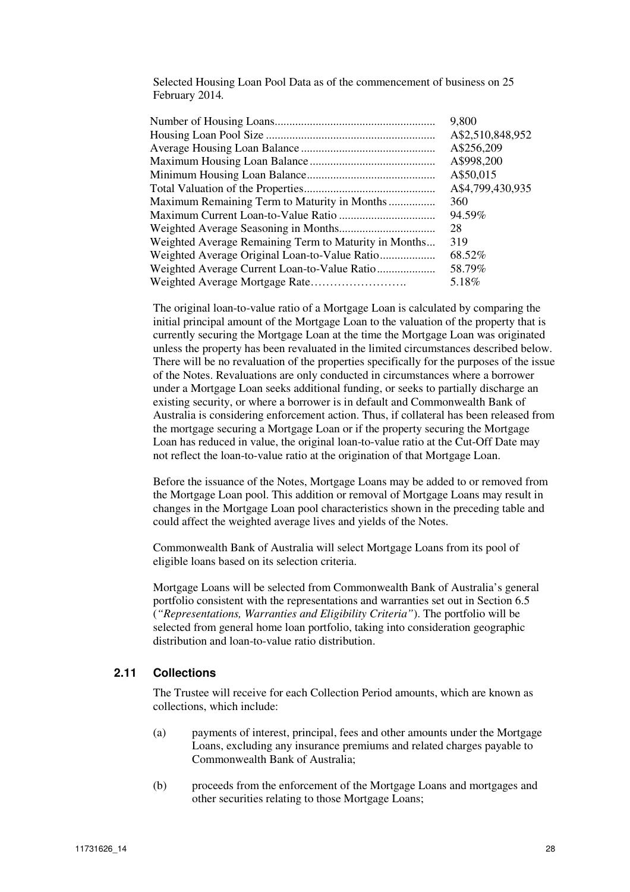Selected Housing Loan Pool Data as of the commencement of business on 25 February 2014.

| | |
|---|---|
| Number of Housing Loans | 9,800 |
| Housing Loan Pool Size | A$2,510,848,952 |
| Average Housing Loan Balance | A$256,209 |
| Maximum Housing Loan Balance | A$998,200 |
| Minimum Housing Loan Balance | A$50,015 |
| Total Valuation of the Properties | A$4,799,430,935 |
| Maximum Remaining Term to Maturity in Months | 360 |
| Maximum Current Loan-to-Value Ratio | 94.59% |
| Weighted Average Seasoning in Months | 28 |
| Weighted Average Remaining Term to Maturity in Months | 319 |
| Weighted Average Original Loan-to-Value Ratio | 68.52% |
| Weighted Average Current Loan-to-Value Ratio | 58.79% |
| Weighted Average Mortgage Rate | 5.18% |

The original loan-to-value ratio of a Mortgage Loan is calculated by comparing the initial principal amount of the Mortgage Loan to the valuation of the property that is currently securing the Mortgage Loan at the time the Mortgage Loan was originated unless the property has been revaluated in the limited circumstances described below. There will be no revaluation of the properties specifically for the purposes of the issue of the Notes. Revaluations are only conducted in circumstances where a borrower under a Mortgage Loan seeks additional funding, or seeks to partially discharge an existing security, or where a borrower is in default and Commonwealth Bank of Australia is considering enforcement action. Thus, if collateral has been released from the mortgage securing a Mortgage Loan or if the property securing the Mortgage Loan has reduced in value, the original loan-to-value ratio at the Cut-Off Date may not reflect the loan-to-value ratio at the origination of that Mortgage Loan.

Before the issuance of the Notes, Mortgage Loans may be added to or removed from the Mortgage Loan pool. This addition or removal of Mortgage Loans may result in changes in the Mortgage Loan pool characteristics shown in the preceding table and could affect the weighted average lives and yields of the Notes.

Commonwealth Bank of Australia will select Mortgage Loans from its pool of eligible loans based on its selection criteria.

Mortgage Loans will be selected from Commonwealth Bank of Australia's general portfolio consistent with the representations and warranties set out in Section 6.5 (*"Representations, Warranties and Eligibility Criteria"*). The portfolio will be selected from general home loan portfolio, taking into consideration geographic distribution and loan-to-value ratio distribution.

## 2.11 Collections

The Trustee will receive for each Collection Period amounts, which are known as collections, which include:

(a) payments of interest, principal, fees and other amounts under the Mortgage Loans, excluding any insurance premiums and related charges payable to Commonwealth Bank of Australia;

(b) proceeds from the enforcement of the Mortgage Loans and mortgages and other securities relating to those Mortgage Loans;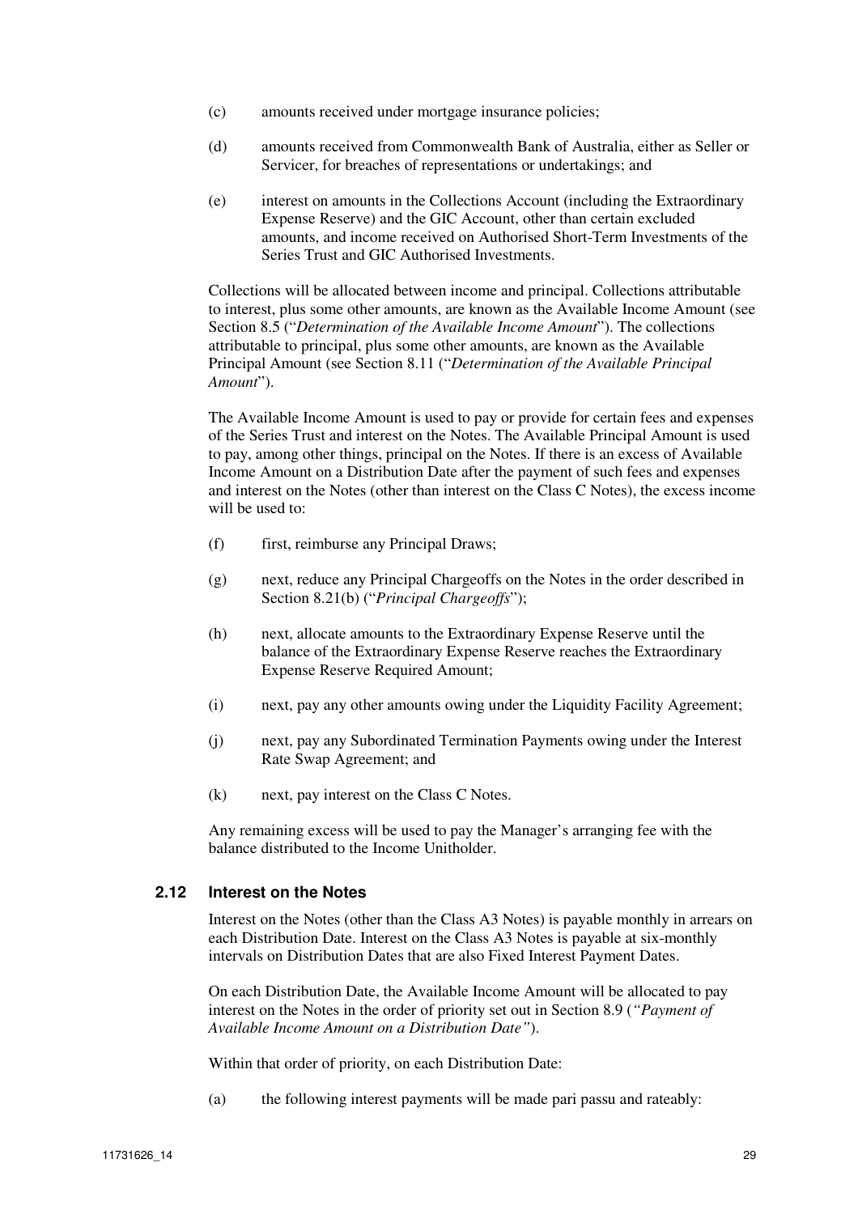(c) amounts received under mortgage insurance policies;

(d) amounts received from Commonwealth Bank of Australia, either as Seller or Servicer, for breaches of representations or undertakings; and

(e) interest on amounts in the Collections Account (including the Extraordinary Expense Reserve) and the GIC Account, other than certain excluded amounts, and income received on Authorised Short-Term Investments of the Series Trust and GIC Authorised Investments.

Collections will be allocated between income and principal. Collections attributable to interest, plus some other amounts, are known as the Available Income Amount (see Section 8.5 ("*Determination of the Available Income Amount*"). The collections attributable to principal, plus some other amounts, are known as the Available Principal Amount (see Section 8.11 ("*Determination of the Available Principal Amount*").

The Available Income Amount is used to pay or provide for certain fees and expenses of the Series Trust and interest on the Notes. The Available Principal Amount is used to pay, among other things, principal on the Notes. If there is an excess of Available Income Amount on a Distribution Date after the payment of such fees and expenses and interest on the Notes (other than interest on the Class C Notes), the excess income will be used to:

(f) first, reimburse any Principal Draws;

(g) next, reduce any Principal Chargeoffs on the Notes in the order described in Section 8.21(b) ("*Principal Chargeoffs*");

(h) next, allocate amounts to the Extraordinary Expense Reserve until the balance of the Extraordinary Expense Reserve reaches the Extraordinary Expense Reserve Required Amount;

(i) next, pay any other amounts owing under the Liquidity Facility Agreement;

(j) next, pay any Subordinated Termination Payments owing under the Interest Rate Swap Agreement; and

(k) next, pay interest on the Class C Notes.

Any remaining excess will be used to pay the Manager's arranging fee with the balance distributed to the Income Unitholder.

### 2.12 Interest on the Notes

Interest on the Notes (other than the Class A3 Notes) is payable monthly in arrears on each Distribution Date. Interest on the Class A3 Notes is payable at six-monthly intervals on Distribution Dates that are also Fixed Interest Payment Dates.

On each Distribution Date, the Available Income Amount will be allocated to pay interest on the Notes in the order of priority set out in Section 8.9 (*"Payment of Available Income Amount on a Distribution Date"*).

Within that order of priority, on each Distribution Date:

(a) the following interest payments will be made pari passu and rateably: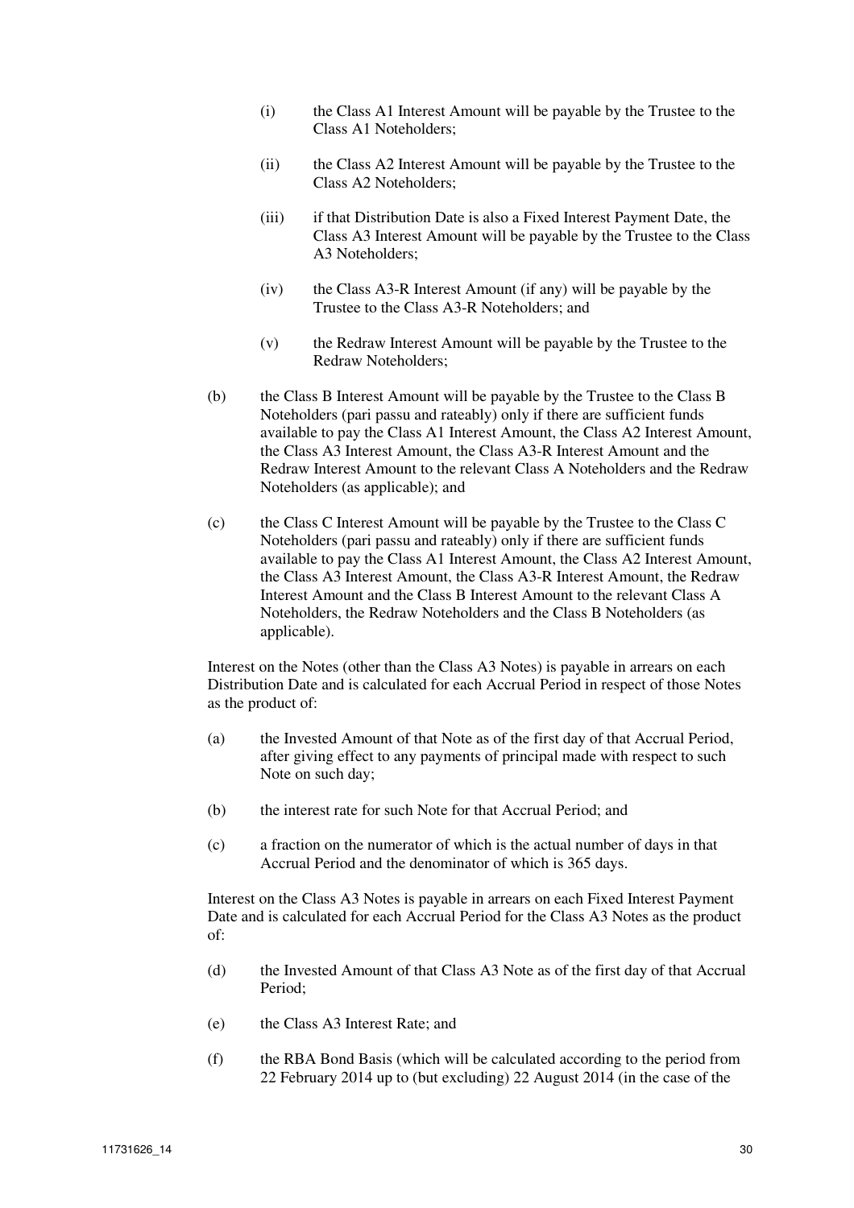(i) the Class A1 Interest Amount will be payable by the Trustee to the Class A1 Noteholders;

(ii) the Class A2 Interest Amount will be payable by the Trustee to the Class A2 Noteholders;

(iii) if that Distribution Date is also a Fixed Interest Payment Date, the Class A3 Interest Amount will be payable by the Trustee to the Class A3 Noteholders;

(iv) the Class A3-R Interest Amount (if any) will be payable by the Trustee to the Class A3-R Noteholders; and

(v) the Redraw Interest Amount will be payable by the Trustee to the Redraw Noteholders;

(b) the Class B Interest Amount will be payable by the Trustee to the Class B Noteholders (pari passu and rateably) only if there are sufficient funds available to pay the Class A1 Interest Amount, the Class A2 Interest Amount, the Class A3 Interest Amount, the Class A3-R Interest Amount and the Redraw Interest Amount to the relevant Class A Noteholders and the Redraw Noteholders (as applicable); and

(c) the Class C Interest Amount will be payable by the Trustee to the Class C Noteholders (pari passu and rateably) only if there are sufficient funds available to pay the Class A1 Interest Amount, the Class A2 Interest Amount, the Class A3 Interest Amount, the Class A3-R Interest Amount, the Redraw Interest Amount and the Class B Interest Amount to the relevant Class A Noteholders, the Redraw Noteholders and the Class B Noteholders (as applicable).

Interest on the Notes (other than the Class A3 Notes) is payable in arrears on each Distribution Date and is calculated for each Accrual Period in respect of those Notes as the product of:

(a) the Invested Amount of that Note as of the first day of that Accrual Period, after giving effect to any payments of principal made with respect to such Note on such day;

(b) the interest rate for such Note for that Accrual Period; and

(c) a fraction on the numerator of which is the actual number of days in that Accrual Period and the denominator of which is 365 days.

Interest on the Class A3 Notes is payable in arrears on each Fixed Interest Payment Date and is calculated for each Accrual Period for the Class A3 Notes as the product of:

(d) the Invested Amount of that Class A3 Note as of the first day of that Accrual Period;

(e) the Class A3 Interest Rate; and

(f) the RBA Bond Basis (which will be calculated according to the period from 22 February 2014 up to (but excluding) 22 August 2014 (in the case of the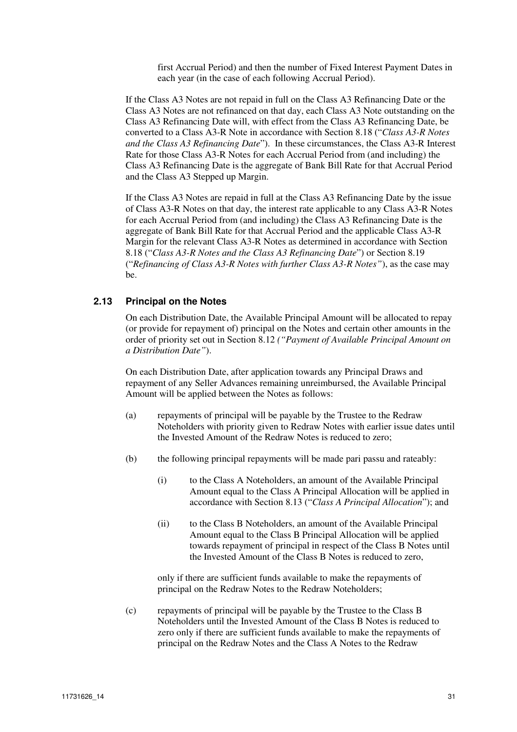first Accrual Period) and then the number of Fixed Interest Payment Dates in each year (in the case of each following Accrual Period).

If the Class A3 Notes are not repaid in full on the Class A3 Refinancing Date or the Class A3 Notes are not refinanced on that day, each Class A3 Note outstanding on the Class A3 Refinancing Date will, with effect from the Class A3 Refinancing Date, be converted to a Class A3-R Note in accordance with Section 8.18 ("*Class A3-R Notes and the Class A3 Refinancing Date*"). In these circumstances, the Class A3-R Interest Rate for those Class A3-R Notes for each Accrual Period from (and including) the Class A3 Refinancing Date is the aggregate of Bank Bill Rate for that Accrual Period and the Class A3 Stepped up Margin.

If the Class A3 Notes are repaid in full at the Class A3 Refinancing Date by the issue of Class A3-R Notes on that day, the interest rate applicable to any Class A3-R Notes for each Accrual Period from (and including) the Class A3 Refinancing Date is the aggregate of Bank Bill Rate for that Accrual Period and the applicable Class A3-R Margin for the relevant Class A3-R Notes as determined in accordance with Section 8.18 ("*Class A3-R Notes and the Class A3 Refinancing Date*") or Section 8.19 ("*Refinancing of Class A3-R Notes with further Class A3-R Notes"*), as the case may be.

## 2.13 Principal on the Notes

On each Distribution Date, the Available Principal Amount will be allocated to repay (or provide for repayment of) principal on the Notes and certain other amounts in the order of priority set out in Section 8.12 *("Payment of Available Principal Amount on a Distribution Date"*).

On each Distribution Date, after application towards any Principal Draws and repayment of any Seller Advances remaining unreimbursed, the Available Principal Amount will be applied between the Notes as follows:

(a) repayments of principal will be payable by the Trustee to the Redraw Noteholders with priority given to Redraw Notes with earlier issue dates until the Invested Amount of the Redraw Notes is reduced to zero;

(b) the following principal repayments will be made pari passu and rateably:

  (i) to the Class A Noteholders, an amount of the Available Principal Amount equal to the Class A Principal Allocation will be applied in accordance with Section 8.13 ("*Class A Principal Allocation*"); and

  (ii) to the Class B Noteholders, an amount of the Available Principal Amount equal to the Class B Principal Allocation will be applied towards repayment of principal in respect of the Class B Notes until the Invested Amount of the Class B Notes is reduced to zero,

  only if there are sufficient funds available to make the repayments of principal on the Redraw Notes to the Redraw Noteholders;

(c) repayments of principal will be payable by the Trustee to the Class B Noteholders until the Invested Amount of the Class B Notes is reduced to zero only if there are sufficient funds available to make the repayments of principal on the Redraw Notes and the Class A Notes to the Redraw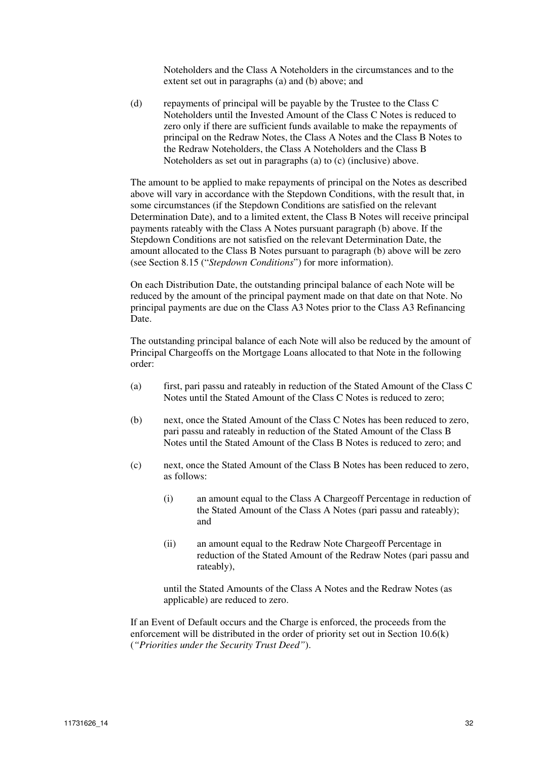Noteholders and the Class A Noteholders in the circumstances and to the extent set out in paragraphs (a) and (b) above; and

(d) repayments of principal will be payable by the Trustee to the Class C Noteholders until the Invested Amount of the Class C Notes is reduced to zero only if there are sufficient funds available to make the repayments of principal on the Redraw Notes, the Class A Notes and the Class B Notes to the Redraw Noteholders, the Class A Noteholders and the Class B Noteholders as set out in paragraphs (a) to (c) (inclusive) above.

The amount to be applied to make repayments of principal on the Notes as described above will vary in accordance with the Stepdown Conditions, with the result that, in some circumstances (if the Stepdown Conditions are satisfied on the relevant Determination Date), and to a limited extent, the Class B Notes will receive principal payments rateably with the Class A Notes pursuant paragraph (b) above. If the Stepdown Conditions are not satisfied on the relevant Determination Date, the amount allocated to the Class B Notes pursuant to paragraph (b) above will be zero (see Section 8.15 ("*Stepdown Conditions*") for more information).

On each Distribution Date, the outstanding principal balance of each Note will be reduced by the amount of the principal payment made on that date on that Note. No principal payments are due on the Class A3 Notes prior to the Class A3 Refinancing Date.

The outstanding principal balance of each Note will also be reduced by the amount of Principal Chargeoffs on the Mortgage Loans allocated to that Note in the following order:

(a) first, pari passu and rateably in reduction of the Stated Amount of the Class C Notes until the Stated Amount of the Class C Notes is reduced to zero;

(b) next, once the Stated Amount of the Class C Notes has been reduced to zero, pari passu and rateably in reduction of the Stated Amount of the Class B Notes until the Stated Amount of the Class B Notes is reduced to zero; and

(c) next, once the Stated Amount of the Class B Notes has been reduced to zero, as follows:

   (i) an amount equal to the Class A Chargeoff Percentage in reduction of the Stated Amount of the Class A Notes (pari passu and rateably); and

   (ii) an amount equal to the Redraw Note Chargeoff Percentage in reduction of the Stated Amount of the Redraw Notes (pari passu and rateably),

   until the Stated Amounts of the Class A Notes and the Redraw Notes (as applicable) are reduced to zero.

If an Event of Default occurs and the Charge is enforced, the proceeds from the enforcement will be distributed in the order of priority set out in Section 10.6(k) (*"Priorities under the Security Trust Deed"*).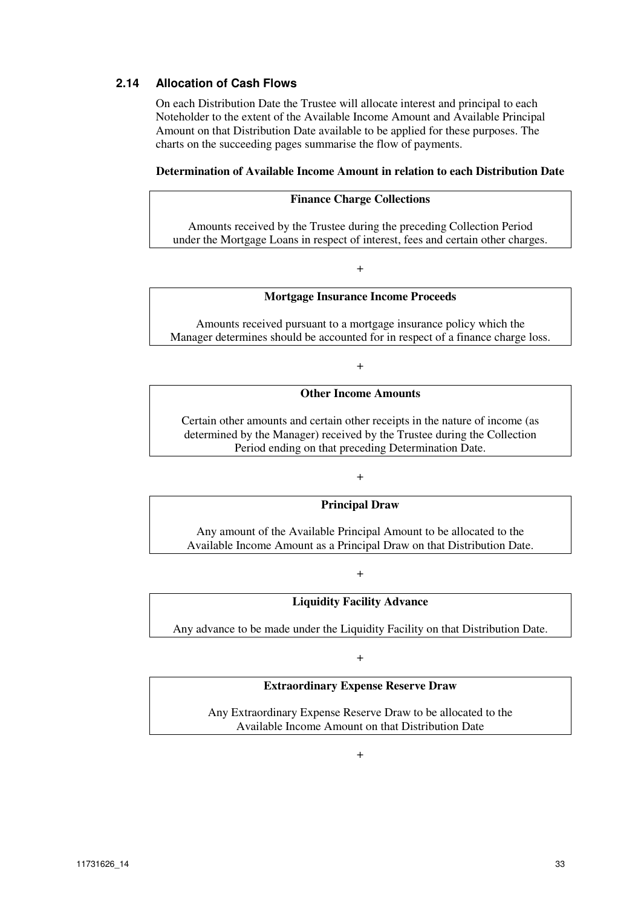### 2.14 Allocation of Cash Flows

On each Distribution Date the Trustee will allocate interest and principal to each Noteholder to the extent of the Available Income Amount and Available Principal Amount on that Distribution Date available to be applied for these purposes. The charts on the succeeding pages summarise the flow of payments.

**Determination of Available Income Amount in relation to each Distribution Date**

| **Finance Charge Collections** |
|---|
| Amounts received by the Trustee during the preceding Collection Period under the Mortgage Loans in respect of interest, fees and certain other charges. |

+

| **Mortgage Insurance Income Proceeds** |
|---|
| Amounts received pursuant to a mortgage insurance policy which the Manager determines should be accounted for in respect of a finance charge loss. |

+

| **Other Income Amounts** |
|---|
| Certain other amounts and certain other receipts in the nature of income (as determined by the Manager) received by the Trustee during the Collection Period ending on that preceding Determination Date. |

+

| **Principal Draw** |
|---|
| Any amount of the Available Principal Amount to be allocated to the Available Income Amount as a Principal Draw on that Distribution Date. |

+

| **Liquidity Facility Advance** |
|---|
| Any advance to be made under the Liquidity Facility on that Distribution Date. |

+

| **Extraordinary Expense Reserve Draw** |
|---|
| Any Extraordinary Expense Reserve Draw to be allocated to the Available Income Amount on that Distribution Date |

+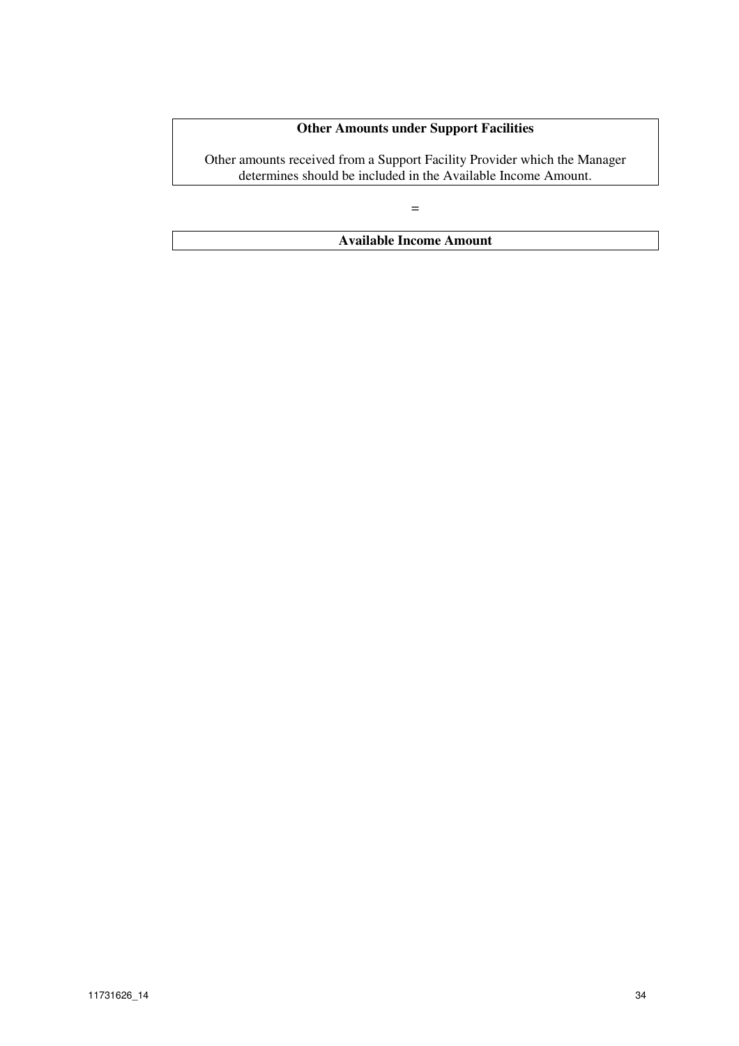**Other Amounts under Support Facilities**

Other amounts received from a Support Facility Provider which the Manager determines should be included in the Available Income Amount.

=

**Available Income Amount**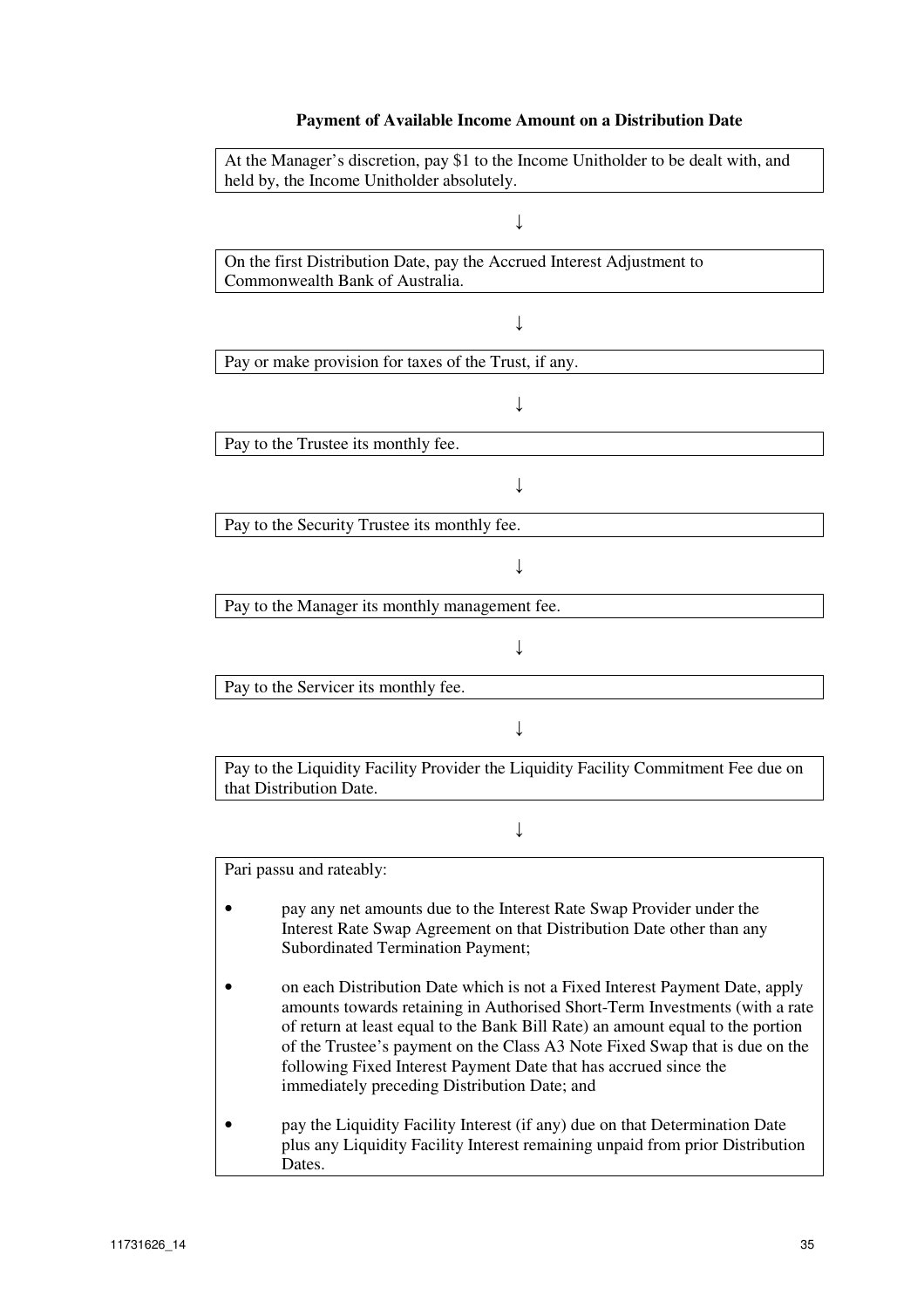**Payment of Available Income Amount on a Distribution Date**

At the Manager's discretion, pay $1 to the Income Unitholder to be dealt with, and held by, the Income Unitholder absolutely.

↓

On the first Distribution Date, pay the Accrued Interest Adjustment to Commonwealth Bank of Australia.

↓

Pay or make provision for taxes of the Trust, if any.

↓

Pay to the Trustee its monthly fee.

↓

Pay to the Security Trustee its monthly fee.

↓

Pay to the Manager its monthly management fee.

↓

Pay to the Servicer its monthly fee.

↓

Pay to the Liquidity Facility Provider the Liquidity Facility Commitment Fee due on that Distribution Date.

↓

Pari passu and rateably:

- pay any net amounts due to the Interest Rate Swap Provider under the Interest Rate Swap Agreement on that Distribution Date other than any Subordinated Termination Payment;
- on each Distribution Date which is not a Fixed Interest Payment Date, apply amounts towards retaining in Authorised Short-Term Investments (with a rate of return at least equal to the Bank Bill Rate) an amount equal to the portion of the Trustee's payment on the Class A3 Note Fixed Swap that is due on the following Fixed Interest Payment Date that has accrued since the immediately preceding Distribution Date; and
- pay the Liquidity Facility Interest (if any) due on that Determination Date plus any Liquidity Facility Interest remaining unpaid from prior Distribution Dates.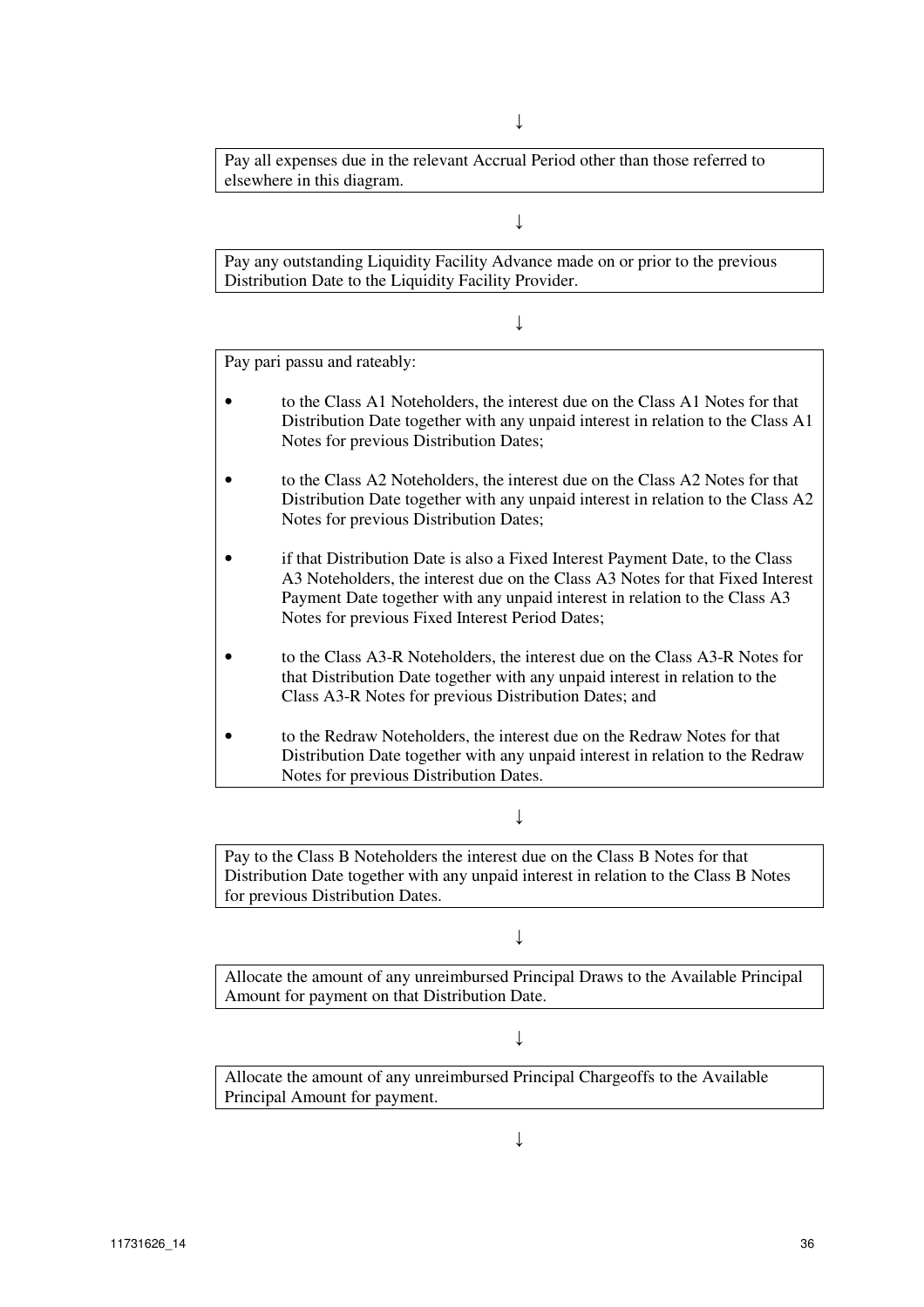↓

Pay all expenses due in the relevant Accrual Period other than those referred to elsewhere in this diagram.

↓

Pay any outstanding Liquidity Facility Advance made on or prior to the previous Distribution Date to the Liquidity Facility Provider.

↓

Pay pari passu and rateably:

- to the Class A1 Noteholders, the interest due on the Class A1 Notes for that Distribution Date together with any unpaid interest in relation to the Class A1 Notes for previous Distribution Dates;
- to the Class A2 Noteholders, the interest due on the Class A2 Notes for that Distribution Date together with any unpaid interest in relation to the Class A2 Notes for previous Distribution Dates;
- if that Distribution Date is also a Fixed Interest Payment Date, to the Class A3 Noteholders, the interest due on the Class A3 Notes for that Fixed Interest Payment Date together with any unpaid interest in relation to the Class A3 Notes for previous Fixed Interest Period Dates;
- to the Class A3-R Noteholders, the interest due on the Class A3-R Notes for that Distribution Date together with any unpaid interest in relation to the Class A3-R Notes for previous Distribution Dates; and
- to the Redraw Noteholders, the interest due on the Redraw Notes for that Distribution Date together with any unpaid interest in relation to the Redraw Notes for previous Distribution Dates.

↓

Pay to the Class B Noteholders the interest due on the Class B Notes for that Distribution Date together with any unpaid interest in relation to the Class B Notes for previous Distribution Dates.

↓

Allocate the amount of any unreimbursed Principal Draws to the Available Principal Amount for payment on that Distribution Date.

↓

Allocate the amount of any unreimbursed Principal Chargeoffs to the Available Principal Amount for payment.

↓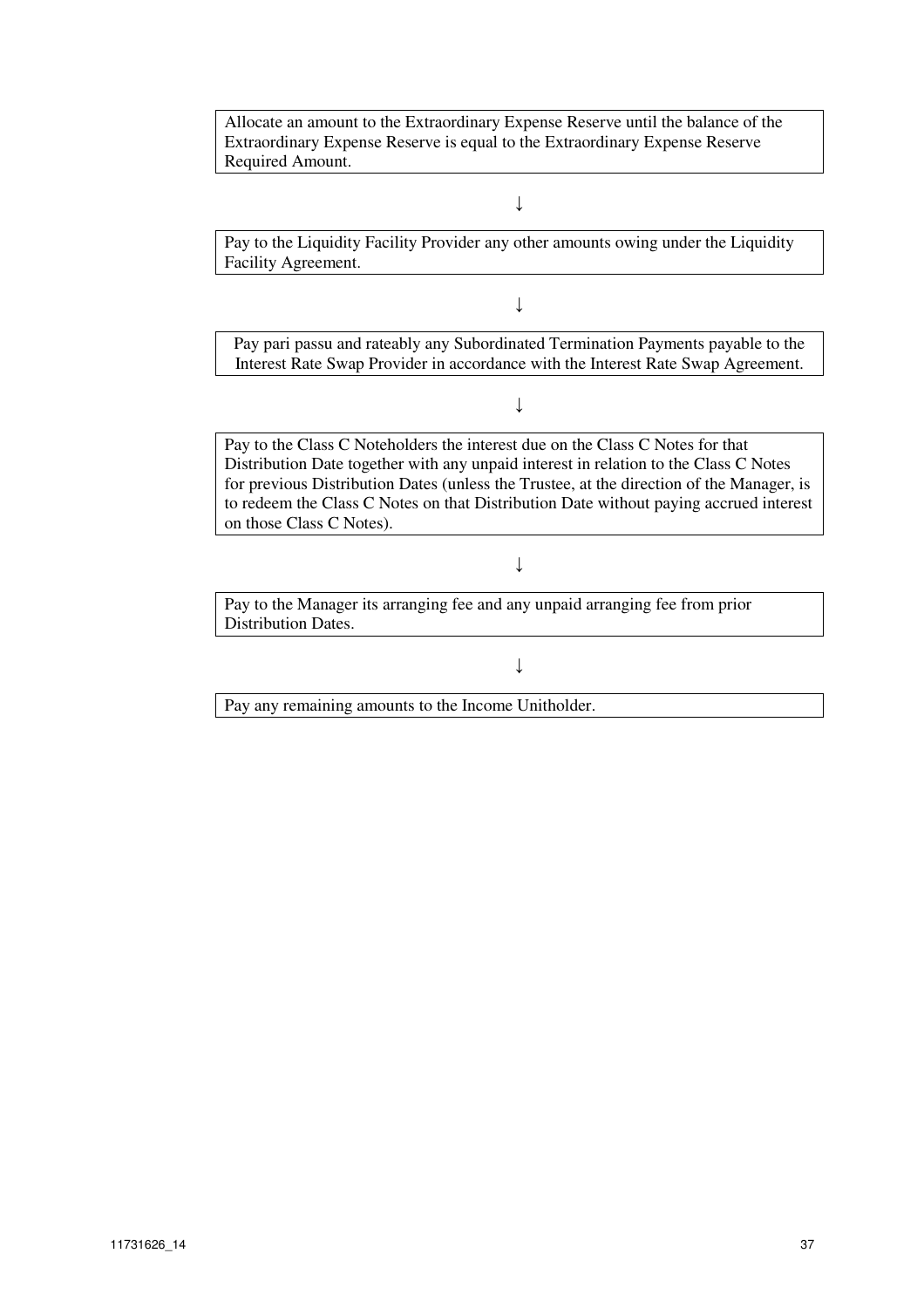Allocate an amount to the Extraordinary Expense Reserve until the balance of the Extraordinary Expense Reserve is equal to the Extraordinary Expense Reserve Required Amount.

↓

Pay to the Liquidity Facility Provider any other amounts owing under the Liquidity Facility Agreement.

↓

Pay pari passu and rateably any Subordinated Termination Payments payable to the Interest Rate Swap Provider in accordance with the Interest Rate Swap Agreement.

↓

Pay to the Class C Noteholders the interest due on the Class C Notes for that Distribution Date together with any unpaid interest in relation to the Class C Notes for previous Distribution Dates (unless the Trustee, at the direction of the Manager, is to redeem the Class C Notes on that Distribution Date without paying accrued interest on those Class C Notes).

↓

Pay to the Manager its arranging fee and any unpaid arranging fee from prior Distribution Dates.

↓

Pay any remaining amounts to the Income Unitholder.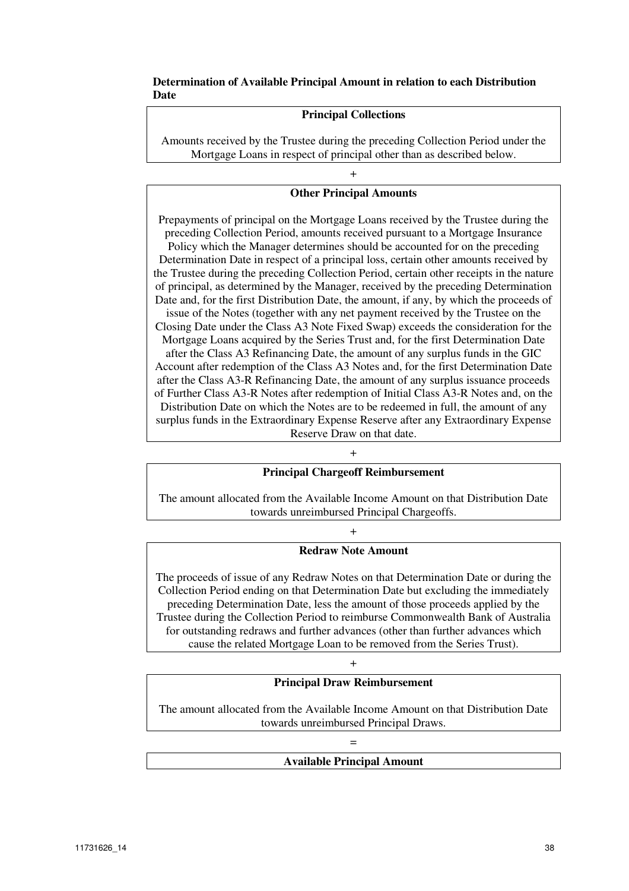**Determination of Available Principal Amount in relation to each Distribution Date**

| **Principal Collections** |
|---|
| Amounts received by the Trustee during the preceding Collection Period under the Mortgage Loans in respect of principal other than as described below. |

+

| **Other Principal Amounts** |
|---|
| Prepayments of principal on the Mortgage Loans received by the Trustee during the preceding Collection Period, amounts received pursuant to a Mortgage Insurance Policy which the Manager determines should be accounted for on the preceding Determination Date in respect of a principal loss, certain other amounts received by the Trustee during the preceding Collection Period, certain other receipts in the nature of principal, as determined by the Manager, received by the preceding Determination Date and, for the first Distribution Date, the amount, if any, by which the proceeds of issue of the Notes (together with any net payment received by the Trustee on the Closing Date under the Class A3 Note Fixed Swap) exceeds the consideration for the Mortgage Loans acquired by the Series Trust and, for the first Determination Date after the Class A3 Refinancing Date, the amount of any surplus funds in the GIC Account after redemption of the Class A3 Notes and, for the first Determination Date after the Class A3-R Refinancing Date, the amount of any surplus issuance proceeds of Further Class A3-R Notes after redemption of Initial Class A3-R Notes and, on the Distribution Date on which the Notes are to be redeemed in full, the amount of any surplus funds in the Extraordinary Expense Reserve after any Extraordinary Expense Reserve Draw on that date. |

+

| **Principal Chargeoff Reimbursement** |
|---|
| The amount allocated from the Available Income Amount on that Distribution Date towards unreimbursed Principal Chargeoffs. |

+

| **Redraw Note Amount** |
|---|
| The proceeds of issue of any Redraw Notes on that Determination Date or during the Collection Period ending on that Determination Date but excluding the immediately preceding Determination Date, less the amount of those proceeds applied by the Trustee during the Collection Period to reimburse Commonwealth Bank of Australia for outstanding redraws and further advances (other than further advances which cause the related Mortgage Loan to be removed from the Series Trust). |

+

| **Principal Draw Reimbursement** |
|---|
| The amount allocated from the Available Income Amount on that Distribution Date towards unreimbursed Principal Draws. |

=

| **Available Principal Amount** |
|---|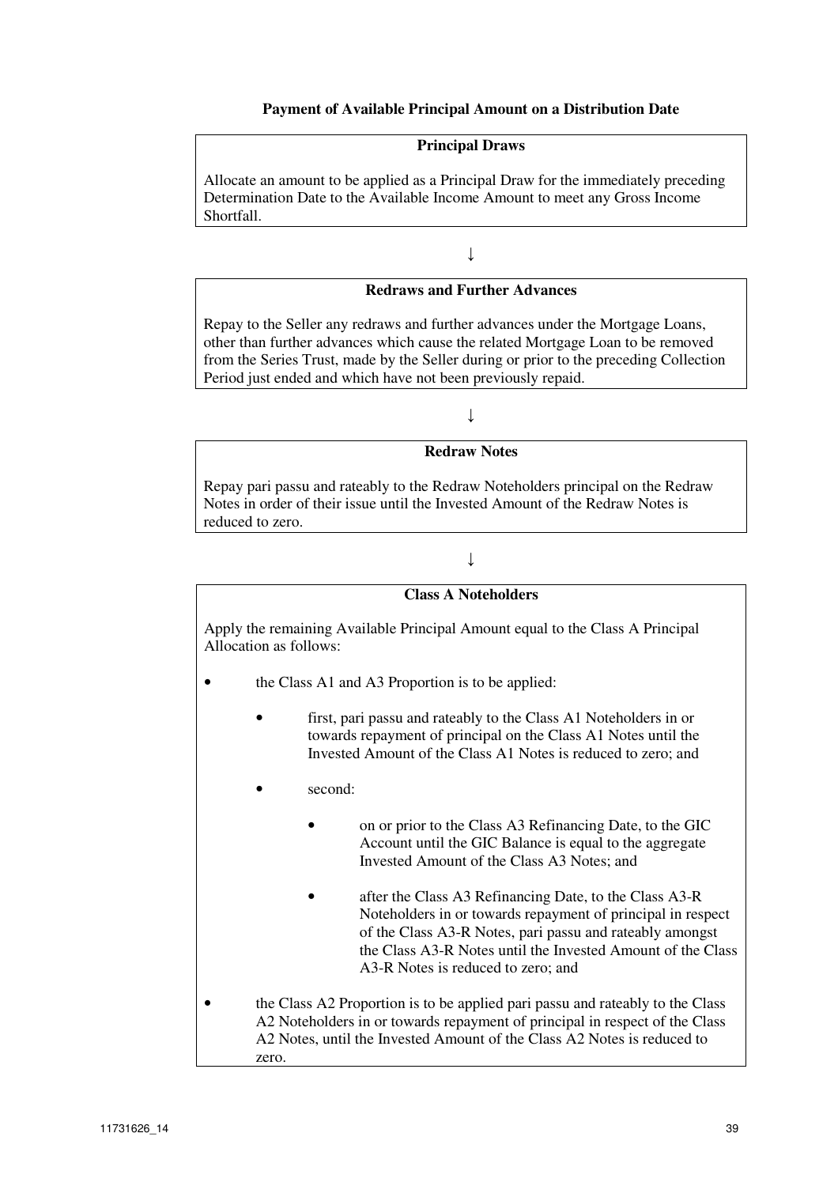**Payment of Available Principal Amount on a Distribution Date**

**Principal Draws**

Allocate an amount to be applied as a Principal Draw for the immediately preceding Determination Date to the Available Income Amount to meet any Gross Income Shortfall.

↓

**Redraws and Further Advances**

Repay to the Seller any redraws and further advances under the Mortgage Loans, other than further advances which cause the related Mortgage Loan to be removed from the Series Trust, made by the Seller during or prior to the preceding Collection Period just ended and which have not been previously repaid.

↓

**Redraw Notes**

Repay pari passu and rateably to the Redraw Noteholders principal on the Redraw Notes in order of their issue until the Invested Amount of the Redraw Notes is reduced to zero.

↓

**Class A Noteholders**

Apply the remaining Available Principal Amount equal to the Class A Principal Allocation as follows:

- the Class A1 and A3 Proportion is to be applied:
  - first, pari passu and rateably to the Class A1 Noteholders in or towards repayment of principal on the Class A1 Notes until the Invested Amount of the Class A1 Notes is reduced to zero; and
  - second:
    - on or prior to the Class A3 Refinancing Date, to the GIC Account until the GIC Balance is equal to the aggregate Invested Amount of the Class A3 Notes; and
    - after the Class A3 Refinancing Date, to the Class A3-R Noteholders in or towards repayment of principal in respect of the Class A3-R Notes, pari passu and rateably amongst the Class A3-R Notes until the Invested Amount of the Class A3-R Notes is reduced to zero; and
- the Class A2 Proportion is to be applied pari passu and rateably to the Class A2 Noteholders in or towards repayment of principal in respect of the Class A2 Notes, until the Invested Amount of the Class A2 Notes is reduced to zero.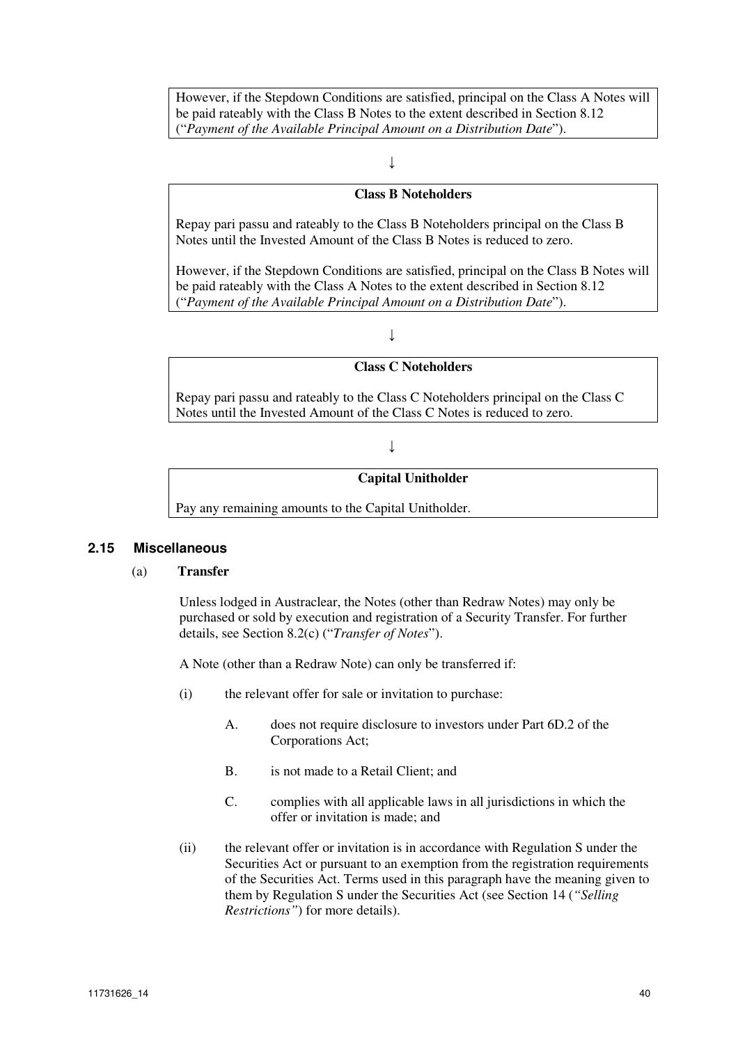However, if the Stepdown Conditions are satisfied, principal on the Class A Notes will be paid rateably with the Class B Notes to the extent described in Section 8.12 ("*Payment of the Available Principal Amount on a Distribution Date*").

↓

**Class B Noteholders**

Repay pari passu and rateably to the Class B Noteholders principal on the Class B Notes until the Invested Amount of the Class B Notes is reduced to zero.

However, if the Stepdown Conditions are satisfied, principal on the Class B Notes will be paid rateably with the Class A Notes to the extent described in Section 8.12 ("*Payment of the Available Principal Amount on a Distribution Date*").

↓

**Class C Noteholders**

Repay pari passu and rateably to the Class C Noteholders principal on the Class C Notes until the Invested Amount of the Class C Notes is reduced to zero.

↓

**Capital Unitholder**

Pay any remaining amounts to the Capital Unitholder.

## 2.15 Miscellaneous

(a) **Transfer**

Unless lodged in Austraclear, the Notes (other than Redraw Notes) may only be purchased or sold by execution and registration of a Security Transfer. For further details, see Section 8.2(c) ("*Transfer of Notes*").

A Note (other than a Redraw Note) can only be transferred if:

(i) the relevant offer for sale or invitation to purchase:

A. does not require disclosure to investors under Part 6D.2 of the Corporations Act;

B. is not made to a Retail Client; and

C. complies with all applicable laws in all jurisdictions in which the offer or invitation is made; and

(ii) the relevant offer or invitation is in accordance with Regulation S under the Securities Act or pursuant to an exemption from the registration requirements of the Securities Act. Terms used in this paragraph have the meaning given to them by Regulation S under the Securities Act (see Section 14 (*"Selling Restrictions"*) for more details).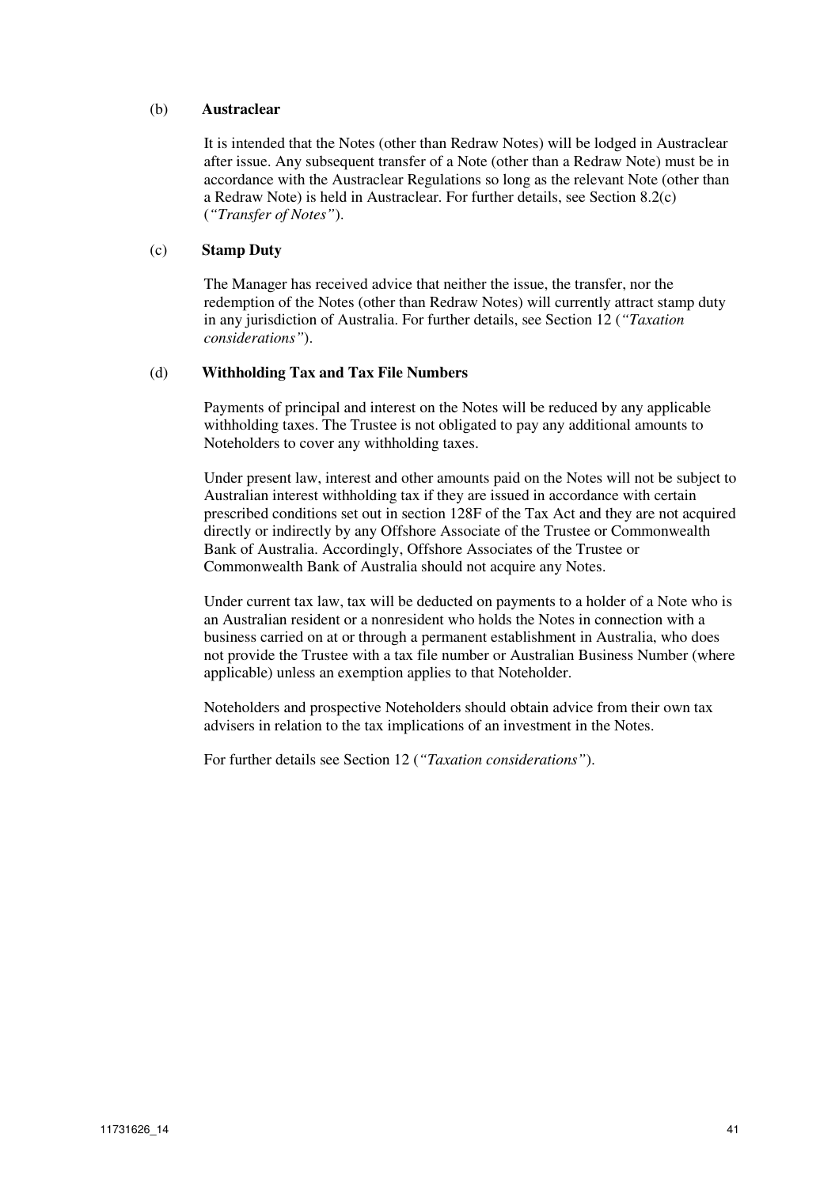(b) **Austraclear**

It is intended that the Notes (other than Redraw Notes) will be lodged in Austraclear after issue. Any subsequent transfer of a Note (other than a Redraw Note) must be in accordance with the Austraclear Regulations so long as the relevant Note (other than a Redraw Note) is held in Austraclear. For further details, see Section 8.2(c) (*"Transfer of Notes"*).

(c) **Stamp Duty**

The Manager has received advice that neither the issue, the transfer, nor the redemption of the Notes (other than Redraw Notes) will currently attract stamp duty in any jurisdiction of Australia. For further details, see Section 12 (*"Taxation considerations"*).

(d) **Withholding Tax and Tax File Numbers**

Payments of principal and interest on the Notes will be reduced by any applicable withholding taxes. The Trustee is not obligated to pay any additional amounts to Noteholders to cover any withholding taxes.

Under present law, interest and other amounts paid on the Notes will not be subject to Australian interest withholding tax if they are issued in accordance with certain prescribed conditions set out in section 128F of the Tax Act and they are not acquired directly or indirectly by any Offshore Associate of the Trustee or Commonwealth Bank of Australia. Accordingly, Offshore Associates of the Trustee or Commonwealth Bank of Australia should not acquire any Notes.

Under current tax law, tax will be deducted on payments to a holder of a Note who is an Australian resident or a nonresident who holds the Notes in connection with a business carried on at or through a permanent establishment in Australia, who does not provide the Trustee with a tax file number or Australian Business Number (where applicable) unless an exemption applies to that Noteholder.

Noteholders and prospective Noteholders should obtain advice from their own tax advisers in relation to the tax implications of an investment in the Notes.

For further details see Section 12 (*"Taxation considerations"*).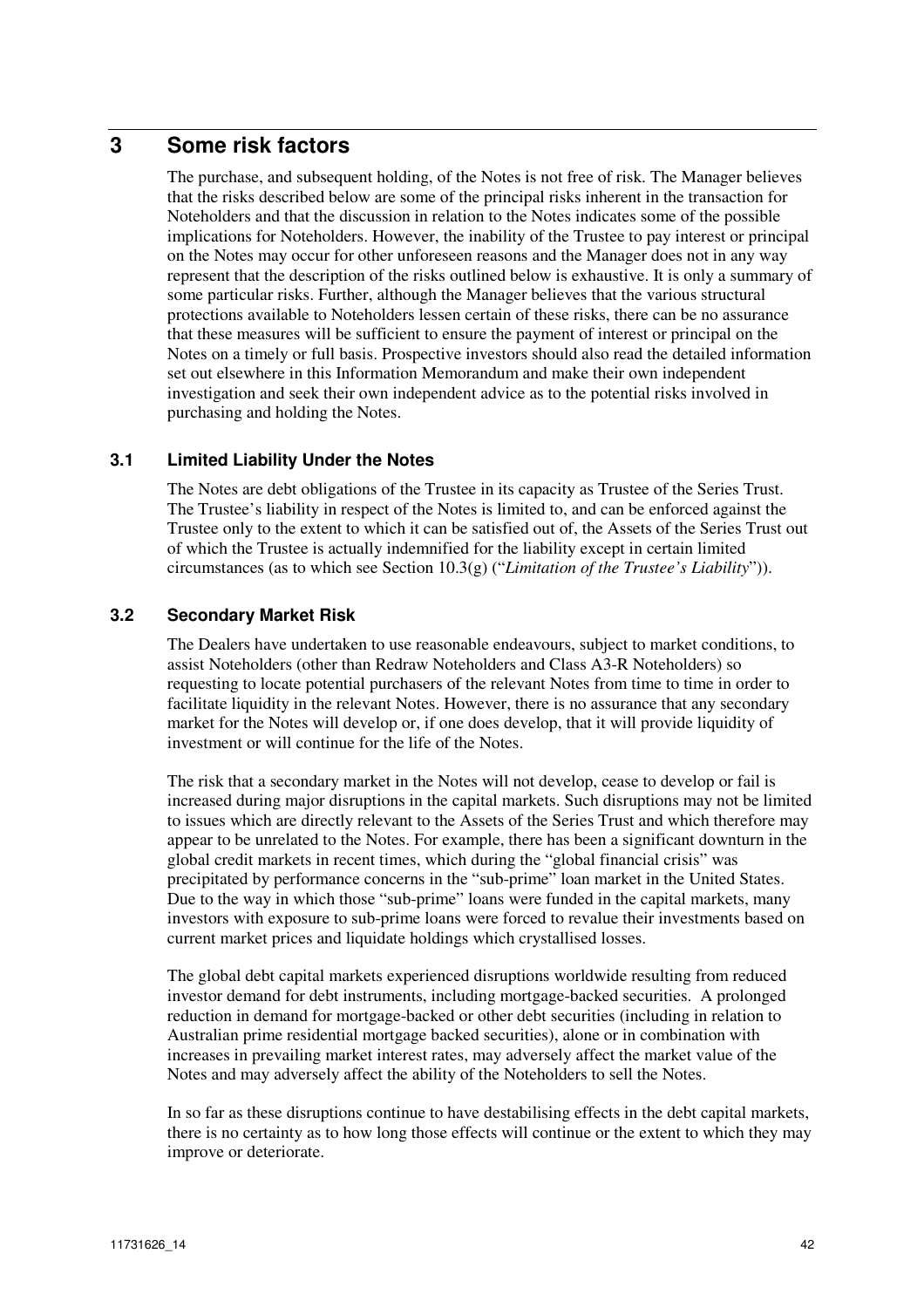# 3 Some risk factors

The purchase, and subsequent holding, of the Notes is not free of risk. The Manager believes that the risks described below are some of the principal risks inherent in the transaction for Noteholders and that the discussion in relation to the Notes indicates some of the possible implications for Noteholders. However, the inability of the Trustee to pay interest or principal on the Notes may occur for other unforeseen reasons and the Manager does not in any way represent that the description of the risks outlined below is exhaustive. It is only a summary of some particular risks. Further, although the Manager believes that the various structural protections available to Noteholders lessen certain of these risks, there can be no assurance that these measures will be sufficient to ensure the payment of interest or principal on the Notes on a timely or full basis. Prospective investors should also read the detailed information set out elsewhere in this Information Memorandum and make their own independent investigation and seek their own independent advice as to the potential risks involved in purchasing and holding the Notes.

## 3.1 Limited Liability Under the Notes

The Notes are debt obligations of the Trustee in its capacity as Trustee of the Series Trust. The Trustee's liability in respect of the Notes is limited to, and can be enforced against the Trustee only to the extent to which it can be satisfied out of, the Assets of the Series Trust out of which the Trustee is actually indemnified for the liability except in certain limited circumstances (as to which see Section 10.3(g) ("*Limitation of the Trustee's Liability*")).

## 3.2 Secondary Market Risk

The Dealers have undertaken to use reasonable endeavours, subject to market conditions, to assist Noteholders (other than Redraw Noteholders and Class A3-R Noteholders) so requesting to locate potential purchasers of the relevant Notes from time to time in order to facilitate liquidity in the relevant Notes. However, there is no assurance that any secondary market for the Notes will develop or, if one does develop, that it will provide liquidity of investment or will continue for the life of the Notes.

The risk that a secondary market in the Notes will not develop, cease to develop or fail is increased during major disruptions in the capital markets. Such disruptions may not be limited to issues which are directly relevant to the Assets of the Series Trust and which therefore may appear to be unrelated to the Notes. For example, there has been a significant downturn in the global credit markets in recent times, which during the "global financial crisis" was precipitated by performance concerns in the "sub-prime" loan market in the United States. Due to the way in which those "sub-prime" loans were funded in the capital markets, many investors with exposure to sub-prime loans were forced to revalue their investments based on current market prices and liquidate holdings which crystallised losses.

The global debt capital markets experienced disruptions worldwide resulting from reduced investor demand for debt instruments, including mortgage-backed securities. A prolonged reduction in demand for mortgage-backed or other debt securities (including in relation to Australian prime residential mortgage backed securities), alone or in combination with increases in prevailing market interest rates, may adversely affect the market value of the Notes and may adversely affect the ability of the Noteholders to sell the Notes.

In so far as these disruptions continue to have destabilising effects in the debt capital markets, there is no certainty as to how long those effects will continue or the extent to which they may improve or deteriorate.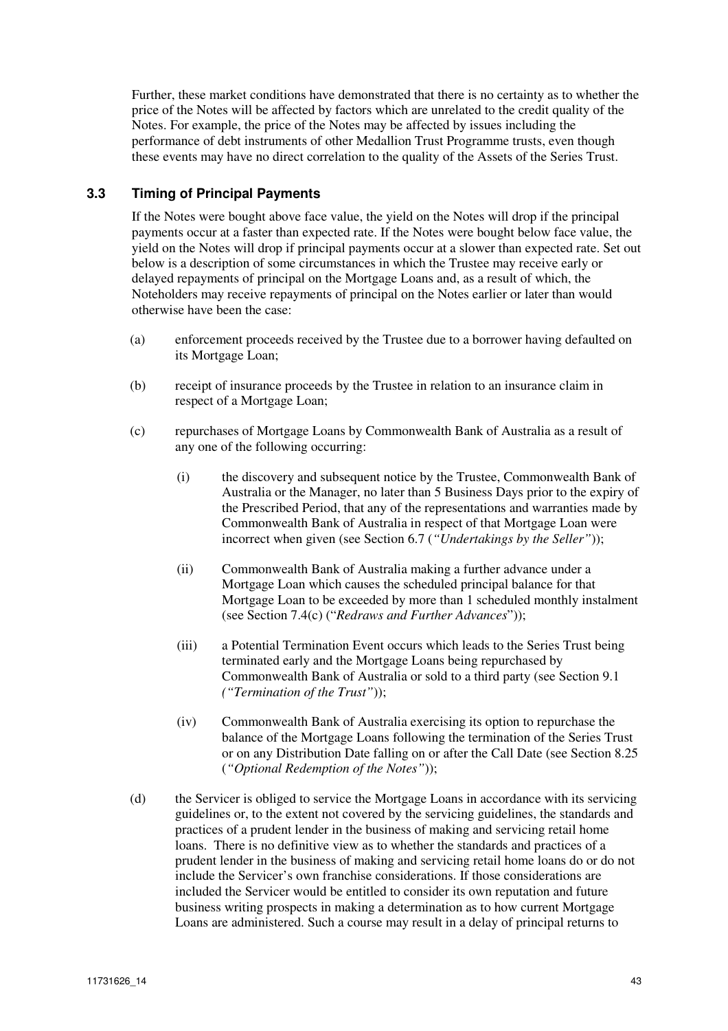Further, these market conditions have demonstrated that there is no certainty as to whether the price of the Notes will be affected by factors which are unrelated to the credit quality of the Notes. For example, the price of the Notes may be affected by issues including the performance of debt instruments of other Medallion Trust Programme trusts, even though these events may have no direct correlation to the quality of the Assets of the Series Trust.

### 3.3 Timing of Principal Payments

If the Notes were bought above face value, the yield on the Notes will drop if the principal payments occur at a faster than expected rate. If the Notes were bought below face value, the yield on the Notes will drop if principal payments occur at a slower than expected rate. Set out below is a description of some circumstances in which the Trustee may receive early or delayed repayments of principal on the Mortgage Loans and, as a result of which, the Noteholders may receive repayments of principal on the Notes earlier or later than would otherwise have been the case:

(a) enforcement proceeds received by the Trustee due to a borrower having defaulted on its Mortgage Loan;

(b) receipt of insurance proceeds by the Trustee in relation to an insurance claim in respect of a Mortgage Loan;

(c) repurchases of Mortgage Loans by Commonwealth Bank of Australia as a result of any one of the following occurring:

  (i) the discovery and subsequent notice by the Trustee, Commonwealth Bank of Australia or the Manager, no later than 5 Business Days prior to the expiry of the Prescribed Period, that any of the representations and warranties made by Commonwealth Bank of Australia in respect of that Mortgage Loan were incorrect when given (see Section 6.7 (*"Undertakings by the Seller"*));

  (ii) Commonwealth Bank of Australia making a further advance under a Mortgage Loan which causes the scheduled principal balance for that Mortgage Loan to be exceeded by more than 1 scheduled monthly instalment (see Section 7.4(c) ("*Redraws and Further Advances*"));

  (iii) a Potential Termination Event occurs which leads to the Series Trust being terminated early and the Mortgage Loans being repurchased by Commonwealth Bank of Australia or sold to a third party (see Section 9.1 *("Termination of the Trust")*);

  (iv) Commonwealth Bank of Australia exercising its option to repurchase the balance of the Mortgage Loans following the termination of the Series Trust or on any Distribution Date falling on or after the Call Date (see Section 8.25 (*"Optional Redemption of the Notes"*));

(d) the Servicer is obliged to service the Mortgage Loans in accordance with its servicing guidelines or, to the extent not covered by the servicing guidelines, the standards and practices of a prudent lender in the business of making and servicing retail home loans. There is no definitive view as to whether the standards and practices of a prudent lender in the business of making and servicing retail home loans do or do not include the Servicer's own franchise considerations. If those considerations are included the Servicer would be entitled to consider its own reputation and future business writing prospects in making a determination as to how current Mortgage Loans are administered. Such a course may result in a delay of principal returns to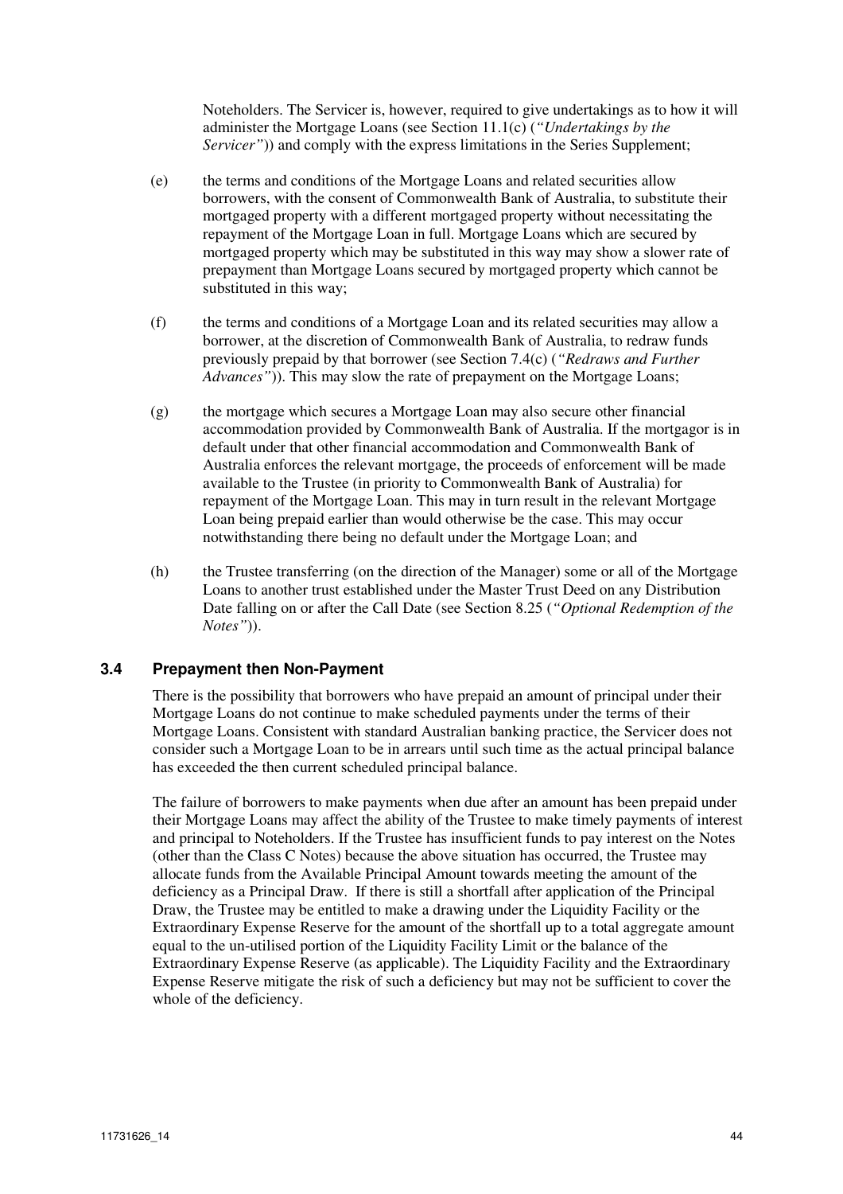Noteholders. The Servicer is, however, required to give undertakings as to how it will administer the Mortgage Loans (see Section 11.1(c) (*"Undertakings by the Servicer"*)) and comply with the express limitations in the Series Supplement;

(e) the terms and conditions of the Mortgage Loans and related securities allow borrowers, with the consent of Commonwealth Bank of Australia, to substitute their mortgaged property with a different mortgaged property without necessitating the repayment of the Mortgage Loan in full. Mortgage Loans which are secured by mortgaged property which may be substituted in this way may show a slower rate of prepayment than Mortgage Loans secured by mortgaged property which cannot be substituted in this way;

(f) the terms and conditions of a Mortgage Loan and its related securities may allow a borrower, at the discretion of Commonwealth Bank of Australia, to redraw funds previously prepaid by that borrower (see Section 7.4(c) (*"Redraws and Further Advances"*)). This may slow the rate of prepayment on the Mortgage Loans;

(g) the mortgage which secures a Mortgage Loan may also secure other financial accommodation provided by Commonwealth Bank of Australia. If the mortgagor is in default under that other financial accommodation and Commonwealth Bank of Australia enforces the relevant mortgage, the proceeds of enforcement will be made available to the Trustee (in priority to Commonwealth Bank of Australia) for repayment of the Mortgage Loan. This may in turn result in the relevant Mortgage Loan being prepaid earlier than would otherwise be the case. This may occur notwithstanding there being no default under the Mortgage Loan; and

(h) the Trustee transferring (on the direction of the Manager) some or all of the Mortgage Loans to another trust established under the Master Trust Deed on any Distribution Date falling on or after the Call Date (see Section 8.25 (*"Optional Redemption of the Notes"*)).

## 3.4 Prepayment then Non-Payment

There is the possibility that borrowers who have prepaid an amount of principal under their Mortgage Loans do not continue to make scheduled payments under the terms of their Mortgage Loans. Consistent with standard Australian banking practice, the Servicer does not consider such a Mortgage Loan to be in arrears until such time as the actual principal balance has exceeded the then current scheduled principal balance.

The failure of borrowers to make payments when due after an amount has been prepaid under their Mortgage Loans may affect the ability of the Trustee to make timely payments of interest and principal to Noteholders. If the Trustee has insufficient funds to pay interest on the Notes (other than the Class C Notes) because the above situation has occurred, the Trustee may allocate funds from the Available Principal Amount towards meeting the amount of the deficiency as a Principal Draw. If there is still a shortfall after application of the Principal Draw, the Trustee may be entitled to make a drawing under the Liquidity Facility or the Extraordinary Expense Reserve for the amount of the shortfall up to a total aggregate amount equal to the un-utilised portion of the Liquidity Facility Limit or the balance of the Extraordinary Expense Reserve (as applicable). The Liquidity Facility and the Extraordinary Expense Reserve mitigate the risk of such a deficiency but may not be sufficient to cover the whole of the deficiency.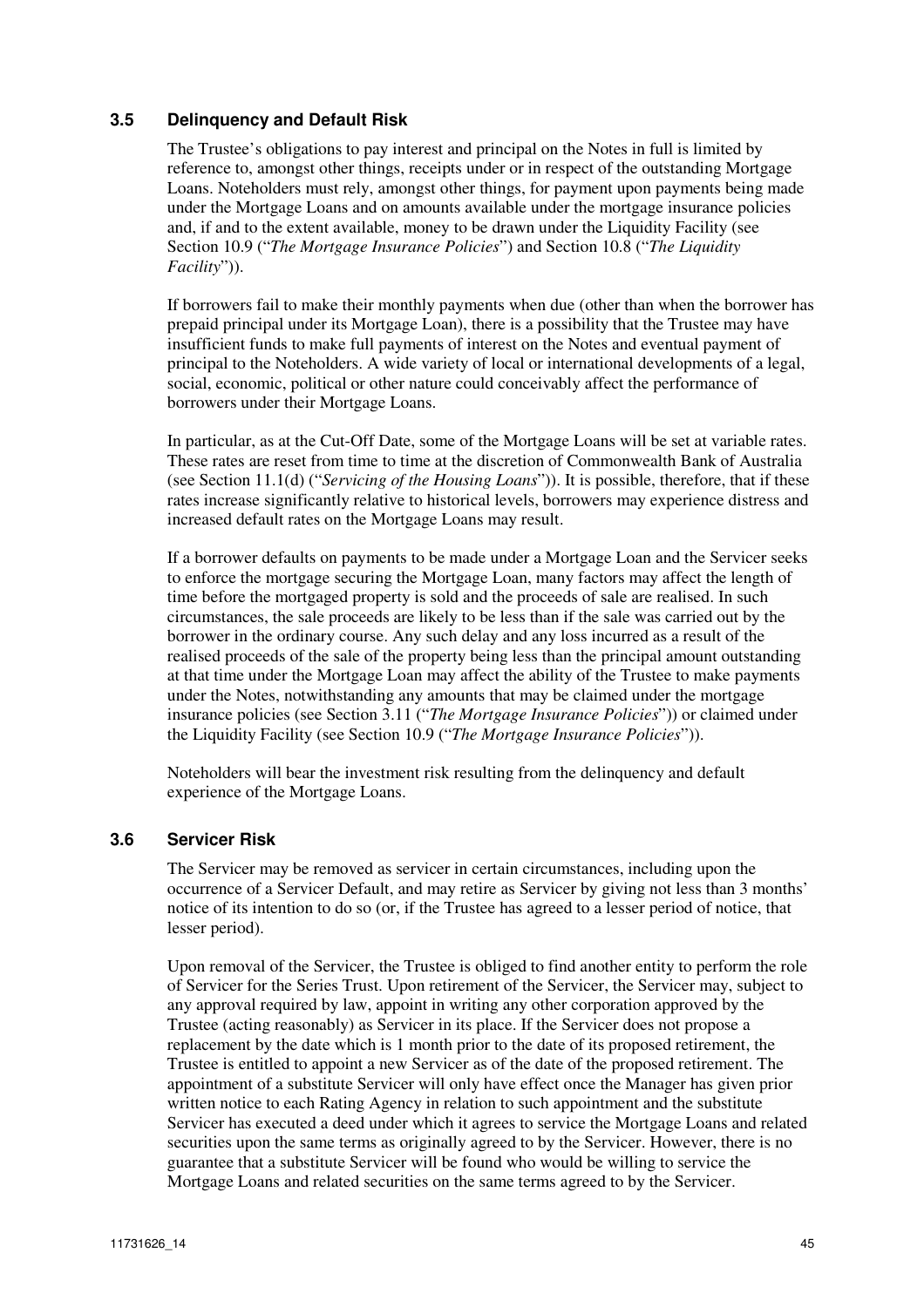### 3.5 Delinquency and Default Risk

The Trustee's obligations to pay interest and principal on the Notes in full is limited by reference to, amongst other things, receipts under or in respect of the outstanding Mortgage Loans. Noteholders must rely, amongst other things, for payment upon payments being made under the Mortgage Loans and on amounts available under the mortgage insurance policies and, if and to the extent available, money to be drawn under the Liquidity Facility (see Section 10.9 ("*The Mortgage Insurance Policies*") and Section 10.8 ("*The Liquidity Facility*")).

If borrowers fail to make their monthly payments when due (other than when the borrower has prepaid principal under its Mortgage Loan), there is a possibility that the Trustee may have insufficient funds to make full payments of interest on the Notes and eventual payment of principal to the Noteholders. A wide variety of local or international developments of a legal, social, economic, political or other nature could conceivably affect the performance of borrowers under their Mortgage Loans.

In particular, as at the Cut-Off Date, some of the Mortgage Loans will be set at variable rates. These rates are reset from time to time at the discretion of Commonwealth Bank of Australia (see Section 11.1(d) ("*Servicing of the Housing Loans*")). It is possible, therefore, that if these rates increase significantly relative to historical levels, borrowers may experience distress and increased default rates on the Mortgage Loans may result.

If a borrower defaults on payments to be made under a Mortgage Loan and the Servicer seeks to enforce the mortgage securing the Mortgage Loan, many factors may affect the length of time before the mortgaged property is sold and the proceeds of sale are realised. In such circumstances, the sale proceeds are likely to be less than if the sale was carried out by the borrower in the ordinary course. Any such delay and any loss incurred as a result of the realised proceeds of the sale of the property being less than the principal amount outstanding at that time under the Mortgage Loan may affect the ability of the Trustee to make payments under the Notes, notwithstanding any amounts that may be claimed under the mortgage insurance policies (see Section 3.11 ("*The Mortgage Insurance Policies*")) or claimed under the Liquidity Facility (see Section 10.9 ("*The Mortgage Insurance Policies*")).

Noteholders will bear the investment risk resulting from the delinquency and default experience of the Mortgage Loans.

### 3.6 Servicer Risk

The Servicer may be removed as servicer in certain circumstances, including upon the occurrence of a Servicer Default, and may retire as Servicer by giving not less than 3 months' notice of its intention to do so (or, if the Trustee has agreed to a lesser period of notice, that lesser period).

Upon removal of the Servicer, the Trustee is obliged to find another entity to perform the role of Servicer for the Series Trust. Upon retirement of the Servicer, the Servicer may, subject to any approval required by law, appoint in writing any other corporation approved by the Trustee (acting reasonably) as Servicer in its place. If the Servicer does not propose a replacement by the date which is 1 month prior to the date of its proposed retirement, the Trustee is entitled to appoint a new Servicer as of the date of the proposed retirement. The appointment of a substitute Servicer will only have effect once the Manager has given prior written notice to each Rating Agency in relation to such appointment and the substitute Servicer has executed a deed under which it agrees to service the Mortgage Loans and related securities upon the same terms as originally agreed to by the Servicer. However, there is no guarantee that a substitute Servicer will be found who would be willing to service the Mortgage Loans and related securities on the same terms agreed to by the Servicer.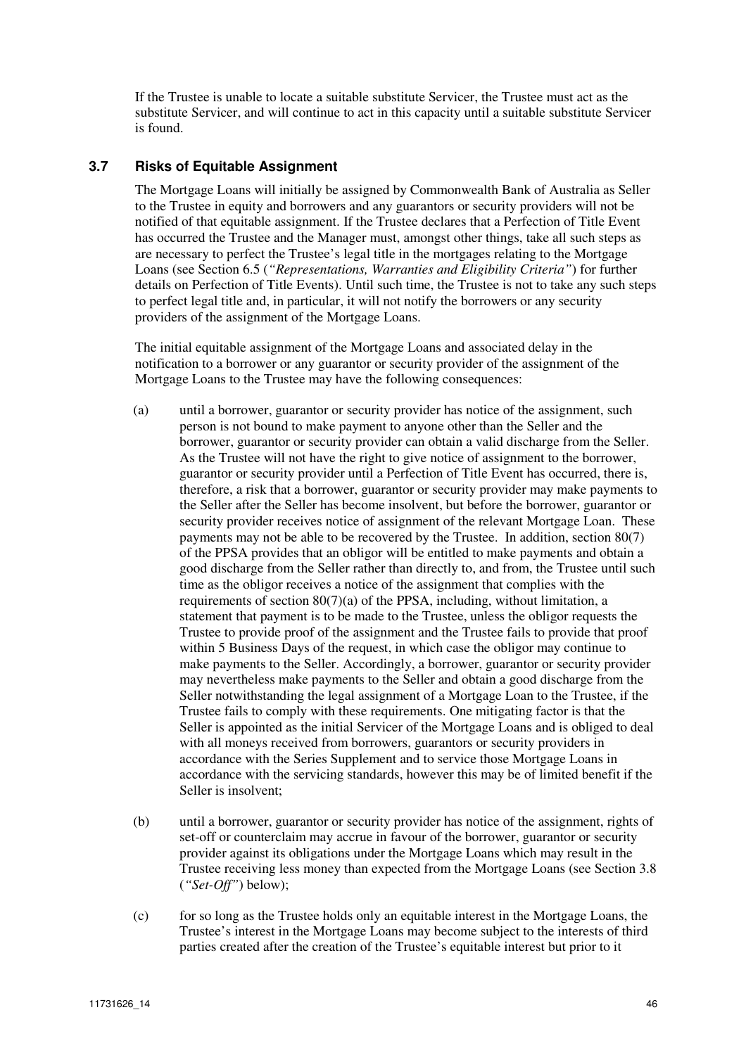If the Trustee is unable to locate a suitable substitute Servicer, the Trustee must act as the substitute Servicer, and will continue to act in this capacity until a suitable substitute Servicer is found.

### 3.7 Risks of Equitable Assignment

The Mortgage Loans will initially be assigned by Commonwealth Bank of Australia as Seller to the Trustee in equity and borrowers and any guarantors or security providers will not be notified of that equitable assignment. If the Trustee declares that a Perfection of Title Event has occurred the Trustee and the Manager must, amongst other things, take all such steps as are necessary to perfect the Trustee's legal title in the mortgages relating to the Mortgage Loans (see Section 6.5 (*"Representations, Warranties and Eligibility Criteria"*) for further details on Perfection of Title Events). Until such time, the Trustee is not to take any such steps to perfect legal title and, in particular, it will not notify the borrowers or any security providers of the assignment of the Mortgage Loans.

The initial equitable assignment of the Mortgage Loans and associated delay in the notification to a borrower or any guarantor or security provider of the assignment of the Mortgage Loans to the Trustee may have the following consequences:

(a) until a borrower, guarantor or security provider has notice of the assignment, such person is not bound to make payment to anyone other than the Seller and the borrower, guarantor or security provider can obtain a valid discharge from the Seller. As the Trustee will not have the right to give notice of assignment to the borrower, guarantor or security provider until a Perfection of Title Event has occurred, there is, therefore, a risk that a borrower, guarantor or security provider may make payments to the Seller after the Seller has become insolvent, but before the borrower, guarantor or security provider receives notice of assignment of the relevant Mortgage Loan. These payments may not be able to be recovered by the Trustee. In addition, section 80(7) of the PPSA provides that an obligor will be entitled to make payments and obtain a good discharge from the Seller rather than directly to, and from, the Trustee until such time as the obligor receives a notice of the assignment that complies with the requirements of section 80(7)(a) of the PPSA, including, without limitation, a statement that payment is to be made to the Trustee, unless the obligor requests the Trustee to provide proof of the assignment and the Trustee fails to provide that proof within 5 Business Days of the request, in which case the obligor may continue to make payments to the Seller. Accordingly, a borrower, guarantor or security provider may nevertheless make payments to the Seller and obtain a good discharge from the Seller notwithstanding the legal assignment of a Mortgage Loan to the Trustee, if the Trustee fails to comply with these requirements. One mitigating factor is that the Seller is appointed as the initial Servicer of the Mortgage Loans and is obliged to deal with all moneys received from borrowers, guarantors or security providers in accordance with the Series Supplement and to service those Mortgage Loans in accordance with the servicing standards, however this may be of limited benefit if the Seller is insolvent;

(b) until a borrower, guarantor or security provider has notice of the assignment, rights of set-off or counterclaim may accrue in favour of the borrower, guarantor or security provider against its obligations under the Mortgage Loans which may result in the Trustee receiving less money than expected from the Mortgage Loans (see Section 3.8 (*"Set-Off"*) below);

(c) for so long as the Trustee holds only an equitable interest in the Mortgage Loans, the Trustee's interest in the Mortgage Loans may become subject to the interests of third parties created after the creation of the Trustee's equitable interest but prior to it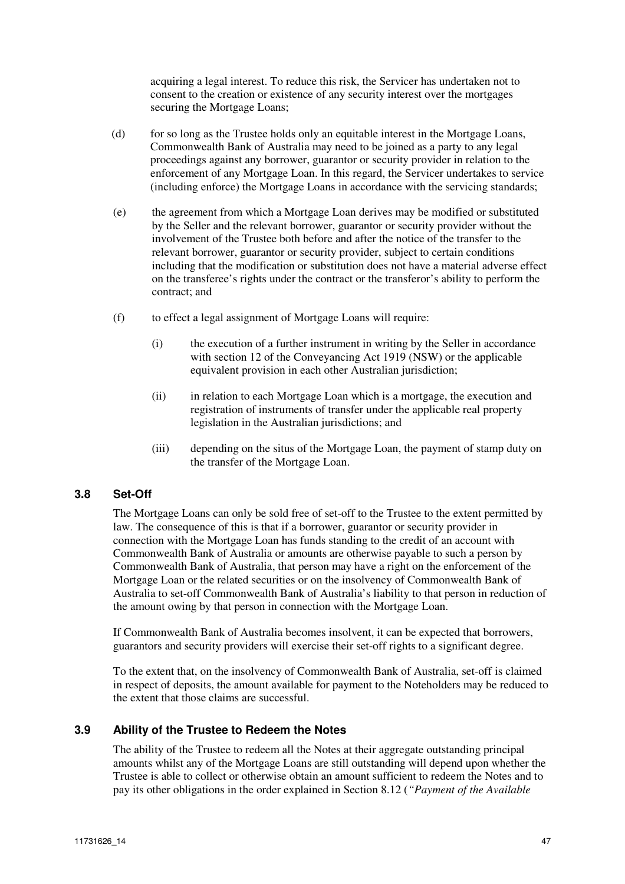acquiring a legal interest. To reduce this risk, the Servicer has undertaken not to consent to the creation or existence of any security interest over the mortgages securing the Mortgage Loans;

(d) for so long as the Trustee holds only an equitable interest in the Mortgage Loans, Commonwealth Bank of Australia may need to be joined as a party to any legal proceedings against any borrower, guarantor or security provider in relation to the enforcement of any Mortgage Loan. In this regard, the Servicer undertakes to service (including enforce) the Mortgage Loans in accordance with the servicing standards;

(e) the agreement from which a Mortgage Loan derives may be modified or substituted by the Seller and the relevant borrower, guarantor or security provider without the involvement of the Trustee both before and after the notice of the transfer to the relevant borrower, guarantor or security provider, subject to certain conditions including that the modification or substitution does not have a material adverse effect on the transferee's rights under the contract or the transferor's ability to perform the contract; and

(f) to effect a legal assignment of Mortgage Loans will require:

   (i) the execution of a further instrument in writing by the Seller in accordance with section 12 of the Conveyancing Act 1919 (NSW) or the applicable equivalent provision in each other Australian jurisdiction;

   (ii) in relation to each Mortgage Loan which is a mortgage, the execution and registration of instruments of transfer under the applicable real property legislation in the Australian jurisdictions; and

   (iii) depending on the situs of the Mortgage Loan, the payment of stamp duty on the transfer of the Mortgage Loan.

### 3.8 Set-Off

The Mortgage Loans can only be sold free of set-off to the Trustee to the extent permitted by law. The consequence of this is that if a borrower, guarantor or security provider in connection with the Mortgage Loan has funds standing to the credit of an account with Commonwealth Bank of Australia or amounts are otherwise payable to such a person by Commonwealth Bank of Australia, that person may have a right on the enforcement of the Mortgage Loan or the related securities or on the insolvency of Commonwealth Bank of Australia to set-off Commonwealth Bank of Australia's liability to that person in reduction of the amount owing by that person in connection with the Mortgage Loan.

If Commonwealth Bank of Australia becomes insolvent, it can be expected that borrowers, guarantors and security providers will exercise their set-off rights to a significant degree.

To the extent that, on the insolvency of Commonwealth Bank of Australia, set-off is claimed in respect of deposits, the amount available for payment to the Noteholders may be reduced to the extent that those claims are successful.

### 3.9 Ability of the Trustee to Redeem the Notes

The ability of the Trustee to redeem all the Notes at their aggregate outstanding principal amounts whilst any of the Mortgage Loans are still outstanding will depend upon whether the Trustee is able to collect or otherwise obtain an amount sufficient to redeem the Notes and to pay its other obligations in the order explained in Section 8.12 (*"Payment of the Available*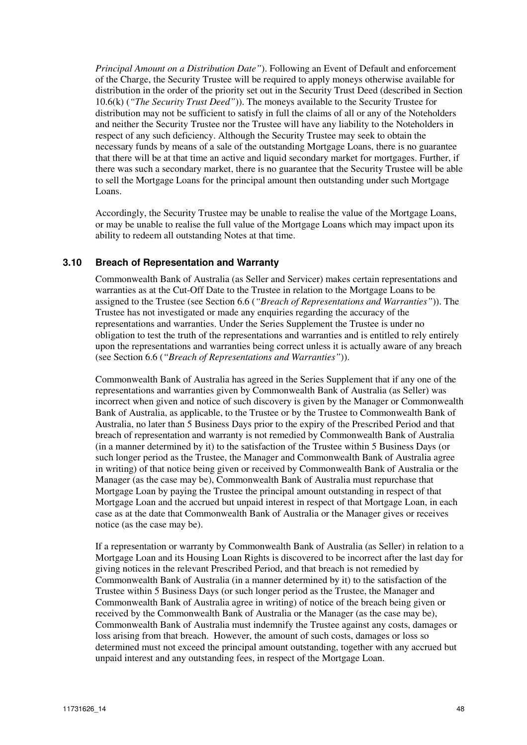*Principal Amount on a Distribution Date"*). Following an Event of Default and enforcement of the Charge, the Security Trustee will be required to apply moneys otherwise available for distribution in the order of the priority set out in the Security Trust Deed (described in Section 10.6(k) (*"The Security Trust Deed"*)). The moneys available to the Security Trustee for distribution may not be sufficient to satisfy in full the claims of all or any of the Noteholders and neither the Security Trustee nor the Trustee will have any liability to the Noteholders in respect of any such deficiency. Although the Security Trustee may seek to obtain the necessary funds by means of a sale of the outstanding Mortgage Loans, there is no guarantee that there will be at that time an active and liquid secondary market for mortgages. Further, if there was such a secondary market, there is no guarantee that the Security Trustee will be able to sell the Mortgage Loans for the principal amount then outstanding under such Mortgage Loans.

Accordingly, the Security Trustee may be unable to realise the value of the Mortgage Loans, or may be unable to realise the full value of the Mortgage Loans which may impact upon its ability to redeem all outstanding Notes at that time.

### 3.10 Breach of Representation and Warranty

Commonwealth Bank of Australia (as Seller and Servicer) makes certain representations and warranties as at the Cut-Off Date to the Trustee in relation to the Mortgage Loans to be assigned to the Trustee (see Section 6.6 (*"Breach of Representations and Warranties"*)). The Trustee has not investigated or made any enquiries regarding the accuracy of the representations and warranties. Under the Series Supplement the Trustee is under no obligation to test the truth of the representations and warranties and is entitled to rely entirely upon the representations and warranties being correct unless it is actually aware of any breach (see Section 6.6 (*"Breach of Representations and Warranties"*)).

Commonwealth Bank of Australia has agreed in the Series Supplement that if any one of the representations and warranties given by Commonwealth Bank of Australia (as Seller) was incorrect when given and notice of such discovery is given by the Manager or Commonwealth Bank of Australia, as applicable, to the Trustee or by the Trustee to Commonwealth Bank of Australia, no later than 5 Business Days prior to the expiry of the Prescribed Period and that breach of representation and warranty is not remedied by Commonwealth Bank of Australia (in a manner determined by it) to the satisfaction of the Trustee within 5 Business Days (or such longer period as the Trustee, the Manager and Commonwealth Bank of Australia agree in writing) of that notice being given or received by Commonwealth Bank of Australia or the Manager (as the case may be), Commonwealth Bank of Australia must repurchase that Mortgage Loan by paying the Trustee the principal amount outstanding in respect of that Mortgage Loan and the accrued but unpaid interest in respect of that Mortgage Loan, in each case as at the date that Commonwealth Bank of Australia or the Manager gives or receives notice (as the case may be).

If a representation or warranty by Commonwealth Bank of Australia (as Seller) in relation to a Mortgage Loan and its Housing Loan Rights is discovered to be incorrect after the last day for giving notices in the relevant Prescribed Period, and that breach is not remedied by Commonwealth Bank of Australia (in a manner determined by it) to the satisfaction of the Trustee within 5 Business Days (or such longer period as the Trustee, the Manager and Commonwealth Bank of Australia agree in writing) of notice of the breach being given or received by the Commonwealth Bank of Australia or the Manager (as the case may be), Commonwealth Bank of Australia must indemnify the Trustee against any costs, damages or loss arising from that breach. However, the amount of such costs, damages or loss so determined must not exceed the principal amount outstanding, together with any accrued but unpaid interest and any outstanding fees, in respect of the Mortgage Loan.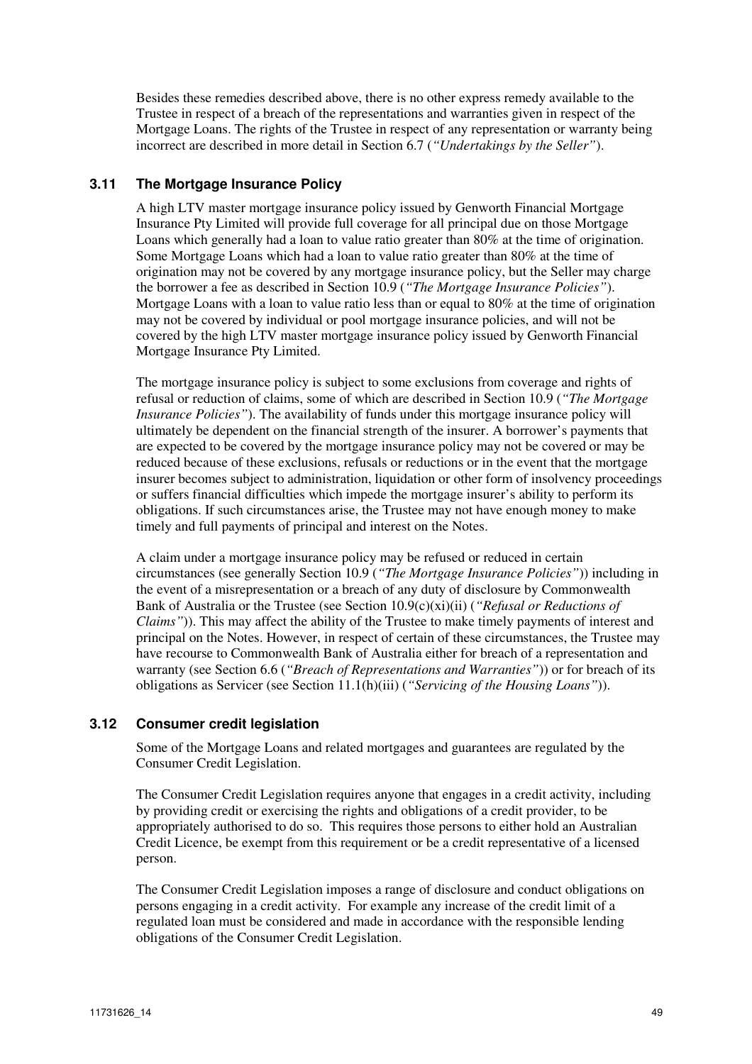Besides these remedies described above, there is no other express remedy available to the Trustee in respect of a breach of the representations and warranties given in respect of the Mortgage Loans. The rights of the Trustee in respect of any representation or warranty being incorrect are described in more detail in Section 6.7 (*"Undertakings by the Seller"*).

## 3.11 The Mortgage Insurance Policy

A high LTV master mortgage insurance policy issued by Genworth Financial Mortgage Insurance Pty Limited will provide full coverage for all principal due on those Mortgage Loans which generally had a loan to value ratio greater than 80% at the time of origination. Some Mortgage Loans which had a loan to value ratio greater than 80% at the time of origination may not be covered by any mortgage insurance policy, but the Seller may charge the borrower a fee as described in Section 10.9 (*"The Mortgage Insurance Policies"*). Mortgage Loans with a loan to value ratio less than or equal to 80% at the time of origination may not be covered by individual or pool mortgage insurance policies, and will not be covered by the high LTV master mortgage insurance policy issued by Genworth Financial Mortgage Insurance Pty Limited.

The mortgage insurance policy is subject to some exclusions from coverage and rights of refusal or reduction of claims, some of which are described in Section 10.9 (*"The Mortgage Insurance Policies"*). The availability of funds under this mortgage insurance policy will ultimately be dependent on the financial strength of the insurer. A borrower's payments that are expected to be covered by the mortgage insurance policy may not be covered or may be reduced because of these exclusions, refusals or reductions or in the event that the mortgage insurer becomes subject to administration, liquidation or other form of insolvency proceedings or suffers financial difficulties which impede the mortgage insurer's ability to perform its obligations. If such circumstances arise, the Trustee may not have enough money to make timely and full payments of principal and interest on the Notes.

A claim under a mortgage insurance policy may be refused or reduced in certain circumstances (see generally Section 10.9 (*"The Mortgage Insurance Policies"*)) including in the event of a misrepresentation or a breach of any duty of disclosure by Commonwealth Bank of Australia or the Trustee (see Section 10.9(c)(xi)(ii) (*"Refusal or Reductions of Claims"*)). This may affect the ability of the Trustee to make timely payments of interest and principal on the Notes. However, in respect of certain of these circumstances, the Trustee may have recourse to Commonwealth Bank of Australia either for breach of a representation and warranty (see Section 6.6 (*"Breach of Representations and Warranties"*)) or for breach of its obligations as Servicer (see Section 11.1(h)(iii) (*"Servicing of the Housing Loans"*)).

## 3.12 Consumer credit legislation

Some of the Mortgage Loans and related mortgages and guarantees are regulated by the Consumer Credit Legislation.

The Consumer Credit Legislation requires anyone that engages in a credit activity, including by providing credit or exercising the rights and obligations of a credit provider, to be appropriately authorised to do so. This requires those persons to either hold an Australian Credit Licence, be exempt from this requirement or be a credit representative of a licensed person.

The Consumer Credit Legislation imposes a range of disclosure and conduct obligations on persons engaging in a credit activity. For example any increase of the credit limit of a regulated loan must be considered and made in accordance with the responsible lending obligations of the Consumer Credit Legislation.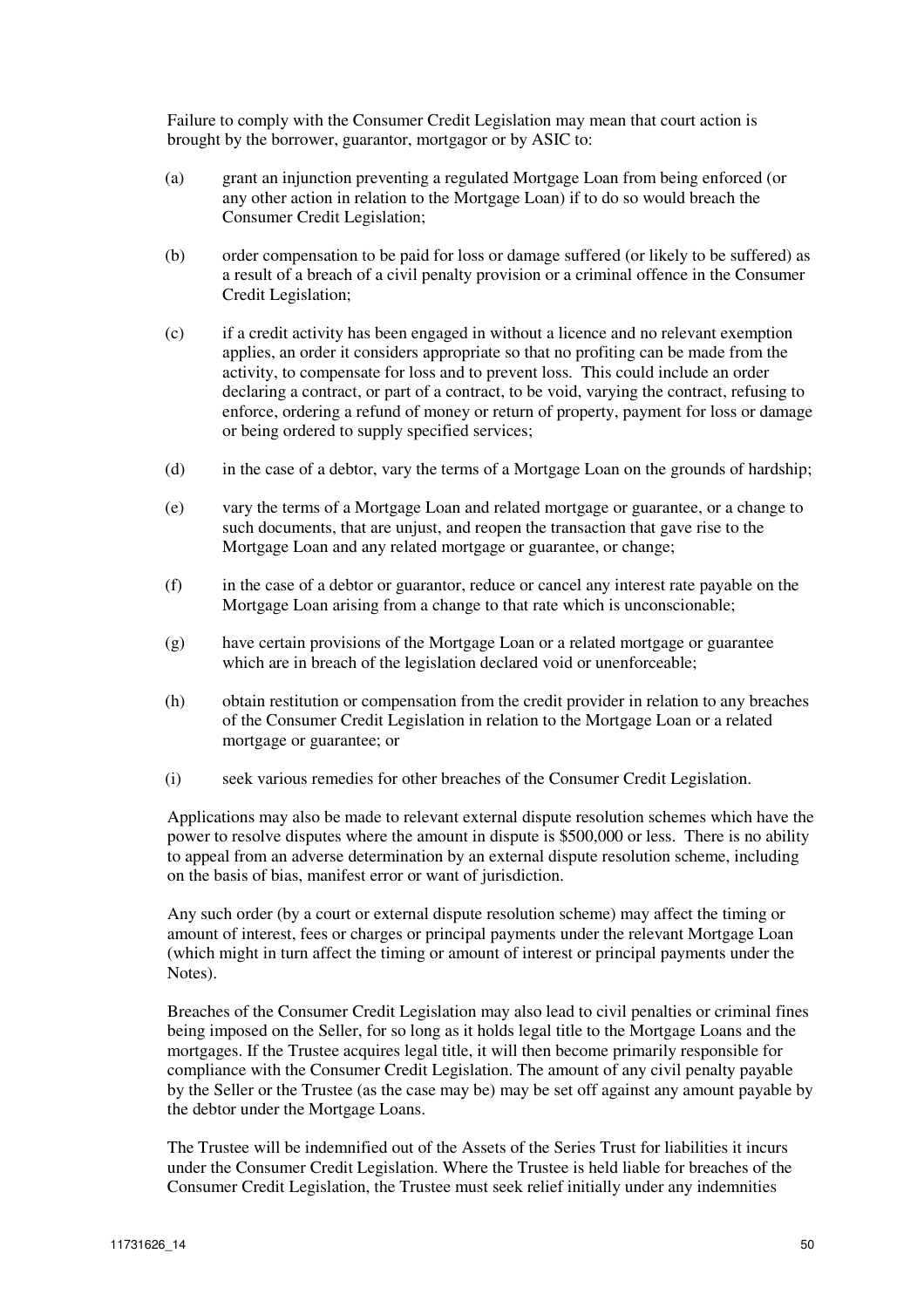Failure to comply with the Consumer Credit Legislation may mean that court action is brought by the borrower, guarantor, mortgagor or by ASIC to:

(a) grant an injunction preventing a regulated Mortgage Loan from being enforced (or any other action in relation to the Mortgage Loan) if to do so would breach the Consumer Credit Legislation;

(b) order compensation to be paid for loss or damage suffered (or likely to be suffered) as a result of a breach of a civil penalty provision or a criminal offence in the Consumer Credit Legislation;

(c) if a credit activity has been engaged in without a licence and no relevant exemption applies, an order it considers appropriate so that no profiting can be made from the activity, to compensate for loss and to prevent loss. This could include an order declaring a contract, or part of a contract, to be void, varying the contract, refusing to enforce, ordering a refund of money or return of property, payment for loss or damage or being ordered to supply specified services;

(d) in the case of a debtor, vary the terms of a Mortgage Loan on the grounds of hardship;

(e) vary the terms of a Mortgage Loan and related mortgage or guarantee, or a change to such documents, that are unjust, and reopen the transaction that gave rise to the Mortgage Loan and any related mortgage or guarantee, or change;

(f) in the case of a debtor or guarantor, reduce or cancel any interest rate payable on the Mortgage Loan arising from a change to that rate which is unconscionable;

(g) have certain provisions of the Mortgage Loan or a related mortgage or guarantee which are in breach of the legislation declared void or unenforceable;

(h) obtain restitution or compensation from the credit provider in relation to any breaches of the Consumer Credit Legislation in relation to the Mortgage Loan or a related mortgage or guarantee; or

(i) seek various remedies for other breaches of the Consumer Credit Legislation.

Applications may also be made to relevant external dispute resolution schemes which have the power to resolve disputes where the amount in dispute is $500,000 or less. There is no ability to appeal from an adverse determination by an external dispute resolution scheme, including on the basis of bias, manifest error or want of jurisdiction.

Any such order (by a court or external dispute resolution scheme) may affect the timing or amount of interest, fees or charges or principal payments under the relevant Mortgage Loan (which might in turn affect the timing or amount of interest or principal payments under the Notes).

Breaches of the Consumer Credit Legislation may also lead to civil penalties or criminal fines being imposed on the Seller, for so long as it holds legal title to the Mortgage Loans and the mortgages. If the Trustee acquires legal title, it will then become primarily responsible for compliance with the Consumer Credit Legislation. The amount of any civil penalty payable by the Seller or the Trustee (as the case may be) may be set off against any amount payable by the debtor under the Mortgage Loans.

The Trustee will be indemnified out of the Assets of the Series Trust for liabilities it incurs under the Consumer Credit Legislation. Where the Trustee is held liable for breaches of the Consumer Credit Legislation, the Trustee must seek relief initially under any indemnities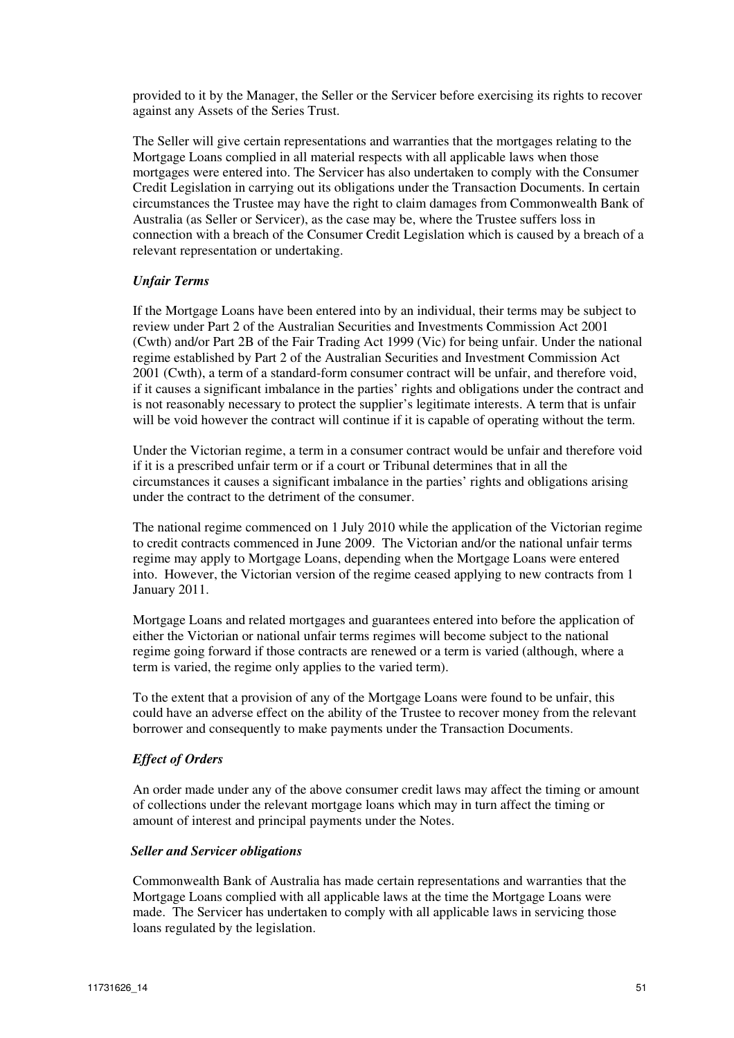provided to it by the Manager, the Seller or the Servicer before exercising its rights to recover against any Assets of the Series Trust.

The Seller will give certain representations and warranties that the mortgages relating to the Mortgage Loans complied in all material respects with all applicable laws when those mortgages were entered into. The Servicer has also undertaken to comply with the Consumer Credit Legislation in carrying out its obligations under the Transaction Documents. In certain circumstances the Trustee may have the right to claim damages from Commonwealth Bank of Australia (as Seller or Servicer), as the case may be, where the Trustee suffers loss in connection with a breach of the Consumer Credit Legislation which is caused by a breach of a relevant representation or undertaking.

***Unfair Terms***

If the Mortgage Loans have been entered into by an individual, their terms may be subject to review under Part 2 of the Australian Securities and Investments Commission Act 2001 (Cwth) and/or Part 2B of the Fair Trading Act 1999 (Vic) for being unfair. Under the national regime established by Part 2 of the Australian Securities and Investment Commission Act 2001 (Cwth), a term of a standard-form consumer contract will be unfair, and therefore void, if it causes a significant imbalance in the parties' rights and obligations under the contract and is not reasonably necessary to protect the supplier's legitimate interests. A term that is unfair will be void however the contract will continue if it is capable of operating without the term.

Under the Victorian regime, a term in a consumer contract would be unfair and therefore void if it is a prescribed unfair term or if a court or Tribunal determines that in all the circumstances it causes a significant imbalance in the parties' rights and obligations arising under the contract to the detriment of the consumer.

The national regime commenced on 1 July 2010 while the application of the Victorian regime to credit contracts commenced in June 2009. The Victorian and/or the national unfair terms regime may apply to Mortgage Loans, depending when the Mortgage Loans were entered into. However, the Victorian version of the regime ceased applying to new contracts from 1 January 2011.

Mortgage Loans and related mortgages and guarantees entered into before the application of either the Victorian or national unfair terms regimes will become subject to the national regime going forward if those contracts are renewed or a term is varied (although, where a term is varied, the regime only applies to the varied term).

To the extent that a provision of any of the Mortgage Loans were found to be unfair, this could have an adverse effect on the ability of the Trustee to recover money from the relevant borrower and consequently to make payments under the Transaction Documents.

***Effect of Orders***

An order made under any of the above consumer credit laws may affect the timing or amount of collections under the relevant mortgage loans which may in turn affect the timing or amount of interest and principal payments under the Notes.

***Seller and Servicer obligations***

Commonwealth Bank of Australia has made certain representations and warranties that the Mortgage Loans complied with all applicable laws at the time the Mortgage Loans were made. The Servicer has undertaken to comply with all applicable laws in servicing those loans regulated by the legislation.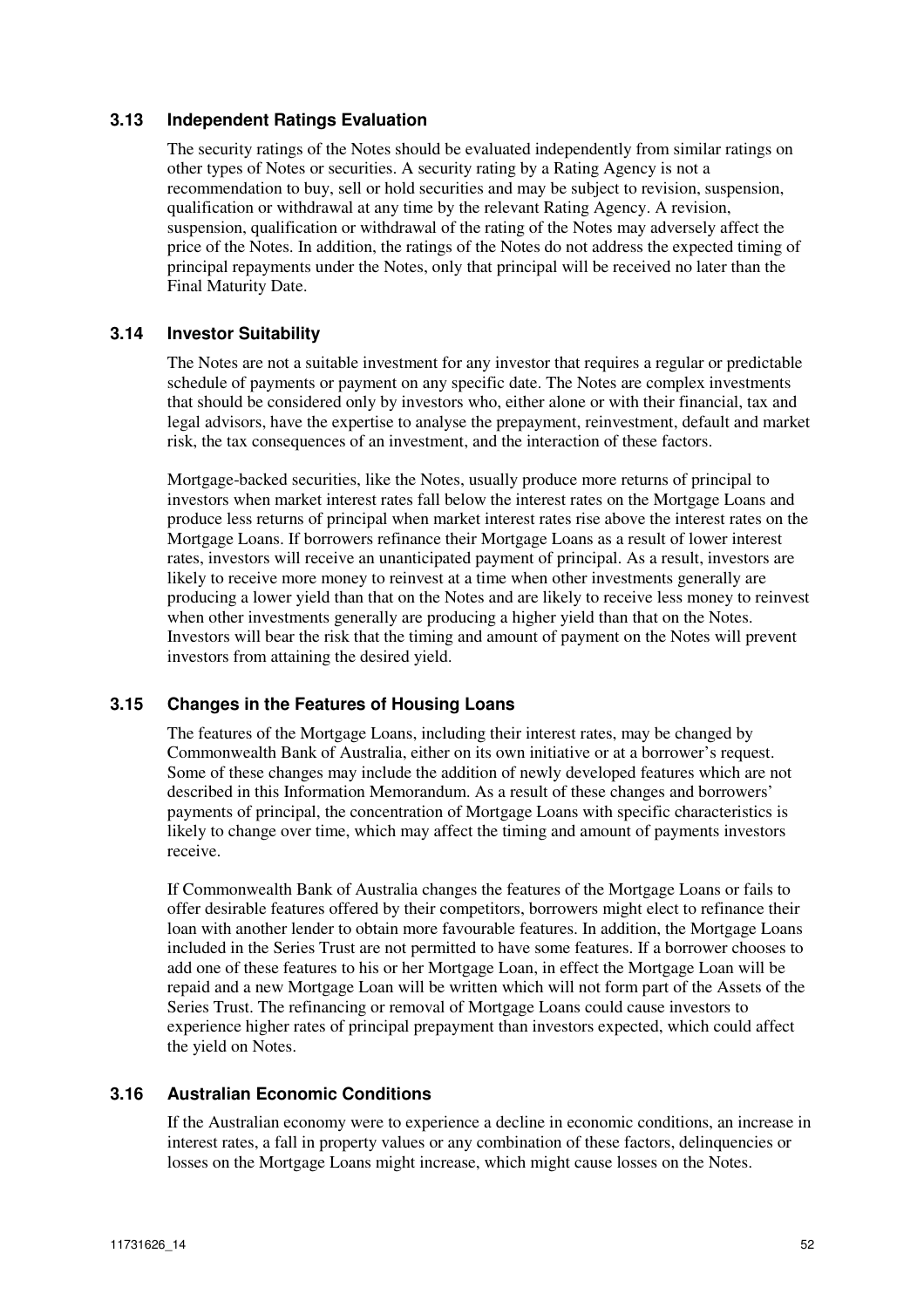### 3.13 Independent Ratings Evaluation

The security ratings of the Notes should be evaluated independently from similar ratings on other types of Notes or securities. A security rating by a Rating Agency is not a recommendation to buy, sell or hold securities and may be subject to revision, suspension, qualification or withdrawal at any time by the relevant Rating Agency. A revision, suspension, qualification or withdrawal of the rating of the Notes may adversely affect the price of the Notes. In addition, the ratings of the Notes do not address the expected timing of principal repayments under the Notes, only that principal will be received no later than the Final Maturity Date.

### 3.14 Investor Suitability

The Notes are not a suitable investment for any investor that requires a regular or predictable schedule of payments or payment on any specific date. The Notes are complex investments that should be considered only by investors who, either alone or with their financial, tax and legal advisors, have the expertise to analyse the prepayment, reinvestment, default and market risk, the tax consequences of an investment, and the interaction of these factors.

Mortgage-backed securities, like the Notes, usually produce more returns of principal to investors when market interest rates fall below the interest rates on the Mortgage Loans and produce less returns of principal when market interest rates rise above the interest rates on the Mortgage Loans. If borrowers refinance their Mortgage Loans as a result of lower interest rates, investors will receive an unanticipated payment of principal. As a result, investors are likely to receive more money to reinvest at a time when other investments generally are producing a lower yield than that on the Notes and are likely to receive less money to reinvest when other investments generally are producing a higher yield than that on the Notes. Investors will bear the risk that the timing and amount of payment on the Notes will prevent investors from attaining the desired yield.

### 3.15 Changes in the Features of Housing Loans

The features of the Mortgage Loans, including their interest rates, may be changed by Commonwealth Bank of Australia, either on its own initiative or at a borrower's request. Some of these changes may include the addition of newly developed features which are not described in this Information Memorandum. As a result of these changes and borrowers' payments of principal, the concentration of Mortgage Loans with specific characteristics is likely to change over time, which may affect the timing and amount of payments investors receive.

If Commonwealth Bank of Australia changes the features of the Mortgage Loans or fails to offer desirable features offered by their competitors, borrowers might elect to refinance their loan with another lender to obtain more favourable features. In addition, the Mortgage Loans included in the Series Trust are not permitted to have some features. If a borrower chooses to add one of these features to his or her Mortgage Loan, in effect the Mortgage Loan will be repaid and a new Mortgage Loan will be written which will not form part of the Assets of the Series Trust. The refinancing or removal of Mortgage Loans could cause investors to experience higher rates of principal prepayment than investors expected, which could affect the yield on Notes.

### 3.16 Australian Economic Conditions

If the Australian economy were to experience a decline in economic conditions, an increase in interest rates, a fall in property values or any combination of these factors, delinquencies or losses on the Mortgage Loans might increase, which might cause losses on the Notes.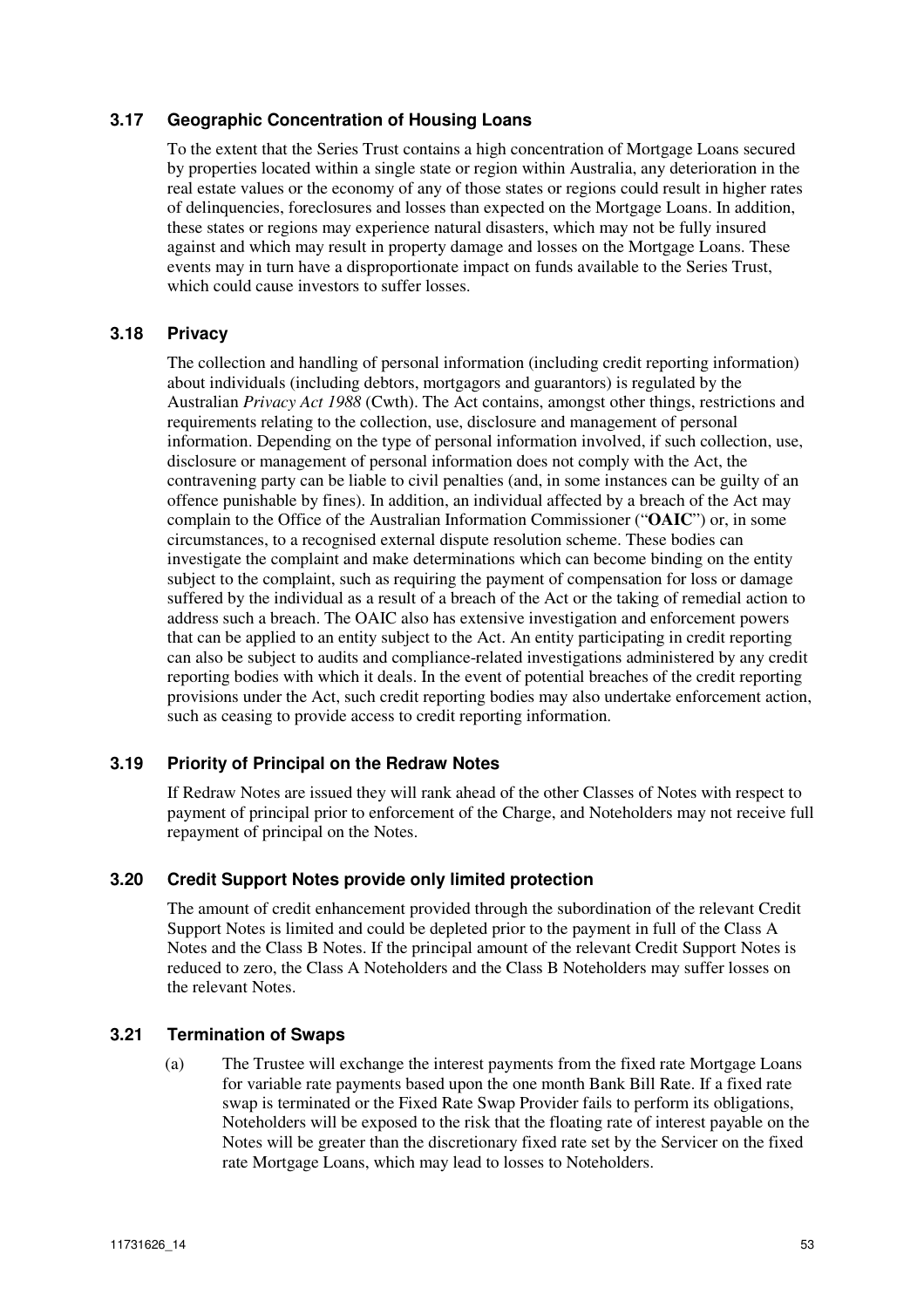### 3.17 Geographic Concentration of Housing Loans

To the extent that the Series Trust contains a high concentration of Mortgage Loans secured by properties located within a single state or region within Australia, any deterioration in the real estate values or the economy of any of those states or regions could result in higher rates of delinquencies, foreclosures and losses than expected on the Mortgage Loans. In addition, these states or regions may experience natural disasters, which may not be fully insured against and which may result in property damage and losses on the Mortgage Loans. These events may in turn have a disproportionate impact on funds available to the Series Trust, which could cause investors to suffer losses.

### 3.18 Privacy

The collection and handling of personal information (including credit reporting information) about individuals (including debtors, mortgagors and guarantors) is regulated by the Australian *Privacy Act 1988* (Cwth). The Act contains, amongst other things, restrictions and requirements relating to the collection, use, disclosure and management of personal information. Depending on the type of personal information involved, if such collection, use, disclosure or management of personal information does not comply with the Act, the contravening party can be liable to civil penalties (and, in some instances can be guilty of an offence punishable by fines). In addition, an individual affected by a breach of the Act may complain to the Office of the Australian Information Commissioner ("**OAIC**") or, in some circumstances, to a recognised external dispute resolution scheme. These bodies can investigate the complaint and make determinations which can become binding on the entity subject to the complaint, such as requiring the payment of compensation for loss or damage suffered by the individual as a result of a breach of the Act or the taking of remedial action to address such a breach. The OAIC also has extensive investigation and enforcement powers that can be applied to an entity subject to the Act. An entity participating in credit reporting can also be subject to audits and compliance-related investigations administered by any credit reporting bodies with which it deals. In the event of potential breaches of the credit reporting provisions under the Act, such credit reporting bodies may also undertake enforcement action, such as ceasing to provide access to credit reporting information.

### 3.19 Priority of Principal on the Redraw Notes

If Redraw Notes are issued they will rank ahead of the other Classes of Notes with respect to payment of principal prior to enforcement of the Charge, and Noteholders may not receive full repayment of principal on the Notes.

### 3.20 Credit Support Notes provide only limited protection

The amount of credit enhancement provided through the subordination of the relevant Credit Support Notes is limited and could be depleted prior to the payment in full of the Class A Notes and the Class B Notes. If the principal amount of the relevant Credit Support Notes is reduced to zero, the Class A Noteholders and the Class B Noteholders may suffer losses on the relevant Notes.

### 3.21 Termination of Swaps

(a) The Trustee will exchange the interest payments from the fixed rate Mortgage Loans for variable rate payments based upon the one month Bank Bill Rate. If a fixed rate swap is terminated or the Fixed Rate Swap Provider fails to perform its obligations, Noteholders will be exposed to the risk that the floating rate of interest payable on the Notes will be greater than the discretionary fixed rate set by the Servicer on the fixed rate Mortgage Loans, which may lead to losses to Noteholders.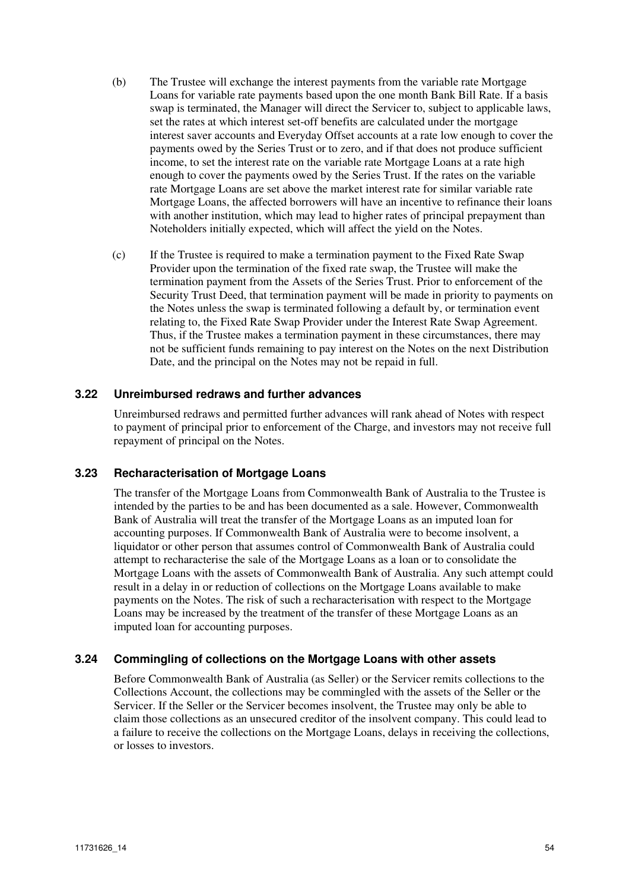(b) The Trustee will exchange the interest payments from the variable rate Mortgage Loans for variable rate payments based upon the one month Bank Bill Rate. If a basis swap is terminated, the Manager will direct the Servicer to, subject to applicable laws, set the rates at which interest set-off benefits are calculated under the mortgage interest saver accounts and Everyday Offset accounts at a rate low enough to cover the payments owed by the Series Trust or to zero, and if that does not produce sufficient income, to set the interest rate on the variable rate Mortgage Loans at a rate high enough to cover the payments owed by the Series Trust. If the rates on the variable rate Mortgage Loans are set above the market interest rate for similar variable rate Mortgage Loans, the affected borrowers will have an incentive to refinance their loans with another institution, which may lead to higher rates of principal prepayment than Noteholders initially expected, which will affect the yield on the Notes.

(c) If the Trustee is required to make a termination payment to the Fixed Rate Swap Provider upon the termination of the fixed rate swap, the Trustee will make the termination payment from the Assets of the Series Trust. Prior to enforcement of the Security Trust Deed, that termination payment will be made in priority to payments on the Notes unless the swap is terminated following a default by, or termination event relating to, the Fixed Rate Swap Provider under the Interest Rate Swap Agreement. Thus, if the Trustee makes a termination payment in these circumstances, there may not be sufficient funds remaining to pay interest on the Notes on the next Distribution Date, and the principal on the Notes may not be repaid in full.

### 3.22 Unreimbursed redraws and further advances

Unreimbursed redraws and permitted further advances will rank ahead of Notes with respect to payment of principal prior to enforcement of the Charge, and investors may not receive full repayment of principal on the Notes.

### 3.23 Recharacterisation of Mortgage Loans

The transfer of the Mortgage Loans from Commonwealth Bank of Australia to the Trustee is intended by the parties to be and has been documented as a sale. However, Commonwealth Bank of Australia will treat the transfer of the Mortgage Loans as an imputed loan for accounting purposes. If Commonwealth Bank of Australia were to become insolvent, a liquidator or other person that assumes control of Commonwealth Bank of Australia could attempt to recharacterise the sale of the Mortgage Loans as a loan or to consolidate the Mortgage Loans with the assets of Commonwealth Bank of Australia. Any such attempt could result in a delay in or reduction of collections on the Mortgage Loans available to make payments on the Notes. The risk of such a recharacterisation with respect to the Mortgage Loans may be increased by the treatment of the transfer of these Mortgage Loans as an imputed loan for accounting purposes.

### 3.24 Commingling of collections on the Mortgage Loans with other assets

Before Commonwealth Bank of Australia (as Seller) or the Servicer remits collections to the Collections Account, the collections may be commingled with the assets of the Seller or the Servicer. If the Seller or the Servicer becomes insolvent, the Trustee may only be able to claim those collections as an unsecured creditor of the insolvent company. This could lead to a failure to receive the collections on the Mortgage Loans, delays in receiving the collections, or losses to investors.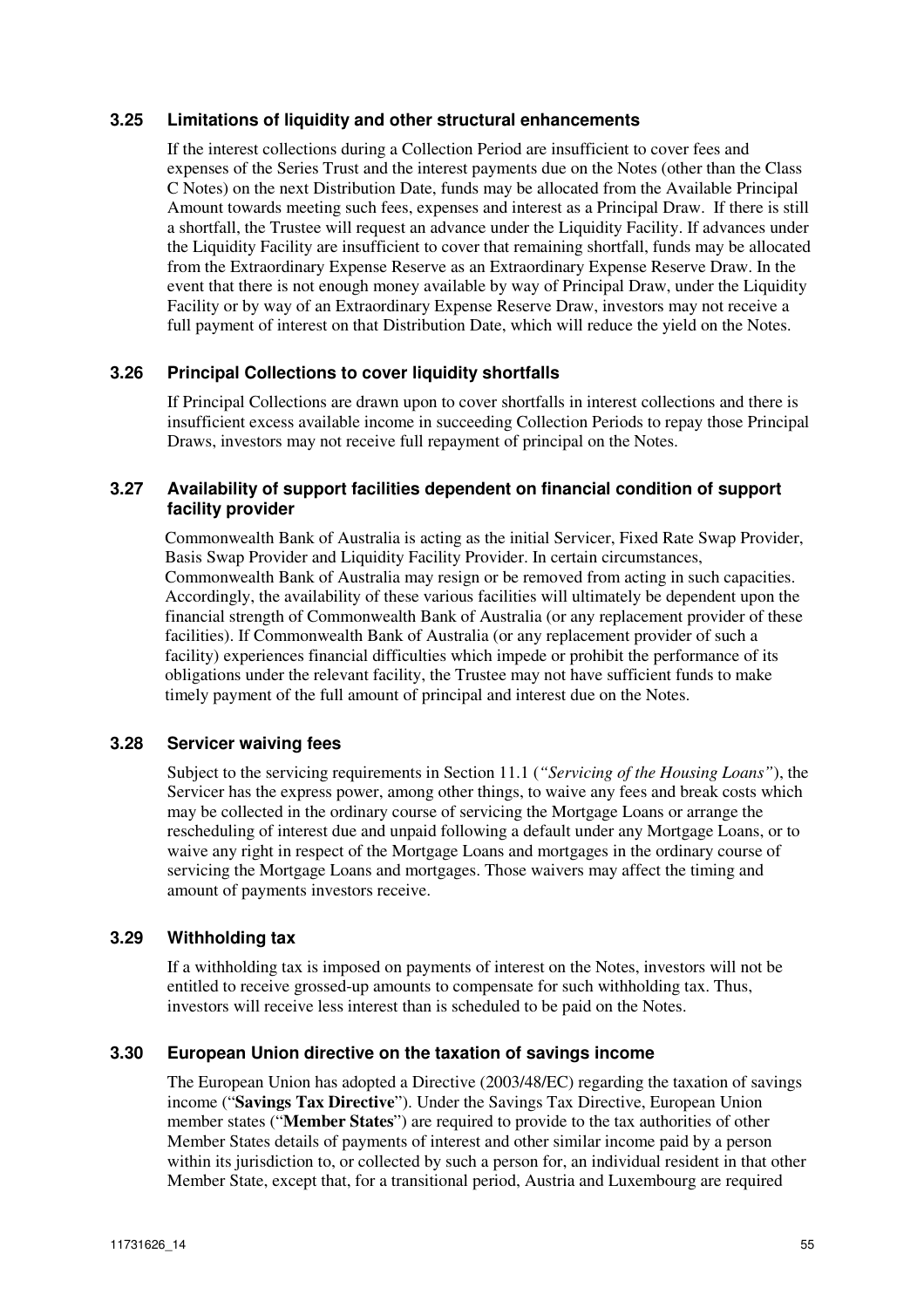### 3.25 Limitations of liquidity and other structural enhancements

If the interest collections during a Collection Period are insufficient to cover fees and expenses of the Series Trust and the interest payments due on the Notes (other than the Class C Notes) on the next Distribution Date, funds may be allocated from the Available Principal Amount towards meeting such fees, expenses and interest as a Principal Draw. If there is still a shortfall, the Trustee will request an advance under the Liquidity Facility. If advances under the Liquidity Facility are insufficient to cover that remaining shortfall, funds may be allocated from the Extraordinary Expense Reserve as an Extraordinary Expense Reserve Draw. In the event that there is not enough money available by way of Principal Draw, under the Liquidity Facility or by way of an Extraordinary Expense Reserve Draw, investors may not receive a full payment of interest on that Distribution Date, which will reduce the yield on the Notes.

### 3.26 Principal Collections to cover liquidity shortfalls

If Principal Collections are drawn upon to cover shortfalls in interest collections and there is insufficient excess available income in succeeding Collection Periods to repay those Principal Draws, investors may not receive full repayment of principal on the Notes.

### 3.27 Availability of support facilities dependent on financial condition of support facility provider

Commonwealth Bank of Australia is acting as the initial Servicer, Fixed Rate Swap Provider, Basis Swap Provider and Liquidity Facility Provider. In certain circumstances, Commonwealth Bank of Australia may resign or be removed from acting in such capacities. Accordingly, the availability of these various facilities will ultimately be dependent upon the financial strength of Commonwealth Bank of Australia (or any replacement provider of these facilities). If Commonwealth Bank of Australia (or any replacement provider of such a facility) experiences financial difficulties which impede or prohibit the performance of its obligations under the relevant facility, the Trustee may not have sufficient funds to make timely payment of the full amount of principal and interest due on the Notes.

### 3.28 Servicer waiving fees

Subject to the servicing requirements in Section 11.1 (*"Servicing of the Housing Loans"*), the Servicer has the express power, among other things, to waive any fees and break costs which may be collected in the ordinary course of servicing the Mortgage Loans or arrange the rescheduling of interest due and unpaid following a default under any Mortgage Loans, or to waive any right in respect of the Mortgage Loans and mortgages in the ordinary course of servicing the Mortgage Loans and mortgages. Those waivers may affect the timing and amount of payments investors receive.

### 3.29 Withholding tax

If a withholding tax is imposed on payments of interest on the Notes, investors will not be entitled to receive grossed-up amounts to compensate for such withholding tax. Thus, investors will receive less interest than is scheduled to be paid on the Notes.

### 3.30 European Union directive on the taxation of savings income

The European Union has adopted a Directive (2003/48/EC) regarding the taxation of savings income ("**Savings Tax Directive**"). Under the Savings Tax Directive, European Union member states ("**Member States**") are required to provide to the tax authorities of other Member States details of payments of interest and other similar income paid by a person within its jurisdiction to, or collected by such a person for, an individual resident in that other Member State, except that, for a transitional period, Austria and Luxembourg are required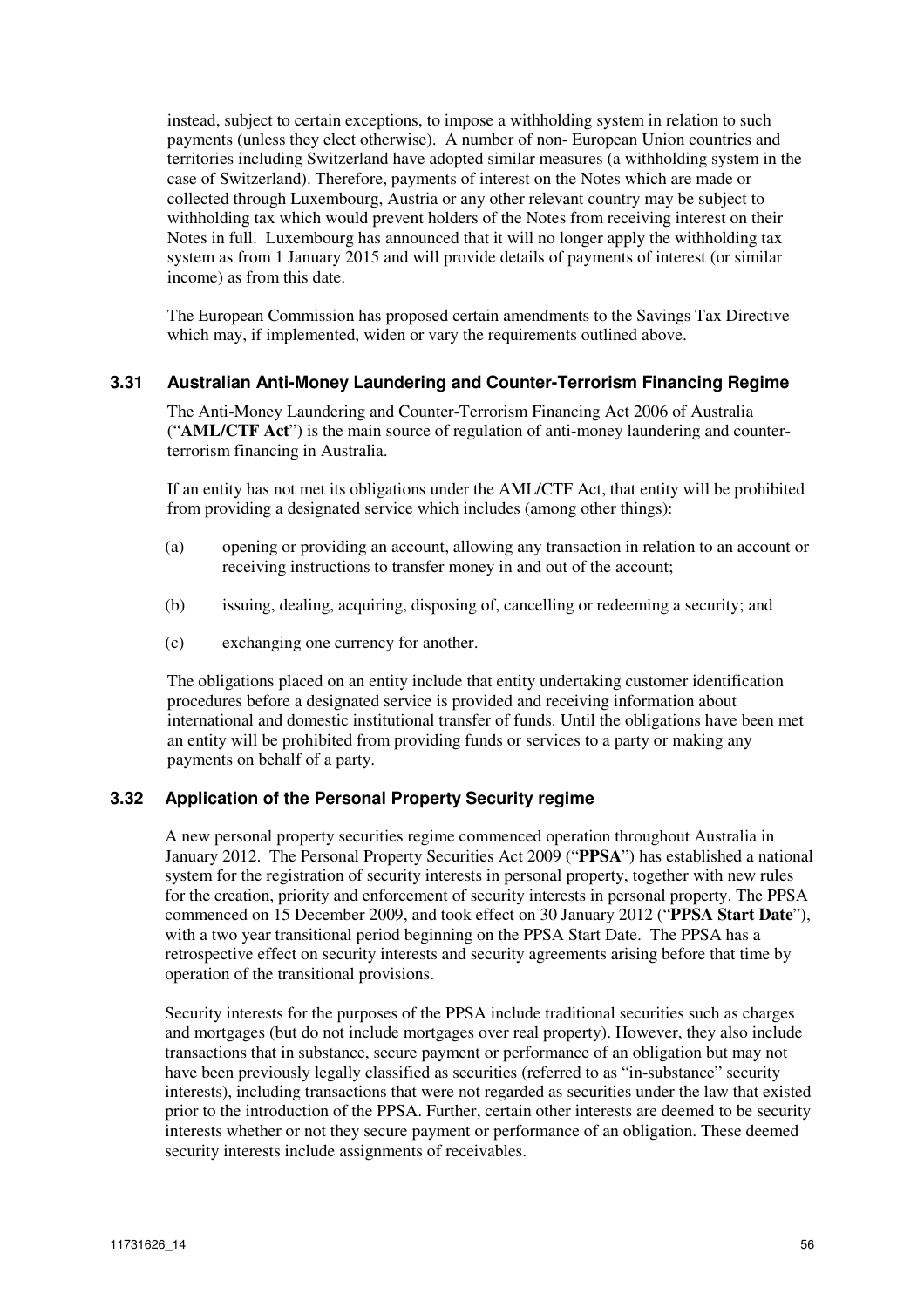instead, subject to certain exceptions, to impose a withholding system in relation to such payments (unless they elect otherwise). A number of non- European Union countries and territories including Switzerland have adopted similar measures (a withholding system in the case of Switzerland). Therefore, payments of interest on the Notes which are made or collected through Luxembourg, Austria or any other relevant country may be subject to withholding tax which would prevent holders of the Notes from receiving interest on their Notes in full. Luxembourg has announced that it will no longer apply the withholding tax system as from 1 January 2015 and will provide details of payments of interest (or similar income) as from this date.

The European Commission has proposed certain amendments to the Savings Tax Directive which may, if implemented, widen or vary the requirements outlined above.

### 3.31 Australian Anti-Money Laundering and Counter-Terrorism Financing Regime

The Anti-Money Laundering and Counter-Terrorism Financing Act 2006 of Australia ("**AML/CTF Act**") is the main source of regulation of anti-money laundering and counter-terrorism financing in Australia.

If an entity has not met its obligations under the AML/CTF Act, that entity will be prohibited from providing a designated service which includes (among other things):

(a) opening or providing an account, allowing any transaction in relation to an account or receiving instructions to transfer money in and out of the account;

(b) issuing, dealing, acquiring, disposing of, cancelling or redeeming a security; and

(c) exchanging one currency for another.

The obligations placed on an entity include that entity undertaking customer identification procedures before a designated service is provided and receiving information about international and domestic institutional transfer of funds. Until the obligations have been met an entity will be prohibited from providing funds or services to a party or making any payments on behalf of a party.

### 3.32 Application of the Personal Property Security regime

A new personal property securities regime commenced operation throughout Australia in January 2012. The Personal Property Securities Act 2009 ("**PPSA**") has established a national system for the registration of security interests in personal property, together with new rules for the creation, priority and enforcement of security interests in personal property. The PPSA commenced on 15 December 2009, and took effect on 30 January 2012 ("**PPSA Start Date**"), with a two year transitional period beginning on the PPSA Start Date. The PPSA has a retrospective effect on security interests and security agreements arising before that time by operation of the transitional provisions.

Security interests for the purposes of the PPSA include traditional securities such as charges and mortgages (but do not include mortgages over real property). However, they also include transactions that in substance, secure payment or performance of an obligation but may not have been previously legally classified as securities (referred to as "in-substance" security interests), including transactions that were not regarded as securities under the law that existed prior to the introduction of the PPSA. Further, certain other interests are deemed to be security interests whether or not they secure payment or performance of an obligation. These deemed security interests include assignments of receivables.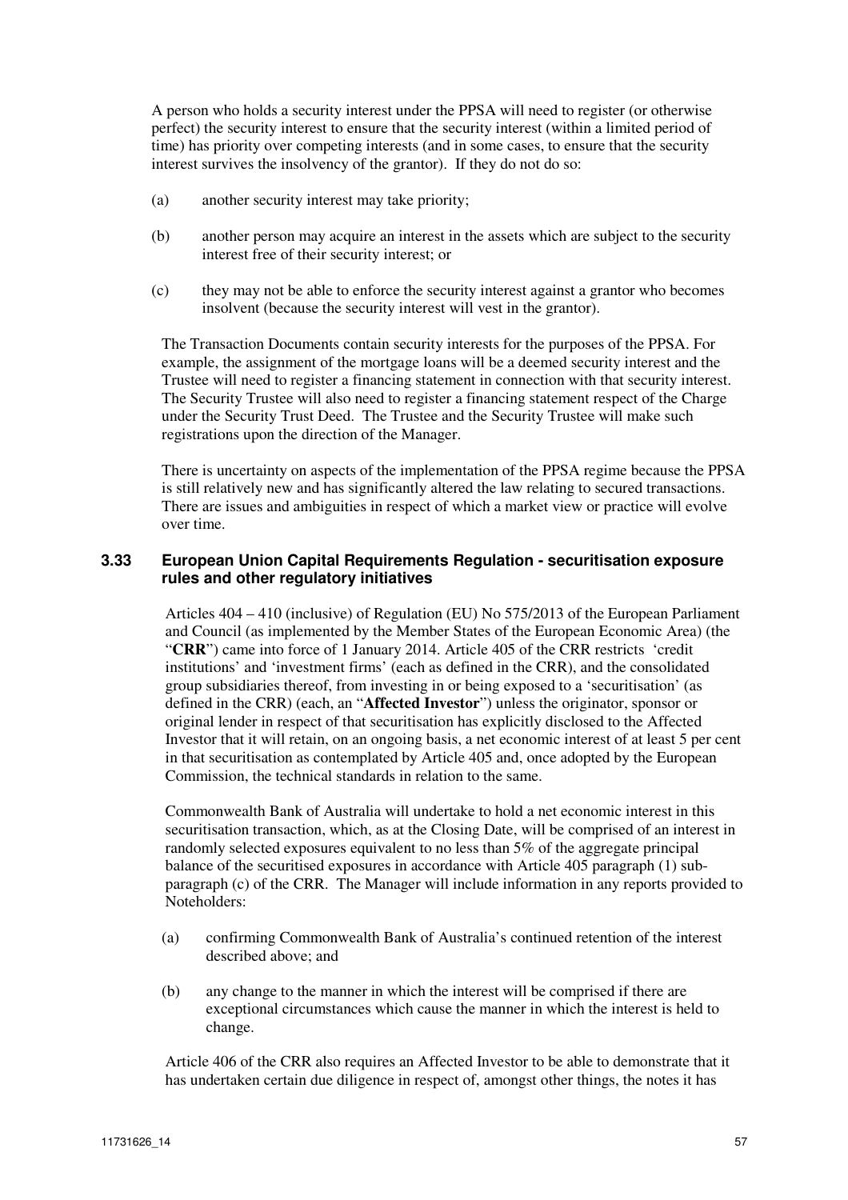A person who holds a security interest under the PPSA will need to register (or otherwise perfect) the security interest to ensure that the security interest (within a limited period of time) has priority over competing interests (and in some cases, to ensure that the security interest survives the insolvency of the grantor). If they do not do so:

(a) another security interest may take priority;

(b) another person may acquire an interest in the assets which are subject to the security interest free of their security interest; or

(c) they may not be able to enforce the security interest against a grantor who becomes insolvent (because the security interest will vest in the grantor).

The Transaction Documents contain security interests for the purposes of the PPSA. For example, the assignment of the mortgage loans will be a deemed security interest and the Trustee will need to register a financing statement in connection with that security interest. The Security Trustee will also need to register a financing statement respect of the Charge under the Security Trust Deed. The Trustee and the Security Trustee will make such registrations upon the direction of the Manager.

There is uncertainty on aspects of the implementation of the PPSA regime because the PPSA is still relatively new and has significantly altered the law relating to secured transactions. There are issues and ambiguities in respect of which a market view or practice will evolve over time.

### 3.33 European Union Capital Requirements Regulation - securitisation exposure rules and other regulatory initiatives

Articles 404 – 410 (inclusive) of Regulation (EU) No 575/2013 of the European Parliament and Council (as implemented by the Member States of the European Economic Area) (the "**CRR**") came into force of 1 January 2014. Article 405 of the CRR restricts 'credit institutions' and 'investment firms' (each as defined in the CRR), and the consolidated group subsidiaries thereof, from investing in or being exposed to a 'securitisation' (as defined in the CRR) (each, an "**Affected Investor**") unless the originator, sponsor or original lender in respect of that securitisation has explicitly disclosed to the Affected Investor that it will retain, on an ongoing basis, a net economic interest of at least 5 per cent in that securitisation as contemplated by Article 405 and, once adopted by the European Commission, the technical standards in relation to the same.

Commonwealth Bank of Australia will undertake to hold a net economic interest in this securitisation transaction, which, as at the Closing Date, will be comprised of an interest in randomly selected exposures equivalent to no less than 5% of the aggregate principal balance of the securitised exposures in accordance with Article 405 paragraph (1) sub-paragraph (c) of the CRR. The Manager will include information in any reports provided to Noteholders:

(a) confirming Commonwealth Bank of Australia's continued retention of the interest described above; and

(b) any change to the manner in which the interest will be comprised if there are exceptional circumstances which cause the manner in which the interest is held to change.

Article 406 of the CRR also requires an Affected Investor to be able to demonstrate that it has undertaken certain due diligence in respect of, amongst other things, the notes it has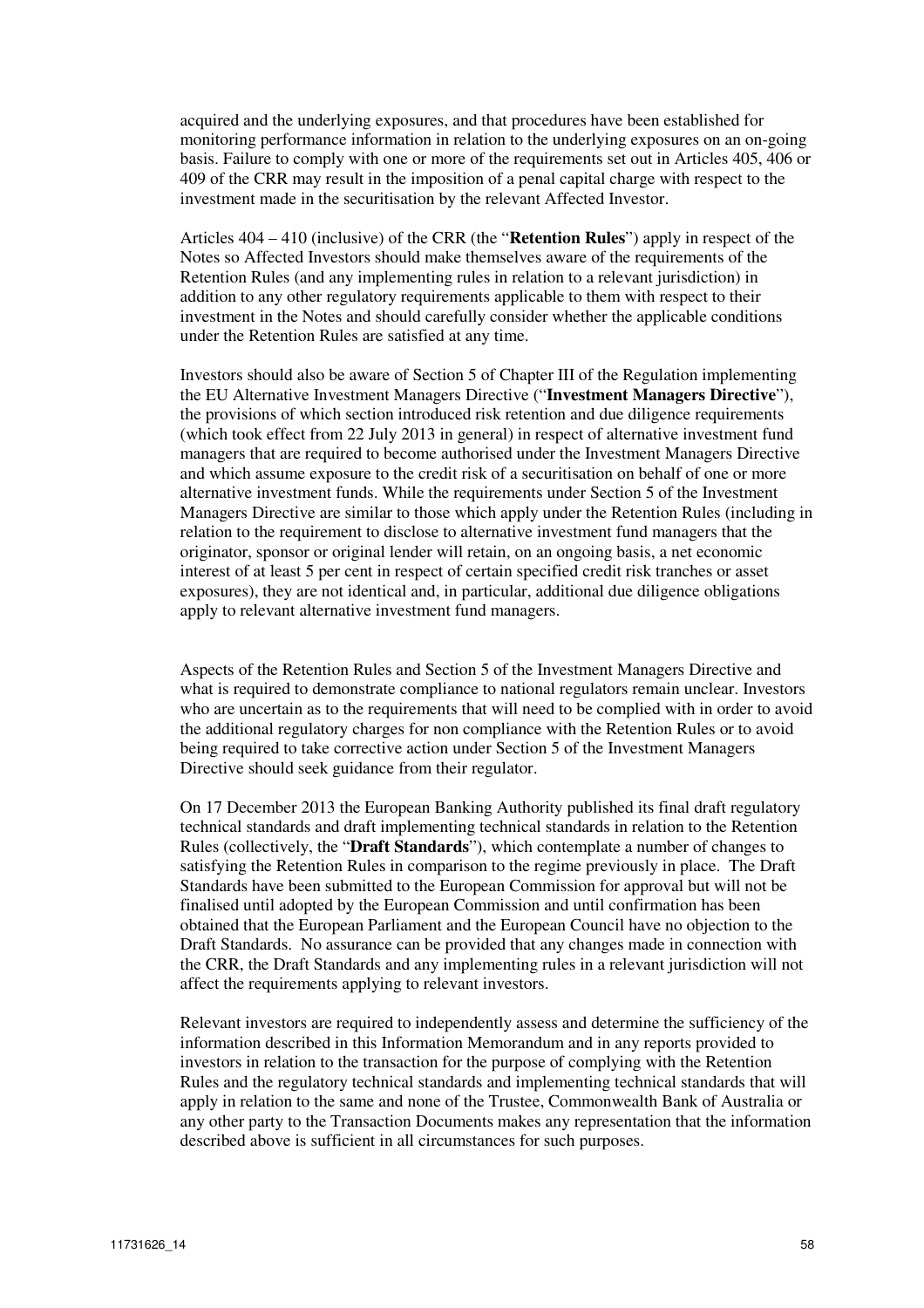acquired and the underlying exposures, and that procedures have been established for monitoring performance information in relation to the underlying exposures on an on-going basis. Failure to comply with one or more of the requirements set out in Articles 405, 406 or 409 of the CRR may result in the imposition of a penal capital charge with respect to the investment made in the securitisation by the relevant Affected Investor.

Articles 404 – 410 (inclusive) of the CRR (the "**Retention Rules**") apply in respect of the Notes so Affected Investors should make themselves aware of the requirements of the Retention Rules (and any implementing rules in relation to a relevant jurisdiction) in addition to any other regulatory requirements applicable to them with respect to their investment in the Notes and should carefully consider whether the applicable conditions under the Retention Rules are satisfied at any time.

Investors should also be aware of Section 5 of Chapter III of the Regulation implementing the EU Alternative Investment Managers Directive ("**Investment Managers Directive**"), the provisions of which section introduced risk retention and due diligence requirements (which took effect from 22 July 2013 in general) in respect of alternative investment fund managers that are required to become authorised under the Investment Managers Directive and which assume exposure to the credit risk of a securitisation on behalf of one or more alternative investment funds. While the requirements under Section 5 of the Investment Managers Directive are similar to those which apply under the Retention Rules (including in relation to the requirement to disclose to alternative investment fund managers that the originator, sponsor or original lender will retain, on an ongoing basis, a net economic interest of at least 5 per cent in respect of certain specified credit risk tranches or asset exposures), they are not identical and, in particular, additional due diligence obligations apply to relevant alternative investment fund managers.

Aspects of the Retention Rules and Section 5 of the Investment Managers Directive and what is required to demonstrate compliance to national regulators remain unclear. Investors who are uncertain as to the requirements that will need to be complied with in order to avoid the additional regulatory charges for non compliance with the Retention Rules or to avoid being required to take corrective action under Section 5 of the Investment Managers Directive should seek guidance from their regulator.

On 17 December 2013 the European Banking Authority published its final draft regulatory technical standards and draft implementing technical standards in relation to the Retention Rules (collectively, the "**Draft Standards**"), which contemplate a number of changes to satisfying the Retention Rules in comparison to the regime previously in place. The Draft Standards have been submitted to the European Commission for approval but will not be finalised until adopted by the European Commission and until confirmation has been obtained that the European Parliament and the European Council have no objection to the Draft Standards. No assurance can be provided that any changes made in connection with the CRR, the Draft Standards and any implementing rules in a relevant jurisdiction will not affect the requirements applying to relevant investors.

Relevant investors are required to independently assess and determine the sufficiency of the information described in this Information Memorandum and in any reports provided to investors in relation to the transaction for the purpose of complying with the Retention Rules and the regulatory technical standards and implementing technical standards that will apply in relation to the same and none of the Trustee, Commonwealth Bank of Australia or any other party to the Transaction Documents makes any representation that the information described above is sufficient in all circumstances for such purposes.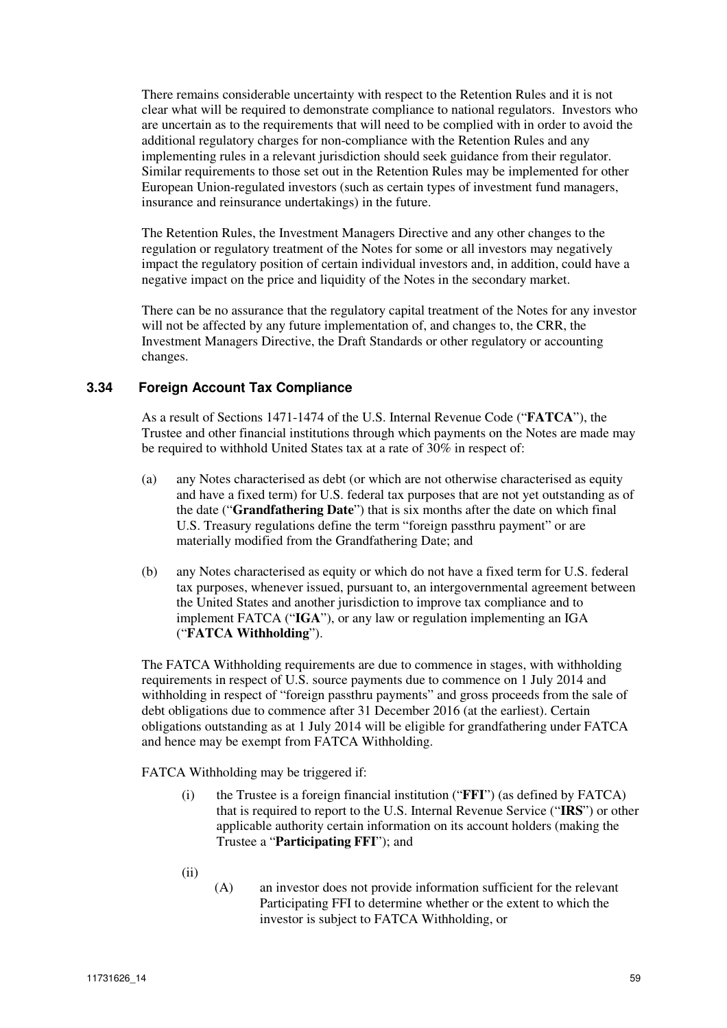There remains considerable uncertainty with respect to the Retention Rules and it is not clear what will be required to demonstrate compliance to national regulators. Investors who are uncertain as to the requirements that will need to be complied with in order to avoid the additional regulatory charges for non-compliance with the Retention Rules and any implementing rules in a relevant jurisdiction should seek guidance from their regulator. Similar requirements to those set out in the Retention Rules may be implemented for other European Union-regulated investors (such as certain types of investment fund managers, insurance and reinsurance undertakings) in the future.

The Retention Rules, the Investment Managers Directive and any other changes to the regulation or regulatory treatment of the Notes for some or all investors may negatively impact the regulatory position of certain individual investors and, in addition, could have a negative impact on the price and liquidity of the Notes in the secondary market.

There can be no assurance that the regulatory capital treatment of the Notes for any investor will not be affected by any future implementation of, and changes to, the CRR, the Investment Managers Directive, the Draft Standards or other regulatory or accounting changes.

### 3.34 Foreign Account Tax Compliance

As a result of Sections 1471-1474 of the U.S. Internal Revenue Code ("**FATCA**"), the Trustee and other financial institutions through which payments on the Notes are made may be required to withhold United States tax at a rate of 30% in respect of:

(a) any Notes characterised as debt (or which are not otherwise characterised as equity and have a fixed term) for U.S. federal tax purposes that are not yet outstanding as of the date ("**Grandfathering Date**") that is six months after the date on which final U.S. Treasury regulations define the term "foreign passthru payment" or are materially modified from the Grandfathering Date; and

(b) any Notes characterised as equity or which do not have a fixed term for U.S. federal tax purposes, whenever issued, pursuant to, an intergovernmental agreement between the United States and another jurisdiction to improve tax compliance and to implement FATCA ("**IGA**"), or any law or regulation implementing an IGA ("**FATCA Withholding**").

The FATCA Withholding requirements are due to commence in stages, with withholding requirements in respect of U.S. source payments due to commence on 1 July 2014 and withholding in respect of "foreign passthru payments" and gross proceeds from the sale of debt obligations due to commence after 31 December 2016 (at the earliest). Certain obligations outstanding as at 1 July 2014 will be eligible for grandfathering under FATCA and hence may be exempt from FATCA Withholding.

FATCA Withholding may be triggered if:

(i) the Trustee is a foreign financial institution ("**FFI**") (as defined by FATCA) that is required to report to the U.S. Internal Revenue Service ("**IRS**") or other applicable authority certain information on its account holders (making the Trustee a "**Participating FFI**"); and

(ii)

(A) an investor does not provide information sufficient for the relevant Participating FFI to determine whether or the extent to which the investor is subject to FATCA Withholding, or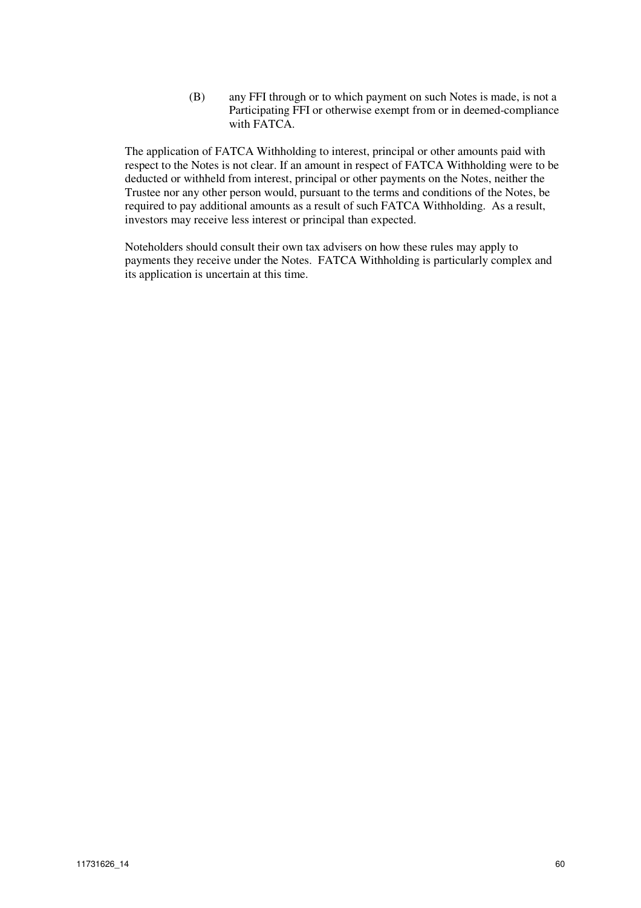(B) any FFI through or to which payment on such Notes is made, is not a Participating FFI or otherwise exempt from or in deemed-compliance with FATCA.

The application of FATCA Withholding to interest, principal or other amounts paid with respect to the Notes is not clear. If an amount in respect of FATCA Withholding were to be deducted or withheld from interest, principal or other payments on the Notes, neither the Trustee nor any other person would, pursuant to the terms and conditions of the Notes, be required to pay additional amounts as a result of such FATCA Withholding. As a result, investors may receive less interest or principal than expected.

Noteholders should consult their own tax advisers on how these rules may apply to payments they receive under the Notes. FATCA Withholding is particularly complex and its application is uncertain at this time.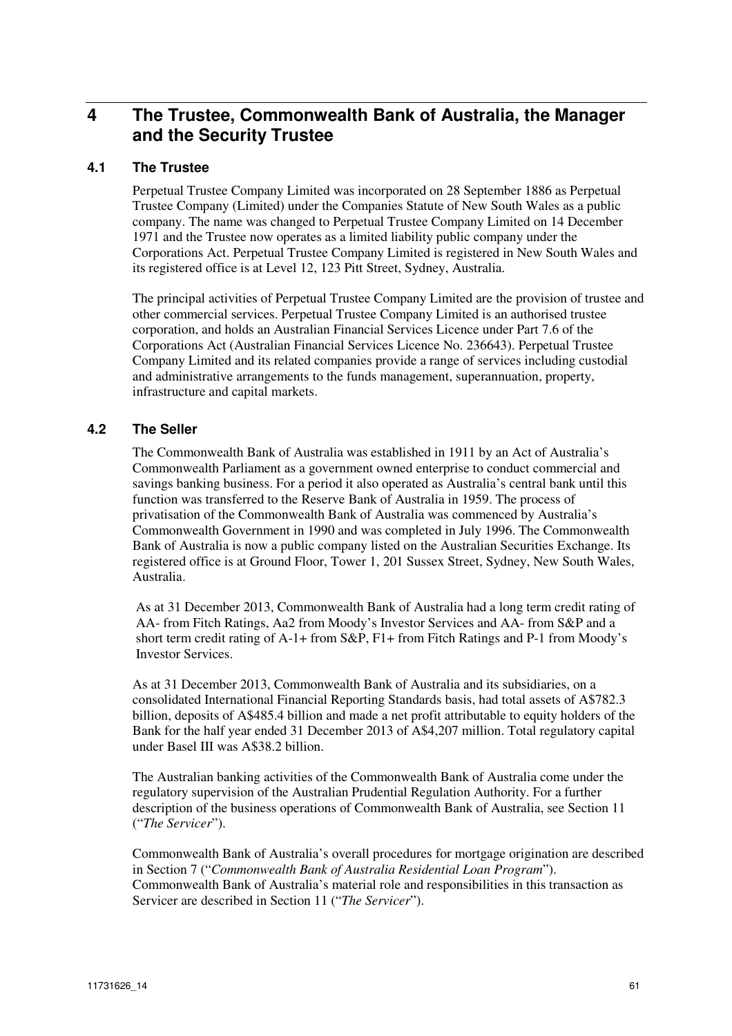# 4 The Trustee, Commonwealth Bank of Australia, the Manager and the Security Trustee

## 4.1 The Trustee

Perpetual Trustee Company Limited was incorporated on 28 September 1886 as Perpetual Trustee Company (Limited) under the Companies Statute of New South Wales as a public company. The name was changed to Perpetual Trustee Company Limited on 14 December 1971 and the Trustee now operates as a limited liability public company under the Corporations Act. Perpetual Trustee Company Limited is registered in New South Wales and its registered office is at Level 12, 123 Pitt Street, Sydney, Australia.

The principal activities of Perpetual Trustee Company Limited are the provision of trustee and other commercial services. Perpetual Trustee Company Limited is an authorised trustee corporation, and holds an Australian Financial Services Licence under Part 7.6 of the Corporations Act (Australian Financial Services Licence No. 236643). Perpetual Trustee Company Limited and its related companies provide a range of services including custodial and administrative arrangements to the funds management, superannuation, property, infrastructure and capital markets.

## 4.2 The Seller

The Commonwealth Bank of Australia was established in 1911 by an Act of Australia's Commonwealth Parliament as a government owned enterprise to conduct commercial and savings banking business. For a period it also operated as Australia's central bank until this function was transferred to the Reserve Bank of Australia in 1959. The process of privatisation of the Commonwealth Bank of Australia was commenced by Australia's Commonwealth Government in 1990 and was completed in July 1996. The Commonwealth Bank of Australia is now a public company listed on the Australian Securities Exchange. Its registered office is at Ground Floor, Tower 1, 201 Sussex Street, Sydney, New South Wales, Australia.

As at 31 December 2013, Commonwealth Bank of Australia had a long term credit rating of AA- from Fitch Ratings, Aa2 from Moody's Investor Services and AA- from S&P and a short term credit rating of A-1+ from S&P, F1+ from Fitch Ratings and P-1 from Moody's Investor Services.

As at 31 December 2013, Commonwealth Bank of Australia and its subsidiaries, on a consolidated International Financial Reporting Standards basis, had total assets of A$782.3 billion, deposits of A$485.4 billion and made a net profit attributable to equity holders of the Bank for the half year ended 31 December 2013 of A$4,207 million. Total regulatory capital under Basel III was A$38.2 billion.

The Australian banking activities of the Commonwealth Bank of Australia come under the regulatory supervision of the Australian Prudential Regulation Authority. For a further description of the business operations of Commonwealth Bank of Australia, see Section 11 ("*The Servicer*").

Commonwealth Bank of Australia's overall procedures for mortgage origination are described in Section 7 ("*Commonwealth Bank of Australia Residential Loan Program*"). Commonwealth Bank of Australia's material role and responsibilities in this transaction as Servicer are described in Section 11 ("*The Servicer*").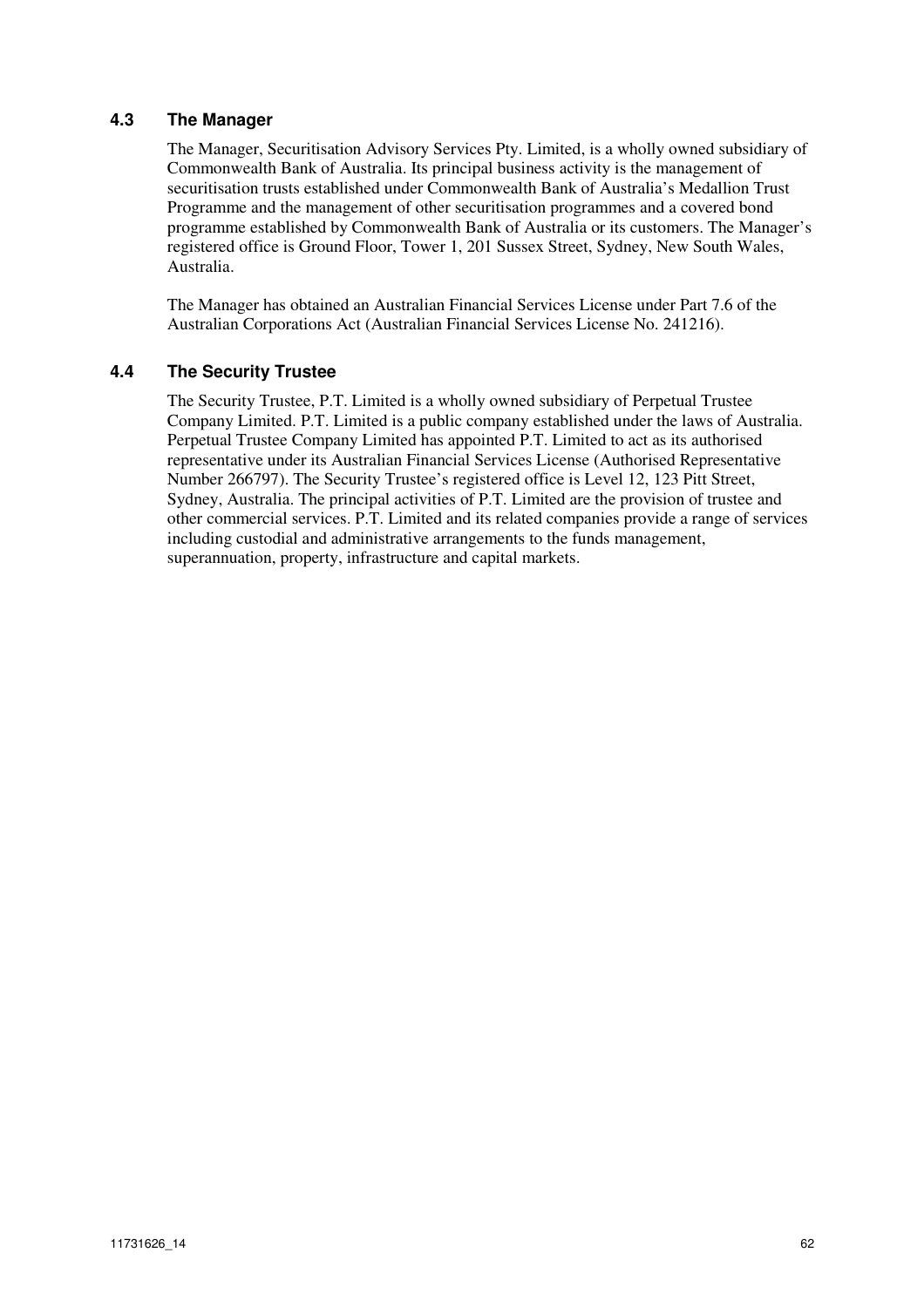## 4.3 The Manager

The Manager, Securitisation Advisory Services Pty. Limited, is a wholly owned subsidiary of Commonwealth Bank of Australia. Its principal business activity is the management of securitisation trusts established under Commonwealth Bank of Australia's Medallion Trust Programme and the management of other securitisation programmes and a covered bond programme established by Commonwealth Bank of Australia or its customers. The Manager's registered office is Ground Floor, Tower 1, 201 Sussex Street, Sydney, New South Wales, Australia.

The Manager has obtained an Australian Financial Services License under Part 7.6 of the Australian Corporations Act (Australian Financial Services License No. 241216).

## 4.4 The Security Trustee

The Security Trustee, P.T. Limited is a wholly owned subsidiary of Perpetual Trustee Company Limited. P.T. Limited is a public company established under the laws of Australia. Perpetual Trustee Company Limited has appointed P.T. Limited to act as its authorised representative under its Australian Financial Services License (Authorised Representative Number 266797). The Security Trustee's registered office is Level 12, 123 Pitt Street, Sydney, Australia. The principal activities of P.T. Limited are the provision of trustee and other commercial services. P.T. Limited and its related companies provide a range of services including custodial and administrative arrangements to the funds management, superannuation, property, infrastructure and capital markets.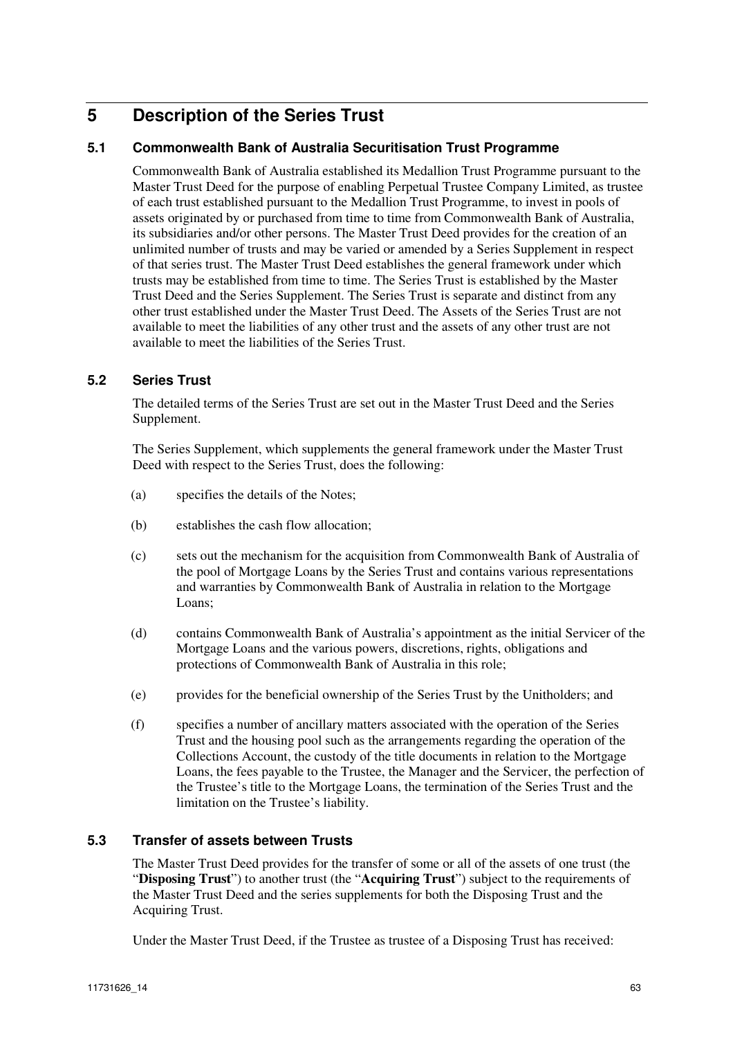# 5 Description of the Series Trust

## 5.1 Commonwealth Bank of Australia Securitisation Trust Programme

Commonwealth Bank of Australia established its Medallion Trust Programme pursuant to the Master Trust Deed for the purpose of enabling Perpetual Trustee Company Limited, as trustee of each trust established pursuant to the Medallion Trust Programme, to invest in pools of assets originated by or purchased from time to time from Commonwealth Bank of Australia, its subsidiaries and/or other persons. The Master Trust Deed provides for the creation of an unlimited number of trusts and may be varied or amended by a Series Supplement in respect of that series trust. The Master Trust Deed establishes the general framework under which trusts may be established from time to time. The Series Trust is established by the Master Trust Deed and the Series Supplement. The Series Trust is separate and distinct from any other trust established under the Master Trust Deed. The Assets of the Series Trust are not available to meet the liabilities of any other trust and the assets of any other trust are not available to meet the liabilities of the Series Trust.

## 5.2 Series Trust

The detailed terms of the Series Trust are set out in the Master Trust Deed and the Series Supplement.

The Series Supplement, which supplements the general framework under the Master Trust Deed with respect to the Series Trust, does the following:

(a) specifies the details of the Notes;

(b) establishes the cash flow allocation;

(c) sets out the mechanism for the acquisition from Commonwealth Bank of Australia of the pool of Mortgage Loans by the Series Trust and contains various representations and warranties by Commonwealth Bank of Australia in relation to the Mortgage Loans;

(d) contains Commonwealth Bank of Australia's appointment as the initial Servicer of the Mortgage Loans and the various powers, discretions, rights, obligations and protections of Commonwealth Bank of Australia in this role;

(e) provides for the beneficial ownership of the Series Trust by the Unitholders; and

(f) specifies a number of ancillary matters associated with the operation of the Series Trust and the housing pool such as the arrangements regarding the operation of the Collections Account, the custody of the title documents in relation to the Mortgage Loans, the fees payable to the Trustee, the Manager and the Servicer, the perfection of the Trustee's title to the Mortgage Loans, the termination of the Series Trust and the limitation on the Trustee's liability.

## 5.3 Transfer of assets between Trusts

The Master Trust Deed provides for the transfer of some or all of the assets of one trust (the "**Disposing Trust**") to another trust (the "**Acquiring Trust**") subject to the requirements of the Master Trust Deed and the series supplements for both the Disposing Trust and the Acquiring Trust.

Under the Master Trust Deed, if the Trustee as trustee of a Disposing Trust has received: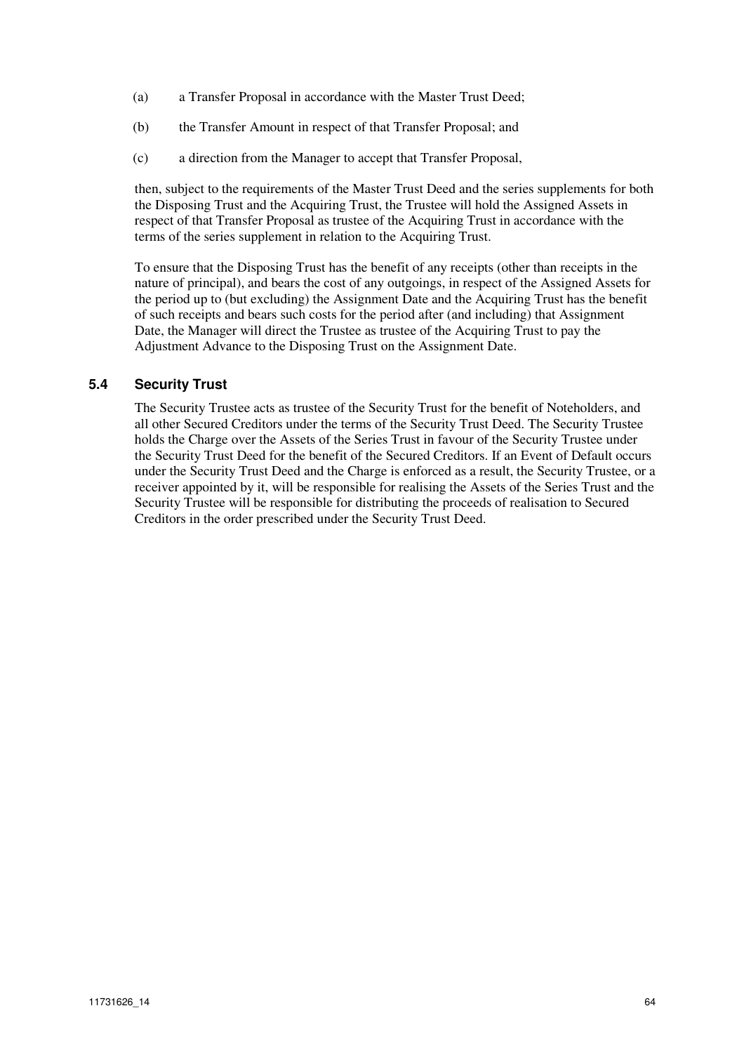(a) a Transfer Proposal in accordance with the Master Trust Deed;

(b) the Transfer Amount in respect of that Transfer Proposal; and

(c) a direction from the Manager to accept that Transfer Proposal,

then, subject to the requirements of the Master Trust Deed and the series supplements for both the Disposing Trust and the Acquiring Trust, the Trustee will hold the Assigned Assets in respect of that Transfer Proposal as trustee of the Acquiring Trust in accordance with the terms of the series supplement in relation to the Acquiring Trust.

To ensure that the Disposing Trust has the benefit of any receipts (other than receipts in the nature of principal), and bears the cost of any outgoings, in respect of the Assigned Assets for the period up to (but excluding) the Assignment Date and the Acquiring Trust has the benefit of such receipts and bears such costs for the period after (and including) that Assignment Date, the Manager will direct the Trustee as trustee of the Acquiring Trust to pay the Adjustment Advance to the Disposing Trust on the Assignment Date.

### 5.4 Security Trust

The Security Trustee acts as trustee of the Security Trust for the benefit of Noteholders, and all other Secured Creditors under the terms of the Security Trust Deed. The Security Trustee holds the Charge over the Assets of the Series Trust in favour of the Security Trustee under the Security Trust Deed for the benefit of the Secured Creditors. If an Event of Default occurs under the Security Trust Deed and the Charge is enforced as a result, the Security Trustee, or a receiver appointed by it, will be responsible for realising the Assets of the Series Trust and the Security Trustee will be responsible for distributing the proceeds of realisation to Secured Creditors in the order prescribed under the Security Trust Deed.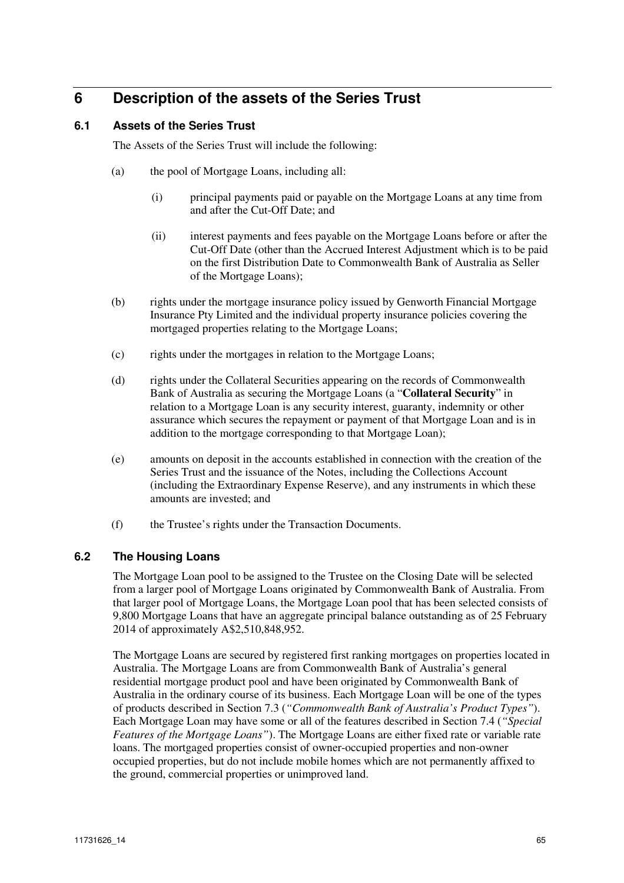# 6 Description of the assets of the Series Trust

## 6.1 Assets of the Series Trust

The Assets of the Series Trust will include the following:

(a) the pool of Mortgage Loans, including all:

(i) principal payments paid or payable on the Mortgage Loans at any time from and after the Cut-Off Date; and

(ii) interest payments and fees payable on the Mortgage Loans before or after the Cut-Off Date (other than the Accrued Interest Adjustment which is to be paid on the first Distribution Date to Commonwealth Bank of Australia as Seller of the Mortgage Loans);

(b) rights under the mortgage insurance policy issued by Genworth Financial Mortgage Insurance Pty Limited and the individual property insurance policies covering the mortgaged properties relating to the Mortgage Loans;

(c) rights under the mortgages in relation to the Mortgage Loans;

(d) rights under the Collateral Securities appearing on the records of Commonwealth Bank of Australia as securing the Mortgage Loans (a "**Collateral Security**" in relation to a Mortgage Loan is any security interest, guaranty, indemnity or other assurance which secures the repayment or payment of that Mortgage Loan and is in addition to the mortgage corresponding to that Mortgage Loan);

(e) amounts on deposit in the accounts established in connection with the creation of the Series Trust and the issuance of the Notes, including the Collections Account (including the Extraordinary Expense Reserve), and any instruments in which these amounts are invested; and

(f) the Trustee's rights under the Transaction Documents.

## 6.2 The Housing Loans

The Mortgage Loan pool to be assigned to the Trustee on the Closing Date will be selected from a larger pool of Mortgage Loans originated by Commonwealth Bank of Australia. From that larger pool of Mortgage Loans, the Mortgage Loan pool that has been selected consists of 9,800 Mortgage Loans that have an aggregate principal balance outstanding as of 25 February 2014 of approximately A$2,510,848,952.

The Mortgage Loans are secured by registered first ranking mortgages on properties located in Australia. The Mortgage Loans are from Commonwealth Bank of Australia's general residential mortgage product pool and have been originated by Commonwealth Bank of Australia in the ordinary course of its business. Each Mortgage Loan will be one of the types of products described in Section 7.3 (*"Commonwealth Bank of Australia's Product Types"*). Each Mortgage Loan may have some or all of the features described in Section 7.4 (*"Special Features of the Mortgage Loans"*). The Mortgage Loans are either fixed rate or variable rate loans. The mortgaged properties consist of owner-occupied properties and non-owner occupied properties, but do not include mobile homes which are not permanently affixed to the ground, commercial properties or unimproved land.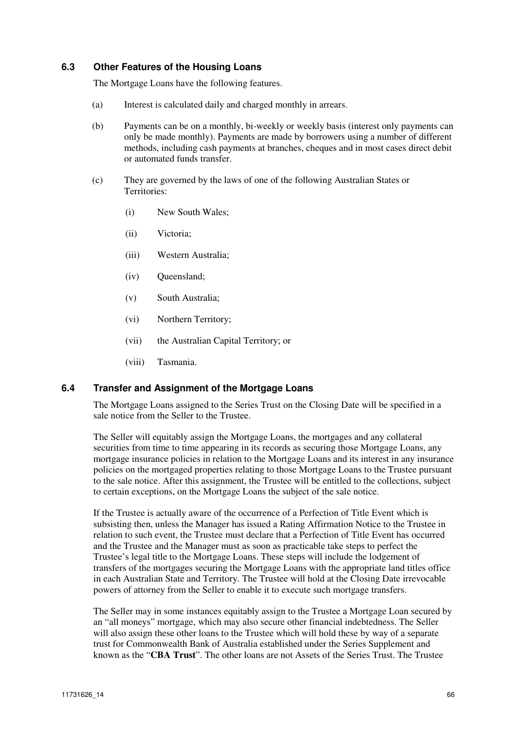### 6.3 Other Features of the Housing Loans

The Mortgage Loans have the following features.

(a) Interest is calculated daily and charged monthly in arrears.

(b) Payments can be on a monthly, bi-weekly or weekly basis (interest only payments can only be made monthly). Payments are made by borrowers using a number of different methods, including cash payments at branches, cheques and in most cases direct debit or automated funds transfer.

(c) They are governed by the laws of one of the following Australian States or Territories:

  (i) New South Wales;

  (ii) Victoria;

  (iii) Western Australia;

  (iv) Queensland;

  (v) South Australia;

  (vi) Northern Territory;

  (vii) the Australian Capital Territory; or

  (viii) Tasmania.

### 6.4 Transfer and Assignment of the Mortgage Loans

The Mortgage Loans assigned to the Series Trust on the Closing Date will be specified in a sale notice from the Seller to the Trustee.

The Seller will equitably assign the Mortgage Loans, the mortgages and any collateral securities from time to time appearing in its records as securing those Mortgage Loans, any mortgage insurance policies in relation to the Mortgage Loans and its interest in any insurance policies on the mortgaged properties relating to those Mortgage Loans to the Trustee pursuant to the sale notice. After this assignment, the Trustee will be entitled to the collections, subject to certain exceptions, on the Mortgage Loans the subject of the sale notice.

If the Trustee is actually aware of the occurrence of a Perfection of Title Event which is subsisting then, unless the Manager has issued a Rating Affirmation Notice to the Trustee in relation to such event, the Trustee must declare that a Perfection of Title Event has occurred and the Trustee and the Manager must as soon as practicable take steps to perfect the Trustee's legal title to the Mortgage Loans. These steps will include the lodgement of transfers of the mortgages securing the Mortgage Loans with the appropriate land titles office in each Australian State and Territory. The Trustee will hold at the Closing Date irrevocable powers of attorney from the Seller to enable it to execute such mortgage transfers.

The Seller may in some instances equitably assign to the Trustee a Mortgage Loan secured by an "all moneys" mortgage, which may also secure other financial indebtedness. The Seller will also assign these other loans to the Trustee which will hold these by way of a separate trust for Commonwealth Bank of Australia established under the Series Supplement and known as the "**CBA Trust**". The other loans are not Assets of the Series Trust. The Trustee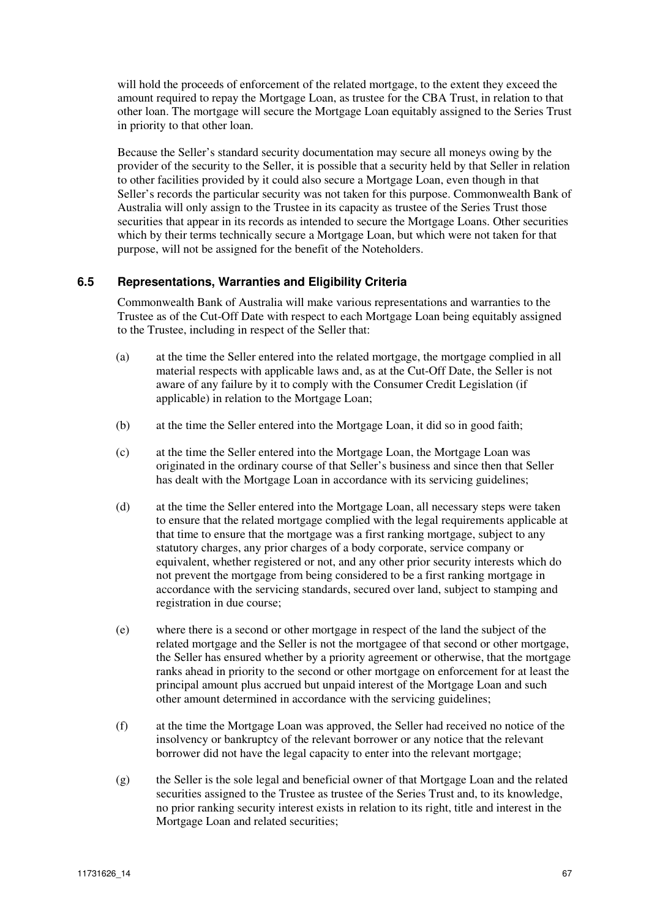will hold the proceeds of enforcement of the related mortgage, to the extent they exceed the amount required to repay the Mortgage Loan, as trustee for the CBA Trust, in relation to that other loan. The mortgage will secure the Mortgage Loan equitably assigned to the Series Trust in priority to that other loan.

Because the Seller's standard security documentation may secure all moneys owing by the provider of the security to the Seller, it is possible that a security held by that Seller in relation to other facilities provided by it could also secure a Mortgage Loan, even though in that Seller's records the particular security was not taken for this purpose. Commonwealth Bank of Australia will only assign to the Trustee in its capacity as trustee of the Series Trust those securities that appear in its records as intended to secure the Mortgage Loans. Other securities which by their terms technically secure a Mortgage Loan, but which were not taken for that purpose, will not be assigned for the benefit of the Noteholders.

### 6.5 Representations, Warranties and Eligibility Criteria

Commonwealth Bank of Australia will make various representations and warranties to the Trustee as of the Cut-Off Date with respect to each Mortgage Loan being equitably assigned to the Trustee, including in respect of the Seller that:

(a) at the time the Seller entered into the related mortgage, the mortgage complied in all material respects with applicable laws and, as at the Cut-Off Date, the Seller is not aware of any failure by it to comply with the Consumer Credit Legislation (if applicable) in relation to the Mortgage Loan;

(b) at the time the Seller entered into the Mortgage Loan, it did so in good faith;

(c) at the time the Seller entered into the Mortgage Loan, the Mortgage Loan was originated in the ordinary course of that Seller's business and since then that Seller has dealt with the Mortgage Loan in accordance with its servicing guidelines;

(d) at the time the Seller entered into the Mortgage Loan, all necessary steps were taken to ensure that the related mortgage complied with the legal requirements applicable at that time to ensure that the mortgage was a first ranking mortgage, subject to any statutory charges, any prior charges of a body corporate, service company or equivalent, whether registered or not, and any other prior security interests which do not prevent the mortgage from being considered to be a first ranking mortgage in accordance with the servicing standards, secured over land, subject to stamping and registration in due course;

(e) where there is a second or other mortgage in respect of the land the subject of the related mortgage and the Seller is not the mortgagee of that second or other mortgage, the Seller has ensured whether by a priority agreement or otherwise, that the mortgage ranks ahead in priority to the second or other mortgage on enforcement for at least the principal amount plus accrued but unpaid interest of the Mortgage Loan and such other amount determined in accordance with the servicing guidelines;

(f) at the time the Mortgage Loan was approved, the Seller had received no notice of the insolvency or bankruptcy of the relevant borrower or any notice that the relevant borrower did not have the legal capacity to enter into the relevant mortgage;

(g) the Seller is the sole legal and beneficial owner of that Mortgage Loan and the related securities assigned to the Trustee as trustee of the Series Trust and, to its knowledge, no prior ranking security interest exists in relation to its right, title and interest in the Mortgage Loan and related securities;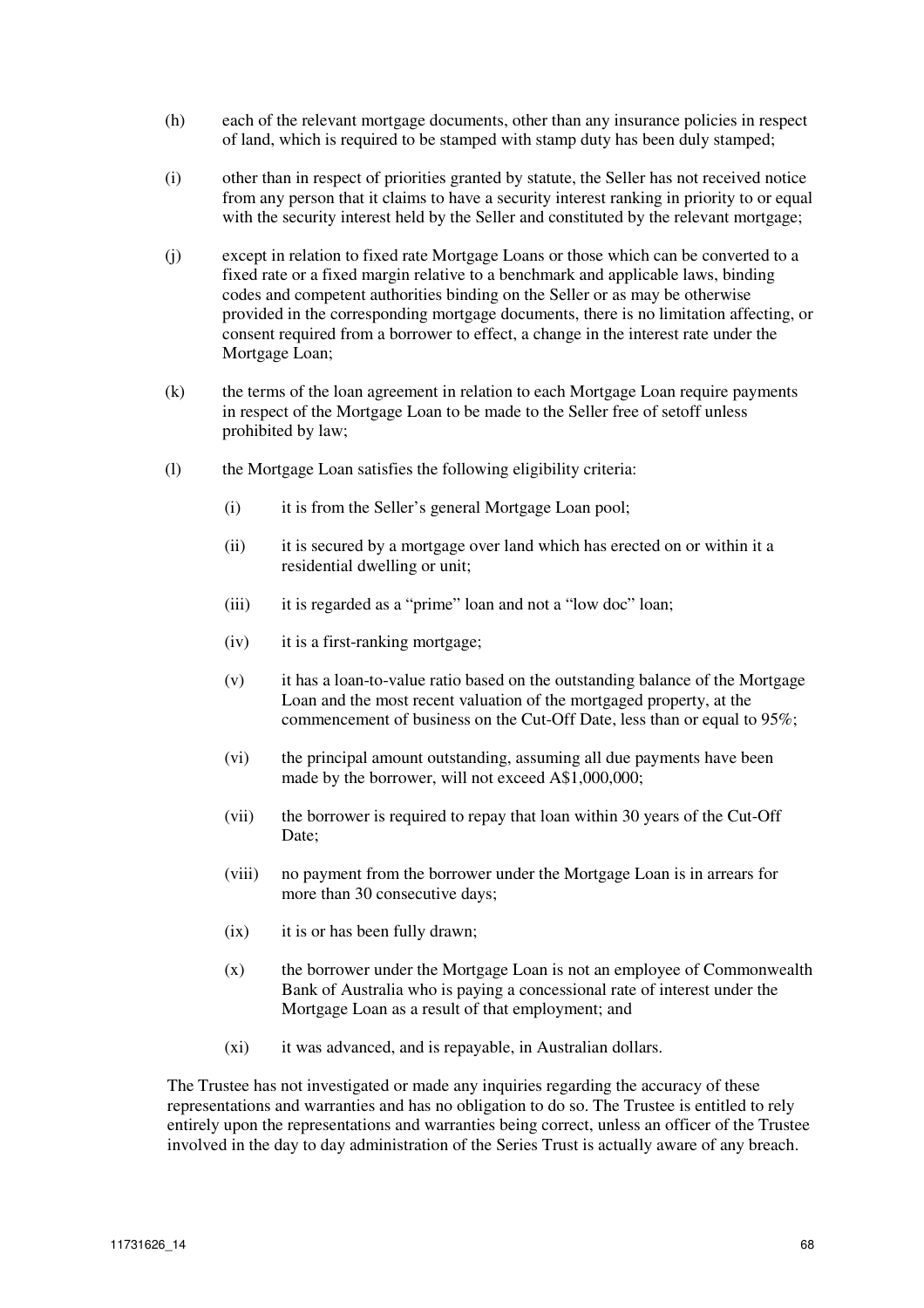(h) each of the relevant mortgage documents, other than any insurance policies in respect of land, which is required to be stamped with stamp duty has been duly stamped;

(i) other than in respect of priorities granted by statute, the Seller has not received notice from any person that it claims to have a security interest ranking in priority to or equal with the security interest held by the Seller and constituted by the relevant mortgage;

(j) except in relation to fixed rate Mortgage Loans or those which can be converted to a fixed rate or a fixed margin relative to a benchmark and applicable laws, binding codes and competent authorities binding on the Seller or as may be otherwise provided in the corresponding mortgage documents, there is no limitation affecting, or consent required from a borrower to effect, a change in the interest rate under the Mortgage Loan;

(k) the terms of the loan agreement in relation to each Mortgage Loan require payments in respect of the Mortgage Loan to be made to the Seller free of setoff unless prohibited by law;

(l) the Mortgage Loan satisfies the following eligibility criteria:

  (i) it is from the Seller's general Mortgage Loan pool;

  (ii) it is secured by a mortgage over land which has erected on or within it a residential dwelling or unit;

  (iii) it is regarded as a "prime" loan and not a "low doc" loan;

  (iv) it is a first-ranking mortgage;

  (v) it has a loan-to-value ratio based on the outstanding balance of the Mortgage Loan and the most recent valuation of the mortgaged property, at the commencement of business on the Cut-Off Date, less than or equal to 95%;

  (vi) the principal amount outstanding, assuming all due payments have been made by the borrower, will not exceed A$1,000,000;

  (vii) the borrower is required to repay that loan within 30 years of the Cut-Off Date;

  (viii) no payment from the borrower under the Mortgage Loan is in arrears for more than 30 consecutive days;

  (ix) it is or has been fully drawn;

  (x) the borrower under the Mortgage Loan is not an employee of Commonwealth Bank of Australia who is paying a concessional rate of interest under the Mortgage Loan as a result of that employment; and

  (xi) it was advanced, and is repayable, in Australian dollars.

The Trustee has not investigated or made any inquiries regarding the accuracy of these representations and warranties and has no obligation to do so. The Trustee is entitled to rely entirely upon the representations and warranties being correct, unless an officer of the Trustee involved in the day to day administration of the Series Trust is actually aware of any breach.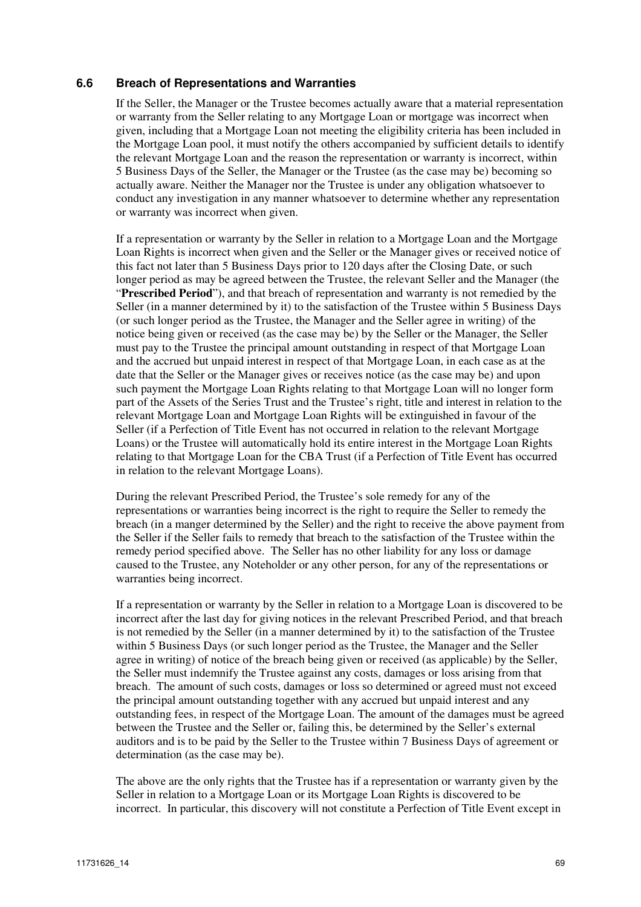### 6.6 Breach of Representations and Warranties

If the Seller, the Manager or the Trustee becomes actually aware that a material representation or warranty from the Seller relating to any Mortgage Loan or mortgage was incorrect when given, including that a Mortgage Loan not meeting the eligibility criteria has been included in the Mortgage Loan pool, it must notify the others accompanied by sufficient details to identify the relevant Mortgage Loan and the reason the representation or warranty is incorrect, within 5 Business Days of the Seller, the Manager or the Trustee (as the case may be) becoming so actually aware. Neither the Manager nor the Trustee is under any obligation whatsoever to conduct any investigation in any manner whatsoever to determine whether any representation or warranty was incorrect when given.

If a representation or warranty by the Seller in relation to a Mortgage Loan and the Mortgage Loan Rights is incorrect when given and the Seller or the Manager gives or received notice of this fact not later than 5 Business Days prior to 120 days after the Closing Date, or such longer period as may be agreed between the Trustee, the relevant Seller and the Manager (the "**Prescribed Period**"), and that breach of representation and warranty is not remedied by the Seller (in a manner determined by it) to the satisfaction of the Trustee within 5 Business Days (or such longer period as the Trustee, the Manager and the Seller agree in writing) of the notice being given or received (as the case may be) by the Seller or the Manager, the Seller must pay to the Trustee the principal amount outstanding in respect of that Mortgage Loan and the accrued but unpaid interest in respect of that Mortgage Loan, in each case as at the date that the Seller or the Manager gives or receives notice (as the case may be) and upon such payment the Mortgage Loan Rights relating to that Mortgage Loan will no longer form part of the Assets of the Series Trust and the Trustee's right, title and interest in relation to the relevant Mortgage Loan and Mortgage Loan Rights will be extinguished in favour of the Seller (if a Perfection of Title Event has not occurred in relation to the relevant Mortgage Loans) or the Trustee will automatically hold its entire interest in the Mortgage Loan Rights relating to that Mortgage Loan for the CBA Trust (if a Perfection of Title Event has occurred in relation to the relevant Mortgage Loans).

During the relevant Prescribed Period, the Trustee's sole remedy for any of the representations or warranties being incorrect is the right to require the Seller to remedy the breach (in a manger determined by the Seller) and the right to receive the above payment from the Seller if the Seller fails to remedy that breach to the satisfaction of the Trustee within the remedy period specified above. The Seller has no other liability for any loss or damage caused to the Trustee, any Noteholder or any other person, for any of the representations or warranties being incorrect.

If a representation or warranty by the Seller in relation to a Mortgage Loan is discovered to be incorrect after the last day for giving notices in the relevant Prescribed Period, and that breach is not remedied by the Seller (in a manner determined by it) to the satisfaction of the Trustee within 5 Business Days (or such longer period as the Trustee, the Manager and the Seller agree in writing) of notice of the breach being given or received (as applicable) by the Seller, the Seller must indemnify the Trustee against any costs, damages or loss arising from that breach. The amount of such costs, damages or loss so determined or agreed must not exceed the principal amount outstanding together with any accrued but unpaid interest and any outstanding fees, in respect of the Mortgage Loan. The amount of the damages must be agreed between the Trustee and the Seller or, failing this, be determined by the Seller's external auditors and is to be paid by the Seller to the Trustee within 7 Business Days of agreement or determination (as the case may be).

The above are the only rights that the Trustee has if a representation or warranty given by the Seller in relation to a Mortgage Loan or its Mortgage Loan Rights is discovered to be incorrect. In particular, this discovery will not constitute a Perfection of Title Event except in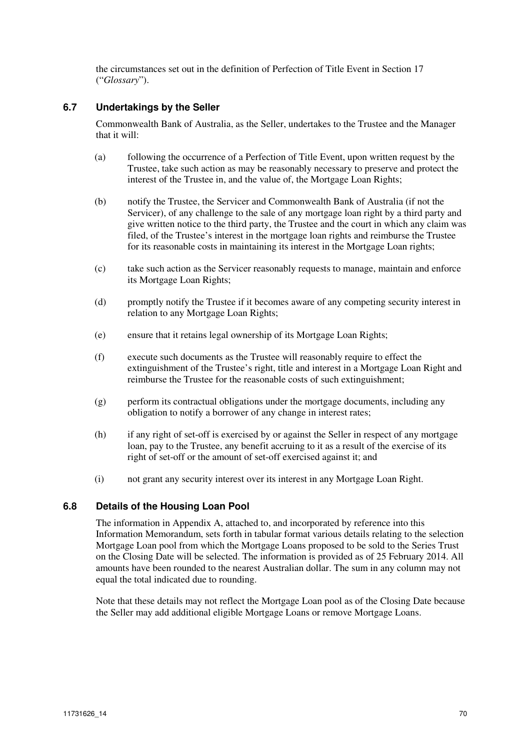the circumstances set out in the definition of Perfection of Title Event in Section 17 ("*Glossary*").

### 6.7 Undertakings by the Seller

Commonwealth Bank of Australia, as the Seller, undertakes to the Trustee and the Manager that it will:

(a) following the occurrence of a Perfection of Title Event, upon written request by the Trustee, take such action as may be reasonably necessary to preserve and protect the interest of the Trustee in, and the value of, the Mortgage Loan Rights;

(b) notify the Trustee, the Servicer and Commonwealth Bank of Australia (if not the Servicer), of any challenge to the sale of any mortgage loan right by a third party and give written notice to the third party, the Trustee and the court in which any claim was filed, of the Trustee's interest in the mortgage loan rights and reimburse the Trustee for its reasonable costs in maintaining its interest in the Mortgage Loan rights;

(c) take such action as the Servicer reasonably requests to manage, maintain and enforce its Mortgage Loan Rights;

(d) promptly notify the Trustee if it becomes aware of any competing security interest in relation to any Mortgage Loan Rights;

(e) ensure that it retains legal ownership of its Mortgage Loan Rights;

(f) execute such documents as the Trustee will reasonably require to effect the extinguishment of the Trustee's right, title and interest in a Mortgage Loan Right and reimburse the Trustee for the reasonable costs of such extinguishment;

(g) perform its contractual obligations under the mortgage documents, including any obligation to notify a borrower of any change in interest rates;

(h) if any right of set-off is exercised by or against the Seller in respect of any mortgage loan, pay to the Trustee, any benefit accruing to it as a result of the exercise of its right of set-off or the amount of set-off exercised against it; and

(i) not grant any security interest over its interest in any Mortgage Loan Right.

### 6.8 Details of the Housing Loan Pool

The information in Appendix A, attached to, and incorporated by reference into this Information Memorandum, sets forth in tabular format various details relating to the selection Mortgage Loan pool from which the Mortgage Loans proposed to be sold to the Series Trust on the Closing Date will be selected. The information is provided as of 25 February 2014. All amounts have been rounded to the nearest Australian dollar. The sum in any column may not equal the total indicated due to rounding.

Note that these details may not reflect the Mortgage Loan pool as of the Closing Date because the Seller may add additional eligible Mortgage Loans or remove Mortgage Loans.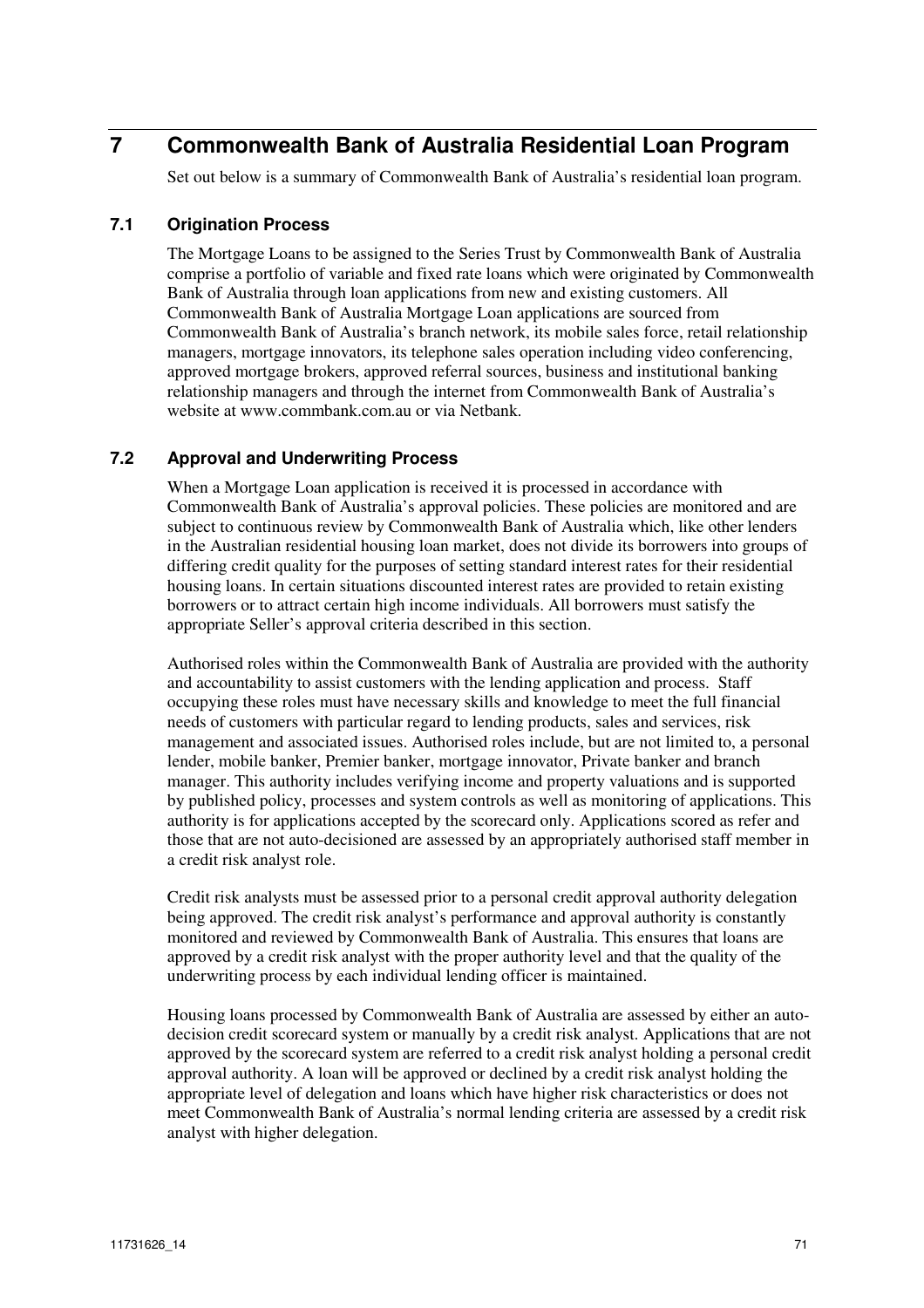# 7 Commonwealth Bank of Australia Residential Loan Program

Set out below is a summary of Commonwealth Bank of Australia's residential loan program.

## 7.1 Origination Process

The Mortgage Loans to be assigned to the Series Trust by Commonwealth Bank of Australia comprise a portfolio of variable and fixed rate loans which were originated by Commonwealth Bank of Australia through loan applications from new and existing customers. All Commonwealth Bank of Australia Mortgage Loan applications are sourced from Commonwealth Bank of Australia's branch network, its mobile sales force, retail relationship managers, mortgage innovators, its telephone sales operation including video conferencing, approved mortgage brokers, approved referral sources, business and institutional banking relationship managers and through the internet from Commonwealth Bank of Australia's website at www.commbank.com.au or via Netbank.

## 7.2 Approval and Underwriting Process

When a Mortgage Loan application is received it is processed in accordance with Commonwealth Bank of Australia's approval policies. These policies are monitored and are subject to continuous review by Commonwealth Bank of Australia which, like other lenders in the Australian residential housing loan market, does not divide its borrowers into groups of differing credit quality for the purposes of setting standard interest rates for their residential housing loans. In certain situations discounted interest rates are provided to retain existing borrowers or to attract certain high income individuals. All borrowers must satisfy the appropriate Seller's approval criteria described in this section.

Authorised roles within the Commonwealth Bank of Australia are provided with the authority and accountability to assist customers with the lending application and process. Staff occupying these roles must have necessary skills and knowledge to meet the full financial needs of customers with particular regard to lending products, sales and services, risk management and associated issues. Authorised roles include, but are not limited to, a personal lender, mobile banker, Premier banker, mortgage innovator, Private banker and branch manager. This authority includes verifying income and property valuations and is supported by published policy, processes and system controls as well as monitoring of applications. This authority is for applications accepted by the scorecard only. Applications scored as refer and those that are not auto-decisioned are assessed by an appropriately authorised staff member in a credit risk analyst role.

Credit risk analysts must be assessed prior to a personal credit approval authority delegation being approved. The credit risk analyst's performance and approval authority is constantly monitored and reviewed by Commonwealth Bank of Australia. This ensures that loans are approved by a credit risk analyst with the proper authority level and that the quality of the underwriting process by each individual lending officer is maintained.

Housing loans processed by Commonwealth Bank of Australia are assessed by either an auto-decision credit scorecard system or manually by a credit risk analyst. Applications that are not approved by the scorecard system are referred to a credit risk analyst holding a personal credit approval authority. A loan will be approved or declined by a credit risk analyst holding the appropriate level of delegation and loans which have higher risk characteristics or does not meet Commonwealth Bank of Australia's normal lending criteria are assessed by a credit risk analyst with higher delegation.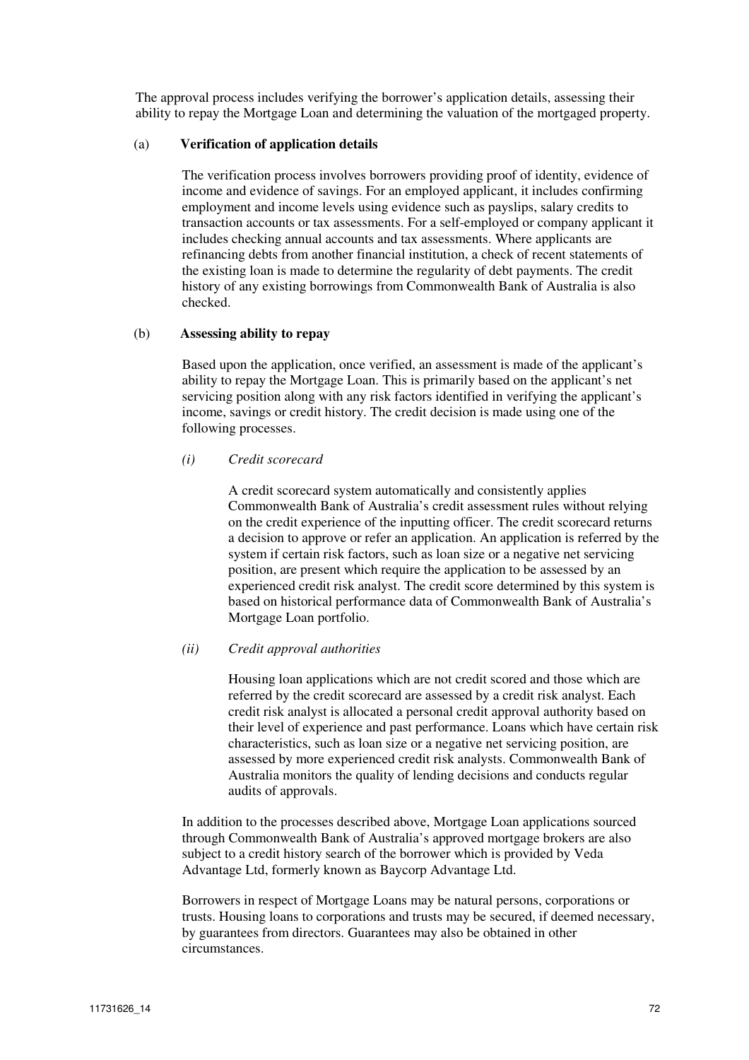The approval process includes verifying the borrower's application details, assessing their ability to repay the Mortgage Loan and determining the valuation of the mortgaged property.

(a) **Verification of application details**

The verification process involves borrowers providing proof of identity, evidence of income and evidence of savings. For an employed applicant, it includes confirming employment and income levels using evidence such as payslips, salary credits to transaction accounts or tax assessments. For a self-employed or company applicant it includes checking annual accounts and tax assessments. Where applicants are refinancing debts from another financial institution, a check of recent statements of the existing loan is made to determine the regularity of debt payments. The credit history of any existing borrowings from Commonwealth Bank of Australia is also checked.

(b) **Assessing ability to repay**

Based upon the application, once verified, an assessment is made of the applicant's ability to repay the Mortgage Loan. This is primarily based on the applicant's net servicing position along with any risk factors identified in verifying the applicant's income, savings or credit history. The credit decision is made using one of the following processes.

*(i) Credit scorecard*

A credit scorecard system automatically and consistently applies Commonwealth Bank of Australia's credit assessment rules without relying on the credit experience of the inputting officer. The credit scorecard returns a decision to approve or refer an application. An application is referred by the system if certain risk factors, such as loan size or a negative net servicing position, are present which require the application to be assessed by an experienced credit risk analyst. The credit score determined by this system is based on historical performance data of Commonwealth Bank of Australia's Mortgage Loan portfolio.

*(ii) Credit approval authorities*

Housing loan applications which are not credit scored and those which are referred by the credit scorecard are assessed by a credit risk analyst. Each credit risk analyst is allocated a personal credit approval authority based on their level of experience and past performance. Loans which have certain risk characteristics, such as loan size or a negative net servicing position, are assessed by more experienced credit risk analysts. Commonwealth Bank of Australia monitors the quality of lending decisions and conducts regular audits of approvals.

In addition to the processes described above, Mortgage Loan applications sourced through Commonwealth Bank of Australia's approved mortgage brokers are also subject to a credit history search of the borrower which is provided by Veda Advantage Ltd, formerly known as Baycorp Advantage Ltd.

Borrowers in respect of Mortgage Loans may be natural persons, corporations or trusts. Housing loans to corporations and trusts may be secured, if deemed necessary, by guarantees from directors. Guarantees may also be obtained in other circumstances.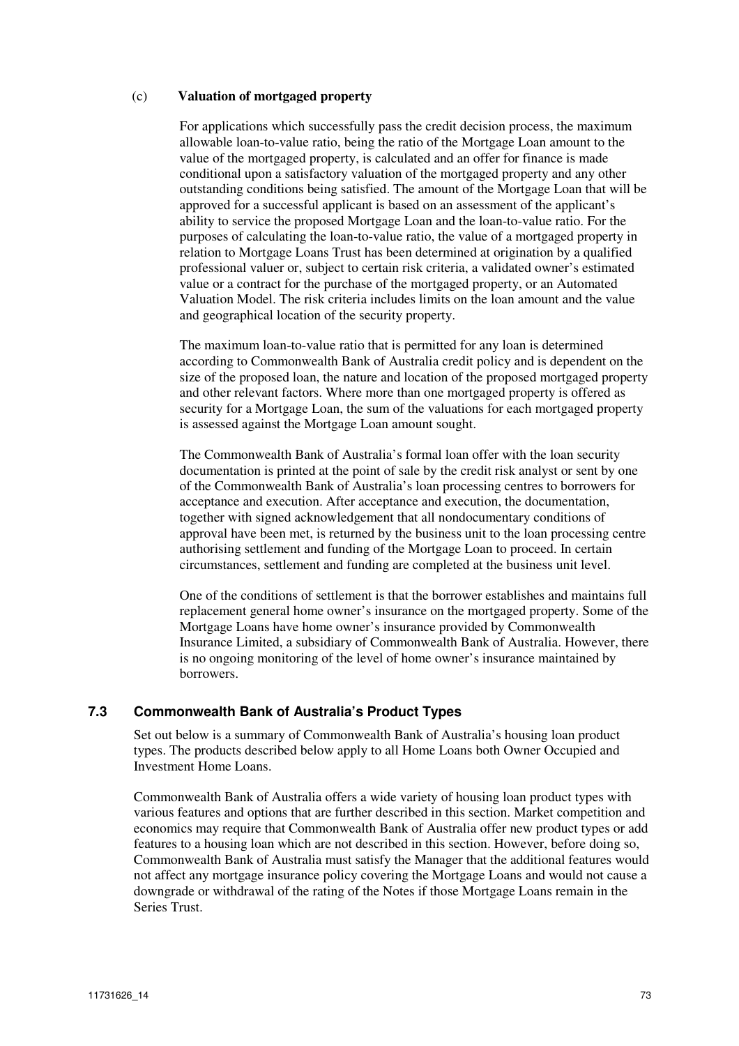(c) **Valuation of mortgaged property**

For applications which successfully pass the credit decision process, the maximum allowable loan-to-value ratio, being the ratio of the Mortgage Loan amount to the value of the mortgaged property, is calculated and an offer for finance is made conditional upon a satisfactory valuation of the mortgaged property and any other outstanding conditions being satisfied. The amount of the Mortgage Loan that will be approved for a successful applicant is based on an assessment of the applicant's ability to service the proposed Mortgage Loan and the loan-to-value ratio. For the purposes of calculating the loan-to-value ratio, the value of a mortgaged property in relation to Mortgage Loans Trust has been determined at origination by a qualified professional valuer or, subject to certain risk criteria, a validated owner's estimated value or a contract for the purchase of the mortgaged property, or an Automated Valuation Model. The risk criteria includes limits on the loan amount and the value and geographical location of the security property.

The maximum loan-to-value ratio that is permitted for any loan is determined according to Commonwealth Bank of Australia credit policy and is dependent on the size of the proposed loan, the nature and location of the proposed mortgaged property and other relevant factors. Where more than one mortgaged property is offered as security for a Mortgage Loan, the sum of the valuations for each mortgaged property is assessed against the Mortgage Loan amount sought.

The Commonwealth Bank of Australia's formal loan offer with the loan security documentation is printed at the point of sale by the credit risk analyst or sent by one of the Commonwealth Bank of Australia's loan processing centres to borrowers for acceptance and execution. After acceptance and execution, the documentation, together with signed acknowledgement that all nondocumentary conditions of approval have been met, is returned by the business unit to the loan processing centre authorising settlement and funding of the Mortgage Loan to proceed. In certain circumstances, settlement and funding are completed at the business unit level.

One of the conditions of settlement is that the borrower establishes and maintains full replacement general home owner's insurance on the mortgaged property. Some of the Mortgage Loans have home owner's insurance provided by Commonwealth Insurance Limited, a subsidiary of Commonwealth Bank of Australia. However, there is no ongoing monitoring of the level of home owner's insurance maintained by borrowers.

## 7.3 Commonwealth Bank of Australia's Product Types

Set out below is a summary of Commonwealth Bank of Australia's housing loan product types. The products described below apply to all Home Loans both Owner Occupied and Investment Home Loans.

Commonwealth Bank of Australia offers a wide variety of housing loan product types with various features and options that are further described in this section. Market competition and economics may require that Commonwealth Bank of Australia offer new product types or add features to a housing loan which are not described in this section. However, before doing so, Commonwealth Bank of Australia must satisfy the Manager that the additional features would not affect any mortgage insurance policy covering the Mortgage Loans and would not cause a downgrade or withdrawal of the rating of the Notes if those Mortgage Loans remain in the Series Trust.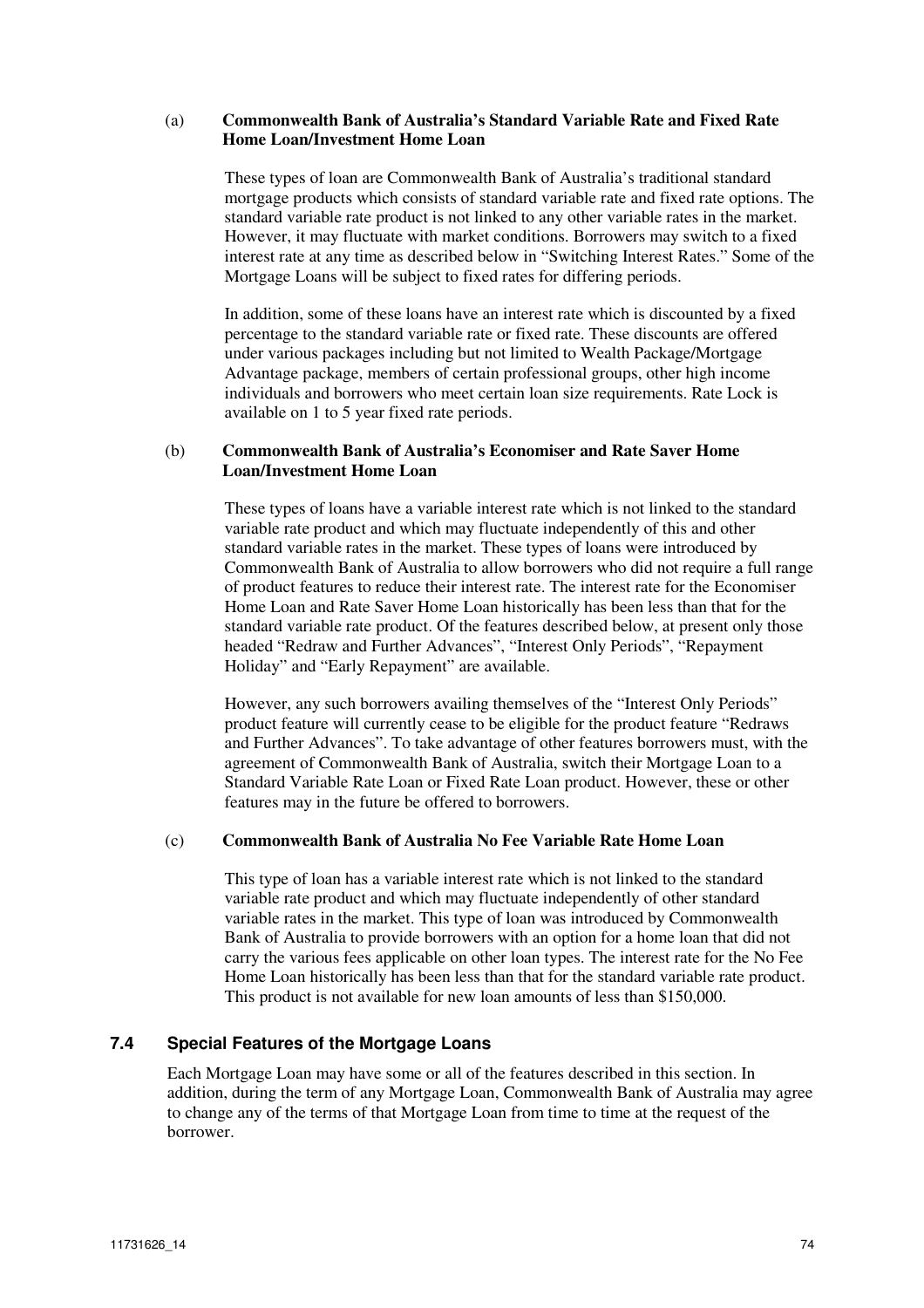(a) **Commonwealth Bank of Australia's Standard Variable Rate and Fixed Rate Home Loan/Investment Home Loan**

These types of loan are Commonwealth Bank of Australia's traditional standard mortgage products which consists of standard variable rate and fixed rate options. The standard variable rate product is not linked to any other variable rates in the market. However, it may fluctuate with market conditions. Borrowers may switch to a fixed interest rate at any time as described below in "Switching Interest Rates." Some of the Mortgage Loans will be subject to fixed rates for differing periods.

In addition, some of these loans have an interest rate which is discounted by a fixed percentage to the standard variable rate or fixed rate. These discounts are offered under various packages including but not limited to Wealth Package/Mortgage Advantage package, members of certain professional groups, other high income individuals and borrowers who meet certain loan size requirements. Rate Lock is available on 1 to 5 year fixed rate periods.

(b) **Commonwealth Bank of Australia's Economiser and Rate Saver Home Loan/Investment Home Loan**

These types of loans have a variable interest rate which is not linked to the standard variable rate product and which may fluctuate independently of this and other standard variable rates in the market. These types of loans were introduced by Commonwealth Bank of Australia to allow borrowers who did not require a full range of product features to reduce their interest rate. The interest rate for the Economiser Home Loan and Rate Saver Home Loan historically has been less than that for the standard variable rate product. Of the features described below, at present only those headed "Redraw and Further Advances", "Interest Only Periods", "Repayment Holiday" and "Early Repayment" are available.

However, any such borrowers availing themselves of the "Interest Only Periods" product feature will currently cease to be eligible for the product feature "Redraws and Further Advances". To take advantage of other features borrowers must, with the agreement of Commonwealth Bank of Australia, switch their Mortgage Loan to a Standard Variable Rate Loan or Fixed Rate Loan product. However, these or other features may in the future be offered to borrowers.

(c) **Commonwealth Bank of Australia No Fee Variable Rate Home Loan**

This type of loan has a variable interest rate which is not linked to the standard variable rate product and which may fluctuate independently of other standard variable rates in the market. This type of loan was introduced by Commonwealth Bank of Australia to provide borrowers with an option for a home loan that did not carry the various fees applicable on other loan types. The interest rate for the No Fee Home Loan historically has been less than that for the standard variable rate product. This product is not available for new loan amounts of less than $150,000.

## 7.4 Special Features of the Mortgage Loans

Each Mortgage Loan may have some or all of the features described in this section. In addition, during the term of any Mortgage Loan, Commonwealth Bank of Australia may agree to change any of the terms of that Mortgage Loan from time to time at the request of the borrower.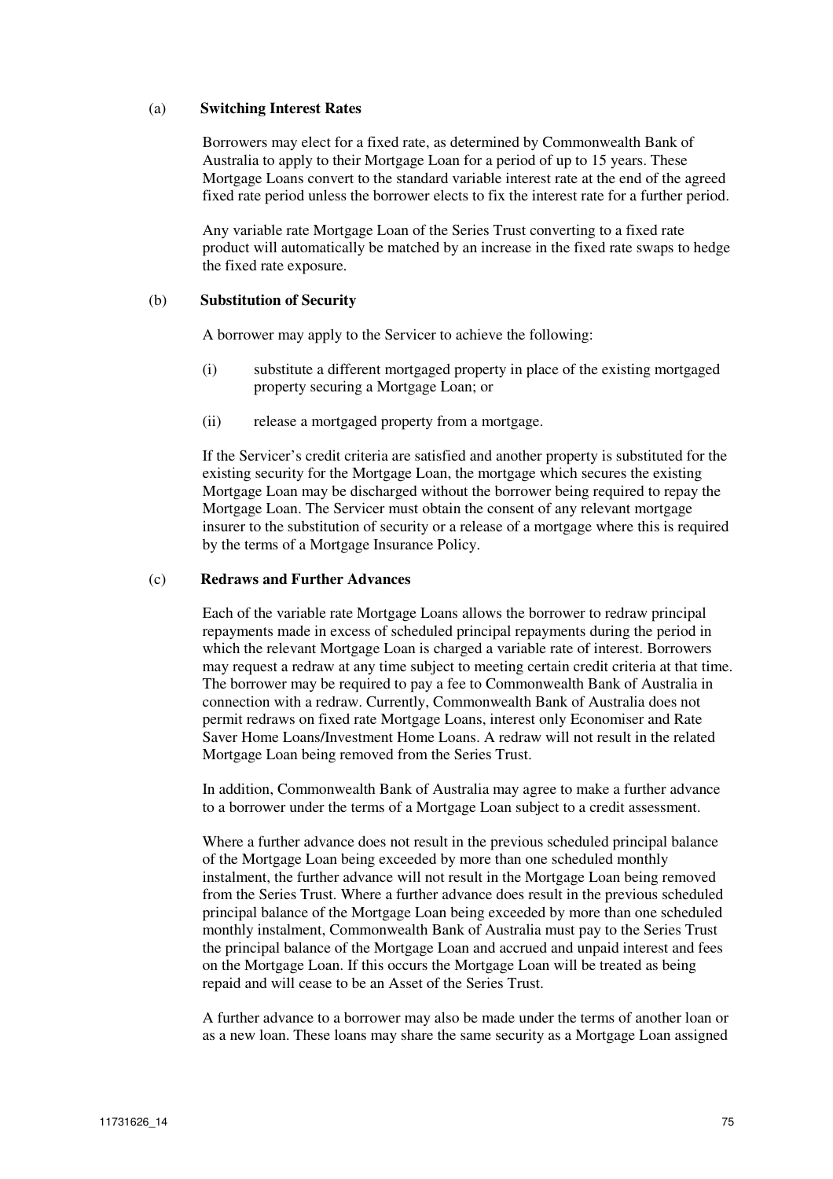(a) **Switching Interest Rates**

Borrowers may elect for a fixed rate, as determined by Commonwealth Bank of Australia to apply to their Mortgage Loan for a period of up to 15 years. These Mortgage Loans convert to the standard variable interest rate at the end of the agreed fixed rate period unless the borrower elects to fix the interest rate for a further period.

Any variable rate Mortgage Loan of the Series Trust converting to a fixed rate product will automatically be matched by an increase in the fixed rate swaps to hedge the fixed rate exposure.

(b) **Substitution of Security**

A borrower may apply to the Servicer to achieve the following:

(i) substitute a different mortgaged property in place of the existing mortgaged property securing a Mortgage Loan; or

(ii) release a mortgaged property from a mortgage.

If the Servicer's credit criteria are satisfied and another property is substituted for the existing security for the Mortgage Loan, the mortgage which secures the existing Mortgage Loan may be discharged without the borrower being required to repay the Mortgage Loan. The Servicer must obtain the consent of any relevant mortgage insurer to the substitution of security or a release of a mortgage where this is required by the terms of a Mortgage Insurance Policy.

(c) **Redraws and Further Advances**

Each of the variable rate Mortgage Loans allows the borrower to redraw principal repayments made in excess of scheduled principal repayments during the period in which the relevant Mortgage Loan is charged a variable rate of interest. Borrowers may request a redraw at any time subject to meeting certain credit criteria at that time. The borrower may be required to pay a fee to Commonwealth Bank of Australia in connection with a redraw. Currently, Commonwealth Bank of Australia does not permit redraws on fixed rate Mortgage Loans, interest only Economiser and Rate Saver Home Loans/Investment Home Loans. A redraw will not result in the related Mortgage Loan being removed from the Series Trust.

In addition, Commonwealth Bank of Australia may agree to make a further advance to a borrower under the terms of a Mortgage Loan subject to a credit assessment.

Where a further advance does not result in the previous scheduled principal balance of the Mortgage Loan being exceeded by more than one scheduled monthly instalment, the further advance will not result in the Mortgage Loan being removed from the Series Trust. Where a further advance does result in the previous scheduled principal balance of the Mortgage Loan being exceeded by more than one scheduled monthly instalment, Commonwealth Bank of Australia must pay to the Series Trust the principal balance of the Mortgage Loan and accrued and unpaid interest and fees on the Mortgage Loan. If this occurs the Mortgage Loan will be treated as being repaid and will cease to be an Asset of the Series Trust.

A further advance to a borrower may also be made under the terms of another loan or as a new loan. These loans may share the same security as a Mortgage Loan assigned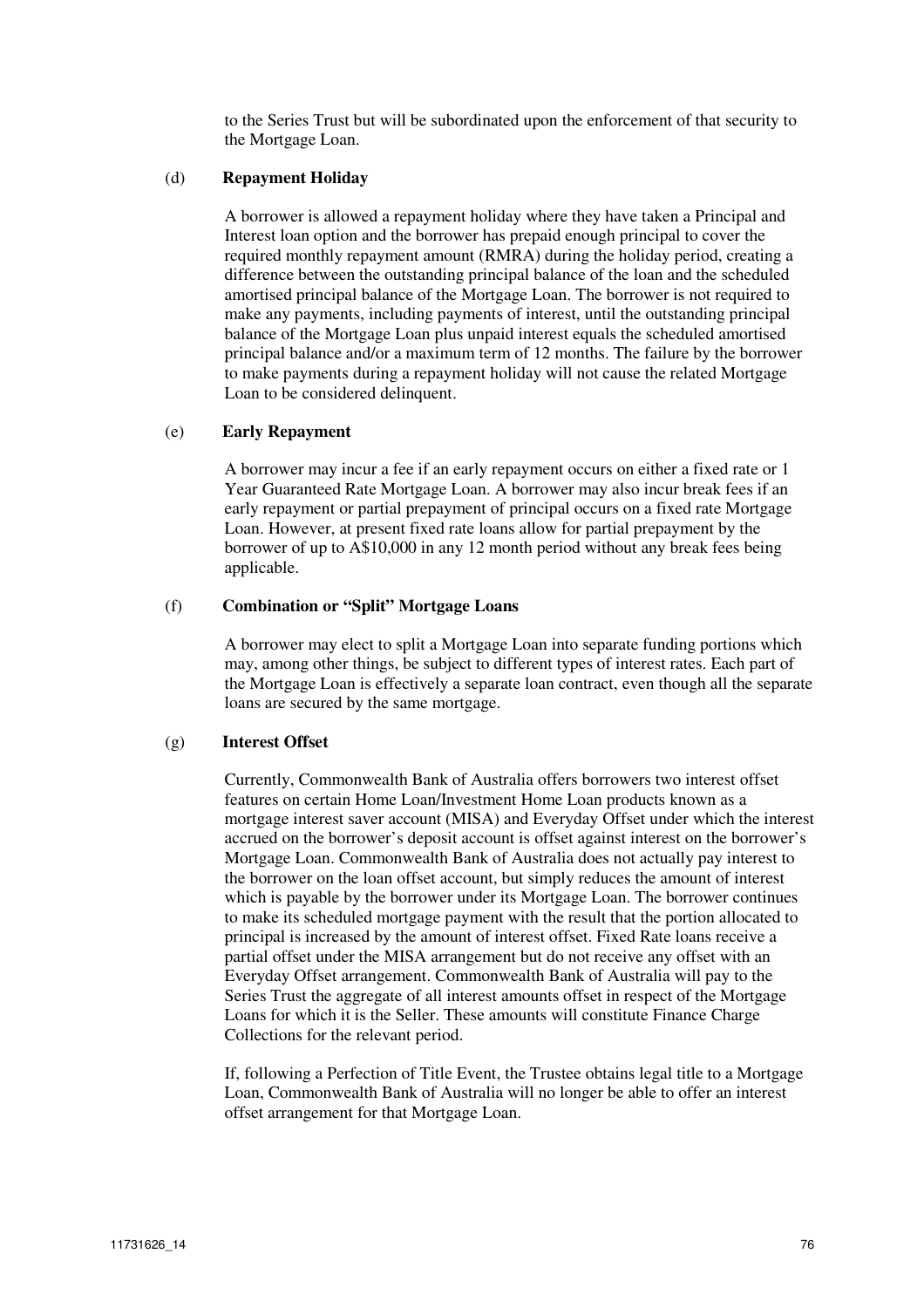to the Series Trust but will be subordinated upon the enforcement of that security to the Mortgage Loan.

(d) **Repayment Holiday**

A borrower is allowed a repayment holiday where they have taken a Principal and Interest loan option and the borrower has prepaid enough principal to cover the required monthly repayment amount (RMRA) during the holiday period, creating a difference between the outstanding principal balance of the loan and the scheduled amortised principal balance of the Mortgage Loan. The borrower is not required to make any payments, including payments of interest, until the outstanding principal balance of the Mortgage Loan plus unpaid interest equals the scheduled amortised principal balance and/or a maximum term of 12 months. The failure by the borrower to make payments during a repayment holiday will not cause the related Mortgage Loan to be considered delinquent.

(e) **Early Repayment**

A borrower may incur a fee if an early repayment occurs on either a fixed rate or 1 Year Guaranteed Rate Mortgage Loan. A borrower may also incur break fees if an early repayment or partial prepayment of principal occurs on a fixed rate Mortgage Loan. However, at present fixed rate loans allow for partial prepayment by the borrower of up to A$10,000 in any 12 month period without any break fees being applicable.

(f) **Combination or "Split" Mortgage Loans**

A borrower may elect to split a Mortgage Loan into separate funding portions which may, among other things, be subject to different types of interest rates. Each part of the Mortgage Loan is effectively a separate loan contract, even though all the separate loans are secured by the same mortgage.

(g) **Interest Offset**

Currently, Commonwealth Bank of Australia offers borrowers two interest offset features on certain Home Loan/Investment Home Loan products known as a mortgage interest saver account (MISA) and Everyday Offset under which the interest accrued on the borrower's deposit account is offset against interest on the borrower's Mortgage Loan. Commonwealth Bank of Australia does not actually pay interest to the borrower on the loan offset account, but simply reduces the amount of interest which is payable by the borrower under its Mortgage Loan. The borrower continues to make its scheduled mortgage payment with the result that the portion allocated to principal is increased by the amount of interest offset. Fixed Rate loans receive a partial offset under the MISA arrangement but do not receive any offset with an Everyday Offset arrangement. Commonwealth Bank of Australia will pay to the Series Trust the aggregate of all interest amounts offset in respect of the Mortgage Loans for which it is the Seller. These amounts will constitute Finance Charge Collections for the relevant period.

If, following a Perfection of Title Event, the Trustee obtains legal title to a Mortgage Loan, Commonwealth Bank of Australia will no longer be able to offer an interest offset arrangement for that Mortgage Loan.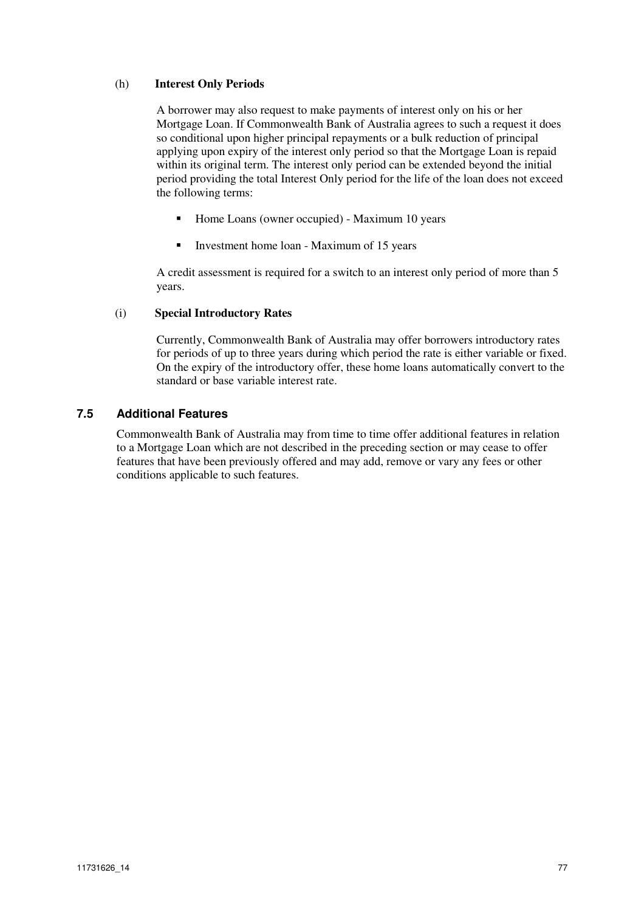(h) **Interest Only Periods**

A borrower may also request to make payments of interest only on his or her Mortgage Loan. If Commonwealth Bank of Australia agrees to such a request it does so conditional upon higher principal repayments or a bulk reduction of principal applying upon expiry of the interest only period so that the Mortgage Loan is repaid within its original term. The interest only period can be extended beyond the initial period providing the total Interest Only period for the life of the loan does not exceed the following terms:

- Home Loans (owner occupied) - Maximum 10 years
- Investment home loan - Maximum of 15 years

A credit assessment is required for a switch to an interest only period of more than 5 years.

(i) **Special Introductory Rates**

Currently, Commonwealth Bank of Australia may offer borrowers introductory rates for periods of up to three years during which period the rate is either variable or fixed. On the expiry of the introductory offer, these home loans automatically convert to the standard or base variable interest rate.

## 7.5 Additional Features

Commonwealth Bank of Australia may from time to time offer additional features in relation to a Mortgage Loan which are not described in the preceding section or may cease to offer features that have been previously offered and may add, remove or vary any fees or other conditions applicable to such features.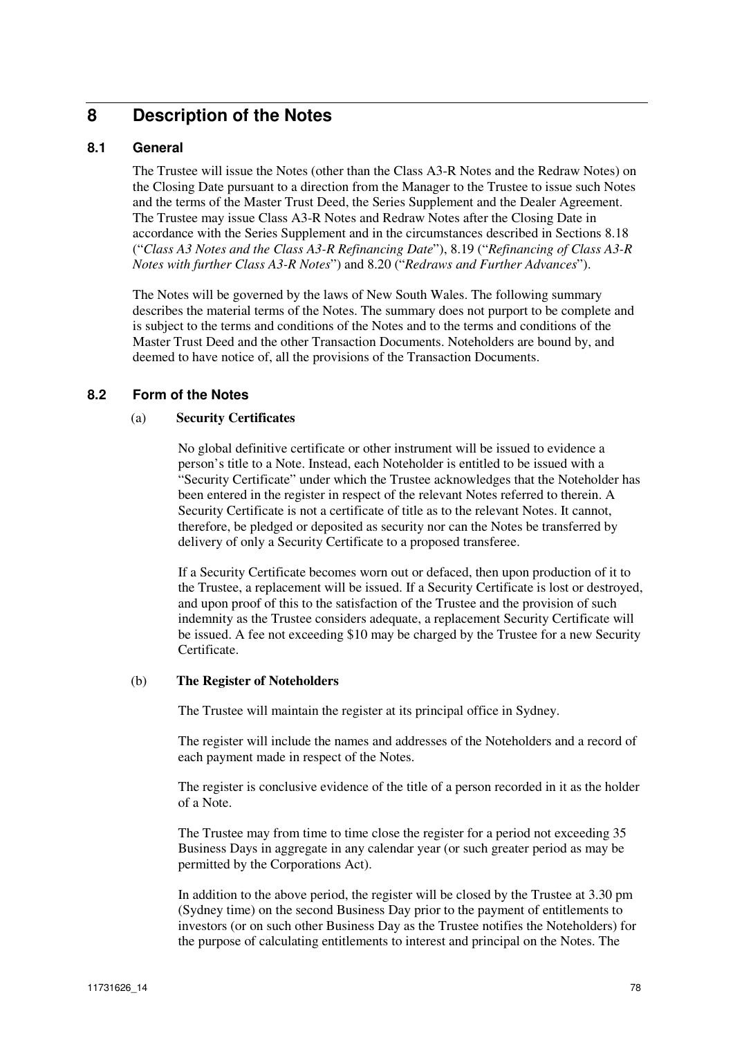# 8 Description of the Notes

## 8.1 General

The Trustee will issue the Notes (other than the Class A3-R Notes and the Redraw Notes) on the Closing Date pursuant to a direction from the Manager to the Trustee to issue such Notes and the terms of the Master Trust Deed, the Series Supplement and the Dealer Agreement. The Trustee may issue Class A3-R Notes and Redraw Notes after the Closing Date in accordance with the Series Supplement and in the circumstances described in Sections 8.18 ("*Class A3 Notes and the Class A3-R Refinancing Date*"), 8.19 ("*Refinancing of Class A3-R Notes with further Class A3-R Notes*") and 8.20 ("*Redraws and Further Advances*").

The Notes will be governed by the laws of New South Wales. The following summary describes the material terms of the Notes. The summary does not purport to be complete and is subject to the terms and conditions of the Notes and to the terms and conditions of the Master Trust Deed and the other Transaction Documents. Noteholders are bound by, and deemed to have notice of, all the provisions of the Transaction Documents.

## 8.2 Form of the Notes

### (a) Security Certificates

No global definitive certificate or other instrument will be issued to evidence a person's title to a Note. Instead, each Noteholder is entitled to be issued with a "Security Certificate" under which the Trustee acknowledges that the Noteholder has been entered in the register in respect of the relevant Notes referred to therein. A Security Certificate is not a certificate of title as to the relevant Notes. It cannot, therefore, be pledged or deposited as security nor can the Notes be transferred by delivery of only a Security Certificate to a proposed transferee.

If a Security Certificate becomes worn out or defaced, then upon production of it to the Trustee, a replacement will be issued. If a Security Certificate is lost or destroyed, and upon proof of this to the satisfaction of the Trustee and the provision of such indemnity as the Trustee considers adequate, a replacement Security Certificate will be issued. A fee not exceeding $10 may be charged by the Trustee for a new Security Certificate.

### (b) The Register of Noteholders

The Trustee will maintain the register at its principal office in Sydney.

The register will include the names and addresses of the Noteholders and a record of each payment made in respect of the Notes.

The register is conclusive evidence of the title of a person recorded in it as the holder of a Note.

The Trustee may from time to time close the register for a period not exceeding 35 Business Days in aggregate in any calendar year (or such greater period as may be permitted by the Corporations Act).

In addition to the above period, the register will be closed by the Trustee at 3.30 pm (Sydney time) on the second Business Day prior to the payment of entitlements to investors (or on such other Business Day as the Trustee notifies the Noteholders) for the purpose of calculating entitlements to interest and principal on the Notes. The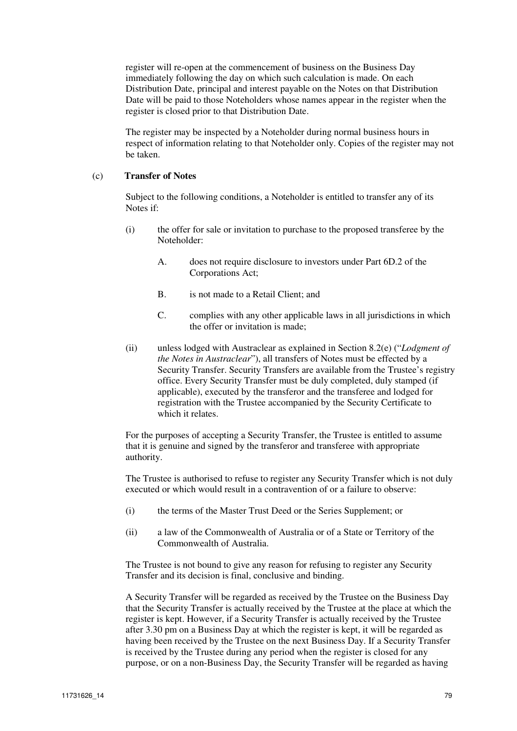register will re-open at the commencement of business on the Business Day immediately following the day on which such calculation is made. On each Distribution Date, principal and interest payable on the Notes on that Distribution Date will be paid to those Noteholders whose names appear in the register when the register is closed prior to that Distribution Date.

The register may be inspected by a Noteholder during normal business hours in respect of information relating to that Noteholder only. Copies of the register may not be taken.

(c) **Transfer of Notes**

Subject to the following conditions, a Noteholder is entitled to transfer any of its Notes if:

(i) the offer for sale or invitation to purchase to the proposed transferee by the Noteholder:

  A. does not require disclosure to investors under Part 6D.2 of the Corporations Act;

  B. is not made to a Retail Client; and

  C. complies with any other applicable laws in all jurisdictions in which the offer or invitation is made;

(ii) unless lodged with Austraclear as explained in Section 8.2(e) ("*Lodgment of the Notes in Austraclear*"), all transfers of Notes must be effected by a Security Transfer. Security Transfers are available from the Trustee's registry office. Every Security Transfer must be duly completed, duly stamped (if applicable), executed by the transferor and the transferee and lodged for registration with the Trustee accompanied by the Security Certificate to which it relates.

For the purposes of accepting a Security Transfer, the Trustee is entitled to assume that it is genuine and signed by the transferor and transferee with appropriate authority.

The Trustee is authorised to refuse to register any Security Transfer which is not duly executed or which would result in a contravention of or a failure to observe:

(i) the terms of the Master Trust Deed or the Series Supplement; or

(ii) a law of the Commonwealth of Australia or of a State or Territory of the Commonwealth of Australia.

The Trustee is not bound to give any reason for refusing to register any Security Transfer and its decision is final, conclusive and binding.

A Security Transfer will be regarded as received by the Trustee on the Business Day that the Security Transfer is actually received by the Trustee at the place at which the register is kept. However, if a Security Transfer is actually received by the Trustee after 3.30 pm on a Business Day at which the register is kept, it will be regarded as having been received by the Trustee on the next Business Day. If a Security Transfer is received by the Trustee during any period when the register is closed for any purpose, or on a non-Business Day, the Security Transfer will be regarded as having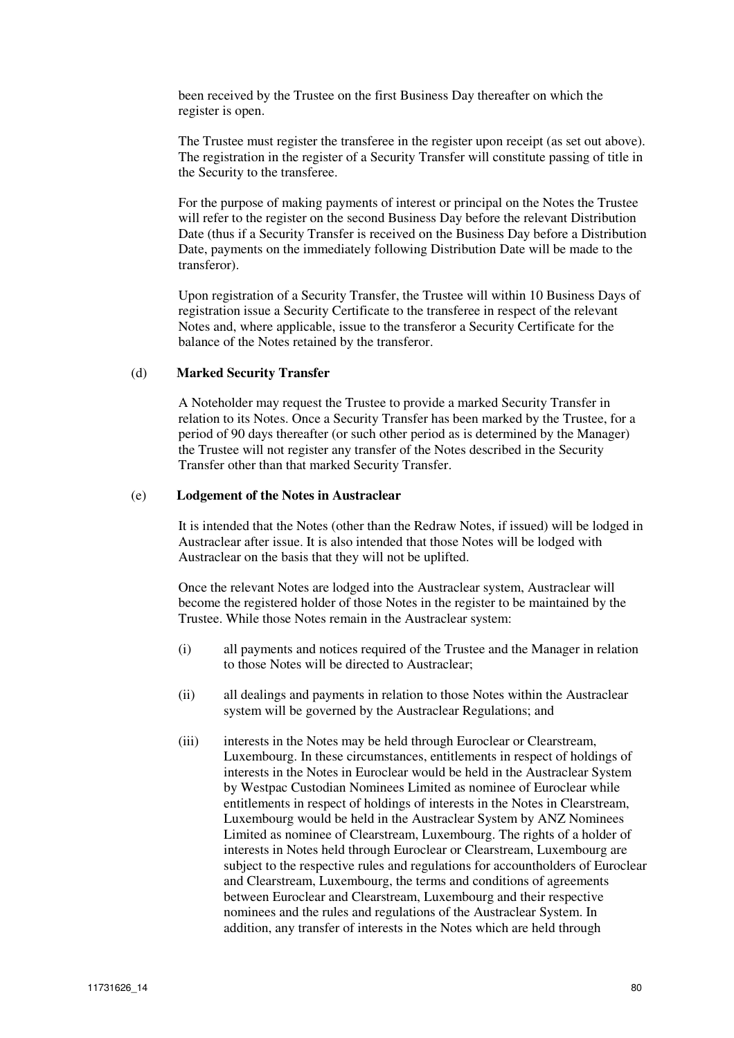been received by the Trustee on the first Business Day thereafter on which the register is open.

The Trustee must register the transferee in the register upon receipt (as set out above). The registration in the register of a Security Transfer will constitute passing of title in the Security to the transferee.

For the purpose of making payments of interest or principal on the Notes the Trustee will refer to the register on the second Business Day before the relevant Distribution Date (thus if a Security Transfer is received on the Business Day before a Distribution Date, payments on the immediately following Distribution Date will be made to the transferor).

Upon registration of a Security Transfer, the Trustee will within 10 Business Days of registration issue a Security Certificate to the transferee in respect of the relevant Notes and, where applicable, issue to the transferor a Security Certificate for the balance of the Notes retained by the transferor.

(d) **Marked Security Transfer**

A Noteholder may request the Trustee to provide a marked Security Transfer in relation to its Notes. Once a Security Transfer has been marked by the Trustee, for a period of 90 days thereafter (or such other period as is determined by the Manager) the Trustee will not register any transfer of the Notes described in the Security Transfer other than that marked Security Transfer.

(e) **Lodgement of the Notes in Austraclear**

It is intended that the Notes (other than the Redraw Notes, if issued) will be lodged in Austraclear after issue. It is also intended that those Notes will be lodged with Austraclear on the basis that they will not be uplifted.

Once the relevant Notes are lodged into the Austraclear system, Austraclear will become the registered holder of those Notes in the register to be maintained by the Trustee. While those Notes remain in the Austraclear system:

(i) all payments and notices required of the Trustee and the Manager in relation to those Notes will be directed to Austraclear;

(ii) all dealings and payments in relation to those Notes within the Austraclear system will be governed by the Austraclear Regulations; and

(iii) interests in the Notes may be held through Euroclear or Clearstream, Luxembourg. In these circumstances, entitlements in respect of holdings of interests in the Notes in Euroclear would be held in the Austraclear System by Westpac Custodian Nominees Limited as nominee of Euroclear while entitlements in respect of holdings of interests in the Notes in Clearstream, Luxembourg would be held in the Austraclear System by ANZ Nominees Limited as nominee of Clearstream, Luxembourg. The rights of a holder of interests in Notes held through Euroclear or Clearstream, Luxembourg are subject to the respective rules and regulations for accountholders of Euroclear and Clearstream, Luxembourg, the terms and conditions of agreements between Euroclear and Clearstream, Luxembourg and their respective nominees and the rules and regulations of the Austraclear System. In addition, any transfer of interests in the Notes which are held through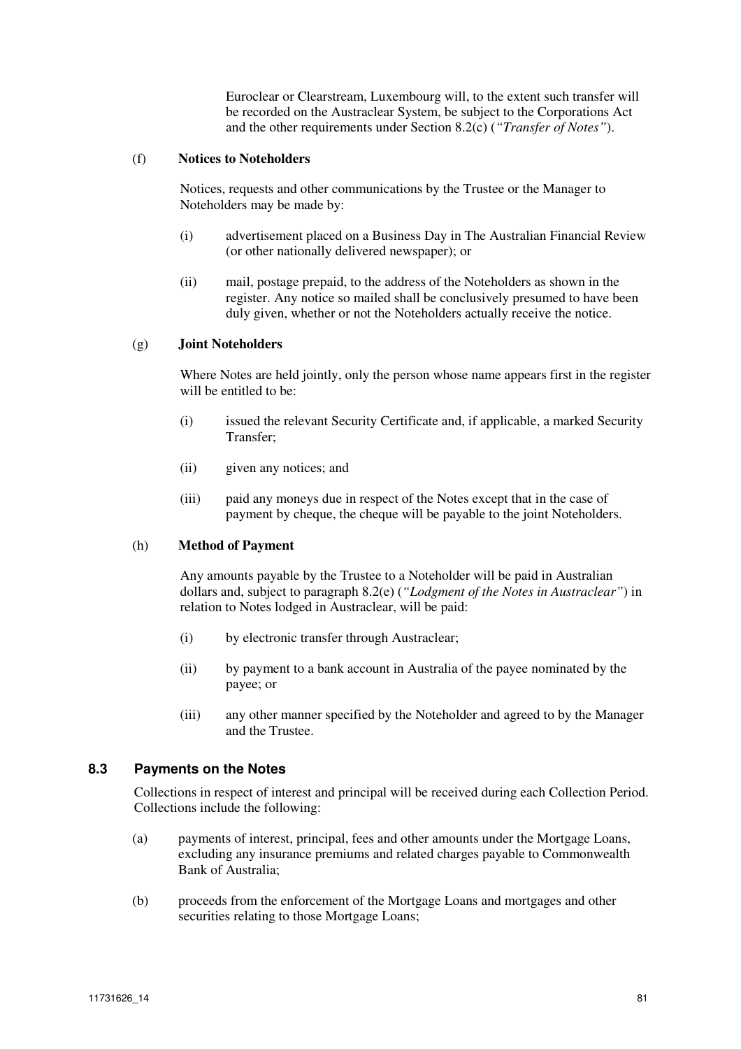Euroclear or Clearstream, Luxembourg will, to the extent such transfer will be recorded on the Austraclear System, be subject to the Corporations Act and the other requirements under Section 8.2(c) (*"Transfer of Notes"*).

(f) **Notices to Noteholders**

Notices, requests and other communications by the Trustee or the Manager to Noteholders may be made by:

(i) advertisement placed on a Business Day in The Australian Financial Review (or other nationally delivered newspaper); or

(ii) mail, postage prepaid, to the address of the Noteholders as shown in the register. Any notice so mailed shall be conclusively presumed to have been duly given, whether or not the Noteholders actually receive the notice.

(g) **Joint Noteholders**

Where Notes are held jointly, only the person whose name appears first in the register will be entitled to be:

(i) issued the relevant Security Certificate and, if applicable, a marked Security Transfer;

(ii) given any notices; and

(iii) paid any moneys due in respect of the Notes except that in the case of payment by cheque, the cheque will be payable to the joint Noteholders.

(h) **Method of Payment**

Any amounts payable by the Trustee to a Noteholder will be paid in Australian dollars and, subject to paragraph 8.2(e) (*"Lodgment of the Notes in Austraclear"*) in relation to Notes lodged in Austraclear, will be paid:

(i) by electronic transfer through Austraclear;

(ii) by payment to a bank account in Australia of the payee nominated by the payee; or

(iii) any other manner specified by the Noteholder and agreed to by the Manager and the Trustee.

## 8.3 Payments on the Notes

Collections in respect of interest and principal will be received during each Collection Period. Collections include the following:

(a) payments of interest, principal, fees and other amounts under the Mortgage Loans, excluding any insurance premiums and related charges payable to Commonwealth Bank of Australia;

(b) proceeds from the enforcement of the Mortgage Loans and mortgages and other securities relating to those Mortgage Loans;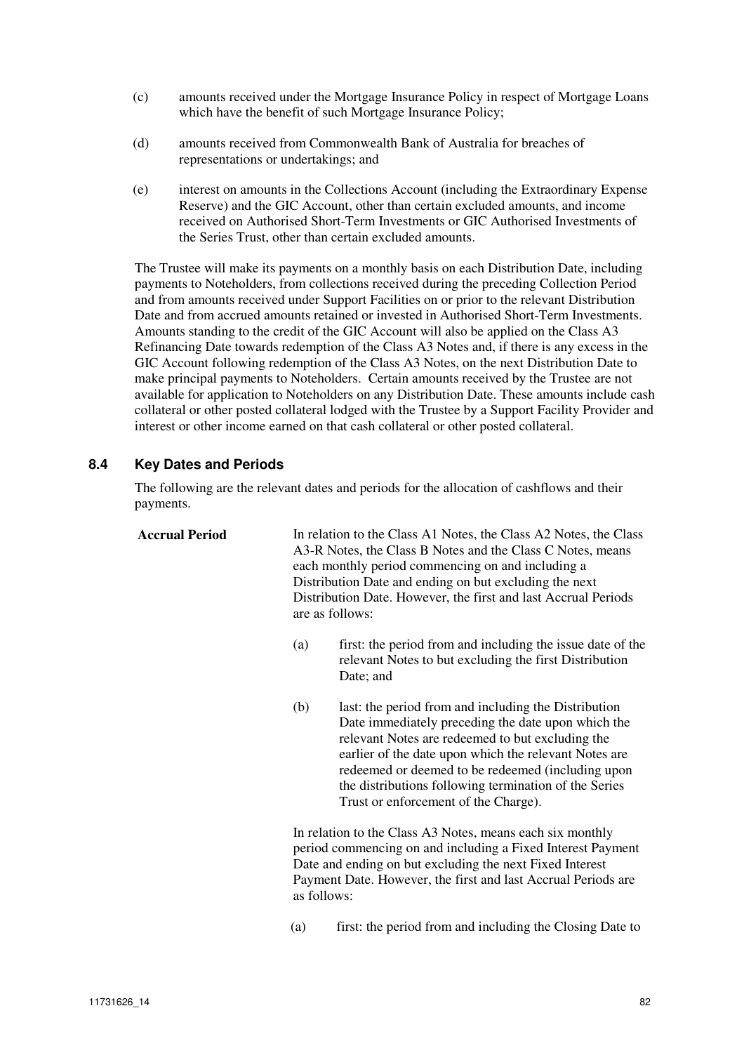(c) amounts received under the Mortgage Insurance Policy in respect of Mortgage Loans which have the benefit of such Mortgage Insurance Policy;

(d) amounts received from Commonwealth Bank of Australia for breaches of representations or undertakings; and

(e) interest on amounts in the Collections Account (including the Extraordinary Expense Reserve) and the GIC Account, other than certain excluded amounts, and income received on Authorised Short-Term Investments or GIC Authorised Investments of the Series Trust, other than certain excluded amounts.

The Trustee will make its payments on a monthly basis on each Distribution Date, including payments to Noteholders, from collections received during the preceding Collection Period and from amounts received under Support Facilities on or prior to the relevant Distribution Date and from accrued amounts retained or invested in Authorised Short-Term Investments. Amounts standing to the credit of the GIC Account will also be applied on the Class A3 Refinancing Date towards redemption of the Class A3 Notes and, if there is any excess in the GIC Account following redemption of the Class A3 Notes, on the next Distribution Date to make principal payments to Noteholders. Certain amounts received by the Trustee are not available for application to Noteholders on any Distribution Date. These amounts include cash collateral or other posted collateral lodged with the Trustee by a Support Facility Provider and interest or other income earned on that cash collateral or other posted collateral.

## 8.4 Key Dates and Periods

The following are the relevant dates and periods for the allocation of cashflows and their payments.

**Accrual Period**

In relation to the Class A1 Notes, the Class A2 Notes, the Class A3-R Notes, the Class B Notes and the Class C Notes, means each monthly period commencing on and including a Distribution Date and ending on but excluding the next Distribution Date. However, the first and last Accrual Periods are as follows:

(a) first: the period from and including the issue date of the relevant Notes to but excluding the first Distribution Date; and

(b) last: the period from and including the Distribution Date immediately preceding the date upon which the relevant Notes are redeemed to but excluding the earlier of the date upon which the relevant Notes are redeemed or deemed to be redeemed (including upon the distributions following termination of the Series Trust or enforcement of the Charge).

In relation to the Class A3 Notes, means each six monthly period commencing on and including a Fixed Interest Payment Date and ending on but excluding the next Fixed Interest Payment Date. However, the first and last Accrual Periods are as follows:

(a) first: the period from and including the Closing Date to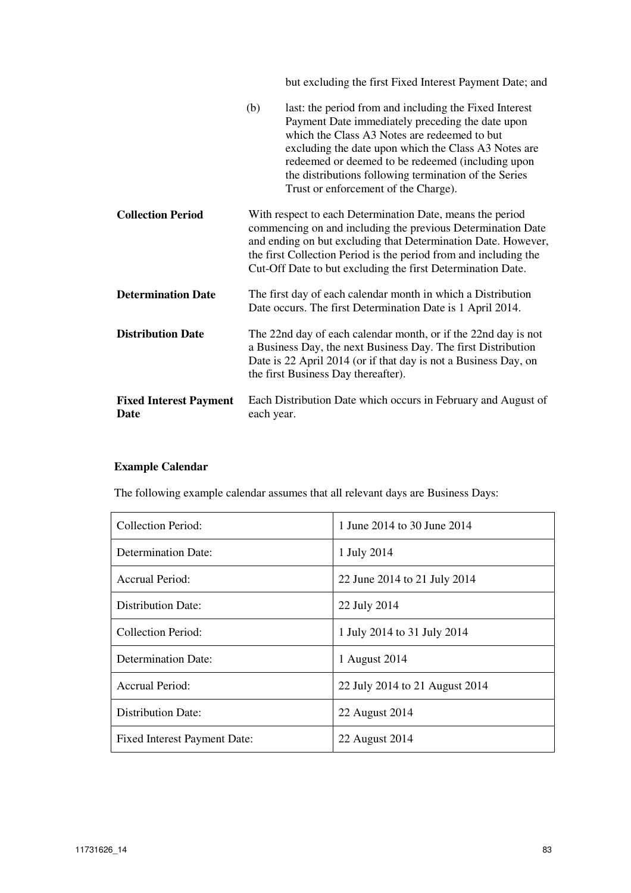but excluding the first Fixed Interest Payment Date; and

(b) last: the period from and including the Fixed Interest Payment Date immediately preceding the date upon which the Class A3 Notes are redeemed to but excluding the date upon which the Class A3 Notes are redeemed or deemed to be redeemed (including upon the distributions following termination of the Series Trust or enforcement of the Charge).

**Collection Period** — With respect to each Determination Date, means the period commencing on and including the previous Determination Date and ending on but excluding that Determination Date. However, the first Collection Period is the period from and including the Cut-Off Date to but excluding the first Determination Date.

**Determination Date** — The first day of each calendar month in which a Distribution Date occurs. The first Determination Date is 1 April 2014.

**Distribution Date** — The 22nd day of each calendar month, or if the 22nd day is not a Business Day, the next Business Day. The first Distribution Date is 22 April 2014 (or if that day is not a Business Day, on the first Business Day thereafter).

**Fixed Interest Payment Date** — Each Distribution Date which occurs in February and August of each year.

**Example Calendar**

The following example calendar assumes that all relevant days are Business Days:

| | |
|---|---|
| Collection Period: | 1 June 2014 to 30 June 2014 |
| Determination Date: | 1 July 2014 |
| Accrual Period: | 22 June 2014 to 21 July 2014 |
| Distribution Date: | 22 July 2014 |
| Collection Period: | 1 July 2014 to 31 July 2014 |
| Determination Date: | 1 August 2014 |
| Accrual Period: | 22 July 2014 to 21 August 2014 |
| Distribution Date: | 22 August 2014 |
| Fixed Interest Payment Date: | 22 August 2014 |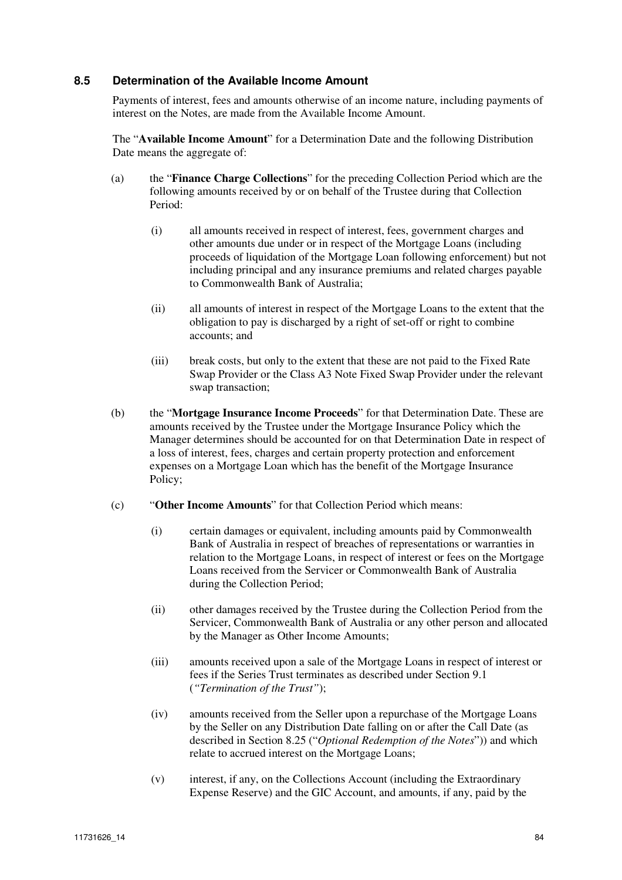### 8.5 Determination of the Available Income Amount

Payments of interest, fees and amounts otherwise of an income nature, including payments of interest on the Notes, are made from the Available Income Amount.

The "**Available Income Amount**" for a Determination Date and the following Distribution Date means the aggregate of:

(a) the "**Finance Charge Collections**" for the preceding Collection Period which are the following amounts received by or on behalf of the Trustee during that Collection Period:

  (i) all amounts received in respect of interest, fees, government charges and other amounts due under or in respect of the Mortgage Loans (including proceeds of liquidation of the Mortgage Loan following enforcement) but not including principal and any insurance premiums and related charges payable to Commonwealth Bank of Australia;

  (ii) all amounts of interest in respect of the Mortgage Loans to the extent that the obligation to pay is discharged by a right of set-off or right to combine accounts; and

  (iii) break costs, but only to the extent that these are not paid to the Fixed Rate Swap Provider or the Class A3 Note Fixed Swap Provider under the relevant swap transaction;

(b) the "**Mortgage Insurance Income Proceeds**" for that Determination Date. These are amounts received by the Trustee under the Mortgage Insurance Policy which the Manager determines should be accounted for on that Determination Date in respect of a loss of interest, fees, charges and certain property protection and enforcement expenses on a Mortgage Loan which has the benefit of the Mortgage Insurance Policy;

(c) "**Other Income Amounts**" for that Collection Period which means:

  (i) certain damages or equivalent, including amounts paid by Commonwealth Bank of Australia in respect of breaches of representations or warranties in relation to the Mortgage Loans, in respect of interest or fees on the Mortgage Loans received from the Servicer or Commonwealth Bank of Australia during the Collection Period;

  (ii) other damages received by the Trustee during the Collection Period from the Servicer, Commonwealth Bank of Australia or any other person and allocated by the Manager as Other Income Amounts;

  (iii) amounts received upon a sale of the Mortgage Loans in respect of interest or fees if the Series Trust terminates as described under Section 9.1 (*"Termination of the Trust"*);

  (iv) amounts received from the Seller upon a repurchase of the Mortgage Loans by the Seller on any Distribution Date falling on or after the Call Date (as described in Section 8.25 ("*Optional Redemption of the Notes*")) and which relate to accrued interest on the Mortgage Loans;

  (v) interest, if any, on the Collections Account (including the Extraordinary Expense Reserve) and the GIC Account, and amounts, if any, paid by the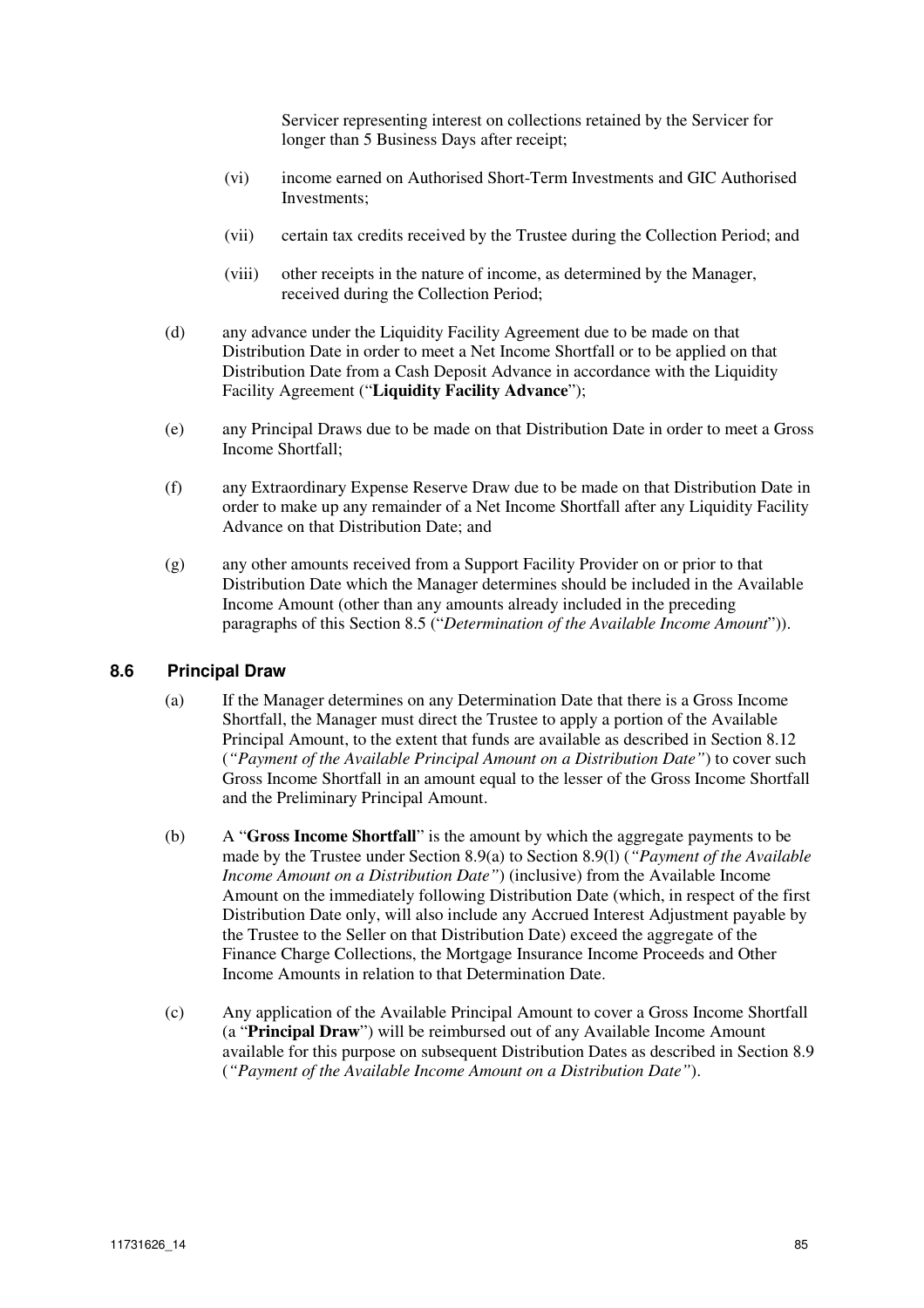Servicer representing interest on collections retained by the Servicer for longer than 5 Business Days after receipt;

(vi) income earned on Authorised Short-Term Investments and GIC Authorised Investments;

(vii) certain tax credits received by the Trustee during the Collection Period; and

(viii) other receipts in the nature of income, as determined by the Manager, received during the Collection Period;

(d) any advance under the Liquidity Facility Agreement due to be made on that Distribution Date in order to meet a Net Income Shortfall or to be applied on that Distribution Date from a Cash Deposit Advance in accordance with the Liquidity Facility Agreement ("**Liquidity Facility Advance**");

(e) any Principal Draws due to be made on that Distribution Date in order to meet a Gross Income Shortfall;

(f) any Extraordinary Expense Reserve Draw due to be made on that Distribution Date in order to make up any remainder of a Net Income Shortfall after any Liquidity Facility Advance on that Distribution Date; and

(g) any other amounts received from a Support Facility Provider on or prior to that Distribution Date which the Manager determines should be included in the Available Income Amount (other than any amounts already included in the preceding paragraphs of this Section 8.5 ("*Determination of the Available Income Amount*")).

## 8.6 Principal Draw

(a) If the Manager determines on any Determination Date that there is a Gross Income Shortfall, the Manager must direct the Trustee to apply a portion of the Available Principal Amount, to the extent that funds are available as described in Section 8.12 (*"Payment of the Available Principal Amount on a Distribution Date"*) to cover such Gross Income Shortfall in an amount equal to the lesser of the Gross Income Shortfall and the Preliminary Principal Amount.

(b) A "**Gross Income Shortfall**" is the amount by which the aggregate payments to be made by the Trustee under Section 8.9(a) to Section 8.9(l) (*"Payment of the Available Income Amount on a Distribution Date"*) (inclusive) from the Available Income Amount on the immediately following Distribution Date (which, in respect of the first Distribution Date only, will also include any Accrued Interest Adjustment payable by the Trustee to the Seller on that Distribution Date) exceed the aggregate of the Finance Charge Collections, the Mortgage Insurance Income Proceeds and Other Income Amounts in relation to that Determination Date.

(c) Any application of the Available Principal Amount to cover a Gross Income Shortfall (a "**Principal Draw**") will be reimbursed out of any Available Income Amount available for this purpose on subsequent Distribution Dates as described in Section 8.9 (*"Payment of the Available Income Amount on a Distribution Date"*).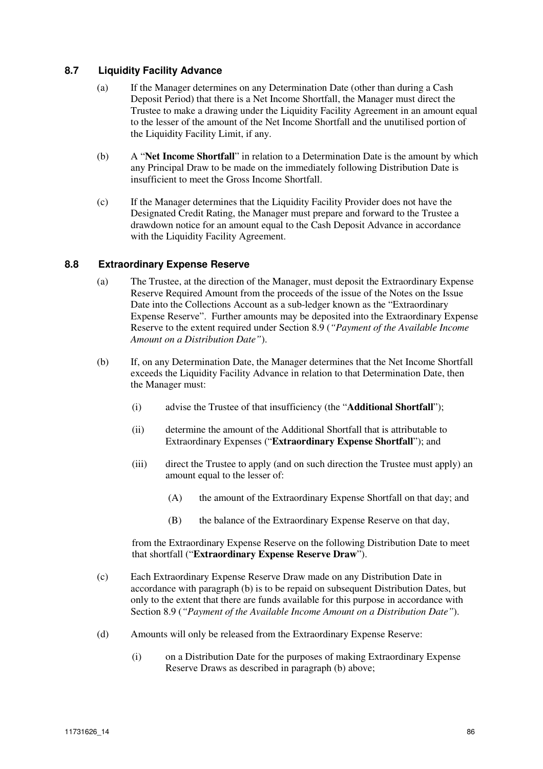### 8.7 Liquidity Facility Advance

(a) If the Manager determines on any Determination Date (other than during a Cash Deposit Period) that there is a Net Income Shortfall, the Manager must direct the Trustee to make a drawing under the Liquidity Facility Agreement in an amount equal to the lesser of the amount of the Net Income Shortfall and the unutilised portion of the Liquidity Facility Limit, if any.

(b) A "**Net Income Shortfall**" in relation to a Determination Date is the amount by which any Principal Draw to be made on the immediately following Distribution Date is insufficient to meet the Gross Income Shortfall.

(c) If the Manager determines that the Liquidity Facility Provider does not have the Designated Credit Rating, the Manager must prepare and forward to the Trustee a drawdown notice for an amount equal to the Cash Deposit Advance in accordance with the Liquidity Facility Agreement.

### 8.8 Extraordinary Expense Reserve

(a) The Trustee, at the direction of the Manager, must deposit the Extraordinary Expense Reserve Required Amount from the proceeds of the issue of the Notes on the Issue Date into the Collections Account as a sub-ledger known as the "Extraordinary Expense Reserve". Further amounts may be deposited into the Extraordinary Expense Reserve to the extent required under Section 8.9 (*"Payment of the Available Income Amount on a Distribution Date"*).

(b) If, on any Determination Date, the Manager determines that the Net Income Shortfall exceeds the Liquidity Facility Advance in relation to that Determination Date, then the Manager must:

 (i) advise the Trustee of that insufficiency (the "**Additional Shortfall**");

 (ii) determine the amount of the Additional Shortfall that is attributable to Extraordinary Expenses ("**Extraordinary Expense Shortfall**"); and

 (iii) direct the Trustee to apply (and on such direction the Trustee must apply) an amount equal to the lesser of:

  (A) the amount of the Extraordinary Expense Shortfall on that day; and

  (B) the balance of the Extraordinary Expense Reserve on that day,

 from the Extraordinary Expense Reserve on the following Distribution Date to meet that shortfall ("**Extraordinary Expense Reserve Draw**").

(c) Each Extraordinary Expense Reserve Draw made on any Distribution Date in accordance with paragraph (b) is to be repaid on subsequent Distribution Dates, but only to the extent that there are funds available for this purpose in accordance with Section 8.9 (*"Payment of the Available Income Amount on a Distribution Date"*).

(d) Amounts will only be released from the Extraordinary Expense Reserve:

 (i) on a Distribution Date for the purposes of making Extraordinary Expense Reserve Draws as described in paragraph (b) above;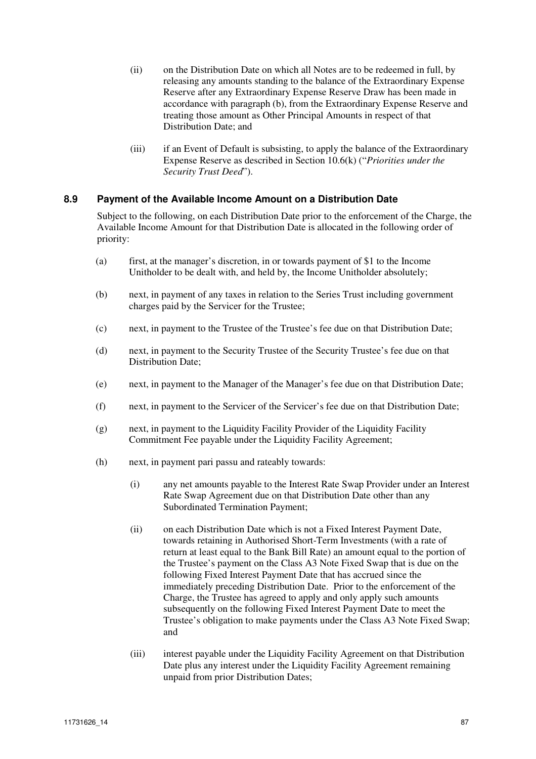(ii) on the Distribution Date on which all Notes are to be redeemed in full, by releasing any amounts standing to the balance of the Extraordinary Expense Reserve after any Extraordinary Expense Reserve Draw has been made in accordance with paragraph (b), from the Extraordinary Expense Reserve and treating those amount as Other Principal Amounts in respect of that Distribution Date; and

(iii) if an Event of Default is subsisting, to apply the balance of the Extraordinary Expense Reserve as described in Section 10.6(k) ("*Priorities under the Security Trust Deed*").

### 8.9 Payment of the Available Income Amount on a Distribution Date

Subject to the following, on each Distribution Date prior to the enforcement of the Charge, the Available Income Amount for that Distribution Date is allocated in the following order of priority:

(a) first, at the manager's discretion, in or towards payment of $1 to the Income Unitholder to be dealt with, and held by, the Income Unitholder absolutely;

(b) next, in payment of any taxes in relation to the Series Trust including government charges paid by the Servicer for the Trustee;

(c) next, in payment to the Trustee of the Trustee's fee due on that Distribution Date;

(d) next, in payment to the Security Trustee of the Security Trustee's fee due on that Distribution Date;

(e) next, in payment to the Manager of the Manager's fee due on that Distribution Date;

(f) next, in payment to the Servicer of the Servicer's fee due on that Distribution Date;

(g) next, in payment to the Liquidity Facility Provider of the Liquidity Facility Commitment Fee payable under the Liquidity Facility Agreement;

(h) next, in payment pari passu and rateably towards:

(i) any net amounts payable to the Interest Rate Swap Provider under an Interest Rate Swap Agreement due on that Distribution Date other than any Subordinated Termination Payment;

(ii) on each Distribution Date which is not a Fixed Interest Payment Date, towards retaining in Authorised Short-Term Investments (with a rate of return at least equal to the Bank Bill Rate) an amount equal to the portion of the Trustee's payment on the Class A3 Note Fixed Swap that is due on the following Fixed Interest Payment Date that has accrued since the immediately preceding Distribution Date. Prior to the enforcement of the Charge, the Trustee has agreed to apply and only apply such amounts subsequently on the following Fixed Interest Payment Date to meet the Trustee's obligation to make payments under the Class A3 Note Fixed Swap; and

(iii) interest payable under the Liquidity Facility Agreement on that Distribution Date plus any interest under the Liquidity Facility Agreement remaining unpaid from prior Distribution Dates;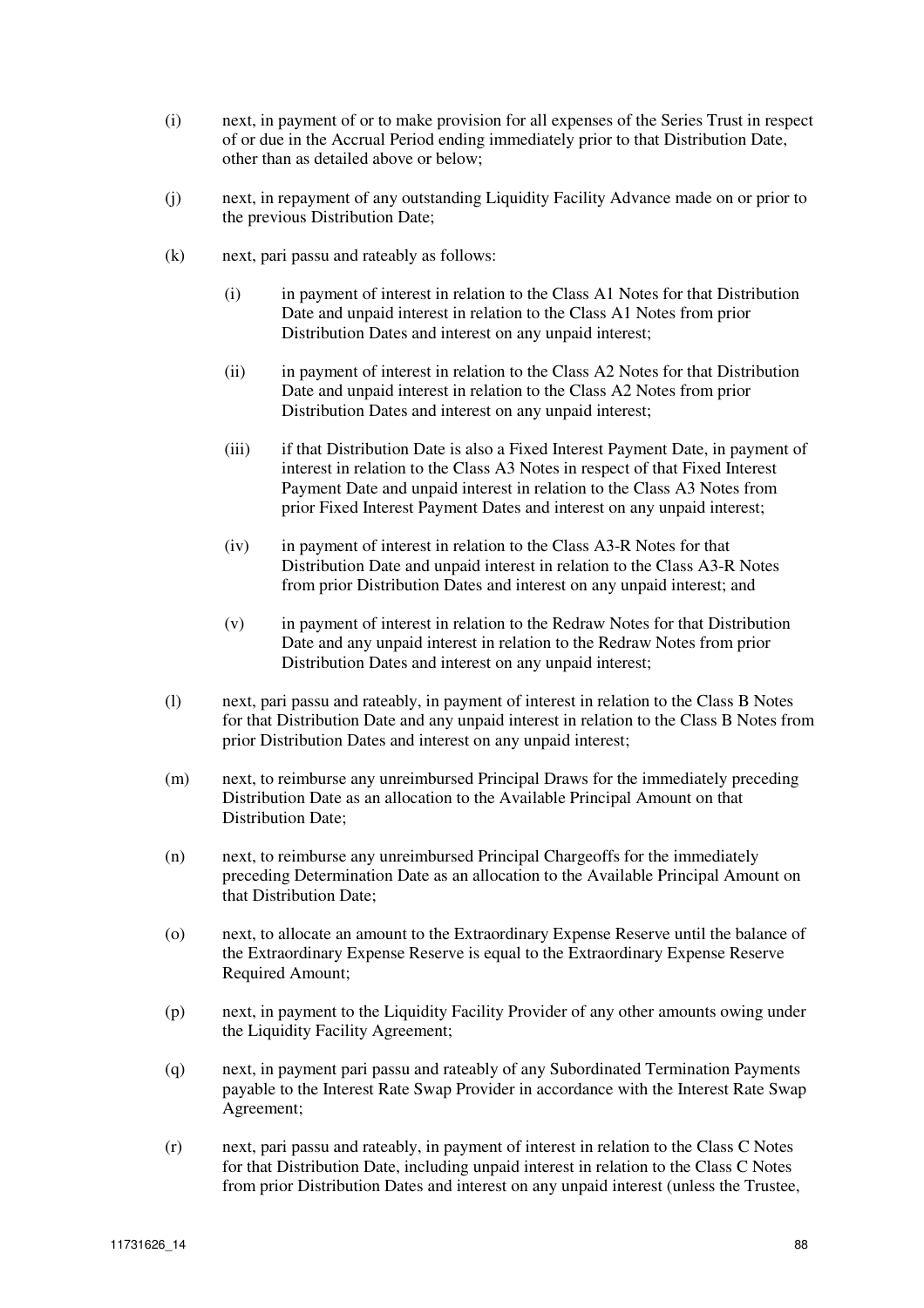(i) next, in payment of or to make provision for all expenses of the Series Trust in respect of or due in the Accrual Period ending immediately prior to that Distribution Date, other than as detailed above or below;

(j) next, in repayment of any outstanding Liquidity Facility Advance made on or prior to the previous Distribution Date;

(k) next, pari passu and rateably as follows:

    (i) in payment of interest in relation to the Class A1 Notes for that Distribution Date and unpaid interest in relation to the Class A1 Notes from prior Distribution Dates and interest on any unpaid interest;

    (ii) in payment of interest in relation to the Class A2 Notes for that Distribution Date and unpaid interest in relation to the Class A2 Notes from prior Distribution Dates and interest on any unpaid interest;

    (iii) if that Distribution Date is also a Fixed Interest Payment Date, in payment of interest in relation to the Class A3 Notes in respect of that Fixed Interest Payment Date and unpaid interest in relation to the Class A3 Notes from prior Fixed Interest Payment Dates and interest on any unpaid interest;

    (iv) in payment of interest in relation to the Class A3-R Notes for that Distribution Date and unpaid interest in relation to the Class A3-R Notes from prior Distribution Dates and interest on any unpaid interest; and

    (v) in payment of interest in relation to the Redraw Notes for that Distribution Date and any unpaid interest in relation to the Redraw Notes from prior Distribution Dates and interest on any unpaid interest;

(l) next, pari passu and rateably, in payment of interest in relation to the Class B Notes for that Distribution Date and any unpaid interest in relation to the Class B Notes from prior Distribution Dates and interest on any unpaid interest;

(m) next, to reimburse any unreimbursed Principal Draws for the immediately preceding Distribution Date as an allocation to the Available Principal Amount on that Distribution Date;

(n) next, to reimburse any unreimbursed Principal Chargeoffs for the immediately preceding Determination Date as an allocation to the Available Principal Amount on that Distribution Date;

(o) next, to allocate an amount to the Extraordinary Expense Reserve until the balance of the Extraordinary Expense Reserve is equal to the Extraordinary Expense Reserve Required Amount;

(p) next, in payment to the Liquidity Facility Provider of any other amounts owing under the Liquidity Facility Agreement;

(q) next, in payment pari passu and rateably of any Subordinated Termination Payments payable to the Interest Rate Swap Provider in accordance with the Interest Rate Swap Agreement;

(r) next, pari passu and rateably, in payment of interest in relation to the Class C Notes for that Distribution Date, including unpaid interest in relation to the Class C Notes from prior Distribution Dates and interest on any unpaid interest (unless the Trustee,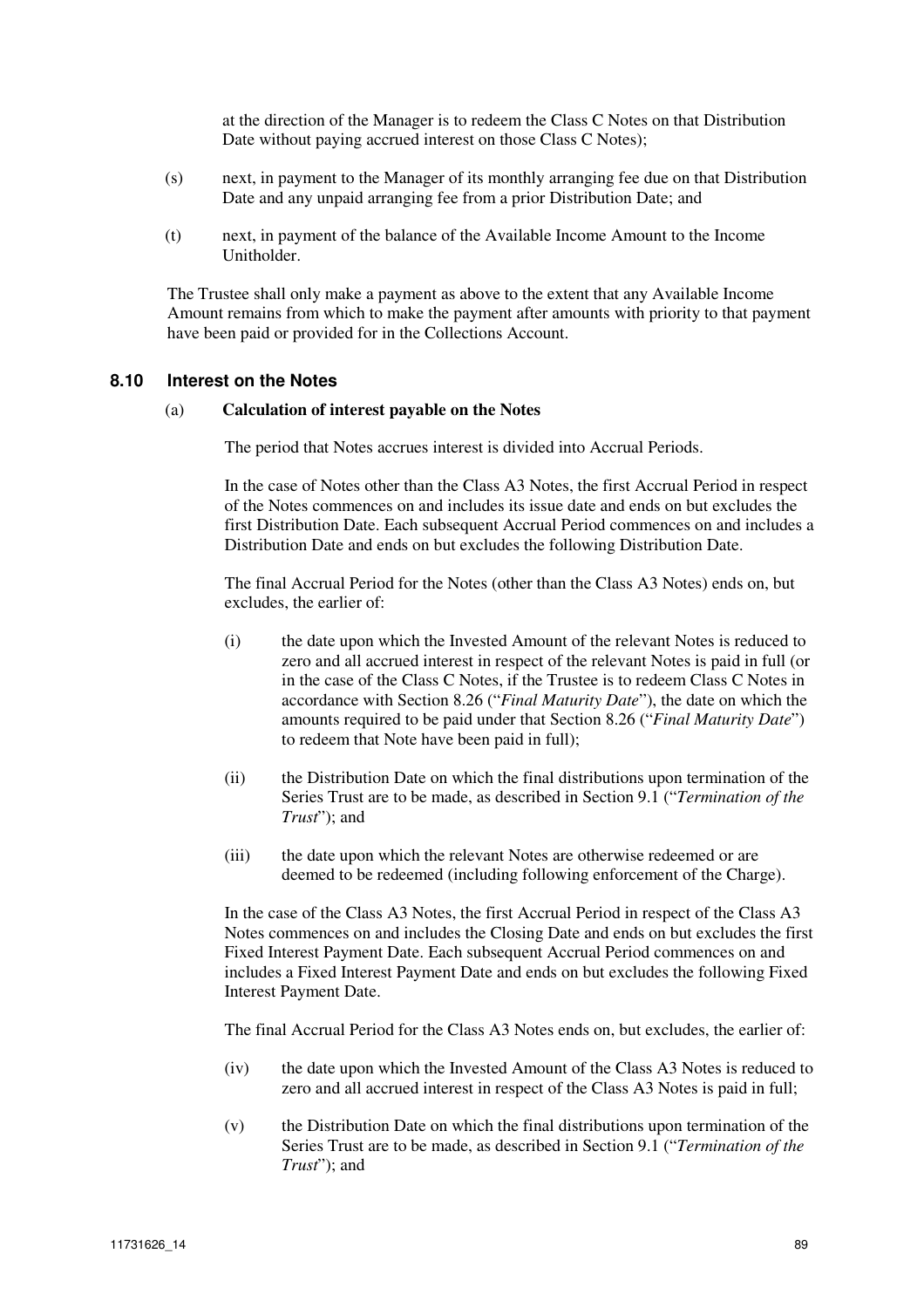at the direction of the Manager is to redeem the Class C Notes on that Distribution Date without paying accrued interest on those Class C Notes);

(s) next, in payment to the Manager of its monthly arranging fee due on that Distribution Date and any unpaid arranging fee from a prior Distribution Date; and

(t) next, in payment of the balance of the Available Income Amount to the Income Unitholder.

The Trustee shall only make a payment as above to the extent that any Available Income Amount remains from which to make the payment after amounts with priority to that payment have been paid or provided for in the Collections Account.

### 8.10 Interest on the Notes

(a) **Calculation of interest payable on the Notes**

The period that Notes accrues interest is divided into Accrual Periods.

In the case of Notes other than the Class A3 Notes, the first Accrual Period in respect of the Notes commences on and includes its issue date and ends on but excludes the first Distribution Date. Each subsequent Accrual Period commences on and includes a Distribution Date and ends on but excludes the following Distribution Date.

The final Accrual Period for the Notes (other than the Class A3 Notes) ends on, but excludes, the earlier of:

(i) the date upon which the Invested Amount of the relevant Notes is reduced to zero and all accrued interest in respect of the relevant Notes is paid in full (or in the case of the Class C Notes, if the Trustee is to redeem Class C Notes in accordance with Section 8.26 ("*Final Maturity Date*"), the date on which the amounts required to be paid under that Section 8.26 ("*Final Maturity Date*") to redeem that Note have been paid in full);

(ii) the Distribution Date on which the final distributions upon termination of the Series Trust are to be made, as described in Section 9.1 ("*Termination of the Trust*"); and

(iii) the date upon which the relevant Notes are otherwise redeemed or are deemed to be redeemed (including following enforcement of the Charge).

In the case of the Class A3 Notes, the first Accrual Period in respect of the Class A3 Notes commences on and includes the Closing Date and ends on but excludes the first Fixed Interest Payment Date. Each subsequent Accrual Period commences on and includes a Fixed Interest Payment Date and ends on but excludes the following Fixed Interest Payment Date.

The final Accrual Period for the Class A3 Notes ends on, but excludes, the earlier of:

(iv) the date upon which the Invested Amount of the Class A3 Notes is reduced to zero and all accrued interest in respect of the Class A3 Notes is paid in full;

(v) the Distribution Date on which the final distributions upon termination of the Series Trust are to be made, as described in Section 9.1 ("*Termination of the Trust*"); and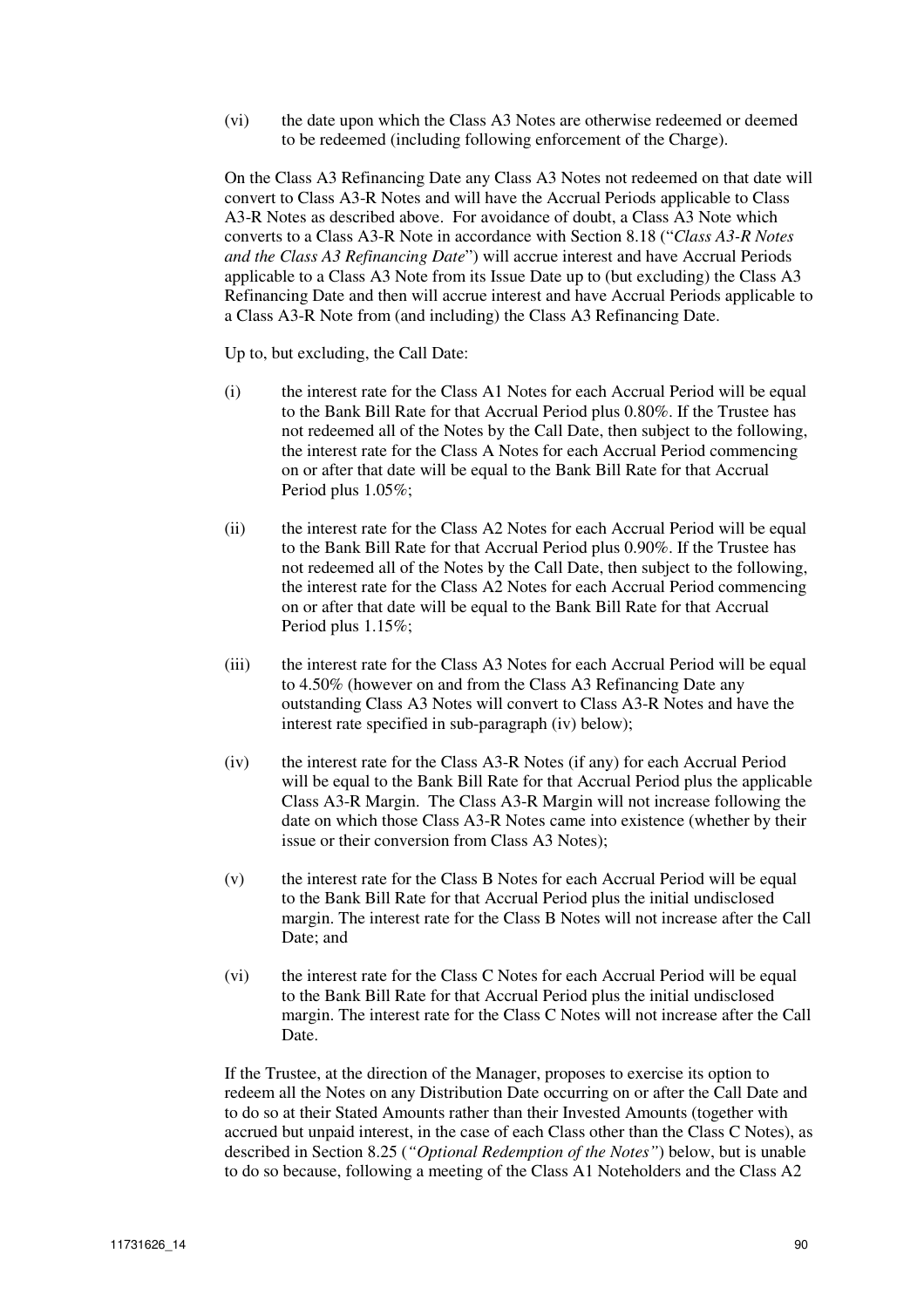(vi) the date upon which the Class A3 Notes are otherwise redeemed or deemed to be redeemed (including following enforcement of the Charge).

On the Class A3 Refinancing Date any Class A3 Notes not redeemed on that date will convert to Class A3-R Notes and will have the Accrual Periods applicable to Class A3-R Notes as described above. For avoidance of doubt, a Class A3 Note which converts to a Class A3-R Note in accordance with Section 8.18 ("*Class A3-R Notes and the Class A3 Refinancing Date*") will accrue interest and have Accrual Periods applicable to a Class A3 Note from its Issue Date up to (but excluding) the Class A3 Refinancing Date and then will accrue interest and have Accrual Periods applicable to a Class A3-R Note from (and including) the Class A3 Refinancing Date.

Up to, but excluding, the Call Date:

(i) the interest rate for the Class A1 Notes for each Accrual Period will be equal to the Bank Bill Rate for that Accrual Period plus 0.80%. If the Trustee has not redeemed all of the Notes by the Call Date, then subject to the following, the interest rate for the Class A Notes for each Accrual Period commencing on or after that date will be equal to the Bank Bill Rate for that Accrual Period plus 1.05%;

(ii) the interest rate for the Class A2 Notes for each Accrual Period will be equal to the Bank Bill Rate for that Accrual Period plus 0.90%. If the Trustee has not redeemed all of the Notes by the Call Date, then subject to the following, the interest rate for the Class A2 Notes for each Accrual Period commencing on or after that date will be equal to the Bank Bill Rate for that Accrual Period plus 1.15%;

(iii) the interest rate for the Class A3 Notes for each Accrual Period will be equal to 4.50% (however on and from the Class A3 Refinancing Date any outstanding Class A3 Notes will convert to Class A3-R Notes and have the interest rate specified in sub-paragraph (iv) below);

(iv) the interest rate for the Class A3-R Notes (if any) for each Accrual Period will be equal to the Bank Bill Rate for that Accrual Period plus the applicable Class A3-R Margin. The Class A3-R Margin will not increase following the date on which those Class A3-R Notes came into existence (whether by their issue or their conversion from Class A3 Notes);

(v) the interest rate for the Class B Notes for each Accrual Period will be equal to the Bank Bill Rate for that Accrual Period plus the initial undisclosed margin. The interest rate for the Class B Notes will not increase after the Call Date; and

(vi) the interest rate for the Class C Notes for each Accrual Period will be equal to the Bank Bill Rate for that Accrual Period plus the initial undisclosed margin. The interest rate for the Class C Notes will not increase after the Call Date.

If the Trustee, at the direction of the Manager, proposes to exercise its option to redeem all the Notes on any Distribution Date occurring on or after the Call Date and to do so at their Stated Amounts rather than their Invested Amounts (together with accrued but unpaid interest, in the case of each Class other than the Class C Notes), as described in Section 8.25 (*"Optional Redemption of the Notes"*) below, but is unable to do so because, following a meeting of the Class A1 Noteholders and the Class A2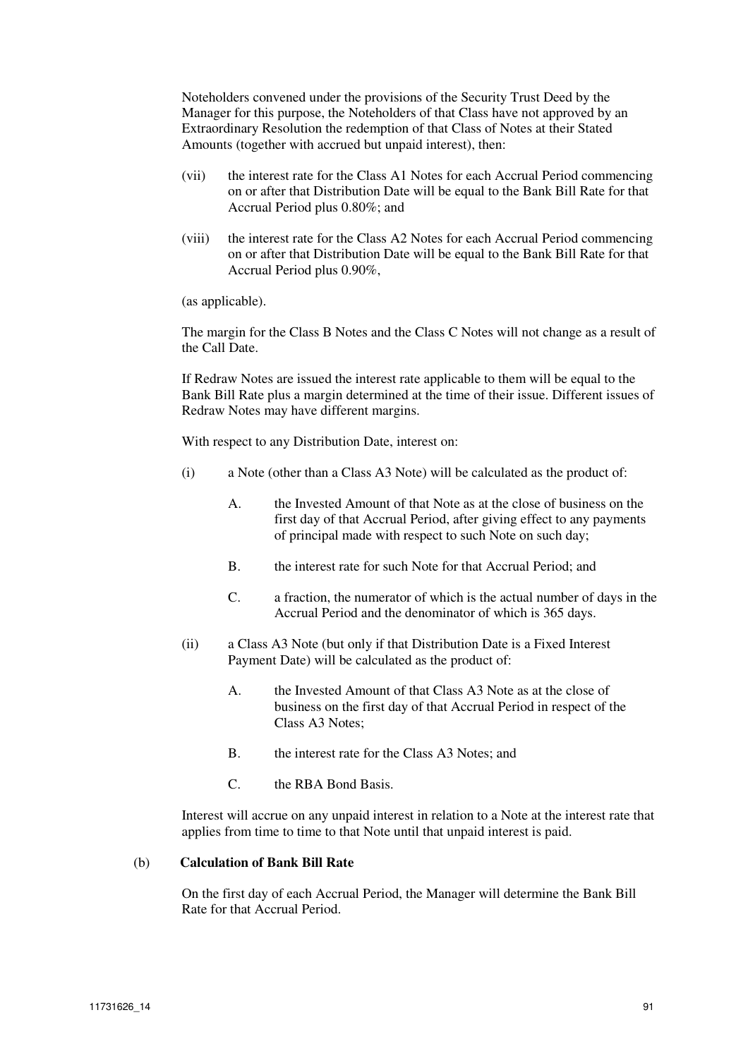Noteholders convened under the provisions of the Security Trust Deed by the Manager for this purpose, the Noteholders of that Class have not approved by an Extraordinary Resolution the redemption of that Class of Notes at their Stated Amounts (together with accrued but unpaid interest), then:

(vii) the interest rate for the Class A1 Notes for each Accrual Period commencing on or after that Distribution Date will be equal to the Bank Bill Rate for that Accrual Period plus 0.80%; and

(viii) the interest rate for the Class A2 Notes for each Accrual Period commencing on or after that Distribution Date will be equal to the Bank Bill Rate for that Accrual Period plus 0.90%,

(as applicable).

The margin for the Class B Notes and the Class C Notes will not change as a result of the Call Date.

If Redraw Notes are issued the interest rate applicable to them will be equal to the Bank Bill Rate plus a margin determined at the time of their issue. Different issues of Redraw Notes may have different margins.

With respect to any Distribution Date, interest on:

(i) a Note (other than a Class A3 Note) will be calculated as the product of:

  A. the Invested Amount of that Note as at the close of business on the first day of that Accrual Period, after giving effect to any payments of principal made with respect to such Note on such day;

  B. the interest rate for such Note for that Accrual Period; and

  C. a fraction, the numerator of which is the actual number of days in the Accrual Period and the denominator of which is 365 days.

(ii) a Class A3 Note (but only if that Distribution Date is a Fixed Interest Payment Date) will be calculated as the product of:

  A. the Invested Amount of that Class A3 Note as at the close of business on the first day of that Accrual Period in respect of the Class A3 Notes;

  B. the interest rate for the Class A3 Notes; and

  C. the RBA Bond Basis.

Interest will accrue on any unpaid interest in relation to a Note at the interest rate that applies from time to time to that Note until that unpaid interest is paid.

**(b) Calculation of Bank Bill Rate**

On the first day of each Accrual Period, the Manager will determine the Bank Bill Rate for that Accrual Period.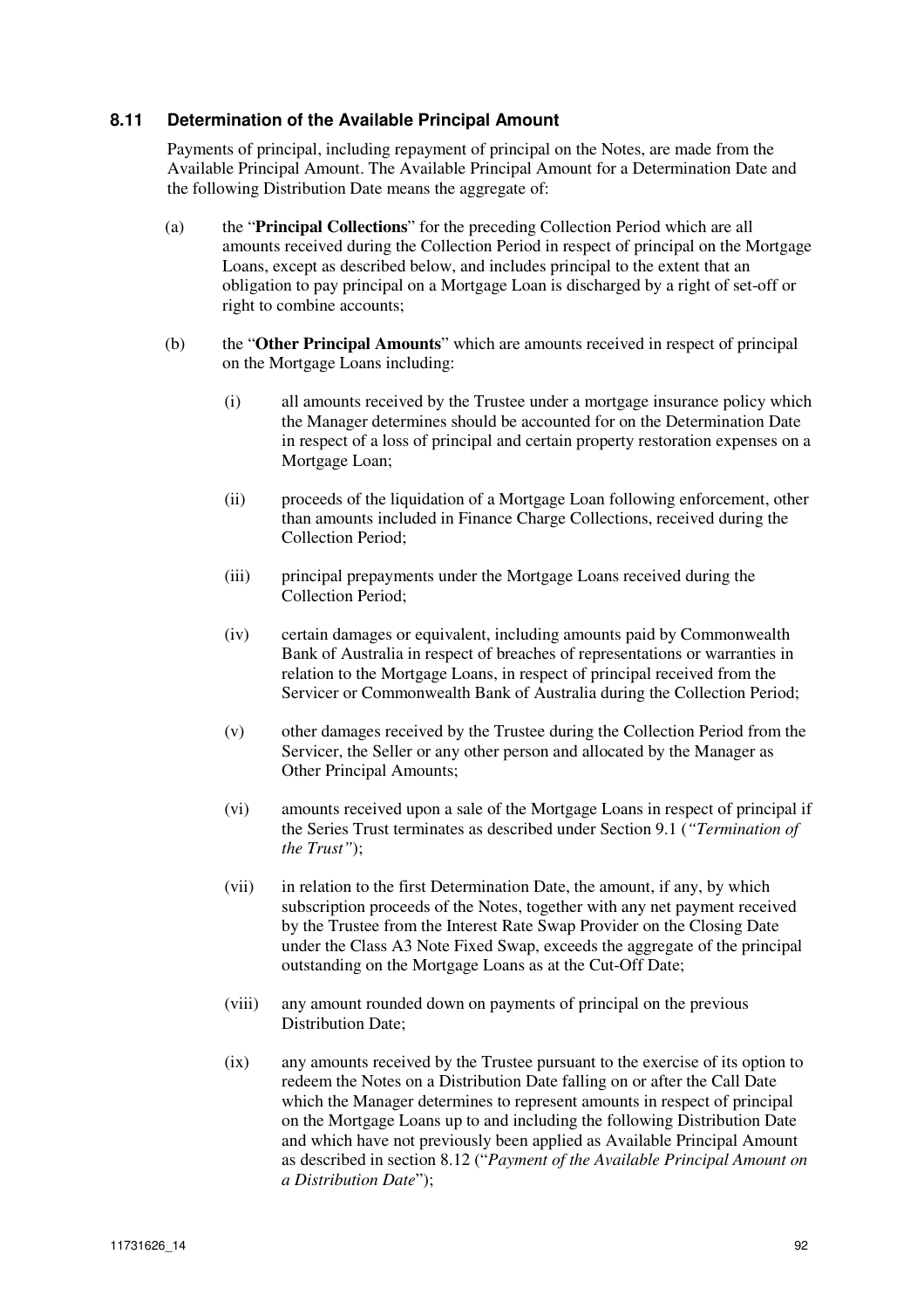### 8.11 Determination of the Available Principal Amount

Payments of principal, including repayment of principal on the Notes, are made from the Available Principal Amount. The Available Principal Amount for a Determination Date and the following Distribution Date means the aggregate of:

(a) the "**Principal Collections**" for the preceding Collection Period which are all amounts received during the Collection Period in respect of principal on the Mortgage Loans, except as described below, and includes principal to the extent that an obligation to pay principal on a Mortgage Loan is discharged by a right of set-off or right to combine accounts;

(b) the "**Other Principal Amounts**" which are amounts received in respect of principal on the Mortgage Loans including:

(i) all amounts received by the Trustee under a mortgage insurance policy which the Manager determines should be accounted for on the Determination Date in respect of a loss of principal and certain property restoration expenses on a Mortgage Loan;

(ii) proceeds of the liquidation of a Mortgage Loan following enforcement, other than amounts included in Finance Charge Collections, received during the Collection Period;

(iii) principal prepayments under the Mortgage Loans received during the Collection Period;

(iv) certain damages or equivalent, including amounts paid by Commonwealth Bank of Australia in respect of breaches of representations or warranties in relation to the Mortgage Loans, in respect of principal received from the Servicer or Commonwealth Bank of Australia during the Collection Period;

(v) other damages received by the Trustee during the Collection Period from the Servicer, the Seller or any other person and allocated by the Manager as Other Principal Amounts;

(vi) amounts received upon a sale of the Mortgage Loans in respect of principal if the Series Trust terminates as described under Section 9.1 (*"Termination of the Trust"*);

(vii) in relation to the first Determination Date, the amount, if any, by which subscription proceeds of the Notes, together with any net payment received by the Trustee from the Interest Rate Swap Provider on the Closing Date under the Class A3 Note Fixed Swap, exceeds the aggregate of the principal outstanding on the Mortgage Loans as at the Cut-Off Date;

(viii) any amount rounded down on payments of principal on the previous Distribution Date;

(ix) any amounts received by the Trustee pursuant to the exercise of its option to redeem the Notes on a Distribution Date falling on or after the Call Date which the Manager determines to represent amounts in respect of principal on the Mortgage Loans up to and including the following Distribution Date and which have not previously been applied as Available Principal Amount as described in section 8.12 ("*Payment of the Available Principal Amount on a Distribution Date*");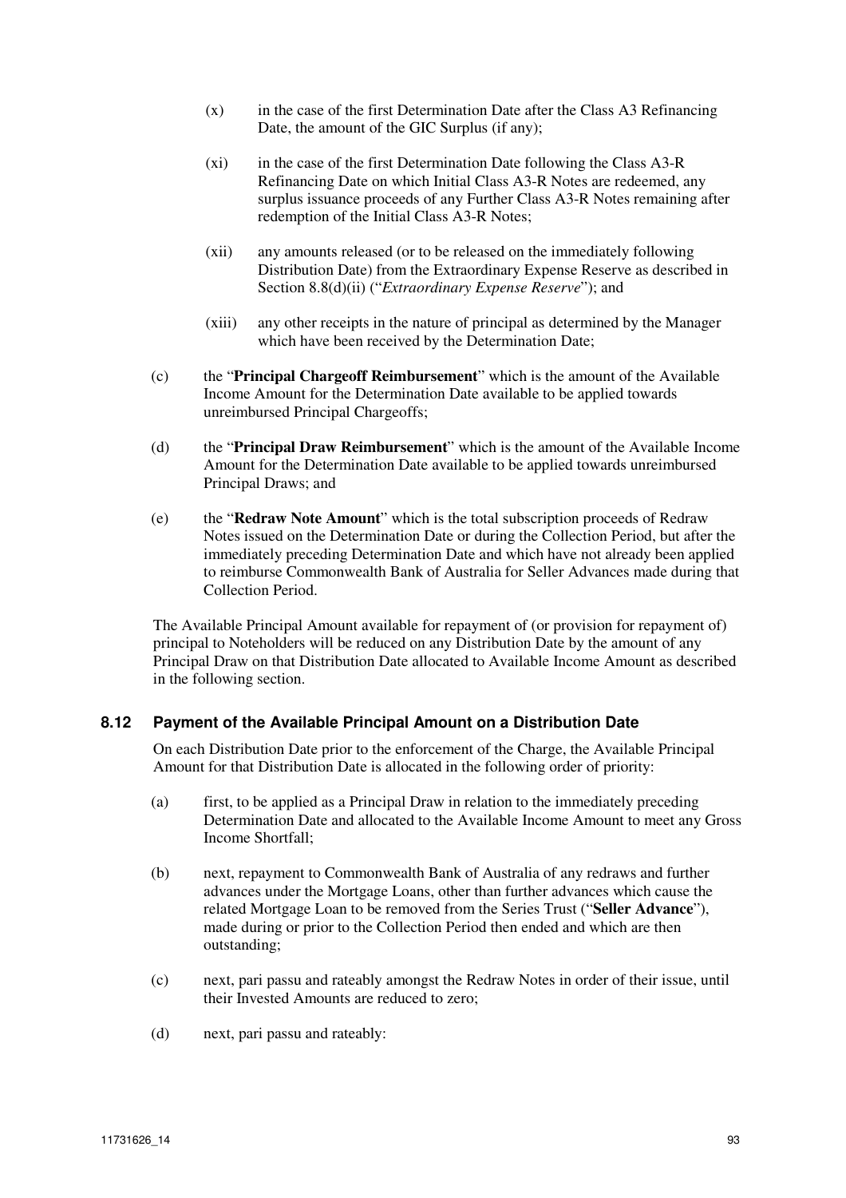(x) in the case of the first Determination Date after the Class A3 Refinancing Date, the amount of the GIC Surplus (if any);

(xi) in the case of the first Determination Date following the Class A3-R Refinancing Date on which Initial Class A3-R Notes are redeemed, any surplus issuance proceeds of any Further Class A3-R Notes remaining after redemption of the Initial Class A3-R Notes;

(xii) any amounts released (or to be released on the immediately following Distribution Date) from the Extraordinary Expense Reserve as described in Section 8.8(d)(ii) ("*Extraordinary Expense Reserve*"); and

(xiii) any other receipts in the nature of principal as determined by the Manager which have been received by the Determination Date;

(c) the "**Principal Chargeoff Reimbursement**" which is the amount of the Available Income Amount for the Determination Date available to be applied towards unreimbursed Principal Chargeoffs;

(d) the "**Principal Draw Reimbursement**" which is the amount of the Available Income Amount for the Determination Date available to be applied towards unreimbursed Principal Draws; and

(e) the "**Redraw Note Amount**" which is the total subscription proceeds of Redraw Notes issued on the Determination Date or during the Collection Period, but after the immediately preceding Determination Date and which have not already been applied to reimburse Commonwealth Bank of Australia for Seller Advances made during that Collection Period.

The Available Principal Amount available for repayment of (or provision for repayment of) principal to Noteholders will be reduced on any Distribution Date by the amount of any Principal Draw on that Distribution Date allocated to Available Income Amount as described in the following section.

## 8.12 Payment of the Available Principal Amount on a Distribution Date

On each Distribution Date prior to the enforcement of the Charge, the Available Principal Amount for that Distribution Date is allocated in the following order of priority:

(a) first, to be applied as a Principal Draw in relation to the immediately preceding Determination Date and allocated to the Available Income Amount to meet any Gross Income Shortfall;

(b) next, repayment to Commonwealth Bank of Australia of any redraws and further advances under the Mortgage Loans, other than further advances which cause the related Mortgage Loan to be removed from the Series Trust ("**Seller Advance**"), made during or prior to the Collection Period then ended and which are then outstanding;

(c) next, pari passu and rateably amongst the Redraw Notes in order of their issue, until their Invested Amounts are reduced to zero;

(d) next, pari passu and rateably: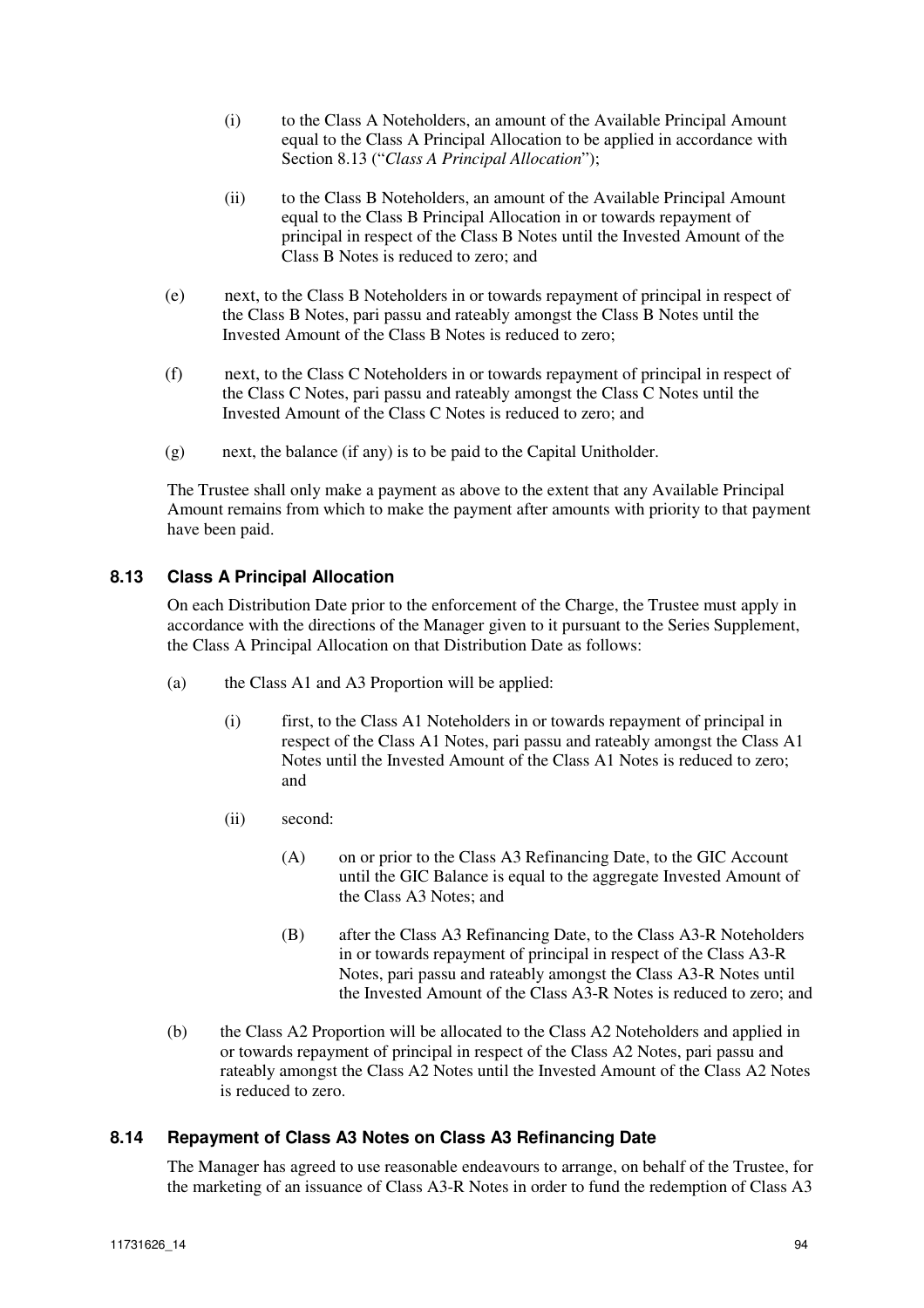(i) to the Class A Noteholders, an amount of the Available Principal Amount equal to the Class A Principal Allocation to be applied in accordance with Section 8.13 ("*Class A Principal Allocation*");

(ii) to the Class B Noteholders, an amount of the Available Principal Amount equal to the Class B Principal Allocation in or towards repayment of principal in respect of the Class B Notes until the Invested Amount of the Class B Notes is reduced to zero; and

(e) next, to the Class B Noteholders in or towards repayment of principal in respect of the Class B Notes, pari passu and rateably amongst the Class B Notes until the Invested Amount of the Class B Notes is reduced to zero;

(f) next, to the Class C Noteholders in or towards repayment of principal in respect of the Class C Notes, pari passu and rateably amongst the Class C Notes until the Invested Amount of the Class C Notes is reduced to zero; and

(g) next, the balance (if any) is to be paid to the Capital Unitholder.

The Trustee shall only make a payment as above to the extent that any Available Principal Amount remains from which to make the payment after amounts with priority to that payment have been paid.

### 8.13 Class A Principal Allocation

On each Distribution Date prior to the enforcement of the Charge, the Trustee must apply in accordance with the directions of the Manager given to it pursuant to the Series Supplement, the Class A Principal Allocation on that Distribution Date as follows:

(a) the Class A1 and A3 Proportion will be applied:

(i) first, to the Class A1 Noteholders in or towards repayment of principal in respect of the Class A1 Notes, pari passu and rateably amongst the Class A1 Notes until the Invested Amount of the Class A1 Notes is reduced to zero; and

(ii) second:

(A) on or prior to the Class A3 Refinancing Date, to the GIC Account until the GIC Balance is equal to the aggregate Invested Amount of the Class A3 Notes; and

(B) after the Class A3 Refinancing Date, to the Class A3-R Noteholders in or towards repayment of principal in respect of the Class A3-R Notes, pari passu and rateably amongst the Class A3-R Notes until the Invested Amount of the Class A3-R Notes is reduced to zero; and

(b) the Class A2 Proportion will be allocated to the Class A2 Noteholders and applied in or towards repayment of principal in respect of the Class A2 Notes, pari passu and rateably amongst the Class A2 Notes until the Invested Amount of the Class A2 Notes is reduced to zero.

### 8.14 Repayment of Class A3 Notes on Class A3 Refinancing Date

The Manager has agreed to use reasonable endeavours to arrange, on behalf of the Trustee, for the marketing of an issuance of Class A3-R Notes in order to fund the redemption of Class A3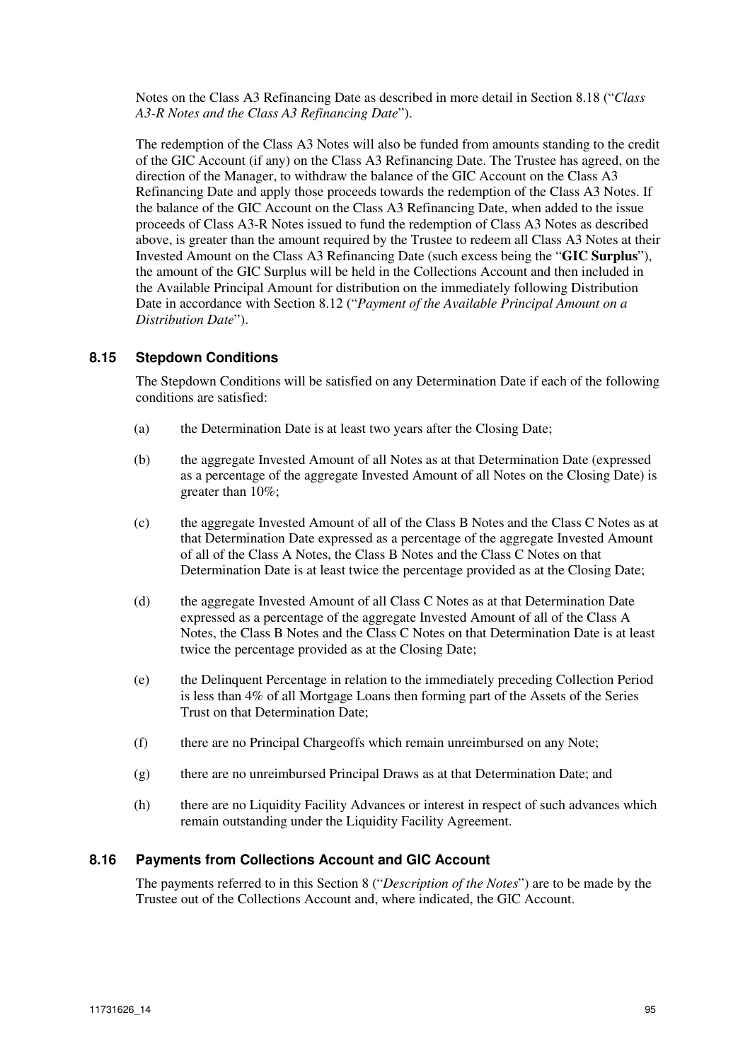Notes on the Class A3 Refinancing Date as described in more detail in Section 8.18 ("*Class A3-R Notes and the Class A3 Refinancing Date*").

The redemption of the Class A3 Notes will also be funded from amounts standing to the credit of the GIC Account (if any) on the Class A3 Refinancing Date. The Trustee has agreed, on the direction of the Manager, to withdraw the balance of the GIC Account on the Class A3 Refinancing Date and apply those proceeds towards the redemption of the Class A3 Notes. If the balance of the GIC Account on the Class A3 Refinancing Date, when added to the issue proceeds of Class A3-R Notes issued to fund the redemption of Class A3 Notes as described above, is greater than the amount required by the Trustee to redeem all Class A3 Notes at their Invested Amount on the Class A3 Refinancing Date (such excess being the "**GIC Surplus**"), the amount of the GIC Surplus will be held in the Collections Account and then included in the Available Principal Amount for distribution on the immediately following Distribution Date in accordance with Section 8.12 ("*Payment of the Available Principal Amount on a Distribution Date*").

### 8.15 Stepdown Conditions

The Stepdown Conditions will be satisfied on any Determination Date if each of the following conditions are satisfied:

(a) the Determination Date is at least two years after the Closing Date;

(b) the aggregate Invested Amount of all Notes as at that Determination Date (expressed as a percentage of the aggregate Invested Amount of all Notes on the Closing Date) is greater than 10%;

(c) the aggregate Invested Amount of all of the Class B Notes and the Class C Notes as at that Determination Date expressed as a percentage of the aggregate Invested Amount of all of the Class A Notes, the Class B Notes and the Class C Notes on that Determination Date is at least twice the percentage provided as at the Closing Date;

(d) the aggregate Invested Amount of all Class C Notes as at that Determination Date expressed as a percentage of the aggregate Invested Amount of all of the Class A Notes, the Class B Notes and the Class C Notes on that Determination Date is at least twice the percentage provided as at the Closing Date;

(e) the Delinquent Percentage in relation to the immediately preceding Collection Period is less than 4% of all Mortgage Loans then forming part of the Assets of the Series Trust on that Determination Date;

(f) there are no Principal Chargeoffs which remain unreimbursed on any Note;

(g) there are no unreimbursed Principal Draws as at that Determination Date; and

(h) there are no Liquidity Facility Advances or interest in respect of such advances which remain outstanding under the Liquidity Facility Agreement.

### 8.16 Payments from Collections Account and GIC Account

The payments referred to in this Section 8 ("*Description of the Notes*") are to be made by the Trustee out of the Collections Account and, where indicated, the GIC Account.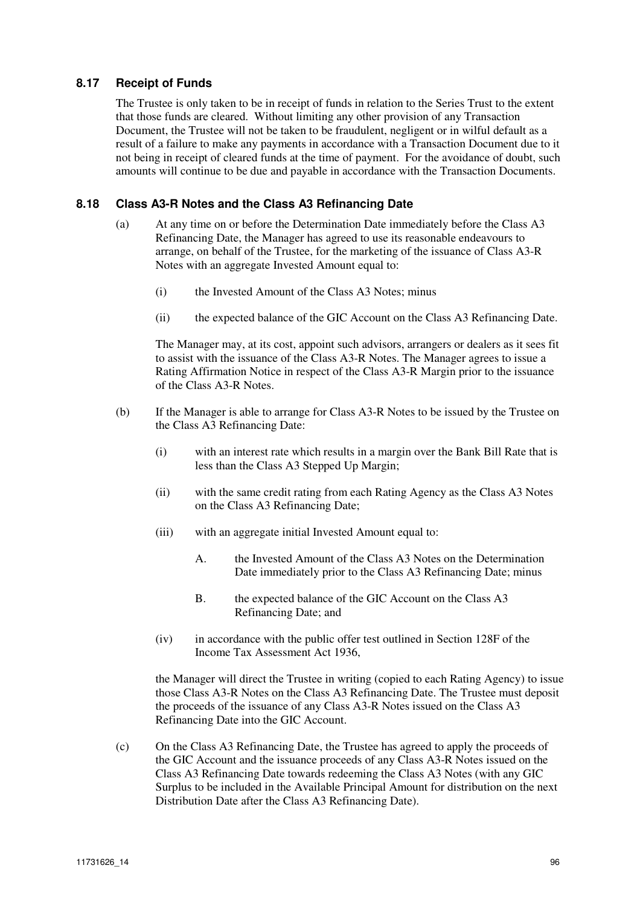### 8.17 Receipt of Funds

The Trustee is only taken to be in receipt of funds in relation to the Series Trust to the extent that those funds are cleared. Without limiting any other provision of any Transaction Document, the Trustee will not be taken to be fraudulent, negligent or in wilful default as a result of a failure to make any payments in accordance with a Transaction Document due to it not being in receipt of cleared funds at the time of payment. For the avoidance of doubt, such amounts will continue to be due and payable in accordance with the Transaction Documents.

### 8.18 Class A3-R Notes and the Class A3 Refinancing Date

(a) At any time on or before the Determination Date immediately before the Class A3 Refinancing Date, the Manager has agreed to use its reasonable endeavours to arrange, on behalf of the Trustee, for the marketing of the issuance of Class A3-R Notes with an aggregate Invested Amount equal to:

(i) the Invested Amount of the Class A3 Notes; minus

(ii) the expected balance of the GIC Account on the Class A3 Refinancing Date.

The Manager may, at its cost, appoint such advisors, arrangers or dealers as it sees fit to assist with the issuance of the Class A3-R Notes. The Manager agrees to issue a Rating Affirmation Notice in respect of the Class A3-R Margin prior to the issuance of the Class A3-R Notes.

(b) If the Manager is able to arrange for Class A3-R Notes to be issued by the Trustee on the Class A3 Refinancing Date:

(i) with an interest rate which results in a margin over the Bank Bill Rate that is less than the Class A3 Stepped Up Margin;

(ii) with the same credit rating from each Rating Agency as the Class A3 Notes on the Class A3 Refinancing Date;

(iii) with an aggregate initial Invested Amount equal to:

A. the Invested Amount of the Class A3 Notes on the Determination Date immediately prior to the Class A3 Refinancing Date; minus

B. the expected balance of the GIC Account on the Class A3 Refinancing Date; and

(iv) in accordance with the public offer test outlined in Section 128F of the Income Tax Assessment Act 1936,

the Manager will direct the Trustee in writing (copied to each Rating Agency) to issue those Class A3-R Notes on the Class A3 Refinancing Date. The Trustee must deposit the proceeds of the issuance of any Class A3-R Notes issued on the Class A3 Refinancing Date into the GIC Account.

(c) On the Class A3 Refinancing Date, the Trustee has agreed to apply the proceeds of the GIC Account and the issuance proceeds of any Class A3-R Notes issued on the Class A3 Refinancing Date towards redeeming the Class A3 Notes (with any GIC Surplus to be included in the Available Principal Amount for distribution on the next Distribution Date after the Class A3 Refinancing Date).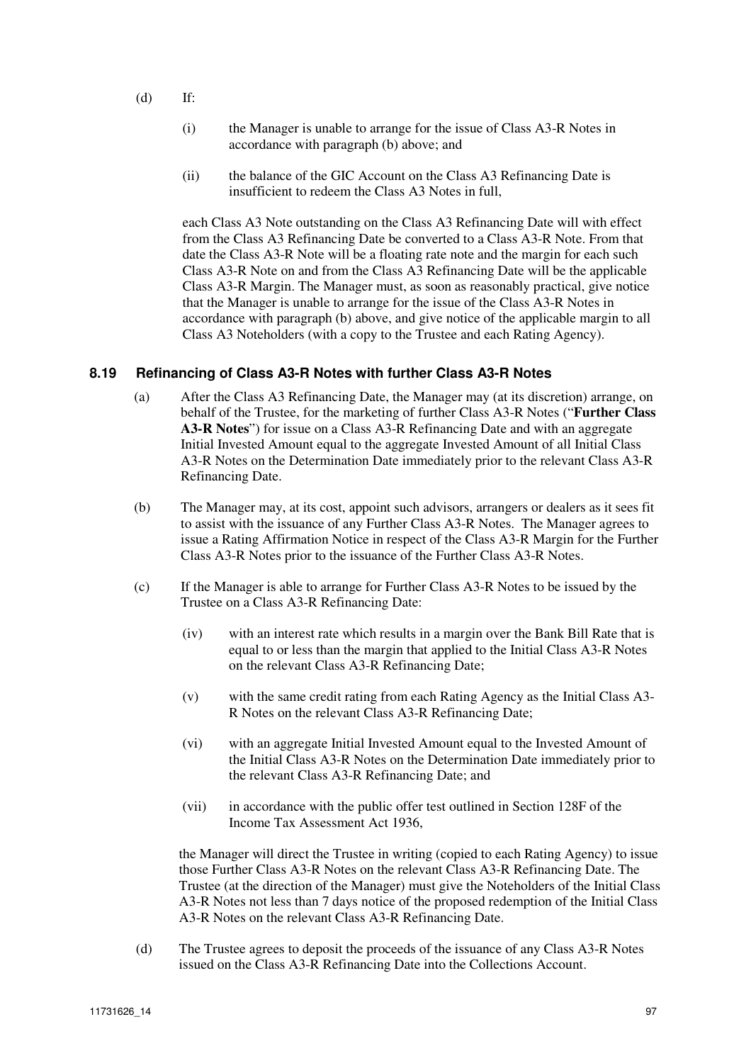(d) If:

(i) the Manager is unable to arrange for the issue of Class A3-R Notes in accordance with paragraph (b) above; and

(ii) the balance of the GIC Account on the Class A3 Refinancing Date is insufficient to redeem the Class A3 Notes in full,

each Class A3 Note outstanding on the Class A3 Refinancing Date will with effect from the Class A3 Refinancing Date be converted to a Class A3-R Note. From that date the Class A3-R Note will be a floating rate note and the margin for each such Class A3-R Note on and from the Class A3 Refinancing Date will be the applicable Class A3-R Margin. The Manager must, as soon as reasonably practical, give notice that the Manager is unable to arrange for the issue of the Class A3-R Notes in accordance with paragraph (b) above, and give notice of the applicable margin to all Class A3 Noteholders (with a copy to the Trustee and each Rating Agency).

### 8.19 Refinancing of Class A3-R Notes with further Class A3-R Notes

(a) After the Class A3 Refinancing Date, the Manager may (at its discretion) arrange, on behalf of the Trustee, for the marketing of further Class A3-R Notes ("**Further Class A3-R Notes**") for issue on a Class A3-R Refinancing Date and with an aggregate Initial Invested Amount equal to the aggregate Invested Amount of all Initial Class A3-R Notes on the Determination Date immediately prior to the relevant Class A3-R Refinancing Date.

(b) The Manager may, at its cost, appoint such advisors, arrangers or dealers as it sees fit to assist with the issuance of any Further Class A3-R Notes. The Manager agrees to issue a Rating Affirmation Notice in respect of the Class A3-R Margin for the Further Class A3-R Notes prior to the issuance of the Further Class A3-R Notes.

(c) If the Manager is able to arrange for Further Class A3-R Notes to be issued by the Trustee on a Class A3-R Refinancing Date:

(iv) with an interest rate which results in a margin over the Bank Bill Rate that is equal to or less than the margin that applied to the Initial Class A3-R Notes on the relevant Class A3-R Refinancing Date;

(v) with the same credit rating from each Rating Agency as the Initial Class A3-R Notes on the relevant Class A3-R Refinancing Date;

(vi) with an aggregate Initial Invested Amount equal to the Invested Amount of the Initial Class A3-R Notes on the Determination Date immediately prior to the relevant Class A3-R Refinancing Date; and

(vii) in accordance with the public offer test outlined in Section 128F of the Income Tax Assessment Act 1936,

the Manager will direct the Trustee in writing (copied to each Rating Agency) to issue those Further Class A3-R Notes on the relevant Class A3-R Refinancing Date. The Trustee (at the direction of the Manager) must give the Noteholders of the Initial Class A3-R Notes not less than 7 days notice of the proposed redemption of the Initial Class A3-R Notes on the relevant Class A3-R Refinancing Date.

(d) The Trustee agrees to deposit the proceeds of the issuance of any Class A3-R Notes issued on the Class A3-R Refinancing Date into the Collections Account.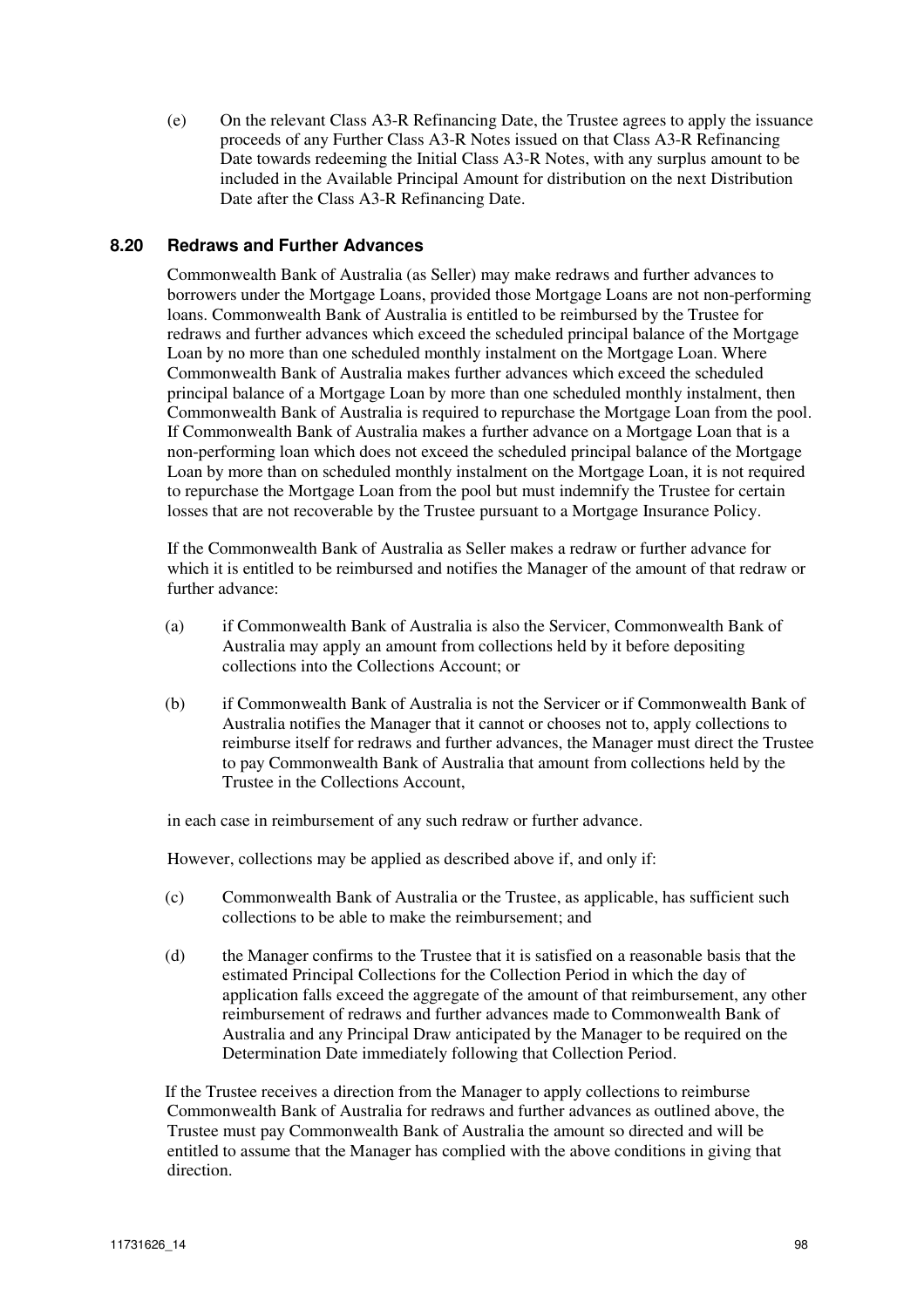(e) On the relevant Class A3-R Refinancing Date, the Trustee agrees to apply the issuance proceeds of any Further Class A3-R Notes issued on that Class A3-R Refinancing Date towards redeeming the Initial Class A3-R Notes, with any surplus amount to be included in the Available Principal Amount for distribution on the next Distribution Date after the Class A3-R Refinancing Date.

### 8.20 Redraws and Further Advances

Commonwealth Bank of Australia (as Seller) may make redraws and further advances to borrowers under the Mortgage Loans, provided those Mortgage Loans are not non-performing loans. Commonwealth Bank of Australia is entitled to be reimbursed by the Trustee for redraws and further advances which exceed the scheduled principal balance of the Mortgage Loan by no more than one scheduled monthly instalment on the Mortgage Loan. Where Commonwealth Bank of Australia makes further advances which exceed the scheduled principal balance of a Mortgage Loan by more than one scheduled monthly instalment, then Commonwealth Bank of Australia is required to repurchase the Mortgage Loan from the pool. If Commonwealth Bank of Australia makes a further advance on a Mortgage Loan that is a non-performing loan which does not exceed the scheduled principal balance of the Mortgage Loan by more than on scheduled monthly instalment on the Mortgage Loan, it is not required to repurchase the Mortgage Loan from the pool but must indemnify the Trustee for certain losses that are not recoverable by the Trustee pursuant to a Mortgage Insurance Policy.

If the Commonwealth Bank of Australia as Seller makes a redraw or further advance for which it is entitled to be reimbursed and notifies the Manager of the amount of that redraw or further advance:

(a) if Commonwealth Bank of Australia is also the Servicer, Commonwealth Bank of Australia may apply an amount from collections held by it before depositing collections into the Collections Account; or

(b) if Commonwealth Bank of Australia is not the Servicer or if Commonwealth Bank of Australia notifies the Manager that it cannot or chooses not to, apply collections to reimburse itself for redraws and further advances, the Manager must direct the Trustee to pay Commonwealth Bank of Australia that amount from collections held by the Trustee in the Collections Account,

in each case in reimbursement of any such redraw or further advance.

However, collections may be applied as described above if, and only if:

(c) Commonwealth Bank of Australia or the Trustee, as applicable, has sufficient such collections to be able to make the reimbursement; and

(d) the Manager confirms to the Trustee that it is satisfied on a reasonable basis that the estimated Principal Collections for the Collection Period in which the day of application falls exceed the aggregate of the amount of that reimbursement, any other reimbursement of redraws and further advances made to Commonwealth Bank of Australia and any Principal Draw anticipated by the Manager to be required on the Determination Date immediately following that Collection Period.

If the Trustee receives a direction from the Manager to apply collections to reimburse Commonwealth Bank of Australia for redraws and further advances as outlined above, the Trustee must pay Commonwealth Bank of Australia the amount so directed and will be entitled to assume that the Manager has complied with the above conditions in giving that direction.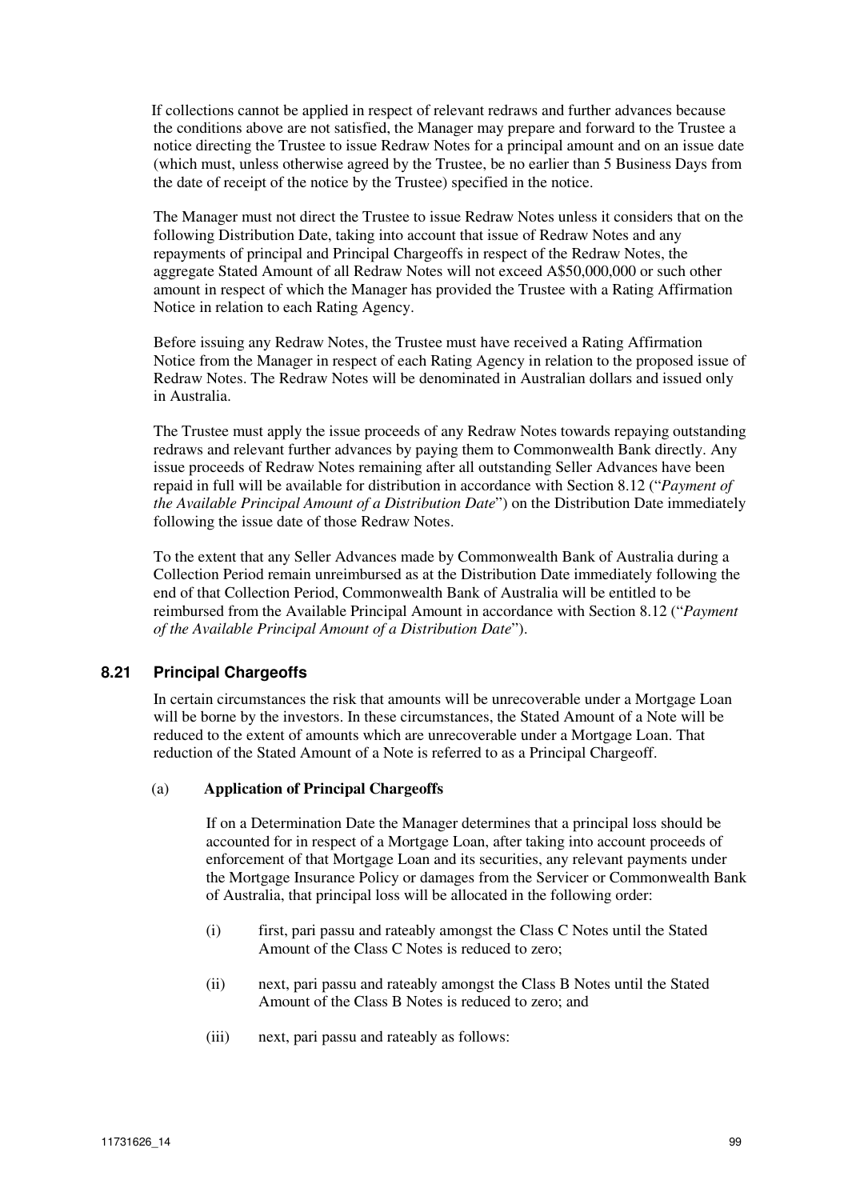If collections cannot be applied in respect of relevant redraws and further advances because the conditions above are not satisfied, the Manager may prepare and forward to the Trustee a notice directing the Trustee to issue Redraw Notes for a principal amount and on an issue date (which must, unless otherwise agreed by the Trustee, be no earlier than 5 Business Days from the date of receipt of the notice by the Trustee) specified in the notice.

The Manager must not direct the Trustee to issue Redraw Notes unless it considers that on the following Distribution Date, taking into account that issue of Redraw Notes and any repayments of principal and Principal Chargeoffs in respect of the Redraw Notes, the aggregate Stated Amount of all Redraw Notes will not exceed A$50,000,000 or such other amount in respect of which the Manager has provided the Trustee with a Rating Affirmation Notice in relation to each Rating Agency.

Before issuing any Redraw Notes, the Trustee must have received a Rating Affirmation Notice from the Manager in respect of each Rating Agency in relation to the proposed issue of Redraw Notes. The Redraw Notes will be denominated in Australian dollars and issued only in Australia.

The Trustee must apply the issue proceeds of any Redraw Notes towards repaying outstanding redraws and relevant further advances by paying them to Commonwealth Bank directly. Any issue proceeds of Redraw Notes remaining after all outstanding Seller Advances have been repaid in full will be available for distribution in accordance with Section 8.12 ("*Payment of the Available Principal Amount of a Distribution Date*") on the Distribution Date immediately following the issue date of those Redraw Notes.

To the extent that any Seller Advances made by Commonwealth Bank of Australia during a Collection Period remain unreimbursed as at the Distribution Date immediately following the end of that Collection Period, Commonwealth Bank of Australia will be entitled to be reimbursed from the Available Principal Amount in accordance with Section 8.12 ("*Payment of the Available Principal Amount of a Distribution Date*").

## 8.21 Principal Chargeoffs

In certain circumstances the risk that amounts will be unrecoverable under a Mortgage Loan will be borne by the investors. In these circumstances, the Stated Amount of a Note will be reduced to the extent of amounts which are unrecoverable under a Mortgage Loan. That reduction of the Stated Amount of a Note is referred to as a Principal Chargeoff.

(a) **Application of Principal Chargeoffs**

If on a Determination Date the Manager determines that a principal loss should be accounted for in respect of a Mortgage Loan, after taking into account proceeds of enforcement of that Mortgage Loan and its securities, any relevant payments under the Mortgage Insurance Policy or damages from the Servicer or Commonwealth Bank of Australia, that principal loss will be allocated in the following order:

(i) first, pari passu and rateably amongst the Class C Notes until the Stated Amount of the Class C Notes is reduced to zero;

(ii) next, pari passu and rateably amongst the Class B Notes until the Stated Amount of the Class B Notes is reduced to zero; and

(iii) next, pari passu and rateably as follows: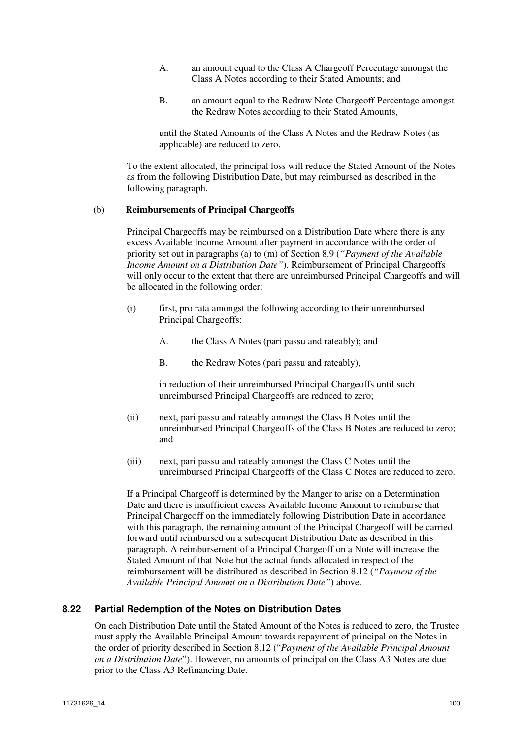A. an amount equal to the Class A Chargeoff Percentage amongst the Class A Notes according to their Stated Amounts; and

B. an amount equal to the Redraw Note Chargeoff Percentage amongst the Redraw Notes according to their Stated Amounts,

until the Stated Amounts of the Class A Notes and the Redraw Notes (as applicable) are reduced to zero.

To the extent allocated, the principal loss will reduce the Stated Amount of the Notes as from the following Distribution Date, but may reimbursed as described in the following paragraph.

(b) **Reimbursements of Principal Chargeoffs**

Principal Chargeoffs may be reimbursed on a Distribution Date where there is any excess Available Income Amount after payment in accordance with the order of priority set out in paragraphs (a) to (m) of Section 8.9 (*"Payment of the Available Income Amount on a Distribution Date"*). Reimbursement of Principal Chargeoffs will only occur to the extent that there are unreimbursed Principal Chargeoffs and will be allocated in the following order:

(i) first, pro rata amongst the following according to their unreimbursed Principal Chargeoffs:

A. the Class A Notes (pari passu and rateably); and

B. the Redraw Notes (pari passu and rateably),

in reduction of their unreimbursed Principal Chargeoffs until such unreimbursed Principal Chargeoffs are reduced to zero;

(ii) next, pari passu and rateably amongst the Class B Notes until the unreimbursed Principal Chargeoffs of the Class B Notes are reduced to zero; and

(iii) next, pari passu and rateably amongst the Class C Notes until the unreimbursed Principal Chargeoffs of the Class C Notes are reduced to zero.

If a Principal Chargeoff is determined by the Manger to arise on a Determination Date and there is insufficient excess Available Income Amount to reimburse that Principal Chargeoff on the immediately following Distribution Date in accordance with this paragraph, the remaining amount of the Principal Chargeoff will be carried forward until reimbursed on a subsequent Distribution Date as described in this paragraph. A reimbursement of a Principal Chargeoff on a Note will increase the Stated Amount of that Note but the actual funds allocated in respect of the reimbursement will be distributed as described in Section 8.12 (*"Payment of the Available Principal Amount on a Distribution Date"*) above.

### 8.22 Partial Redemption of the Notes on Distribution Dates

On each Distribution Date until the Stated Amount of the Notes is reduced to zero, the Trustee must apply the Available Principal Amount towards repayment of principal on the Notes in the order of priority described in Section 8.12 ("*Payment of the Available Principal Amount on a Distribution Date*"). However, no amounts of principal on the Class A3 Notes are due prior to the Class A3 Refinancing Date.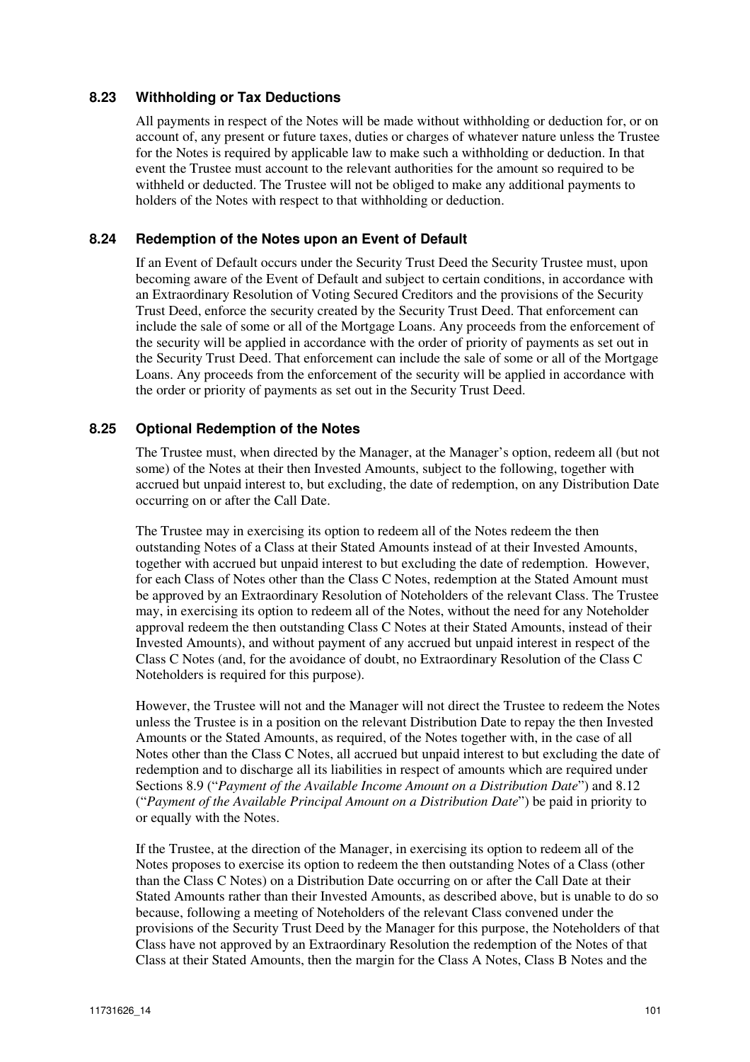### 8.23 Withholding or Tax Deductions

All payments in respect of the Notes will be made without withholding or deduction for, or on account of, any present or future taxes, duties or charges of whatever nature unless the Trustee for the Notes is required by applicable law to make such a withholding or deduction. In that event the Trustee must account to the relevant authorities for the amount so required to be withheld or deducted. The Trustee will not be obliged to make any additional payments to holders of the Notes with respect to that withholding or deduction.

### 8.24 Redemption of the Notes upon an Event of Default

If an Event of Default occurs under the Security Trust Deed the Security Trustee must, upon becoming aware of the Event of Default and subject to certain conditions, in accordance with an Extraordinary Resolution of Voting Secured Creditors and the provisions of the Security Trust Deed, enforce the security created by the Security Trust Deed. That enforcement can include the sale of some or all of the Mortgage Loans. Any proceeds from the enforcement of the security will be applied in accordance with the order of priority of payments as set out in the Security Trust Deed. That enforcement can include the sale of some or all of the Mortgage Loans. Any proceeds from the enforcement of the security will be applied in accordance with the order or priority of payments as set out in the Security Trust Deed.

### 8.25 Optional Redemption of the Notes

The Trustee must, when directed by the Manager, at the Manager's option, redeem all (but not some) of the Notes at their then Invested Amounts, subject to the following, together with accrued but unpaid interest to, but excluding, the date of redemption, on any Distribution Date occurring on or after the Call Date.

The Trustee may in exercising its option to redeem all of the Notes redeem the then outstanding Notes of a Class at their Stated Amounts instead of at their Invested Amounts, together with accrued but unpaid interest to but excluding the date of redemption. However, for each Class of Notes other than the Class C Notes, redemption at the Stated Amount must be approved by an Extraordinary Resolution of Noteholders of the relevant Class. The Trustee may, in exercising its option to redeem all of the Notes, without the need for any Noteholder approval redeem the then outstanding Class C Notes at their Stated Amounts, instead of their Invested Amounts), and without payment of any accrued but unpaid interest in respect of the Class C Notes (and, for the avoidance of doubt, no Extraordinary Resolution of the Class C Noteholders is required for this purpose).

However, the Trustee will not and the Manager will not direct the Trustee to redeem the Notes unless the Trustee is in a position on the relevant Distribution Date to repay the then Invested Amounts or the Stated Amounts, as required, of the Notes together with, in the case of all Notes other than the Class C Notes, all accrued but unpaid interest to but excluding the date of redemption and to discharge all its liabilities in respect of amounts which are required under Sections 8.9 ("*Payment of the Available Income Amount on a Distribution Date*") and 8.12 ("*Payment of the Available Principal Amount on a Distribution Date*") be paid in priority to or equally with the Notes.

If the Trustee, at the direction of the Manager, in exercising its option to redeem all of the Notes proposes to exercise its option to redeem the then outstanding Notes of a Class (other than the Class C Notes) on a Distribution Date occurring on or after the Call Date at their Stated Amounts rather than their Invested Amounts, as described above, but is unable to do so because, following a meeting of Noteholders of the relevant Class convened under the provisions of the Security Trust Deed by the Manager for this purpose, the Noteholders of that Class have not approved by an Extraordinary Resolution the redemption of the Notes of that Class at their Stated Amounts, then the margin for the Class A Notes, Class B Notes and the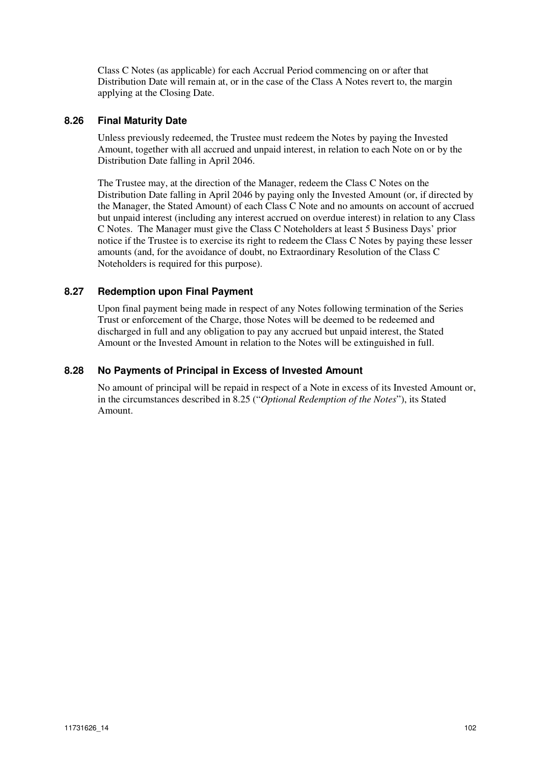Class C Notes (as applicable) for each Accrual Period commencing on or after that Distribution Date will remain at, or in the case of the Class A Notes revert to, the margin applying at the Closing Date.

### 8.26 Final Maturity Date

Unless previously redeemed, the Trustee must redeem the Notes by paying the Invested Amount, together with all accrued and unpaid interest, in relation to each Note on or by the Distribution Date falling in April 2046.

The Trustee may, at the direction of the Manager, redeem the Class C Notes on the Distribution Date falling in April 2046 by paying only the Invested Amount (or, if directed by the Manager, the Stated Amount) of each Class C Note and no amounts on account of accrued but unpaid interest (including any interest accrued on overdue interest) in relation to any Class C Notes. The Manager must give the Class C Noteholders at least 5 Business Days' prior notice if the Trustee is to exercise its right to redeem the Class C Notes by paying these lesser amounts (and, for the avoidance of doubt, no Extraordinary Resolution of the Class C Noteholders is required for this purpose).

### 8.27 Redemption upon Final Payment

Upon final payment being made in respect of any Notes following termination of the Series Trust or enforcement of the Charge, those Notes will be deemed to be redeemed and discharged in full and any obligation to pay any accrued but unpaid interest, the Stated Amount or the Invested Amount in relation to the Notes will be extinguished in full.

### 8.28 No Payments of Principal in Excess of Invested Amount

No amount of principal will be repaid in respect of a Note in excess of its Invested Amount or, in the circumstances described in 8.25 ("*Optional Redemption of the Notes*"), its Stated Amount.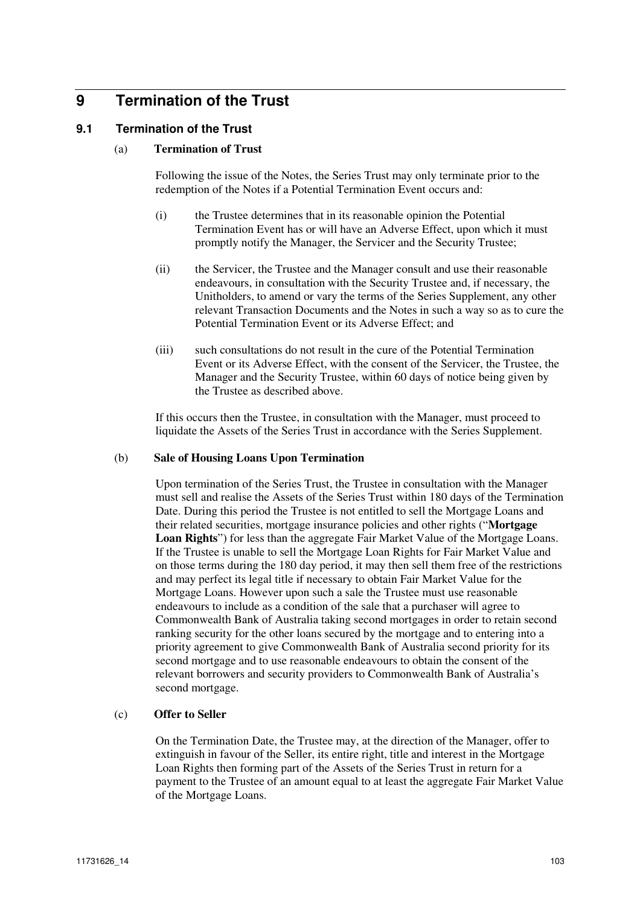# 9 Termination of the Trust

## 9.1 Termination of the Trust

(a) **Termination of Trust**

Following the issue of the Notes, the Series Trust may only terminate prior to the redemption of the Notes if a Potential Termination Event occurs and:

(i) the Trustee determines that in its reasonable opinion the Potential Termination Event has or will have an Adverse Effect, upon which it must promptly notify the Manager, the Servicer and the Security Trustee;

(ii) the Servicer, the Trustee and the Manager consult and use their reasonable endeavours, in consultation with the Security Trustee and, if necessary, the Unitholders, to amend or vary the terms of the Series Supplement, any other relevant Transaction Documents and the Notes in such a way so as to cure the Potential Termination Event or its Adverse Effect; and

(iii) such consultations do not result in the cure of the Potential Termination Event or its Adverse Effect, with the consent of the Servicer, the Trustee, the Manager and the Security Trustee, within 60 days of notice being given by the Trustee as described above.

If this occurs then the Trustee, in consultation with the Manager, must proceed to liquidate the Assets of the Series Trust in accordance with the Series Supplement.

(b) **Sale of Housing Loans Upon Termination**

Upon termination of the Series Trust, the Trustee in consultation with the Manager must sell and realise the Assets of the Series Trust within 180 days of the Termination Date. During this period the Trustee is not entitled to sell the Mortgage Loans and their related securities, mortgage insurance policies and other rights ("**Mortgage Loan Rights**") for less than the aggregate Fair Market Value of the Mortgage Loans. If the Trustee is unable to sell the Mortgage Loan Rights for Fair Market Value and on those terms during the 180 day period, it may then sell them free of the restrictions and may perfect its legal title if necessary to obtain Fair Market Value for the Mortgage Loans. However upon such a sale the Trustee must use reasonable endeavours to include as a condition of the sale that a purchaser will agree to Commonwealth Bank of Australia taking second mortgages in order to retain second ranking security for the other loans secured by the mortgage and to entering into a priority agreement to give Commonwealth Bank of Australia second priority for its second mortgage and to use reasonable endeavours to obtain the consent of the relevant borrowers and security providers to Commonwealth Bank of Australia's second mortgage.

(c) **Offer to Seller**

On the Termination Date, the Trustee may, at the direction of the Manager, offer to extinguish in favour of the Seller, its entire right, title and interest in the Mortgage Loan Rights then forming part of the Assets of the Series Trust in return for a payment to the Trustee of an amount equal to at least the aggregate Fair Market Value of the Mortgage Loans.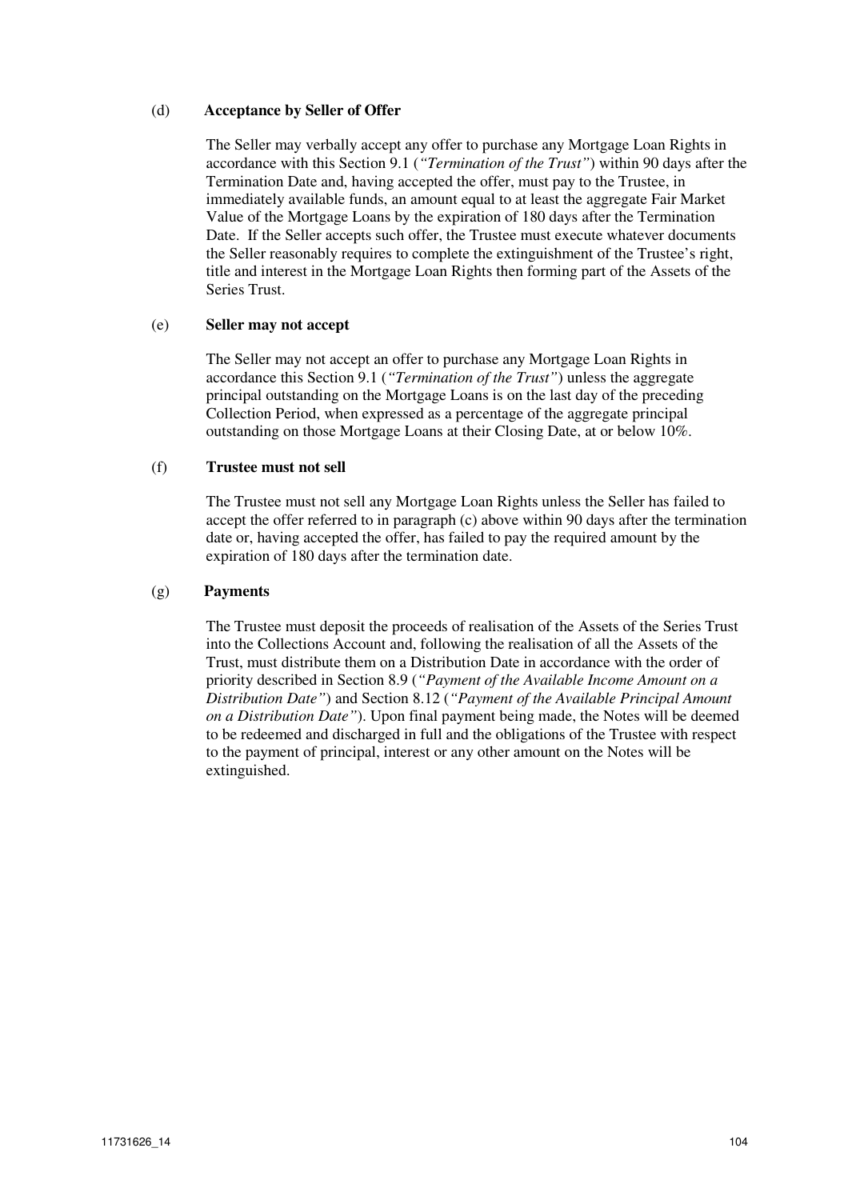(d) **Acceptance by Seller of Offer**

The Seller may verbally accept any offer to purchase any Mortgage Loan Rights in accordance with this Section 9.1 (*"Termination of the Trust"*) within 90 days after the Termination Date and, having accepted the offer, must pay to the Trustee, in immediately available funds, an amount equal to at least the aggregate Fair Market Value of the Mortgage Loans by the expiration of 180 days after the Termination Date. If the Seller accepts such offer, the Trustee must execute whatever documents the Seller reasonably requires to complete the extinguishment of the Trustee's right, title and interest in the Mortgage Loan Rights then forming part of the Assets of the Series Trust.

(e) **Seller may not accept**

The Seller may not accept an offer to purchase any Mortgage Loan Rights in accordance this Section 9.1 (*"Termination of the Trust"*) unless the aggregate principal outstanding on the Mortgage Loans is on the last day of the preceding Collection Period, when expressed as a percentage of the aggregate principal outstanding on those Mortgage Loans at their Closing Date, at or below 10%.

(f) **Trustee must not sell**

The Trustee must not sell any Mortgage Loan Rights unless the Seller has failed to accept the offer referred to in paragraph (c) above within 90 days after the termination date or, having accepted the offer, has failed to pay the required amount by the expiration of 180 days after the termination date.

(g) **Payments**

The Trustee must deposit the proceeds of realisation of the Assets of the Series Trust into the Collections Account and, following the realisation of all the Assets of the Trust, must distribute them on a Distribution Date in accordance with the order of priority described in Section 8.9 (*"Payment of the Available Income Amount on a Distribution Date"*) and Section 8.12 (*"Payment of the Available Principal Amount on a Distribution Date"*). Upon final payment being made, the Notes will be deemed to be redeemed and discharged in full and the obligations of the Trustee with respect to the payment of principal, interest or any other amount on the Notes will be extinguished.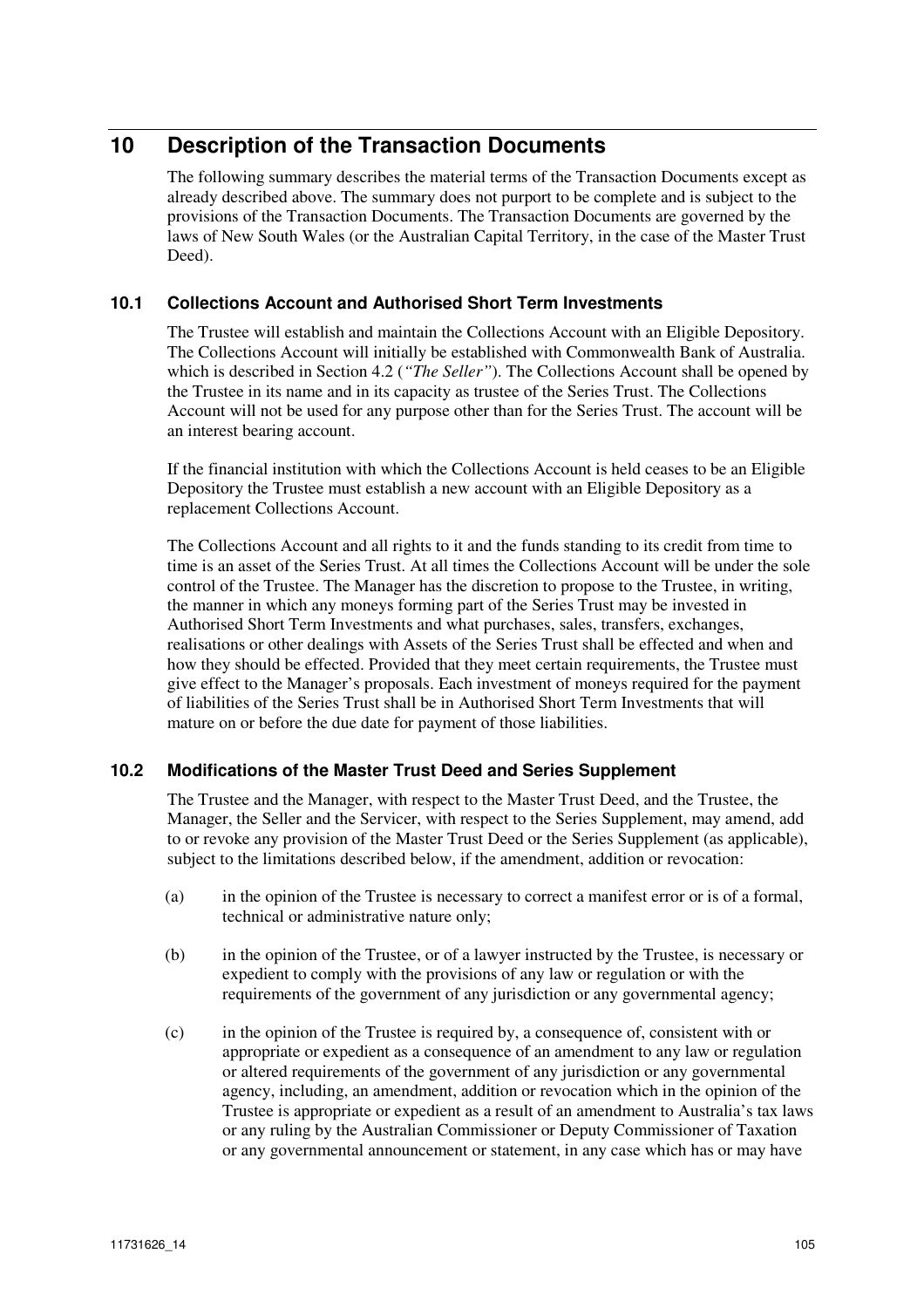# 10 Description of the Transaction Documents

The following summary describes the material terms of the Transaction Documents except as already described above. The summary does not purport to be complete and is subject to the provisions of the Transaction Documents. The Transaction Documents are governed by the laws of New South Wales (or the Australian Capital Territory, in the case of the Master Trust Deed).

## 10.1 Collections Account and Authorised Short Term Investments

The Trustee will establish and maintain the Collections Account with an Eligible Depository. The Collections Account will initially be established with Commonwealth Bank of Australia. which is described in Section 4.2 (*"The Seller"*). The Collections Account shall be opened by the Trustee in its name and in its capacity as trustee of the Series Trust. The Collections Account will not be used for any purpose other than for the Series Trust. The account will be an interest bearing account.

If the financial institution with which the Collections Account is held ceases to be an Eligible Depository the Trustee must establish a new account with an Eligible Depository as a replacement Collections Account.

The Collections Account and all rights to it and the funds standing to its credit from time to time is an asset of the Series Trust. At all times the Collections Account will be under the sole control of the Trustee. The Manager has the discretion to propose to the Trustee, in writing, the manner in which any moneys forming part of the Series Trust may be invested in Authorised Short Term Investments and what purchases, sales, transfers, exchanges, realisations or other dealings with Assets of the Series Trust shall be effected and when and how they should be effected. Provided that they meet certain requirements, the Trustee must give effect to the Manager's proposals. Each investment of moneys required for the payment of liabilities of the Series Trust shall be in Authorised Short Term Investments that will mature on or before the due date for payment of those liabilities.

## 10.2 Modifications of the Master Trust Deed and Series Supplement

The Trustee and the Manager, with respect to the Master Trust Deed, and the Trustee, the Manager, the Seller and the Servicer, with respect to the Series Supplement, may amend, add to or revoke any provision of the Master Trust Deed or the Series Supplement (as applicable), subject to the limitations described below, if the amendment, addition or revocation:

(a) in the opinion of the Trustee is necessary to correct a manifest error or is of a formal, technical or administrative nature only;

(b) in the opinion of the Trustee, or of a lawyer instructed by the Trustee, is necessary or expedient to comply with the provisions of any law or regulation or with the requirements of the government of any jurisdiction or any governmental agency;

(c) in the opinion of the Trustee is required by, a consequence of, consistent with or appropriate or expedient as a consequence of an amendment to any law or regulation or altered requirements of the government of any jurisdiction or any governmental agency, including, an amendment, addition or revocation which in the opinion of the Trustee is appropriate or expedient as a result of an amendment to Australia's tax laws or any ruling by the Australian Commissioner or Deputy Commissioner of Taxation or any governmental announcement or statement, in any case which has or may have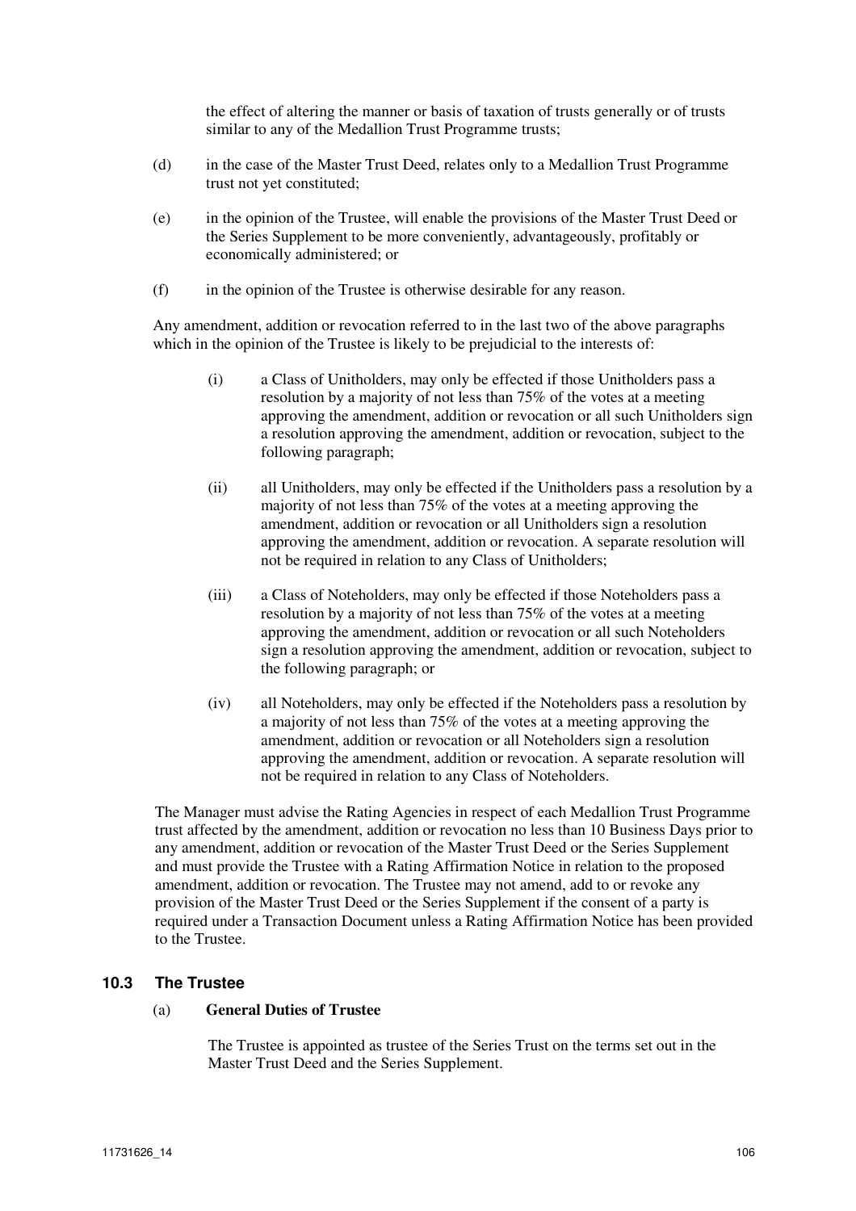the effect of altering the manner or basis of taxation of trusts generally or of trusts similar to any of the Medallion Trust Programme trusts;

(d) in the case of the Master Trust Deed, relates only to a Medallion Trust Programme trust not yet constituted;

(e) in the opinion of the Trustee, will enable the provisions of the Master Trust Deed or the Series Supplement to be more conveniently, advantageously, profitably or economically administered; or

(f) in the opinion of the Trustee is otherwise desirable for any reason.

Any amendment, addition or revocation referred to in the last two of the above paragraphs which in the opinion of the Trustee is likely to be prejudicial to the interests of:

(i) a Class of Unitholders, may only be effected if those Unitholders pass a resolution by a majority of not less than 75% of the votes at a meeting approving the amendment, addition or revocation or all such Unitholders sign a resolution approving the amendment, addition or revocation, subject to the following paragraph;

(ii) all Unitholders, may only be effected if the Unitholders pass a resolution by a majority of not less than 75% of the votes at a meeting approving the amendment, addition or revocation or all Unitholders sign a resolution approving the amendment, addition or revocation. A separate resolution will not be required in relation to any Class of Unitholders;

(iii) a Class of Noteholders, may only be effected if those Noteholders pass a resolution by a majority of not less than 75% of the votes at a meeting approving the amendment, addition or revocation or all such Noteholders sign a resolution approving the amendment, addition or revocation, subject to the following paragraph; or

(iv) all Noteholders, may only be effected if the Noteholders pass a resolution by a majority of not less than 75% of the votes at a meeting approving the amendment, addition or revocation or all Noteholders sign a resolution approving the amendment, addition or revocation. A separate resolution will not be required in relation to any Class of Noteholders.

The Manager must advise the Rating Agencies in respect of each Medallion Trust Programme trust affected by the amendment, addition or revocation no less than 10 Business Days prior to any amendment, addition or revocation of the Master Trust Deed or the Series Supplement and must provide the Trustee with a Rating Affirmation Notice in relation to the proposed amendment, addition or revocation. The Trustee may not amend, add to or revoke any provision of the Master Trust Deed or the Series Supplement if the consent of a party is required under a Transaction Document unless a Rating Affirmation Notice has been provided to the Trustee.

### 10.3 The Trustee

(a) **General Duties of Trustee**

The Trustee is appointed as trustee of the Series Trust on the terms set out in the Master Trust Deed and the Series Supplement.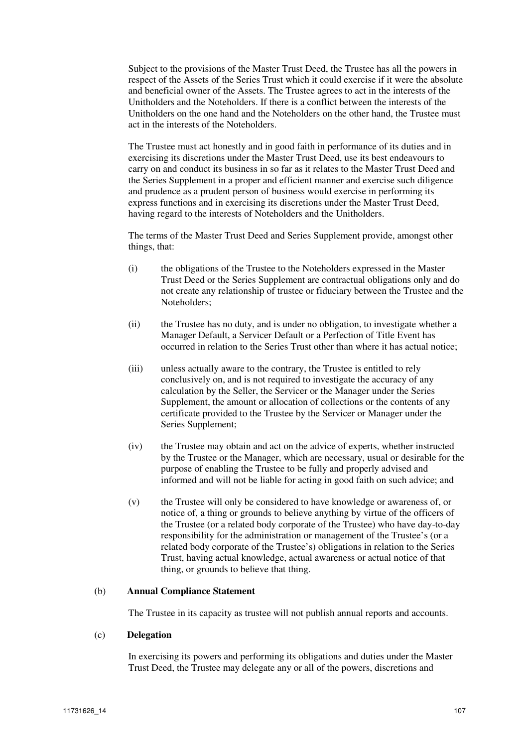Subject to the provisions of the Master Trust Deed, the Trustee has all the powers in respect of the Assets of the Series Trust which it could exercise if it were the absolute and beneficial owner of the Assets. The Trustee agrees to act in the interests of the Unitholders and the Noteholders. If there is a conflict between the interests of the Unitholders on the one hand and the Noteholders on the other hand, the Trustee must act in the interests of the Noteholders.

The Trustee must act honestly and in good faith in performance of its duties and in exercising its discretions under the Master Trust Deed, use its best endeavours to carry on and conduct its business in so far as it relates to the Master Trust Deed and the Series Supplement in a proper and efficient manner and exercise such diligence and prudence as a prudent person of business would exercise in performing its express functions and in exercising its discretions under the Master Trust Deed, having regard to the interests of Noteholders and the Unitholders.

The terms of the Master Trust Deed and Series Supplement provide, amongst other things, that:

(i) the obligations of the Trustee to the Noteholders expressed in the Master Trust Deed or the Series Supplement are contractual obligations only and do not create any relationship of trustee or fiduciary between the Trustee and the Noteholders;

(ii) the Trustee has no duty, and is under no obligation, to investigate whether a Manager Default, a Servicer Default or a Perfection of Title Event has occurred in relation to the Series Trust other than where it has actual notice;

(iii) unless actually aware to the contrary, the Trustee is entitled to rely conclusively on, and is not required to investigate the accuracy of any calculation by the Seller, the Servicer or the Manager under the Series Supplement, the amount or allocation of collections or the contents of any certificate provided to the Trustee by the Servicer or Manager under the Series Supplement;

(iv) the Trustee may obtain and act on the advice of experts, whether instructed by the Trustee or the Manager, which are necessary, usual or desirable for the purpose of enabling the Trustee to be fully and properly advised and informed and will not be liable for acting in good faith on such advice; and

(v) the Trustee will only be considered to have knowledge or awareness of, or notice of, a thing or grounds to believe anything by virtue of the officers of the Trustee (or a related body corporate of the Trustee) who have day-to-day responsibility for the administration or management of the Trustee's (or a related body corporate of the Trustee's) obligations in relation to the Series Trust, having actual knowledge, actual awareness or actual notice of that thing, or grounds to believe that thing.

(b) **Annual Compliance Statement**

The Trustee in its capacity as trustee will not publish annual reports and accounts.

(c) **Delegation**

In exercising its powers and performing its obligations and duties under the Master Trust Deed, the Trustee may delegate any or all of the powers, discretions and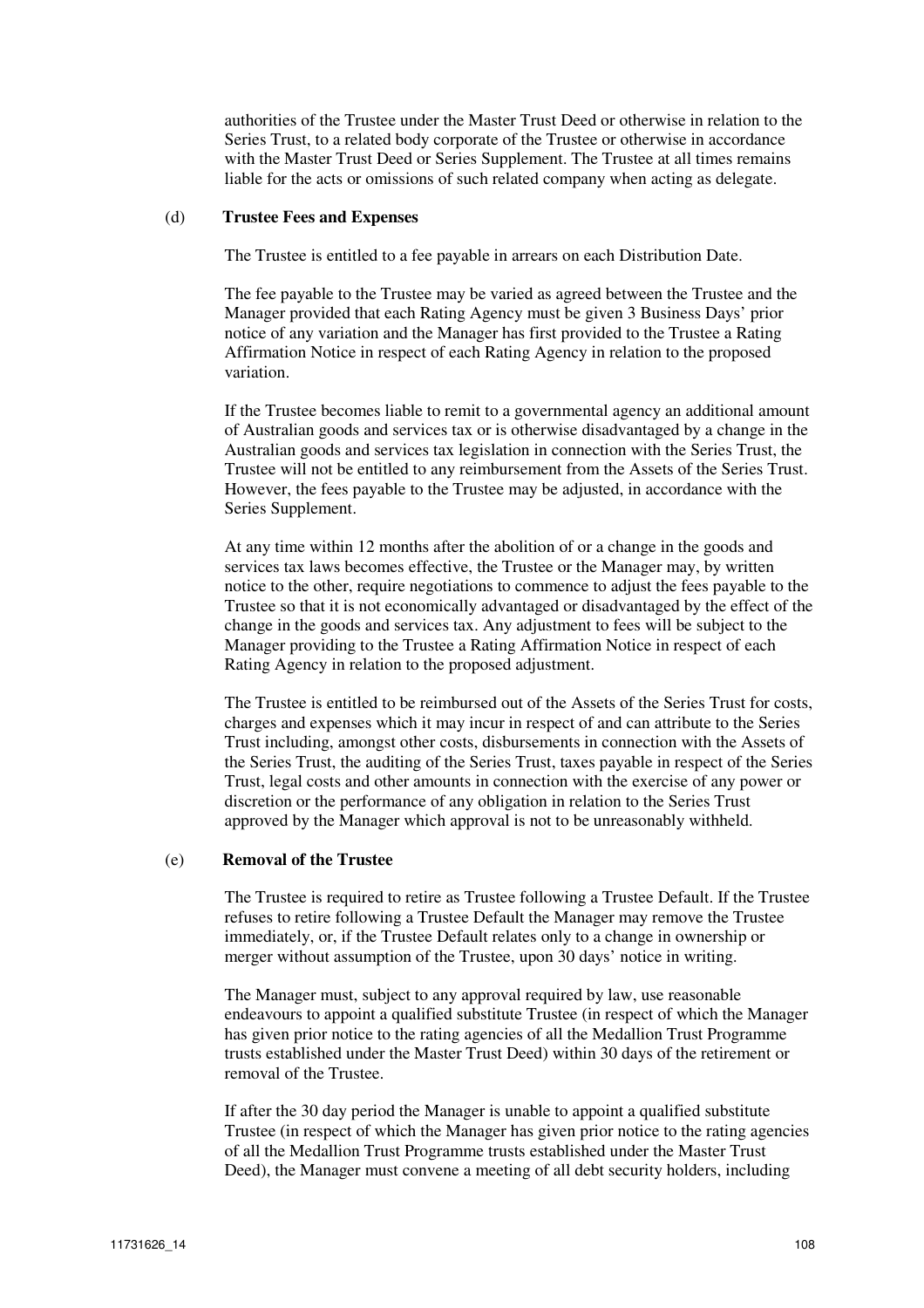authorities of the Trustee under the Master Trust Deed or otherwise in relation to the Series Trust, to a related body corporate of the Trustee or otherwise in accordance with the Master Trust Deed or Series Supplement. The Trustee at all times remains liable for the acts or omissions of such related company when acting as delegate.

(d) **Trustee Fees and Expenses**

The Trustee is entitled to a fee payable in arrears on each Distribution Date.

The fee payable to the Trustee may be varied as agreed between the Trustee and the Manager provided that each Rating Agency must be given 3 Business Days' prior notice of any variation and the Manager has first provided to the Trustee a Rating Affirmation Notice in respect of each Rating Agency in relation to the proposed variation.

If the Trustee becomes liable to remit to a governmental agency an additional amount of Australian goods and services tax or is otherwise disadvantaged by a change in the Australian goods and services tax legislation in connection with the Series Trust, the Trustee will not be entitled to any reimbursement from the Assets of the Series Trust. However, the fees payable to the Trustee may be adjusted, in accordance with the Series Supplement.

At any time within 12 months after the abolition of or a change in the goods and services tax laws becomes effective, the Trustee or the Manager may, by written notice to the other, require negotiations to commence to adjust the fees payable to the Trustee so that it is not economically advantaged or disadvantaged by the effect of the change in the goods and services tax. Any adjustment to fees will be subject to the Manager providing to the Trustee a Rating Affirmation Notice in respect of each Rating Agency in relation to the proposed adjustment.

The Trustee is entitled to be reimbursed out of the Assets of the Series Trust for costs, charges and expenses which it may incur in respect of and can attribute to the Series Trust including, amongst other costs, disbursements in connection with the Assets of the Series Trust, the auditing of the Series Trust, taxes payable in respect of the Series Trust, legal costs and other amounts in connection with the exercise of any power or discretion or the performance of any obligation in relation to the Series Trust approved by the Manager which approval is not to be unreasonably withheld.

(e) **Removal of the Trustee**

The Trustee is required to retire as Trustee following a Trustee Default. If the Trustee refuses to retire following a Trustee Default the Manager may remove the Trustee immediately, or, if the Trustee Default relates only to a change in ownership or merger without assumption of the Trustee, upon 30 days' notice in writing.

The Manager must, subject to any approval required by law, use reasonable endeavours to appoint a qualified substitute Trustee (in respect of which the Manager has given prior notice to the rating agencies of all the Medallion Trust Programme trusts established under the Master Trust Deed) within 30 days of the retirement or removal of the Trustee.

If after the 30 day period the Manager is unable to appoint a qualified substitute Trustee (in respect of which the Manager has given prior notice to the rating agencies of all the Medallion Trust Programme trusts established under the Master Trust Deed), the Manager must convene a meeting of all debt security holders, including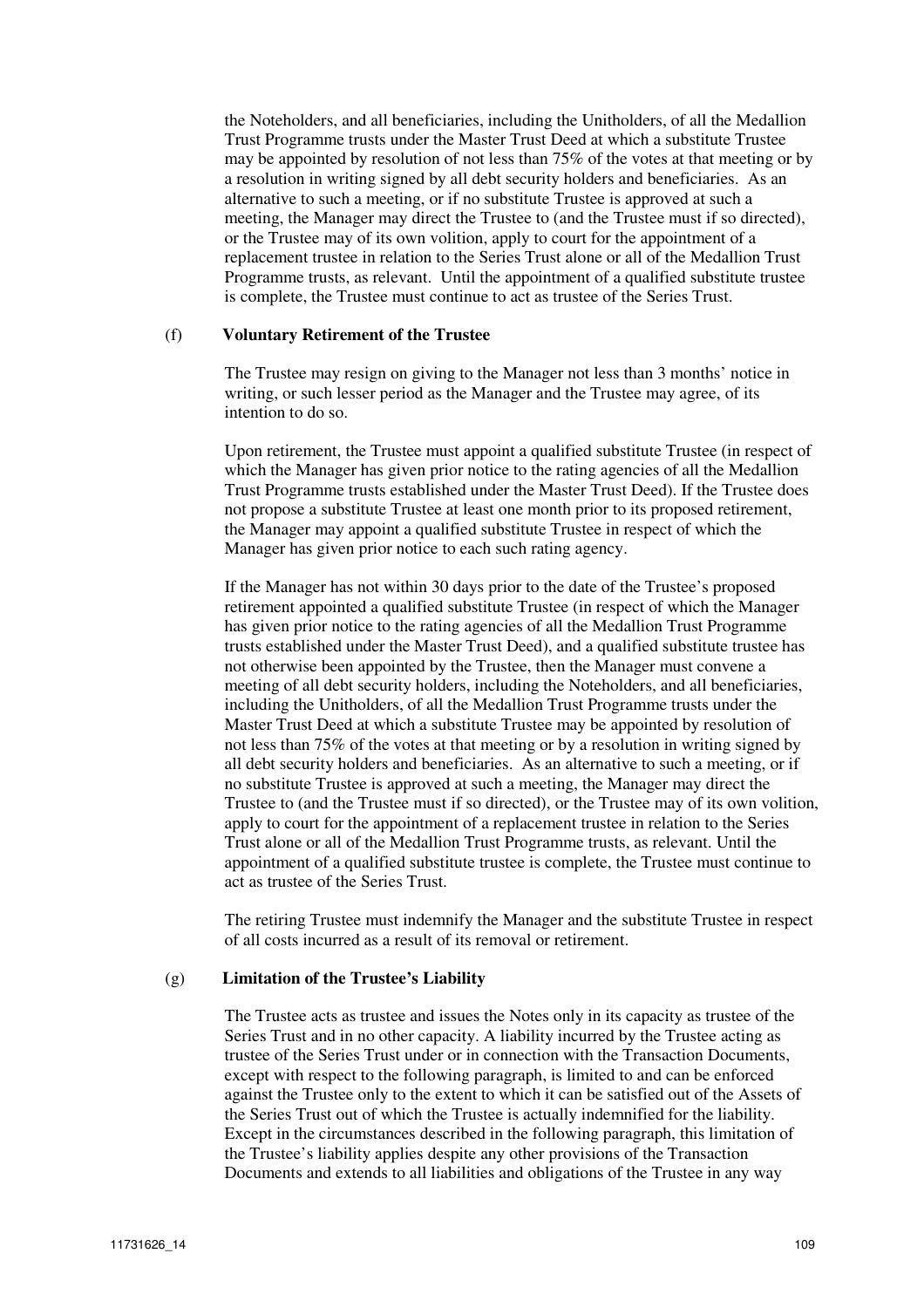the Noteholders, and all beneficiaries, including the Unitholders, of all the Medallion Trust Programme trusts under the Master Trust Deed at which a substitute Trustee may be appointed by resolution of not less than 75% of the votes at that meeting or by a resolution in writing signed by all debt security holders and beneficiaries. As an alternative to such a meeting, or if no substitute Trustee is approved at such a meeting, the Manager may direct the Trustee to (and the Trustee must if so directed), or the Trustee may of its own volition, apply to court for the appointment of a replacement trustee in relation to the Series Trust alone or all of the Medallion Trust Programme trusts, as relevant. Until the appointment of a qualified substitute trustee is complete, the Trustee must continue to act as trustee of the Series Trust.

(f) **Voluntary Retirement of the Trustee**

The Trustee may resign on giving to the Manager not less than 3 months' notice in writing, or such lesser period as the Manager and the Trustee may agree, of its intention to do so.

Upon retirement, the Trustee must appoint a qualified substitute Trustee (in respect of which the Manager has given prior notice to the rating agencies of all the Medallion Trust Programme trusts established under the Master Trust Deed). If the Trustee does not propose a substitute Trustee at least one month prior to its proposed retirement, the Manager may appoint a qualified substitute Trustee in respect of which the Manager has given prior notice to each such rating agency.

If the Manager has not within 30 days prior to the date of the Trustee's proposed retirement appointed a qualified substitute Trustee (in respect of which the Manager has given prior notice to the rating agencies of all the Medallion Trust Programme trusts established under the Master Trust Deed), and a qualified substitute trustee has not otherwise been appointed by the Trustee, then the Manager must convene a meeting of all debt security holders, including the Noteholders, and all beneficiaries, including the Unitholders, of all the Medallion Trust Programme trusts under the Master Trust Deed at which a substitute Trustee may be appointed by resolution of not less than 75% of the votes at that meeting or by a resolution in writing signed by all debt security holders and beneficiaries. As an alternative to such a meeting, or if no substitute Trustee is approved at such a meeting, the Manager may direct the Trustee to (and the Trustee must if so directed), or the Trustee may of its own volition, apply to court for the appointment of a replacement trustee in relation to the Series Trust alone or all of the Medallion Trust Programme trusts, as relevant. Until the appointment of a qualified substitute trustee is complete, the Trustee must continue to act as trustee of the Series Trust.

The retiring Trustee must indemnify the Manager and the substitute Trustee in respect of all costs incurred as a result of its removal or retirement.

(g) **Limitation of the Trustee's Liability**

The Trustee acts as trustee and issues the Notes only in its capacity as trustee of the Series Trust and in no other capacity. A liability incurred by the Trustee acting as trustee of the Series Trust under or in connection with the Transaction Documents, except with respect to the following paragraph, is limited to and can be enforced against the Trustee only to the extent to which it can be satisfied out of the Assets of the Series Trust out of which the Trustee is actually indemnified for the liability. Except in the circumstances described in the following paragraph, this limitation of the Trustee's liability applies despite any other provisions of the Transaction Documents and extends to all liabilities and obligations of the Trustee in any way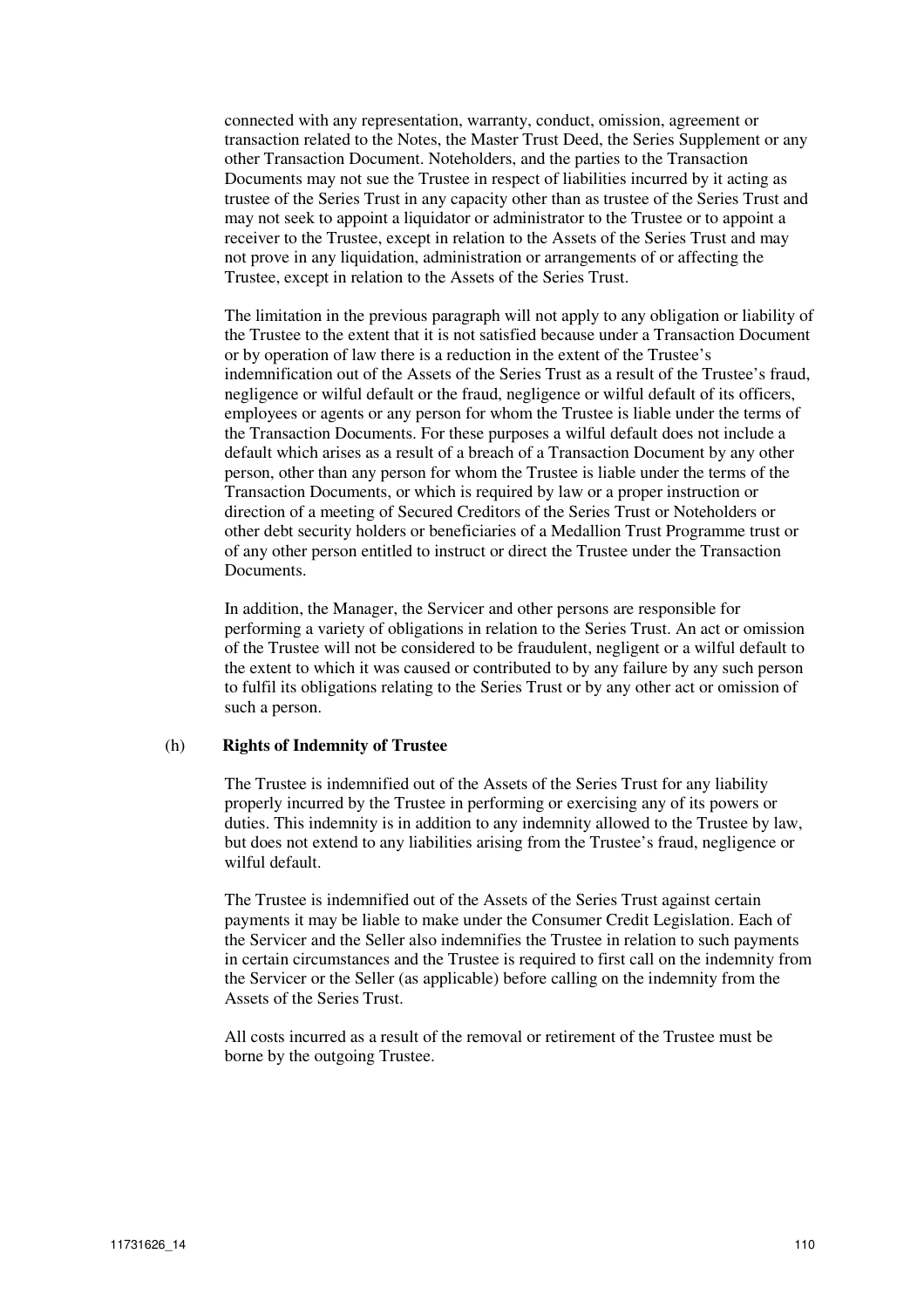connected with any representation, warranty, conduct, omission, agreement or transaction related to the Notes, the Master Trust Deed, the Series Supplement or any other Transaction Document. Noteholders, and the parties to the Transaction Documents may not sue the Trustee in respect of liabilities incurred by it acting as trustee of the Series Trust in any capacity other than as trustee of the Series Trust and may not seek to appoint a liquidator or administrator to the Trustee or to appoint a receiver to the Trustee, except in relation to the Assets of the Series Trust and may not prove in any liquidation, administration or arrangements of or affecting the Trustee, except in relation to the Assets of the Series Trust.

The limitation in the previous paragraph will not apply to any obligation or liability of the Trustee to the extent that it is not satisfied because under a Transaction Document or by operation of law there is a reduction in the extent of the Trustee's indemnification out of the Assets of the Series Trust as a result of the Trustee's fraud, negligence or wilful default or the fraud, negligence or wilful default of its officers, employees or agents or any person for whom the Trustee is liable under the terms of the Transaction Documents. For these purposes a wilful default does not include a default which arises as a result of a breach of a Transaction Document by any other person, other than any person for whom the Trustee is liable under the terms of the Transaction Documents, or which is required by law or a proper instruction or direction of a meeting of Secured Creditors of the Series Trust or Noteholders or other debt security holders or beneficiaries of a Medallion Trust Programme trust or of any other person entitled to instruct or direct the Trustee under the Transaction Documents.

In addition, the Manager, the Servicer and other persons are responsible for performing a variety of obligations in relation to the Series Trust. An act or omission of the Trustee will not be considered to be fraudulent, negligent or a wilful default to the extent to which it was caused or contributed to by any failure by any such person to fulfil its obligations relating to the Series Trust or by any other act or omission of such a person.

(h) **Rights of Indemnity of Trustee**

The Trustee is indemnified out of the Assets of the Series Trust for any liability properly incurred by the Trustee in performing or exercising any of its powers or duties. This indemnity is in addition to any indemnity allowed to the Trustee by law, but does not extend to any liabilities arising from the Trustee's fraud, negligence or wilful default.

The Trustee is indemnified out of the Assets of the Series Trust against certain payments it may be liable to make under the Consumer Credit Legislation. Each of the Servicer and the Seller also indemnifies the Trustee in relation to such payments in certain circumstances and the Trustee is required to first call on the indemnity from the Servicer or the Seller (as applicable) before calling on the indemnity from the Assets of the Series Trust.

All costs incurred as a result of the removal or retirement of the Trustee must be borne by the outgoing Trustee.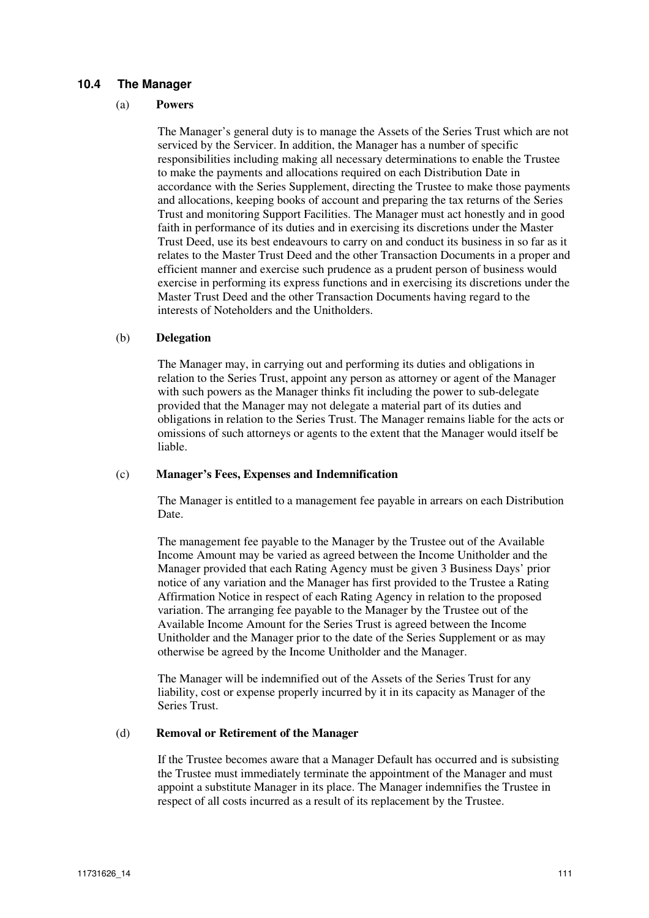### 10.4 The Manager

#### (a) Powers

The Manager's general duty is to manage the Assets of the Series Trust which are not serviced by the Servicer. In addition, the Manager has a number of specific responsibilities including making all necessary determinations to enable the Trustee to make the payments and allocations required on each Distribution Date in accordance with the Series Supplement, directing the Trustee to make those payments and allocations, keeping books of account and preparing the tax returns of the Series Trust and monitoring Support Facilities. The Manager must act honestly and in good faith in performance of its duties and in exercising its discretions under the Master Trust Deed, use its best endeavours to carry on and conduct its business in so far as it relates to the Master Trust Deed and the other Transaction Documents in a proper and efficient manner and exercise such prudence as a prudent person of business would exercise in performing its express functions and in exercising its discretions under the Master Trust Deed and the other Transaction Documents having regard to the interests of Noteholders and the Unitholders.

#### (b) Delegation

The Manager may, in carrying out and performing its duties and obligations in relation to the Series Trust, appoint any person as attorney or agent of the Manager with such powers as the Manager thinks fit including the power to sub-delegate provided that the Manager may not delegate a material part of its duties and obligations in relation to the Series Trust. The Manager remains liable for the acts or omissions of such attorneys or agents to the extent that the Manager would itself be liable.

#### (c) Manager's Fees, Expenses and Indemnification

The Manager is entitled to a management fee payable in arrears on each Distribution Date.

The management fee payable to the Manager by the Trustee out of the Available Income Amount may be varied as agreed between the Income Unitholder and the Manager provided that each Rating Agency must be given 3 Business Days' prior notice of any variation and the Manager has first provided to the Trustee a Rating Affirmation Notice in respect of each Rating Agency in relation to the proposed variation. The arranging fee payable to the Manager by the Trustee out of the Available Income Amount for the Series Trust is agreed between the Income Unitholder and the Manager prior to the date of the Series Supplement or as may otherwise be agreed by the Income Unitholder and the Manager.

The Manager will be indemnified out of the Assets of the Series Trust for any liability, cost or expense properly incurred by it in its capacity as Manager of the Series Trust.

#### (d) Removal or Retirement of the Manager

If the Trustee becomes aware that a Manager Default has occurred and is subsisting the Trustee must immediately terminate the appointment of the Manager and must appoint a substitute Manager in its place. The Manager indemnifies the Trustee in respect of all costs incurred as a result of its replacement by the Trustee.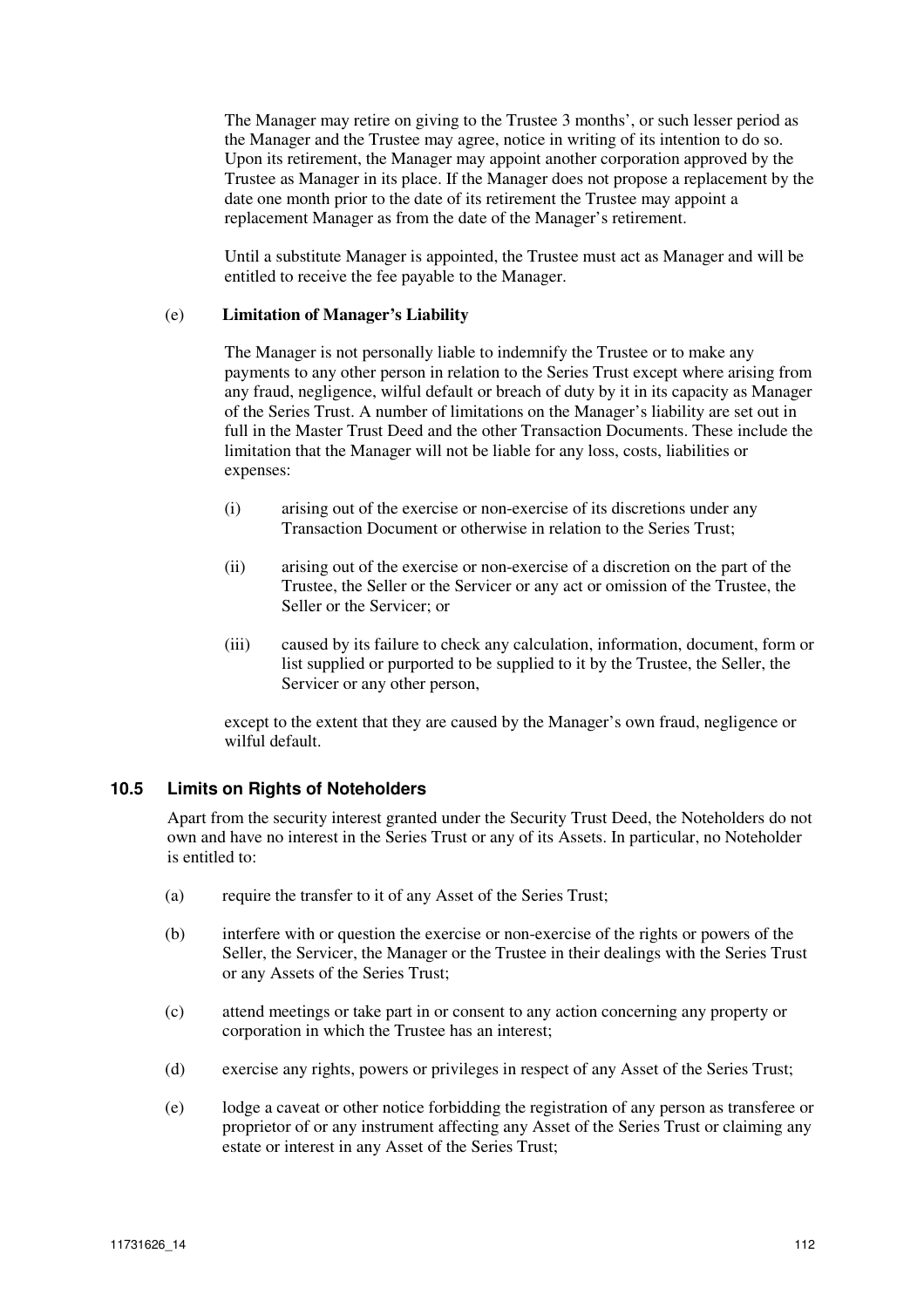The Manager may retire on giving to the Trustee 3 months', or such lesser period as the Manager and the Trustee may agree, notice in writing of its intention to do so. Upon its retirement, the Manager may appoint another corporation approved by the Trustee as Manager in its place. If the Manager does not propose a replacement by the date one month prior to the date of its retirement the Trustee may appoint a replacement Manager as from the date of the Manager's retirement.

Until a substitute Manager is appointed, the Trustee must act as Manager and will be entitled to receive the fee payable to the Manager.

(e) **Limitation of Manager's Liability**

The Manager is not personally liable to indemnify the Trustee or to make any payments to any other person in relation to the Series Trust except where arising from any fraud, negligence, wilful default or breach of duty by it in its capacity as Manager of the Series Trust. A number of limitations on the Manager's liability are set out in full in the Master Trust Deed and the other Transaction Documents. These include the limitation that the Manager will not be liable for any loss, costs, liabilities or expenses:

(i) arising out of the exercise or non-exercise of its discretions under any Transaction Document or otherwise in relation to the Series Trust;

(ii) arising out of the exercise or non-exercise of a discretion on the part of the Trustee, the Seller or the Servicer or any act or omission of the Trustee, the Seller or the Servicer; or

(iii) caused by its failure to check any calculation, information, document, form or list supplied or purported to be supplied to it by the Trustee, the Seller, the Servicer or any other person,

except to the extent that they are caused by the Manager's own fraud, negligence or wilful default.

## 10.5 Limits on Rights of Noteholders

Apart from the security interest granted under the Security Trust Deed, the Noteholders do not own and have no interest in the Series Trust or any of its Assets. In particular, no Noteholder is entitled to:

(a) require the transfer to it of any Asset of the Series Trust;

(b) interfere with or question the exercise or non-exercise of the rights or powers of the Seller, the Servicer, the Manager or the Trustee in their dealings with the Series Trust or any Assets of the Series Trust;

(c) attend meetings or take part in or consent to any action concerning any property or corporation in which the Trustee has an interest;

(d) exercise any rights, powers or privileges in respect of any Asset of the Series Trust;

(e) lodge a caveat or other notice forbidding the registration of any person as transferee or proprietor of or any instrument affecting any Asset of the Series Trust or claiming any estate or interest in any Asset of the Series Trust;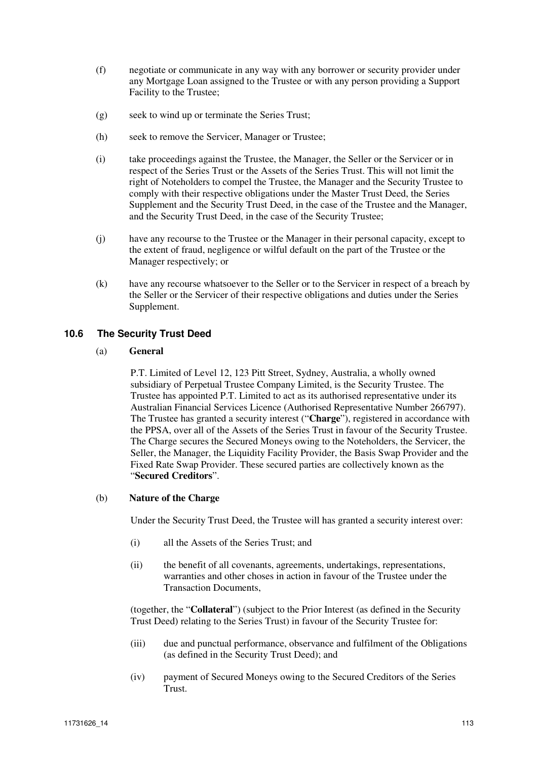(f) negotiate or communicate in any way with any borrower or security provider under any Mortgage Loan assigned to the Trustee or with any person providing a Support Facility to the Trustee;

(g) seek to wind up or terminate the Series Trust;

(h) seek to remove the Servicer, Manager or Trustee;

(i) take proceedings against the Trustee, the Manager, the Seller or the Servicer or in respect of the Series Trust or the Assets of the Series Trust. This will not limit the right of Noteholders to compel the Trustee, the Manager and the Security Trustee to comply with their respective obligations under the Master Trust Deed, the Series Supplement and the Security Trust Deed, in the case of the Trustee and the Manager, and the Security Trust Deed, in the case of the Security Trustee;

(j) have any recourse to the Trustee or the Manager in their personal capacity, except to the extent of fraud, negligence or wilful default on the part of the Trustee or the Manager respectively; or

(k) have any recourse whatsoever to the Seller or to the Servicer in respect of a breach by the Seller or the Servicer of their respective obligations and duties under the Series Supplement.

## 10.6 The Security Trust Deed

(a) **General**

P.T. Limited of Level 12, 123 Pitt Street, Sydney, Australia, a wholly owned subsidiary of Perpetual Trustee Company Limited, is the Security Trustee. The Trustee has appointed P.T. Limited to act as its authorised representative under its Australian Financial Services Licence (Authorised Representative Number 266797). The Trustee has granted a security interest ("**Charge**"), registered in accordance with the PPSA, over all of the Assets of the Series Trust in favour of the Security Trustee. The Charge secures the Secured Moneys owing to the Noteholders, the Servicer, the Seller, the Manager, the Liquidity Facility Provider, the Basis Swap Provider and the Fixed Rate Swap Provider. These secured parties are collectively known as the "**Secured Creditors**".

(b) **Nature of the Charge**

Under the Security Trust Deed, the Trustee will has granted a security interest over:

(i) all the Assets of the Series Trust; and

(ii) the benefit of all covenants, agreements, undertakings, representations, warranties and other choses in action in favour of the Trustee under the Transaction Documents,

(together, the "**Collateral**") (subject to the Prior Interest (as defined in the Security Trust Deed) relating to the Series Trust) in favour of the Security Trustee for:

(iii) due and punctual performance, observance and fulfilment of the Obligations (as defined in the Security Trust Deed); and

(iv) payment of Secured Moneys owing to the Secured Creditors of the Series Trust.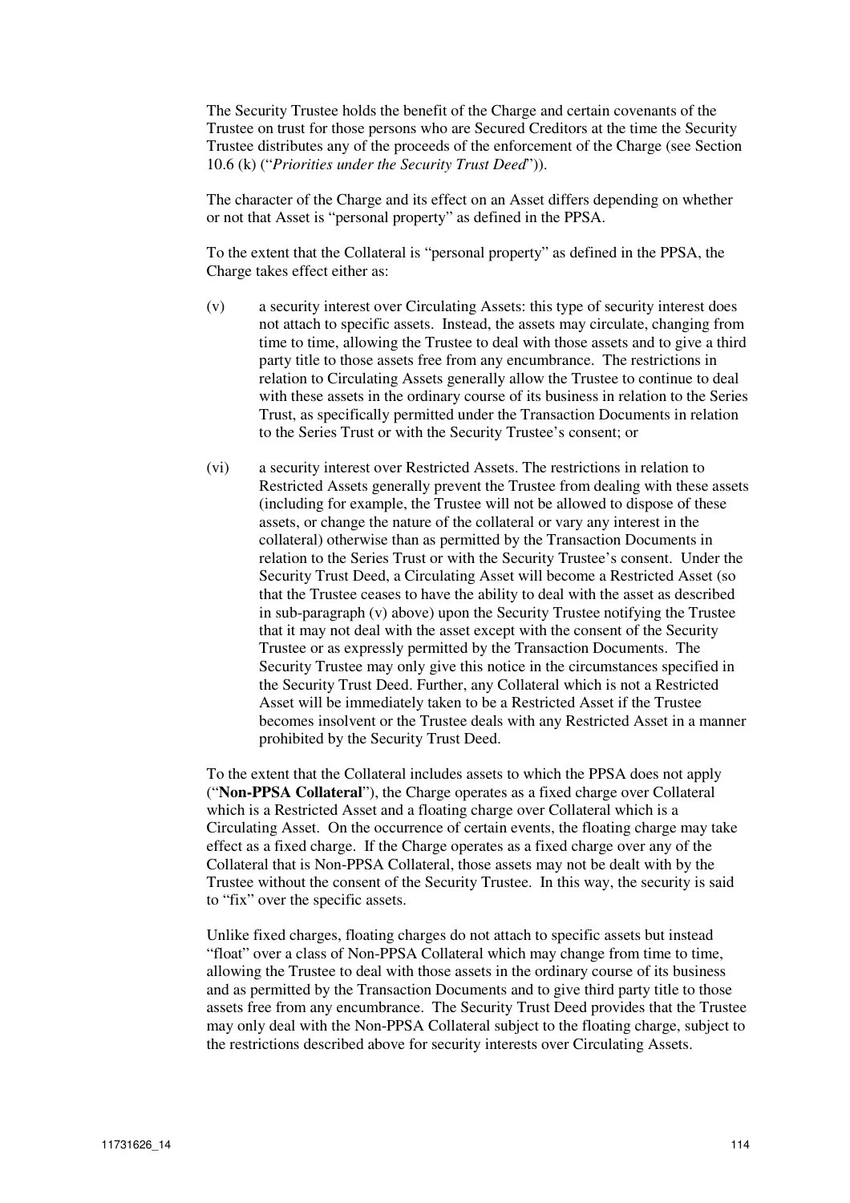The Security Trustee holds the benefit of the Charge and certain covenants of the Trustee on trust for those persons who are Secured Creditors at the time the Security Trustee distributes any of the proceeds of the enforcement of the Charge (see Section 10.6 (k) ("*Priorities under the Security Trust Deed*")).

The character of the Charge and its effect on an Asset differs depending on whether or not that Asset is "personal property" as defined in the PPSA.

To the extent that the Collateral is "personal property" as defined in the PPSA, the Charge takes effect either as:

(v) a security interest over Circulating Assets: this type of security interest does not attach to specific assets. Instead, the assets may circulate, changing from time to time, allowing the Trustee to deal with those assets and to give a third party title to those assets free from any encumbrance. The restrictions in relation to Circulating Assets generally allow the Trustee to continue to deal with these assets in the ordinary course of its business in relation to the Series Trust, as specifically permitted under the Transaction Documents in relation to the Series Trust or with the Security Trustee's consent; or

(vi) a security interest over Restricted Assets. The restrictions in relation to Restricted Assets generally prevent the Trustee from dealing with these assets (including for example, the Trustee will not be allowed to dispose of these assets, or change the nature of the collateral or vary any interest in the collateral) otherwise than as permitted by the Transaction Documents in relation to the Series Trust or with the Security Trustee's consent. Under the Security Trust Deed, a Circulating Asset will become a Restricted Asset (so that the Trustee ceases to have the ability to deal with the asset as described in sub-paragraph (v) above) upon the Security Trustee notifying the Trustee that it may not deal with the asset except with the consent of the Security Trustee or as expressly permitted by the Transaction Documents. The Security Trustee may only give this notice in the circumstances specified in the Security Trust Deed. Further, any Collateral which is not a Restricted Asset will be immediately taken to be a Restricted Asset if the Trustee becomes insolvent or the Trustee deals with any Restricted Asset in a manner prohibited by the Security Trust Deed.

To the extent that the Collateral includes assets to which the PPSA does not apply ("**Non-PPSA Collateral**"), the Charge operates as a fixed charge over Collateral which is a Restricted Asset and a floating charge over Collateral which is a Circulating Asset. On the occurrence of certain events, the floating charge may take effect as a fixed charge. If the Charge operates as a fixed charge over any of the Collateral that is Non-PPSA Collateral, those assets may not be dealt with by the Trustee without the consent of the Security Trustee. In this way, the security is said to "fix" over the specific assets.

Unlike fixed charges, floating charges do not attach to specific assets but instead "float" over a class of Non-PPSA Collateral which may change from time to time, allowing the Trustee to deal with those assets in the ordinary course of its business and as permitted by the Transaction Documents and to give third party title to those assets free from any encumbrance. The Security Trust Deed provides that the Trustee may only deal with the Non-PPSA Collateral subject to the floating charge, subject to the restrictions described above for security interests over Circulating Assets.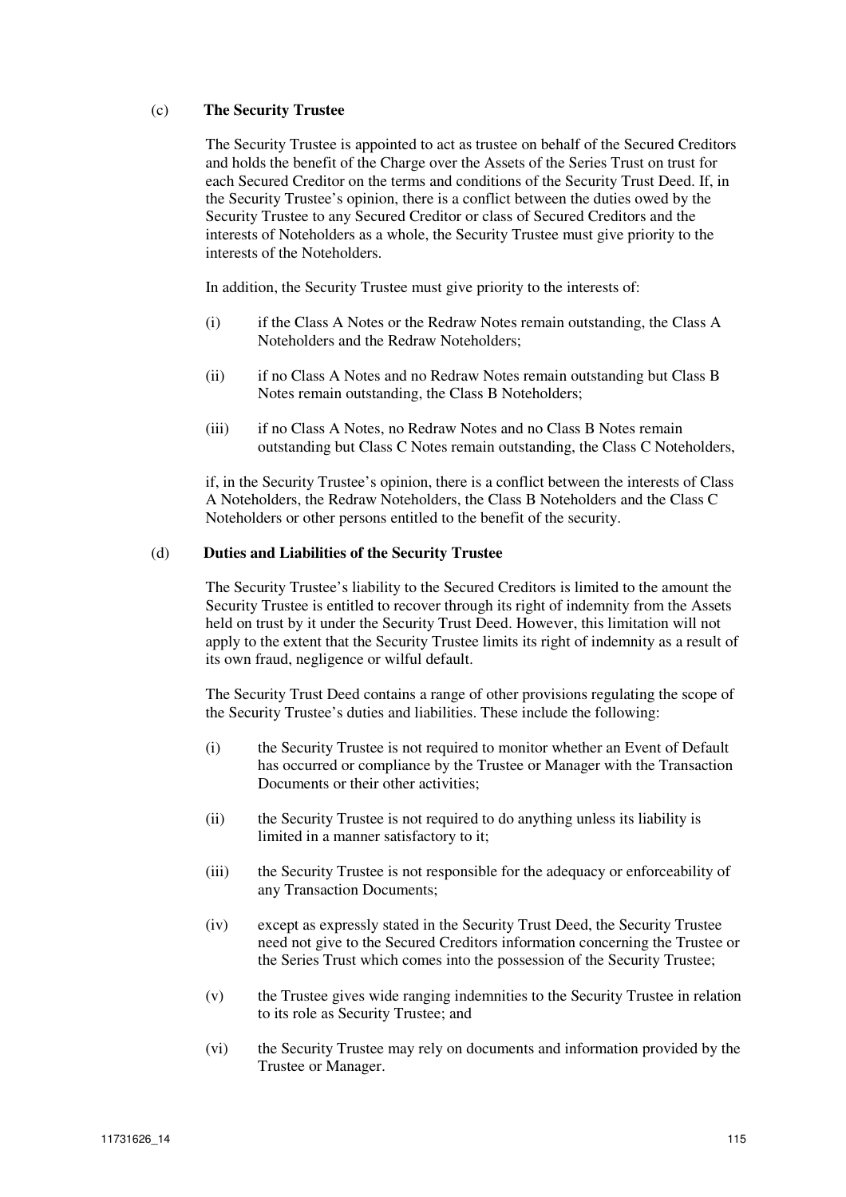(c) **The Security Trustee**

The Security Trustee is appointed to act as trustee on behalf of the Secured Creditors and holds the benefit of the Charge over the Assets of the Series Trust on trust for each Secured Creditor on the terms and conditions of the Security Trust Deed. If, in the Security Trustee's opinion, there is a conflict between the duties owed by the Security Trustee to any Secured Creditor or class of Secured Creditors and the interests of Noteholders as a whole, the Security Trustee must give priority to the interests of the Noteholders.

In addition, the Security Trustee must give priority to the interests of:

(i) if the Class A Notes or the Redraw Notes remain outstanding, the Class A Noteholders and the Redraw Noteholders;

(ii) if no Class A Notes and no Redraw Notes remain outstanding but Class B Notes remain outstanding, the Class B Noteholders;

(iii) if no Class A Notes, no Redraw Notes and no Class B Notes remain outstanding but Class C Notes remain outstanding, the Class C Noteholders,

if, in the Security Trustee's opinion, there is a conflict between the interests of Class A Noteholders, the Redraw Noteholders, the Class B Noteholders and the Class C Noteholders or other persons entitled to the benefit of the security.

(d) **Duties and Liabilities of the Security Trustee**

The Security Trustee's liability to the Secured Creditors is limited to the amount the Security Trustee is entitled to recover through its right of indemnity from the Assets held on trust by it under the Security Trust Deed. However, this limitation will not apply to the extent that the Security Trustee limits its right of indemnity as a result of its own fraud, negligence or wilful default.

The Security Trust Deed contains a range of other provisions regulating the scope of the Security Trustee's duties and liabilities. These include the following:

(i) the Security Trustee is not required to monitor whether an Event of Default has occurred or compliance by the Trustee or Manager with the Transaction Documents or their other activities;

(ii) the Security Trustee is not required to do anything unless its liability is limited in a manner satisfactory to it;

(iii) the Security Trustee is not responsible for the adequacy or enforceability of any Transaction Documents;

(iv) except as expressly stated in the Security Trust Deed, the Security Trustee need not give to the Secured Creditors information concerning the Trustee or the Series Trust which comes into the possession of the Security Trustee;

(v) the Trustee gives wide ranging indemnities to the Security Trustee in relation to its role as Security Trustee; and

(vi) the Security Trustee may rely on documents and information provided by the Trustee or Manager.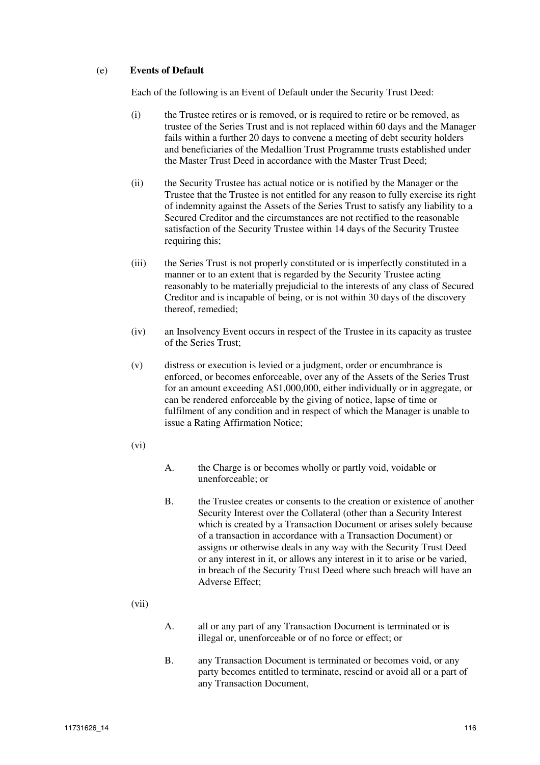(e) **Events of Default**

Each of the following is an Event of Default under the Security Trust Deed:

(i) the Trustee retires or is removed, or is required to retire or be removed, as trustee of the Series Trust and is not replaced within 60 days and the Manager fails within a further 20 days to convene a meeting of debt security holders and beneficiaries of the Medallion Trust Programme trusts established under the Master Trust Deed in accordance with the Master Trust Deed;

(ii) the Security Trustee has actual notice or is notified by the Manager or the Trustee that the Trustee is not entitled for any reason to fully exercise its right of indemnity against the Assets of the Series Trust to satisfy any liability to a Secured Creditor and the circumstances are not rectified to the reasonable satisfaction of the Security Trustee within 14 days of the Security Trustee requiring this;

(iii) the Series Trust is not properly constituted or is imperfectly constituted in a manner or to an extent that is regarded by the Security Trustee acting reasonably to be materially prejudicial to the interests of any class of Secured Creditor and is incapable of being, or is not within 30 days of the discovery thereof, remedied;

(iv) an Insolvency Event occurs in respect of the Trustee in its capacity as trustee of the Series Trust;

(v) distress or execution is levied or a judgment, order or encumbrance is enforced, or becomes enforceable, over any of the Assets of the Series Trust for an amount exceeding A$1,000,000, either individually or in aggregate, or can be rendered enforceable by the giving of notice, lapse of time or fulfilment of any condition and in respect of which the Manager is unable to issue a Rating Affirmation Notice;

(vi)

A. the Charge is or becomes wholly or partly void, voidable or unenforceable; or

B. the Trustee creates or consents to the creation or existence of another Security Interest over the Collateral (other than a Security Interest which is created by a Transaction Document or arises solely because of a transaction in accordance with a Transaction Document) or assigns or otherwise deals in any way with the Security Trust Deed or any interest in it, or allows any interest in it to arise or be varied, in breach of the Security Trust Deed where such breach will have an Adverse Effect;

(vii)

A. all or any part of any Transaction Document is terminated or is illegal or, unenforceable or of no force or effect; or

B. any Transaction Document is terminated or becomes void, or any party becomes entitled to terminate, rescind or avoid all or a part of any Transaction Document,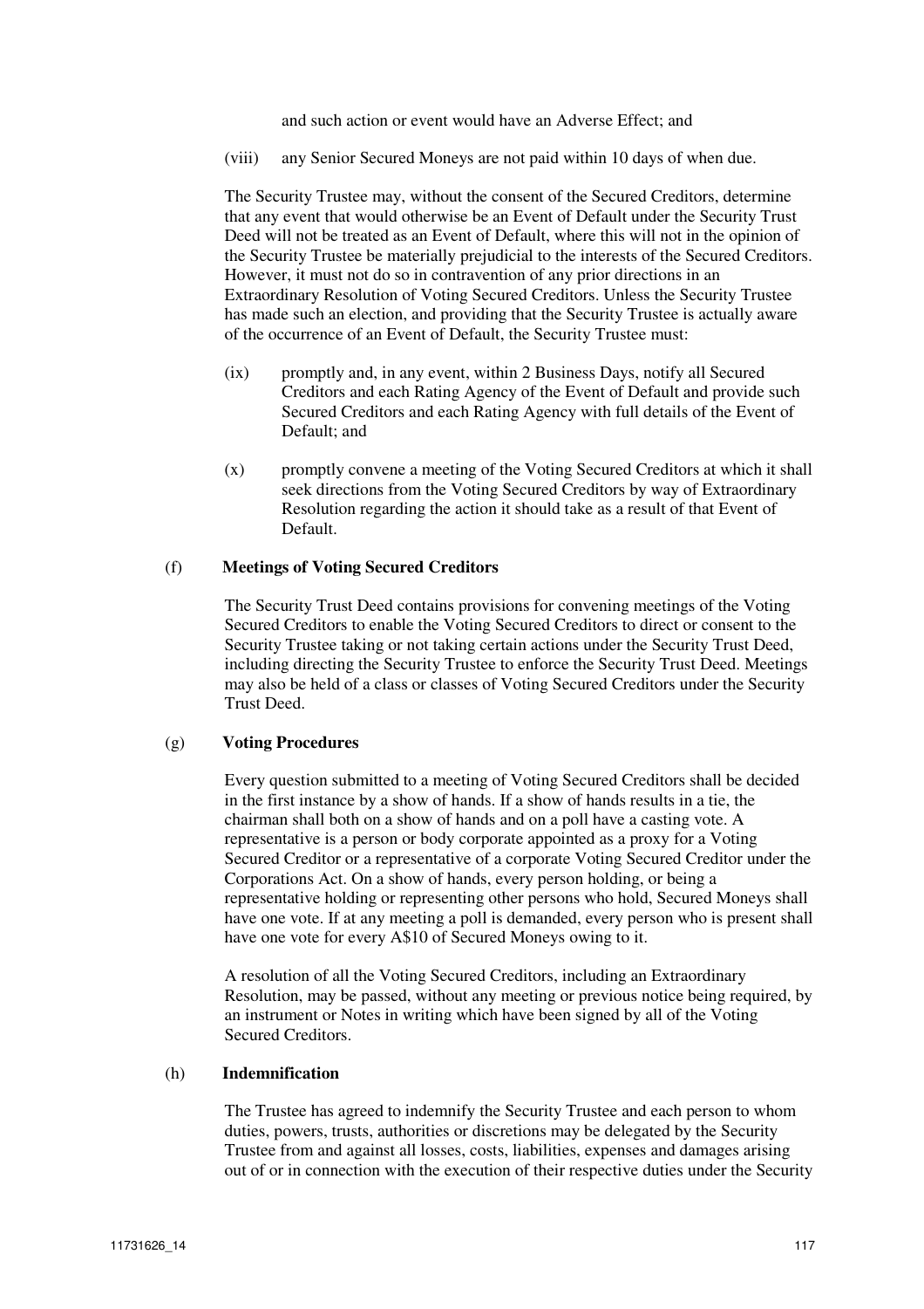and such action or event would have an Adverse Effect; and

(viii) any Senior Secured Moneys are not paid within 10 days of when due.

The Security Trustee may, without the consent of the Secured Creditors, determine that any event that would otherwise be an Event of Default under the Security Trust Deed will not be treated as an Event of Default, where this will not in the opinion of the Security Trustee be materially prejudicial to the interests of the Secured Creditors. However, it must not do so in contravention of any prior directions in an Extraordinary Resolution of Voting Secured Creditors. Unless the Security Trustee has made such an election, and providing that the Security Trustee is actually aware of the occurrence of an Event of Default, the Security Trustee must:

(ix) promptly and, in any event, within 2 Business Days, notify all Secured Creditors and each Rating Agency of the Event of Default and provide such Secured Creditors and each Rating Agency with full details of the Event of Default; and

(x) promptly convene a meeting of the Voting Secured Creditors at which it shall seek directions from the Voting Secured Creditors by way of Extraordinary Resolution regarding the action it should take as a result of that Event of Default.

### (f) Meetings of Voting Secured Creditors

The Security Trust Deed contains provisions for convening meetings of the Voting Secured Creditors to enable the Voting Secured Creditors to direct or consent to the Security Trustee taking or not taking certain actions under the Security Trust Deed, including directing the Security Trustee to enforce the Security Trust Deed. Meetings may also be held of a class or classes of Voting Secured Creditors under the Security Trust Deed.

### (g) Voting Procedures

Every question submitted to a meeting of Voting Secured Creditors shall be decided in the first instance by a show of hands. If a show of hands results in a tie, the chairman shall both on a show of hands and on a poll have a casting vote. A representative is a person or body corporate appointed as a proxy for a Voting Secured Creditor or a representative of a corporate Voting Secured Creditor under the Corporations Act. On a show of hands, every person holding, or being a representative holding or representing other persons who hold, Secured Moneys shall have one vote. If at any meeting a poll is demanded, every person who is present shall have one vote for every A$10 of Secured Moneys owing to it.

A resolution of all the Voting Secured Creditors, including an Extraordinary Resolution, may be passed, without any meeting or previous notice being required, by an instrument or Notes in writing which have been signed by all of the Voting Secured Creditors.

### (h) Indemnification

The Trustee has agreed to indemnify the Security Trustee and each person to whom duties, powers, trusts, authorities or discretions may be delegated by the Security Trustee from and against all losses, costs, liabilities, expenses and damages arising out of or in connection with the execution of their respective duties under the Security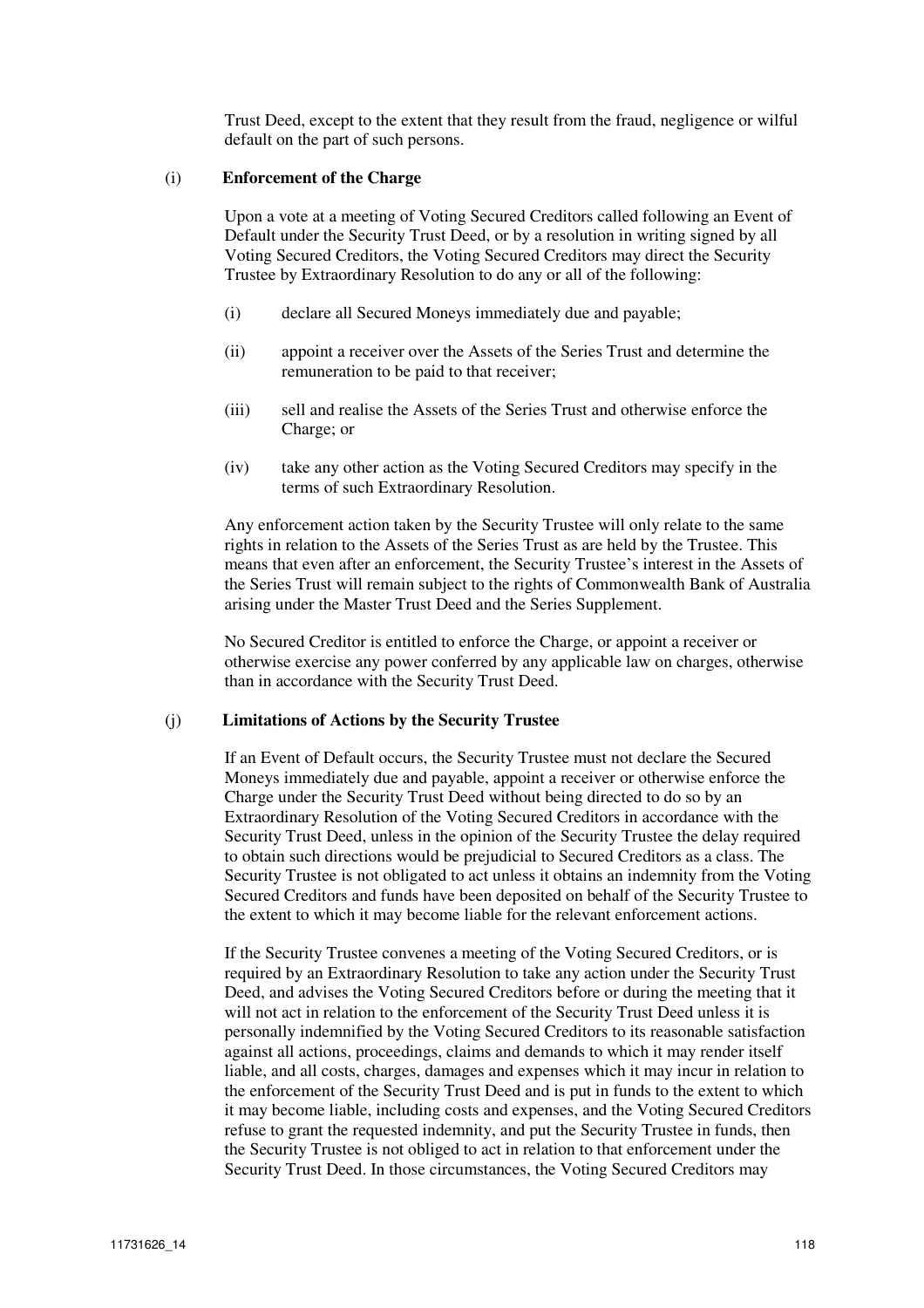Trust Deed, except to the extent that they result from the fraud, negligence or wilful default on the part of such persons.

(i) **Enforcement of the Charge**

Upon a vote at a meeting of Voting Secured Creditors called following an Event of Default under the Security Trust Deed, or by a resolution in writing signed by all Voting Secured Creditors, the Voting Secured Creditors may direct the Security Trustee by Extraordinary Resolution to do any or all of the following:

(i) declare all Secured Moneys immediately due and payable;

(ii) appoint a receiver over the Assets of the Series Trust and determine the remuneration to be paid to that receiver;

(iii) sell and realise the Assets of the Series Trust and otherwise enforce the Charge; or

(iv) take any other action as the Voting Secured Creditors may specify in the terms of such Extraordinary Resolution.

Any enforcement action taken by the Security Trustee will only relate to the same rights in relation to the Assets of the Series Trust as are held by the Trustee. This means that even after an enforcement, the Security Trustee's interest in the Assets of the Series Trust will remain subject to the rights of Commonwealth Bank of Australia arising under the Master Trust Deed and the Series Supplement.

No Secured Creditor is entitled to enforce the Charge, or appoint a receiver or otherwise exercise any power conferred by any applicable law on charges, otherwise than in accordance with the Security Trust Deed.

(j) **Limitations of Actions by the Security Trustee**

If an Event of Default occurs, the Security Trustee must not declare the Secured Moneys immediately due and payable, appoint a receiver or otherwise enforce the Charge under the Security Trust Deed without being directed to do so by an Extraordinary Resolution of the Voting Secured Creditors in accordance with the Security Trust Deed, unless in the opinion of the Security Trustee the delay required to obtain such directions would be prejudicial to Secured Creditors as a class. The Security Trustee is not obligated to act unless it obtains an indemnity from the Voting Secured Creditors and funds have been deposited on behalf of the Security Trustee to the extent to which it may become liable for the relevant enforcement actions.

If the Security Trustee convenes a meeting of the Voting Secured Creditors, or is required by an Extraordinary Resolution to take any action under the Security Trust Deed, and advises the Voting Secured Creditors before or during the meeting that it will not act in relation to the enforcement of the Security Trust Deed unless it is personally indemnified by the Voting Secured Creditors to its reasonable satisfaction against all actions, proceedings, claims and demands to which it may render itself liable, and all costs, charges, damages and expenses which it may incur in relation to the enforcement of the Security Trust Deed and is put in funds to the extent to which it may become liable, including costs and expenses, and the Voting Secured Creditors refuse to grant the requested indemnity, and put the Security Trustee in funds, then the Security Trustee is not obliged to act in relation to that enforcement under the Security Trust Deed. In those circumstances, the Voting Secured Creditors may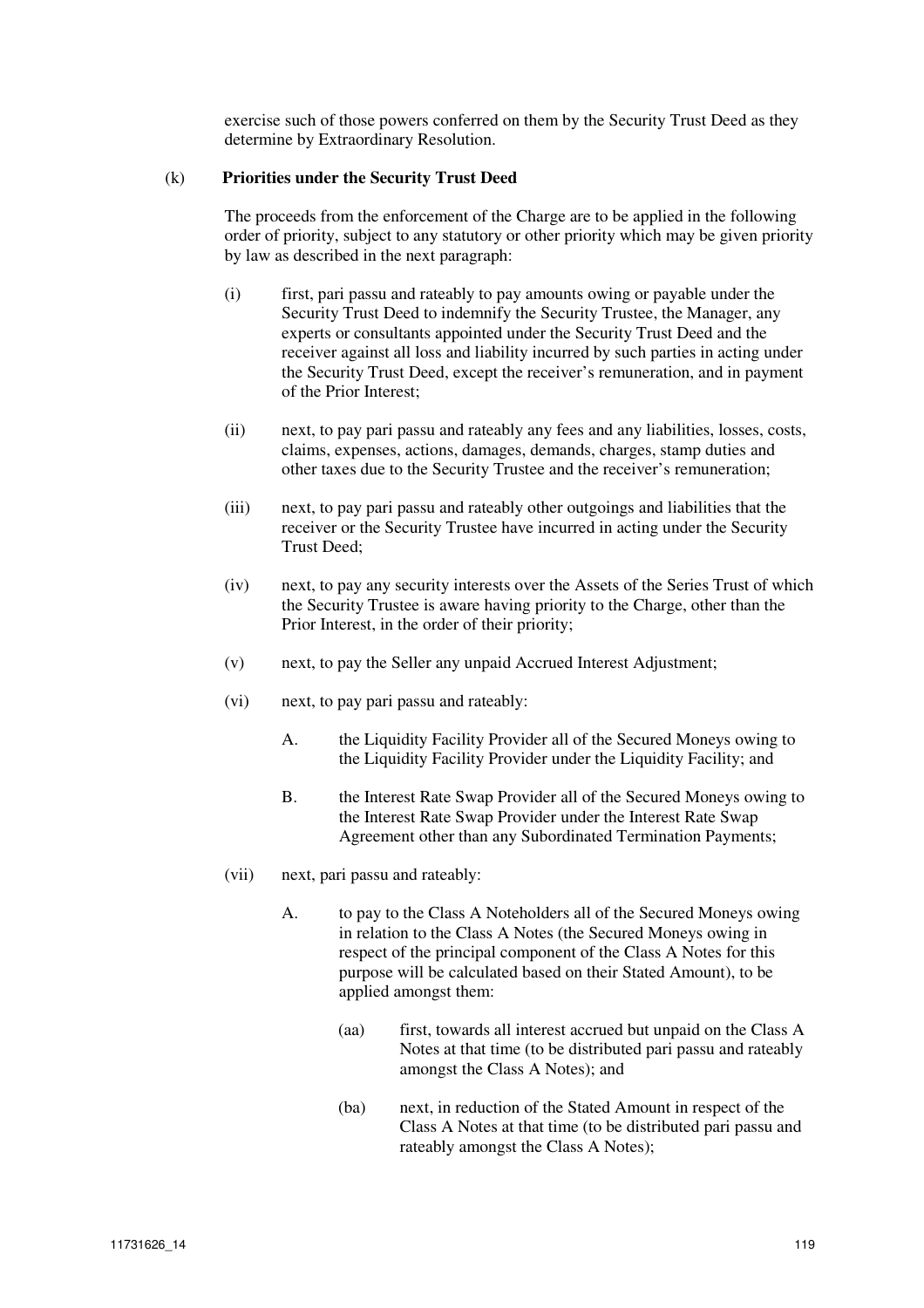exercise such of those powers conferred on them by the Security Trust Deed as they determine by Extraordinary Resolution.

(k) **Priorities under the Security Trust Deed**

The proceeds from the enforcement of the Charge are to be applied in the following order of priority, subject to any statutory or other priority which may be given priority by law as described in the next paragraph:

(i) first, pari passu and rateably to pay amounts owing or payable under the Security Trust Deed to indemnify the Security Trustee, the Manager, any experts or consultants appointed under the Security Trust Deed and the receiver against all loss and liability incurred by such parties in acting under the Security Trust Deed, except the receiver's remuneration, and in payment of the Prior Interest;

(ii) next, to pay pari passu and rateably any fees and any liabilities, losses, costs, claims, expenses, actions, damages, demands, charges, stamp duties and other taxes due to the Security Trustee and the receiver's remuneration;

(iii) next, to pay pari passu and rateably other outgoings and liabilities that the receiver or the Security Trustee have incurred in acting under the Security Trust Deed;

(iv) next, to pay any security interests over the Assets of the Series Trust of which the Security Trustee is aware having priority to the Charge, other than the Prior Interest, in the order of their priority;

(v) next, to pay the Seller any unpaid Accrued Interest Adjustment;

(vi) next, to pay pari passu and rateably:

A. the Liquidity Facility Provider all of the Secured Moneys owing to the Liquidity Facility Provider under the Liquidity Facility; and

B. the Interest Rate Swap Provider all of the Secured Moneys owing to the Interest Rate Swap Provider under the Interest Rate Swap Agreement other than any Subordinated Termination Payments;

(vii) next, pari passu and rateably:

A. to pay to the Class A Noteholders all of the Secured Moneys owing in relation to the Class A Notes (the Secured Moneys owing in respect of the principal component of the Class A Notes for this purpose will be calculated based on their Stated Amount), to be applied amongst them:

(aa) first, towards all interest accrued but unpaid on the Class A Notes at that time (to be distributed pari passu and rateably amongst the Class A Notes); and

(ba) next, in reduction of the Stated Amount in respect of the Class A Notes at that time (to be distributed pari passu and rateably amongst the Class A Notes);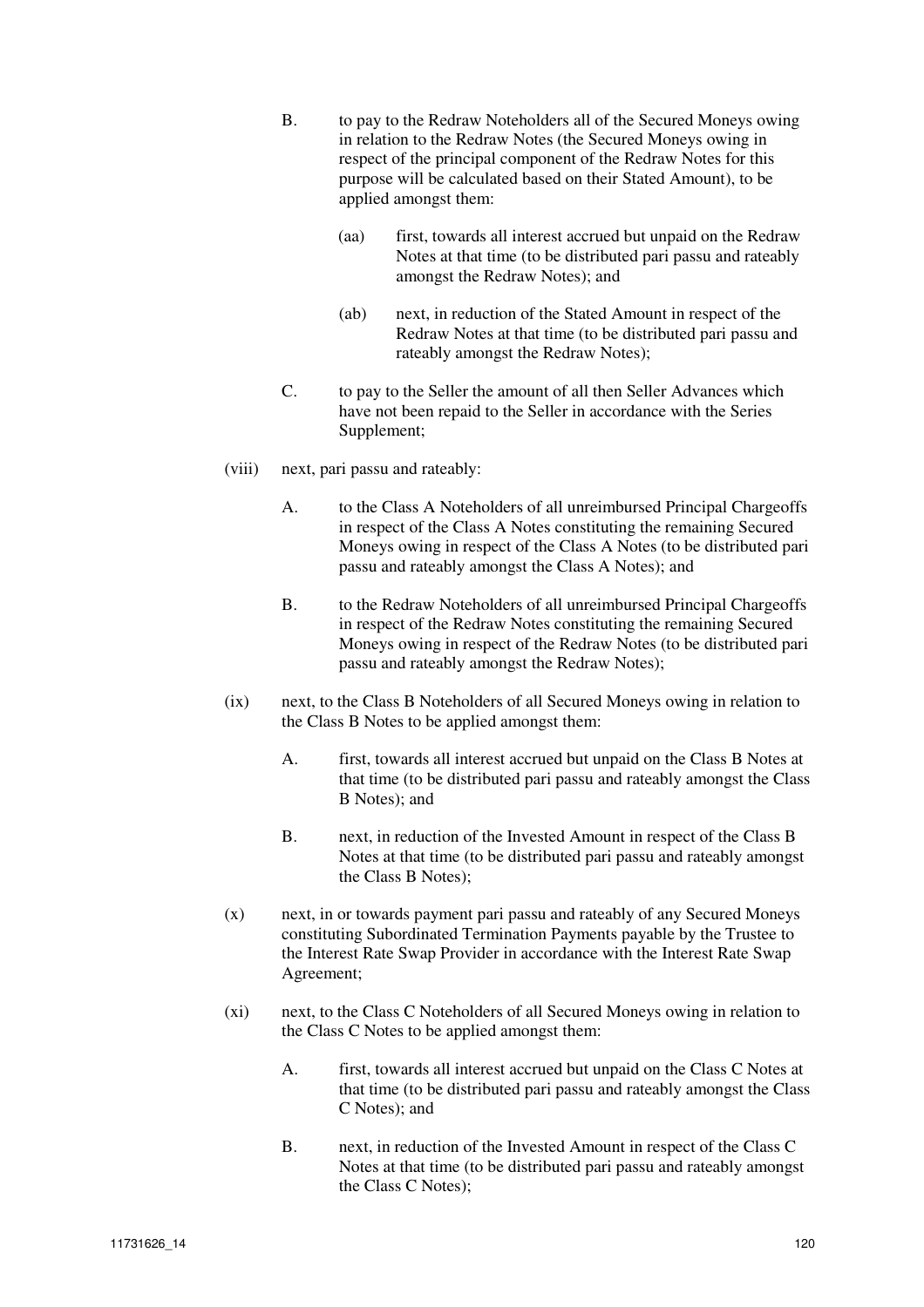B. to pay to the Redraw Noteholders all of the Secured Moneys owing in relation to the Redraw Notes (the Secured Moneys owing in respect of the principal component of the Redraw Notes for this purpose will be calculated based on their Stated Amount), to be applied amongst them:

   (aa) first, towards all interest accrued but unpaid on the Redraw Notes at that time (to be distributed pari passu and rateably amongst the Redraw Notes); and

   (ab) next, in reduction of the Stated Amount in respect of the Redraw Notes at that time (to be distributed pari passu and rateably amongst the Redraw Notes);

C. to pay to the Seller the amount of all then Seller Advances which have not been repaid to the Seller in accordance with the Series Supplement;

(viii) next, pari passu and rateably:

   A. to the Class A Noteholders of all unreimbursed Principal Chargeoffs in respect of the Class A Notes constituting the remaining Secured Moneys owing in respect of the Class A Notes (to be distributed pari passu and rateably amongst the Class A Notes); and

   B. to the Redraw Noteholders of all unreimbursed Principal Chargeoffs in respect of the Redraw Notes constituting the remaining Secured Moneys owing in respect of the Redraw Notes (to be distributed pari passu and rateably amongst the Redraw Notes);

(ix) next, to the Class B Noteholders of all Secured Moneys owing in relation to the Class B Notes to be applied amongst them:

   A. first, towards all interest accrued but unpaid on the Class B Notes at that time (to be distributed pari passu and rateably amongst the Class B Notes); and

   B. next, in reduction of the Invested Amount in respect of the Class B Notes at that time (to be distributed pari passu and rateably amongst the Class B Notes);

(x) next, in or towards payment pari passu and rateably of any Secured Moneys constituting Subordinated Termination Payments payable by the Trustee to the Interest Rate Swap Provider in accordance with the Interest Rate Swap Agreement;

(xi) next, to the Class C Noteholders of all Secured Moneys owing in relation to the Class C Notes to be applied amongst them:

   A. first, towards all interest accrued but unpaid on the Class C Notes at that time (to be distributed pari passu and rateably amongst the Class C Notes); and

   B. next, in reduction of the Invested Amount in respect of the Class C Notes at that time (to be distributed pari passu and rateably amongst the Class C Notes);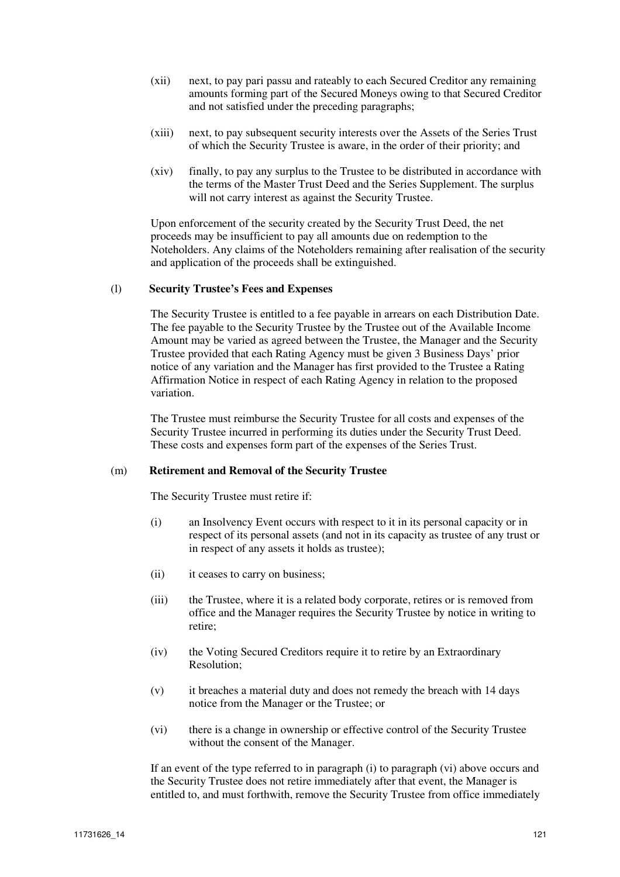(xii) next, to pay pari passu and rateably to each Secured Creditor any remaining amounts forming part of the Secured Moneys owing to that Secured Creditor and not satisfied under the preceding paragraphs;

(xiii) next, to pay subsequent security interests over the Assets of the Series Trust of which the Security Trustee is aware, in the order of their priority; and

(xiv) finally, to pay any surplus to the Trustee to be distributed in accordance with the terms of the Master Trust Deed and the Series Supplement. The surplus will not carry interest as against the Security Trustee.

Upon enforcement of the security created by the Security Trust Deed, the net proceeds may be insufficient to pay all amounts due on redemption to the Noteholders. Any claims of the Noteholders remaining after realisation of the security and application of the proceeds shall be extinguished.

(l) **Security Trustee's Fees and Expenses**

The Security Trustee is entitled to a fee payable in arrears on each Distribution Date. The fee payable to the Security Trustee by the Trustee out of the Available Income Amount may be varied as agreed between the Trustee, the Manager and the Security Trustee provided that each Rating Agency must be given 3 Business Days' prior notice of any variation and the Manager has first provided to the Trustee a Rating Affirmation Notice in respect of each Rating Agency in relation to the proposed variation.

The Trustee must reimburse the Security Trustee for all costs and expenses of the Security Trustee incurred in performing its duties under the Security Trust Deed. These costs and expenses form part of the expenses of the Series Trust.

(m) **Retirement and Removal of the Security Trustee**

The Security Trustee must retire if:

(i) an Insolvency Event occurs with respect to it in its personal capacity or in respect of its personal assets (and not in its capacity as trustee of any trust or in respect of any assets it holds as trustee);

(ii) it ceases to carry on business;

(iii) the Trustee, where it is a related body corporate, retires or is removed from office and the Manager requires the Security Trustee by notice in writing to retire;

(iv) the Voting Secured Creditors require it to retire by an Extraordinary Resolution;

(v) it breaches a material duty and does not remedy the breach with 14 days notice from the Manager or the Trustee; or

(vi) there is a change in ownership or effective control of the Security Trustee without the consent of the Manager.

If an event of the type referred to in paragraph (i) to paragraph (vi) above occurs and the Security Trustee does not retire immediately after that event, the Manager is entitled to, and must forthwith, remove the Security Trustee from office immediately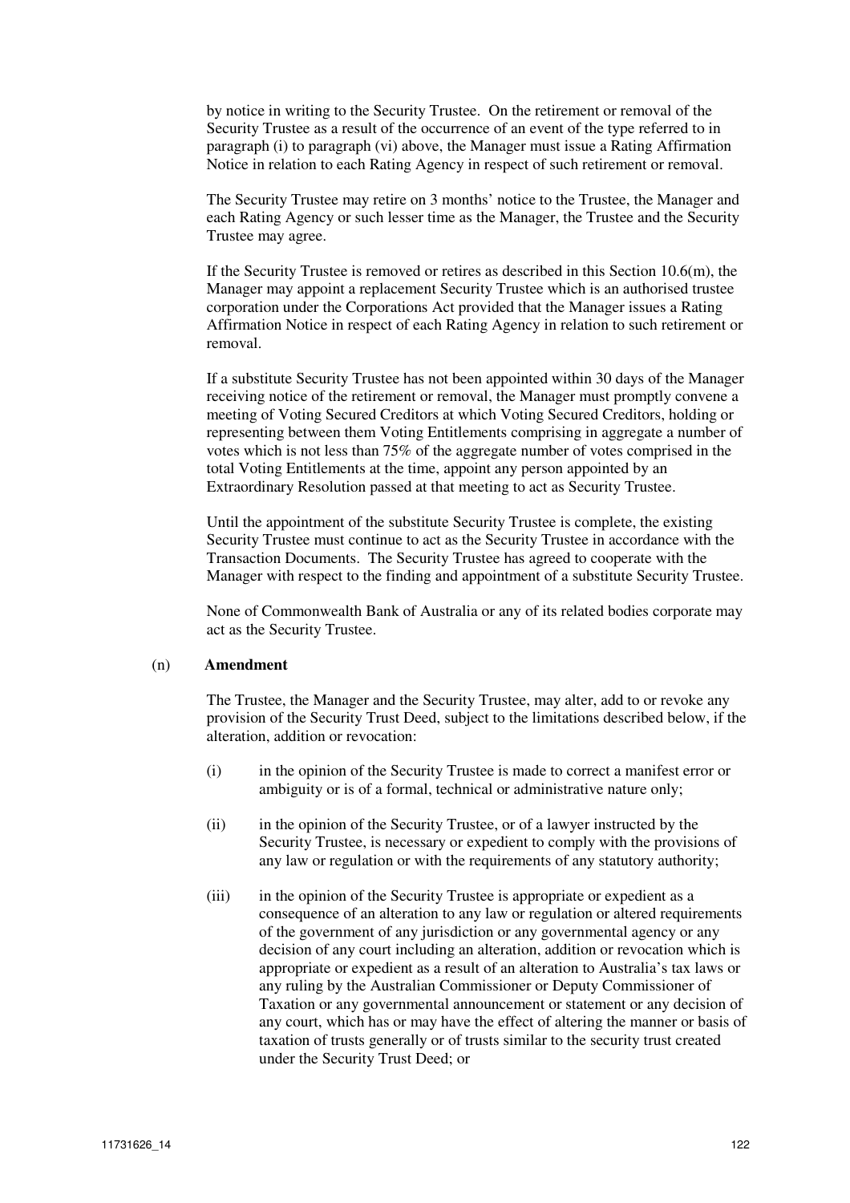by notice in writing to the Security Trustee. On the retirement or removal of the Security Trustee as a result of the occurrence of an event of the type referred to in paragraph (i) to paragraph (vi) above, the Manager must issue a Rating Affirmation Notice in relation to each Rating Agency in respect of such retirement or removal.

The Security Trustee may retire on 3 months' notice to the Trustee, the Manager and each Rating Agency or such lesser time as the Manager, the Trustee and the Security Trustee may agree.

If the Security Trustee is removed or retires as described in this Section 10.6(m), the Manager may appoint a replacement Security Trustee which is an authorised trustee corporation under the Corporations Act provided that the Manager issues a Rating Affirmation Notice in respect of each Rating Agency in relation to such retirement or removal.

If a substitute Security Trustee has not been appointed within 30 days of the Manager receiving notice of the retirement or removal, the Manager must promptly convene a meeting of Voting Secured Creditors at which Voting Secured Creditors, holding or representing between them Voting Entitlements comprising in aggregate a number of votes which is not less than 75% of the aggregate number of votes comprised in the total Voting Entitlements at the time, appoint any person appointed by an Extraordinary Resolution passed at that meeting to act as Security Trustee.

Until the appointment of the substitute Security Trustee is complete, the existing Security Trustee must continue to act as the Security Trustee in accordance with the Transaction Documents. The Security Trustee has agreed to cooperate with the Manager with respect to the finding and appointment of a substitute Security Trustee.

None of Commonwealth Bank of Australia or any of its related bodies corporate may act as the Security Trustee.

(n) **Amendment**

The Trustee, the Manager and the Security Trustee, may alter, add to or revoke any provision of the Security Trust Deed, subject to the limitations described below, if the alteration, addition or revocation:

(i) in the opinion of the Security Trustee is made to correct a manifest error or ambiguity or is of a formal, technical or administrative nature only;

(ii) in the opinion of the Security Trustee, or of a lawyer instructed by the Security Trustee, is necessary or expedient to comply with the provisions of any law or regulation or with the requirements of any statutory authority;

(iii) in the opinion of the Security Trustee is appropriate or expedient as a consequence of an alteration to any law or regulation or altered requirements of the government of any jurisdiction or any governmental agency or any decision of any court including an alteration, addition or revocation which is appropriate or expedient as a result of an alteration to Australia's tax laws or any ruling by the Australian Commissioner or Deputy Commissioner of Taxation or any governmental announcement or statement or any decision of any court, which has or may have the effect of altering the manner or basis of taxation of trusts generally or of trusts similar to the security trust created under the Security Trust Deed; or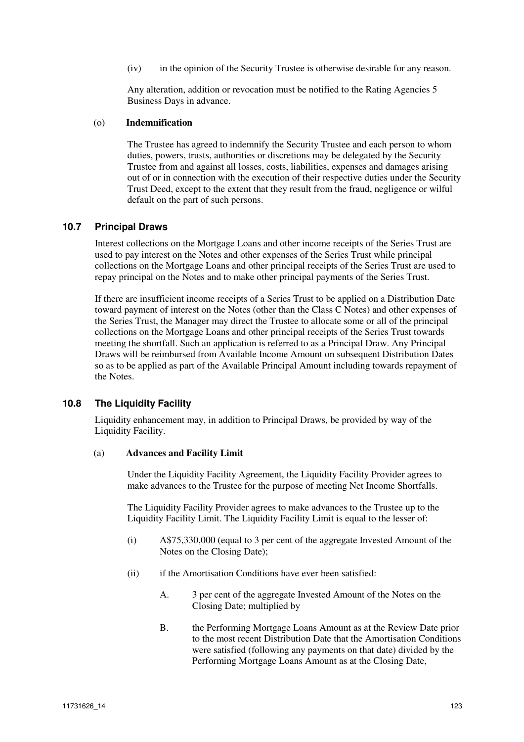(iv) in the opinion of the Security Trustee is otherwise desirable for any reason.

Any alteration, addition or revocation must be notified to the Rating Agencies 5 Business Days in advance.

(o) **Indemnification**

The Trustee has agreed to indemnify the Security Trustee and each person to whom duties, powers, trusts, authorities or discretions may be delegated by the Security Trustee from and against all losses, costs, liabilities, expenses and damages arising out of or in connection with the execution of their respective duties under the Security Trust Deed, except to the extent that they result from the fraud, negligence or wilful default on the part of such persons.

## 10.7 Principal Draws

Interest collections on the Mortgage Loans and other income receipts of the Series Trust are used to pay interest on the Notes and other expenses of the Series Trust while principal collections on the Mortgage Loans and other principal receipts of the Series Trust are used to repay principal on the Notes and to make other principal payments of the Series Trust.

If there are insufficient income receipts of a Series Trust to be applied on a Distribution Date toward payment of interest on the Notes (other than the Class C Notes) and other expenses of the Series Trust, the Manager may direct the Trustee to allocate some or all of the principal collections on the Mortgage Loans and other principal receipts of the Series Trust towards meeting the shortfall. Such an application is referred to as a Principal Draw. Any Principal Draws will be reimbursed from Available Income Amount on subsequent Distribution Dates so as to be applied as part of the Available Principal Amount including towards repayment of the Notes.

## 10.8 The Liquidity Facility

Liquidity enhancement may, in addition to Principal Draws, be provided by way of the Liquidity Facility.

(a) **Advances and Facility Limit**

Under the Liquidity Facility Agreement, the Liquidity Facility Provider agrees to make advances to the Trustee for the purpose of meeting Net Income Shortfalls.

The Liquidity Facility Provider agrees to make advances to the Trustee up to the Liquidity Facility Limit. The Liquidity Facility Limit is equal to the lesser of:

(i) A$75,330,000 (equal to 3 per cent of the aggregate Invested Amount of the Notes on the Closing Date);

(ii) if the Amortisation Conditions have ever been satisfied:

A. 3 per cent of the aggregate Invested Amount of the Notes on the Closing Date; multiplied by

B. the Performing Mortgage Loans Amount as at the Review Date prior to the most recent Distribution Date that the Amortisation Conditions were satisfied (following any payments on that date) divided by the Performing Mortgage Loans Amount as at the Closing Date,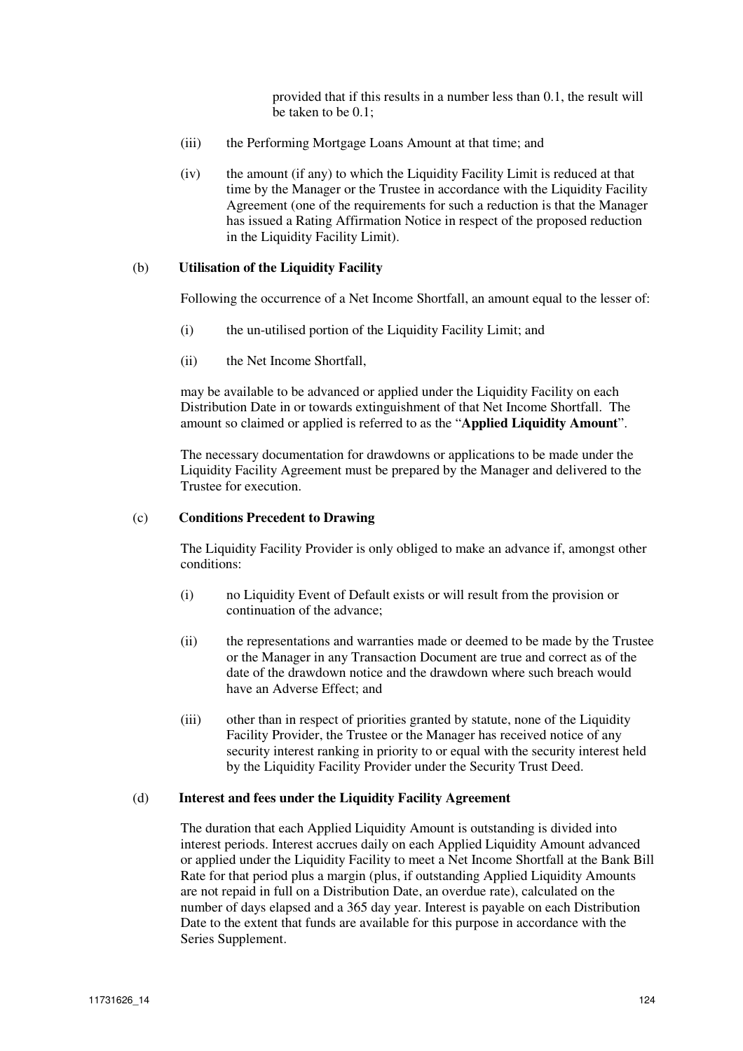provided that if this results in a number less than 0.1, the result will be taken to be 0.1;

(iii) the Performing Mortgage Loans Amount at that time; and

(iv) the amount (if any) to which the Liquidity Facility Limit is reduced at that time by the Manager or the Trustee in accordance with the Liquidity Facility Agreement (one of the requirements for such a reduction is that the Manager has issued a Rating Affirmation Notice in respect of the proposed reduction in the Liquidity Facility Limit).

(b) **Utilisation of the Liquidity Facility**

Following the occurrence of a Net Income Shortfall, an amount equal to the lesser of:

(i) the un-utilised portion of the Liquidity Facility Limit; and

(ii) the Net Income Shortfall,

may be available to be advanced or applied under the Liquidity Facility on each Distribution Date in or towards extinguishment of that Net Income Shortfall. The amount so claimed or applied is referred to as the "**Applied Liquidity Amount**".

The necessary documentation for drawdowns or applications to be made under the Liquidity Facility Agreement must be prepared by the Manager and delivered to the Trustee for execution.

(c) **Conditions Precedent to Drawing**

The Liquidity Facility Provider is only obliged to make an advance if, amongst other conditions:

(i) no Liquidity Event of Default exists or will result from the provision or continuation of the advance;

(ii) the representations and warranties made or deemed to be made by the Trustee or the Manager in any Transaction Document are true and correct as of the date of the drawdown notice and the drawdown where such breach would have an Adverse Effect; and

(iii) other than in respect of priorities granted by statute, none of the Liquidity Facility Provider, the Trustee or the Manager has received notice of any security interest ranking in priority to or equal with the security interest held by the Liquidity Facility Provider under the Security Trust Deed.

(d) **Interest and fees under the Liquidity Facility Agreement**

The duration that each Applied Liquidity Amount is outstanding is divided into interest periods. Interest accrues daily on each Applied Liquidity Amount advanced or applied under the Liquidity Facility to meet a Net Income Shortfall at the Bank Bill Rate for that period plus a margin (plus, if outstanding Applied Liquidity Amounts are not repaid in full on a Distribution Date, an overdue rate), calculated on the number of days elapsed and a 365 day year. Interest is payable on each Distribution Date to the extent that funds are available for this purpose in accordance with the Series Supplement.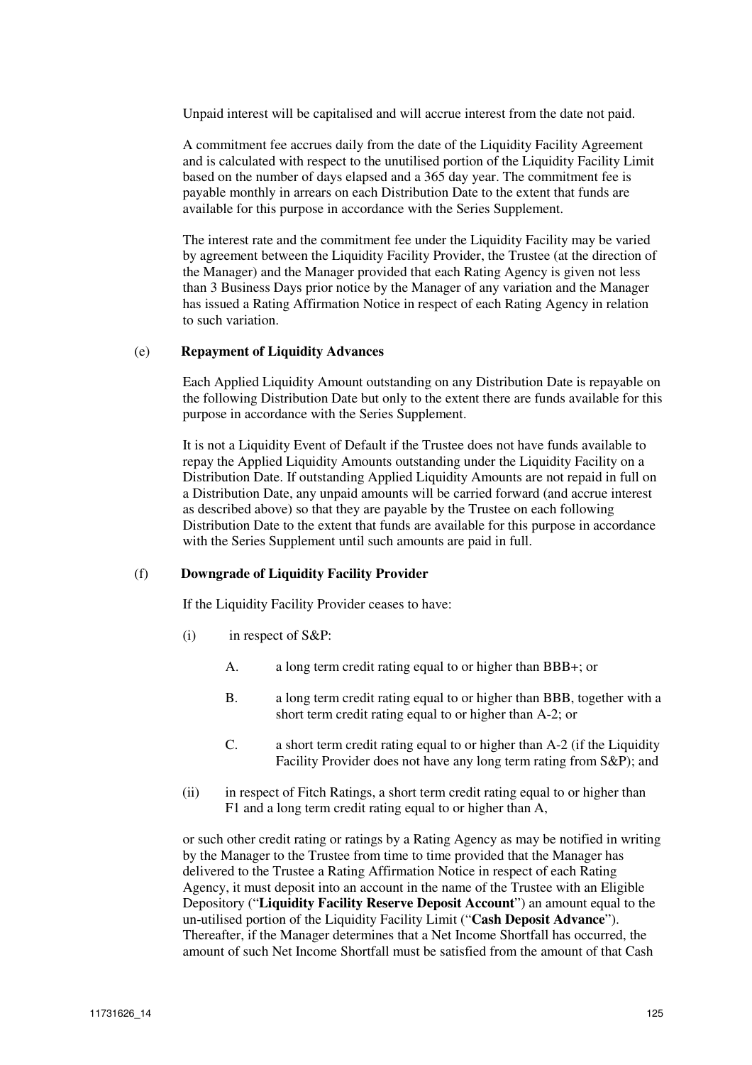Unpaid interest will be capitalised and will accrue interest from the date not paid.

A commitment fee accrues daily from the date of the Liquidity Facility Agreement and is calculated with respect to the unutilised portion of the Liquidity Facility Limit based on the number of days elapsed and a 365 day year. The commitment fee is payable monthly in arrears on each Distribution Date to the extent that funds are available for this purpose in accordance with the Series Supplement.

The interest rate and the commitment fee under the Liquidity Facility may be varied by agreement between the Liquidity Facility Provider, the Trustee (at the direction of the Manager) and the Manager provided that each Rating Agency is given not less than 3 Business Days prior notice by the Manager of any variation and the Manager has issued a Rating Affirmation Notice in respect of each Rating Agency in relation to such variation.

(e) **Repayment of Liquidity Advances**

Each Applied Liquidity Amount outstanding on any Distribution Date is repayable on the following Distribution Date but only to the extent there are funds available for this purpose in accordance with the Series Supplement.

It is not a Liquidity Event of Default if the Trustee does not have funds available to repay the Applied Liquidity Amounts outstanding under the Liquidity Facility on a Distribution Date. If outstanding Applied Liquidity Amounts are not repaid in full on a Distribution Date, any unpaid amounts will be carried forward (and accrue interest as described above) so that they are payable by the Trustee on each following Distribution Date to the extent that funds are available for this purpose in accordance with the Series Supplement until such amounts are paid in full.

(f) **Downgrade of Liquidity Facility Provider**

If the Liquidity Facility Provider ceases to have:

(i) in respect of S&P:

A. a long term credit rating equal to or higher than BBB+; or

B. a long term credit rating equal to or higher than BBB, together with a short term credit rating equal to or higher than A-2; or

C. a short term credit rating equal to or higher than A-2 (if the Liquidity Facility Provider does not have any long term rating from S&P); and

(ii) in respect of Fitch Ratings, a short term credit rating equal to or higher than F1 and a long term credit rating equal to or higher than A,

or such other credit rating or ratings by a Rating Agency as may be notified in writing by the Manager to the Trustee from time to time provided that the Manager has delivered to the Trustee a Rating Affirmation Notice in respect of each Rating Agency, it must deposit into an account in the name of the Trustee with an Eligible Depository ("**Liquidity Facility Reserve Deposit Account**") an amount equal to the un-utilised portion of the Liquidity Facility Limit ("**Cash Deposit Advance**"). Thereafter, if the Manager determines that a Net Income Shortfall has occurred, the amount of such Net Income Shortfall must be satisfied from the amount of that Cash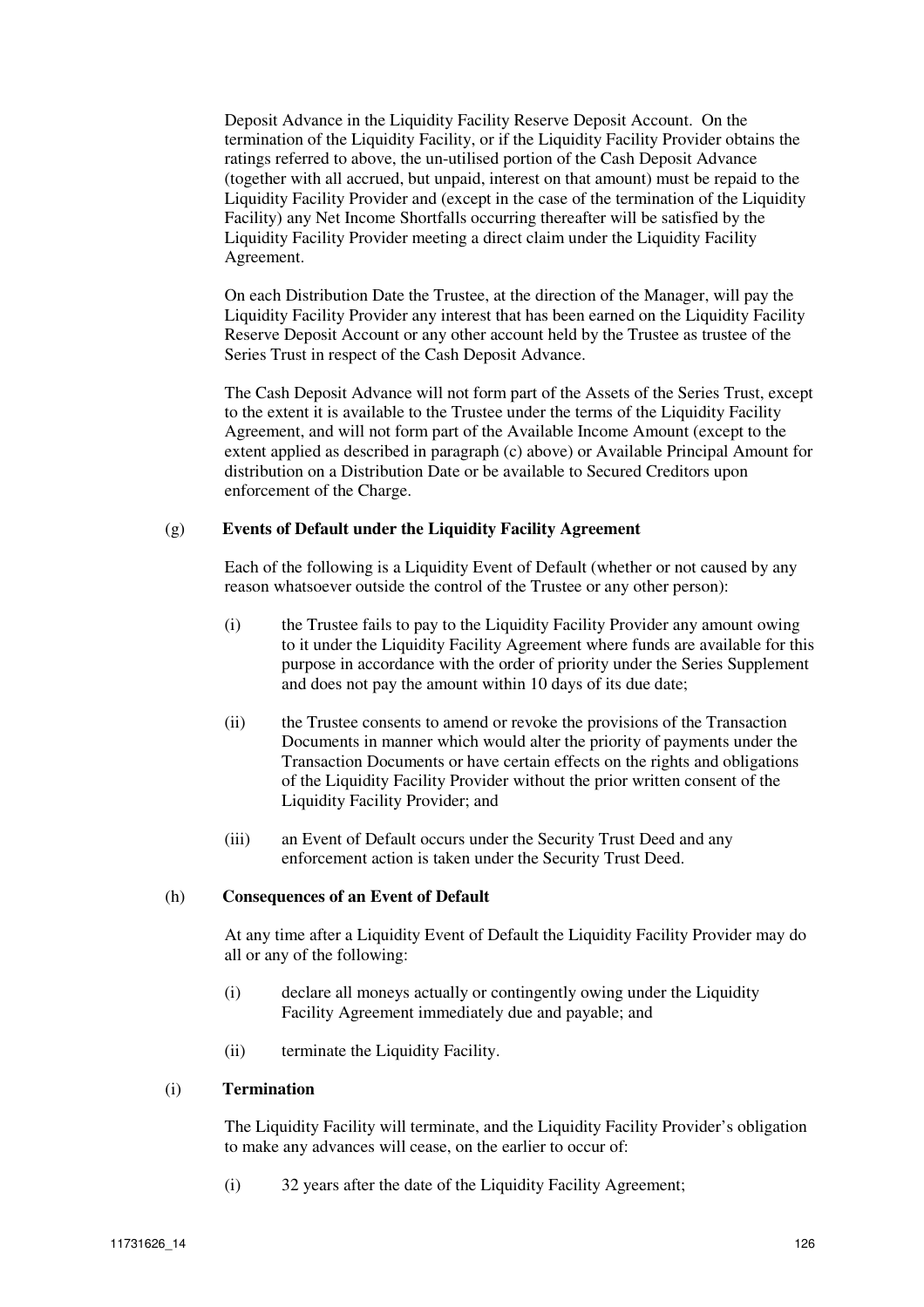Deposit Advance in the Liquidity Facility Reserve Deposit Account. On the termination of the Liquidity Facility, or if the Liquidity Facility Provider obtains the ratings referred to above, the un-utilised portion of the Cash Deposit Advance (together with all accrued, but unpaid, interest on that amount) must be repaid to the Liquidity Facility Provider and (except in the case of the termination of the Liquidity Facility) any Net Income Shortfalls occurring thereafter will be satisfied by the Liquidity Facility Provider meeting a direct claim under the Liquidity Facility Agreement.

On each Distribution Date the Trustee, at the direction of the Manager, will pay the Liquidity Facility Provider any interest that has been earned on the Liquidity Facility Reserve Deposit Account or any other account held by the Trustee as trustee of the Series Trust in respect of the Cash Deposit Advance.

The Cash Deposit Advance will not form part of the Assets of the Series Trust, except to the extent it is available to the Trustee under the terms of the Liquidity Facility Agreement, and will not form part of the Available Income Amount (except to the extent applied as described in paragraph (c) above) or Available Principal Amount for distribution on a Distribution Date or be available to Secured Creditors upon enforcement of the Charge.

**(g) Events of Default under the Liquidity Facility Agreement**

Each of the following is a Liquidity Event of Default (whether or not caused by any reason whatsoever outside the control of the Trustee or any other person):

(i) the Trustee fails to pay to the Liquidity Facility Provider any amount owing to it under the Liquidity Facility Agreement where funds are available for this purpose in accordance with the order of priority under the Series Supplement and does not pay the amount within 10 days of its due date;

(ii) the Trustee consents to amend or revoke the provisions of the Transaction Documents in manner which would alter the priority of payments under the Transaction Documents or have certain effects on the rights and obligations of the Liquidity Facility Provider without the prior written consent of the Liquidity Facility Provider; and

(iii) an Event of Default occurs under the Security Trust Deed and any enforcement action is taken under the Security Trust Deed.

**(h) Consequences of an Event of Default**

At any time after a Liquidity Event of Default the Liquidity Facility Provider may do all or any of the following:

(i) declare all moneys actually or contingently owing under the Liquidity Facility Agreement immediately due and payable; and

(ii) terminate the Liquidity Facility.

**(i) Termination**

The Liquidity Facility will terminate, and the Liquidity Facility Provider's obligation to make any advances will cease, on the earlier to occur of:

(i) 32 years after the date of the Liquidity Facility Agreement;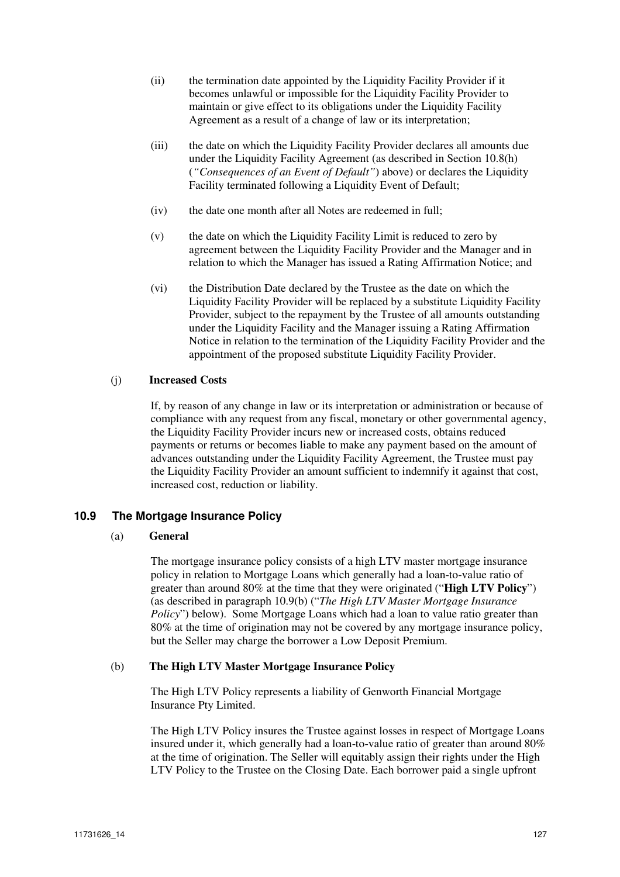(ii) the termination date appointed by the Liquidity Facility Provider if it becomes unlawful or impossible for the Liquidity Facility Provider to maintain or give effect to its obligations under the Liquidity Facility Agreement as a result of a change of law or its interpretation;

(iii) the date on which the Liquidity Facility Provider declares all amounts due under the Liquidity Facility Agreement (as described in Section 10.8(h) (*"Consequences of an Event of Default"*) above) or declares the Liquidity Facility terminated following a Liquidity Event of Default;

(iv) the date one month after all Notes are redeemed in full;

(v) the date on which the Liquidity Facility Limit is reduced to zero by agreement between the Liquidity Facility Provider and the Manager and in relation to which the Manager has issued a Rating Affirmation Notice; and

(vi) the Distribution Date declared by the Trustee as the date on which the Liquidity Facility Provider will be replaced by a substitute Liquidity Facility Provider, subject to the repayment by the Trustee of all amounts outstanding under the Liquidity Facility and the Manager issuing a Rating Affirmation Notice in relation to the termination of the Liquidity Facility Provider and the appointment of the proposed substitute Liquidity Facility Provider.

(j) **Increased Costs**

If, by reason of any change in law or its interpretation or administration or because of compliance with any request from any fiscal, monetary or other governmental agency, the Liquidity Facility Provider incurs new or increased costs, obtains reduced payments or returns or becomes liable to make any payment based on the amount of advances outstanding under the Liquidity Facility Agreement, the Trustee must pay the Liquidity Facility Provider an amount sufficient to indemnify it against that cost, increased cost, reduction or liability.

### 10.9 The Mortgage Insurance Policy

(a) **General**

The mortgage insurance policy consists of a high LTV master mortgage insurance policy in relation to Mortgage Loans which generally had a loan-to-value ratio of greater than around 80% at the time that they were originated ("**High LTV Policy**") (as described in paragraph 10.9(b) ("*The High LTV Master Mortgage Insurance Policy*") below). Some Mortgage Loans which had a loan to value ratio greater than 80% at the time of origination may not be covered by any mortgage insurance policy, but the Seller may charge the borrower a Low Deposit Premium.

(b) **The High LTV Master Mortgage Insurance Policy**

The High LTV Policy represents a liability of Genworth Financial Mortgage Insurance Pty Limited.

The High LTV Policy insures the Trustee against losses in respect of Mortgage Loans insured under it, which generally had a loan-to-value ratio of greater than around 80% at the time of origination. The Seller will equitably assign their rights under the High LTV Policy to the Trustee on the Closing Date. Each borrower paid a single upfront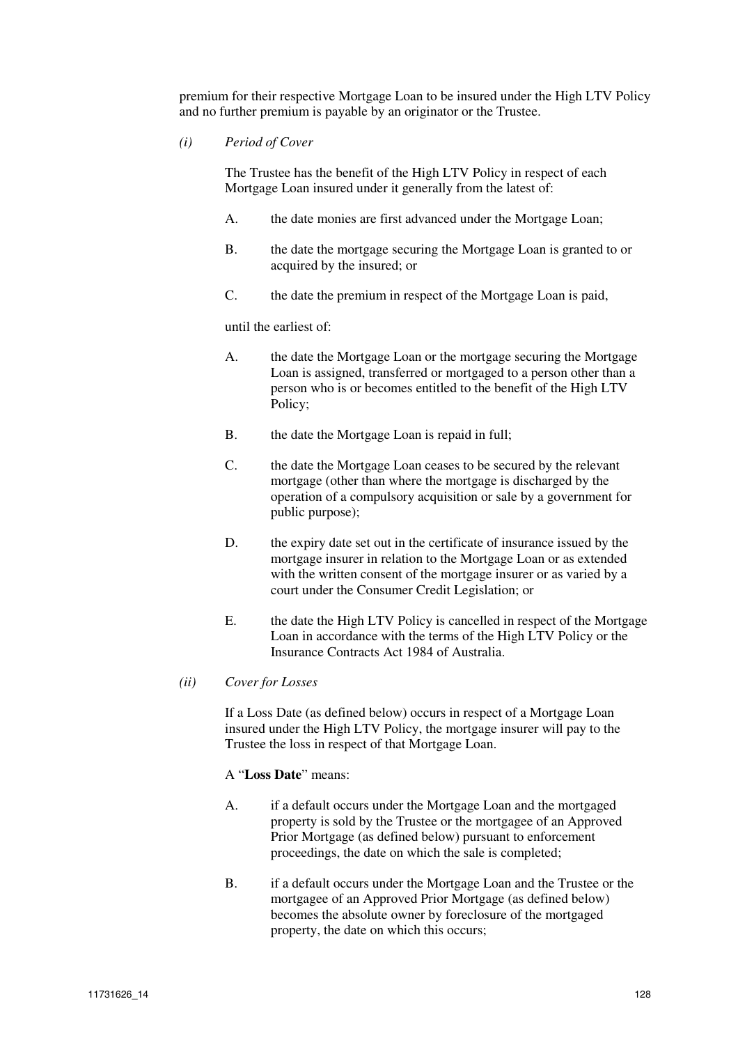premium for their respective Mortgage Loan to be insured under the High LTV Policy and no further premium is payable by an originator or the Trustee.

*(i)* *Period of Cover*

The Trustee has the benefit of the High LTV Policy in respect of each Mortgage Loan insured under it generally from the latest of:

A. the date monies are first advanced under the Mortgage Loan;

B. the date the mortgage securing the Mortgage Loan is granted to or acquired by the insured; or

C. the date the premium in respect of the Mortgage Loan is paid,

until the earliest of:

A. the date the Mortgage Loan or the mortgage securing the Mortgage Loan is assigned, transferred or mortgaged to a person other than a person who is or becomes entitled to the benefit of the High LTV Policy;

B. the date the Mortgage Loan is repaid in full;

C. the date the Mortgage Loan ceases to be secured by the relevant mortgage (other than where the mortgage is discharged by the operation of a compulsory acquisition or sale by a government for public purpose);

D. the expiry date set out in the certificate of insurance issued by the mortgage insurer in relation to the Mortgage Loan or as extended with the written consent of the mortgage insurer or as varied by a court under the Consumer Credit Legislation; or

E. the date the High LTV Policy is cancelled in respect of the Mortgage Loan in accordance with the terms of the High LTV Policy or the Insurance Contracts Act 1984 of Australia.

*(ii)* *Cover for Losses*

If a Loss Date (as defined below) occurs in respect of a Mortgage Loan insured under the High LTV Policy, the mortgage insurer will pay to the Trustee the loss in respect of that Mortgage Loan.

A "**Loss Date**" means:

A. if a default occurs under the Mortgage Loan and the mortgaged property is sold by the Trustee or the mortgagee of an Approved Prior Mortgage (as defined below) pursuant to enforcement proceedings, the date on which the sale is completed;

B. if a default occurs under the Mortgage Loan and the Trustee or the mortgagee of an Approved Prior Mortgage (as defined below) becomes the absolute owner by foreclosure of the mortgaged property, the date on which this occurs;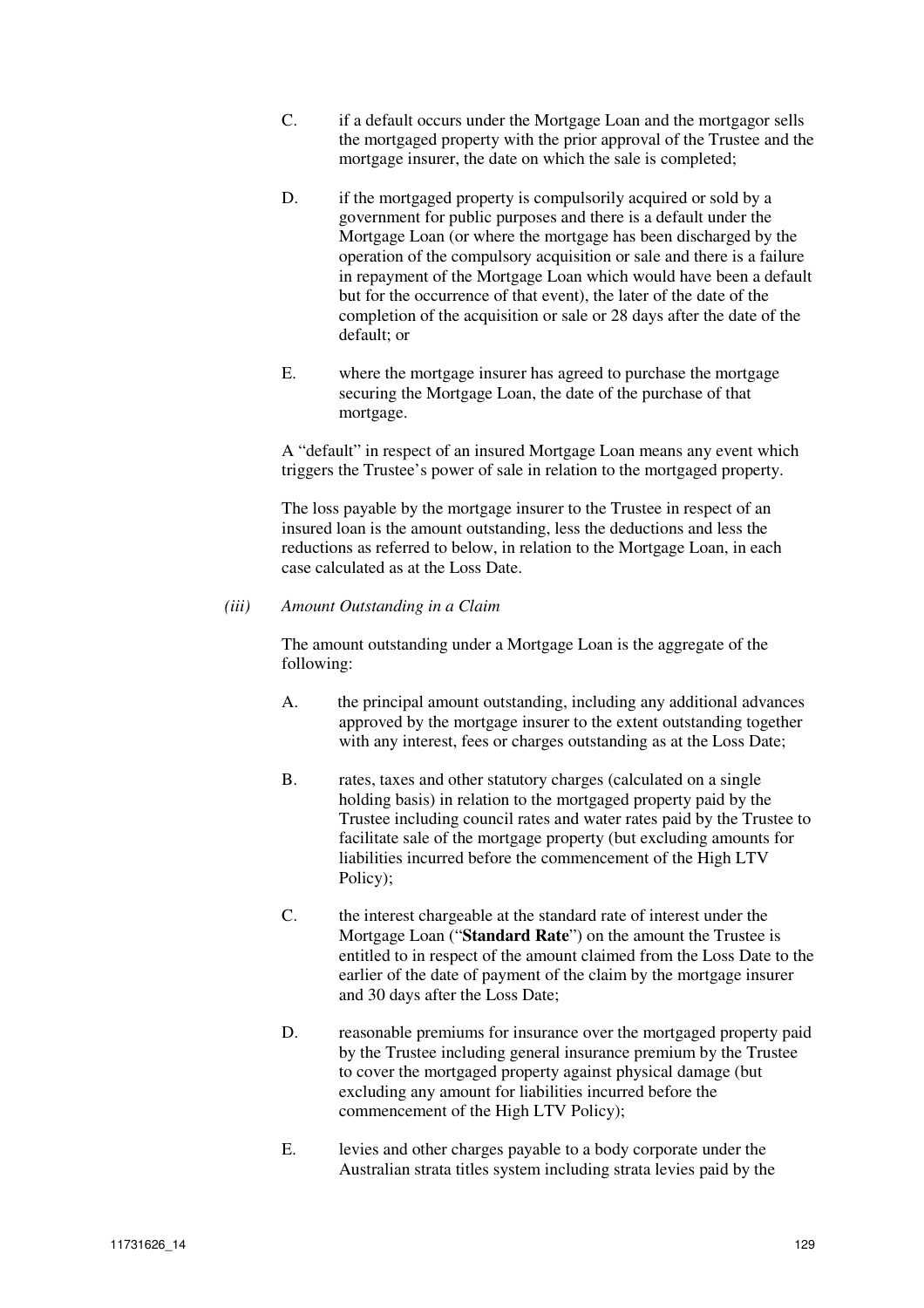C. if a default occurs under the Mortgage Loan and the mortgagor sells the mortgaged property with the prior approval of the Trustee and the mortgage insurer, the date on which the sale is completed;

D. if the mortgaged property is compulsorily acquired or sold by a government for public purposes and there is a default under the Mortgage Loan (or where the mortgage has been discharged by the operation of the compulsory acquisition or sale and there is a failure in repayment of the Mortgage Loan which would have been a default but for the occurrence of that event), the later of the date of the completion of the acquisition or sale or 28 days after the date of the default; or

E. where the mortgage insurer has agreed to purchase the mortgage securing the Mortgage Loan, the date of the purchase of that mortgage.

A "default" in respect of an insured Mortgage Loan means any event which triggers the Trustee's power of sale in relation to the mortgaged property.

The loss payable by the mortgage insurer to the Trustee in respect of an insured loan is the amount outstanding, less the deductions and less the reductions as referred to below, in relation to the Mortgage Loan, in each case calculated as at the Loss Date.

*(iii) Amount Outstanding in a Claim*

The amount outstanding under a Mortgage Loan is the aggregate of the following:

A. the principal amount outstanding, including any additional advances approved by the mortgage insurer to the extent outstanding together with any interest, fees or charges outstanding as at the Loss Date;

B. rates, taxes and other statutory charges (calculated on a single holding basis) in relation to the mortgaged property paid by the Trustee including council rates and water rates paid by the Trustee to facilitate sale of the mortgage property (but excluding amounts for liabilities incurred before the commencement of the High LTV Policy);

C. the interest chargeable at the standard rate of interest under the Mortgage Loan ("**Standard Rate**") on the amount the Trustee is entitled to in respect of the amount claimed from the Loss Date to the earlier of the date of payment of the claim by the mortgage insurer and 30 days after the Loss Date;

D. reasonable premiums for insurance over the mortgaged property paid by the Trustee including general insurance premium by the Trustee to cover the mortgaged property against physical damage (but excluding any amount for liabilities incurred before the commencement of the High LTV Policy);

E. levies and other charges payable to a body corporate under the Australian strata titles system including strata levies paid by the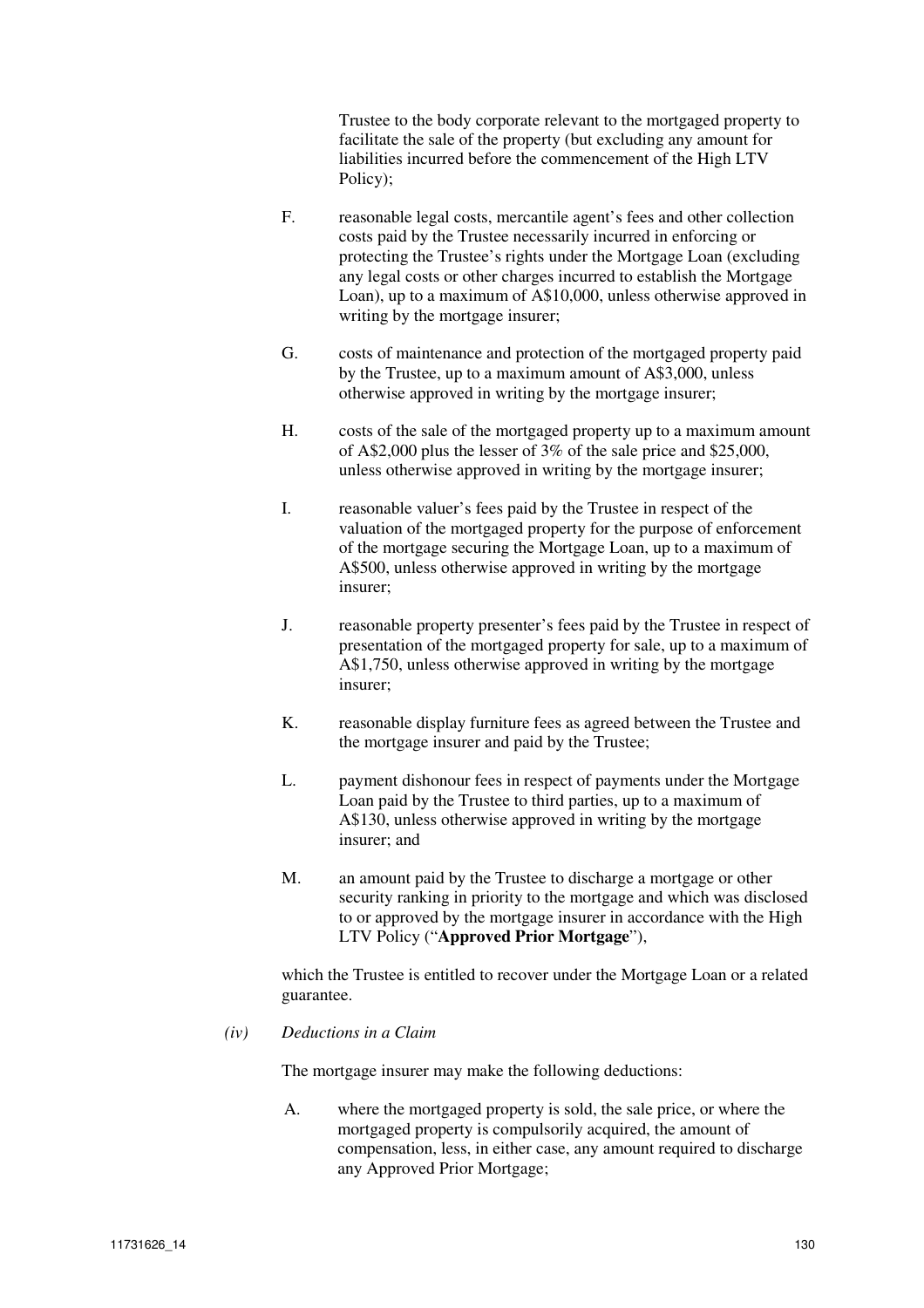Trustee to the body corporate relevant to the mortgaged property to facilitate the sale of the property (but excluding any amount for liabilities incurred before the commencement of the High LTV Policy);

F. reasonable legal costs, mercantile agent's fees and other collection costs paid by the Trustee necessarily incurred in enforcing or protecting the Trustee's rights under the Mortgage Loan (excluding any legal costs or other charges incurred to establish the Mortgage Loan), up to a maximum of A$10,000, unless otherwise approved in writing by the mortgage insurer;

G. costs of maintenance and protection of the mortgaged property paid by the Trustee, up to a maximum amount of A$3,000, unless otherwise approved in writing by the mortgage insurer;

H. costs of the sale of the mortgaged property up to a maximum amount of A$2,000 plus the lesser of 3% of the sale price and $25,000, unless otherwise approved in writing by the mortgage insurer;

I. reasonable valuer's fees paid by the Trustee in respect of the valuation of the mortgaged property for the purpose of enforcement of the mortgage securing the Mortgage Loan, up to a maximum of A$500, unless otherwise approved in writing by the mortgage insurer;

J. reasonable property presenter's fees paid by the Trustee in respect of presentation of the mortgaged property for sale, up to a maximum of A$1,750, unless otherwise approved in writing by the mortgage insurer;

K. reasonable display furniture fees as agreed between the Trustee and the mortgage insurer and paid by the Trustee;

L. payment dishonour fees in respect of payments under the Mortgage Loan paid by the Trustee to third parties, up to a maximum of A$130, unless otherwise approved in writing by the mortgage insurer; and

M. an amount paid by the Trustee to discharge a mortgage or other security ranking in priority to the mortgage and which was disclosed to or approved by the mortgage insurer in accordance with the High LTV Policy ("**Approved Prior Mortgage**"),

which the Trustee is entitled to recover under the Mortgage Loan or a related guarantee.

*(iv) Deductions in a Claim*

The mortgage insurer may make the following deductions:

A. where the mortgaged property is sold, the sale price, or where the mortgaged property is compulsorily acquired, the amount of compensation, less, in either case, any amount required to discharge any Approved Prior Mortgage;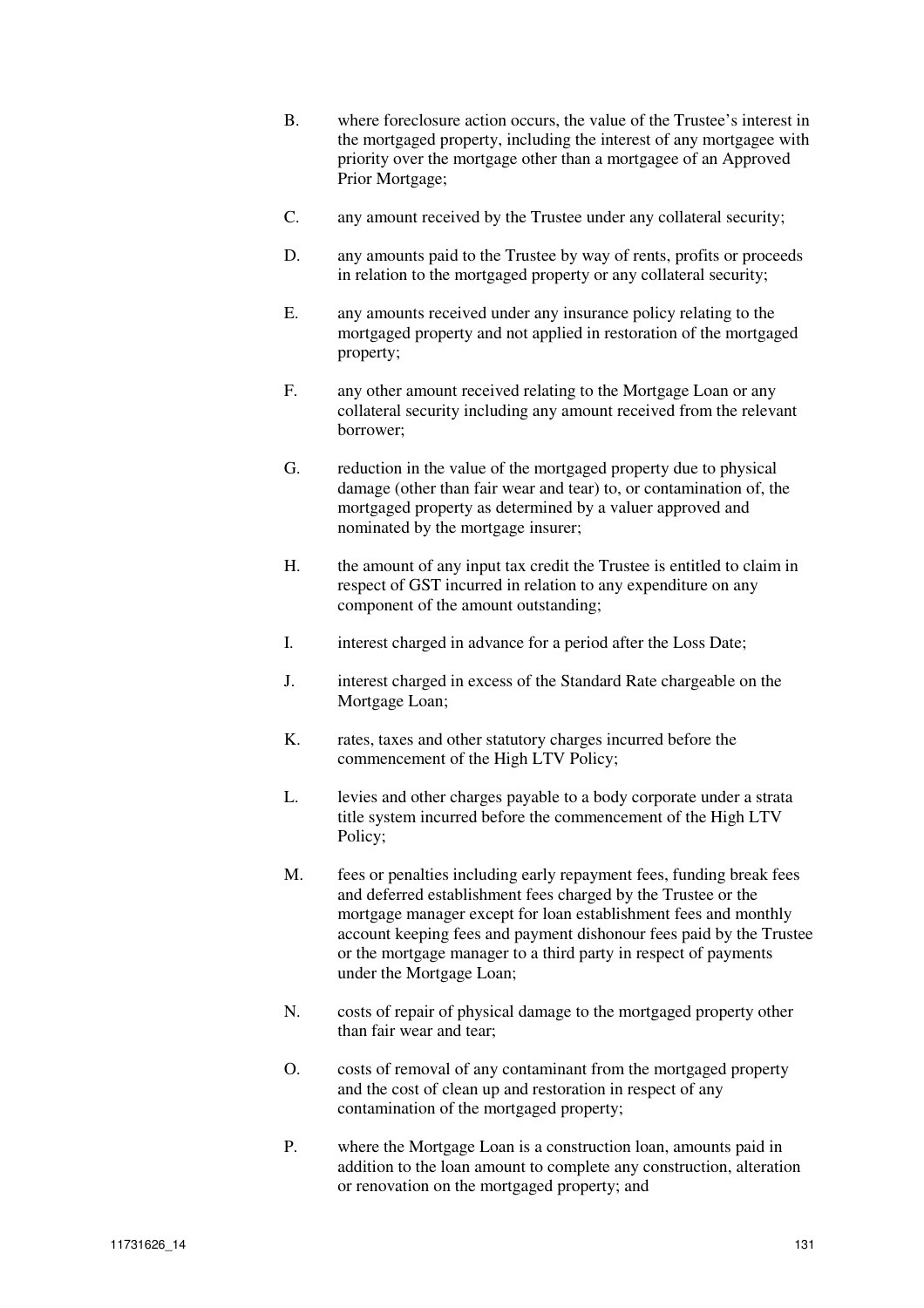B. where foreclosure action occurs, the value of the Trustee's interest in the mortgaged property, including the interest of any mortgagee with priority over the mortgage other than a mortgagee of an Approved Prior Mortgage;

C. any amount received by the Trustee under any collateral security;

D. any amounts paid to the Trustee by way of rents, profits or proceeds in relation to the mortgaged property or any collateral security;

E. any amounts received under any insurance policy relating to the mortgaged property and not applied in restoration of the mortgaged property;

F. any other amount received relating to the Mortgage Loan or any collateral security including any amount received from the relevant borrower;

G. reduction in the value of the mortgaged property due to physical damage (other than fair wear and tear) to, or contamination of, the mortgaged property as determined by a valuer approved and nominated by the mortgage insurer;

H. the amount of any input tax credit the Trustee is entitled to claim in respect of GST incurred in relation to any expenditure on any component of the amount outstanding;

I. interest charged in advance for a period after the Loss Date;

J. interest charged in excess of the Standard Rate chargeable on the Mortgage Loan;

K. rates, taxes and other statutory charges incurred before the commencement of the High LTV Policy;

L. levies and other charges payable to a body corporate under a strata title system incurred before the commencement of the High LTV Policy;

M. fees or penalties including early repayment fees, funding break fees and deferred establishment fees charged by the Trustee or the mortgage manager except for loan establishment fees and monthly account keeping fees and payment dishonour fees paid by the Trustee or the mortgage manager to a third party in respect of payments under the Mortgage Loan;

N. costs of repair of physical damage to the mortgaged property other than fair wear and tear;

O. costs of removal of any contaminant from the mortgaged property and the cost of clean up and restoration in respect of any contamination of the mortgaged property;

P. where the Mortgage Loan is a construction loan, amounts paid in addition to the loan amount to complete any construction, alteration or renovation on the mortgaged property; and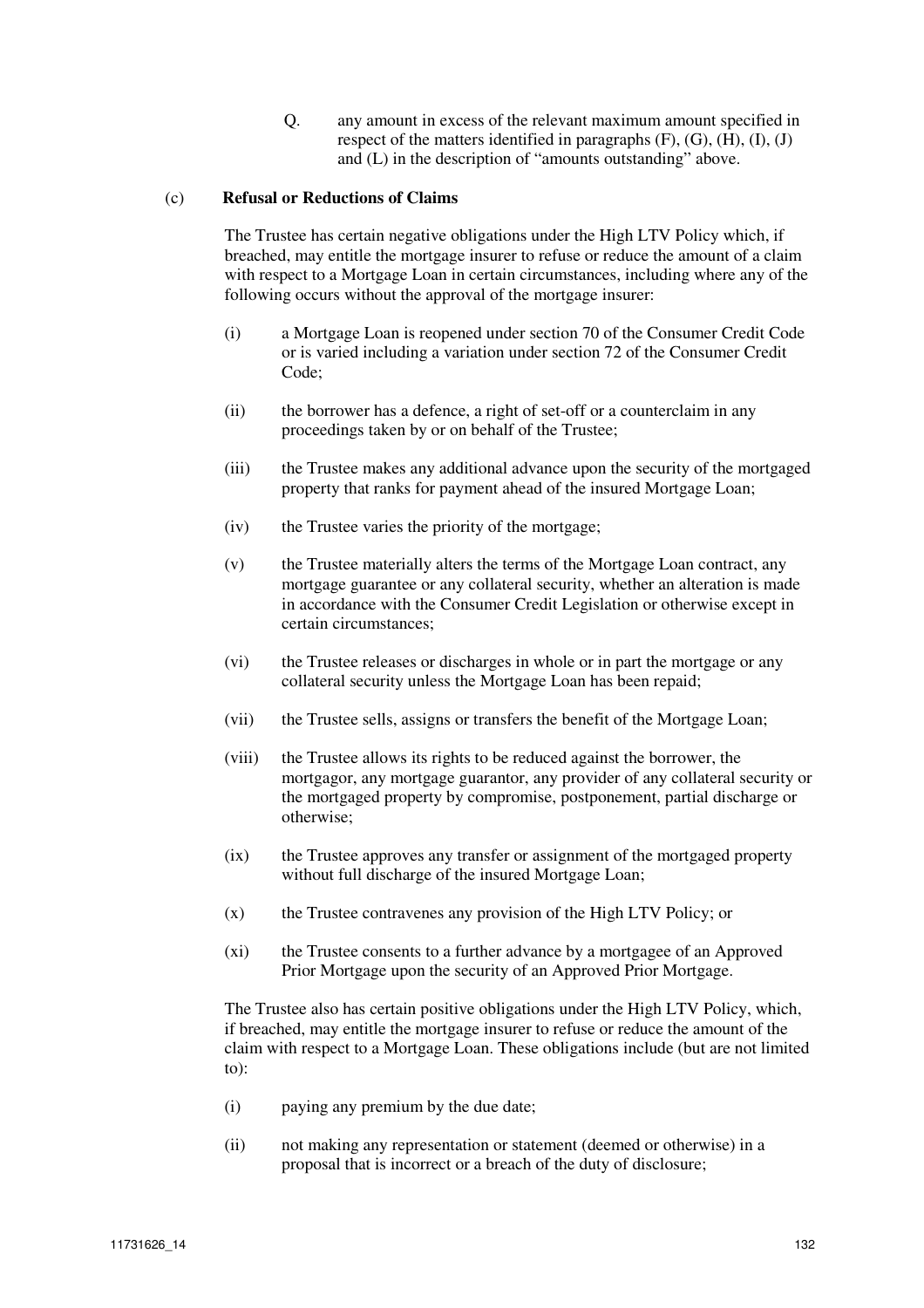Q. any amount in excess of the relevant maximum amount specified in respect of the matters identified in paragraphs (F), (G), (H), (I), (J) and (L) in the description of "amounts outstanding" above.

(c) **Refusal or Reductions of Claims**

The Trustee has certain negative obligations under the High LTV Policy which, if breached, may entitle the mortgage insurer to refuse or reduce the amount of a claim with respect to a Mortgage Loan in certain circumstances, including where any of the following occurs without the approval of the mortgage insurer:

(i) a Mortgage Loan is reopened under section 70 of the Consumer Credit Code or is varied including a variation under section 72 of the Consumer Credit Code;

(ii) the borrower has a defence, a right of set-off or a counterclaim in any proceedings taken by or on behalf of the Trustee;

(iii) the Trustee makes any additional advance upon the security of the mortgaged property that ranks for payment ahead of the insured Mortgage Loan;

(iv) the Trustee varies the priority of the mortgage;

(v) the Trustee materially alters the terms of the Mortgage Loan contract, any mortgage guarantee or any collateral security, whether an alteration is made in accordance with the Consumer Credit Legislation or otherwise except in certain circumstances;

(vi) the Trustee releases or discharges in whole or in part the mortgage or any collateral security unless the Mortgage Loan has been repaid;

(vii) the Trustee sells, assigns or transfers the benefit of the Mortgage Loan;

(viii) the Trustee allows its rights to be reduced against the borrower, the mortgagor, any mortgage guarantor, any provider of any collateral security or the mortgaged property by compromise, postponement, partial discharge or otherwise;

(ix) the Trustee approves any transfer or assignment of the mortgaged property without full discharge of the insured Mortgage Loan;

(x) the Trustee contravenes any provision of the High LTV Policy; or

(xi) the Trustee consents to a further advance by a mortgagee of an Approved Prior Mortgage upon the security of an Approved Prior Mortgage.

The Trustee also has certain positive obligations under the High LTV Policy, which, if breached, may entitle the mortgage insurer to refuse or reduce the amount of the claim with respect to a Mortgage Loan. These obligations include (but are not limited to):

(i) paying any premium by the due date;

(ii) not making any representation or statement (deemed or otherwise) in a proposal that is incorrect or a breach of the duty of disclosure;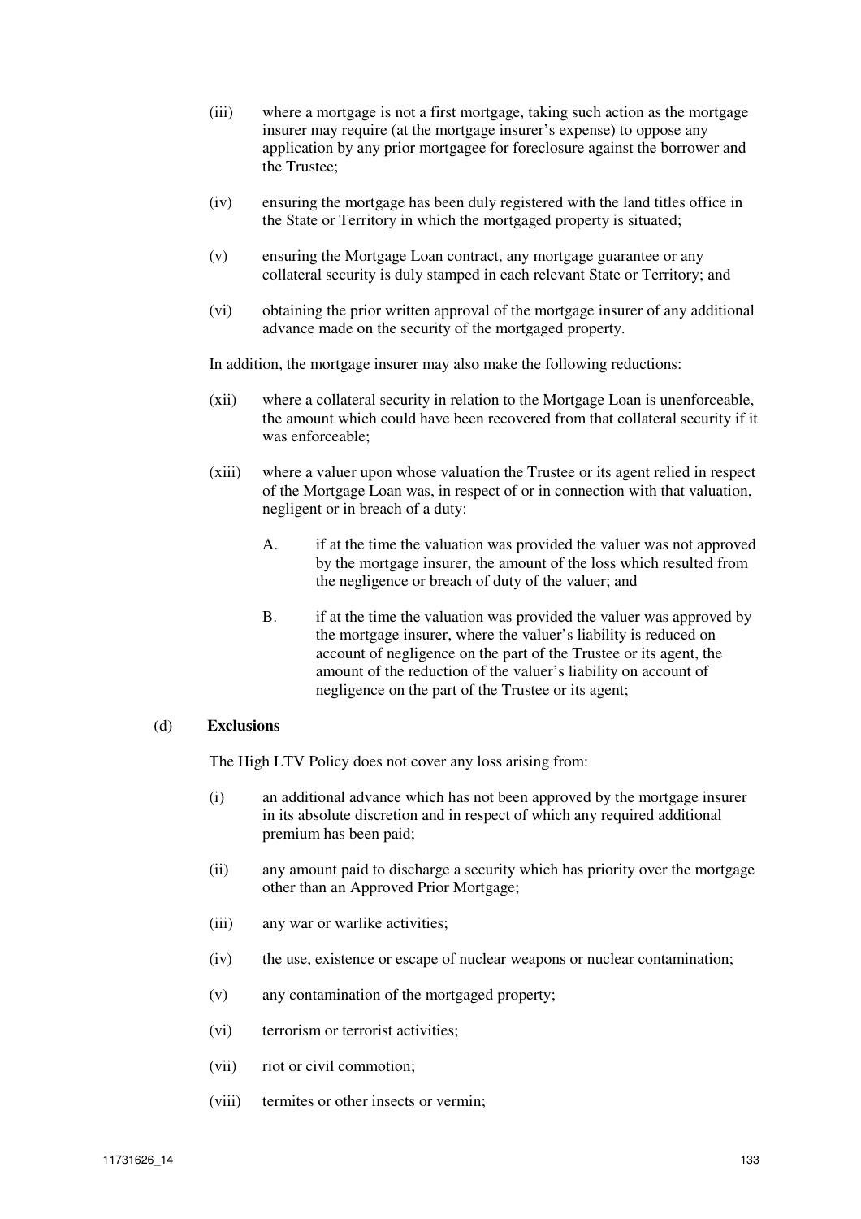(iii) where a mortgage is not a first mortgage, taking such action as the mortgage insurer may require (at the mortgage insurer's expense) to oppose any application by any prior mortgagee for foreclosure against the borrower and the Trustee;

(iv) ensuring the mortgage has been duly registered with the land titles office in the State or Territory in which the mortgaged property is situated;

(v) ensuring the Mortgage Loan contract, any mortgage guarantee or any collateral security is duly stamped in each relevant State or Territory; and

(vi) obtaining the prior written approval of the mortgage insurer of any additional advance made on the security of the mortgaged property.

In addition, the mortgage insurer may also make the following reductions:

(xii) where a collateral security in relation to the Mortgage Loan is unenforceable, the amount which could have been recovered from that collateral security if it was enforceable;

(xiii) where a valuer upon whose valuation the Trustee or its agent relied in respect of the Mortgage Loan was, in respect of or in connection with that valuation, negligent or in breach of a duty:

  A. if at the time the valuation was provided the valuer was not approved by the mortgage insurer, the amount of the loss which resulted from the negligence or breach of duty of the valuer; and

  B. if at the time the valuation was provided the valuer was approved by the mortgage insurer, where the valuer's liability is reduced on account of negligence on the part of the Trustee or its agent, the amount of the reduction of the valuer's liability on account of negligence on the part of the Trustee or its agent;

(d) **Exclusions**

The High LTV Policy does not cover any loss arising from:

(i) an additional advance which has not been approved by the mortgage insurer in its absolute discretion and in respect of which any required additional premium has been paid;

(ii) any amount paid to discharge a security which has priority over the mortgage other than an Approved Prior Mortgage;

(iii) any war or warlike activities;

(iv) the use, existence or escape of nuclear weapons or nuclear contamination;

(v) any contamination of the mortgaged property;

(vi) terrorism or terrorist activities;

(vii) riot or civil commotion;

(viii) termites or other insects or vermin;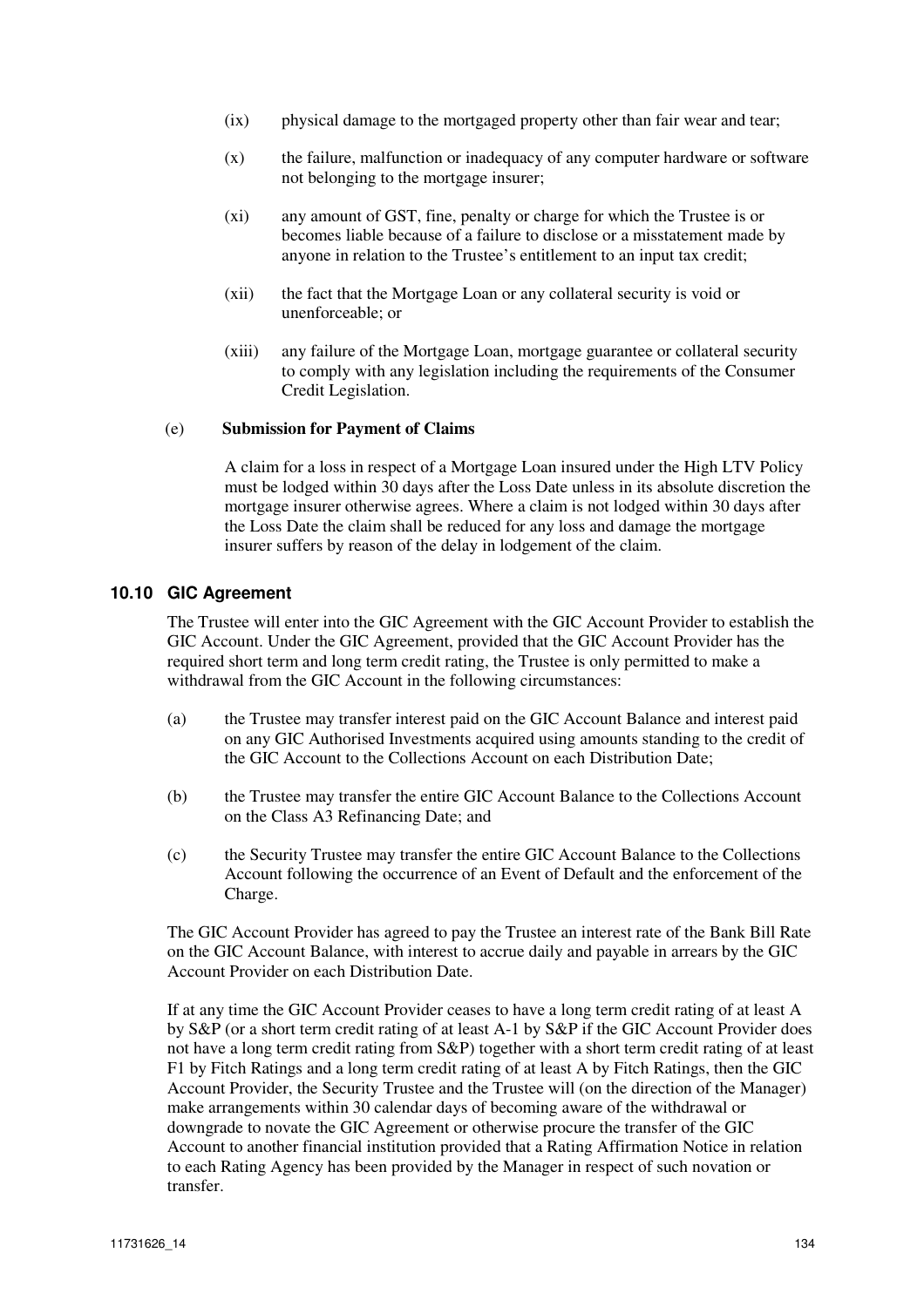(ix) physical damage to the mortgaged property other than fair wear and tear;

(x) the failure, malfunction or inadequacy of any computer hardware or software not belonging to the mortgage insurer;

(xi) any amount of GST, fine, penalty or charge for which the Trustee is or becomes liable because of a failure to disclose or a misstatement made by anyone in relation to the Trustee's entitlement to an input tax credit;

(xii) the fact that the Mortgage Loan or any collateral security is void or unenforceable; or

(xiii) any failure of the Mortgage Loan, mortgage guarantee or collateral security to comply with any legislation including the requirements of the Consumer Credit Legislation.

(e) **Submission for Payment of Claims**

A claim for a loss in respect of a Mortgage Loan insured under the High LTV Policy must be lodged within 30 days after the Loss Date unless in its absolute discretion the mortgage insurer otherwise agrees. Where a claim is not lodged within 30 days after the Loss Date the claim shall be reduced for any loss and damage the mortgage insurer suffers by reason of the delay in lodgement of the claim.

## 10.10 GIC Agreement

The Trustee will enter into the GIC Agreement with the GIC Account Provider to establish the GIC Account. Under the GIC Agreement, provided that the GIC Account Provider has the required short term and long term credit rating, the Trustee is only permitted to make a withdrawal from the GIC Account in the following circumstances:

(a) the Trustee may transfer interest paid on the GIC Account Balance and interest paid on any GIC Authorised Investments acquired using amounts standing to the credit of the GIC Account to the Collections Account on each Distribution Date;

(b) the Trustee may transfer the entire GIC Account Balance to the Collections Account on the Class A3 Refinancing Date; and

(c) the Security Trustee may transfer the entire GIC Account Balance to the Collections Account following the occurrence of an Event of Default and the enforcement of the Charge.

The GIC Account Provider has agreed to pay the Trustee an interest rate of the Bank Bill Rate on the GIC Account Balance, with interest to accrue daily and payable in arrears by the GIC Account Provider on each Distribution Date.

If at any time the GIC Account Provider ceases to have a long term credit rating of at least A by S&P (or a short term credit rating of at least A-1 by S&P if the GIC Account Provider does not have a long term credit rating from S&P) together with a short term credit rating of at least F1 by Fitch Ratings and a long term credit rating of at least A by Fitch Ratings, then the GIC Account Provider, the Security Trustee and the Trustee will (on the direction of the Manager) make arrangements within 30 calendar days of becoming aware of the withdrawal or downgrade to novate the GIC Agreement or otherwise procure the transfer of the GIC Account to another financial institution provided that a Rating Affirmation Notice in relation to each Rating Agency has been provided by the Manager in respect of such novation or transfer.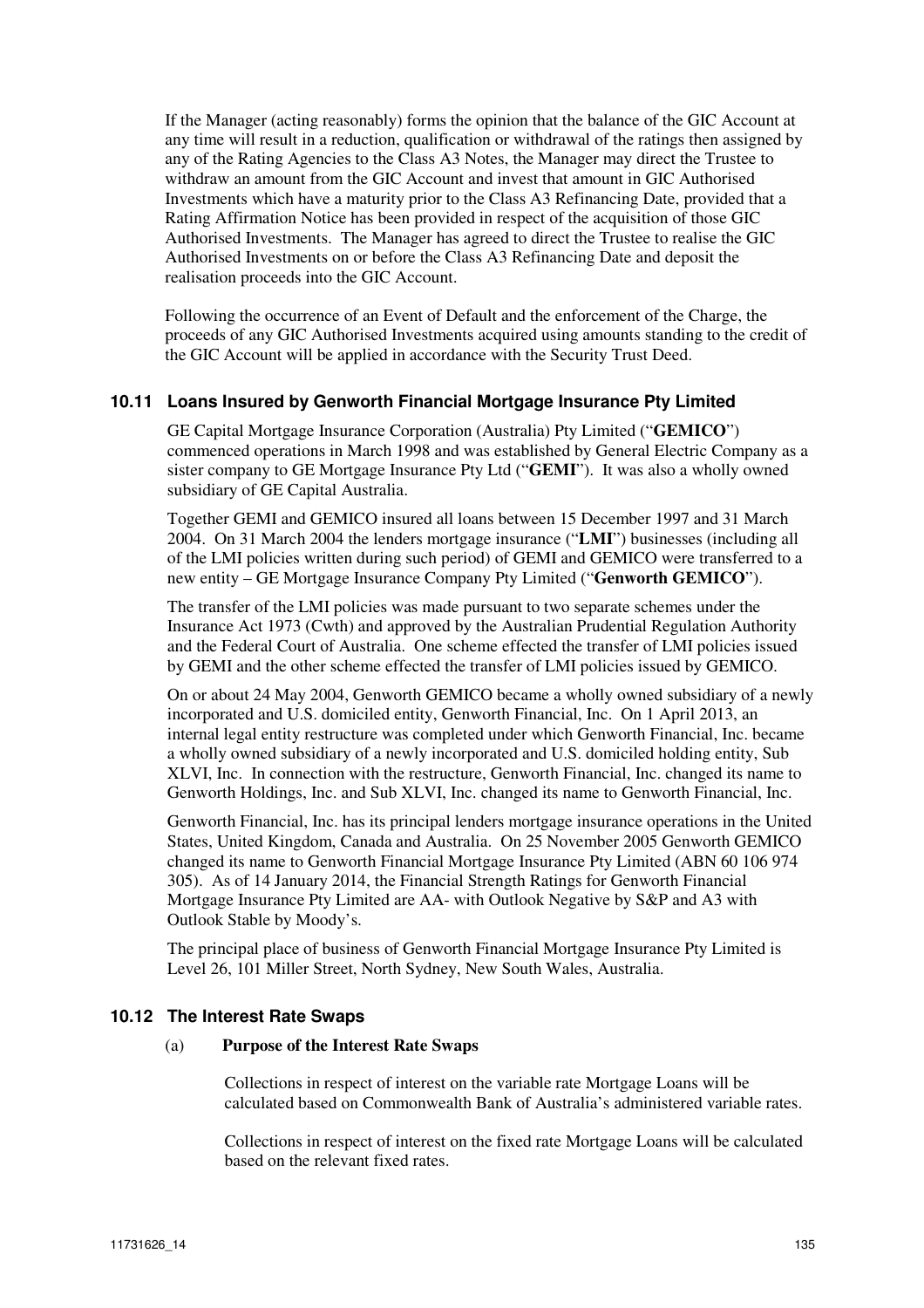If the Manager (acting reasonably) forms the opinion that the balance of the GIC Account at any time will result in a reduction, qualification or withdrawal of the ratings then assigned by any of the Rating Agencies to the Class A3 Notes, the Manager may direct the Trustee to withdraw an amount from the GIC Account and invest that amount in GIC Authorised Investments which have a maturity prior to the Class A3 Refinancing Date, provided that a Rating Affirmation Notice has been provided in respect of the acquisition of those GIC Authorised Investments. The Manager has agreed to direct the Trustee to realise the GIC Authorised Investments on or before the Class A3 Refinancing Date and deposit the realisation proceeds into the GIC Account.

Following the occurrence of an Event of Default and the enforcement of the Charge, the proceeds of any GIC Authorised Investments acquired using amounts standing to the credit of the GIC Account will be applied in accordance with the Security Trust Deed.

### 10.11 Loans Insured by Genworth Financial Mortgage Insurance Pty Limited

GE Capital Mortgage Insurance Corporation (Australia) Pty Limited ("**GEMICO**") commenced operations in March 1998 and was established by General Electric Company as a sister company to GE Mortgage Insurance Pty Ltd ("**GEMI**"). It was also a wholly owned subsidiary of GE Capital Australia.

Together GEMI and GEMICO insured all loans between 15 December 1997 and 31 March 2004. On 31 March 2004 the lenders mortgage insurance ("**LMI**") businesses (including all of the LMI policies written during such period) of GEMI and GEMICO were transferred to a new entity – GE Mortgage Insurance Company Pty Limited ("**Genworth GEMICO**").

The transfer of the LMI policies was made pursuant to two separate schemes under the Insurance Act 1973 (Cwth) and approved by the Australian Prudential Regulation Authority and the Federal Court of Australia. One scheme effected the transfer of LMI policies issued by GEMI and the other scheme effected the transfer of LMI policies issued by GEMICO.

On or about 24 May 2004, Genworth GEMICO became a wholly owned subsidiary of a newly incorporated and U.S. domiciled entity, Genworth Financial, Inc. On 1 April 2013, an internal legal entity restructure was completed under which Genworth Financial, Inc. became a wholly owned subsidiary of a newly incorporated and U.S. domiciled holding entity, Sub XLVI, Inc. In connection with the restructure, Genworth Financial, Inc. changed its name to Genworth Holdings, Inc. and Sub XLVI, Inc. changed its name to Genworth Financial, Inc.

Genworth Financial, Inc. has its principal lenders mortgage insurance operations in the United States, United Kingdom, Canada and Australia. On 25 November 2005 Genworth GEMICO changed its name to Genworth Financial Mortgage Insurance Pty Limited (ABN 60 106 974 305). As of 14 January 2014, the Financial Strength Ratings for Genworth Financial Mortgage Insurance Pty Limited are AA- with Outlook Negative by S&P and A3 with Outlook Stable by Moody's.

The principal place of business of Genworth Financial Mortgage Insurance Pty Limited is Level 26, 101 Miller Street, North Sydney, New South Wales, Australia.

### 10.12 The Interest Rate Swaps

(a) **Purpose of the Interest Rate Swaps**

Collections in respect of interest on the variable rate Mortgage Loans will be calculated based on Commonwealth Bank of Australia's administered variable rates.

Collections in respect of interest on the fixed rate Mortgage Loans will be calculated based on the relevant fixed rates.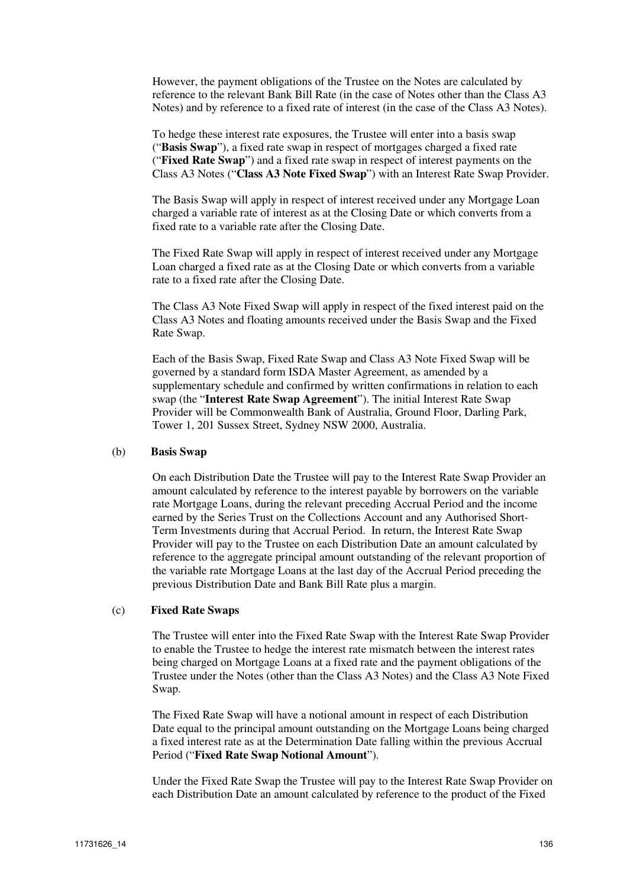However, the payment obligations of the Trustee on the Notes are calculated by reference to the relevant Bank Bill Rate (in the case of Notes other than the Class A3 Notes) and by reference to a fixed rate of interest (in the case of the Class A3 Notes).

To hedge these interest rate exposures, the Trustee will enter into a basis swap ("**Basis Swap**"), a fixed rate swap in respect of mortgages charged a fixed rate ("**Fixed Rate Swap**") and a fixed rate swap in respect of interest payments on the Class A3 Notes ("**Class A3 Note Fixed Swap**") with an Interest Rate Swap Provider.

The Basis Swap will apply in respect of interest received under any Mortgage Loan charged a variable rate of interest as at the Closing Date or which converts from a fixed rate to a variable rate after the Closing Date.

The Fixed Rate Swap will apply in respect of interest received under any Mortgage Loan charged a fixed rate as at the Closing Date or which converts from a variable rate to a fixed rate after the Closing Date.

The Class A3 Note Fixed Swap will apply in respect of the fixed interest paid on the Class A3 Notes and floating amounts received under the Basis Swap and the Fixed Rate Swap.

Each of the Basis Swap, Fixed Rate Swap and Class A3 Note Fixed Swap will be governed by a standard form ISDA Master Agreement, as amended by a supplementary schedule and confirmed by written confirmations in relation to each swap (the "**Interest Rate Swap Agreement**"). The initial Interest Rate Swap Provider will be Commonwealth Bank of Australia, Ground Floor, Darling Park, Tower 1, 201 Sussex Street, Sydney NSW 2000, Australia.

(b) **Basis Swap**

On each Distribution Date the Trustee will pay to the Interest Rate Swap Provider an amount calculated by reference to the interest payable by borrowers on the variable rate Mortgage Loans, during the relevant preceding Accrual Period and the income earned by the Series Trust on the Collections Account and any Authorised Short-Term Investments during that Accrual Period. In return, the Interest Rate Swap Provider will pay to the Trustee on each Distribution Date an amount calculated by reference to the aggregate principal amount outstanding of the relevant proportion of the variable rate Mortgage Loans at the last day of the Accrual Period preceding the previous Distribution Date and Bank Bill Rate plus a margin.

(c) **Fixed Rate Swaps**

The Trustee will enter into the Fixed Rate Swap with the Interest Rate Swap Provider to enable the Trustee to hedge the interest rate mismatch between the interest rates being charged on Mortgage Loans at a fixed rate and the payment obligations of the Trustee under the Notes (other than the Class A3 Notes) and the Class A3 Note Fixed Swap.

The Fixed Rate Swap will have a notional amount in respect of each Distribution Date equal to the principal amount outstanding on the Mortgage Loans being charged a fixed interest rate as at the Determination Date falling within the previous Accrual Period ("**Fixed Rate Swap Notional Amount**").

Under the Fixed Rate Swap the Trustee will pay to the Interest Rate Swap Provider on each Distribution Date an amount calculated by reference to the product of the Fixed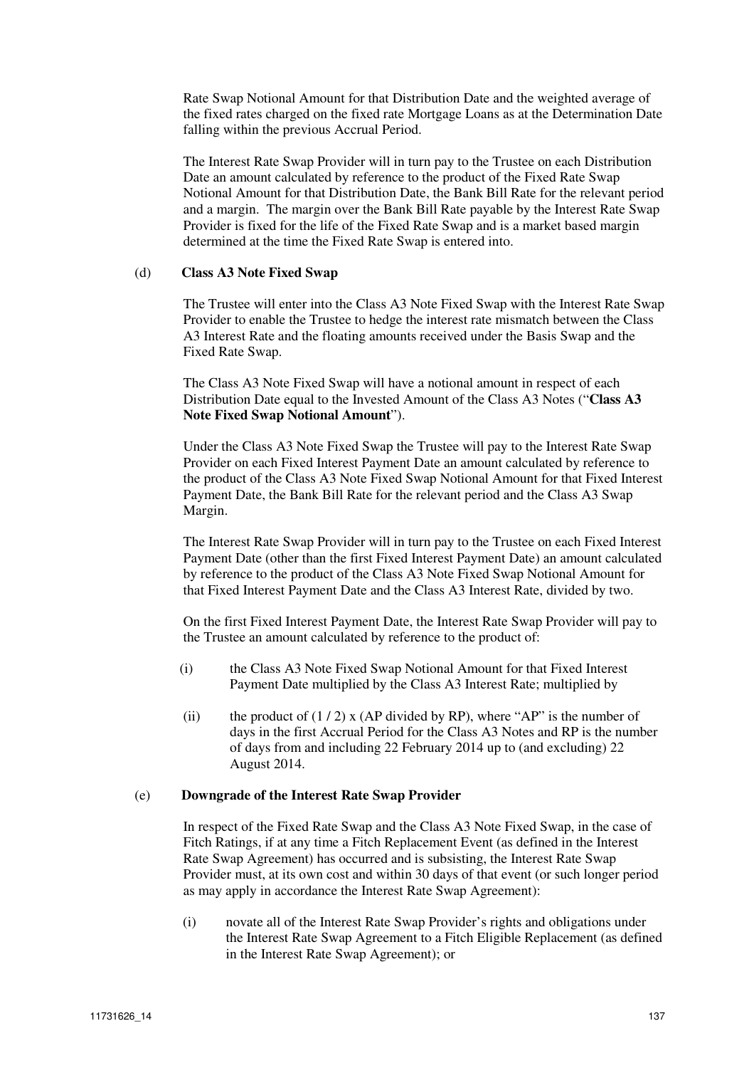Rate Swap Notional Amount for that Distribution Date and the weighted average of the fixed rates charged on the fixed rate Mortgage Loans as at the Determination Date falling within the previous Accrual Period.

The Interest Rate Swap Provider will in turn pay to the Trustee on each Distribution Date an amount calculated by reference to the product of the Fixed Rate Swap Notional Amount for that Distribution Date, the Bank Bill Rate for the relevant period and a margin. The margin over the Bank Bill Rate payable by the Interest Rate Swap Provider is fixed for the life of the Fixed Rate Swap and is a market based margin determined at the time the Fixed Rate Swap is entered into.

(d) **Class A3 Note Fixed Swap**

The Trustee will enter into the Class A3 Note Fixed Swap with the Interest Rate Swap Provider to enable the Trustee to hedge the interest rate mismatch between the Class A3 Interest Rate and the floating amounts received under the Basis Swap and the Fixed Rate Swap.

The Class A3 Note Fixed Swap will have a notional amount in respect of each Distribution Date equal to the Invested Amount of the Class A3 Notes ("**Class A3 Note Fixed Swap Notional Amount**").

Under the Class A3 Note Fixed Swap the Trustee will pay to the Interest Rate Swap Provider on each Fixed Interest Payment Date an amount calculated by reference to the product of the Class A3 Note Fixed Swap Notional Amount for that Fixed Interest Payment Date, the Bank Bill Rate for the relevant period and the Class A3 Swap Margin.

The Interest Rate Swap Provider will in turn pay to the Trustee on each Fixed Interest Payment Date (other than the first Fixed Interest Payment Date) an amount calculated by reference to the product of the Class A3 Note Fixed Swap Notional Amount for that Fixed Interest Payment Date and the Class A3 Interest Rate, divided by two.

On the first Fixed Interest Payment Date, the Interest Rate Swap Provider will pay to the Trustee an amount calculated by reference to the product of:

(i) the Class A3 Note Fixed Swap Notional Amount for that Fixed Interest Payment Date multiplied by the Class A3 Interest Rate; multiplied by

(ii) the product of (1 / 2) x (AP divided by RP), where "AP" is the number of days in the first Accrual Period for the Class A3 Notes and RP is the number of days from and including 22 February 2014 up to (and excluding) 22 August 2014.

(e) **Downgrade of the Interest Rate Swap Provider**

In respect of the Fixed Rate Swap and the Class A3 Note Fixed Swap, in the case of Fitch Ratings, if at any time a Fitch Replacement Event (as defined in the Interest Rate Swap Agreement) has occurred and is subsisting, the Interest Rate Swap Provider must, at its own cost and within 30 days of that event (or such longer period as may apply in accordance the Interest Rate Swap Agreement):

(i) novate all of the Interest Rate Swap Provider's rights and obligations under the Interest Rate Swap Agreement to a Fitch Eligible Replacement (as defined in the Interest Rate Swap Agreement); or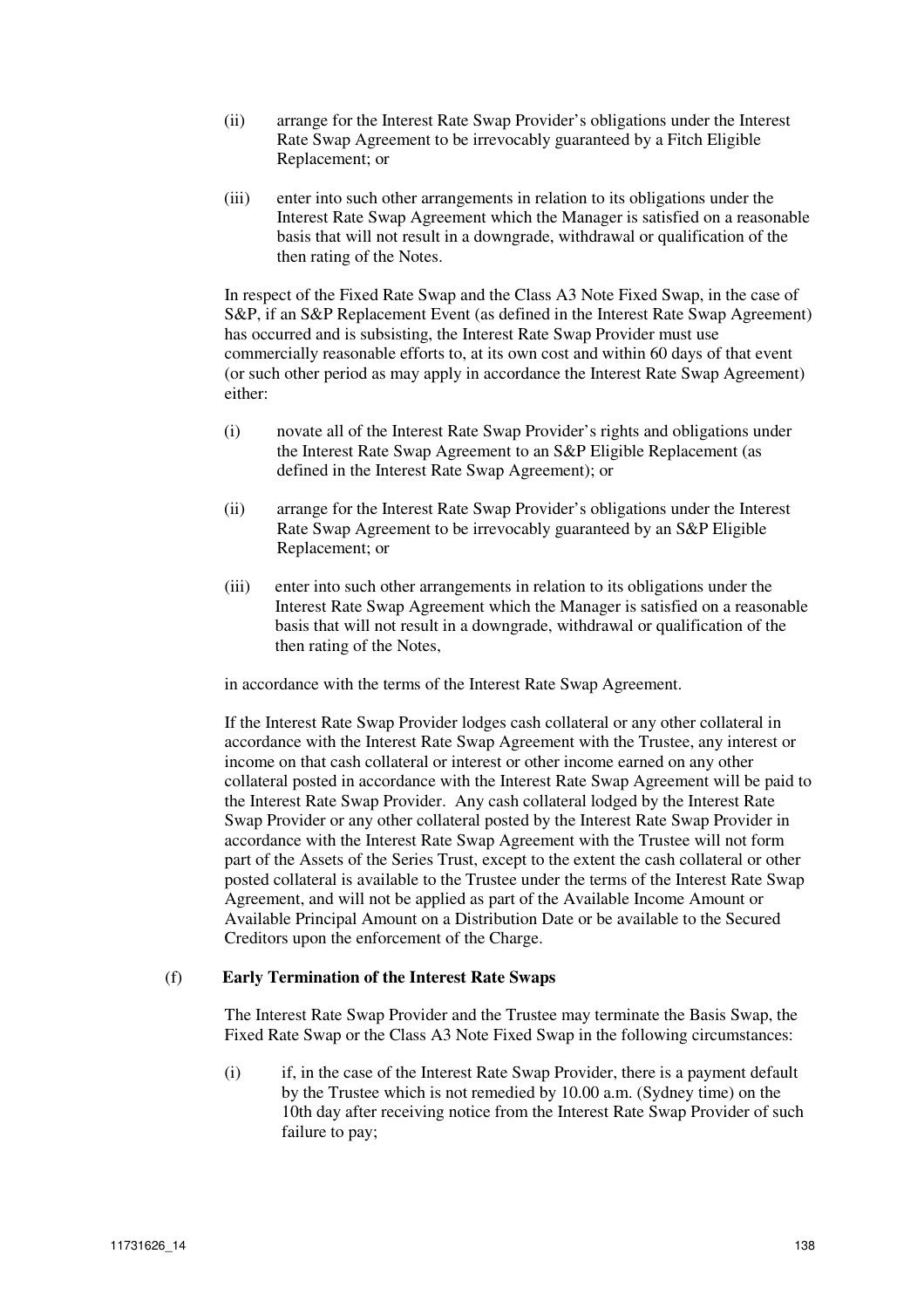(ii) arrange for the Interest Rate Swap Provider's obligations under the Interest Rate Swap Agreement to be irrevocably guaranteed by a Fitch Eligible Replacement; or

(iii) enter into such other arrangements in relation to its obligations under the Interest Rate Swap Agreement which the Manager is satisfied on a reasonable basis that will not result in a downgrade, withdrawal or qualification of the then rating of the Notes.

In respect of the Fixed Rate Swap and the Class A3 Note Fixed Swap, in the case of S&P, if an S&P Replacement Event (as defined in the Interest Rate Swap Agreement) has occurred and is subsisting, the Interest Rate Swap Provider must use commercially reasonable efforts to, at its own cost and within 60 days of that event (or such other period as may apply in accordance the Interest Rate Swap Agreement) either:

(i) novate all of the Interest Rate Swap Provider's rights and obligations under the Interest Rate Swap Agreement to an S&P Eligible Replacement (as defined in the Interest Rate Swap Agreement); or

(ii) arrange for the Interest Rate Swap Provider's obligations under the Interest Rate Swap Agreement to be irrevocably guaranteed by an S&P Eligible Replacement; or

(iii) enter into such other arrangements in relation to its obligations under the Interest Rate Swap Agreement which the Manager is satisfied on a reasonable basis that will not result in a downgrade, withdrawal or qualification of the then rating of the Notes,

in accordance with the terms of the Interest Rate Swap Agreement.

If the Interest Rate Swap Provider lodges cash collateral or any other collateral in accordance with the Interest Rate Swap Agreement with the Trustee, any interest or income on that cash collateral or interest or other income earned on any other collateral posted in accordance with the Interest Rate Swap Agreement will be paid to the Interest Rate Swap Provider. Any cash collateral lodged by the Interest Rate Swap Provider or any other collateral posted by the Interest Rate Swap Provider in accordance with the Interest Rate Swap Agreement with the Trustee will not form part of the Assets of the Series Trust, except to the extent the cash collateral or other posted collateral is available to the Trustee under the terms of the Interest Rate Swap Agreement, and will not be applied as part of the Available Income Amount or Available Principal Amount on a Distribution Date or be available to the Secured Creditors upon the enforcement of the Charge.

(f) **Early Termination of the Interest Rate Swaps**

The Interest Rate Swap Provider and the Trustee may terminate the Basis Swap, the Fixed Rate Swap or the Class A3 Note Fixed Swap in the following circumstances:

(i) if, in the case of the Interest Rate Swap Provider, there is a payment default by the Trustee which is not remedied by 10.00 a.m. (Sydney time) on the 10th day after receiving notice from the Interest Rate Swap Provider of such failure to pay;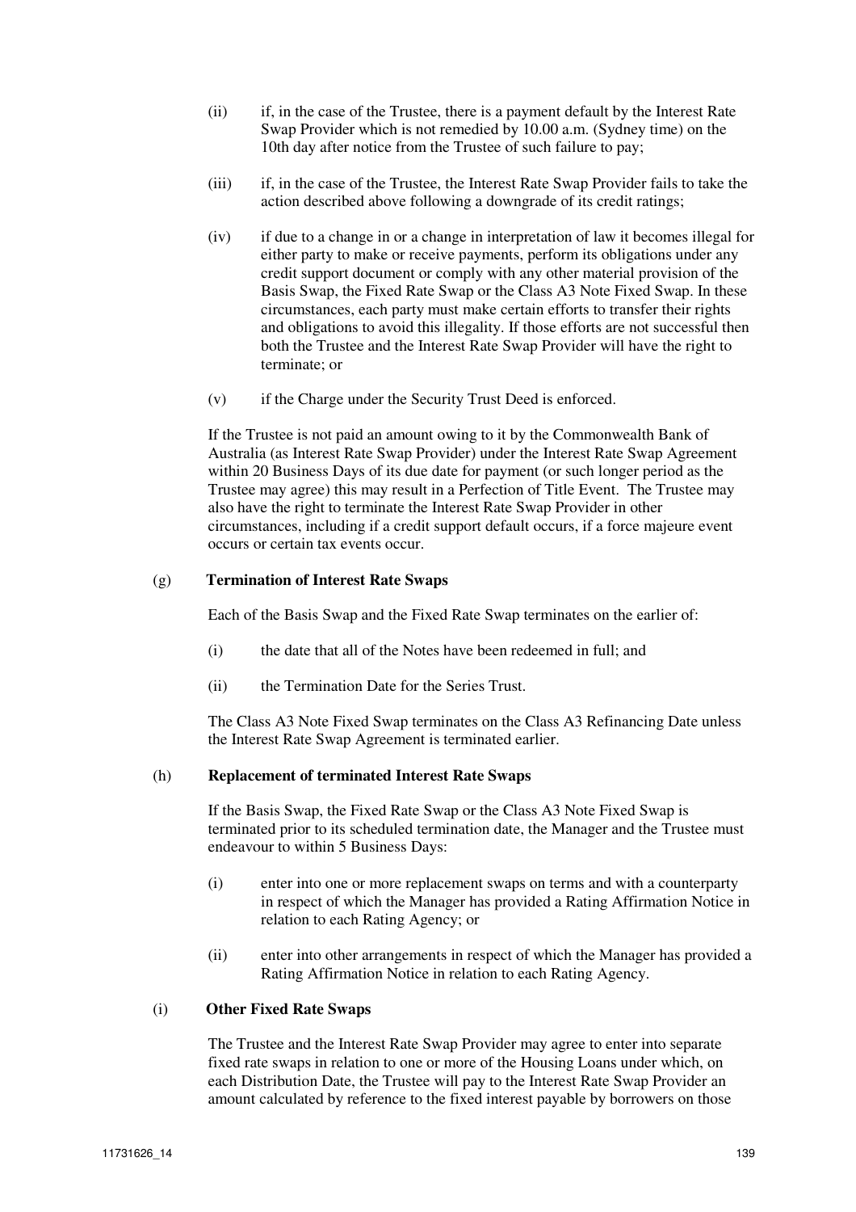(ii) if, in the case of the Trustee, there is a payment default by the Interest Rate Swap Provider which is not remedied by 10.00 a.m. (Sydney time) on the 10th day after notice from the Trustee of such failure to pay;

(iii) if, in the case of the Trustee, the Interest Rate Swap Provider fails to take the action described above following a downgrade of its credit ratings;

(iv) if due to a change in or a change in interpretation of law it becomes illegal for either party to make or receive payments, perform its obligations under any credit support document or comply with any other material provision of the Basis Swap, the Fixed Rate Swap or the Class A3 Note Fixed Swap. In these circumstances, each party must make certain efforts to transfer their rights and obligations to avoid this illegality. If those efforts are not successful then both the Trustee and the Interest Rate Swap Provider will have the right to terminate; or

(v) if the Charge under the Security Trust Deed is enforced.

If the Trustee is not paid an amount owing to it by the Commonwealth Bank of Australia (as Interest Rate Swap Provider) under the Interest Rate Swap Agreement within 20 Business Days of its due date for payment (or such longer period as the Trustee may agree) this may result in a Perfection of Title Event. The Trustee may also have the right to terminate the Interest Rate Swap Provider in other circumstances, including if a credit support default occurs, if a force majeure event occurs or certain tax events occur.

(g) **Termination of Interest Rate Swaps**

Each of the Basis Swap and the Fixed Rate Swap terminates on the earlier of:

(i) the date that all of the Notes have been redeemed in full; and

(ii) the Termination Date for the Series Trust.

The Class A3 Note Fixed Swap terminates on the Class A3 Refinancing Date unless the Interest Rate Swap Agreement is terminated earlier.

(h) **Replacement of terminated Interest Rate Swaps**

If the Basis Swap, the Fixed Rate Swap or the Class A3 Note Fixed Swap is terminated prior to its scheduled termination date, the Manager and the Trustee must endeavour to within 5 Business Days:

(i) enter into one or more replacement swaps on terms and with a counterparty in respect of which the Manager has provided a Rating Affirmation Notice in relation to each Rating Agency; or

(ii) enter into other arrangements in respect of which the Manager has provided a Rating Affirmation Notice in relation to each Rating Agency.

(i) **Other Fixed Rate Swaps**

The Trustee and the Interest Rate Swap Provider may agree to enter into separate fixed rate swaps in relation to one or more of the Housing Loans under which, on each Distribution Date, the Trustee will pay to the Interest Rate Swap Provider an amount calculated by reference to the fixed interest payable by borrowers on those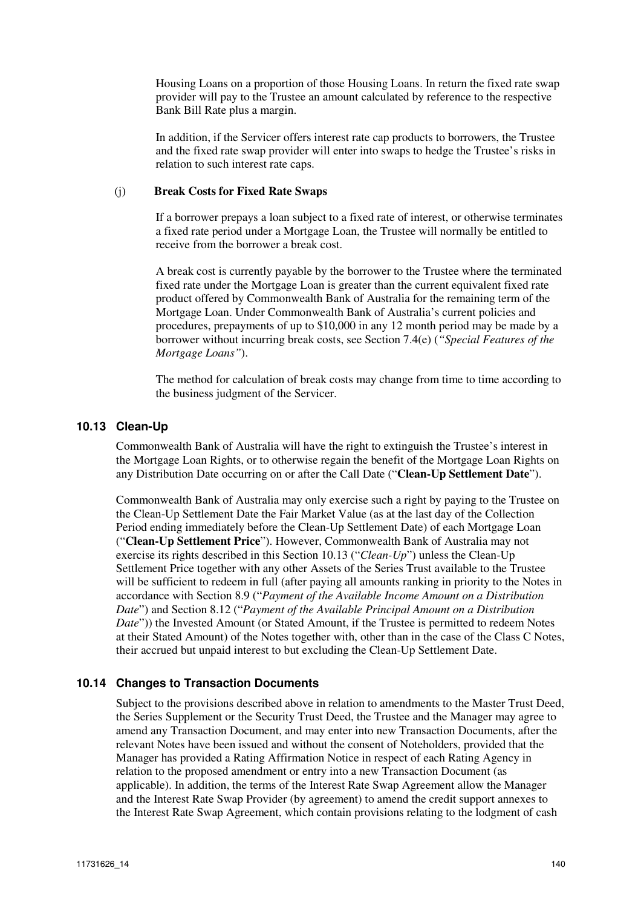Housing Loans on a proportion of those Housing Loans. In return the fixed rate swap provider will pay to the Trustee an amount calculated by reference to the respective Bank Bill Rate plus a margin.

In addition, if the Servicer offers interest rate cap products to borrowers, the Trustee and the fixed rate swap provider will enter into swaps to hedge the Trustee's risks in relation to such interest rate caps.

(j) **Break Costs for Fixed Rate Swaps**

If a borrower prepays a loan subject to a fixed rate of interest, or otherwise terminates a fixed rate period under a Mortgage Loan, the Trustee will normally be entitled to receive from the borrower a break cost.

A break cost is currently payable by the borrower to the Trustee where the terminated fixed rate under the Mortgage Loan is greater than the current equivalent fixed rate product offered by Commonwealth Bank of Australia for the remaining term of the Mortgage Loan. Under Commonwealth Bank of Australia's current policies and procedures, prepayments of up to $10,000 in any 12 month period may be made by a borrower without incurring break costs, see Section 7.4(e) (*"Special Features of the Mortgage Loans"*).

The method for calculation of break costs may change from time to time according to the business judgment of the Servicer.

### 10.13 Clean-Up

Commonwealth Bank of Australia will have the right to extinguish the Trustee's interest in the Mortgage Loan Rights, or to otherwise regain the benefit of the Mortgage Loan Rights on any Distribution Date occurring on or after the Call Date ("**Clean-Up Settlement Date**").

Commonwealth Bank of Australia may only exercise such a right by paying to the Trustee on the Clean-Up Settlement Date the Fair Market Value (as at the last day of the Collection Period ending immediately before the Clean-Up Settlement Date) of each Mortgage Loan ("**Clean-Up Settlement Price**"). However, Commonwealth Bank of Australia may not exercise its rights described in this Section 10.13 ("*Clean-Up*") unless the Clean-Up Settlement Price together with any other Assets of the Series Trust available to the Trustee will be sufficient to redeem in full (after paying all amounts ranking in priority to the Notes in accordance with Section 8.9 ("*Payment of the Available Income Amount on a Distribution Date*") and Section 8.12 ("*Payment of the Available Principal Amount on a Distribution Date*")) the Invested Amount (or Stated Amount, if the Trustee is permitted to redeem Notes at their Stated Amount) of the Notes together with, other than in the case of the Class C Notes, their accrued but unpaid interest to but excluding the Clean-Up Settlement Date.

### 10.14 Changes to Transaction Documents

Subject to the provisions described above in relation to amendments to the Master Trust Deed, the Series Supplement or the Security Trust Deed, the Trustee and the Manager may agree to amend any Transaction Document, and may enter into new Transaction Documents, after the relevant Notes have been issued and without the consent of Noteholders, provided that the Manager has provided a Rating Affirmation Notice in respect of each Rating Agency in relation to the proposed amendment or entry into a new Transaction Document (as applicable). In addition, the terms of the Interest Rate Swap Agreement allow the Manager and the Interest Rate Swap Provider (by agreement) to amend the credit support annexes to the Interest Rate Swap Agreement, which contain provisions relating to the lodgment of cash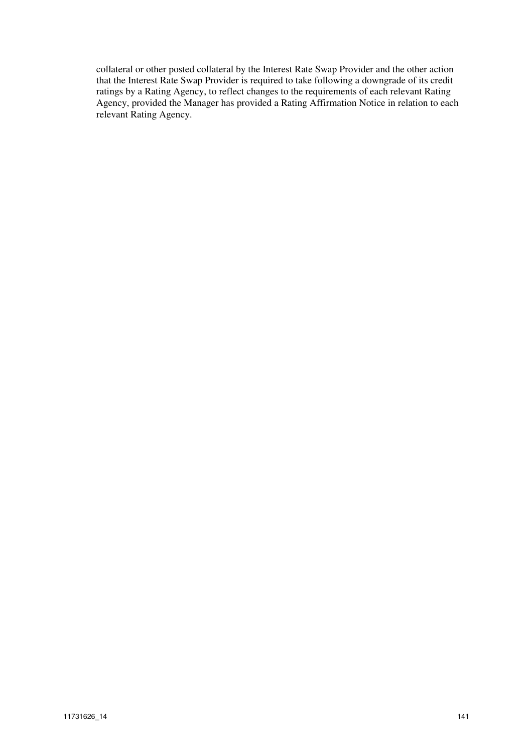collateral or other posted collateral by the Interest Rate Swap Provider and the other action that the Interest Rate Swap Provider is required to take following a downgrade of its credit ratings by a Rating Agency, to reflect changes to the requirements of each relevant Rating Agency, provided the Manager has provided a Rating Affirmation Notice in relation to each relevant Rating Agency.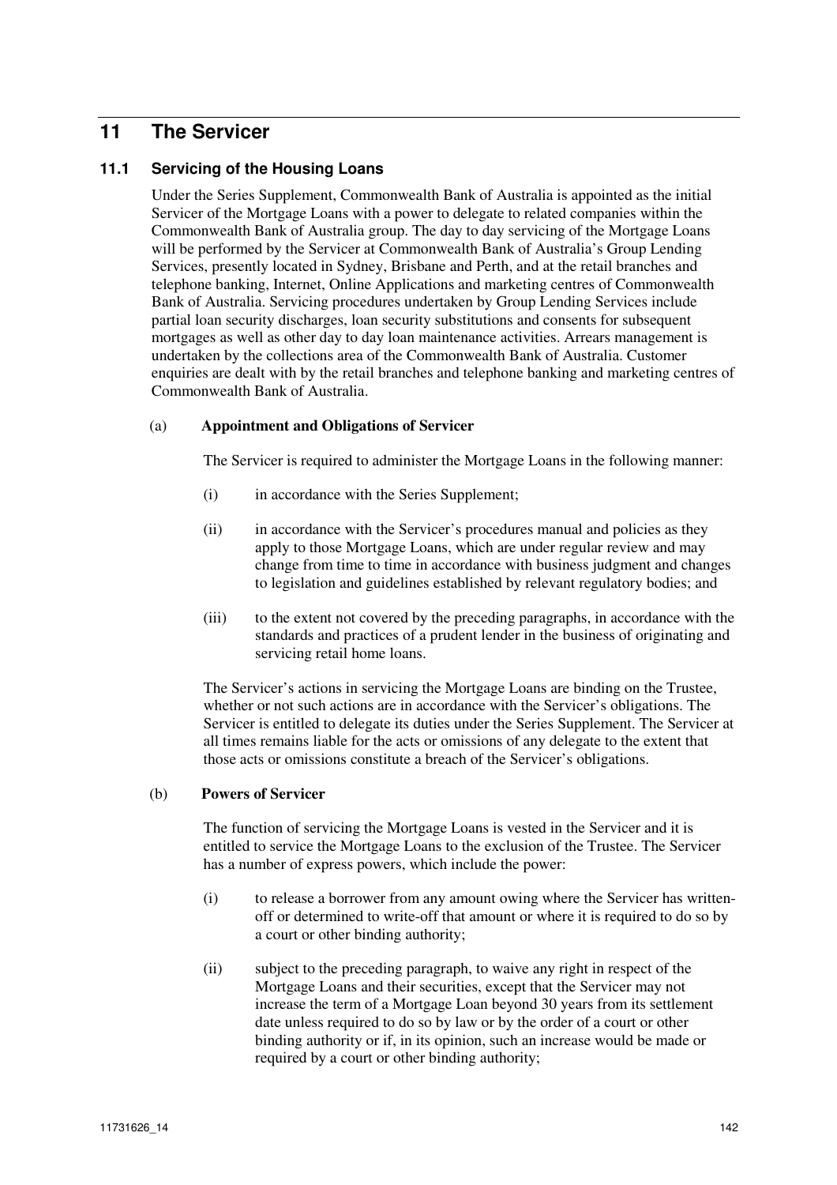# 11 The Servicer

## 11.1 Servicing of the Housing Loans

Under the Series Supplement, Commonwealth Bank of Australia is appointed as the initial Servicer of the Mortgage Loans with a power to delegate to related companies within the Commonwealth Bank of Australia group. The day to day servicing of the Mortgage Loans will be performed by the Servicer at Commonwealth Bank of Australia's Group Lending Services, presently located in Sydney, Brisbane and Perth, and at the retail branches and telephone banking, Internet, Online Applications and marketing centres of Commonwealth Bank of Australia. Servicing procedures undertaken by Group Lending Services include partial loan security discharges, loan security substitutions and consents for subsequent mortgages as well as other day to day loan maintenance activities. Arrears management is undertaken by the collections area of the Commonwealth Bank of Australia. Customer enquiries are dealt with by the retail branches and telephone banking and marketing centres of Commonwealth Bank of Australia.

(a) **Appointment and Obligations of Servicer**

The Servicer is required to administer the Mortgage Loans in the following manner:

(i) in accordance with the Series Supplement;

(ii) in accordance with the Servicer's procedures manual and policies as they apply to those Mortgage Loans, which are under regular review and may change from time to time in accordance with business judgment and changes to legislation and guidelines established by relevant regulatory bodies; and

(iii) to the extent not covered by the preceding paragraphs, in accordance with the standards and practices of a prudent lender in the business of originating and servicing retail home loans.

The Servicer's actions in servicing the Mortgage Loans are binding on the Trustee, whether or not such actions are in accordance with the Servicer's obligations. The Servicer is entitled to delegate its duties under the Series Supplement. The Servicer at all times remains liable for the acts or omissions of any delegate to the extent that those acts or omissions constitute a breach of the Servicer's obligations.

(b) **Powers of Servicer**

The function of servicing the Mortgage Loans is vested in the Servicer and it is entitled to service the Mortgage Loans to the exclusion of the Trustee. The Servicer has a number of express powers, which include the power:

(i) to release a borrower from any amount owing where the Servicer has written-off or determined to write-off that amount or where it is required to do so by a court or other binding authority;

(ii) subject to the preceding paragraph, to waive any right in respect of the Mortgage Loans and their securities, except that the Servicer may not increase the term of a Mortgage Loan beyond 30 years from its settlement date unless required to do so by law or by the order of a court or other binding authority or if, in its opinion, such an increase would be made or required by a court or other binding authority;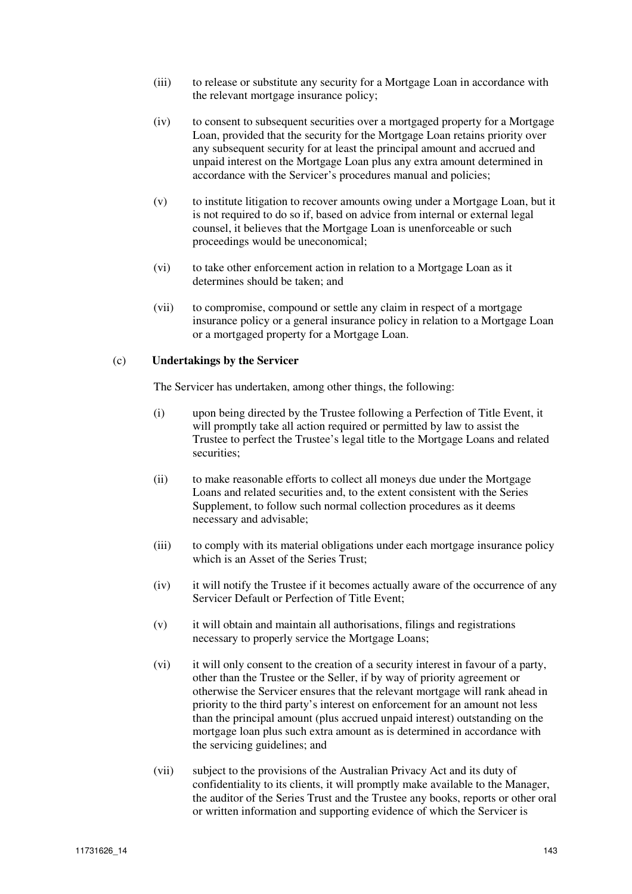(iii) to release or substitute any security for a Mortgage Loan in accordance with the relevant mortgage insurance policy;

(iv) to consent to subsequent securities over a mortgaged property for a Mortgage Loan, provided that the security for the Mortgage Loan retains priority over any subsequent security for at least the principal amount and accrued and unpaid interest on the Mortgage Loan plus any extra amount determined in accordance with the Servicer's procedures manual and policies;

(v) to institute litigation to recover amounts owing under a Mortgage Loan, but it is not required to do so if, based on advice from internal or external legal counsel, it believes that the Mortgage Loan is unenforceable or such proceedings would be uneconomical;

(vi) to take other enforcement action in relation to a Mortgage Loan as it determines should be taken; and

(vii) to compromise, compound or settle any claim in respect of a mortgage insurance policy or a general insurance policy in relation to a Mortgage Loan or a mortgaged property for a Mortgage Loan.

(c) **Undertakings by the Servicer**

The Servicer has undertaken, among other things, the following:

(i) upon being directed by the Trustee following a Perfection of Title Event, it will promptly take all action required or permitted by law to assist the Trustee to perfect the Trustee's legal title to the Mortgage Loans and related securities;

(ii) to make reasonable efforts to collect all moneys due under the Mortgage Loans and related securities and, to the extent consistent with the Series Supplement, to follow such normal collection procedures as it deems necessary and advisable;

(iii) to comply with its material obligations under each mortgage insurance policy which is an Asset of the Series Trust;

(iv) it will notify the Trustee if it becomes actually aware of the occurrence of any Servicer Default or Perfection of Title Event;

(v) it will obtain and maintain all authorisations, filings and registrations necessary to properly service the Mortgage Loans;

(vi) it will only consent to the creation of a security interest in favour of a party, other than the Trustee or the Seller, if by way of priority agreement or otherwise the Servicer ensures that the relevant mortgage will rank ahead in priority to the third party's interest on enforcement for an amount not less than the principal amount (plus accrued unpaid interest) outstanding on the mortgage loan plus such extra amount as is determined in accordance with the servicing guidelines; and

(vii) subject to the provisions of the Australian Privacy Act and its duty of confidentiality to its clients, it will promptly make available to the Manager, the auditor of the Series Trust and the Trustee any books, reports or other oral or written information and supporting evidence of which the Servicer is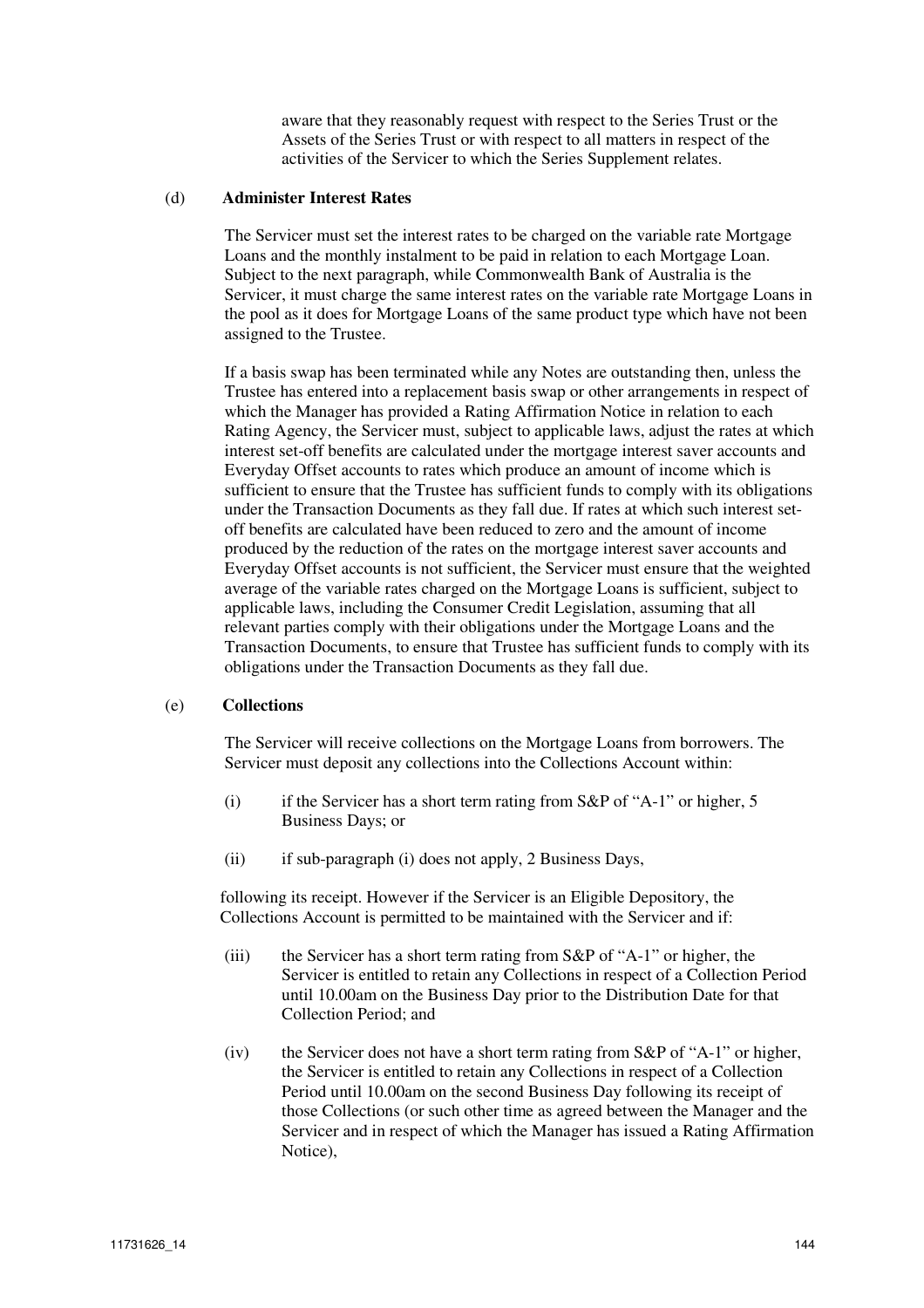aware that they reasonably request with respect to the Series Trust or the Assets of the Series Trust or with respect to all matters in respect of the activities of the Servicer to which the Series Supplement relates.

(d) **Administer Interest Rates**

The Servicer must set the interest rates to be charged on the variable rate Mortgage Loans and the monthly instalment to be paid in relation to each Mortgage Loan. Subject to the next paragraph, while Commonwealth Bank of Australia is the Servicer, it must charge the same interest rates on the variable rate Mortgage Loans in the pool as it does for Mortgage Loans of the same product type which have not been assigned to the Trustee.

If a basis swap has been terminated while any Notes are outstanding then, unless the Trustee has entered into a replacement basis swap or other arrangements in respect of which the Manager has provided a Rating Affirmation Notice in relation to each Rating Agency, the Servicer must, subject to applicable laws, adjust the rates at which interest set-off benefits are calculated under the mortgage interest saver accounts and Everyday Offset accounts to rates which produce an amount of income which is sufficient to ensure that the Trustee has sufficient funds to comply with its obligations under the Transaction Documents as they fall due. If rates at which such interest set-off benefits are calculated have been reduced to zero and the amount of income produced by the reduction of the rates on the mortgage interest saver accounts and Everyday Offset accounts is not sufficient, the Servicer must ensure that the weighted average of the variable rates charged on the Mortgage Loans is sufficient, subject to applicable laws, including the Consumer Credit Legislation, assuming that all relevant parties comply with their obligations under the Mortgage Loans and the Transaction Documents, to ensure that Trustee has sufficient funds to comply with its obligations under the Transaction Documents as they fall due.

(e) **Collections**

The Servicer will receive collections on the Mortgage Loans from borrowers. The Servicer must deposit any collections into the Collections Account within:

(i) if the Servicer has a short term rating from S&P of "A-1" or higher, 5 Business Days; or

(ii) if sub-paragraph (i) does not apply, 2 Business Days,

following its receipt. However if the Servicer is an Eligible Depository, the Collections Account is permitted to be maintained with the Servicer and if:

(iii) the Servicer has a short term rating from S&P of "A-1" or higher, the Servicer is entitled to retain any Collections in respect of a Collection Period until 10.00am on the Business Day prior to the Distribution Date for that Collection Period; and

(iv) the Servicer does not have a short term rating from S&P of "A-1" or higher, the Servicer is entitled to retain any Collections in respect of a Collection Period until 10.00am on the second Business Day following its receipt of those Collections (or such other time as agreed between the Manager and the Servicer and in respect of which the Manager has issued a Rating Affirmation Notice),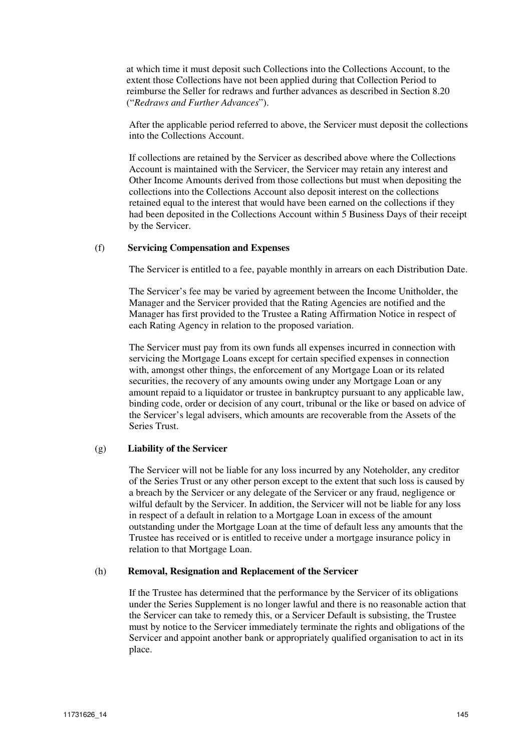at which time it must deposit such Collections into the Collections Account, to the extent those Collections have not been applied during that Collection Period to reimburse the Seller for redraws and further advances as described in Section 8.20 ("*Redraws and Further Advances*").

After the applicable period referred to above, the Servicer must deposit the collections into the Collections Account.

If collections are retained by the Servicer as described above where the Collections Account is maintained with the Servicer, the Servicer may retain any interest and Other Income Amounts derived from those collections but must when depositing the collections into the Collections Account also deposit interest on the collections retained equal to the interest that would have been earned on the collections if they had been deposited in the Collections Account within 5 Business Days of their receipt by the Servicer.

(f) **Servicing Compensation and Expenses**

The Servicer is entitled to a fee, payable monthly in arrears on each Distribution Date.

The Servicer's fee may be varied by agreement between the Income Unitholder, the Manager and the Servicer provided that the Rating Agencies are notified and the Manager has first provided to the Trustee a Rating Affirmation Notice in respect of each Rating Agency in relation to the proposed variation.

The Servicer must pay from its own funds all expenses incurred in connection with servicing the Mortgage Loans except for certain specified expenses in connection with, amongst other things, the enforcement of any Mortgage Loan or its related securities, the recovery of any amounts owing under any Mortgage Loan or any amount repaid to a liquidator or trustee in bankruptcy pursuant to any applicable law, binding code, order or decision of any court, tribunal or the like or based on advice of the Servicer's legal advisers, which amounts are recoverable from the Assets of the Series Trust.

(g) **Liability of the Servicer**

The Servicer will not be liable for any loss incurred by any Noteholder, any creditor of the Series Trust or any other person except to the extent that such loss is caused by a breach by the Servicer or any delegate of the Servicer or any fraud, negligence or wilful default by the Servicer. In addition, the Servicer will not be liable for any loss in respect of a default in relation to a Mortgage Loan in excess of the amount outstanding under the Mortgage Loan at the time of default less any amounts that the Trustee has received or is entitled to receive under a mortgage insurance policy in relation to that Mortgage Loan.

(h) **Removal, Resignation and Replacement of the Servicer**

If the Trustee has determined that the performance by the Servicer of its obligations under the Series Supplement is no longer lawful and there is no reasonable action that the Servicer can take to remedy this, or a Servicer Default is subsisting, the Trustee must by notice to the Servicer immediately terminate the rights and obligations of the Servicer and appoint another bank or appropriately qualified organisation to act in its place.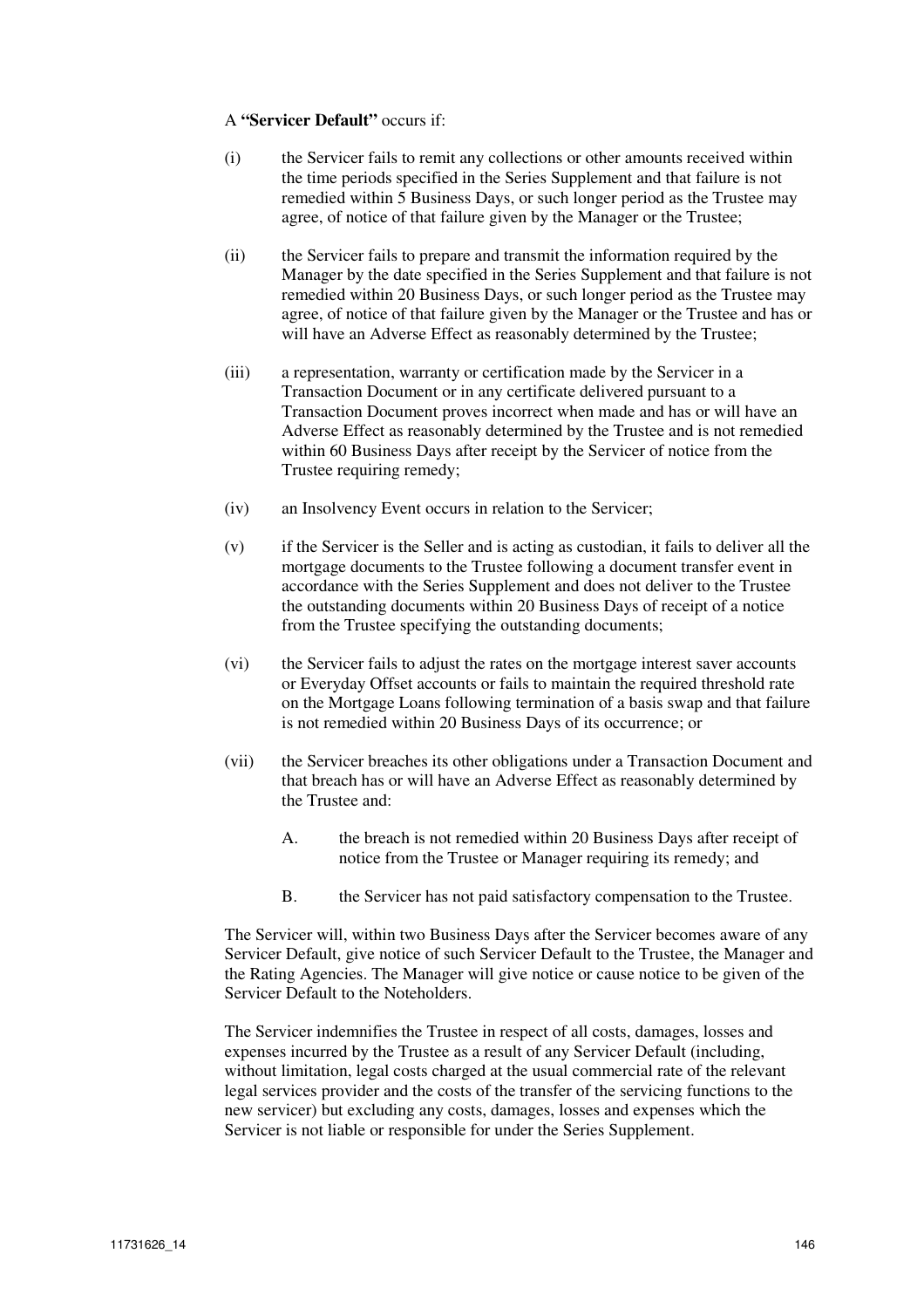A **"Servicer Default"** occurs if:

(i) the Servicer fails to remit any collections or other amounts received within the time periods specified in the Series Supplement and that failure is not remedied within 5 Business Days, or such longer period as the Trustee may agree, of notice of that failure given by the Manager or the Trustee;

(ii) the Servicer fails to prepare and transmit the information required by the Manager by the date specified in the Series Supplement and that failure is not remedied within 20 Business Days, or such longer period as the Trustee may agree, of notice of that failure given by the Manager or the Trustee and has or will have an Adverse Effect as reasonably determined by the Trustee;

(iii) a representation, warranty or certification made by the Servicer in a Transaction Document or in any certificate delivered pursuant to a Transaction Document proves incorrect when made and has or will have an Adverse Effect as reasonably determined by the Trustee and is not remedied within 60 Business Days after receipt by the Servicer of notice from the Trustee requiring remedy;

(iv) an Insolvency Event occurs in relation to the Servicer;

(v) if the Servicer is the Seller and is acting as custodian, it fails to deliver all the mortgage documents to the Trustee following a document transfer event in accordance with the Series Supplement and does not deliver to the Trustee the outstanding documents within 20 Business Days of receipt of a notice from the Trustee specifying the outstanding documents;

(vi) the Servicer fails to adjust the rates on the mortgage interest saver accounts or Everyday Offset accounts or fails to maintain the required threshold rate on the Mortgage Loans following termination of a basis swap and that failure is not remedied within 20 Business Days of its occurrence; or

(vii) the Servicer breaches its other obligations under a Transaction Document and that breach has or will have an Adverse Effect as reasonably determined by the Trustee and:

  A. the breach is not remedied within 20 Business Days after receipt of notice from the Trustee or Manager requiring its remedy; and

  B. the Servicer has not paid satisfactory compensation to the Trustee.

The Servicer will, within two Business Days after the Servicer becomes aware of any Servicer Default, give notice of such Servicer Default to the Trustee, the Manager and the Rating Agencies. The Manager will give notice or cause notice to be given of the Servicer Default to the Noteholders.

The Servicer indemnifies the Trustee in respect of all costs, damages, losses and expenses incurred by the Trustee as a result of any Servicer Default (including, without limitation, legal costs charged at the usual commercial rate of the relevant legal services provider and the costs of the transfer of the servicing functions to the new servicer) but excluding any costs, damages, losses and expenses which the Servicer is not liable or responsible for under the Series Supplement.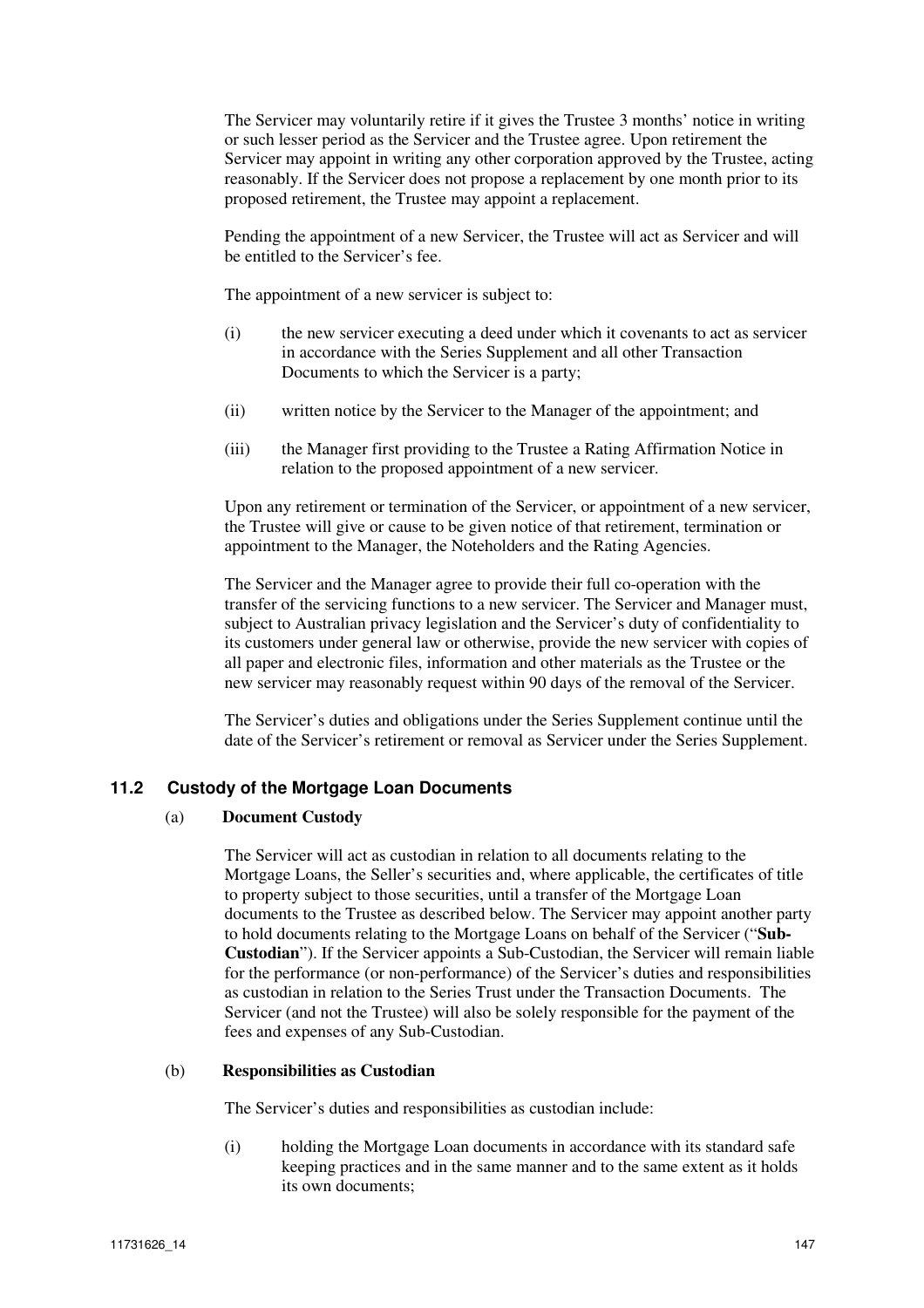The Servicer may voluntarily retire if it gives the Trustee 3 months' notice in writing or such lesser period as the Servicer and the Trustee agree. Upon retirement the Servicer may appoint in writing any other corporation approved by the Trustee, acting reasonably. If the Servicer does not propose a replacement by one month prior to its proposed retirement, the Trustee may appoint a replacement.

Pending the appointment of a new Servicer, the Trustee will act as Servicer and will be entitled to the Servicer's fee.

The appointment of a new servicer is subject to:

(i) the new servicer executing a deed under which it covenants to act as servicer in accordance with the Series Supplement and all other Transaction Documents to which the Servicer is a party;

(ii) written notice by the Servicer to the Manager of the appointment; and

(iii) the Manager first providing to the Trustee a Rating Affirmation Notice in relation to the proposed appointment of a new servicer.

Upon any retirement or termination of the Servicer, or appointment of a new servicer, the Trustee will give or cause to be given notice of that retirement, termination or appointment to the Manager, the Noteholders and the Rating Agencies.

The Servicer and the Manager agree to provide their full co-operation with the transfer of the servicing functions to a new servicer. The Servicer and Manager must, subject to Australian privacy legislation and the Servicer's duty of confidentiality to its customers under general law or otherwise, provide the new servicer with copies of all paper and electronic files, information and other materials as the Trustee or the new servicer may reasonably request within 90 days of the removal of the Servicer.

The Servicer's duties and obligations under the Series Supplement continue until the date of the Servicer's retirement or removal as Servicer under the Series Supplement.

### 11.2 Custody of the Mortgage Loan Documents

(a) **Document Custody**

The Servicer will act as custodian in relation to all documents relating to the Mortgage Loans, the Seller's securities and, where applicable, the certificates of title to property subject to those securities, until a transfer of the Mortgage Loan documents to the Trustee as described below. The Servicer may appoint another party to hold documents relating to the Mortgage Loans on behalf of the Servicer ("**Sub-Custodian**"). If the Servicer appoints a Sub-Custodian, the Servicer will remain liable for the performance (or non-performance) of the Servicer's duties and responsibilities as custodian in relation to the Series Trust under the Transaction Documents. The Servicer (and not the Trustee) will also be solely responsible for the payment of the fees and expenses of any Sub-Custodian.

(b) **Responsibilities as Custodian**

The Servicer's duties and responsibilities as custodian include:

(i) holding the Mortgage Loan documents in accordance with its standard safe keeping practices and in the same manner and to the same extent as it holds its own documents;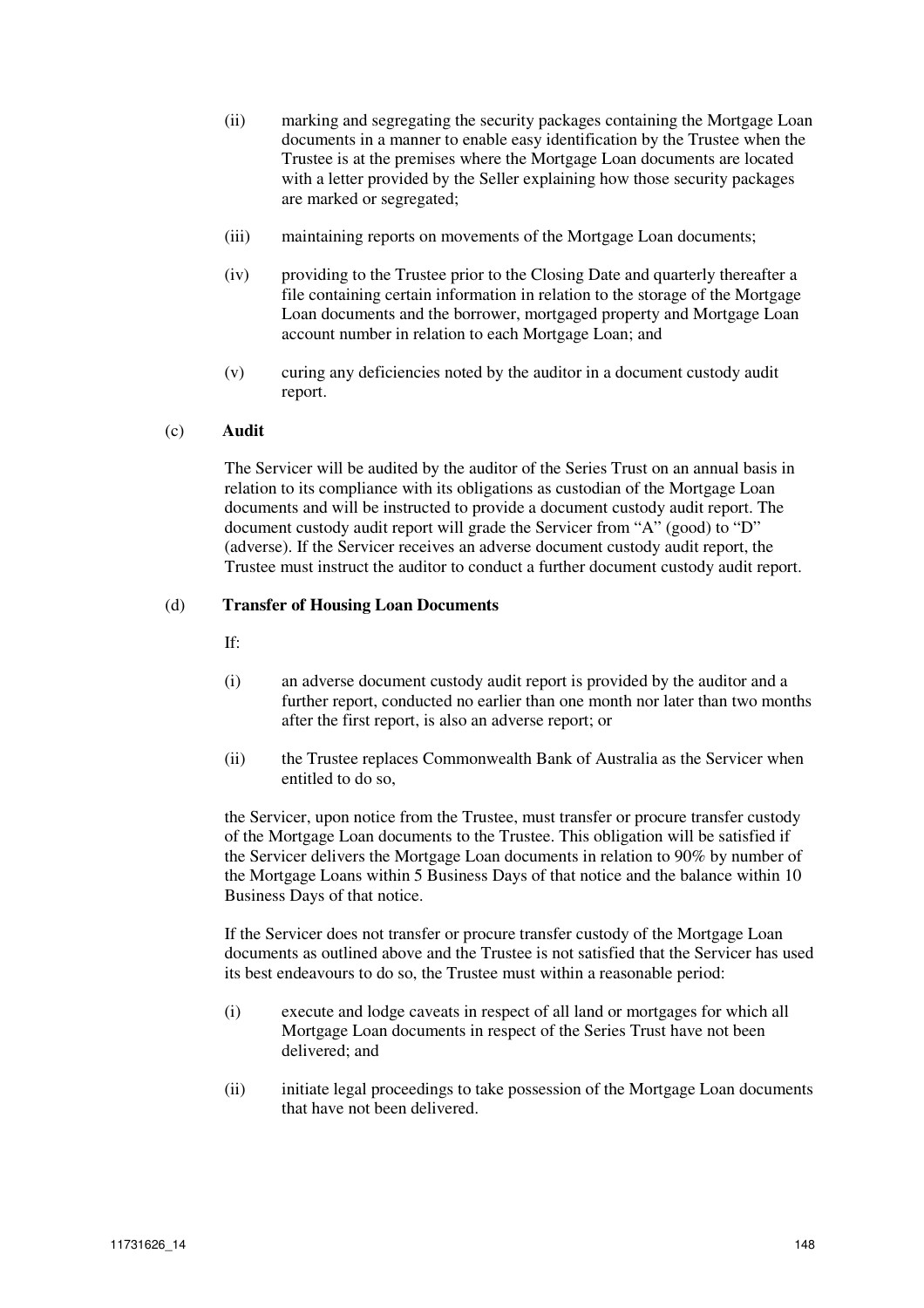(ii) marking and segregating the security packages containing the Mortgage Loan documents in a manner to enable easy identification by the Trustee when the Trustee is at the premises where the Mortgage Loan documents are located with a letter provided by the Seller explaining how those security packages are marked or segregated;

(iii) maintaining reports on movements of the Mortgage Loan documents;

(iv) providing to the Trustee prior to the Closing Date and quarterly thereafter a file containing certain information in relation to the storage of the Mortgage Loan documents and the borrower, mortgaged property and Mortgage Loan account number in relation to each Mortgage Loan; and

(v) curing any deficiencies noted by the auditor in a document custody audit report.

(c) **Audit**

The Servicer will be audited by the auditor of the Series Trust on an annual basis in relation to its compliance with its obligations as custodian of the Mortgage Loan documents and will be instructed to provide a document custody audit report. The document custody audit report will grade the Servicer from "A" (good) to "D" (adverse). If the Servicer receives an adverse document custody audit report, the Trustee must instruct the auditor to conduct a further document custody audit report.

(d) **Transfer of Housing Loan Documents**

If:

(i) an adverse document custody audit report is provided by the auditor and a further report, conducted no earlier than one month nor later than two months after the first report, is also an adverse report; or

(ii) the Trustee replaces Commonwealth Bank of Australia as the Servicer when entitled to do so,

the Servicer, upon notice from the Trustee, must transfer or procure transfer custody of the Mortgage Loan documents to the Trustee. This obligation will be satisfied if the Servicer delivers the Mortgage Loan documents in relation to 90% by number of the Mortgage Loans within 5 Business Days of that notice and the balance within 10 Business Days of that notice.

If the Servicer does not transfer or procure transfer custody of the Mortgage Loan documents as outlined above and the Trustee is not satisfied that the Servicer has used its best endeavours to do so, the Trustee must within a reasonable period:

(i) execute and lodge caveats in respect of all land or mortgages for which all Mortgage Loan documents in respect of the Series Trust have not been delivered; and

(ii) initiate legal proceedings to take possession of the Mortgage Loan documents that have not been delivered.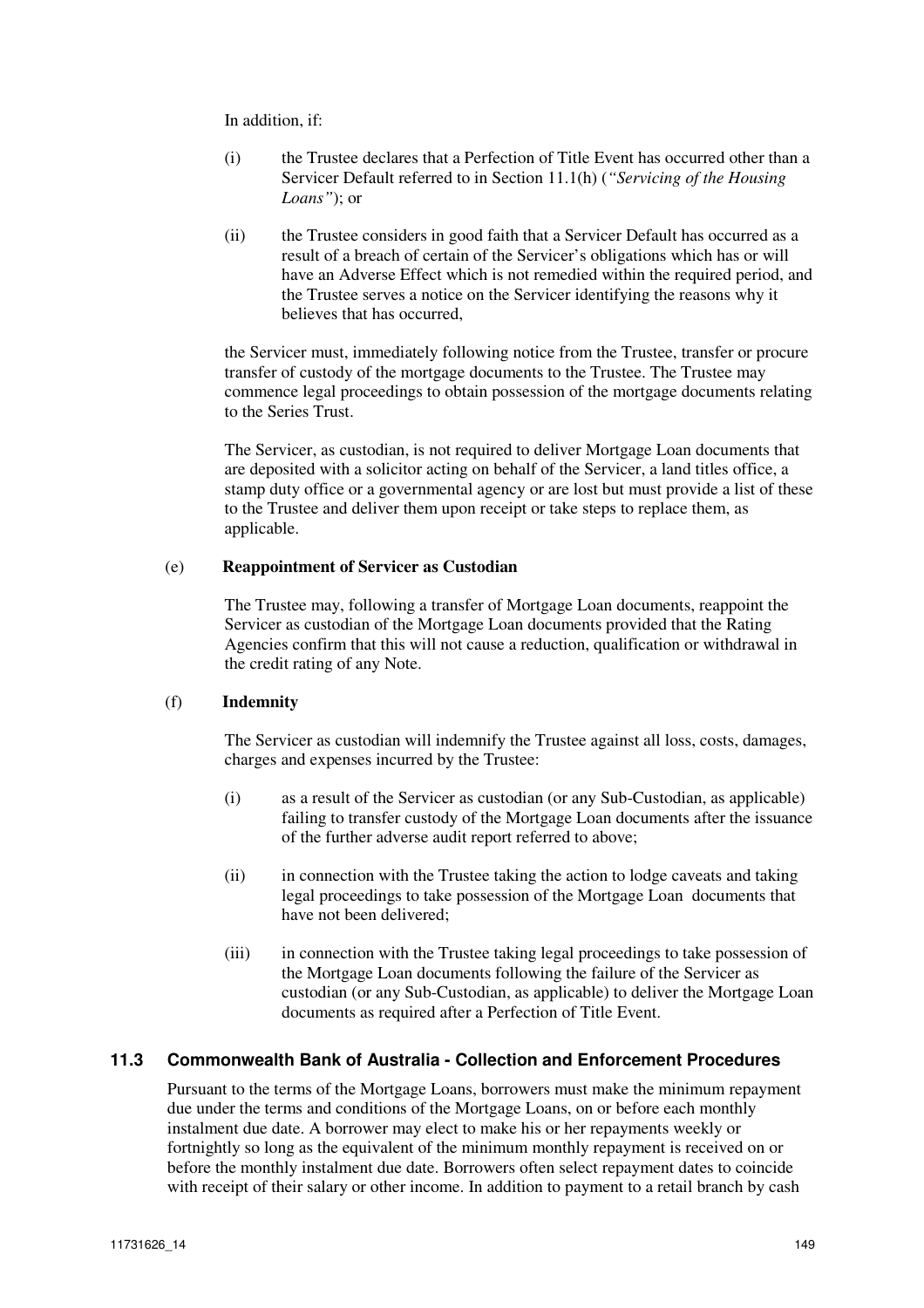In addition, if:

(i) the Trustee declares that a Perfection of Title Event has occurred other than a Servicer Default referred to in Section 11.1(h) (*"Servicing of the Housing Loans"*); or

(ii) the Trustee considers in good faith that a Servicer Default has occurred as a result of a breach of certain of the Servicer's obligations which has or will have an Adverse Effect which is not remedied within the required period, and the Trustee serves a notice on the Servicer identifying the reasons why it believes that has occurred,

the Servicer must, immediately following notice from the Trustee, transfer or procure transfer of custody of the mortgage documents to the Trustee. The Trustee may commence legal proceedings to obtain possession of the mortgage documents relating to the Series Trust.

The Servicer, as custodian, is not required to deliver Mortgage Loan documents that are deposited with a solicitor acting on behalf of the Servicer, a land titles office, a stamp duty office or a governmental agency or are lost but must provide a list of these to the Trustee and deliver them upon receipt or take steps to replace them, as applicable.

(e) **Reappointment of Servicer as Custodian**

The Trustee may, following a transfer of Mortgage Loan documents, reappoint the Servicer as custodian of the Mortgage Loan documents provided that the Rating Agencies confirm that this will not cause a reduction, qualification or withdrawal in the credit rating of any Note.

(f) **Indemnity**

The Servicer as custodian will indemnify the Trustee against all loss, costs, damages, charges and expenses incurred by the Trustee:

(i) as a result of the Servicer as custodian (or any Sub-Custodian, as applicable) failing to transfer custody of the Mortgage Loan documents after the issuance of the further adverse audit report referred to above;

(ii) in connection with the Trustee taking the action to lodge caveats and taking legal proceedings to take possession of the Mortgage Loan documents that have not been delivered;

(iii) in connection with the Trustee taking legal proceedings to take possession of the Mortgage Loan documents following the failure of the Servicer as custodian (or any Sub-Custodian, as applicable) to deliver the Mortgage Loan documents as required after a Perfection of Title Event.

## 11.3 Commonwealth Bank of Australia - Collection and Enforcement Procedures

Pursuant to the terms of the Mortgage Loans, borrowers must make the minimum repayment due under the terms and conditions of the Mortgage Loans, on or before each monthly instalment due date. A borrower may elect to make his or her repayments weekly or fortnightly so long as the equivalent of the minimum monthly repayment is received on or before the monthly instalment due date. Borrowers often select repayment dates to coincide with receipt of their salary or other income. In addition to payment to a retail branch by cash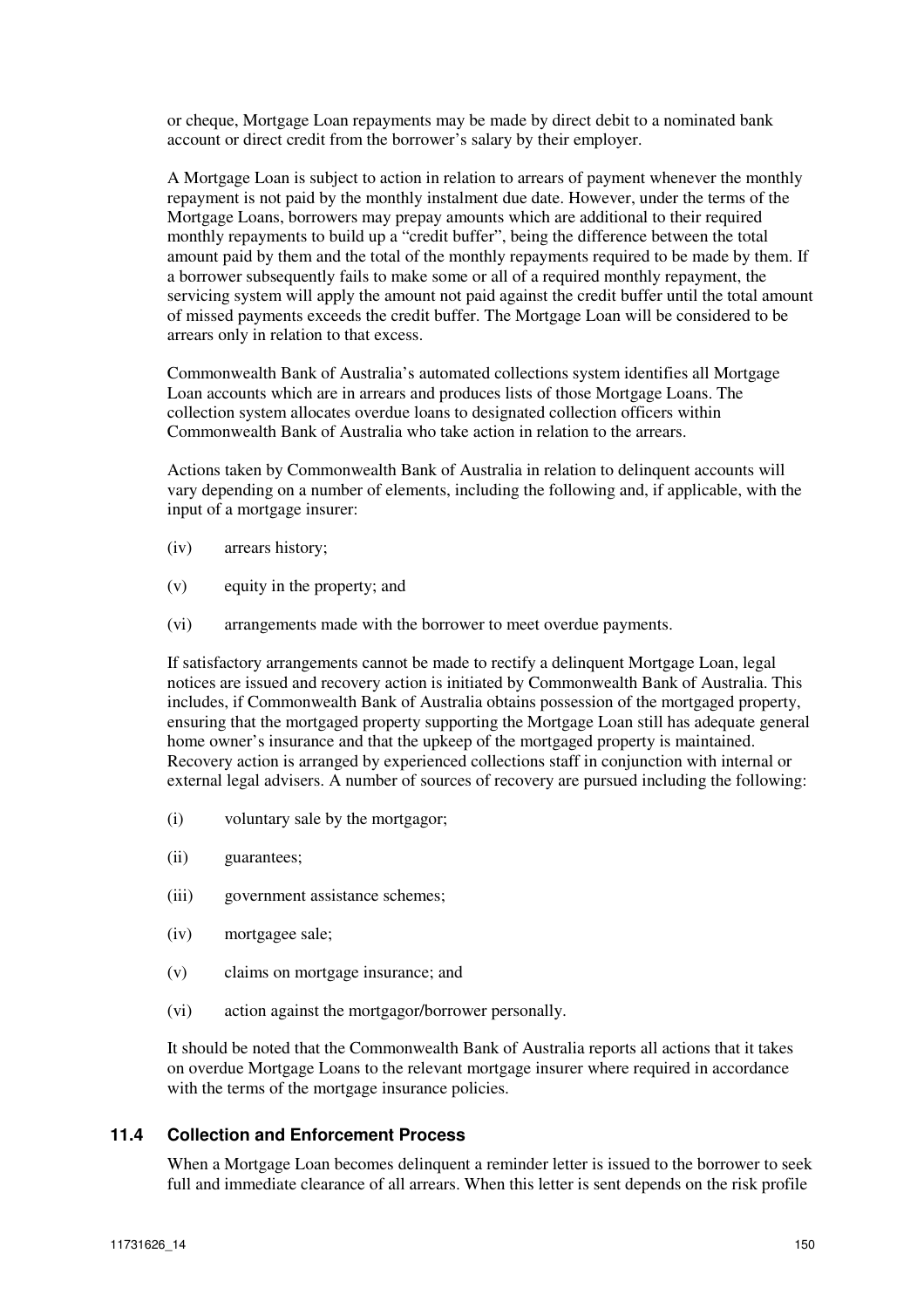or cheque, Mortgage Loan repayments may be made by direct debit to a nominated bank account or direct credit from the borrower's salary by their employer.

A Mortgage Loan is subject to action in relation to arrears of payment whenever the monthly repayment is not paid by the monthly instalment due date. However, under the terms of the Mortgage Loans, borrowers may prepay amounts which are additional to their required monthly repayments to build up a "credit buffer", being the difference between the total amount paid by them and the total of the monthly repayments required to be made by them. If a borrower subsequently fails to make some or all of a required monthly repayment, the servicing system will apply the amount not paid against the credit buffer until the total amount of missed payments exceeds the credit buffer. The Mortgage Loan will be considered to be arrears only in relation to that excess.

Commonwealth Bank of Australia's automated collections system identifies all Mortgage Loan accounts which are in arrears and produces lists of those Mortgage Loans. The collection system allocates overdue loans to designated collection officers within Commonwealth Bank of Australia who take action in relation to the arrears.

Actions taken by Commonwealth Bank of Australia in relation to delinquent accounts will vary depending on a number of elements, including the following and, if applicable, with the input of a mortgage insurer:

(iv) arrears history;

(v) equity in the property; and

(vi) arrangements made with the borrower to meet overdue payments.

If satisfactory arrangements cannot be made to rectify a delinquent Mortgage Loan, legal notices are issued and recovery action is initiated by Commonwealth Bank of Australia. This includes, if Commonwealth Bank of Australia obtains possession of the mortgaged property, ensuring that the mortgaged property supporting the Mortgage Loan still has adequate general home owner's insurance and that the upkeep of the mortgaged property is maintained. Recovery action is arranged by experienced collections staff in conjunction with internal or external legal advisers. A number of sources of recovery are pursued including the following:

(i) voluntary sale by the mortgagor;

(ii) guarantees;

(iii) government assistance schemes;

(iv) mortgagee sale;

(v) claims on mortgage insurance; and

(vi) action against the mortgagor/borrower personally.

It should be noted that the Commonwealth Bank of Australia reports all actions that it takes on overdue Mortgage Loans to the relevant mortgage insurer where required in accordance with the terms of the mortgage insurance policies.

### 11.4 Collection and Enforcement Process

When a Mortgage Loan becomes delinquent a reminder letter is issued to the borrower to seek full and immediate clearance of all arrears. When this letter is sent depends on the risk profile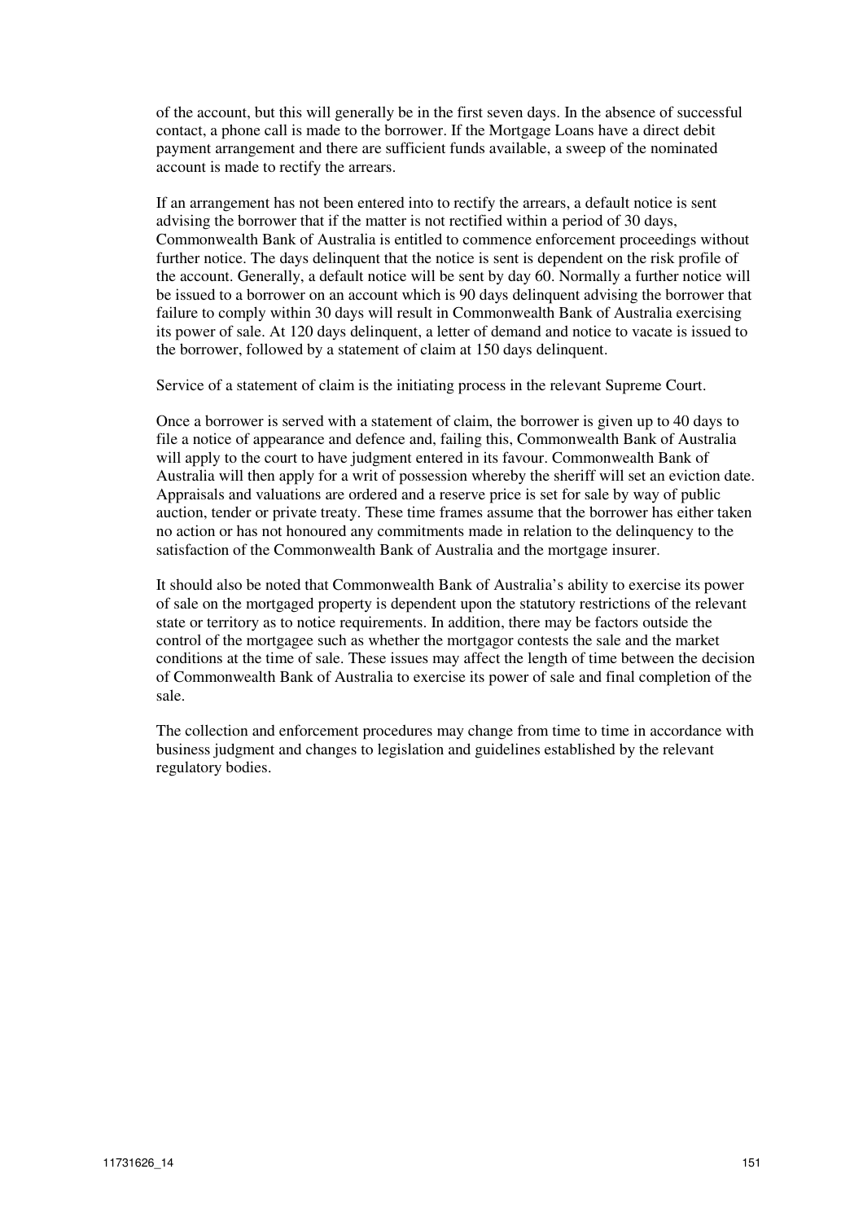of the account, but this will generally be in the first seven days. In the absence of successful contact, a phone call is made to the borrower. If the Mortgage Loans have a direct debit payment arrangement and there are sufficient funds available, a sweep of the nominated account is made to rectify the arrears.

If an arrangement has not been entered into to rectify the arrears, a default notice is sent advising the borrower that if the matter is not rectified within a period of 30 days, Commonwealth Bank of Australia is entitled to commence enforcement proceedings without further notice. The days delinquent that the notice is sent is dependent on the risk profile of the account. Generally, a default notice will be sent by day 60. Normally a further notice will be issued to a borrower on an account which is 90 days delinquent advising the borrower that failure to comply within 30 days will result in Commonwealth Bank of Australia exercising its power of sale. At 120 days delinquent, a letter of demand and notice to vacate is issued to the borrower, followed by a statement of claim at 150 days delinquent.

Service of a statement of claim is the initiating process in the relevant Supreme Court.

Once a borrower is served with a statement of claim, the borrower is given up to 40 days to file a notice of appearance and defence and, failing this, Commonwealth Bank of Australia will apply to the court to have judgment entered in its favour. Commonwealth Bank of Australia will then apply for a writ of possession whereby the sheriff will set an eviction date. Appraisals and valuations are ordered and a reserve price is set for sale by way of public auction, tender or private treaty. These time frames assume that the borrower has either taken no action or has not honoured any commitments made in relation to the delinquency to the satisfaction of the Commonwealth Bank of Australia and the mortgage insurer.

It should also be noted that Commonwealth Bank of Australia's ability to exercise its power of sale on the mortgaged property is dependent upon the statutory restrictions of the relevant state or territory as to notice requirements. In addition, there may be factors outside the control of the mortgagee such as whether the mortgagor contests the sale and the market conditions at the time of sale. These issues may affect the length of time between the decision of Commonwealth Bank of Australia to exercise its power of sale and final completion of the sale.

The collection and enforcement procedures may change from time to time in accordance with business judgment and changes to legislation and guidelines established by the relevant regulatory bodies.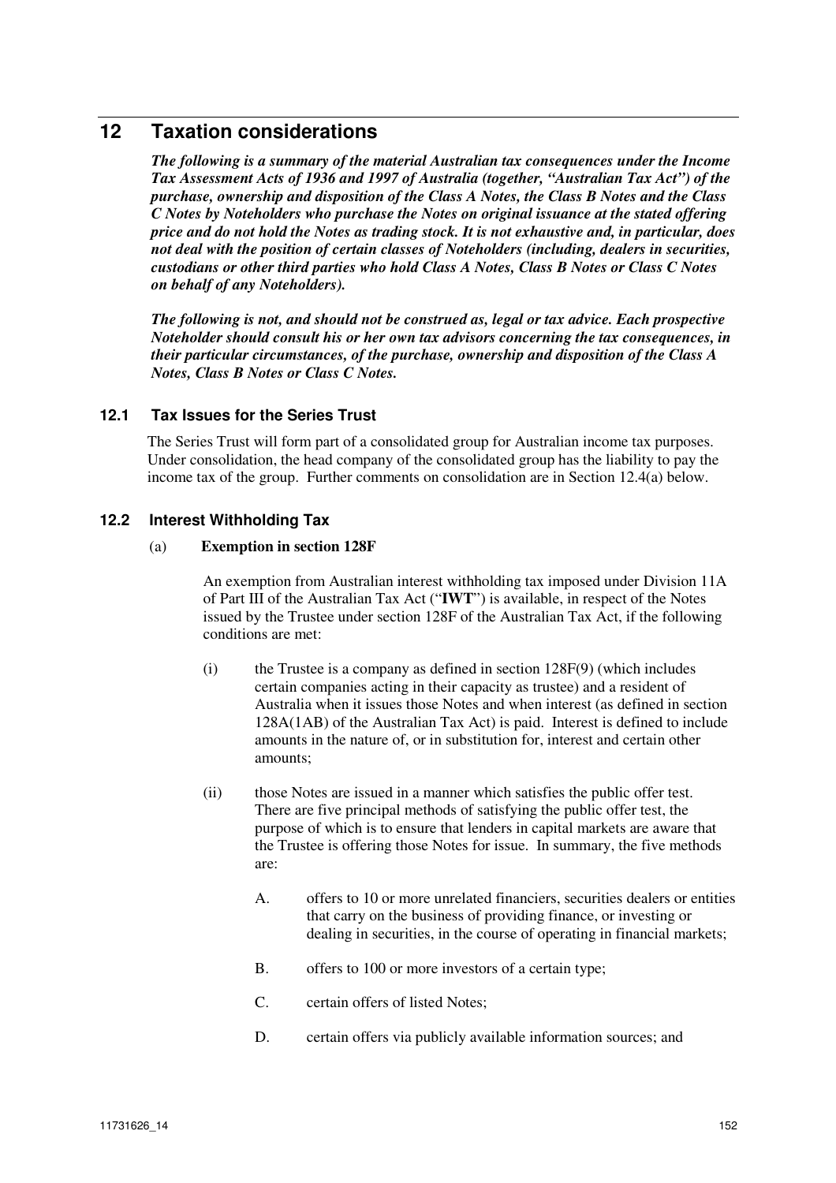# 12 Taxation considerations

***The following is a summary of the material Australian tax consequences under the Income Tax Assessment Acts of 1936 and 1997 of Australia (together, "Australian Tax Act") of the purchase, ownership and disposition of the Class A Notes, the Class B Notes and the Class C Notes by Noteholders who purchase the Notes on original issuance at the stated offering price and do not hold the Notes as trading stock. It is not exhaustive and, in particular, does not deal with the position of certain classes of Noteholders (including, dealers in securities, custodians or other third parties who hold Class A Notes, Class B Notes or Class C Notes on behalf of any Noteholders).***

***The following is not, and should not be construed as, legal or tax advice. Each prospective Noteholder should consult his or her own tax advisors concerning the tax consequences, in their particular circumstances, of the purchase, ownership and disposition of the Class A Notes, Class B Notes or Class C Notes.***

## 12.1 Tax Issues for the Series Trust

The Series Trust will form part of a consolidated group for Australian income tax purposes. Under consolidation, the head company of the consolidated group has the liability to pay the income tax of the group. Further comments on consolidation are in Section 12.4(a) below.

## 12.2 Interest Withholding Tax

(a) **Exemption in section 128F**

An exemption from Australian interest withholding tax imposed under Division 11A of Part III of the Australian Tax Act ("**IWT**") is available, in respect of the Notes issued by the Trustee under section 128F of the Australian Tax Act, if the following conditions are met:

(i) the Trustee is a company as defined in section 128F(9) (which includes certain companies acting in their capacity as trustee) and a resident of Australia when it issues those Notes and when interest (as defined in section 128A(1AB) of the Australian Tax Act) is paid. Interest is defined to include amounts in the nature of, or in substitution for, interest and certain other amounts;

(ii) those Notes are issued in a manner which satisfies the public offer test. There are five principal methods of satisfying the public offer test, the purpose of which is to ensure that lenders in capital markets are aware that the Trustee is offering those Notes for issue. In summary, the five methods are:

A. offers to 10 or more unrelated financiers, securities dealers or entities that carry on the business of providing finance, or investing or dealing in securities, in the course of operating in financial markets;

B. offers to 100 or more investors of a certain type;

C. certain offers of listed Notes;

D. certain offers via publicly available information sources; and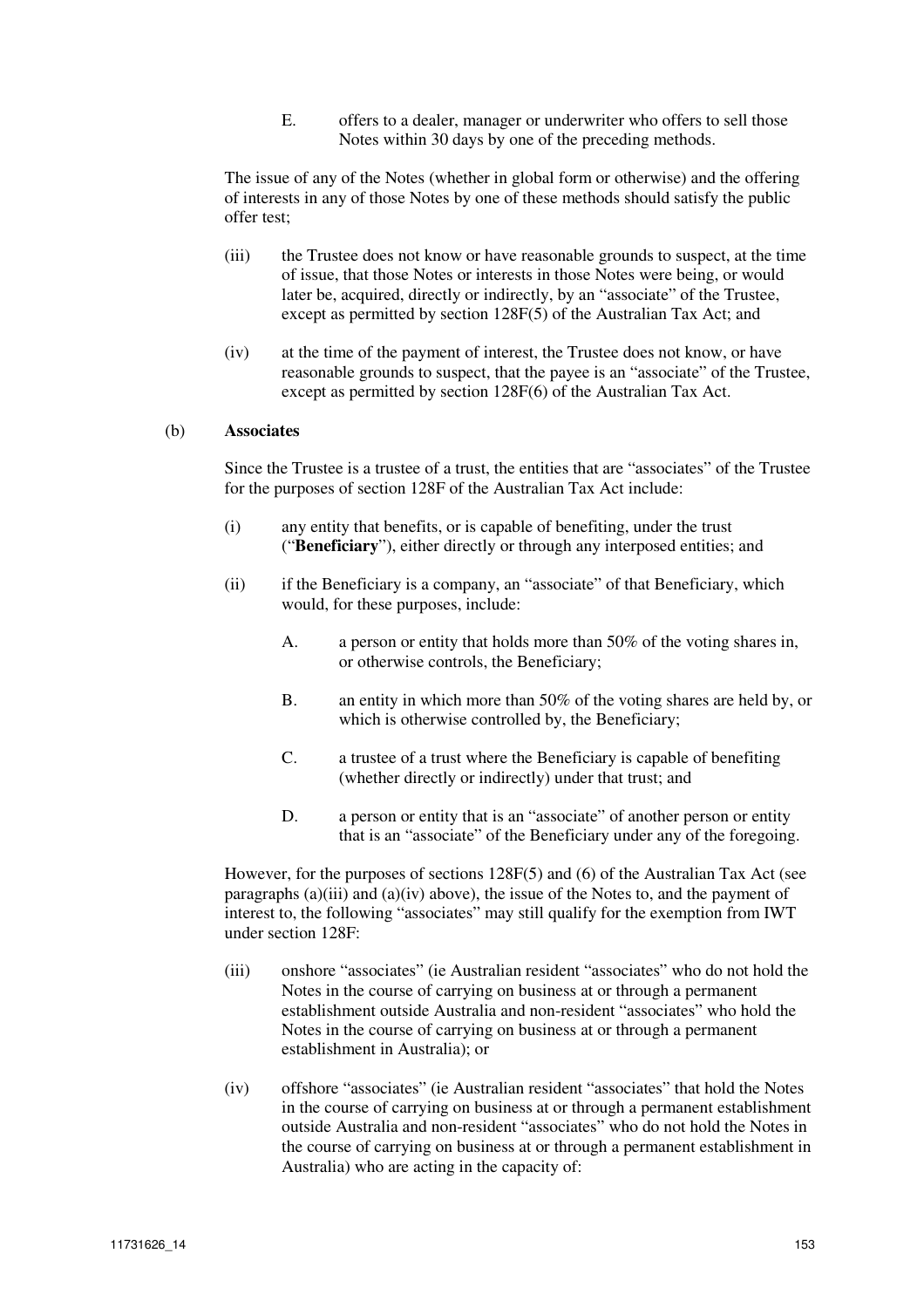E. offers to a dealer, manager or underwriter who offers to sell those Notes within 30 days by one of the preceding methods.

The issue of any of the Notes (whether in global form or otherwise) and the offering of interests in any of those Notes by one of these methods should satisfy the public offer test;

(iii) the Trustee does not know or have reasonable grounds to suspect, at the time of issue, that those Notes or interests in those Notes were being, or would later be, acquired, directly or indirectly, by an "associate" of the Trustee, except as permitted by section 128F(5) of the Australian Tax Act; and

(iv) at the time of the payment of interest, the Trustee does not know, or have reasonable grounds to suspect, that the payee is an "associate" of the Trustee, except as permitted by section 128F(6) of the Australian Tax Act.

(b) **Associates**

Since the Trustee is a trustee of a trust, the entities that are "associates" of the Trustee for the purposes of section 128F of the Australian Tax Act include:

(i) any entity that benefits, or is capable of benefiting, under the trust ("**Beneficiary**"), either directly or through any interposed entities; and

(ii) if the Beneficiary is a company, an "associate" of that Beneficiary, which would, for these purposes, include:

A. a person or entity that holds more than 50% of the voting shares in, or otherwise controls, the Beneficiary;

B. an entity in which more than 50% of the voting shares are held by, or which is otherwise controlled by, the Beneficiary;

C. a trustee of a trust where the Beneficiary is capable of benefiting (whether directly or indirectly) under that trust; and

D. a person or entity that is an "associate" of another person or entity that is an "associate" of the Beneficiary under any of the foregoing.

However, for the purposes of sections 128F(5) and (6) of the Australian Tax Act (see paragraphs (a)(iii) and (a)(iv) above), the issue of the Notes to, and the payment of interest to, the following "associates" may still qualify for the exemption from IWT under section 128F:

(iii) onshore "associates" (ie Australian resident "associates" who do not hold the Notes in the course of carrying on business at or through a permanent establishment outside Australia and non-resident "associates" who hold the Notes in the course of carrying on business at or through a permanent establishment in Australia); or

(iv) offshore "associates" (ie Australian resident "associates" that hold the Notes in the course of carrying on business at or through a permanent establishment outside Australia and non-resident "associates" who do not hold the Notes in the course of carrying on business at or through a permanent establishment in Australia) who are acting in the capacity of: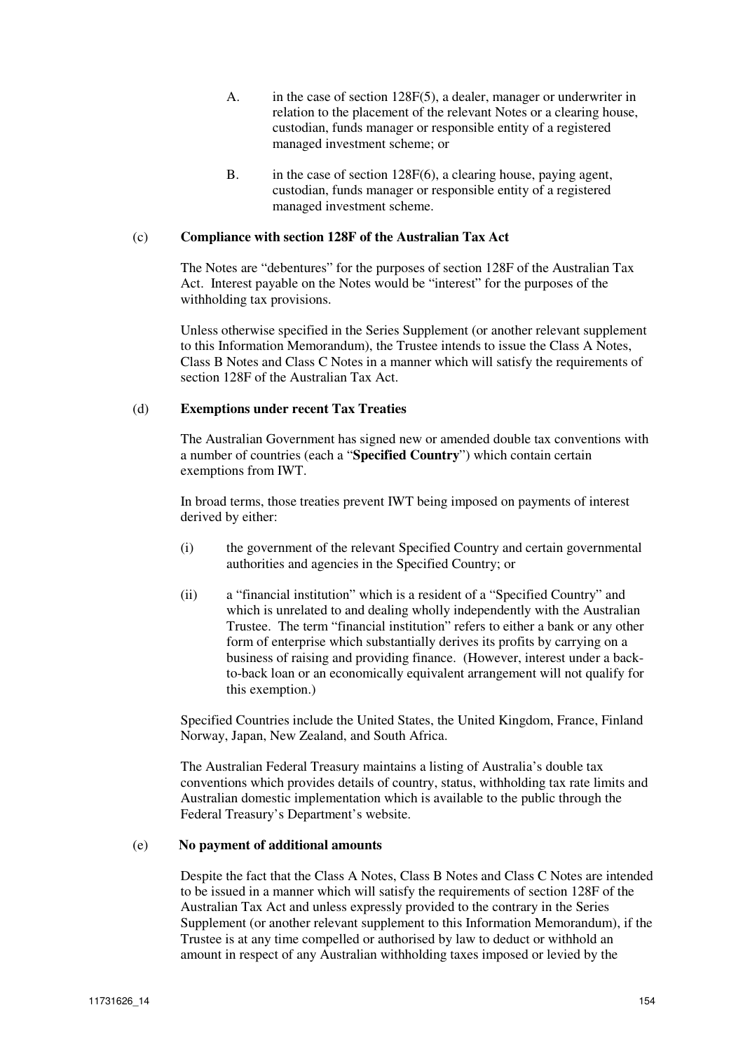A. in the case of section 128F(5), a dealer, manager or underwriter in relation to the placement of the relevant Notes or a clearing house, custodian, funds manager or responsible entity of a registered managed investment scheme; or

B. in the case of section 128F(6), a clearing house, paying agent, custodian, funds manager or responsible entity of a registered managed investment scheme.

(c) **Compliance with section 128F of the Australian Tax Act**

The Notes are "debentures" for the purposes of section 128F of the Australian Tax Act. Interest payable on the Notes would be "interest" for the purposes of the withholding tax provisions.

Unless otherwise specified in the Series Supplement (or another relevant supplement to this Information Memorandum), the Trustee intends to issue the Class A Notes, Class B Notes and Class C Notes in a manner which will satisfy the requirements of section 128F of the Australian Tax Act.

(d) **Exemptions under recent Tax Treaties**

The Australian Government has signed new or amended double tax conventions with a number of countries (each a "**Specified Country**") which contain certain exemptions from IWT.

In broad terms, those treaties prevent IWT being imposed on payments of interest derived by either:

(i) the government of the relevant Specified Country and certain governmental authorities and agencies in the Specified Country; or

(ii) a "financial institution" which is a resident of a "Specified Country" and which is unrelated to and dealing wholly independently with the Australian Trustee. The term "financial institution" refers to either a bank or any other form of enterprise which substantially derives its profits by carrying on a business of raising and providing finance. (However, interest under a back-to-back loan or an economically equivalent arrangement will not qualify for this exemption.)

Specified Countries include the United States, the United Kingdom, France, Finland Norway, Japan, New Zealand, and South Africa.

The Australian Federal Treasury maintains a listing of Australia's double tax conventions which provides details of country, status, withholding tax rate limits and Australian domestic implementation which is available to the public through the Federal Treasury's Department's website.

(e) **No payment of additional amounts**

Despite the fact that the Class A Notes, Class B Notes and Class C Notes are intended to be issued in a manner which will satisfy the requirements of section 128F of the Australian Tax Act and unless expressly provided to the contrary in the Series Supplement (or another relevant supplement to this Information Memorandum), if the Trustee is at any time compelled or authorised by law to deduct or withhold an amount in respect of any Australian withholding taxes imposed or levied by the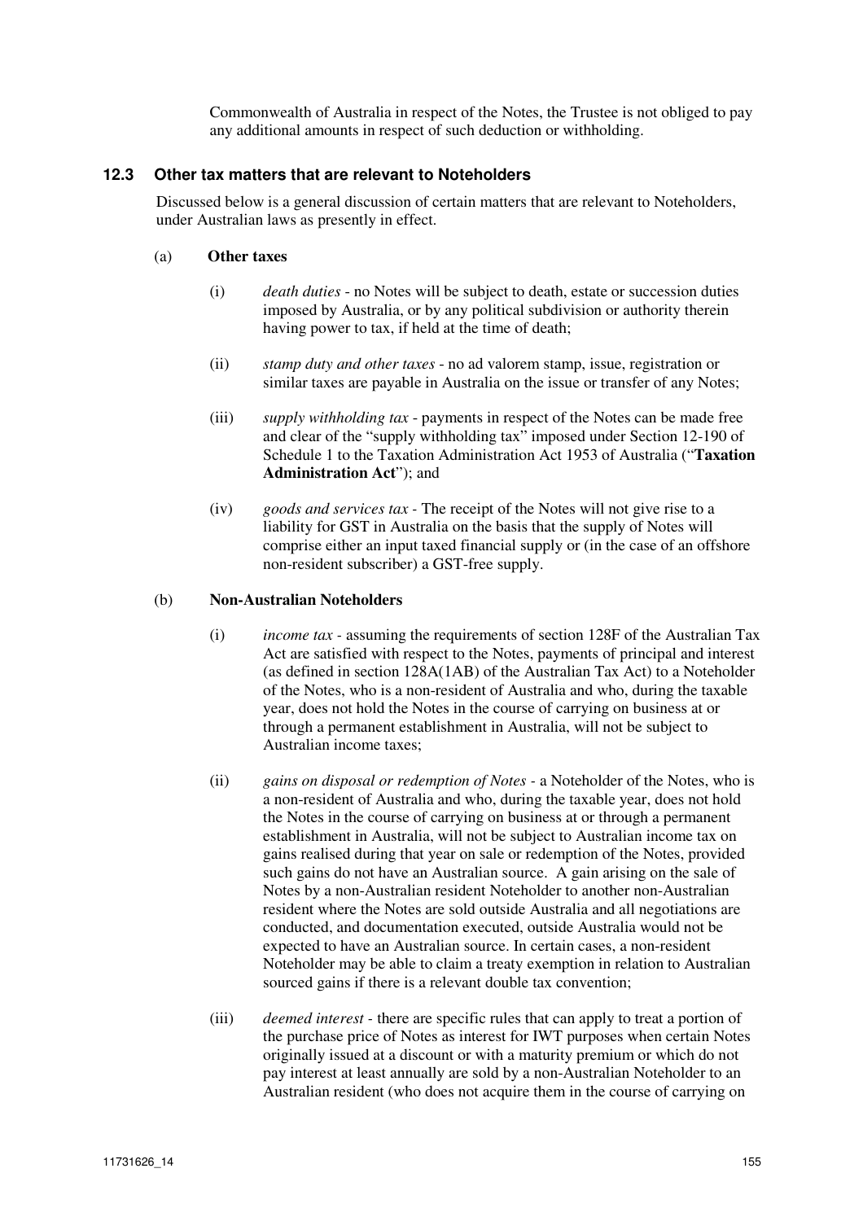Commonwealth of Australia in respect of the Notes, the Trustee is not obliged to pay any additional amounts in respect of such deduction or withholding.

### 12.3 Other tax matters that are relevant to Noteholders

Discussed below is a general discussion of certain matters that are relevant to Noteholders, under Australian laws as presently in effect.

(a) **Other taxes**

(i) *death duties* - no Notes will be subject to death, estate or succession duties imposed by Australia, or by any political subdivision or authority therein having power to tax, if held at the time of death;

(ii) *stamp duty and other taxes* - no ad valorem stamp, issue, registration or similar taxes are payable in Australia on the issue or transfer of any Notes;

(iii) *supply withholding tax* - payments in respect of the Notes can be made free and clear of the "supply withholding tax" imposed under Section 12-190 of Schedule 1 to the Taxation Administration Act 1953 of Australia ("**Taxation Administration Act**"); and

(iv) *goods and services tax* - The receipt of the Notes will not give rise to a liability for GST in Australia on the basis that the supply of Notes will comprise either an input taxed financial supply or (in the case of an offshore non-resident subscriber) a GST-free supply.

(b) **Non-Australian Noteholders**

(i) *income tax* - assuming the requirements of section 128F of the Australian Tax Act are satisfied with respect to the Notes, payments of principal and interest (as defined in section 128A(1AB) of the Australian Tax Act) to a Noteholder of the Notes, who is a non-resident of Australia and who, during the taxable year, does not hold the Notes in the course of carrying on business at or through a permanent establishment in Australia, will not be subject to Australian income taxes;

(ii) *gains on disposal or redemption of Notes* - a Noteholder of the Notes, who is a non-resident of Australia and who, during the taxable year, does not hold the Notes in the course of carrying on business at or through a permanent establishment in Australia, will not be subject to Australian income tax on gains realised during that year on sale or redemption of the Notes, provided such gains do not have an Australian source. A gain arising on the sale of Notes by a non-Australian resident Noteholder to another non-Australian resident where the Notes are sold outside Australia and all negotiations are conducted, and documentation executed, outside Australia would not be expected to have an Australian source. In certain cases, a non-resident Noteholder may be able to claim a treaty exemption in relation to Australian sourced gains if there is a relevant double tax convention;

(iii) *deemed interest* - there are specific rules that can apply to treat a portion of the purchase price of Notes as interest for IWT purposes when certain Notes originally issued at a discount or with a maturity premium or which do not pay interest at least annually are sold by a non-Australian Noteholder to an Australian resident (who does not acquire them in the course of carrying on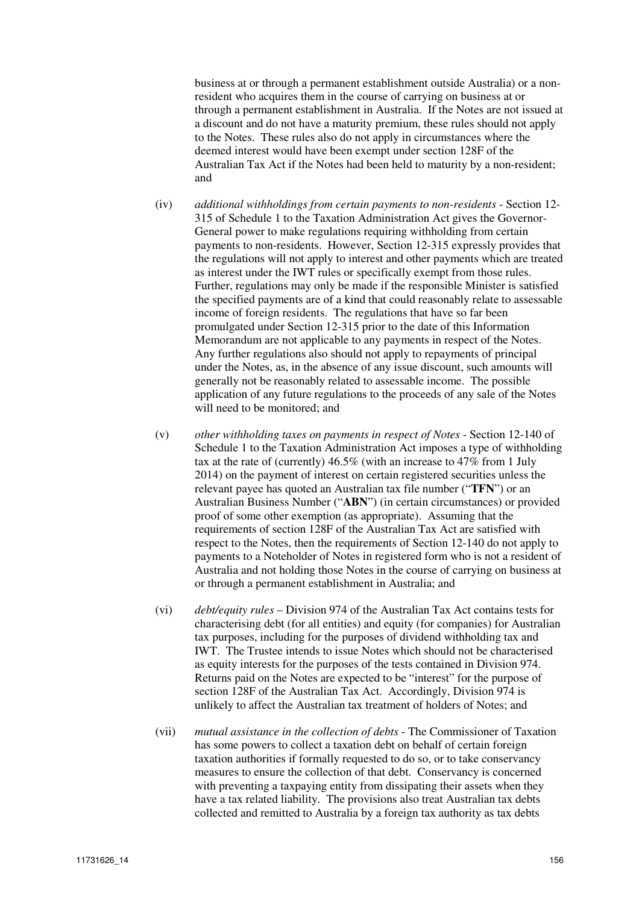business at or through a permanent establishment outside Australia) or a non-resident who acquires them in the course of carrying on business at or through a permanent establishment in Australia. If the Notes are not issued at a discount and do not have a maturity premium, these rules should not apply to the Notes. These rules also do not apply in circumstances where the deemed interest would have been exempt under section 128F of the Australian Tax Act if the Notes had been held to maturity by a non-resident; and

(iv) *additional withholdings from certain payments to non-residents* - Section 12-315 of Schedule 1 to the Taxation Administration Act gives the Governor-General power to make regulations requiring withholding from certain payments to non-residents. However, Section 12-315 expressly provides that the regulations will not apply to interest and other payments which are treated as interest under the IWT rules or specifically exempt from those rules. Further, regulations may only be made if the responsible Minister is satisfied the specified payments are of a kind that could reasonably relate to assessable income of foreign residents. The regulations that have so far been promulgated under Section 12-315 prior to the date of this Information Memorandum are not applicable to any payments in respect of the Notes. Any further regulations also should not apply to repayments of principal under the Notes, as, in the absence of any issue discount, such amounts will generally not be reasonably related to assessable income. The possible application of any future regulations to the proceeds of any sale of the Notes will need to be monitored; and

(v) *other withholding taxes on payments in respect of Notes* - Section 12-140 of Schedule 1 to the Taxation Administration Act imposes a type of withholding tax at the rate of (currently) 46.5% (with an increase to 47% from 1 July 2014) on the payment of interest on certain registered securities unless the relevant payee has quoted an Australian tax file number ("**TFN**") or an Australian Business Number ("**ABN**") (in certain circumstances) or provided proof of some other exemption (as appropriate). Assuming that the requirements of section 128F of the Australian Tax Act are satisfied with respect to the Notes, then the requirements of Section 12-140 do not apply to payments to a Noteholder of Notes in registered form who is not a resident of Australia and not holding those Notes in the course of carrying on business at or through a permanent establishment in Australia; and

(vi) *debt/equity rules* – Division 974 of the Australian Tax Act contains tests for characterising debt (for all entities) and equity (for companies) for Australian tax purposes, including for the purposes of dividend withholding tax and IWT. The Trustee intends to issue Notes which should not be characterised as equity interests for the purposes of the tests contained in Division 974. Returns paid on the Notes are expected to be "interest" for the purpose of section 128F of the Australian Tax Act. Accordingly, Division 974 is unlikely to affect the Australian tax treatment of holders of Notes; and

(vii) *mutual assistance in the collection of debts* - The Commissioner of Taxation has some powers to collect a taxation debt on behalf of certain foreign taxation authorities if formally requested to do so, or to take conservancy measures to ensure the collection of that debt. Conservancy is concerned with preventing a taxpaying entity from dissipating their assets when they have a tax related liability. The provisions also treat Australian tax debts collected and remitted to Australia by a foreign tax authority as tax debts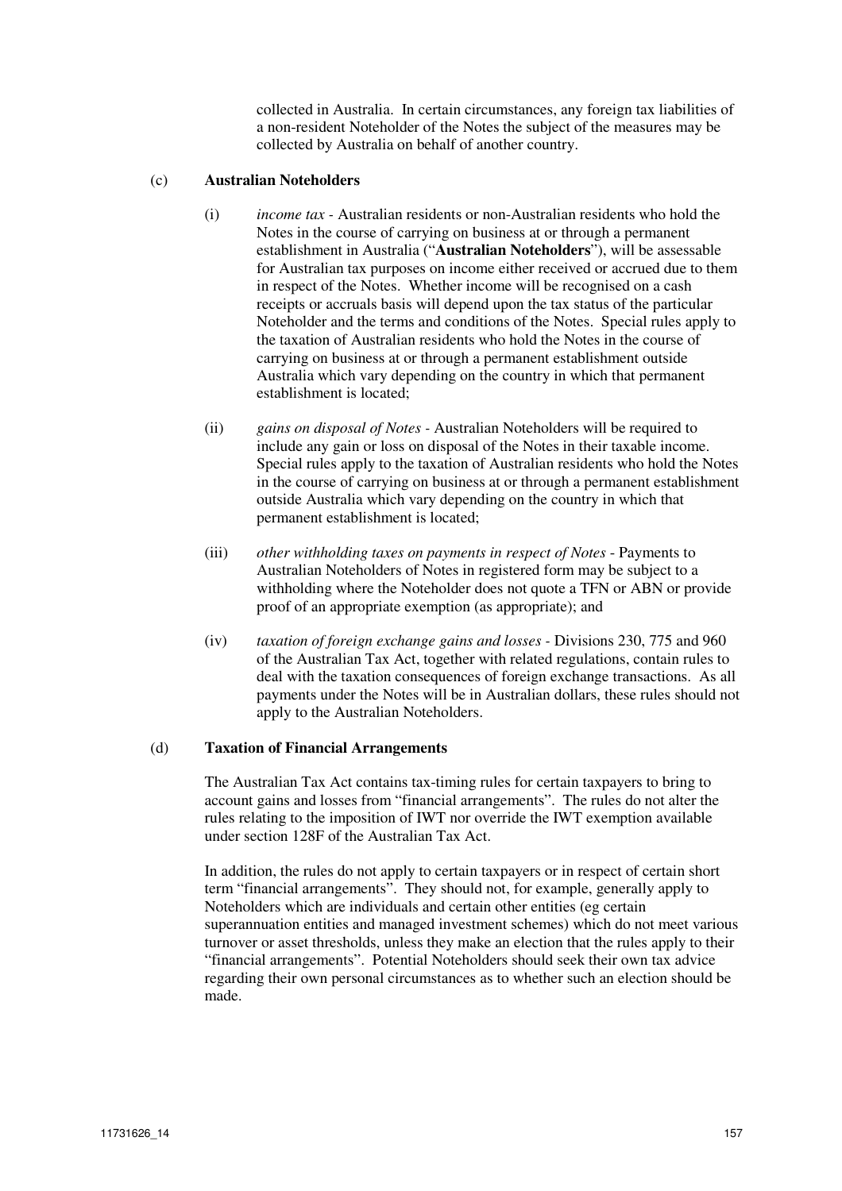collected in Australia. In certain circumstances, any foreign tax liabilities of a non-resident Noteholder of the Notes the subject of the measures may be collected by Australia on behalf of another country.

(c) **Australian Noteholders**

(i) *income tax* - Australian residents or non-Australian residents who hold the Notes in the course of carrying on business at or through a permanent establishment in Australia ("**Australian Noteholders**"), will be assessable for Australian tax purposes on income either received or accrued due to them in respect of the Notes. Whether income will be recognised on a cash receipts or accruals basis will depend upon the tax status of the particular Noteholder and the terms and conditions of the Notes. Special rules apply to the taxation of Australian residents who hold the Notes in the course of carrying on business at or through a permanent establishment outside Australia which vary depending on the country in which that permanent establishment is located;

(ii) *gains on disposal of Notes* - Australian Noteholders will be required to include any gain or loss on disposal of the Notes in their taxable income. Special rules apply to the taxation of Australian residents who hold the Notes in the course of carrying on business at or through a permanent establishment outside Australia which vary depending on the country in which that permanent establishment is located;

(iii) *other withholding taxes on payments in respect of Notes* - Payments to Australian Noteholders of Notes in registered form may be subject to a withholding where the Noteholder does not quote a TFN or ABN or provide proof of an appropriate exemption (as appropriate); and

(iv) *taxation of foreign exchange gains and losses* - Divisions 230, 775 and 960 of the Australian Tax Act, together with related regulations, contain rules to deal with the taxation consequences of foreign exchange transactions. As all payments under the Notes will be in Australian dollars, these rules should not apply to the Australian Noteholders.

(d) **Taxation of Financial Arrangements**

The Australian Tax Act contains tax-timing rules for certain taxpayers to bring to account gains and losses from "financial arrangements". The rules do not alter the rules relating to the imposition of IWT nor override the IWT exemption available under section 128F of the Australian Tax Act.

In addition, the rules do not apply to certain taxpayers or in respect of certain short term "financial arrangements". They should not, for example, generally apply to Noteholders which are individuals and certain other entities (eg certain superannuation entities and managed investment schemes) which do not meet various turnover or asset thresholds, unless they make an election that the rules apply to their "financial arrangements". Potential Noteholders should seek their own tax advice regarding their own personal circumstances as to whether such an election should be made.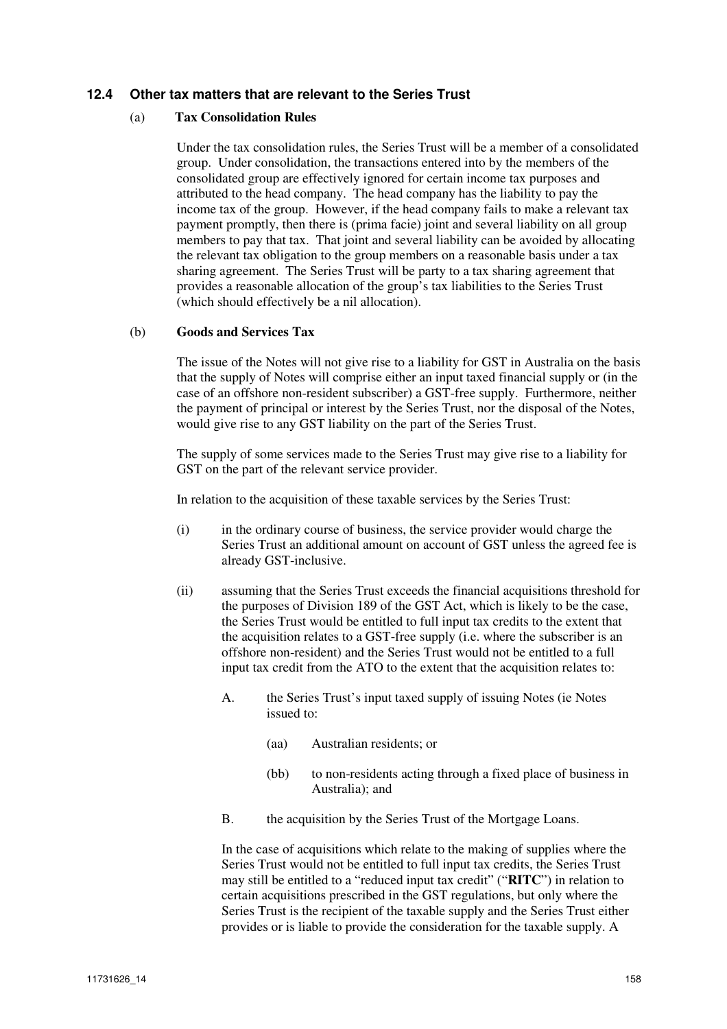### 12.4 Other tax matters that are relevant to the Series Trust

(a) **Tax Consolidation Rules**

Under the tax consolidation rules, the Series Trust will be a member of a consolidated group. Under consolidation, the transactions entered into by the members of the consolidated group are effectively ignored for certain income tax purposes and attributed to the head company. The head company has the liability to pay the income tax of the group. However, if the head company fails to make a relevant tax payment promptly, then there is (prima facie) joint and several liability on all group members to pay that tax. That joint and several liability can be avoided by allocating the relevant tax obligation to the group members on a reasonable basis under a tax sharing agreement. The Series Trust will be party to a tax sharing agreement that provides a reasonable allocation of the group's tax liabilities to the Series Trust (which should effectively be a nil allocation).

(b) **Goods and Services Tax**

The issue of the Notes will not give rise to a liability for GST in Australia on the basis that the supply of Notes will comprise either an input taxed financial supply or (in the case of an offshore non-resident subscriber) a GST-free supply. Furthermore, neither the payment of principal or interest by the Series Trust, nor the disposal of the Notes, would give rise to any GST liability on the part of the Series Trust.

The supply of some services made to the Series Trust may give rise to a liability for GST on the part of the relevant service provider.

In relation to the acquisition of these taxable services by the Series Trust:

(i) in the ordinary course of business, the service provider would charge the Series Trust an additional amount on account of GST unless the agreed fee is already GST-inclusive.

(ii) assuming that the Series Trust exceeds the financial acquisitions threshold for the purposes of Division 189 of the GST Act, which is likely to be the case, the Series Trust would be entitled to full input tax credits to the extent that the acquisition relates to a GST-free supply (i.e. where the subscriber is an offshore non-resident) and the Series Trust would not be entitled to a full input tax credit from the ATO to the extent that the acquisition relates to:

A. the Series Trust's input taxed supply of issuing Notes (ie Notes issued to:

(aa) Australian residents; or

(bb) to non-residents acting through a fixed place of business in Australia); and

B. the acquisition by the Series Trust of the Mortgage Loans.

In the case of acquisitions which relate to the making of supplies where the Series Trust would not be entitled to full input tax credits, the Series Trust may still be entitled to a "reduced input tax credit" ("**RITC**") in relation to certain acquisitions prescribed in the GST regulations, but only where the Series Trust is the recipient of the taxable supply and the Series Trust either provides or is liable to provide the consideration for the taxable supply. A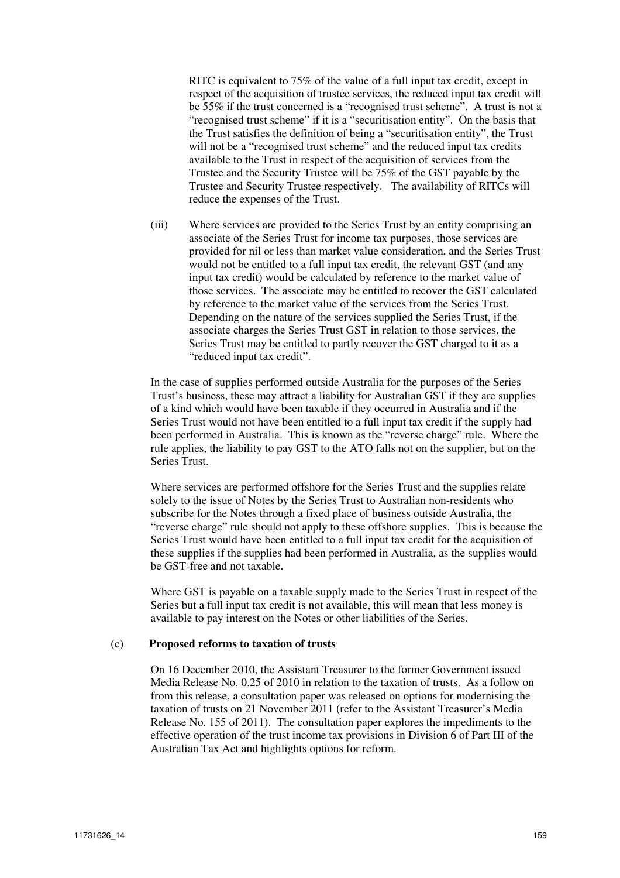RITC is equivalent to 75% of the value of a full input tax credit, except in respect of the acquisition of trustee services, the reduced input tax credit will be 55% if the trust concerned is a "recognised trust scheme". A trust is not a "recognised trust scheme" if it is a "securitisation entity". On the basis that the Trust satisfies the definition of being a "securitisation entity", the Trust will not be a "recognised trust scheme" and the reduced input tax credits available to the Trust in respect of the acquisition of services from the Trustee and the Security Trustee will be 75% of the GST payable by the Trustee and Security Trustee respectively. The availability of RITCs will reduce the expenses of the Trust.

(iii) Where services are provided to the Series Trust by an entity comprising an associate of the Series Trust for income tax purposes, those services are provided for nil or less than market value consideration, and the Series Trust would not be entitled to a full input tax credit, the relevant GST (and any input tax credit) would be calculated by reference to the market value of those services. The associate may be entitled to recover the GST calculated by reference to the market value of the services from the Series Trust. Depending on the nature of the services supplied the Series Trust, if the associate charges the Series Trust GST in relation to those services, the Series Trust may be entitled to partly recover the GST charged to it as a "reduced input tax credit".

In the case of supplies performed outside Australia for the purposes of the Series Trust's business, these may attract a liability for Australian GST if they are supplies of a kind which would have been taxable if they occurred in Australia and if the Series Trust would not have been entitled to a full input tax credit if the supply had been performed in Australia. This is known as the "reverse charge" rule. Where the rule applies, the liability to pay GST to the ATO falls not on the supplier, but on the Series Trust.

Where services are performed offshore for the Series Trust and the supplies relate solely to the issue of Notes by the Series Trust to Australian non-residents who subscribe for the Notes through a fixed place of business outside Australia, the "reverse charge" rule should not apply to these offshore supplies. This is because the Series Trust would have been entitled to a full input tax credit for the acquisition of these supplies if the supplies had been performed in Australia, as the supplies would be GST-free and not taxable.

Where GST is payable on a taxable supply made to the Series Trust in respect of the Series but a full input tax credit is not available, this will mean that less money is available to pay interest on the Notes or other liabilities of the Series.

(c) **Proposed reforms to taxation of trusts**

On 16 December 2010, the Assistant Treasurer to the former Government issued Media Release No. 0.25 of 2010 in relation to the taxation of trusts. As a follow on from this release, a consultation paper was released on options for modernising the taxation of trusts on 21 November 2011 (refer to the Assistant Treasurer's Media Release No. 155 of 2011). The consultation paper explores the impediments to the effective operation of the trust income tax provisions in Division 6 of Part III of the Australian Tax Act and highlights options for reform.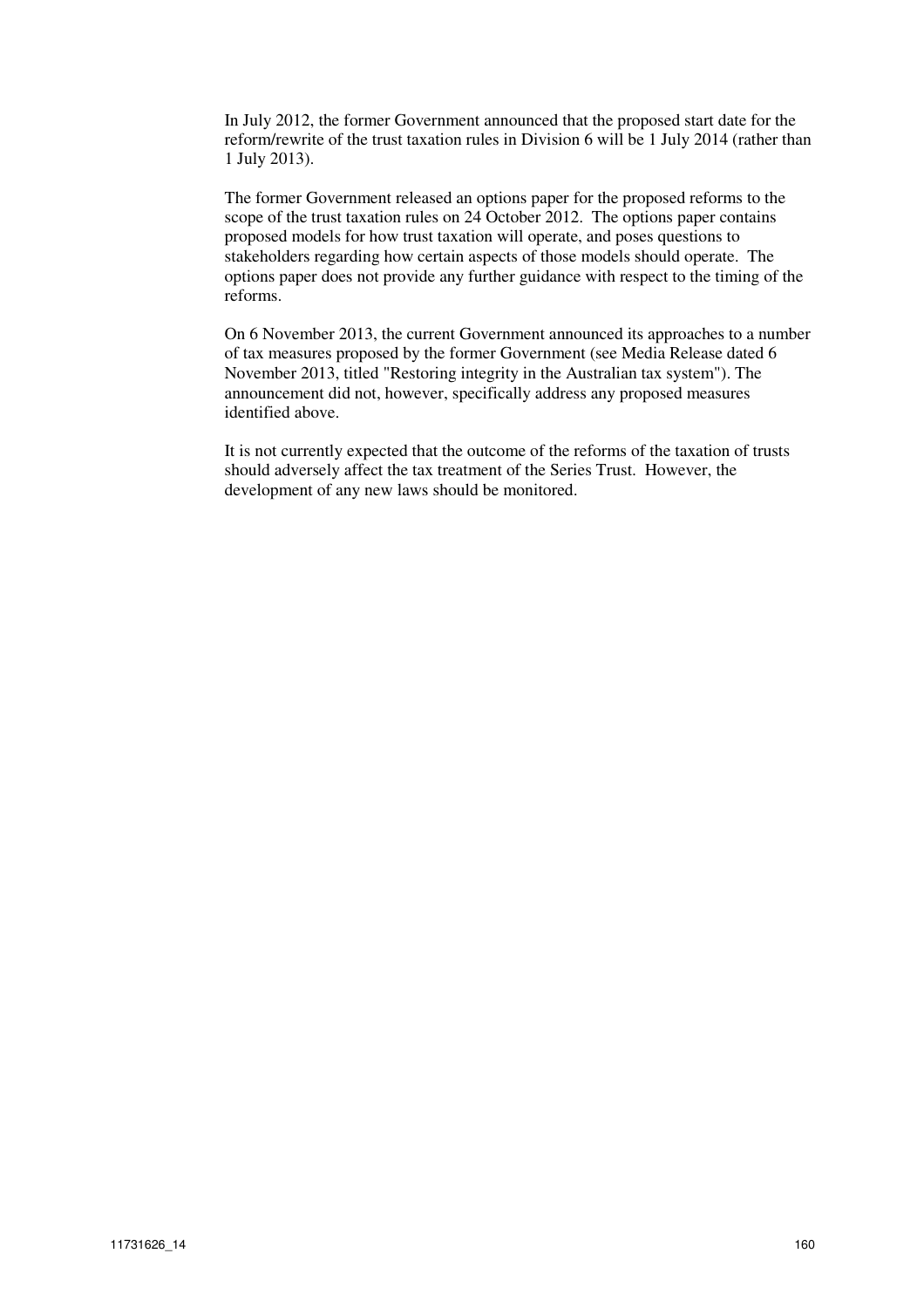In July 2012, the former Government announced that the proposed start date for the reform/rewrite of the trust taxation rules in Division 6 will be 1 July 2014 (rather than 1 July 2013).

The former Government released an options paper for the proposed reforms to the scope of the trust taxation rules on 24 October 2012. The options paper contains proposed models for how trust taxation will operate, and poses questions to stakeholders regarding how certain aspects of those models should operate. The options paper does not provide any further guidance with respect to the timing of the reforms.

On 6 November 2013, the current Government announced its approaches to a number of tax measures proposed by the former Government (see Media Release dated 6 November 2013, titled "Restoring integrity in the Australian tax system"). The announcement did not, however, specifically address any proposed measures identified above.

It is not currently expected that the outcome of the reforms of the taxation of trusts should adversely affect the tax treatment of the Series Trust. However, the development of any new laws should be monitored.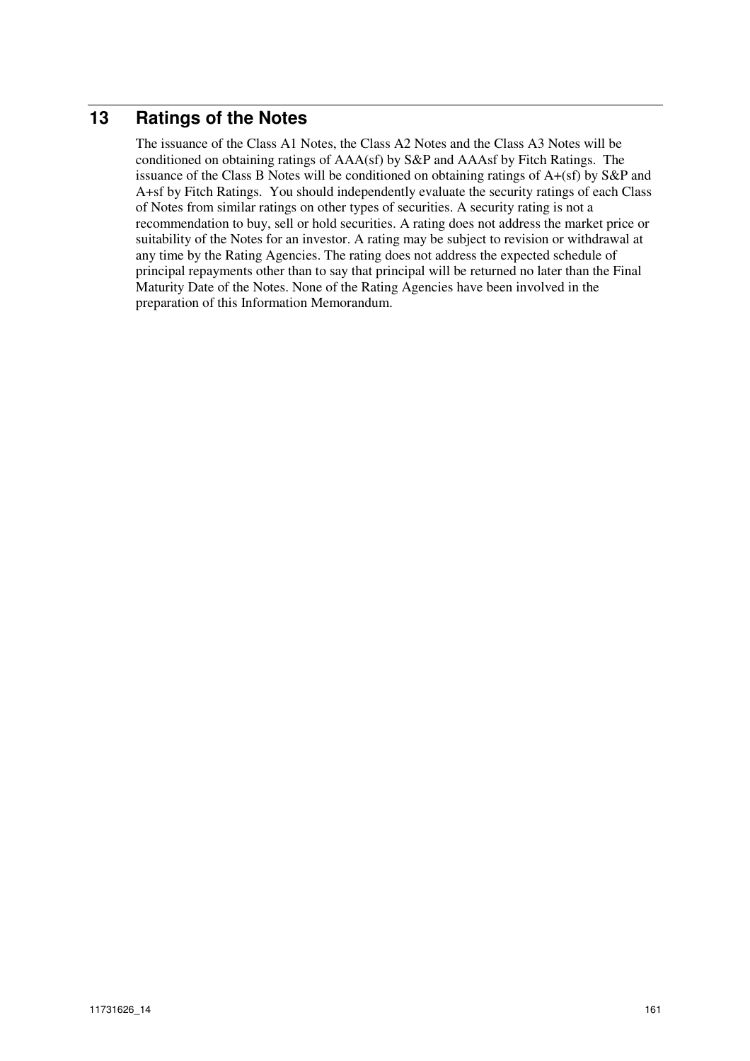## 13 Ratings of the Notes

The issuance of the Class A1 Notes, the Class A2 Notes and the Class A3 Notes will be conditioned on obtaining ratings of AAA(sf) by S&P and AAAsf by Fitch Ratings. The issuance of the Class B Notes will be conditioned on obtaining ratings of A+(sf) by S&P and A+sf by Fitch Ratings. You should independently evaluate the security ratings of each Class of Notes from similar ratings on other types of securities. A security rating is not a recommendation to buy, sell or hold securities. A rating does not address the market price or suitability of the Notes for an investor. A rating may be subject to revision or withdrawal at any time by the Rating Agencies. The rating does not address the expected schedule of principal repayments other than to say that principal will be returned no later than the Final Maturity Date of the Notes. None of the Rating Agencies have been involved in the preparation of this Information Memorandum.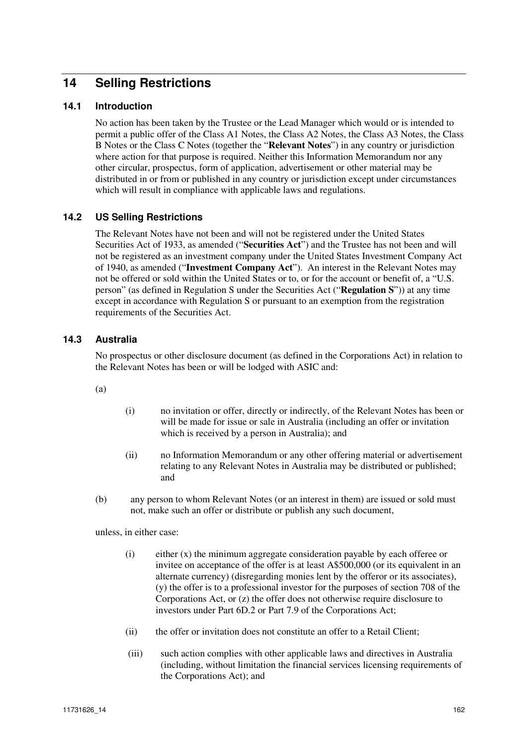# 14 Selling Restrictions

## 14.1 Introduction

No action has been taken by the Trustee or the Lead Manager which would or is intended to permit a public offer of the Class A1 Notes, the Class A2 Notes, the Class A3 Notes, the Class B Notes or the Class C Notes (together the "**Relevant Notes**") in any country or jurisdiction where action for that purpose is required. Neither this Information Memorandum nor any other circular, prospectus, form of application, advertisement or other material may be distributed in or from or published in any country or jurisdiction except under circumstances which will result in compliance with applicable laws and regulations.

## 14.2 US Selling Restrictions

The Relevant Notes have not been and will not be registered under the United States Securities Act of 1933, as amended ("**Securities Act**") and the Trustee has not been and will not be registered as an investment company under the United States Investment Company Act of 1940, as amended ("**Investment Company Act**"). An interest in the Relevant Notes may not be offered or sold within the United States or to, or for the account or benefit of, a "U.S. person" (as defined in Regulation S under the Securities Act ("**Regulation S**")) at any time except in accordance with Regulation S or pursuant to an exemption from the registration requirements of the Securities Act.

## 14.3 Australia

No prospectus or other disclosure document (as defined in the Corporations Act) in relation to the Relevant Notes has been or will be lodged with ASIC and:

(a)

(i) no invitation or offer, directly or indirectly, of the Relevant Notes has been or will be made for issue or sale in Australia (including an offer or invitation which is received by a person in Australia); and

(ii) no Information Memorandum or any other offering material or advertisement relating to any Relevant Notes in Australia may be distributed or published; and

(b) any person to whom Relevant Notes (or an interest in them) are issued or sold must not, make such an offer or distribute or publish any such document,

unless, in either case:

(i) either (x) the minimum aggregate consideration payable by each offeree or invitee on acceptance of the offer is at least A$500,000 (or its equivalent in an alternate currency) (disregarding monies lent by the offeror or its associates), (y) the offer is to a professional investor for the purposes of section 708 of the Corporations Act, or (z) the offer does not otherwise require disclosure to investors under Part 6D.2 or Part 7.9 of the Corporations Act;

(ii) the offer or invitation does not constitute an offer to a Retail Client;

(iii) such action complies with other applicable laws and directives in Australia (including, without limitation the financial services licensing requirements of the Corporations Act); and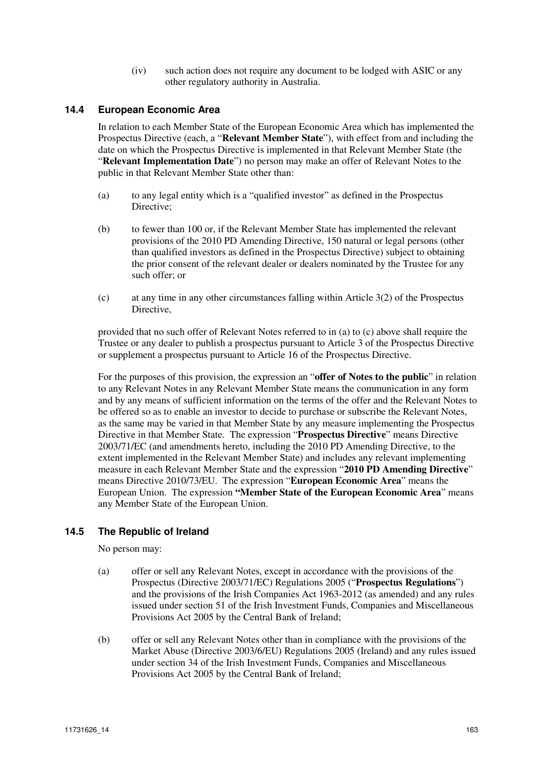(iv) such action does not require any document to be lodged with ASIC or any other regulatory authority in Australia.

### 14.4 European Economic Area

In relation to each Member State of the European Economic Area which has implemented the Prospectus Directive (each, a "**Relevant Member State**"), with effect from and including the date on which the Prospectus Directive is implemented in that Relevant Member State (the "**Relevant Implementation Date**") no person may make an offer of Relevant Notes to the public in that Relevant Member State other than:

(a) to any legal entity which is a "qualified investor" as defined in the Prospectus Directive;

(b) to fewer than 100 or, if the Relevant Member State has implemented the relevant provisions of the 2010 PD Amending Directive, 150 natural or legal persons (other than qualified investors as defined in the Prospectus Directive) subject to obtaining the prior consent of the relevant dealer or dealers nominated by the Trustee for any such offer; or

(c) at any time in any other circumstances falling within Article 3(2) of the Prospectus Directive,

provided that no such offer of Relevant Notes referred to in (a) to (c) above shall require the Trustee or any dealer to publish a prospectus pursuant to Article 3 of the Prospectus Directive or supplement a prospectus pursuant to Article 16 of the Prospectus Directive.

For the purposes of this provision, the expression an "**offer of Notes to the public**" in relation to any Relevant Notes in any Relevant Member State means the communication in any form and by any means of sufficient information on the terms of the offer and the Relevant Notes to be offered so as to enable an investor to decide to purchase or subscribe the Relevant Notes, as the same may be varied in that Member State by any measure implementing the Prospectus Directive in that Member State. The expression "**Prospectus Directive**" means Directive 2003/71/EC (and amendments hereto, including the 2010 PD Amending Directive, to the extent implemented in the Relevant Member State) and includes any relevant implementing measure in each Relevant Member State and the expression "**2010 PD Amending Directive**" means Directive 2010/73/EU. The expression "**European Economic Area**" means the European Union. The expression **"Member State of the European Economic Area**" means any Member State of the European Union.

### 14.5 The Republic of Ireland

No person may:

(a) offer or sell any Relevant Notes, except in accordance with the provisions of the Prospectus (Directive 2003/71/EC) Regulations 2005 ("**Prospectus Regulations**") and the provisions of the Irish Companies Act 1963-2012 (as amended) and any rules issued under section 51 of the Irish Investment Funds, Companies and Miscellaneous Provisions Act 2005 by the Central Bank of Ireland;

(b) offer or sell any Relevant Notes other than in compliance with the provisions of the Market Abuse (Directive 2003/6/EU) Regulations 2005 (Ireland) and any rules issued under section 34 of the Irish Investment Funds, Companies and Miscellaneous Provisions Act 2005 by the Central Bank of Ireland;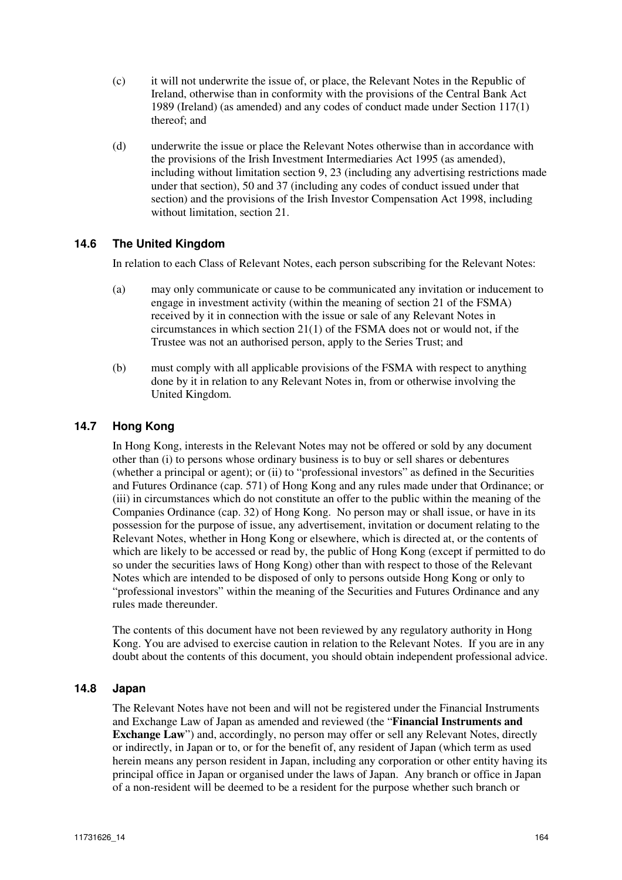(c) it will not underwrite the issue of, or place, the Relevant Notes in the Republic of Ireland, otherwise than in conformity with the provisions of the Central Bank Act 1989 (Ireland) (as amended) and any codes of conduct made under Section 117(1) thereof; and

(d) underwrite the issue or place the Relevant Notes otherwise than in accordance with the provisions of the Irish Investment Intermediaries Act 1995 (as amended), including without limitation section 9, 23 (including any advertising restrictions made under that section), 50 and 37 (including any codes of conduct issued under that section) and the provisions of the Irish Investor Compensation Act 1998, including without limitation, section 21.

### 14.6 The United Kingdom

In relation to each Class of Relevant Notes, each person subscribing for the Relevant Notes:

(a) may only communicate or cause to be communicated any invitation or inducement to engage in investment activity (within the meaning of section 21 of the FSMA) received by it in connection with the issue or sale of any Relevant Notes in circumstances in which section 21(1) of the FSMA does not or would not, if the Trustee was not an authorised person, apply to the Series Trust; and

(b) must comply with all applicable provisions of the FSMA with respect to anything done by it in relation to any Relevant Notes in, from or otherwise involving the United Kingdom.

### 14.7 Hong Kong

In Hong Kong, interests in the Relevant Notes may not be offered or sold by any document other than (i) to persons whose ordinary business is to buy or sell shares or debentures (whether a principal or agent); or (ii) to "professional investors" as defined in the Securities and Futures Ordinance (cap. 571) of Hong Kong and any rules made under that Ordinance; or (iii) in circumstances which do not constitute an offer to the public within the meaning of the Companies Ordinance (cap. 32) of Hong Kong. No person may or shall issue, or have in its possession for the purpose of issue, any advertisement, invitation or document relating to the Relevant Notes, whether in Hong Kong or elsewhere, which is directed at, or the contents of which are likely to be accessed or read by, the public of Hong Kong (except if permitted to do so under the securities laws of Hong Kong) other than with respect to those of the Relevant Notes which are intended to be disposed of only to persons outside Hong Kong or only to "professional investors" within the meaning of the Securities and Futures Ordinance and any rules made thereunder.

The contents of this document have not been reviewed by any regulatory authority in Hong Kong. You are advised to exercise caution in relation to the Relevant Notes. If you are in any doubt about the contents of this document, you should obtain independent professional advice.

### 14.8 Japan

The Relevant Notes have not been and will not be registered under the Financial Instruments and Exchange Law of Japan as amended and reviewed (the "**Financial Instruments and Exchange Law**") and, accordingly, no person may offer or sell any Relevant Notes, directly or indirectly, in Japan or to, or for the benefit of, any resident of Japan (which term as used herein means any person resident in Japan, including any corporation or other entity having its principal office in Japan or organised under the laws of Japan. Any branch or office in Japan of a non-resident will be deemed to be a resident for the purpose whether such branch or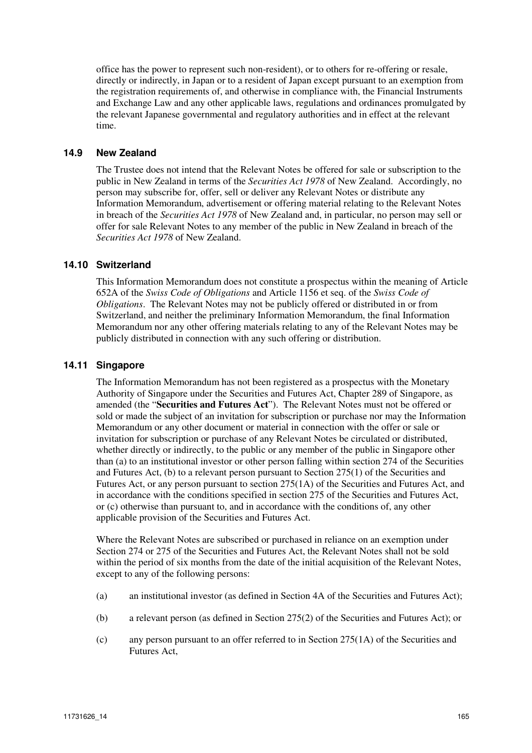office has the power to represent such non-resident), or to others for re-offering or resale, directly or indirectly, in Japan or to a resident of Japan except pursuant to an exemption from the registration requirements of, and otherwise in compliance with, the Financial Instruments and Exchange Law and any other applicable laws, regulations and ordinances promulgated by the relevant Japanese governmental and regulatory authorities and in effect at the relevant time.

### 14.9 New Zealand

The Trustee does not intend that the Relevant Notes be offered for sale or subscription to the public in New Zealand in terms of the *Securities Act 1978* of New Zealand. Accordingly, no person may subscribe for, offer, sell or deliver any Relevant Notes or distribute any Information Memorandum, advertisement or offering material relating to the Relevant Notes in breach of the *Securities Act 1978* of New Zealand and, in particular, no person may sell or offer for sale Relevant Notes to any member of the public in New Zealand in breach of the *Securities Act 1978* of New Zealand.

### 14.10 Switzerland

This Information Memorandum does not constitute a prospectus within the meaning of Article 652A of the *Swiss Code of Obligations* and Article 1156 et seq. of the *Swiss Code of Obligations*. The Relevant Notes may not be publicly offered or distributed in or from Switzerland, and neither the preliminary Information Memorandum, the final Information Memorandum nor any other offering materials relating to any of the Relevant Notes may be publicly distributed in connection with any such offering or distribution.

### 14.11 Singapore

The Information Memorandum has not been registered as a prospectus with the Monetary Authority of Singapore under the Securities and Futures Act, Chapter 289 of Singapore, as amended (the "**Securities and Futures Act**"). The Relevant Notes must not be offered or sold or made the subject of an invitation for subscription or purchase nor may the Information Memorandum or any other document or material in connection with the offer or sale or invitation for subscription or purchase of any Relevant Notes be circulated or distributed, whether directly or indirectly, to the public or any member of the public in Singapore other than (a) to an institutional investor or other person falling within section 274 of the Securities and Futures Act, (b) to a relevant person pursuant to Section 275(1) of the Securities and Futures Act, or any person pursuant to section 275(1A) of the Securities and Futures Act, and in accordance with the conditions specified in section 275 of the Securities and Futures Act, or (c) otherwise than pursuant to, and in accordance with the conditions of, any other applicable provision of the Securities and Futures Act.

Where the Relevant Notes are subscribed or purchased in reliance on an exemption under Section 274 or 275 of the Securities and Futures Act, the Relevant Notes shall not be sold within the period of six months from the date of the initial acquisition of the Relevant Notes, except to any of the following persons:

(a) an institutional investor (as defined in Section 4A of the Securities and Futures Act);

(b) a relevant person (as defined in Section 275(2) of the Securities and Futures Act); or

(c) any person pursuant to an offer referred to in Section 275(1A) of the Securities and Futures Act,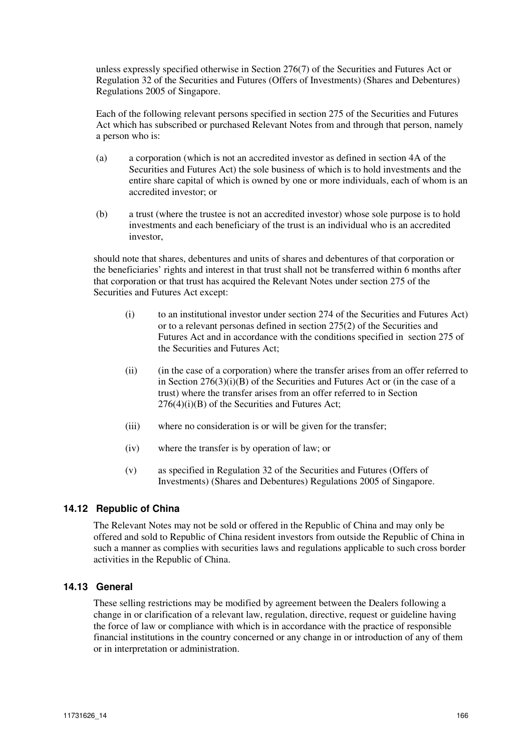unless expressly specified otherwise in Section 276(7) of the Securities and Futures Act or Regulation 32 of the Securities and Futures (Offers of Investments) (Shares and Debentures) Regulations 2005 of Singapore.

Each of the following relevant persons specified in section 275 of the Securities and Futures Act which has subscribed or purchased Relevant Notes from and through that person, namely a person who is:

(a) a corporation (which is not an accredited investor as defined in section 4A of the Securities and Futures Act) the sole business of which is to hold investments and the entire share capital of which is owned by one or more individuals, each of whom is an accredited investor; or

(b) a trust (where the trustee is not an accredited investor) whose sole purpose is to hold investments and each beneficiary of the trust is an individual who is an accredited investor,

should note that shares, debentures and units of shares and debentures of that corporation or the beneficiaries' rights and interest in that trust shall not be transferred within 6 months after that corporation or that trust has acquired the Relevant Notes under section 275 of the Securities and Futures Act except:

(i) to an institutional investor under section 274 of the Securities and Futures Act) or to a relevant personas defined in section 275(2) of the Securities and Futures Act and in accordance with the conditions specified in section 275 of the Securities and Futures Act;

(ii) (in the case of a corporation) where the transfer arises from an offer referred to in Section 276(3)(i)(B) of the Securities and Futures Act or (in the case of a trust) where the transfer arises from an offer referred to in Section 276(4)(i)(B) of the Securities and Futures Act;

(iii) where no consideration is or will be given for the transfer;

(iv) where the transfer is by operation of law; or

(v) as specified in Regulation 32 of the Securities and Futures (Offers of Investments) (Shares and Debentures) Regulations 2005 of Singapore.

### 14.12 Republic of China

The Relevant Notes may not be sold or offered in the Republic of China and may only be offered and sold to Republic of China resident investors from outside the Republic of China in such a manner as complies with securities laws and regulations applicable to such cross border activities in the Republic of China.

### 14.13 General

These selling restrictions may be modified by agreement between the Dealers following a change in or clarification of a relevant law, regulation, directive, request or guideline having the force of law or compliance with which is in accordance with the practice of responsible financial institutions in the country concerned or any change in or introduction of any of them or in interpretation or administration.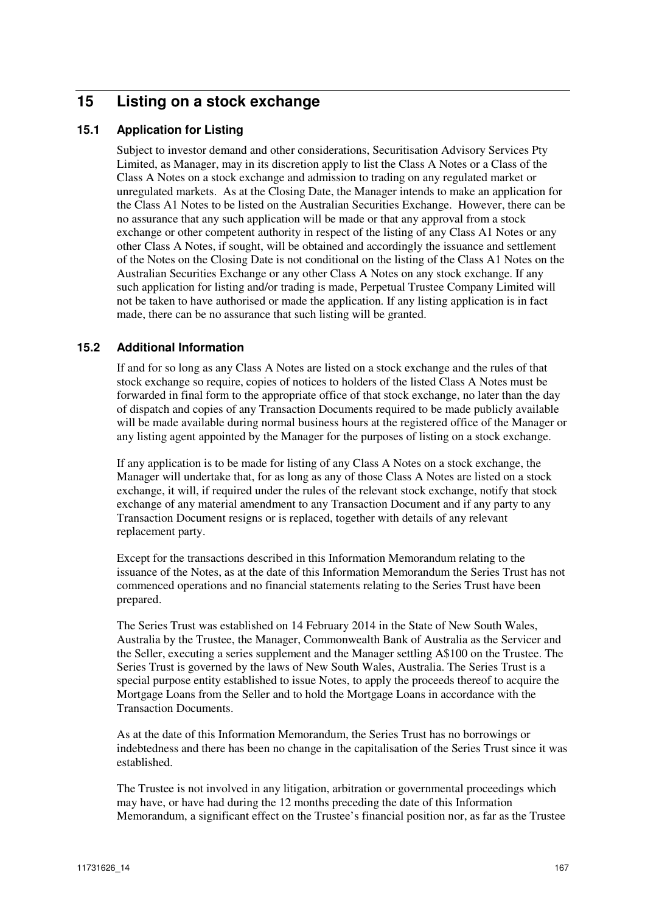# 15 Listing on a stock exchange

## 15.1 Application for Listing

Subject to investor demand and other considerations, Securitisation Advisory Services Pty Limited, as Manager, may in its discretion apply to list the Class A Notes or a Class of the Class A Notes on a stock exchange and admission to trading on any regulated market or unregulated markets. As at the Closing Date, the Manager intends to make an application for the Class A1 Notes to be listed on the Australian Securities Exchange. However, there can be no assurance that any such application will be made or that any approval from a stock exchange or other competent authority in respect of the listing of any Class A1 Notes or any other Class A Notes, if sought, will be obtained and accordingly the issuance and settlement of the Notes on the Closing Date is not conditional on the listing of the Class A1 Notes on the Australian Securities Exchange or any other Class A Notes on any stock exchange. If any such application for listing and/or trading is made, Perpetual Trustee Company Limited will not be taken to have authorised or made the application. If any listing application is in fact made, there can be no assurance that such listing will be granted.

## 15.2 Additional Information

If and for so long as any Class A Notes are listed on a stock exchange and the rules of that stock exchange so require, copies of notices to holders of the listed Class A Notes must be forwarded in final form to the appropriate office of that stock exchange, no later than the day of dispatch and copies of any Transaction Documents required to be made publicly available will be made available during normal business hours at the registered office of the Manager or any listing agent appointed by the Manager for the purposes of listing on a stock exchange.

If any application is to be made for listing of any Class A Notes on a stock exchange, the Manager will undertake that, for as long as any of those Class A Notes are listed on a stock exchange, it will, if required under the rules of the relevant stock exchange, notify that stock exchange of any material amendment to any Transaction Document and if any party to any Transaction Document resigns or is replaced, together with details of any relevant replacement party.

Except for the transactions described in this Information Memorandum relating to the issuance of the Notes, as at the date of this Information Memorandum the Series Trust has not commenced operations and no financial statements relating to the Series Trust have been prepared.

The Series Trust was established on 14 February 2014 in the State of New South Wales, Australia by the Trustee, the Manager, Commonwealth Bank of Australia as the Servicer and the Seller, executing a series supplement and the Manager settling A$100 on the Trustee. The Series Trust is governed by the laws of New South Wales, Australia. The Series Trust is a special purpose entity established to issue Notes, to apply the proceeds thereof to acquire the Mortgage Loans from the Seller and to hold the Mortgage Loans in accordance with the Transaction Documents.

As at the date of this Information Memorandum, the Series Trust has no borrowings or indebtedness and there has been no change in the capitalisation of the Series Trust since it was established.

The Trustee is not involved in any litigation, arbitration or governmental proceedings which may have, or have had during the 12 months preceding the date of this Information Memorandum, a significant effect on the Trustee's financial position nor, as far as the Trustee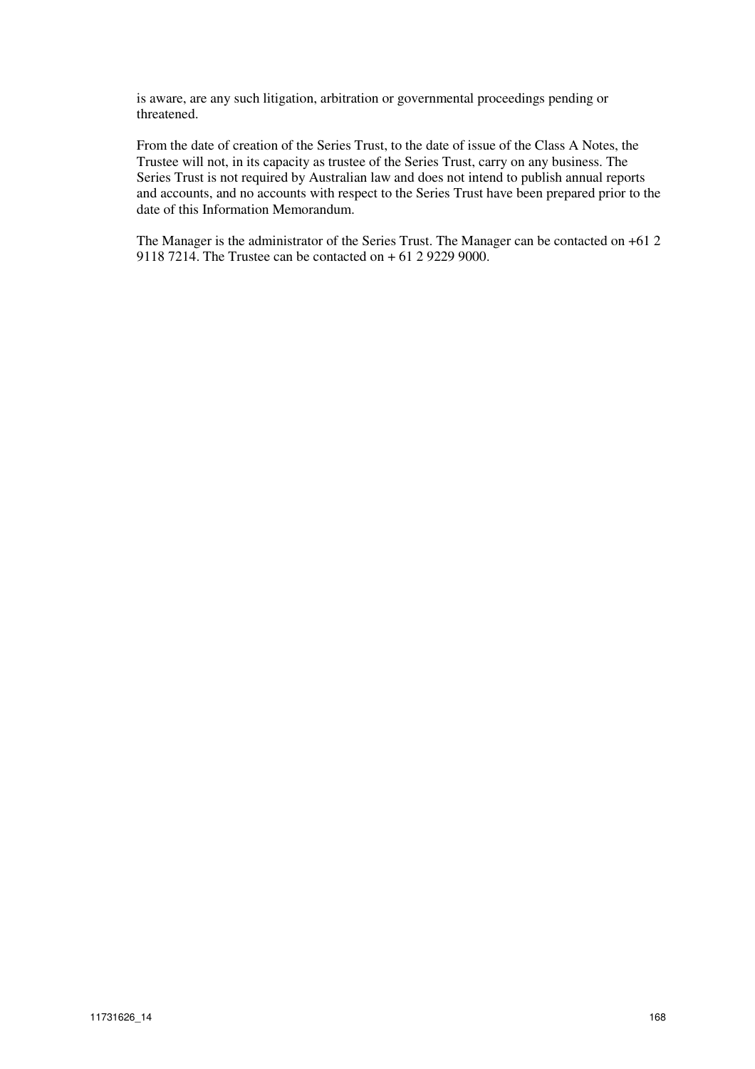is aware, are any such litigation, arbitration or governmental proceedings pending or threatened.

From the date of creation of the Series Trust, to the date of issue of the Class A Notes, the Trustee will not, in its capacity as trustee of the Series Trust, carry on any business. The Series Trust is not required by Australian law and does not intend to publish annual reports and accounts, and no accounts with respect to the Series Trust have been prepared prior to the date of this Information Memorandum.

The Manager is the administrator of the Series Trust. The Manager can be contacted on +61 2 9118 7214. The Trustee can be contacted on + 61 2 9229 9000.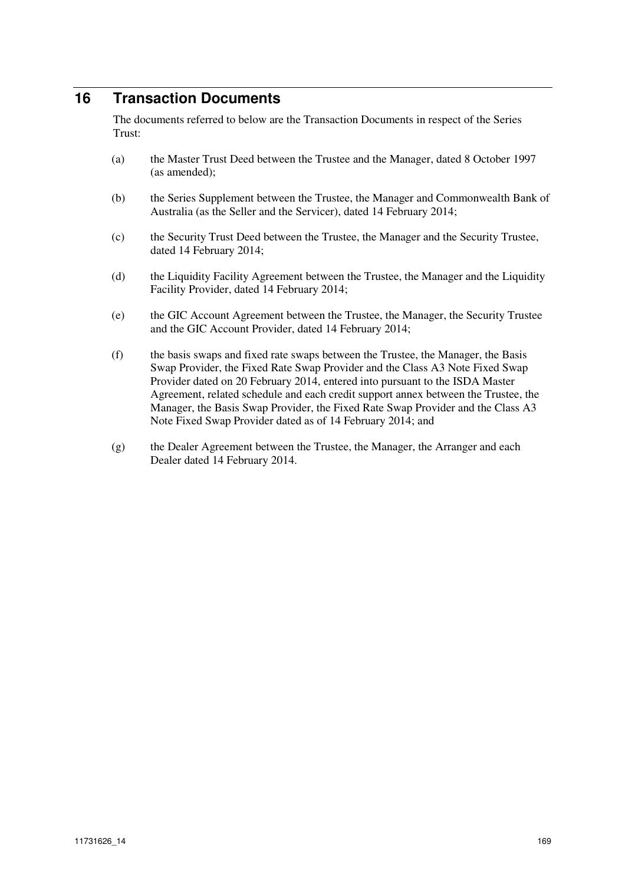# 16 Transaction Documents

The documents referred to below are the Transaction Documents in respect of the Series Trust:

(a) the Master Trust Deed between the Trustee and the Manager, dated 8 October 1997 (as amended);

(b) the Series Supplement between the Trustee, the Manager and Commonwealth Bank of Australia (as the Seller and the Servicer), dated 14 February 2014;

(c) the Security Trust Deed between the Trustee, the Manager and the Security Trustee, dated 14 February 2014;

(d) the Liquidity Facility Agreement between the Trustee, the Manager and the Liquidity Facility Provider, dated 14 February 2014;

(e) the GIC Account Agreement between the Trustee, the Manager, the Security Trustee and the GIC Account Provider, dated 14 February 2014;

(f) the basis swaps and fixed rate swaps between the Trustee, the Manager, the Basis Swap Provider, the Fixed Rate Swap Provider and the Class A3 Note Fixed Swap Provider dated on 20 February 2014, entered into pursuant to the ISDA Master Agreement, related schedule and each credit support annex between the Trustee, the Manager, the Basis Swap Provider, the Fixed Rate Swap Provider and the Class A3 Note Fixed Swap Provider dated as of 14 February 2014; and

(g) the Dealer Agreement between the Trustee, the Manager, the Arranger and each Dealer dated 14 February 2014.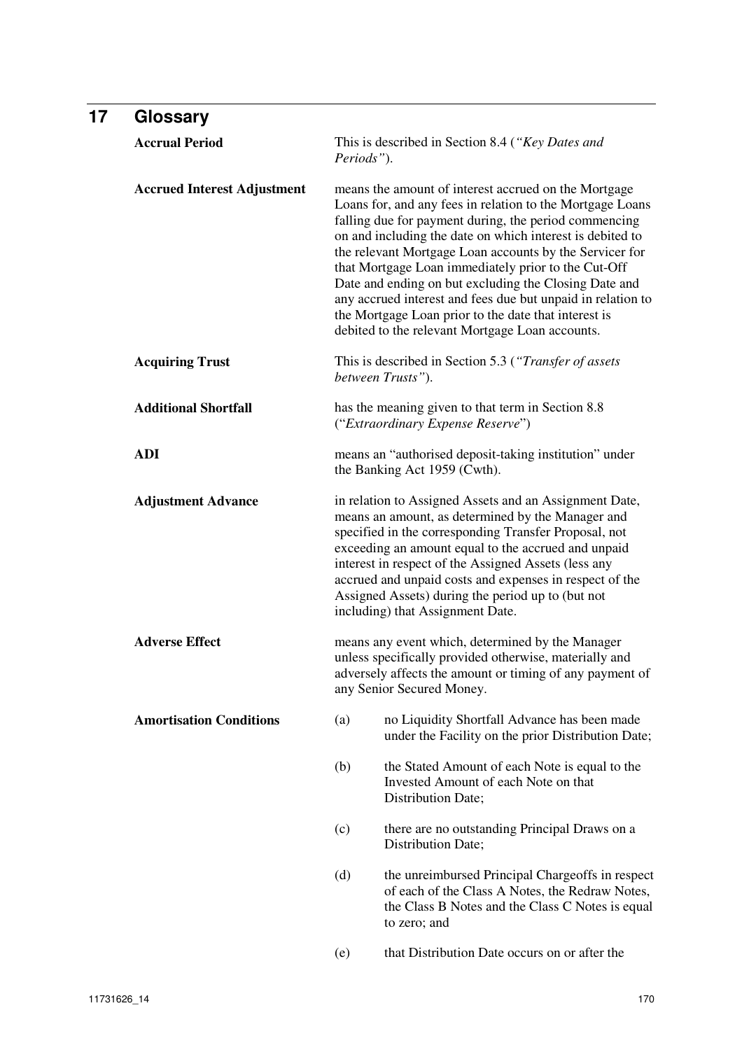# 17 Glossary

**Accrual Period**

This is described in Section 8.4 (*"Key Dates and Periods"*).

**Accrued Interest Adjustment**

means the amount of interest accrued on the Mortgage Loans for, and any fees in relation to the Mortgage Loans falling due for payment during, the period commencing on and including the date on which interest is debited to the relevant Mortgage Loan accounts by the Servicer for that Mortgage Loan immediately prior to the Cut-Off Date and ending on but excluding the Closing Date and any accrued interest and fees due but unpaid in relation to the Mortgage Loan prior to the date that interest is debited to the relevant Mortgage Loan accounts.

**Acquiring Trust**

This is described in Section 5.3 (*"Transfer of assets between Trusts"*).

**Additional Shortfall**

has the meaning given to that term in Section 8.8 ("*Extraordinary Expense Reserve*")

**ADI**

means an "authorised deposit-taking institution" under the Banking Act 1959 (Cwth).

**Adjustment Advance**

in relation to Assigned Assets and an Assignment Date, means an amount, as determined by the Manager and specified in the corresponding Transfer Proposal, not exceeding an amount equal to the accrued and unpaid interest in respect of the Assigned Assets (less any accrued and unpaid costs and expenses in respect of the Assigned Assets) during the period up to (but not including) that Assignment Date.

**Adverse Effect**

means any event which, determined by the Manager unless specifically provided otherwise, materially and adversely affects the amount or timing of any payment of any Senior Secured Money.

**Amortisation Conditions**

(a) no Liquidity Shortfall Advance has been made under the Facility on the prior Distribution Date;

(b) the Stated Amount of each Note is equal to the Invested Amount of each Note on that Distribution Date;

(c) there are no outstanding Principal Draws on a Distribution Date;

(d) the unreimbursed Principal Chargeoffs in respect of each of the Class A Notes, the Redraw Notes, the Class B Notes and the Class C Notes is equal to zero; and

(e) that Distribution Date occurs on or after the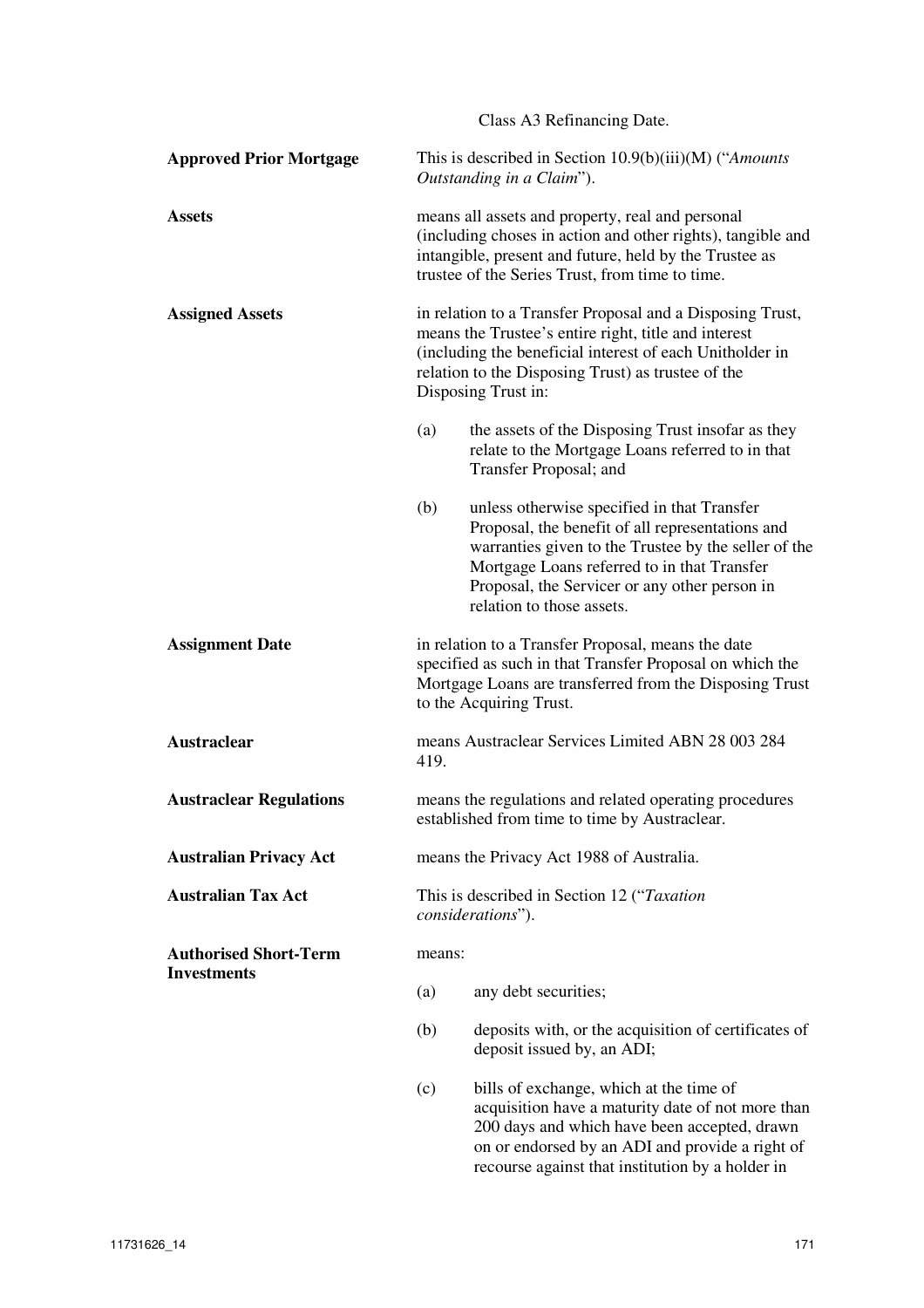Class A3 Refinancing Date.

**Approved Prior Mortgage**

This is described in Section 10.9(b)(iii)(M) ("*Amounts Outstanding in a Claim*").

**Assets**

means all assets and property, real and personal (including choses in action and other rights), tangible and intangible, present and future, held by the Trustee as trustee of the Series Trust, from time to time.

**Assigned Assets**

in relation to a Transfer Proposal and a Disposing Trust, means the Trustee's entire right, title and interest (including the beneficial interest of each Unitholder in relation to the Disposing Trust) as trustee of the Disposing Trust in:

(a) the assets of the Disposing Trust insofar as they relate to the Mortgage Loans referred to in that Transfer Proposal; and

(b) unless otherwise specified in that Transfer Proposal, the benefit of all representations and warranties given to the Trustee by the seller of the Mortgage Loans referred to in that Transfer Proposal, the Servicer or any other person in relation to those assets.

**Assignment Date**

in relation to a Transfer Proposal, means the date specified as such in that Transfer Proposal on which the Mortgage Loans are transferred from the Disposing Trust to the Acquiring Trust.

**Austraclear**

means Austraclear Services Limited ABN 28 003 284 419.

**Austraclear Regulations**

means the regulations and related operating procedures established from time to time by Austraclear.

**Australian Privacy Act**

means the Privacy Act 1988 of Australia.

**Australian Tax Act**

This is described in Section 12 ("*Taxation considerations*").

**Authorised Short-Term Investments**

means:

(a) any debt securities;

(b) deposits with, or the acquisition of certificates of deposit issued by, an ADI;

(c) bills of exchange, which at the time of acquisition have a maturity date of not more than 200 days and which have been accepted, drawn on or endorsed by an ADI and provide a right of recourse against that institution by a holder in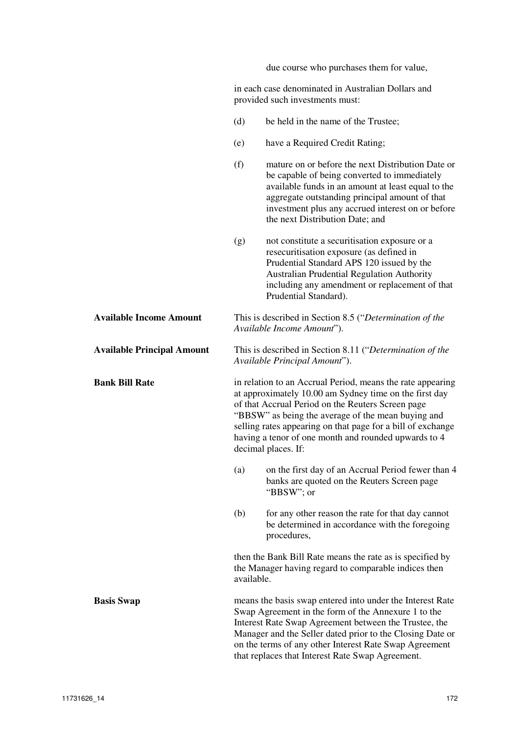due course who purchases them for value,

in each case denominated in Australian Dollars and provided such investments must:

(d) be held in the name of the Trustee;

(e) have a Required Credit Rating;

(f) mature on or before the next Distribution Date or be capable of being converted to immediately available funds in an amount at least equal to the aggregate outstanding principal amount of that investment plus any accrued interest on or before the next Distribution Date; and

(g) not constitute a securitisation exposure or a resecuritisation exposure (as defined in Prudential Standard APS 120 issued by the Australian Prudential Regulation Authority including any amendment or replacement of that Prudential Standard).

**Available Income Amount**

This is described in Section 8.5 ("*Determination of the Available Income Amount*").

**Available Principal Amount**

This is described in Section 8.11 ("*Determination of the Available Principal Amount*").

**Bank Bill Rate**

in relation to an Accrual Period, means the rate appearing at approximately 10.00 am Sydney time on the first day of that Accrual Period on the Reuters Screen page "BBSW" as being the average of the mean buying and selling rates appearing on that page for a bill of exchange having a tenor of one month and rounded upwards to 4 decimal places. If:

(a) on the first day of an Accrual Period fewer than 4 banks are quoted on the Reuters Screen page "BBSW"; or

(b) for any other reason the rate for that day cannot be determined in accordance with the foregoing procedures,

then the Bank Bill Rate means the rate as is specified by the Manager having regard to comparable indices then available.

**Basis Swap**

means the basis swap entered into under the Interest Rate Swap Agreement in the form of the Annexure 1 to the Interest Rate Swap Agreement between the Trustee, the Manager and the Seller dated prior to the Closing Date or on the terms of any other Interest Rate Swap Agreement that replaces that Interest Rate Swap Agreement.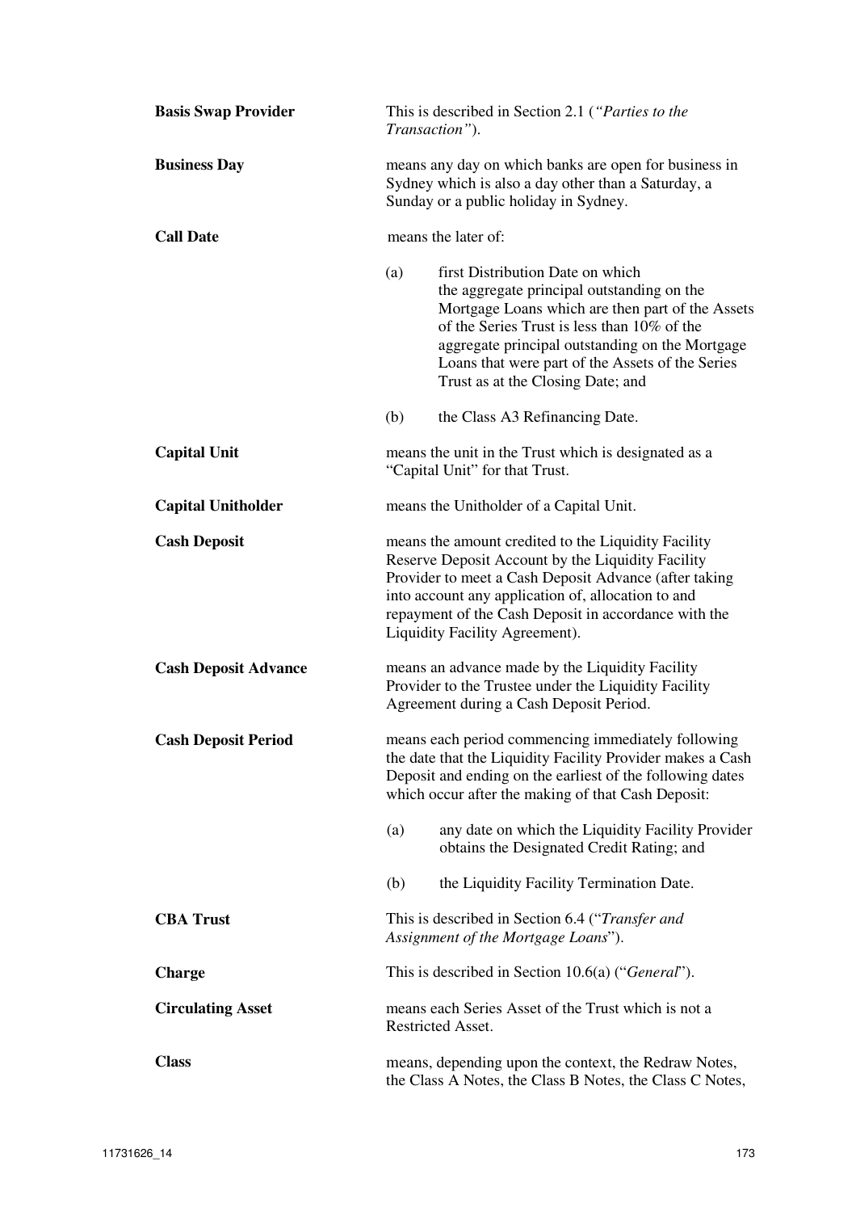**Basis Swap Provider** — This is described in Section 2.1 (*"Parties to the Transaction"*).

**Business Day** — means any day on which banks are open for business in Sydney which is also a day other than a Saturday, a Sunday or a public holiday in Sydney.

**Call Date** — means the later of:

(a) first Distribution Date on which the aggregate principal outstanding on the Mortgage Loans which are then part of the Assets of the Series Trust is less than 10% of the aggregate principal outstanding on the Mortgage Loans that were part of the Assets of the Series Trust as at the Closing Date; and

(b) the Class A3 Refinancing Date.

**Capital Unit** — means the unit in the Trust which is designated as a "Capital Unit" for that Trust.

**Capital Unitholder** — means the Unitholder of a Capital Unit.

**Cash Deposit** — means the amount credited to the Liquidity Facility Reserve Deposit Account by the Liquidity Facility Provider to meet a Cash Deposit Advance (after taking into account any application of, allocation to and repayment of the Cash Deposit in accordance with the Liquidity Facility Agreement).

**Cash Deposit Advance** — means an advance made by the Liquidity Facility Provider to the Trustee under the Liquidity Facility Agreement during a Cash Deposit Period.

**Cash Deposit Period** — means each period commencing immediately following the date that the Liquidity Facility Provider makes a Cash Deposit and ending on the earliest of the following dates which occur after the making of that Cash Deposit:

(a) any date on which the Liquidity Facility Provider obtains the Designated Credit Rating; and

(b) the Liquidity Facility Termination Date.

**CBA Trust** — This is described in Section 6.4 ("*Transfer and Assignment of the Mortgage Loans*").

**Charge** — This is described in Section 10.6(a) ("*General*").

**Circulating Asset** — means each Series Asset of the Trust which is not a Restricted Asset.

**Class** — means, depending upon the context, the Redraw Notes, the Class A Notes, the Class B Notes, the Class C Notes,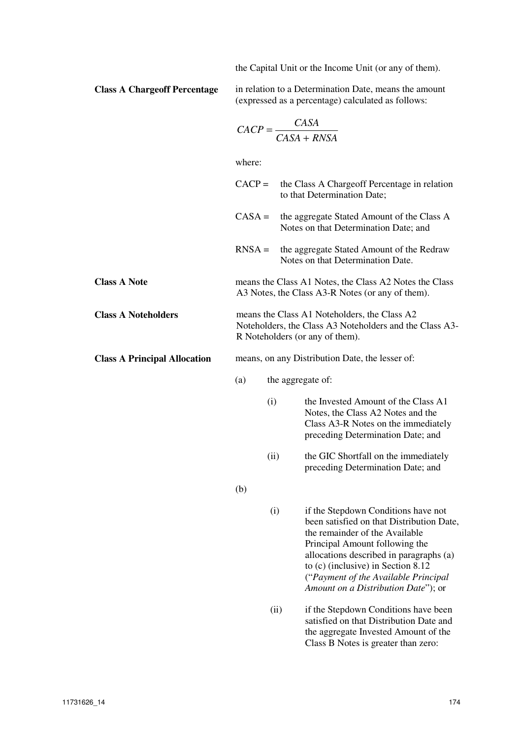the Capital Unit or the Income Unit (or any of them).

**Class A Chargeoff Percentage**

in relation to a Determination Date, means the amount (expressed as a percentage) calculated as follows:

$$CACP = \frac{CASA}{CASA + RNSA}$$

where:

CACP = the Class A Chargeoff Percentage in relation to that Determination Date;

CASA = the aggregate Stated Amount of the Class A Notes on that Determination Date; and

RNSA = the aggregate Stated Amount of the Redraw Notes on that Determination Date.

**Class A Note**

means the Class A1 Notes, the Class A2 Notes the Class A3 Notes, the Class A3-R Notes (or any of them).

**Class A Noteholders**

means the Class A1 Noteholders, the Class A2 Noteholders, the Class A3 Noteholders and the Class A3-R Noteholders (or any of them).

**Class A Principal Allocation**

means, on any Distribution Date, the lesser of:

(a) the aggregate of:

  (i) the Invested Amount of the Class A1 Notes, the Class A2 Notes and the Class A3-R Notes on the immediately preceding Determination Date; and

  (ii) the GIC Shortfall on the immediately preceding Determination Date; and

(b)

  (i) if the Stepdown Conditions have not been satisfied on that Distribution Date, the remainder of the Available Principal Amount following the allocations described in paragraphs (a) to (c) (inclusive) in Section 8.12 ("*Payment of the Available Principal Amount on a Distribution Date*"); or

  (ii) if the Stepdown Conditions have been satisfied on that Distribution Date and the aggregate Invested Amount of the Class B Notes is greater than zero: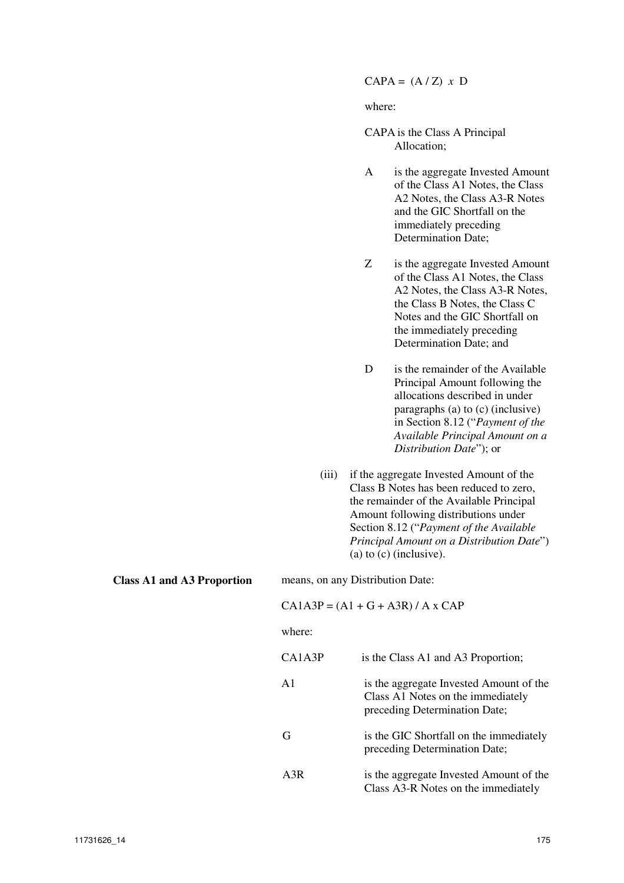$$CAPA = (A / Z) \times D$$

where:

CAPA is the Class A Principal Allocation;

A is the aggregate Invested Amount of the Class A1 Notes, the Class A2 Notes, the Class A3-R Notes and the GIC Shortfall on the immediately preceding Determination Date;

Z is the aggregate Invested Amount of the Class A1 Notes, the Class A2 Notes, the Class A3-R Notes, the Class B Notes, the Class C Notes and the GIC Shortfall on the immediately preceding Determination Date; and

D is the remainder of the Available Principal Amount following the allocations described in under paragraphs (a) to (c) (inclusive) in Section 8.12 ("*Payment of the Available Principal Amount on a Distribution Date*"); or

(iii) if the aggregate Invested Amount of the Class B Notes has been reduced to zero, the remainder of the Available Principal Amount following distributions under Section 8.12 ("*Payment of the Available Principal Amount on a Distribution Date*") (a) to (c) (inclusive).

**Class A1 and A3 Proportion** means, on any Distribution Date:

$$CA1A3P = (A1 + G + A3R) / A \times CAP$$

where:

| | |
|---|---|
| CA1A3P | is the Class A1 and A3 Proportion; |
| A1 | is the aggregate Invested Amount of the Class A1 Notes on the immediately preceding Determination Date; |
| G | is the GIC Shortfall on the immediately preceding Determination Date; |
| A3R | is the aggregate Invested Amount of the Class A3-R Notes on the immediately |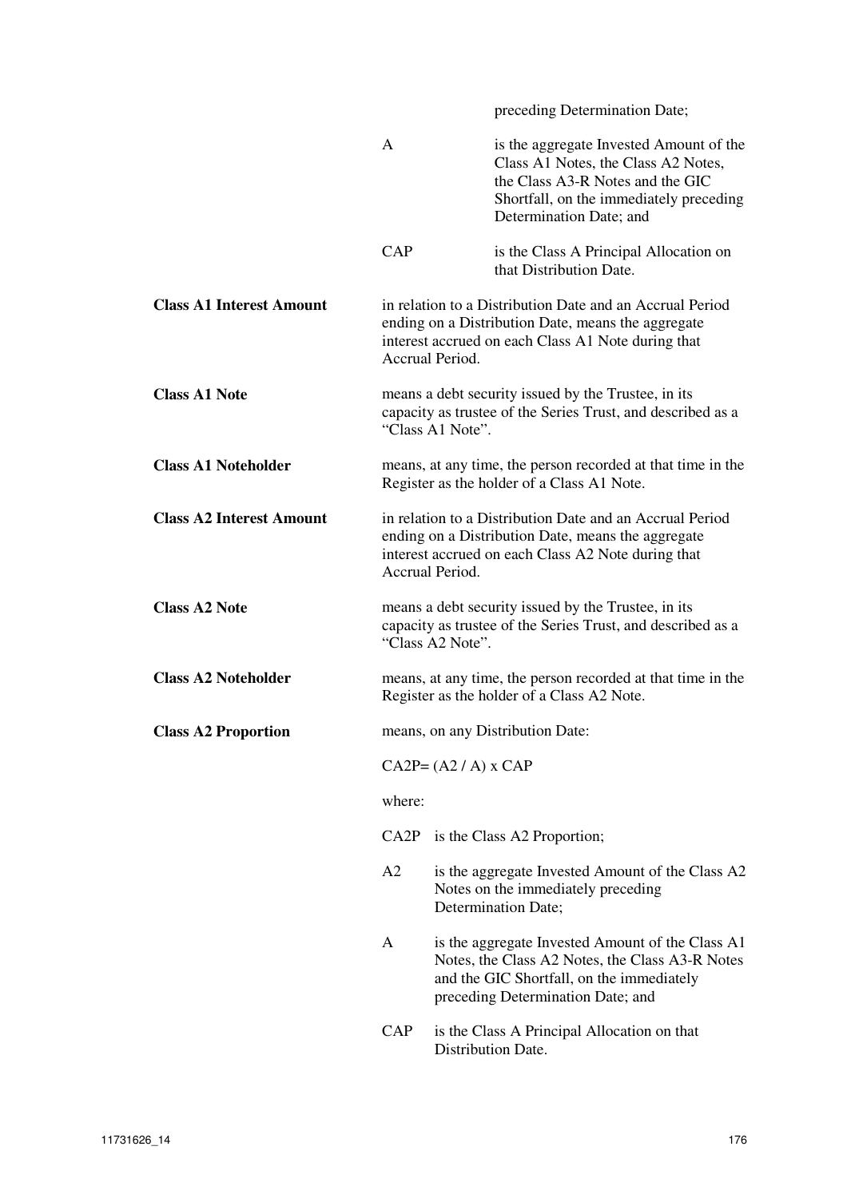preceding Determination Date;

A — is the aggregate Invested Amount of the Class A1 Notes, the Class A2 Notes, the Class A3-R Notes and the GIC Shortfall, on the immediately preceding Determination Date; and

CAP — is the Class A Principal Allocation on that Distribution Date.

**Class A1 Interest Amount** — in relation to a Distribution Date and an Accrual Period ending on a Distribution Date, means the aggregate interest accrued on each Class A1 Note during that Accrual Period.

**Class A1 Note** — means a debt security issued by the Trustee, in its capacity as trustee of the Series Trust, and described as a "Class A1 Note".

**Class A1 Noteholder** — means, at any time, the person recorded at that time in the Register as the holder of a Class A1 Note.

**Class A2 Interest Amount** — in relation to a Distribution Date and an Accrual Period ending on a Distribution Date, means the aggregate interest accrued on each Class A2 Note during that Accrual Period.

**Class A2 Note** — means a debt security issued by the Trustee, in its capacity as trustee of the Series Trust, and described as a "Class A2 Note".

**Class A2 Noteholder** — means, at any time, the person recorded at that time in the Register as the holder of a Class A2 Note.

**Class A2 Proportion** — means, on any Distribution Date:

$$CA2P = (A2 / A) \times CAP$$

where:

CA2P — is the Class A2 Proportion;

A2 — is the aggregate Invested Amount of the Class A2 Notes on the immediately preceding Determination Date;

A — is the aggregate Invested Amount of the Class A1 Notes, the Class A2 Notes, the Class A3-R Notes and the GIC Shortfall, on the immediately preceding Determination Date; and

CAP — is the Class A Principal Allocation on that Distribution Date.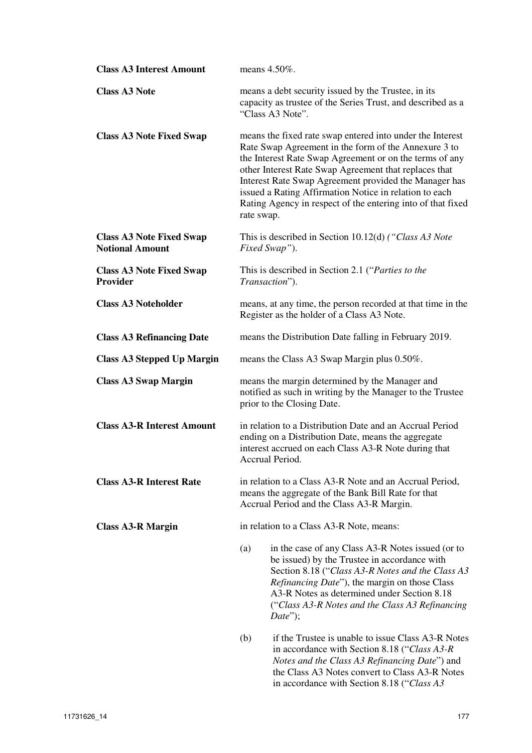**Class A3 Interest Amount** means 4.50%.

**Class A3 Note** means a debt security issued by the Trustee, in its capacity as trustee of the Series Trust, and described as a "Class A3 Note".

**Class A3 Note Fixed Swap** means the fixed rate swap entered into under the Interest Rate Swap Agreement in the form of the Annexure 3 to the Interest Rate Swap Agreement or on the terms of any other Interest Rate Swap Agreement that replaces that Interest Rate Swap Agreement provided the Manager has issued a Rating Affirmation Notice in relation to each Rating Agency in respect of the entering into of that fixed rate swap.

**Class A3 Note Fixed Swap Notional Amount** This is described in Section 10.12(d) *("Class A3 Note Fixed Swap")*.

**Class A3 Note Fixed Swap Provider** This is described in Section 2.1 ("*Parties to the Transaction*").

**Class A3 Noteholder** means, at any time, the person recorded at that time in the Register as the holder of a Class A3 Note.

**Class A3 Refinancing Date** means the Distribution Date falling in February 2019.

**Class A3 Stepped Up Margin** means the Class A3 Swap Margin plus 0.50%.

**Class A3 Swap Margin** means the margin determined by the Manager and notified as such in writing by the Manager to the Trustee prior to the Closing Date.

**Class A3-R Interest Amount** in relation to a Distribution Date and an Accrual Period ending on a Distribution Date, means the aggregate interest accrued on each Class A3-R Note during that Accrual Period.

**Class A3-R Interest Rate** in relation to a Class A3-R Note and an Accrual Period, means the aggregate of the Bank Bill Rate for that Accrual Period and the Class A3-R Margin.

**Class A3-R Margin** in relation to a Class A3-R Note, means:

(a) in the case of any Class A3-R Notes issued (or to be issued) by the Trustee in accordance with Section 8.18 ("*Class A3-R Notes and the Class A3 Refinancing Date*"), the margin on those Class A3-R Notes as determined under Section 8.18 ("*Class A3-R Notes and the Class A3 Refinancing Date*");

(b) if the Trustee is unable to issue Class A3-R Notes in accordance with Section 8.18 ("*Class A3-R Notes and the Class A3 Refinancing Date*") and the Class A3 Notes convert to Class A3-R Notes in accordance with Section 8.18 ("*Class A3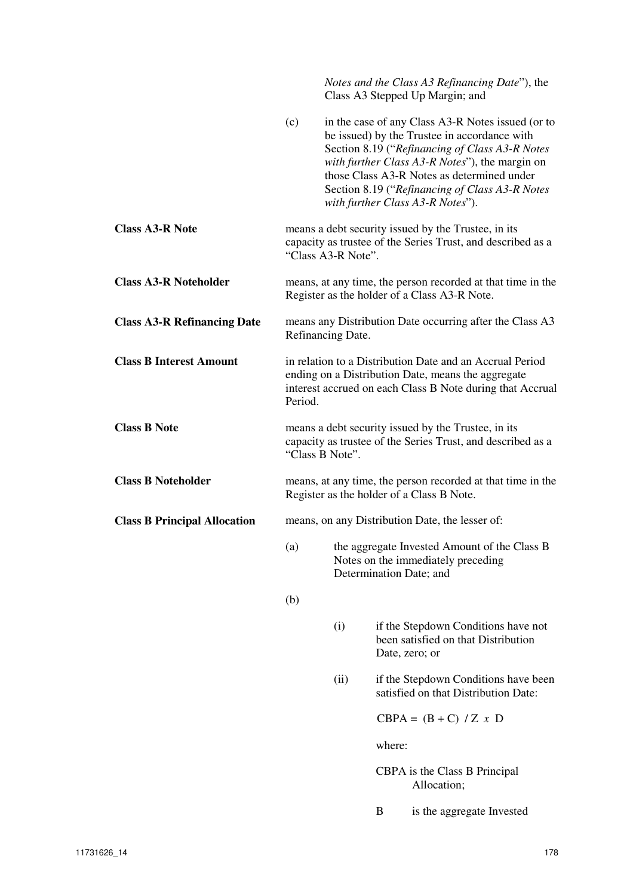*Notes and the Class A3 Refinancing Date*"), the Class A3 Stepped Up Margin; and

(c) in the case of any Class A3-R Notes issued (or to be issued) by the Trustee in accordance with Section 8.19 ("*Refinancing of Class A3-R Notes with further Class A3-R Notes*"), the margin on those Class A3-R Notes as determined under Section 8.19 ("*Refinancing of Class A3-R Notes with further Class A3-R Notes*").

**Class A3-R Note** means a debt security issued by the Trustee, in its capacity as trustee of the Series Trust, and described as a "Class A3-R Note".

**Class A3-R Noteholder** means, at any time, the person recorded at that time in the Register as the holder of a Class A3-R Note.

**Class A3-R Refinancing Date** means any Distribution Date occurring after the Class A3 Refinancing Date.

**Class B Interest Amount** in relation to a Distribution Date and an Accrual Period ending on a Distribution Date, means the aggregate interest accrued on each Class B Note during that Accrual Period.

**Class B Note** means a debt security issued by the Trustee, in its capacity as trustee of the Series Trust, and described as a "Class B Note".

**Class B Noteholder** means, at any time, the person recorded at that time in the Register as the holder of a Class B Note.

**Class B Principal Allocation** means, on any Distribution Date, the lesser of:

(a) the aggregate Invested Amount of the Class B Notes on the immediately preceding Determination Date; and

(b)

(i) if the Stepdown Conditions have not been satisfied on that Distribution Date, zero; or

(ii) if the Stepdown Conditions have been satisfied on that Distribution Date:

$$CBPA = (B + C) / Z \ x \ D$$

where:

CBPA is the Class B Principal Allocation;

B is the aggregate Invested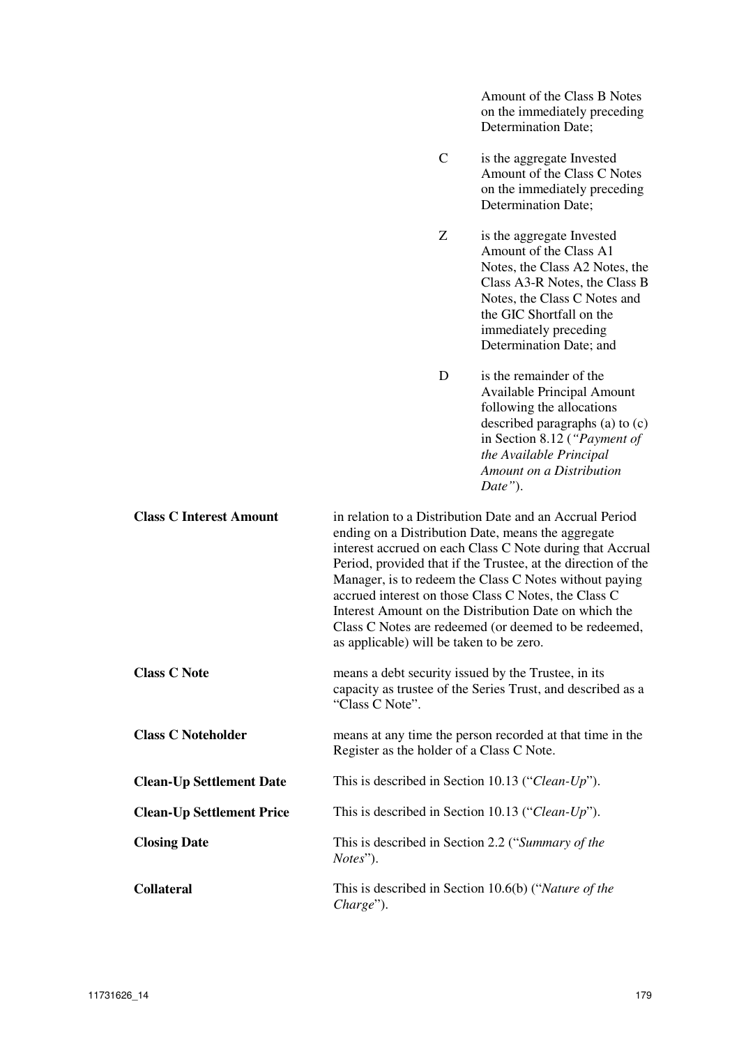Amount of the Class B Notes on the immediately preceding Determination Date;

| | |
|---|---|
| C | is the aggregate Invested Amount of the Class C Notes on the immediately preceding Determination Date; |
| Z | is the aggregate Invested Amount of the Class A1 Notes, the Class A2 Notes, the Class A3-R Notes, the Class B Notes, the Class C Notes and the GIC Shortfall on the immediately preceding Determination Date; and |
| D | is the remainder of the Available Principal Amount following the allocations described paragraphs (a) to (c) in Section 8.12 (*"Payment of the Available Principal Amount on a Distribution Date"*). |

| | |
|---|---|
| **Class C Interest Amount** | in relation to a Distribution Date and an Accrual Period ending on a Distribution Date, means the aggregate interest accrued on each Class C Note during that Accrual Period, provided that if the Trustee, at the direction of the Manager, is to redeem the Class C Notes without paying accrued interest on those Class C Notes, the Class C Interest Amount on the Distribution Date on which the Class C Notes are redeemed (or deemed to be redeemed, as applicable) will be taken to be zero. |
| **Class C Note** | means a debt security issued by the Trustee, in its capacity as trustee of the Series Trust, and described as a "Class C Note". |
| **Class C Noteholder** | means at any time the person recorded at that time in the Register as the holder of a Class C Note. |
| **Clean-Up Settlement Date** | This is described in Section 10.13 ("*Clean-Up*"). |
| **Clean-Up Settlement Price** | This is described in Section 10.13 ("*Clean-Up*"). |
| **Closing Date** | This is described in Section 2.2 ("*Summary of the Notes*"). |
| **Collateral** | This is described in Section 10.6(b) ("*Nature of the Charge*"). |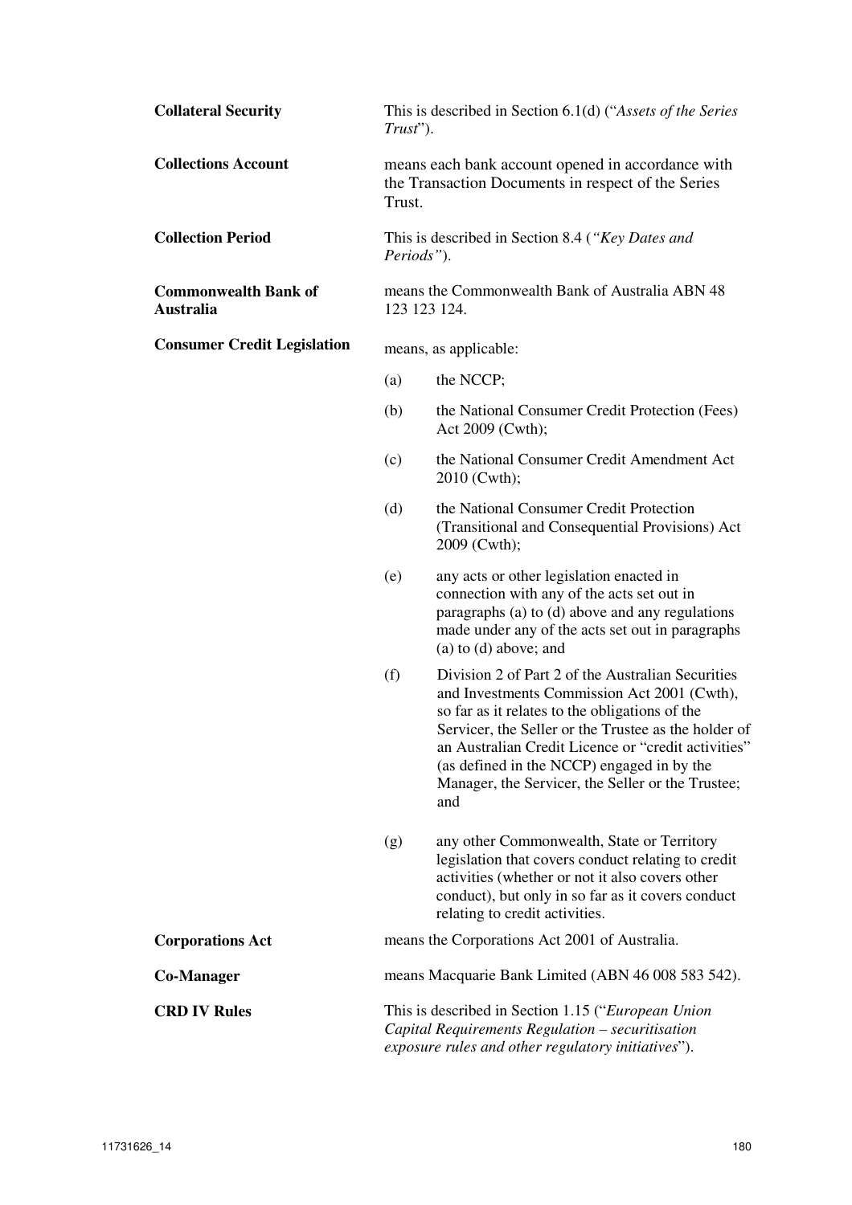**Collateral Security**

This is described in Section 6.1(d) ("*Assets of the Series Trust*").

**Collections Account**

means each bank account opened in accordance with the Transaction Documents in respect of the Series Trust.

**Collection Period**

This is described in Section 8.4 (*"Key Dates and Periods"*).

**Commonwealth Bank of Australia**

means the Commonwealth Bank of Australia ABN 48 123 123 124.

**Consumer Credit Legislation**

means, as applicable:

(a) the NCCP;

(b) the National Consumer Credit Protection (Fees) Act 2009 (Cwth);

(c) the National Consumer Credit Amendment Act 2010 (Cwth);

(d) the National Consumer Credit Protection (Transitional and Consequential Provisions) Act 2009 (Cwth);

(e) any acts or other legislation enacted in connection with any of the acts set out in paragraphs (a) to (d) above and any regulations made under any of the acts set out in paragraphs (a) to (d) above; and

(f) Division 2 of Part 2 of the Australian Securities and Investments Commission Act 2001 (Cwth), so far as it relates to the obligations of the Servicer, the Seller or the Trustee as the holder of an Australian Credit Licence or "credit activities" (as defined in the NCCP) engaged in by the Manager, the Servicer, the Seller or the Trustee; and

(g) any other Commonwealth, State or Territory legislation that covers conduct relating to credit activities (whether or not it also covers other conduct), but only in so far as it covers conduct relating to credit activities.

**Corporations Act**

means the Corporations Act 2001 of Australia.

**Co-Manager**

means Macquarie Bank Limited (ABN 46 008 583 542).

**CRD IV Rules**

This is described in Section 1.15 ("*European Union Capital Requirements Regulation – securitisation exposure rules and other regulatory initiatives*").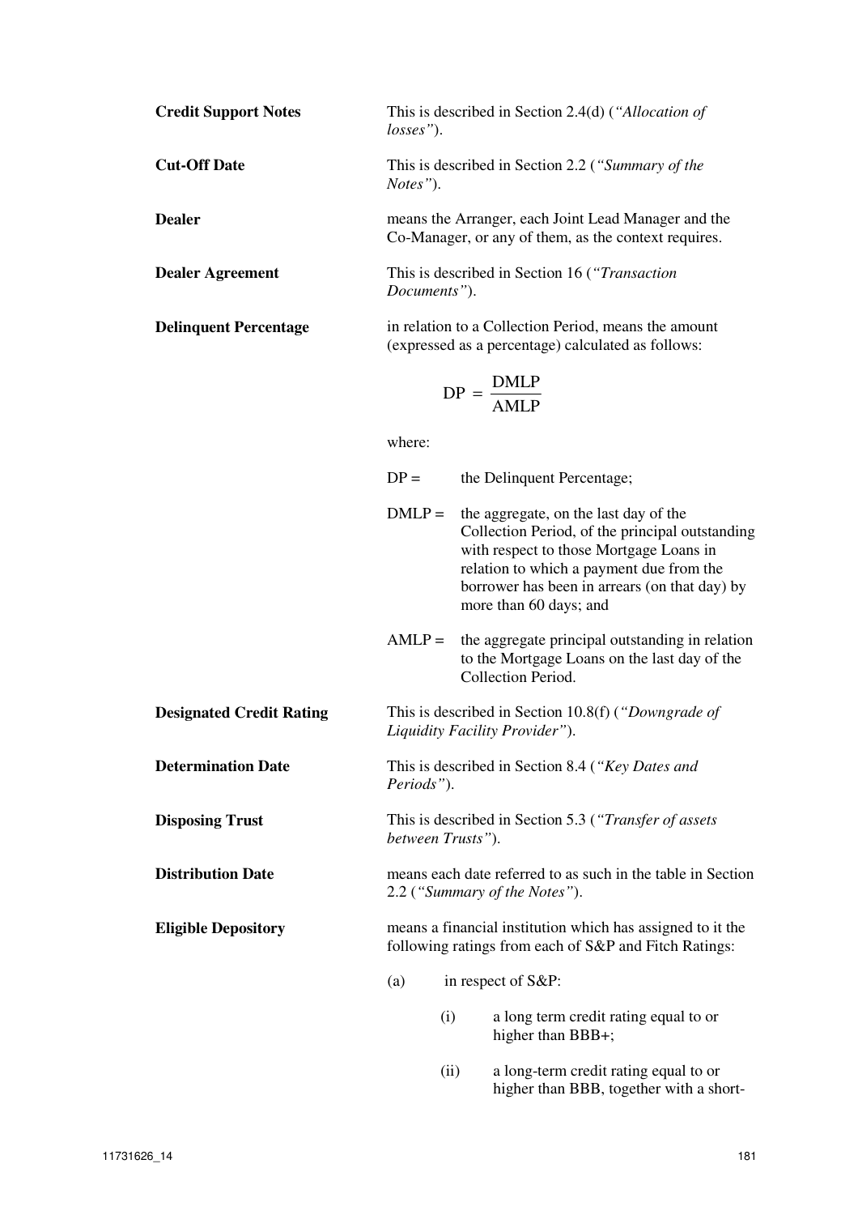**Credit Support Notes**

This is described in Section 2.4(d) (*"Allocation of losses"*).

**Cut-Off Date**

This is described in Section 2.2 (*"Summary of the Notes"*).

**Dealer**

means the Arranger, each Joint Lead Manager and the Co-Manager, or any of them, as the context requires.

**Dealer Agreement**

This is described in Section 16 (*"Transaction Documents"*).

**Delinquent Percentage**

in relation to a Collection Period, means the amount (expressed as a percentage) calculated as follows:

$$DP = \frac{DMLP}{AMLP}$$

where:

DP = the Delinquent Percentage;

DMLP = the aggregate, on the last day of the Collection Period, of the principal outstanding with respect to those Mortgage Loans in relation to which a payment due from the borrower has been in arrears (on that day) by more than 60 days; and

AMLP = the aggregate principal outstanding in relation to the Mortgage Loans on the last day of the Collection Period.

**Designated Credit Rating**

This is described in Section 10.8(f) (*"Downgrade of Liquidity Facility Provider"*).

**Determination Date**

This is described in Section 8.4 (*"Key Dates and Periods"*).

**Disposing Trust**

This is described in Section 5.3 (*"Transfer of assets between Trusts"*).

**Distribution Date**

means each date referred to as such in the table in Section 2.2 (*"Summary of the Notes"*).

**Eligible Depository**

means a financial institution which has assigned to it the following ratings from each of S&P and Fitch Ratings:

(a) in respect of S&P:

(i) a long term credit rating equal to or higher than BBB+;

(ii) a long-term credit rating equal to or higher than BBB, together with a short-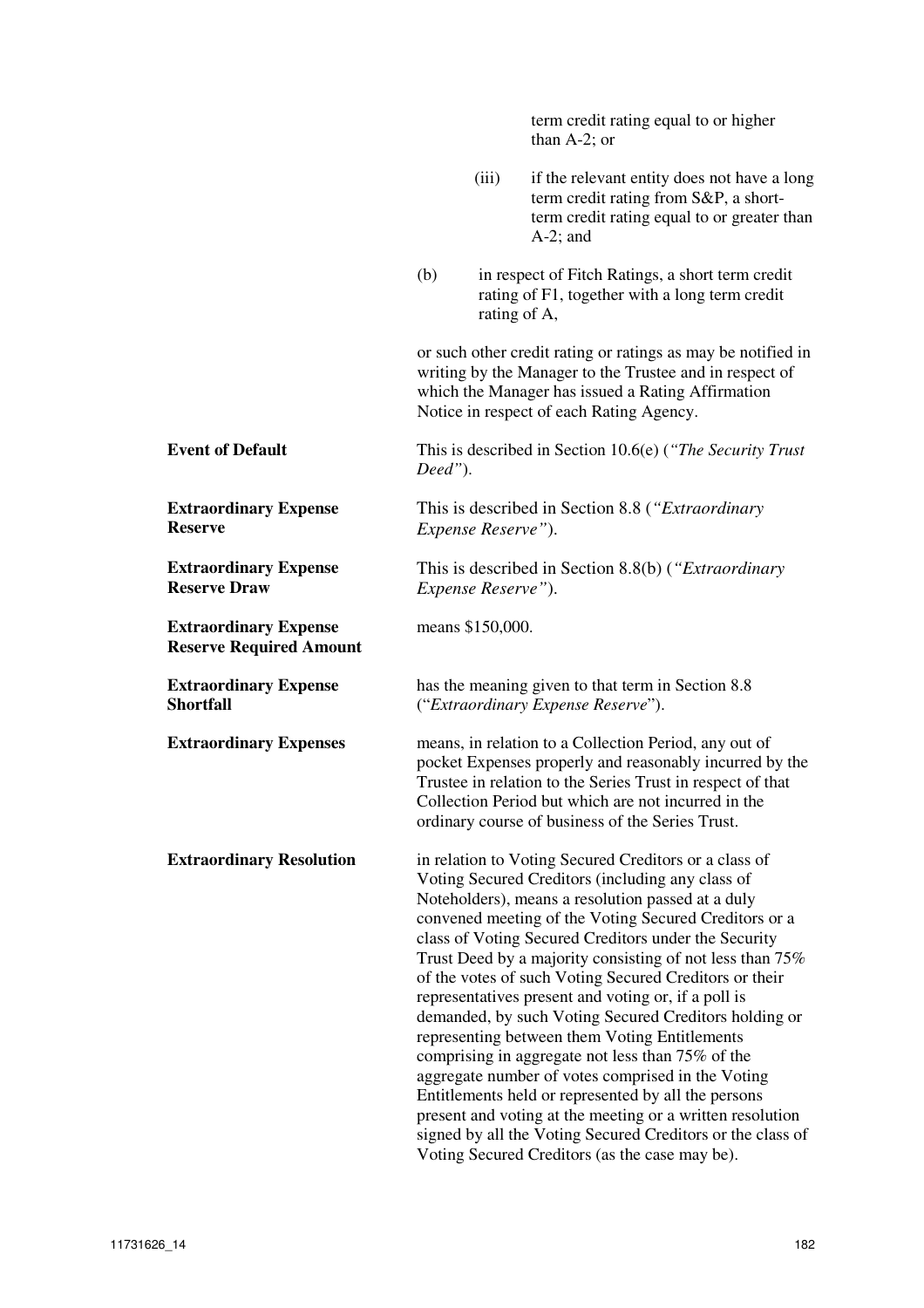term credit rating equal to or higher than A-2; or

(iii) if the relevant entity does not have a long term credit rating from S&P, a short-term credit rating equal to or greater than A-2; and

(b) in respect of Fitch Ratings, a short term credit rating of F1, together with a long term credit rating of A,

or such other credit rating or ratings as may be notified in writing by the Manager to the Trustee and in respect of which the Manager has issued a Rating Affirmation Notice in respect of each Rating Agency.

| | |
|---|---|
| **Event of Default** | This is described in Section 10.6(e) (*"The Security Trust Deed"*). |
| **Extraordinary Expense Reserve** | This is described in Section 8.8 (*"Extraordinary Expense Reserve"*). |
| **Extraordinary Expense Reserve Draw** | This is described in Section 8.8(b) (*"Extraordinary Expense Reserve"*). |
| **Extraordinary Expense Reserve Required Amount** | means $150,000. |
| **Extraordinary Expense Shortfall** | has the meaning given to that term in Section 8.8 ("*Extraordinary Expense Reserve*"). |
| **Extraordinary Expenses** | means, in relation to a Collection Period, any out of pocket Expenses properly and reasonably incurred by the Trustee in relation to the Series Trust in respect of that Collection Period but which are not incurred in the ordinary course of business of the Series Trust. |
| **Extraordinary Resolution** | in relation to Voting Secured Creditors or a class of Voting Secured Creditors (including any class of Noteholders), means a resolution passed at a duly convened meeting of the Voting Secured Creditors or a class of Voting Secured Creditors under the Security Trust Deed by a majority consisting of not less than 75% of the votes of such Voting Secured Creditors or their representatives present and voting or, if a poll is demanded, by such Voting Secured Creditors holding or representing between them Voting Entitlements comprising in aggregate not less than 75% of the aggregate number of votes comprised in the Voting Entitlements held or represented by all the persons present and voting at the meeting or a written resolution signed by all the Voting Secured Creditors or the class of Voting Secured Creditors (as the case may be). |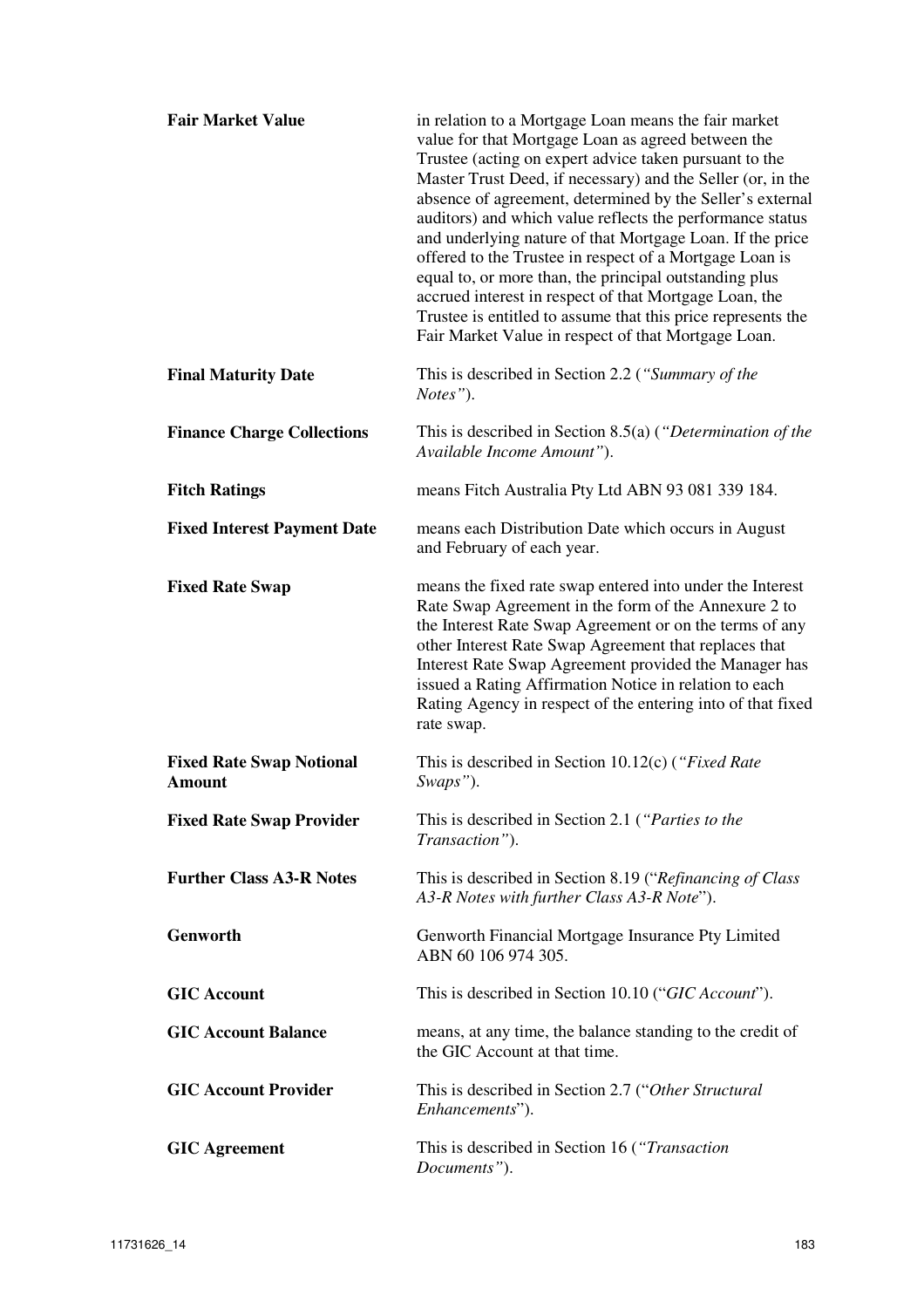| | |
|---|---|
| **Fair Market Value** | in relation to a Mortgage Loan means the fair market value for that Mortgage Loan as agreed between the Trustee (acting on expert advice taken pursuant to the Master Trust Deed, if necessary) and the Seller (or, in the absence of agreement, determined by the Seller's external auditors) and which value reflects the performance status and underlying nature of that Mortgage Loan. If the price offered to the Trustee in respect of a Mortgage Loan is equal to, or more than, the principal outstanding plus accrued interest in respect of that Mortgage Loan, the Trustee is entitled to assume that this price represents the Fair Market Value in respect of that Mortgage Loan. |
| **Final Maturity Date** | This is described in Section 2.2 (*"Summary of the Notes"*). |
| **Finance Charge Collections** | This is described in Section 8.5(a) (*"Determination of the Available Income Amount"*). |
| **Fitch Ratings** | means Fitch Australia Pty Ltd ABN 93 081 339 184. |
| **Fixed Interest Payment Date** | means each Distribution Date which occurs in August and February of each year. |
| **Fixed Rate Swap** | means the fixed rate swap entered into under the Interest Rate Swap Agreement in the form of the Annexure 2 to the Interest Rate Swap Agreement or on the terms of any other Interest Rate Swap Agreement that replaces that Interest Rate Swap Agreement provided the Manager has issued a Rating Affirmation Notice in relation to each Rating Agency in respect of the entering into of that fixed rate swap. |
| **Fixed Rate Swap Notional Amount** | This is described in Section 10.12(c) (*"Fixed Rate Swaps"*). |
| **Fixed Rate Swap Provider** | This is described in Section 2.1 (*"Parties to the Transaction"*). |
| **Further Class A3-R Notes** | This is described in Section 8.19 ("*Refinancing of Class A3-R Notes with further Class A3-R Note*"). |
| **Genworth** | Genworth Financial Mortgage Insurance Pty Limited ABN 60 106 974 305. |
| **GIC Account** | This is described in Section 10.10 ("*GIC Account*"). |
| **GIC Account Balance** | means, at any time, the balance standing to the credit of the GIC Account at that time. |
| **GIC Account Provider** | This is described in Section 2.7 ("*Other Structural Enhancements*"). |
| **GIC Agreement** | This is described in Section 16 (*"Transaction Documents"*). |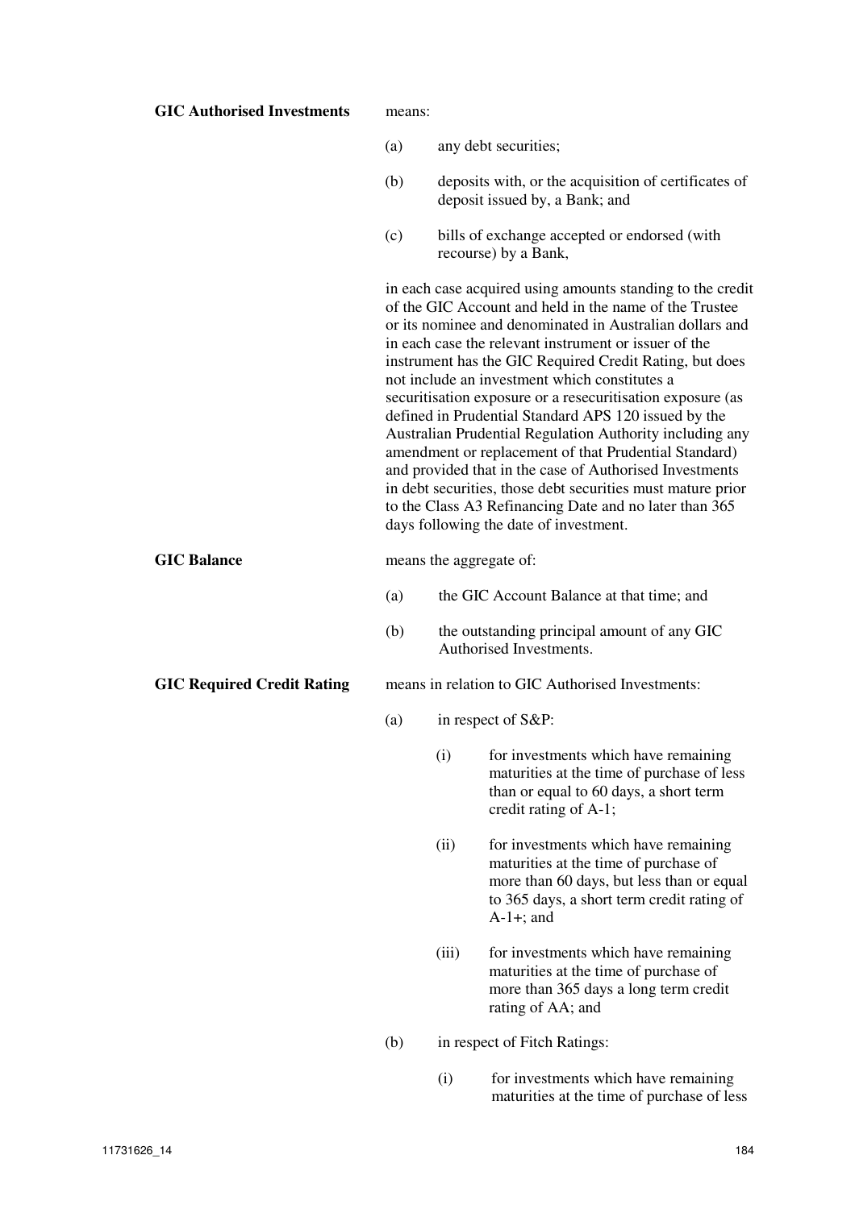**GIC Authorised Investments** means:

(a) any debt securities;

(b) deposits with, or the acquisition of certificates of deposit issued by, a Bank; and

(c) bills of exchange accepted or endorsed (with recourse) by a Bank,

in each case acquired using amounts standing to the credit of the GIC Account and held in the name of the Trustee or its nominee and denominated in Australian dollars and in each case the relevant instrument or issuer of the instrument has the GIC Required Credit Rating, but does not include an investment which constitutes a securitisation exposure or a resecuritisation exposure (as defined in Prudential Standard APS 120 issued by the Australian Prudential Regulation Authority including any amendment or replacement of that Prudential Standard) and provided that in the case of Authorised Investments in debt securities, those debt securities must mature prior to the Class A3 Refinancing Date and no later than 365 days following the date of investment.

**GIC Balance** means the aggregate of:

(a) the GIC Account Balance at that time; and

(b) the outstanding principal amount of any GIC Authorised Investments.

**GIC Required Credit Rating** means in relation to GIC Authorised Investments:

(a) in respect of S&P:

(i) for investments which have remaining maturities at the time of purchase of less than or equal to 60 days, a short term credit rating of A-1;

(ii) for investments which have remaining maturities at the time of purchase of more than 60 days, but less than or equal to 365 days, a short term credit rating of A-1+; and

(iii) for investments which have remaining maturities at the time of purchase of more than 365 days a long term credit rating of AA; and

(b) in respect of Fitch Ratings:

(i) for investments which have remaining maturities at the time of purchase of less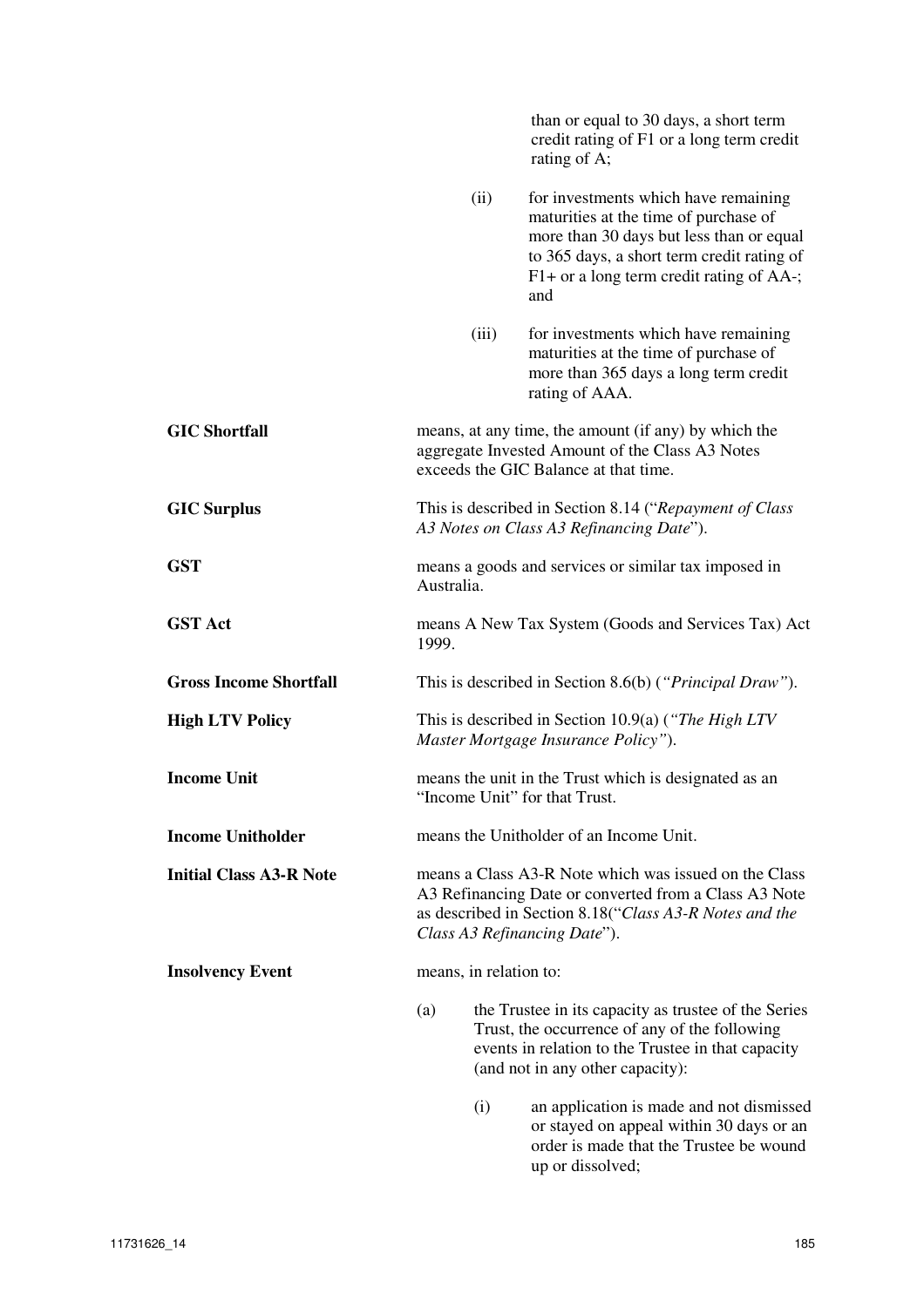than or equal to 30 days, a short term credit rating of F1 or a long term credit rating of A;

(ii) for investments which have remaining maturities at the time of purchase of more than 30 days but less than or equal to 365 days, a short term credit rating of F1+ or a long term credit rating of AA-; and

(iii) for investments which have remaining maturities at the time of purchase of more than 365 days a long term credit rating of AAA.

**GIC Shortfall** means, at any time, the amount (if any) by which the aggregate Invested Amount of the Class A3 Notes exceeds the GIC Balance at that time.

**GIC Surplus** This is described in Section 8.14 ("*Repayment of Class A3 Notes on Class A3 Refinancing Date*").

**GST** means a goods and services or similar tax imposed in Australia.

**GST Act** means A New Tax System (Goods and Services Tax) Act 1999.

**Gross Income Shortfall** This is described in Section 8.6(b) (*"Principal Draw"*).

**High LTV Policy** This is described in Section 10.9(a) (*"The High LTV Master Mortgage Insurance Policy"*).

**Income Unit** means the unit in the Trust which is designated as an "Income Unit" for that Trust.

**Income Unitholder** means the Unitholder of an Income Unit.

**Initial Class A3-R Note** means a Class A3-R Note which was issued on the Class A3 Refinancing Date or converted from a Class A3 Note as described in Section 8.18("*Class A3-R Notes and the Class A3 Refinancing Date*").

**Insolvency Event** means, in relation to:

(a) the Trustee in its capacity as trustee of the Series Trust, the occurrence of any of the following events in relation to the Trustee in that capacity (and not in any other capacity):

(i) an application is made and not dismissed or stayed on appeal within 30 days or an order is made that the Trustee be wound up or dissolved;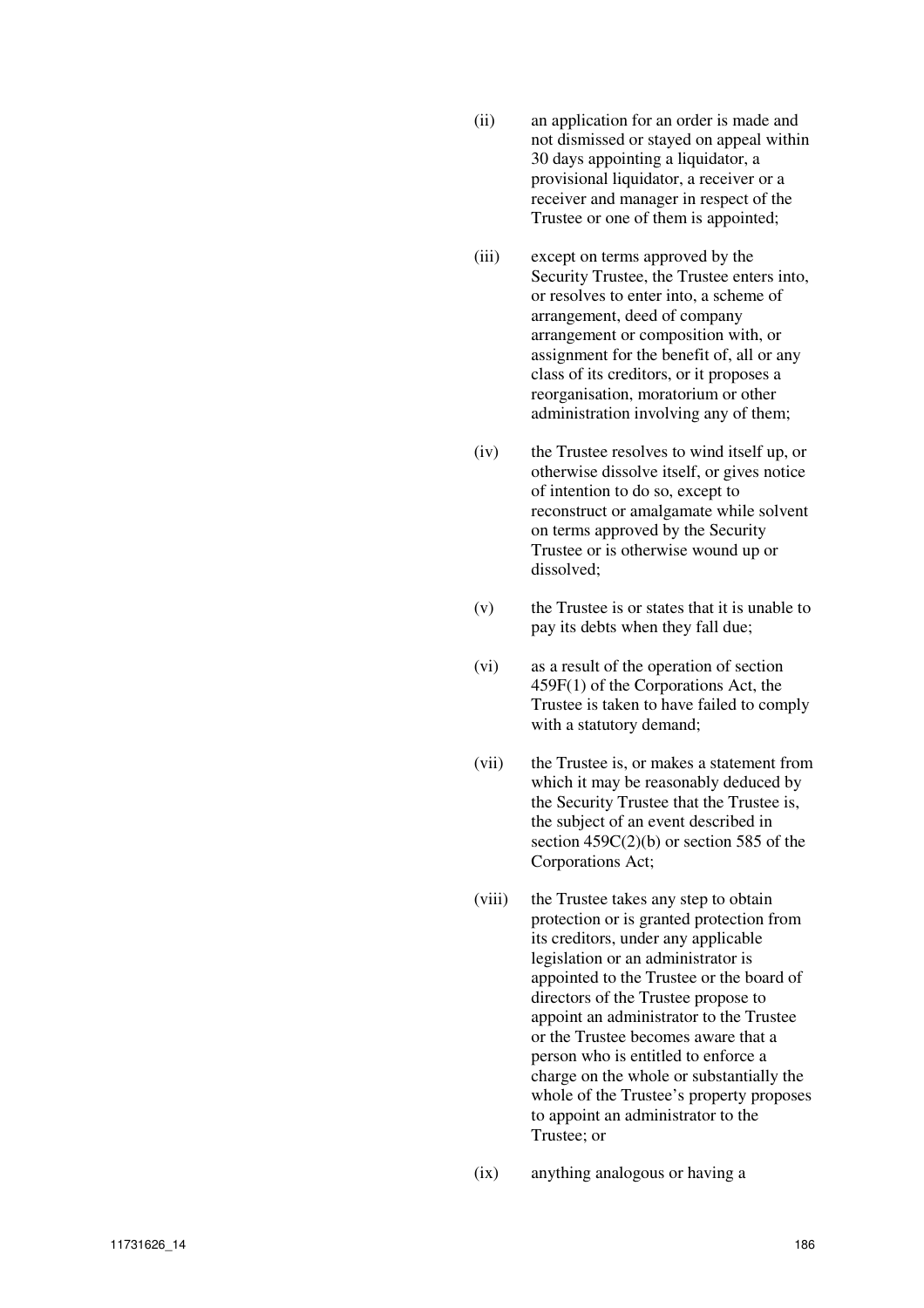(ii) an application for an order is made and not dismissed or stayed on appeal within 30 days appointing a liquidator, a provisional liquidator, a receiver or a receiver and manager in respect of the Trustee or one of them is appointed;

(iii) except on terms approved by the Security Trustee, the Trustee enters into, or resolves to enter into, a scheme of arrangement, deed of company arrangement or composition with, or assignment for the benefit of, all or any class of its creditors, or it proposes a reorganisation, moratorium or other administration involving any of them;

(iv) the Trustee resolves to wind itself up, or otherwise dissolve itself, or gives notice of intention to do so, except to reconstruct or amalgamate while solvent on terms approved by the Security Trustee or is otherwise wound up or dissolved;

(v) the Trustee is or states that it is unable to pay its debts when they fall due;

(vi) as a result of the operation of section 459F(1) of the Corporations Act, the Trustee is taken to have failed to comply with a statutory demand;

(vii) the Trustee is, or makes a statement from which it may be reasonably deduced by the Security Trustee that the Trustee is, the subject of an event described in section 459C(2)(b) or section 585 of the Corporations Act;

(viii) the Trustee takes any step to obtain protection or is granted protection from its creditors, under any applicable legislation or an administrator is appointed to the Trustee or the board of directors of the Trustee propose to appoint an administrator to the Trustee or the Trustee becomes aware that a person who is entitled to enforce a charge on the whole or substantially the whole of the Trustee's property proposes to appoint an administrator to the Trustee; or

(ix) anything analogous or having a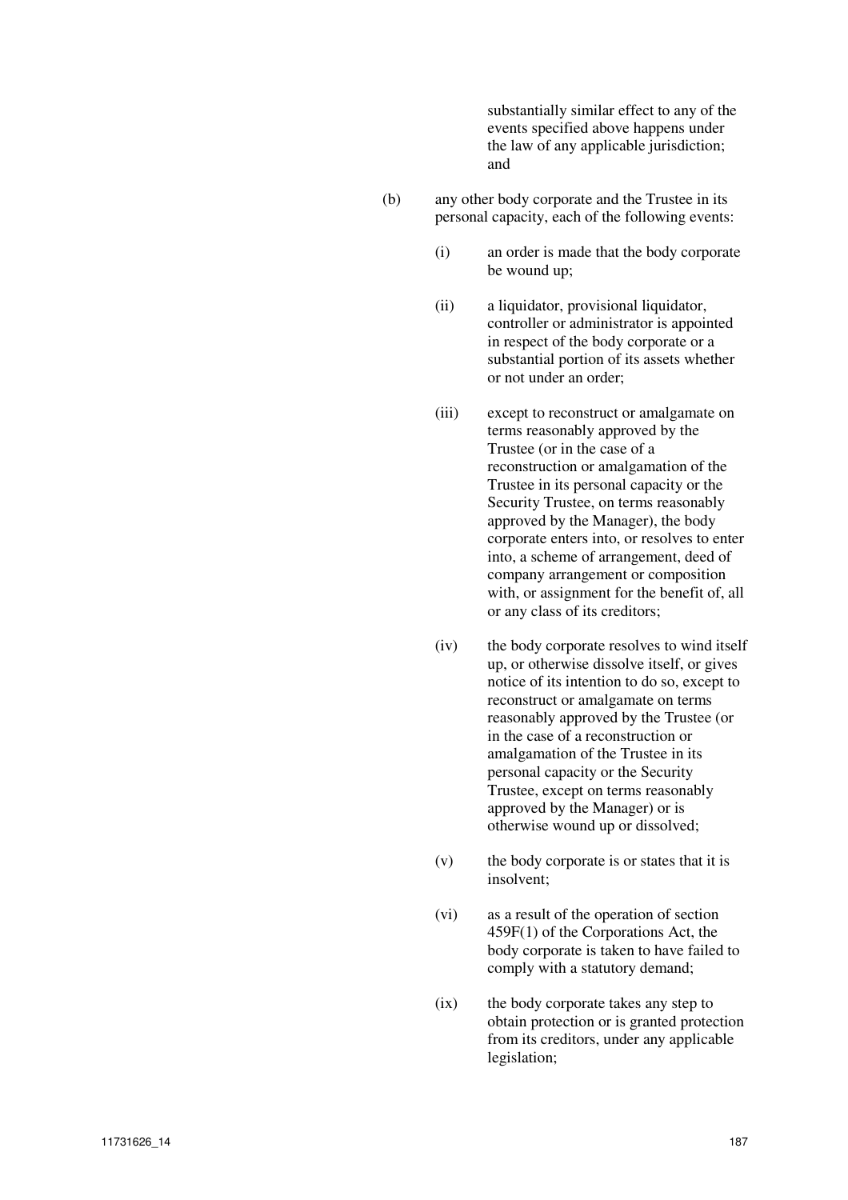substantially similar effect to any of the events specified above happens under the law of any applicable jurisdiction; and

(b) any other body corporate and the Trustee in its personal capacity, each of the following events:

(i) an order is made that the body corporate be wound up;

(ii) a liquidator, provisional liquidator, controller or administrator is appointed in respect of the body corporate or a substantial portion of its assets whether or not under an order;

(iii) except to reconstruct or amalgamate on terms reasonably approved by the Trustee (or in the case of a reconstruction or amalgamation of the Trustee in its personal capacity or the Security Trustee, on terms reasonably approved by the Manager), the body corporate enters into, or resolves to enter into, a scheme of arrangement, deed of company arrangement or composition with, or assignment for the benefit of, all or any class of its creditors;

(iv) the body corporate resolves to wind itself up, or otherwise dissolve itself, or gives notice of its intention to do so, except to reconstruct or amalgamate on terms reasonably approved by the Trustee (or in the case of a reconstruction or amalgamation of the Trustee in its personal capacity or the Security Trustee, except on terms reasonably approved by the Manager) or is otherwise wound up or dissolved;

(v) the body corporate is or states that it is insolvent;

(vi) as a result of the operation of section 459F(1) of the Corporations Act, the body corporate is taken to have failed to comply with a statutory demand;

(ix) the body corporate takes any step to obtain protection or is granted protection from its creditors, under any applicable legislation;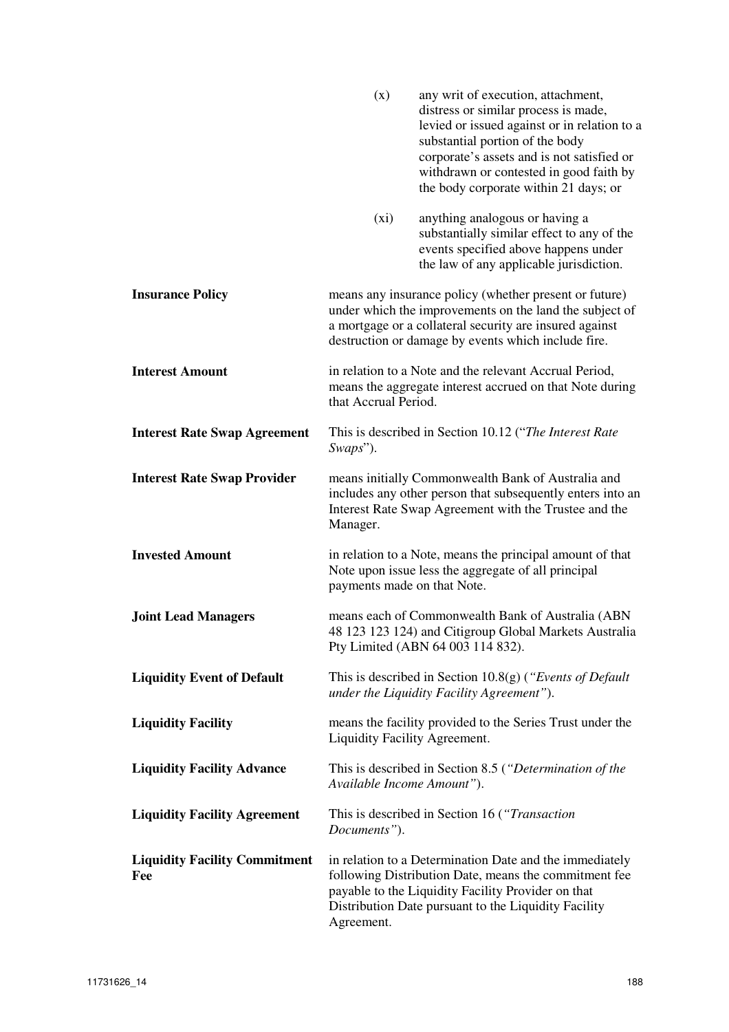(x) any writ of execution, attachment, distress or similar process is made, levied or issued against or in relation to a substantial portion of the body corporate's assets and is not satisfied or withdrawn or contested in good faith by the body corporate within 21 days; or

(xi) anything analogous or having a substantially similar effect to any of the events specified above happens under the law of any applicable jurisdiction.

| | |
|---|---|
| **Insurance Policy** | means any insurance policy (whether present or future) under which the improvements on the land the subject of a mortgage or a collateral security are insured against destruction or damage by events which include fire. |
| **Interest Amount** | in relation to a Note and the relevant Accrual Period, means the aggregate interest accrued on that Note during that Accrual Period. |
| **Interest Rate Swap Agreement** | This is described in Section 10.12 ("*The Interest Rate Swaps*"). |
| **Interest Rate Swap Provider** | means initially Commonwealth Bank of Australia and includes any other person that subsequently enters into an Interest Rate Swap Agreement with the Trustee and the Manager. |
| **Invested Amount** | in relation to a Note, means the principal amount of that Note upon issue less the aggregate of all principal payments made on that Note. |
| **Joint Lead Managers** | means each of Commonwealth Bank of Australia (ABN 48 123 123 124) and Citigroup Global Markets Australia Pty Limited (ABN 64 003 114 832). |
| **Liquidity Event of Default** | This is described in Section 10.8(g) (*"Events of Default under the Liquidity Facility Agreement"*). |
| **Liquidity Facility** | means the facility provided to the Series Trust under the Liquidity Facility Agreement. |
| **Liquidity Facility Advance** | This is described in Section 8.5 (*"Determination of the Available Income Amount"*). |
| **Liquidity Facility Agreement** | This is described in Section 16 (*"Transaction Documents"*). |
| **Liquidity Facility Commitment Fee** | in relation to a Determination Date and the immediately following Distribution Date, means the commitment fee payable to the Liquidity Facility Provider on that Distribution Date pursuant to the Liquidity Facility Agreement. |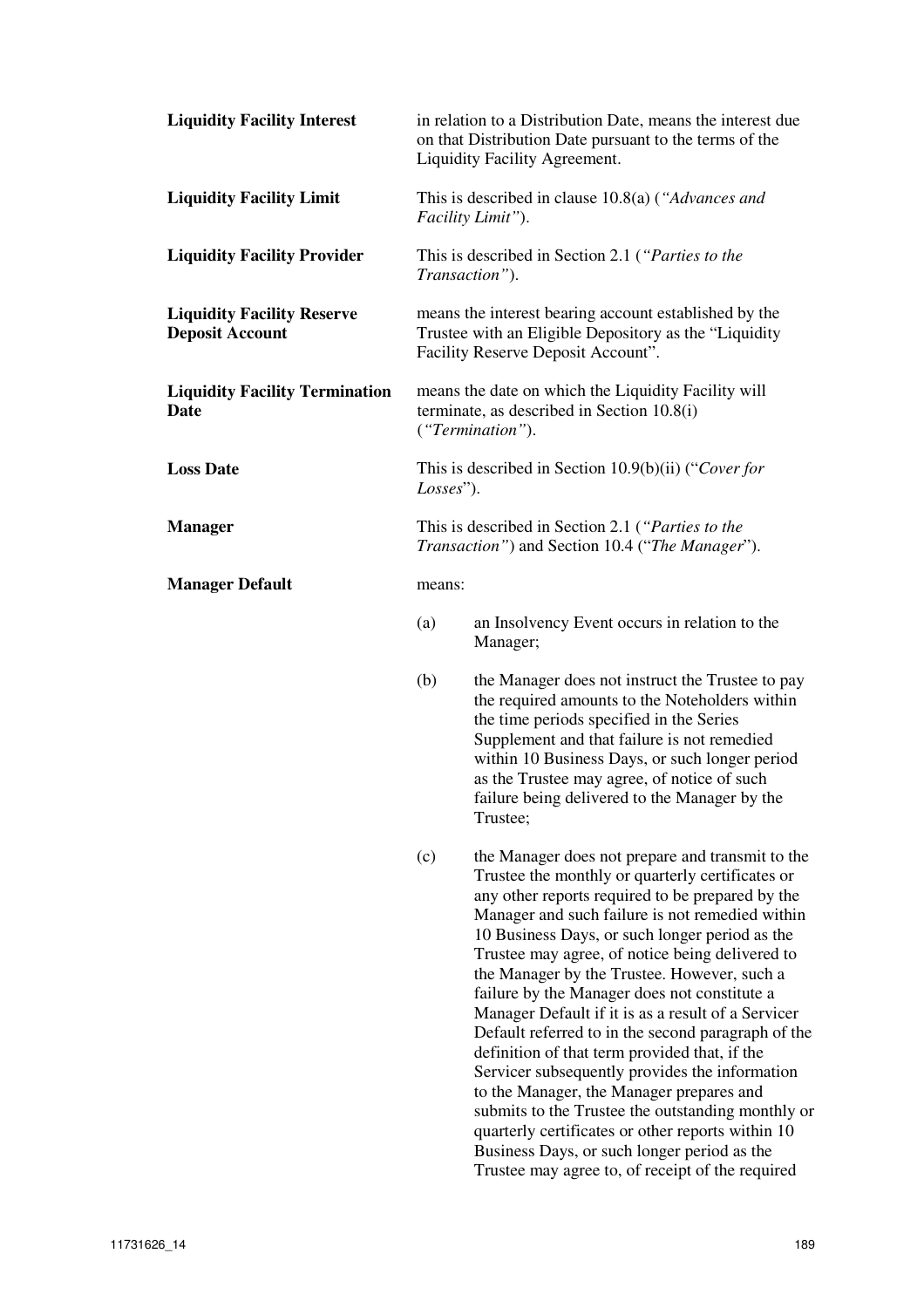**Liquidity Facility Interest** — in relation to a Distribution Date, means the interest due on that Distribution Date pursuant to the terms of the Liquidity Facility Agreement.

**Liquidity Facility Limit** — This is described in clause 10.8(a) (*"Advances and Facility Limit"*).

**Liquidity Facility Provider** — This is described in Section 2.1 (*"Parties to the Transaction"*).

**Liquidity Facility Reserve Deposit Account** — means the interest bearing account established by the Trustee with an Eligible Depository as the "Liquidity Facility Reserve Deposit Account".

**Liquidity Facility Termination Date** — means the date on which the Liquidity Facility will terminate, as described in Section 10.8(i) (*"Termination"*).

**Loss Date** — This is described in Section 10.9(b)(ii) ("*Cover for Losses*").

**Manager** — This is described in Section 2.1 (*"Parties to the Transaction"*) and Section 10.4 ("*The Manager*").

**Manager Default** — means:

(a) an Insolvency Event occurs in relation to the Manager;

(b) the Manager does not instruct the Trustee to pay the required amounts to the Noteholders within the time periods specified in the Series Supplement and that failure is not remedied within 10 Business Days, or such longer period as the Trustee may agree, of notice of such failure being delivered to the Manager by the Trustee;

(c) the Manager does not prepare and transmit to the Trustee the monthly or quarterly certificates or any other reports required to be prepared by the Manager and such failure is not remedied within 10 Business Days, or such longer period as the Trustee may agree, of notice being delivered to the Manager by the Trustee. However, such a failure by the Manager does not constitute a Manager Default if it is as a result of a Servicer Default referred to in the second paragraph of the definition of that term provided that, if the Servicer subsequently provides the information to the Manager, the Manager prepares and submits to the Trustee the outstanding monthly or quarterly certificates or other reports within 10 Business Days, or such longer period as the Trustee may agree to, of receipt of the required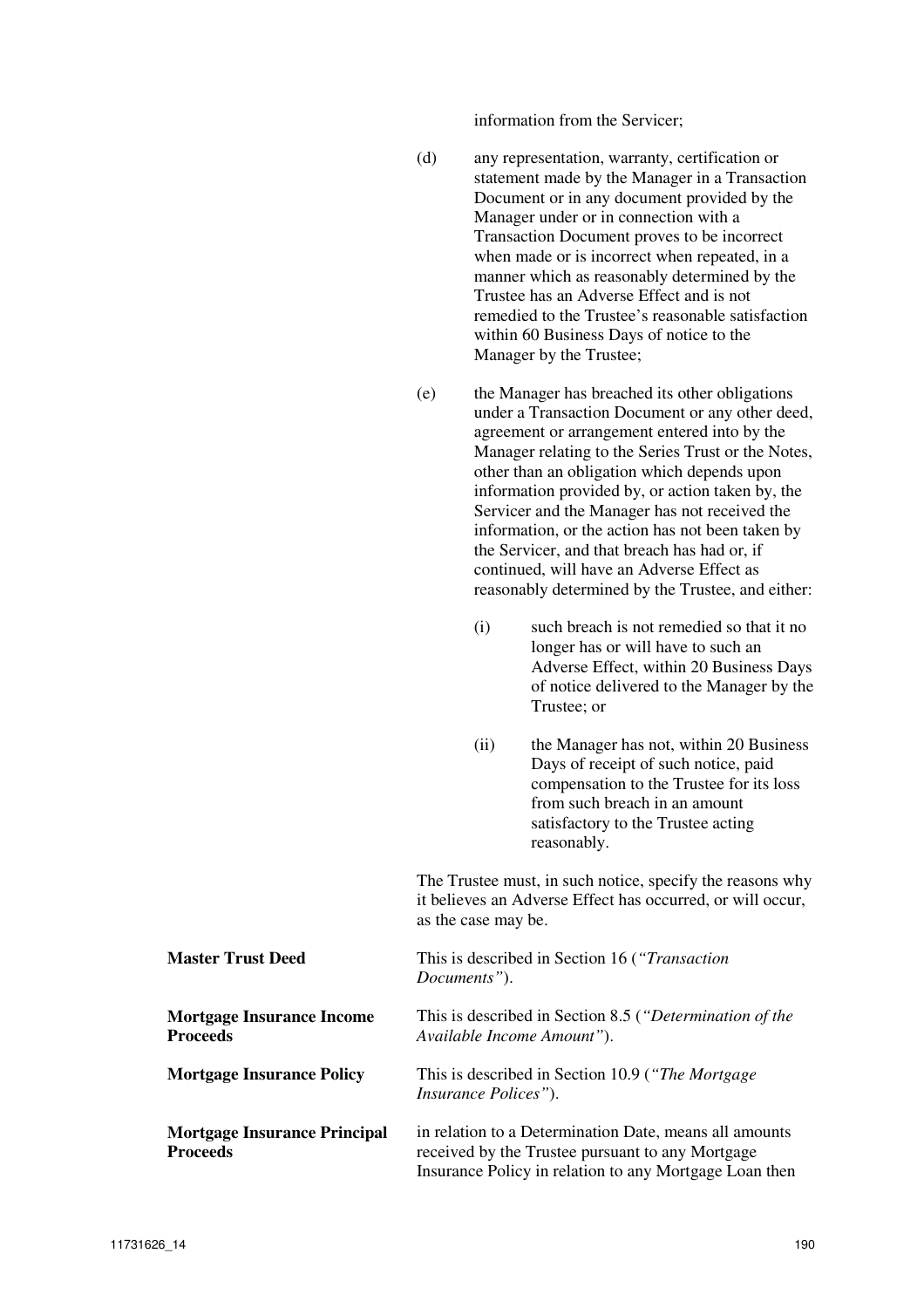information from the Servicer;

(d) any representation, warranty, certification or statement made by the Manager in a Transaction Document or in any document provided by the Manager under or in connection with a Transaction Document proves to be incorrect when made or is incorrect when repeated, in a manner which as reasonably determined by the Trustee has an Adverse Effect and is not remedied to the Trustee's reasonable satisfaction within 60 Business Days of notice to the Manager by the Trustee;

(e) the Manager has breached its other obligations under a Transaction Document or any other deed, agreement or arrangement entered into by the Manager relating to the Series Trust or the Notes, other than an obligation which depends upon information provided by, or action taken by, the Servicer and the Manager has not received the information, or the action has not been taken by the Servicer, and that breach has had or, if continued, will have an Adverse Effect as reasonably determined by the Trustee, and either:

   (i) such breach is not remedied so that it no longer has or will have to such an Adverse Effect, within 20 Business Days of notice delivered to the Manager by the Trustee; or

   (ii) the Manager has not, within 20 Business Days of receipt of such notice, paid compensation to the Trustee for its loss from such breach in an amount satisfactory to the Trustee acting reasonably.

The Trustee must, in such notice, specify the reasons why it believes an Adverse Effect has occurred, or will occur, as the case may be.

**Master Trust Deed** — This is described in Section 16 (*"Transaction Documents"*).

**Mortgage Insurance Income Proceeds** — This is described in Section 8.5 (*"Determination of the Available Income Amount"*).

**Mortgage Insurance Policy** — This is described in Section 10.9 (*"The Mortgage Insurance Polices"*).

**Mortgage Insurance Principal Proceeds** — in relation to a Determination Date, means all amounts received by the Trustee pursuant to any Mortgage Insurance Policy in relation to any Mortgage Loan then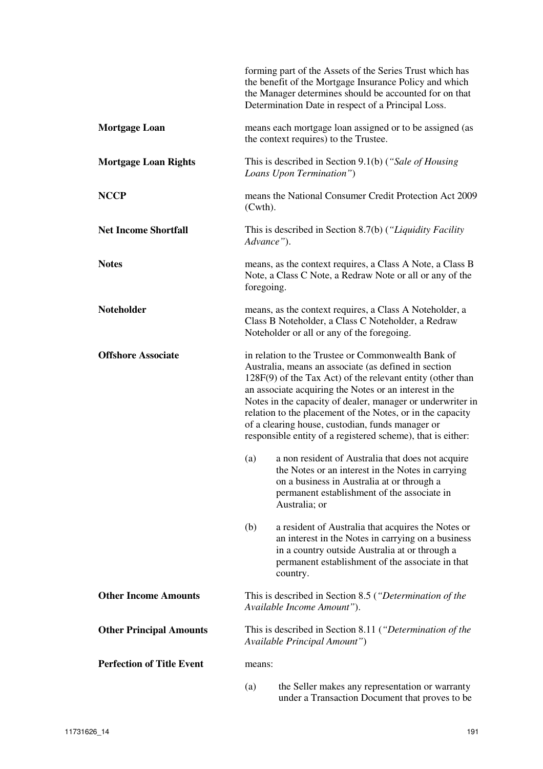forming part of the Assets of the Series Trust which has the benefit of the Mortgage Insurance Policy and which the Manager determines should be accounted for on that Determination Date in respect of a Principal Loss.

**Mortgage Loan** means each mortgage loan assigned or to be assigned (as the context requires) to the Trustee.

**Mortgage Loan Rights** This is described in Section 9.1(b) (*"Sale of Housing Loans Upon Termination"*)

**NCCP** means the National Consumer Credit Protection Act 2009 (Cwth).

**Net Income Shortfall** This is described in Section 8.7(b) (*"Liquidity Facility Advance"*).

**Notes** means, as the context requires, a Class A Note, a Class B Note, a Class C Note, a Redraw Note or all or any of the foregoing.

**Noteholder** means, as the context requires, a Class A Noteholder, a Class B Noteholder, a Class C Noteholder, a Redraw Noteholder or all or any of the foregoing.

**Offshore Associate** in relation to the Trustee or Commonwealth Bank of Australia, means an associate (as defined in section 128F(9) of the Tax Act) of the relevant entity (other than an associate acquiring the Notes or an interest in the Notes in the capacity of dealer, manager or underwriter in relation to the placement of the Notes, or in the capacity of a clearing house, custodian, funds manager or responsible entity of a registered scheme), that is either:

(a) a non resident of Australia that does not acquire the Notes or an interest in the Notes in carrying on a business in Australia at or through a permanent establishment of the associate in Australia; or

(b) a resident of Australia that acquires the Notes or an interest in the Notes in carrying on a business in a country outside Australia at or through a permanent establishment of the associate in that country.

**Other Income Amounts** This is described in Section 8.5 (*"Determination of the Available Income Amount"*).

**Other Principal Amounts** This is described in Section 8.11 (*"Determination of the Available Principal Amount"*)

**Perfection of Title Event** means:

(a) the Seller makes any representation or warranty under a Transaction Document that proves to be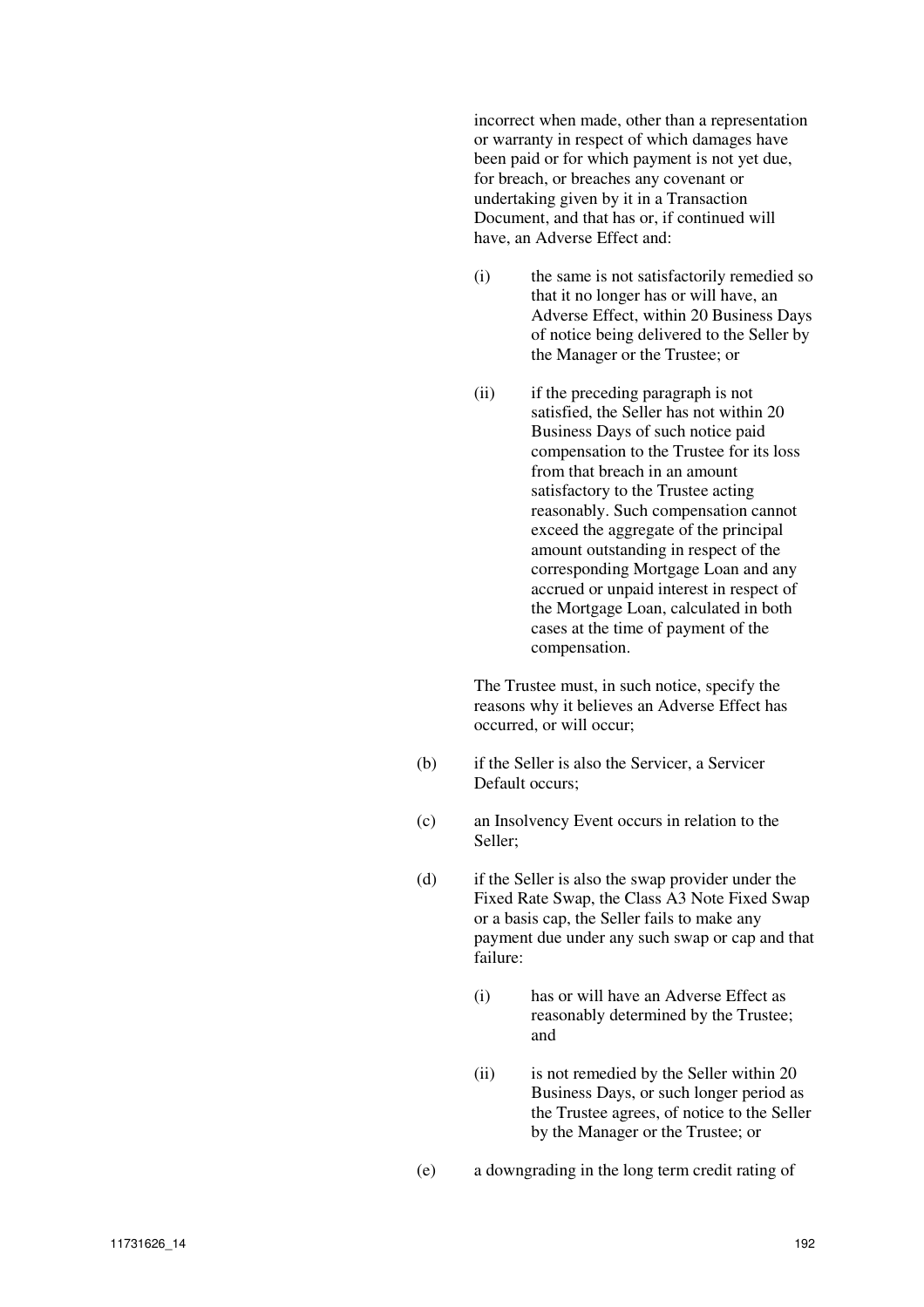incorrect when made, other than a representation or warranty in respect of which damages have been paid or for which payment is not yet due, for breach, or breaches any covenant or undertaking given by it in a Transaction Document, and that has or, if continued will have, an Adverse Effect and:

(i) the same is not satisfactorily remedied so that it no longer has or will have, an Adverse Effect, within 20 Business Days of notice being delivered to the Seller by the Manager or the Trustee; or

(ii) if the preceding paragraph is not satisfied, the Seller has not within 20 Business Days of such notice paid compensation to the Trustee for its loss from that breach in an amount satisfactory to the Trustee acting reasonably. Such compensation cannot exceed the aggregate of the principal amount outstanding in respect of the corresponding Mortgage Loan and any accrued or unpaid interest in respect of the Mortgage Loan, calculated in both cases at the time of payment of the compensation.

The Trustee must, in such notice, specify the reasons why it believes an Adverse Effect has occurred, or will occur;

(b) if the Seller is also the Servicer, a Servicer Default occurs;

(c) an Insolvency Event occurs in relation to the Seller;

(d) if the Seller is also the swap provider under the Fixed Rate Swap, the Class A3 Note Fixed Swap or a basis cap, the Seller fails to make any payment due under any such swap or cap and that failure:

(i) has or will have an Adverse Effect as reasonably determined by the Trustee; and

(ii) is not remedied by the Seller within 20 Business Days, or such longer period as the Trustee agrees, of notice to the Seller by the Manager or the Trustee; or

(e) a downgrading in the long term credit rating of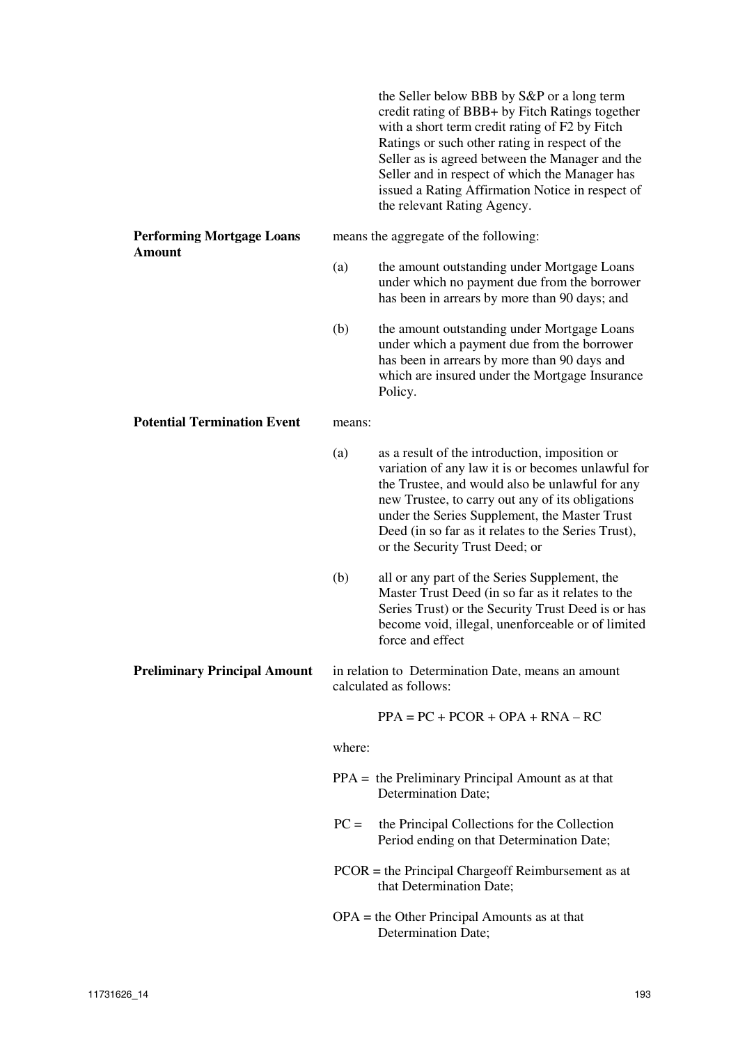the Seller below BBB by S&P or a long term credit rating of BBB+ by Fitch Ratings together with a short term credit rating of F2 by Fitch Ratings or such other rating in respect of the Seller as is agreed between the Manager and the Seller and in respect of which the Manager has issued a Rating Affirmation Notice in respect of the relevant Rating Agency.

**Performing Mortgage Loans Amount**

means the aggregate of the following:

(a) the amount outstanding under Mortgage Loans under which no payment due from the borrower has been in arrears by more than 90 days; and

(b) the amount outstanding under Mortgage Loans under which a payment due from the borrower has been in arrears by more than 90 days and which are insured under the Mortgage Insurance Policy.

**Potential Termination Event**

means:

(a) as a result of the introduction, imposition or variation of any law it is or becomes unlawful for the Trustee, and would also be unlawful for any new Trustee, to carry out any of its obligations under the Series Supplement, the Master Trust Deed (in so far as it relates to the Series Trust), or the Security Trust Deed; or

(b) all or any part of the Series Supplement, the Master Trust Deed (in so far as it relates to the Series Trust) or the Security Trust Deed is or has become void, illegal, unenforceable or of limited force and effect

**Preliminary Principal Amount**

in relation to Determination Date, means an amount calculated as follows:

$$PPA = PC + PCOR + OPA + RNA - RC$$

where:

PPA = the Preliminary Principal Amount as at that Determination Date;

PC = the Principal Collections for the Collection Period ending on that Determination Date;

PCOR = the Principal Chargeoff Reimbursement as at that Determination Date;

OPA = the Other Principal Amounts as at that Determination Date;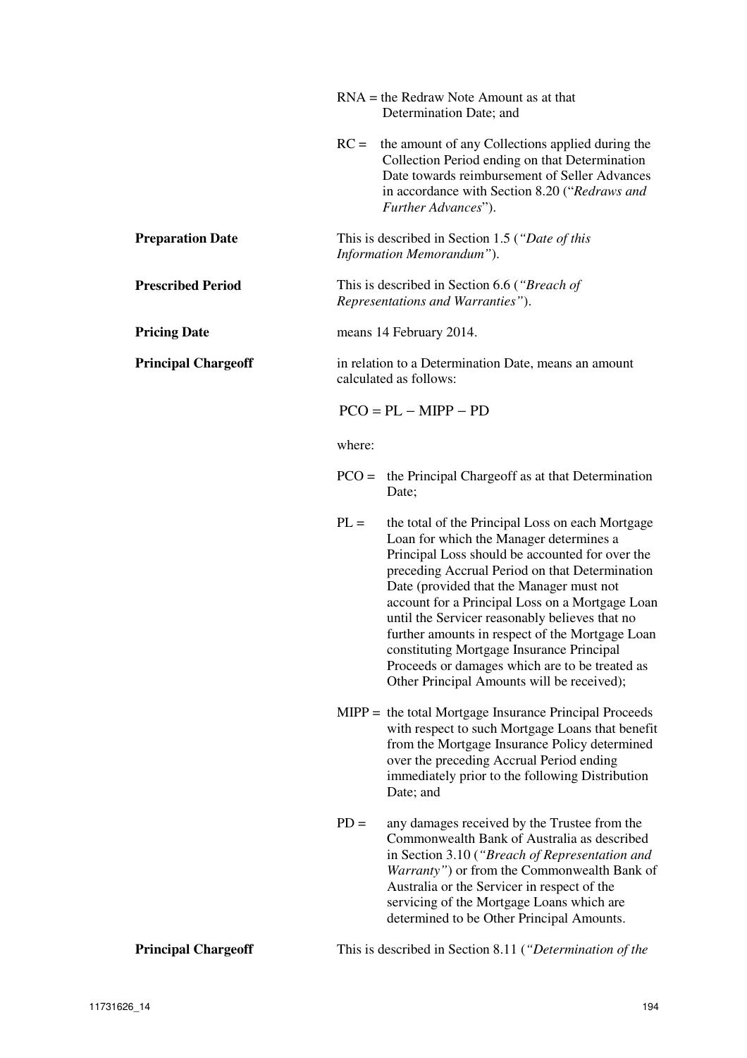RNA = the Redraw Note Amount as at that Determination Date; and

RC = the amount of any Collections applied during the Collection Period ending on that Determination Date towards reimbursement of Seller Advances in accordance with Section 8.20 ("*Redraws and Further Advances*").

**Preparation Date**

This is described in Section 1.5 (*"Date of this Information Memorandum"*).

**Prescribed Period**

This is described in Section 6.6 (*"Breach of Representations and Warranties"*).

**Pricing Date**

means 14 February 2014.

**Principal Chargeoff**

in relation to a Determination Date, means an amount calculated as follows:

$$PCO = PL - MIPP - PD$$

where:

PCO = the Principal Chargeoff as at that Determination Date;

PL = the total of the Principal Loss on each Mortgage Loan for which the Manager determines a Principal Loss should be accounted for over the preceding Accrual Period on that Determination Date (provided that the Manager must not account for a Principal Loss on a Mortgage Loan until the Servicer reasonably believes that no further amounts in respect of the Mortgage Loan constituting Mortgage Insurance Principal Proceeds or damages which are to be treated as Other Principal Amounts will be received);

MIPP = the total Mortgage Insurance Principal Proceeds with respect to such Mortgage Loans that benefit from the Mortgage Insurance Policy determined over the preceding Accrual Period ending immediately prior to the following Distribution Date; and

PD = any damages received by the Trustee from the Commonwealth Bank of Australia as described in Section 3.10 (*"Breach of Representation and Warranty"*) or from the Commonwealth Bank of Australia or the Servicer in respect of the servicing of the Mortgage Loans which are determined to be Other Principal Amounts.

**Principal Chargeoff**

This is described in Section 8.11 (*"Determination of the*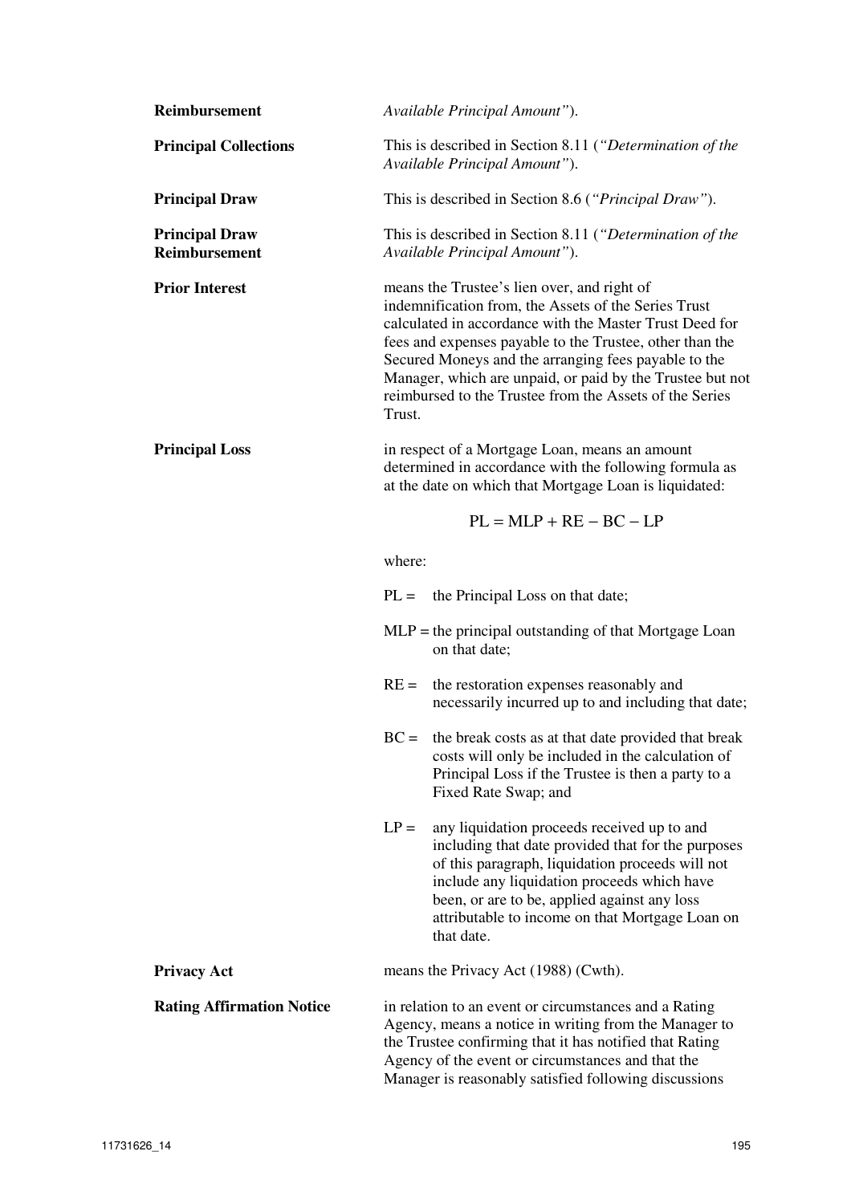| | |
|---|---|
| **Reimbursement** | *Available Principal Amount"*). |
| **Principal Collections** | This is described in Section 8.11 (*"Determination of the Available Principal Amount"*). |
| **Principal Draw** | This is described in Section 8.6 (*"Principal Draw"*). |
| **Principal Draw Reimbursement** | This is described in Section 8.11 (*"Determination of the Available Principal Amount"*). |
| **Prior Interest** | means the Trustee's lien over, and right of indemnification from, the Assets of the Series Trust calculated in accordance with the Master Trust Deed for fees and expenses payable to the Trustee, other than the Secured Moneys and the arranging fees payable to the Manager, which are unpaid, or paid by the Trustee but not reimbursed to the Trustee from the Assets of the Series Trust. |

**Principal Loss**

in respect of a Mortgage Loan, means an amount determined in accordance with the following formula as at the date on which that Mortgage Loan is liquidated:

$$PL = MLP + RE - BC - LP$$

where:

PL = the Principal Loss on that date;

MLP = the principal outstanding of that Mortgage Loan on that date;

RE = the restoration expenses reasonably and necessarily incurred up to and including that date;

BC = the break costs as at that date provided that break costs will only be included in the calculation of Principal Loss if the Trustee is then a party to a Fixed Rate Swap; and

LP = any liquidation proceeds received up to and including that date provided that for the purposes of this paragraph, liquidation proceeds will not include any liquidation proceeds which have been, or are to be, applied against any loss attributable to income on that Mortgage Loan on that date.

| | |
|---|---|
| **Privacy Act** | means the Privacy Act (1988) (Cwth). |
| **Rating Affirmation Notice** | in relation to an event or circumstances and a Rating Agency, means a notice in writing from the Manager to the Trustee confirming that it has notified that Rating Agency of the event or circumstances and that the Manager is reasonably satisfied following discussions |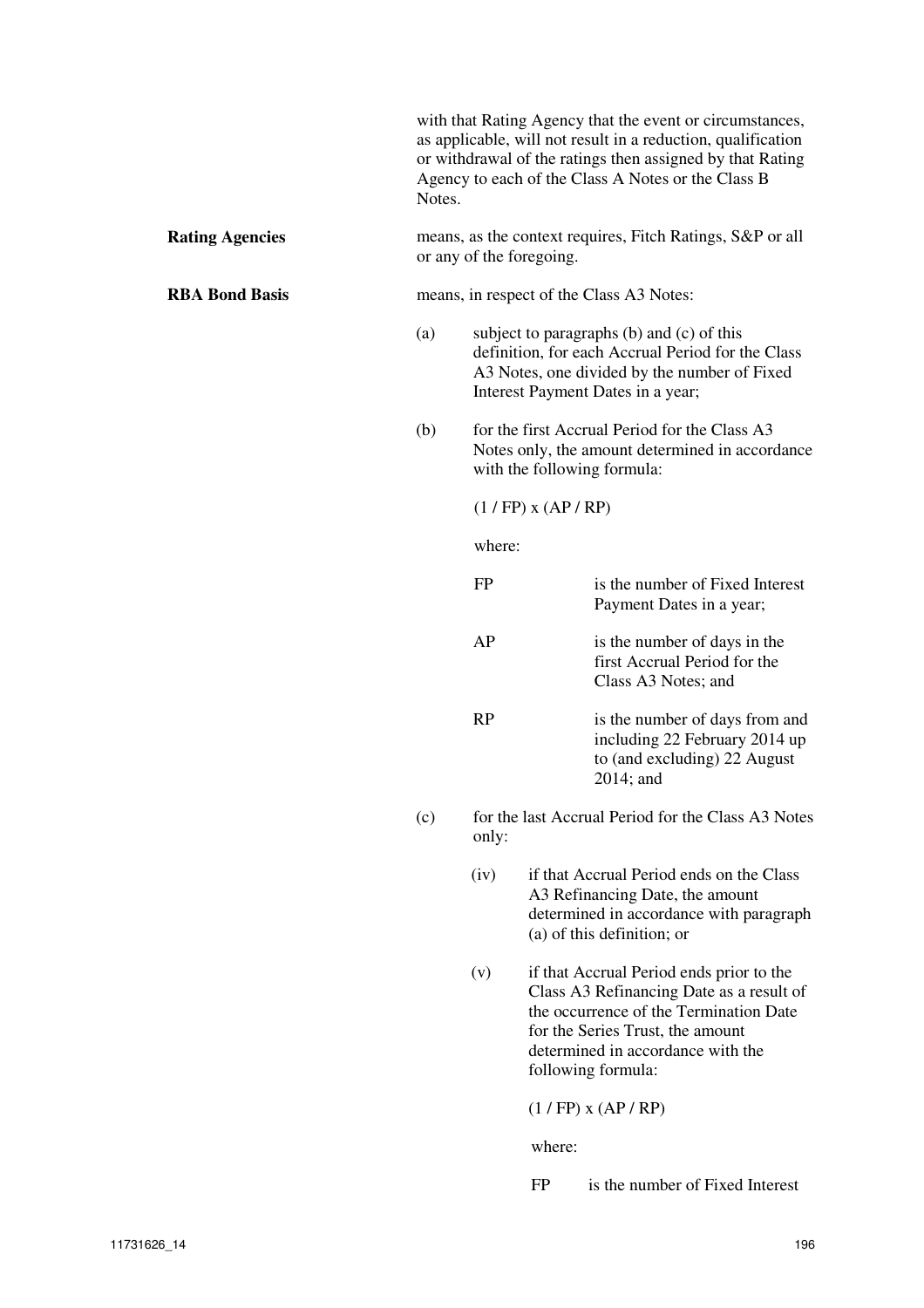with that Rating Agency that the event or circumstances, as applicable, will not result in a reduction, qualification or withdrawal of the ratings then assigned by that Rating Agency to each of the Class A Notes or the Class B Notes.

**Rating Agencies** means, as the context requires, Fitch Ratings, S&P or all or any of the foregoing.

**RBA Bond Basis** means, in respect of the Class A3 Notes:

(a) subject to paragraphs (b) and (c) of this definition, for each Accrual Period for the Class A3 Notes, one divided by the number of Fixed Interest Payment Dates in a year;

(b) for the first Accrual Period for the Class A3 Notes only, the amount determined in accordance with the following formula:

$$(1 / FP) \times (AP / RP)$$

where:

FP is the number of Fixed Interest Payment Dates in a year;

AP is the number of days in the first Accrual Period for the Class A3 Notes; and

RP is the number of days from and including 22 February 2014 up to (and excluding) 22 August 2014; and

(c) for the last Accrual Period for the Class A3 Notes only:

(iv) if that Accrual Period ends on the Class A3 Refinancing Date, the amount determined in accordance with paragraph (a) of this definition; or

(v) if that Accrual Period ends prior to the Class A3 Refinancing Date as a result of the occurrence of the Termination Date for the Series Trust, the amount determined in accordance with the following formula:

$$(1 / FP) \times (AP / RP)$$

where:

FP is the number of Fixed Interest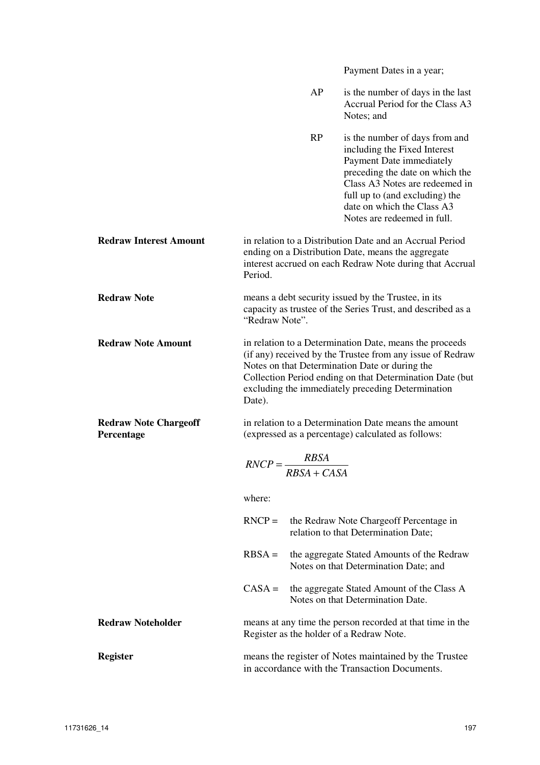Payment Dates in a year;

AP is the number of days in the last Accrual Period for the Class A3 Notes; and

RP is the number of days from and including the Fixed Interest Payment Date immediately preceding the date on which the Class A3 Notes are redeemed in full up to (and excluding) the date on which the Class A3 Notes are redeemed in full.

**Redraw Interest Amount** in relation to a Distribution Date and an Accrual Period ending on a Distribution Date, means the aggregate interest accrued on each Redraw Note during that Accrual Period.

**Redraw Note** means a debt security issued by the Trustee, in its capacity as trustee of the Series Trust, and described as a "Redraw Note".

**Redraw Note Amount** in relation to a Determination Date, means the proceeds (if any) received by the Trustee from any issue of Redraw Notes on that Determination Date or during the Collection Period ending on that Determination Date (but excluding the immediately preceding Determination Date).

**Redraw Note Chargeoff Percentage** in relation to a Determination Date means the amount (expressed as a percentage) calculated as follows:

$$RNCP = \frac{RBSA}{RBSA + CASA}$$

where:

RNCP = the Redraw Note Chargeoff Percentage in relation to that Determination Date;

RBSA = the aggregate Stated Amounts of the Redraw Notes on that Determination Date; and

CASA = the aggregate Stated Amount of the Class A Notes on that Determination Date.

**Redraw Noteholder** means at any time the person recorded at that time in the Register as the holder of a Redraw Note.

**Register** means the register of Notes maintained by the Trustee in accordance with the Transaction Documents.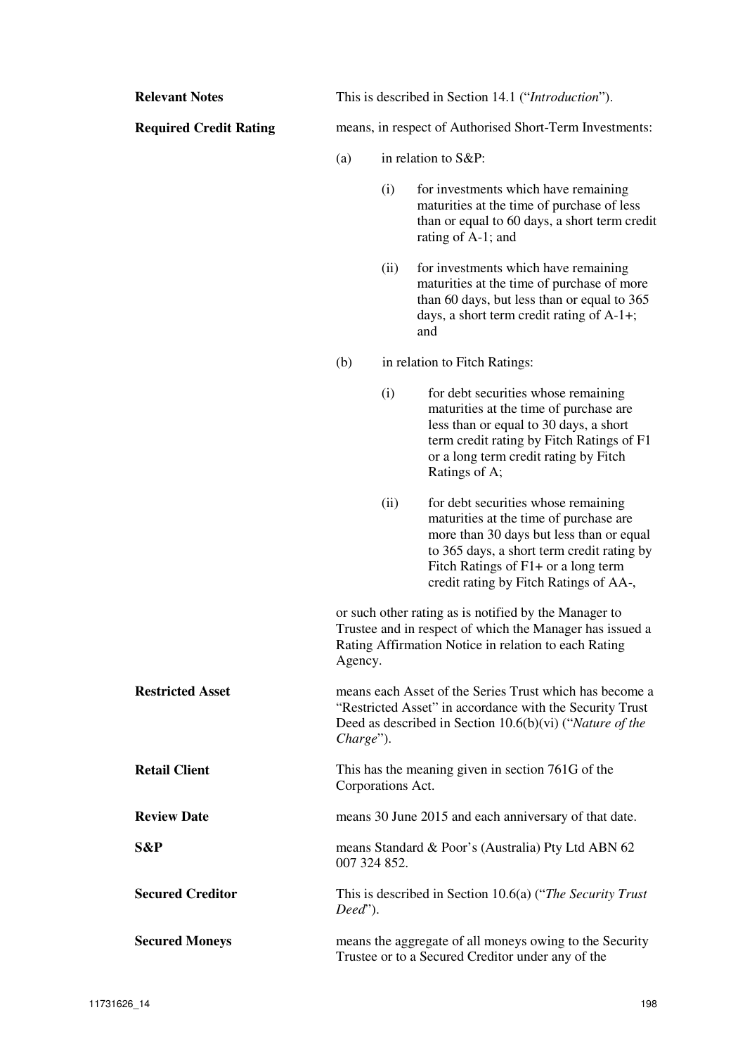**Relevant Notes** — This is described in Section 14.1 ("*Introduction*").

**Required Credit Rating** — means, in respect of Authorised Short-Term Investments:

(a) in relation to S&P:

(i) for investments which have remaining maturities at the time of purchase of less than or equal to 60 days, a short term credit rating of A-1; and

(ii) for investments which have remaining maturities at the time of purchase of more than 60 days, but less than or equal to 365 days, a short term credit rating of A-1+; and

(b) in relation to Fitch Ratings:

(i) for debt securities whose remaining maturities at the time of purchase are less than or equal to 30 days, a short term credit rating by Fitch Ratings of F1 or a long term credit rating by Fitch Ratings of A;

(ii) for debt securities whose remaining maturities at the time of purchase are more than 30 days but less than or equal to 365 days, a short term credit rating by Fitch Ratings of F1+ or a long term credit rating by Fitch Ratings of AA-,

or such other rating as is notified by the Manager to Trustee and in respect of which the Manager has issued a Rating Affirmation Notice in relation to each Rating Agency.

**Restricted Asset** — means each Asset of the Series Trust which has become a "Restricted Asset" in accordance with the Security Trust Deed as described in Section 10.6(b)(vi) ("*Nature of the Charge*").

**Retail Client** — This has the meaning given in section 761G of the Corporations Act.

**Review Date** — means 30 June 2015 and each anniversary of that date.

**S&P** — means Standard & Poor's (Australia) Pty Ltd ABN 62 007 324 852.

**Secured Creditor** — This is described in Section 10.6(a) ("*The Security Trust Deed*").

**Secured Moneys** — means the aggregate of all moneys owing to the Security Trustee or to a Secured Creditor under any of the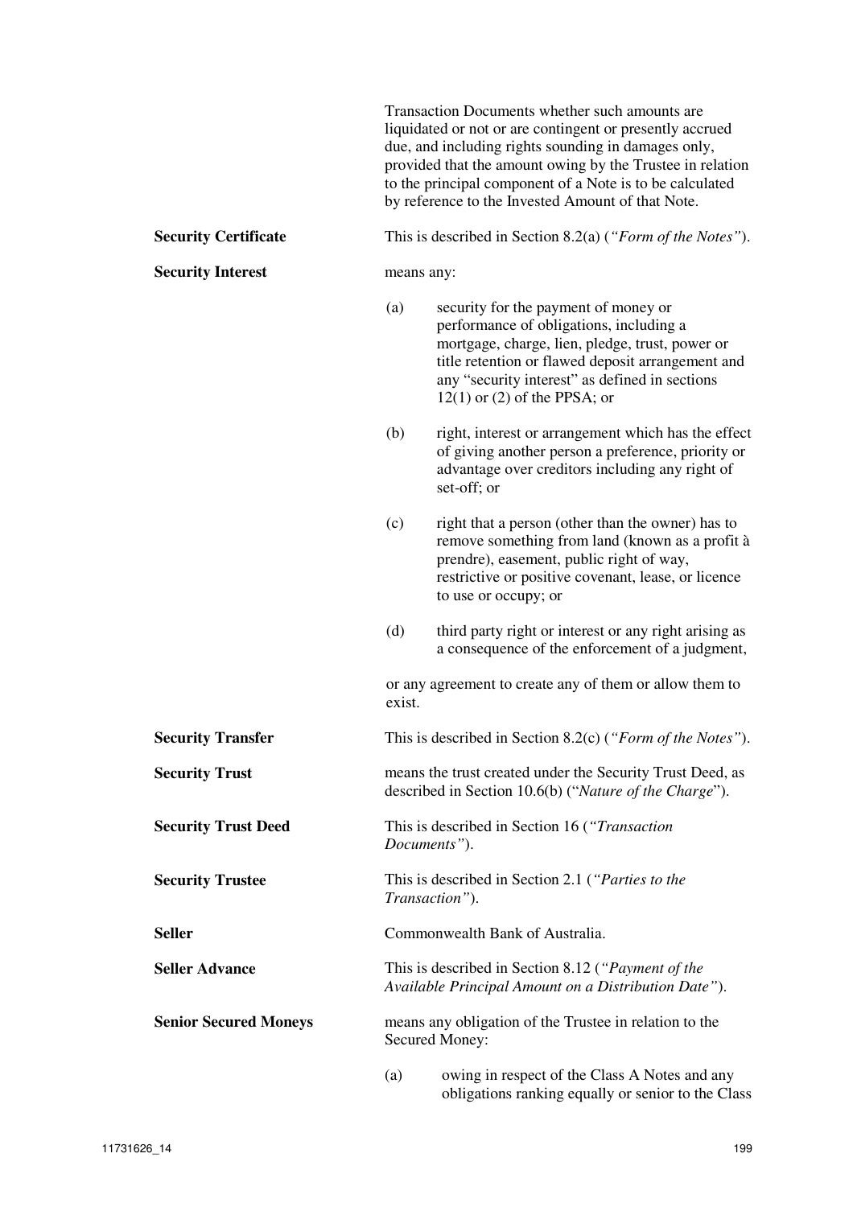Transaction Documents whether such amounts are liquidated or not or are contingent or presently accrued due, and including rights sounding in damages only, provided that the amount owing by the Trustee in relation to the principal component of a Note is to be calculated by reference to the Invested Amount of that Note.

**Security Certificate**

This is described in Section 8.2(a) (*"Form of the Notes"*).

**Security Interest**

means any:

(a) security for the payment of money or performance of obligations, including a mortgage, charge, lien, pledge, trust, power or title retention or flawed deposit arrangement and any "security interest" as defined in sections 12(1) or (2) of the PPSA; or

(b) right, interest or arrangement which has the effect of giving another person a preference, priority or advantage over creditors including any right of set-off; or

(c) right that a person (other than the owner) has to remove something from land (known as a profit à prendre), easement, public right of way, restrictive or positive covenant, lease, or licence to use or occupy; or

(d) third party right or interest or any right arising as a consequence of the enforcement of a judgment,

or any agreement to create any of them or allow them to exist.

**Security Transfer**

This is described in Section 8.2(c) (*"Form of the Notes"*).

**Security Trust**

means the trust created under the Security Trust Deed, as described in Section 10.6(b) ("*Nature of the Charge*").

**Security Trust Deed**

This is described in Section 16 (*"Transaction Documents"*).

**Security Trustee**

This is described in Section 2.1 (*"Parties to the Transaction"*).

**Seller**

Commonwealth Bank of Australia.

**Seller Advance**

This is described in Section 8.12 (*"Payment of the Available Principal Amount on a Distribution Date"*).

**Senior Secured Moneys**

means any obligation of the Trustee in relation to the Secured Money:

(a) owing in respect of the Class A Notes and any obligations ranking equally or senior to the Class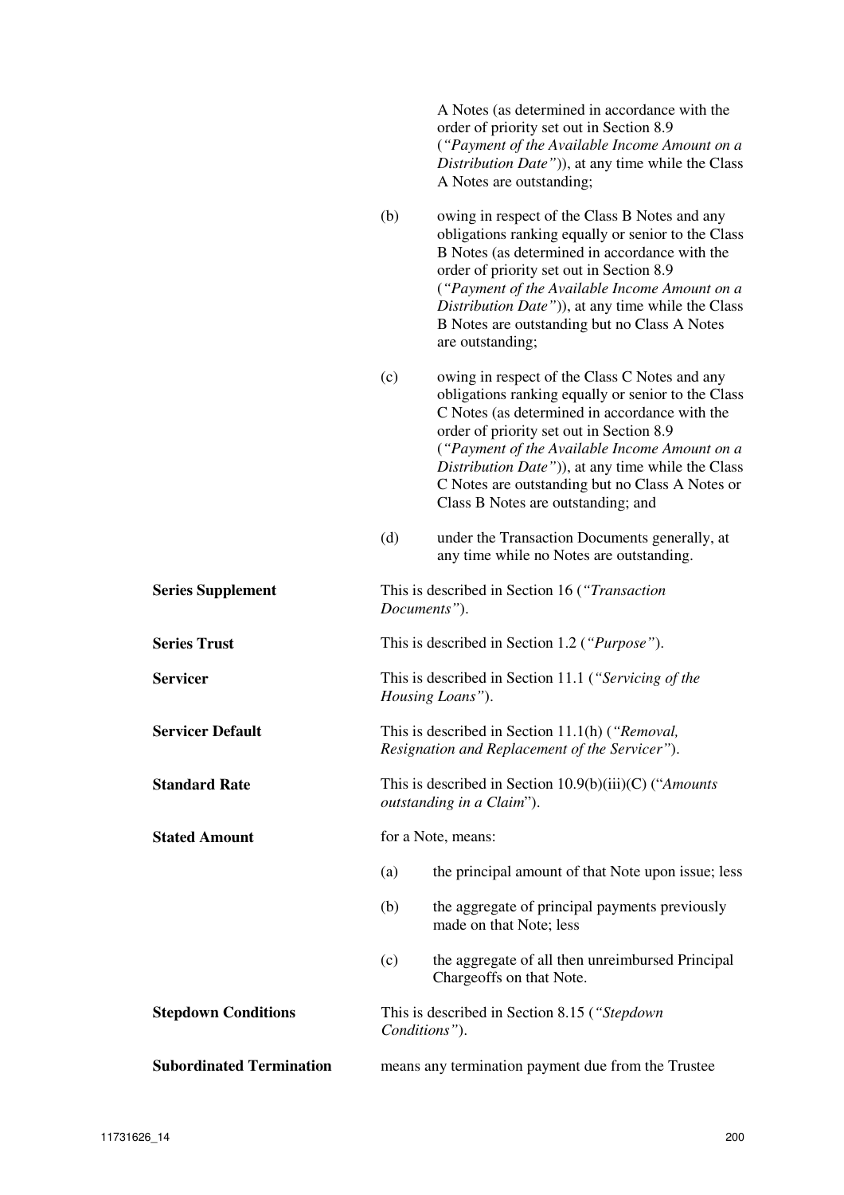A Notes (as determined in accordance with the order of priority set out in Section 8.9 (*"Payment of the Available Income Amount on a Distribution Date"*)), at any time while the Class A Notes are outstanding;

(b) owing in respect of the Class B Notes and any obligations ranking equally or senior to the Class B Notes (as determined in accordance with the order of priority set out in Section 8.9 (*"Payment of the Available Income Amount on a Distribution Date"*)), at any time while the Class B Notes are outstanding but no Class A Notes are outstanding;

(c) owing in respect of the Class C Notes and any obligations ranking equally or senior to the Class C Notes (as determined in accordance with the order of priority set out in Section 8.9 (*"Payment of the Available Income Amount on a Distribution Date"*)), at any time while the Class C Notes are outstanding but no Class A Notes or Class B Notes are outstanding; and

(d) under the Transaction Documents generally, at any time while no Notes are outstanding.

**Series Supplement** — This is described in Section 16 (*"Transaction Documents"*).

**Series Trust** — This is described in Section 1.2 (*"Purpose"*).

**Servicer** — This is described in Section 11.1 (*"Servicing of the Housing Loans"*).

**Servicer Default** — This is described in Section 11.1(h) (*"Removal, Resignation and Replacement of the Servicer"*).

**Standard Rate** — This is described in Section 10.9(b)(iii)(C) ("*Amounts outstanding in a Claim*").

**Stated Amount** — for a Note, means:

(a) the principal amount of that Note upon issue; less

(b) the aggregate of principal payments previously made on that Note; less

(c) the aggregate of all then unreimbursed Principal Chargeoffs on that Note.

**Stepdown Conditions** — This is described in Section 8.15 (*"Stepdown Conditions"*).

**Subordinated Termination** — means any termination payment due from the Trustee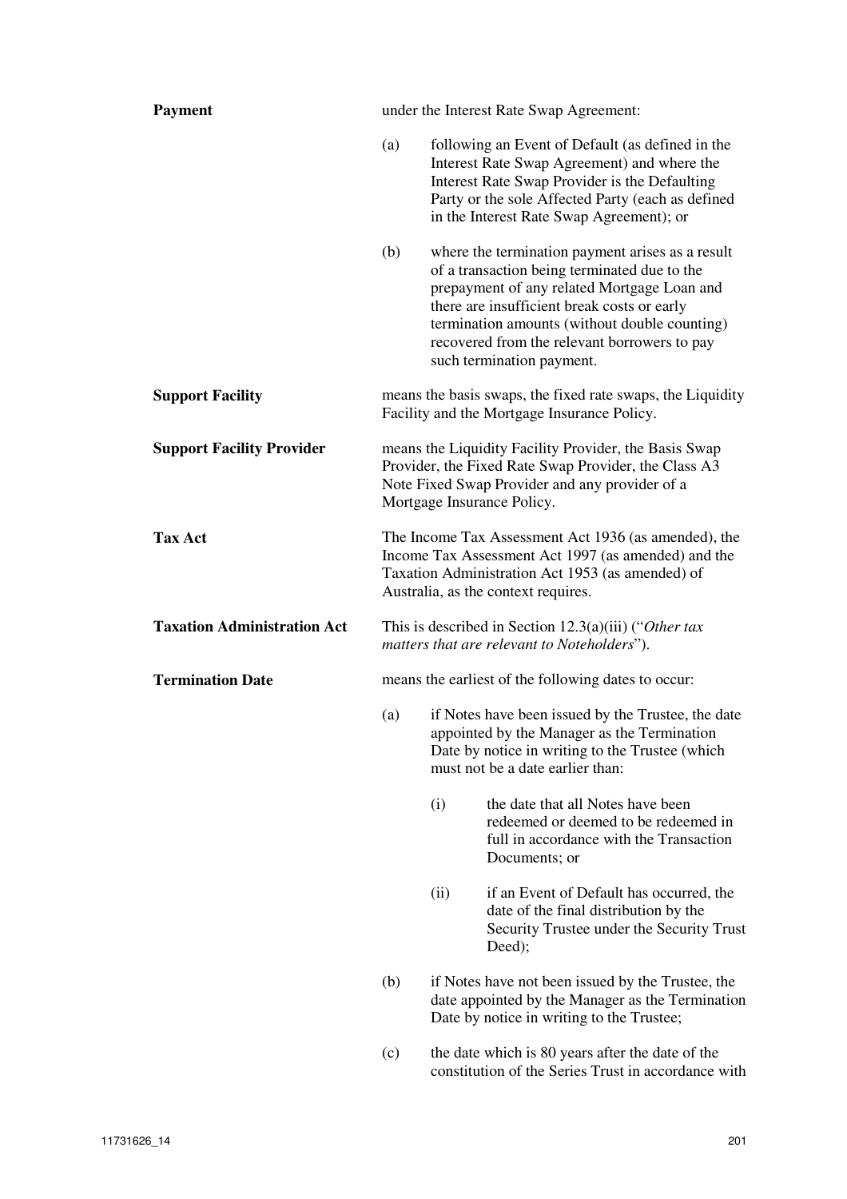**Payment** under the Interest Rate Swap Agreement:

(a) following an Event of Default (as defined in the Interest Rate Swap Agreement) and where the Interest Rate Swap Provider is the Defaulting Party or the sole Affected Party (each as defined in the Interest Rate Swap Agreement); or

(b) where the termination payment arises as a result of a transaction being terminated due to the prepayment of any related Mortgage Loan and there are insufficient break costs or early termination amounts (without double counting) recovered from the relevant borrowers to pay such termination payment.

**Support Facility** means the basis swaps, the fixed rate swaps, the Liquidity Facility and the Mortgage Insurance Policy.

**Support Facility Provider** means the Liquidity Facility Provider, the Basis Swap Provider, the Fixed Rate Swap Provider, the Class A3 Note Fixed Swap Provider and any provider of a Mortgage Insurance Policy.

**Tax Act** The Income Tax Assessment Act 1936 (as amended), the Income Tax Assessment Act 1997 (as amended) and the Taxation Administration Act 1953 (as amended) of Australia, as the context requires.

**Taxation Administration Act** This is described in Section 12.3(a)(iii) ("*Other tax matters that are relevant to Noteholders*").

**Termination Date** means the earliest of the following dates to occur:

(a) if Notes have been issued by the Trustee, the date appointed by the Manager as the Termination Date by notice in writing to the Trustee (which must not be a date earlier than:

  (i) the date that all Notes have been redeemed or deemed to be redeemed in full in accordance with the Transaction Documents; or

  (ii) if an Event of Default has occurred, the date of the final distribution by the Security Trustee under the Security Trust Deed);

(b) if Notes have not been issued by the Trustee, the date appointed by the Manager as the Termination Date by notice in writing to the Trustee;

(c) the date which is 80 years after the date of the constitution of the Series Trust in accordance with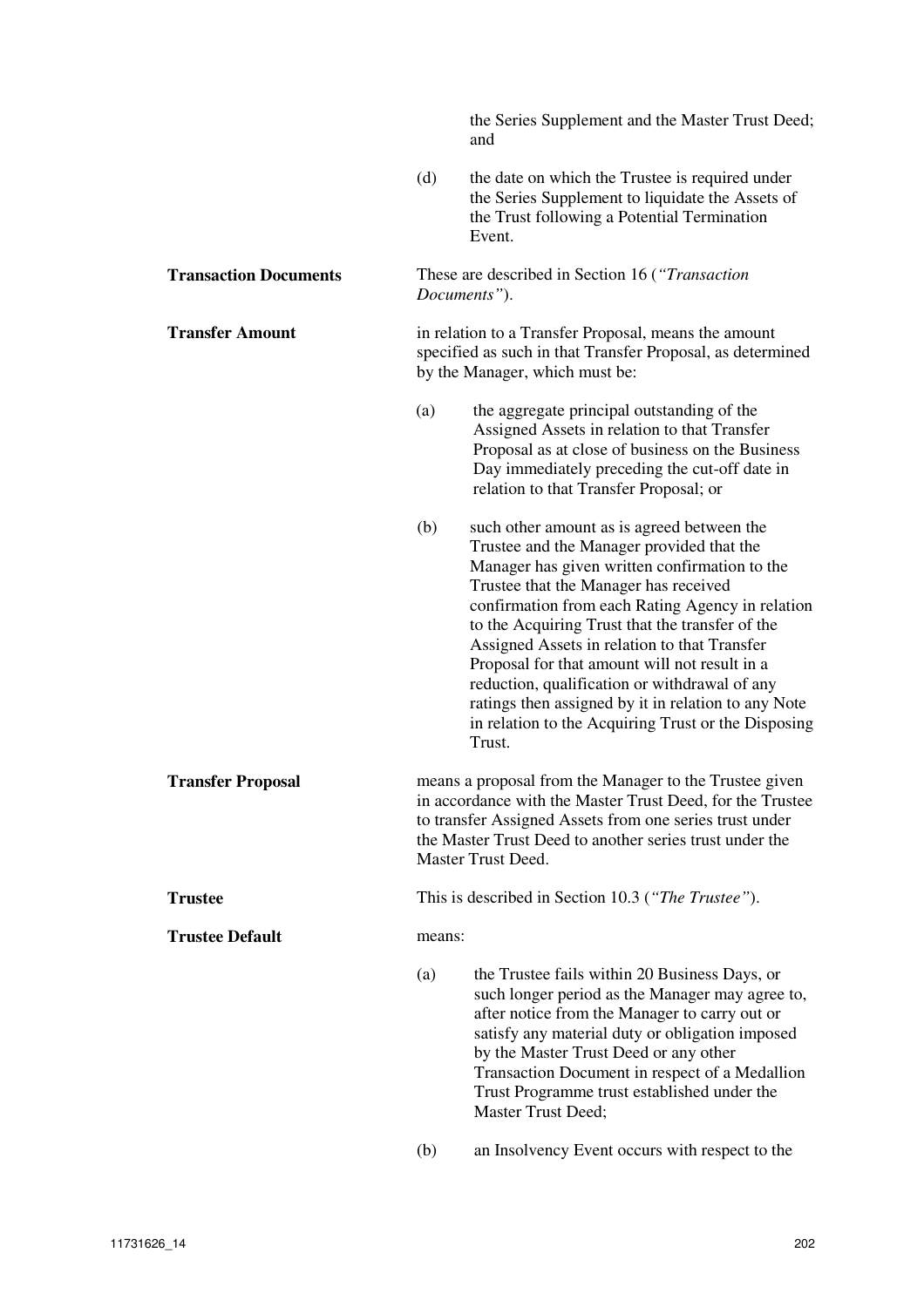the Series Supplement and the Master Trust Deed; and

(d) the date on which the Trustee is required under the Series Supplement to liquidate the Assets of the Trust following a Potential Termination Event.

**Transaction Documents**

These are described in Section 16 (*"Transaction Documents"*).

**Transfer Amount**

in relation to a Transfer Proposal, means the amount specified as such in that Transfer Proposal, as determined by the Manager, which must be:

(a) the aggregate principal outstanding of the Assigned Assets in relation to that Transfer Proposal as at close of business on the Business Day immediately preceding the cut-off date in relation to that Transfer Proposal; or

(b) such other amount as is agreed between the Trustee and the Manager provided that the Manager has given written confirmation to the Trustee that the Manager has received confirmation from each Rating Agency in relation to the Acquiring Trust that the transfer of the Assigned Assets in relation to that Transfer Proposal for that amount will not result in a reduction, qualification or withdrawal of any ratings then assigned by it in relation to any Note in relation to the Acquiring Trust or the Disposing Trust.

**Transfer Proposal**

means a proposal from the Manager to the Trustee given in accordance with the Master Trust Deed, for the Trustee to transfer Assigned Assets from one series trust under the Master Trust Deed to another series trust under the Master Trust Deed.

**Trustee**

This is described in Section 10.3 (*"The Trustee"*).

**Trustee Default**

means:

(a) the Trustee fails within 20 Business Days, or such longer period as the Manager may agree to, after notice from the Manager to carry out or satisfy any material duty or obligation imposed by the Master Trust Deed or any other Transaction Document in respect of a Medallion Trust Programme trust established under the Master Trust Deed;

(b) an Insolvency Event occurs with respect to the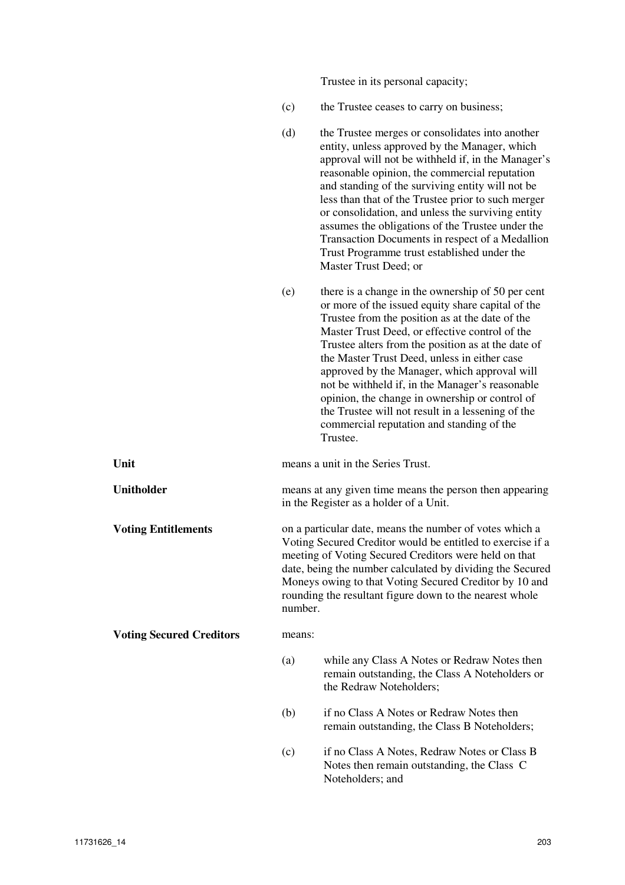Trustee in its personal capacity;

(c) the Trustee ceases to carry on business;

(d) the Trustee merges or consolidates into another entity, unless approved by the Manager, which approval will not be withheld if, in the Manager's reasonable opinion, the commercial reputation and standing of the surviving entity will not be less than that of the Trustee prior to such merger or consolidation, and unless the surviving entity assumes the obligations of the Trustee under the Transaction Documents in respect of a Medallion Trust Programme trust established under the Master Trust Deed; or

(e) there is a change in the ownership of 50 per cent or more of the issued equity share capital of the Trustee from the position as at the date of the Master Trust Deed, or effective control of the Trustee alters from the position as at the date of the Master Trust Deed, unless in either case approved by the Manager, which approval will not be withheld if, in the Manager's reasonable opinion, the change in ownership or control of the Trustee will not result in a lessening of the commercial reputation and standing of the Trustee.

**Unit** means a unit in the Series Trust.

**Unitholder** means at any given time means the person then appearing in the Register as a holder of a Unit.

**Voting Entitlements** on a particular date, means the number of votes which a Voting Secured Creditor would be entitled to exercise if a meeting of Voting Secured Creditors were held on that date, being the number calculated by dividing the Secured Moneys owing to that Voting Secured Creditor by 10 and rounding the resultant figure down to the nearest whole number.

**Voting Secured Creditors** means:

(a) while any Class A Notes or Redraw Notes then remain outstanding, the Class A Noteholders or the Redraw Noteholders;

(b) if no Class A Notes or Redraw Notes then remain outstanding, the Class B Noteholders;

(c) if no Class A Notes, Redraw Notes or Class B Notes then remain outstanding, the Class C Noteholders; and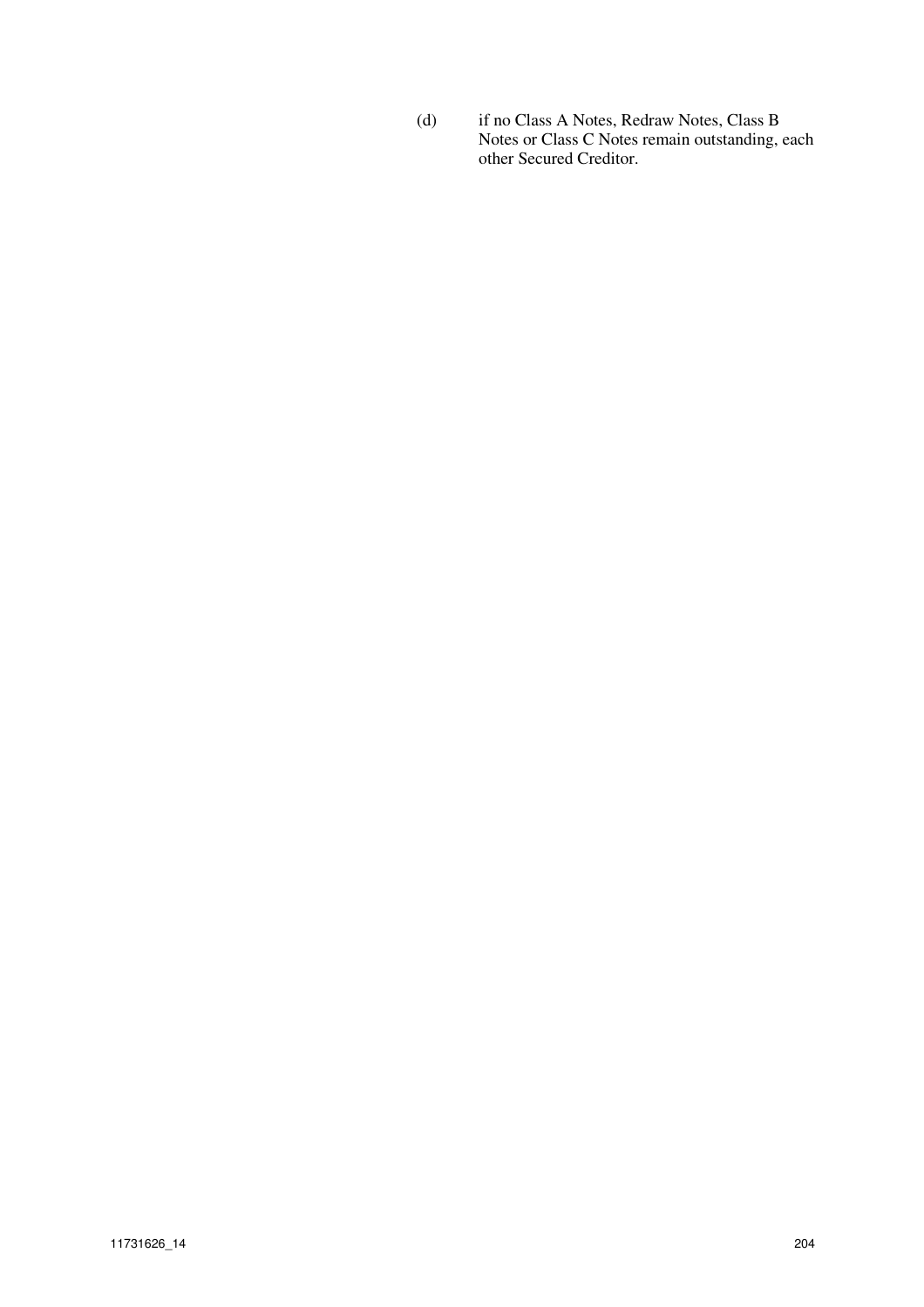(d) if no Class A Notes, Redraw Notes, Class B Notes or Class C Notes remain outstanding, each other Secured Creditor.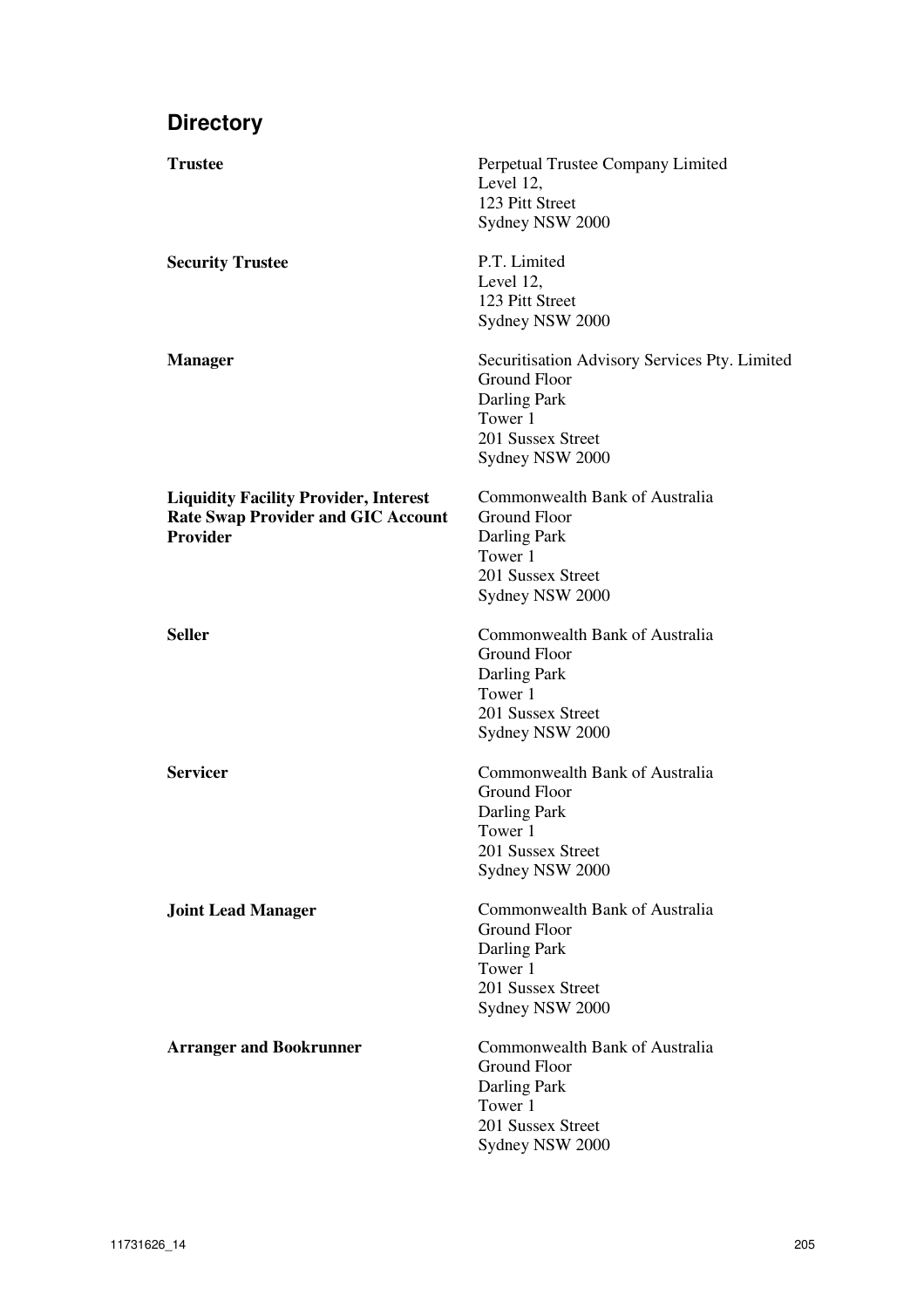## Directory

| | |
|---|---|
| **Trustee** | Perpetual Trustee Company Limited<br>Level 12,<br>123 Pitt Street<br>Sydney NSW 2000 |
| **Security Trustee** | P.T. Limited<br>Level 12,<br>123 Pitt Street<br>Sydney NSW 2000 |
| **Manager** | Securitisation Advisory Services Pty. Limited<br>Ground Floor<br>Darling Park<br>Tower 1<br>201 Sussex Street<br>Sydney NSW 2000 |
| **Liquidity Facility Provider, Interest Rate Swap Provider and GIC Account Provider** | Commonwealth Bank of Australia<br>Ground Floor<br>Darling Park<br>Tower 1<br>201 Sussex Street<br>Sydney NSW 2000 |
| **Seller** | Commonwealth Bank of Australia<br>Ground Floor<br>Darling Park<br>Tower 1<br>201 Sussex Street<br>Sydney NSW 2000 |
| **Servicer** | Commonwealth Bank of Australia<br>Ground Floor<br>Darling Park<br>Tower 1<br>201 Sussex Street<br>Sydney NSW 2000 |
| **Joint Lead Manager** | Commonwealth Bank of Australia<br>Ground Floor<br>Darling Park<br>Tower 1<br>201 Sussex Street<br>Sydney NSW 2000 |
| **Arranger and Bookrunner** | Commonwealth Bank of Australia<br>Ground Floor<br>Darling Park<br>Tower 1<br>201 Sussex Street<br>Sydney NSW 2000 |

11731626_14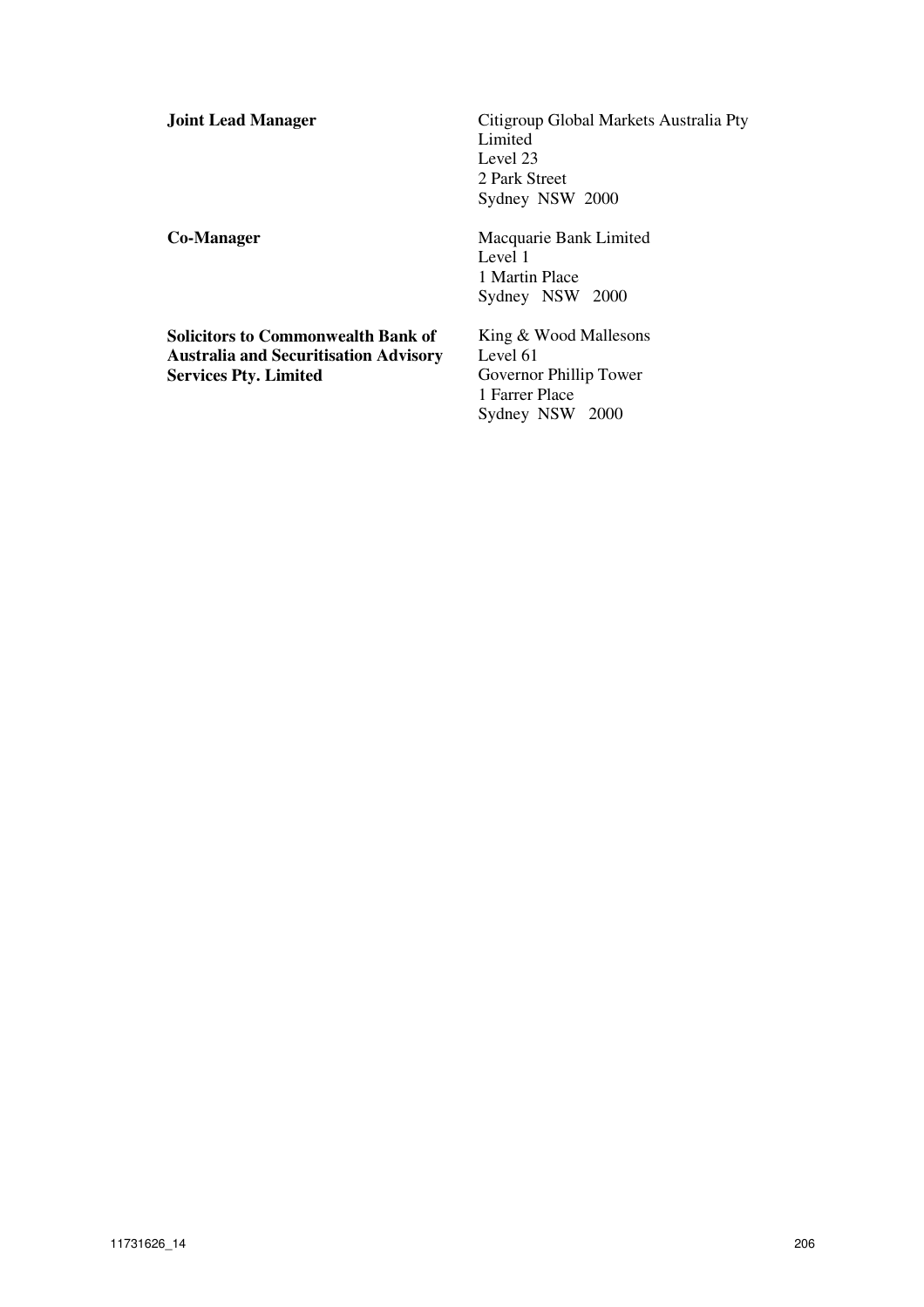**Joint Lead Manager**

Citigroup Global Markets Australia Pty Limited
Level 23
2 Park Street
Sydney NSW 2000

**Co-Manager**

Macquarie Bank Limited
Level 1
1 Martin Place
Sydney NSW 2000

**Solicitors to Commonwealth Bank of Australia and Securitisation Advisory Services Pty. Limited**

King & Wood Mallesons
Level 61
Governor Phillip Tower
1 Farrer Place
Sydney NSW 2000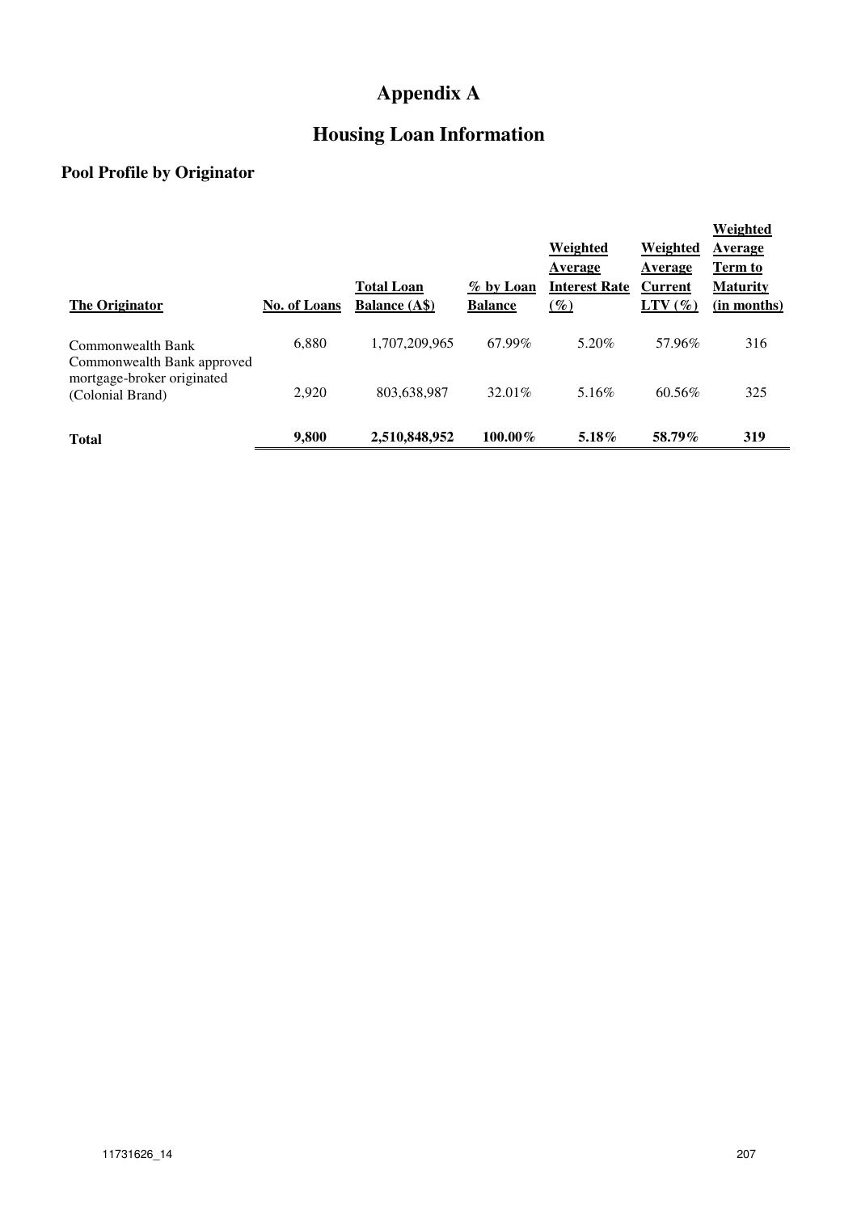# Appendix A

## Housing Loan Information

### Pool Profile by Originator

| The Originator | No. of Loans | Total Loan Balance (A$) | % by Loan Balance | Weighted Average Interest Rate (%) | Weighted Average Current LTV (%) | Weighted Average Term to Maturity (in months) |
|---|---|---|---|---|---|---|
| Commonwealth Bank | 6,880 | 1,707,209,965 | 67.99% | 5.20% | 57.96% | 316 |
| Commonwealth Bank approved mortgage-broker originated (Colonial Brand) | 2,920 | 803,638,987 | 32.01% | 5.16% | 60.56% | 325 |
| **Total** | **9,800** | **2,510,848,952** | **100.00%** | **5.18%** | **58.79%** | **319** |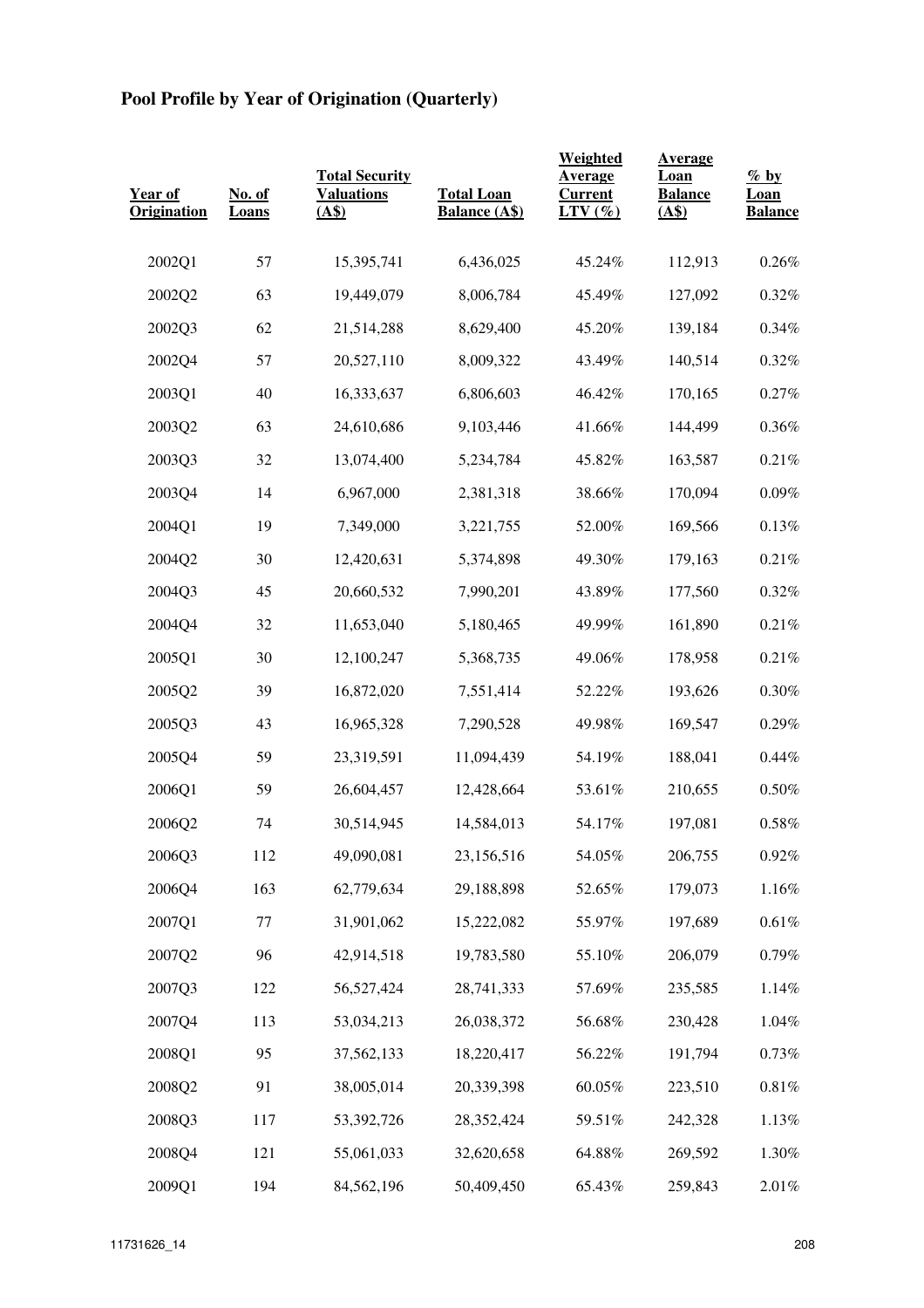## Pool Profile by Year of Origination (Quarterly)

| Year of Origination | No. of Loans | Total Security Valuations (A$) | Total Loan Balance (A$) | Weighted Average Current LTV (%) | Average Loan Balance (A$) | % by Loan Balance |
|---|---|---|---|---|---|---|
| 2002Q1 | 57 | 15,395,741 | 6,436,025 | 45.24% | 112,913 | 0.26% |
| 2002Q2 | 63 | 19,449,079 | 8,006,784 | 45.49% | 127,092 | 0.32% |
| 2002Q3 | 62 | 21,514,288 | 8,629,400 | 45.20% | 139,184 | 0.34% |
| 2002Q4 | 57 | 20,527,110 | 8,009,322 | 43.49% | 140,514 | 0.32% |
| 2003Q1 | 40 | 16,333,637 | 6,806,603 | 46.42% | 170,165 | 0.27% |
| 2003Q2 | 63 | 24,610,686 | 9,103,446 | 41.66% | 144,499 | 0.36% |
| 2003Q3 | 32 | 13,074,400 | 5,234,784 | 45.82% | 163,587 | 0.21% |
| 2003Q4 | 14 | 6,967,000 | 2,381,318 | 38.66% | 170,094 | 0.09% |
| 2004Q1 | 19 | 7,349,000 | 3,221,755 | 52.00% | 169,566 | 0.13% |
| 2004Q2 | 30 | 12,420,631 | 5,374,898 | 49.30% | 179,163 | 0.21% |
| 2004Q3 | 45 | 20,660,532 | 7,990,201 | 43.89% | 177,560 | 0.32% |
| 2004Q4 | 32 | 11,653,040 | 5,180,465 | 49.99% | 161,890 | 0.21% |
| 2005Q1 | 30 | 12,100,247 | 5,368,735 | 49.06% | 178,958 | 0.21% |
| 2005Q2 | 39 | 16,872,020 | 7,551,414 | 52.22% | 193,626 | 0.30% |
| 2005Q3 | 43 | 16,965,328 | 7,290,528 | 49.98% | 169,547 | 0.29% |
| 2005Q4 | 59 | 23,319,591 | 11,094,439 | 54.19% | 188,041 | 0.44% |
| 2006Q1 | 59 | 26,604,457 | 12,428,664 | 53.61% | 210,655 | 0.50% |
| 2006Q2 | 74 | 30,514,945 | 14,584,013 | 54.17% | 197,081 | 0.58% |
| 2006Q3 | 112 | 49,090,081 | 23,156,516 | 54.05% | 206,755 | 0.92% |
| 2006Q4 | 163 | 62,779,634 | 29,188,898 | 52.65% | 179,073 | 1.16% |
| 2007Q1 | 77 | 31,901,062 | 15,222,082 | 55.97% | 197,689 | 0.61% |
| 2007Q2 | 96 | 42,914,518 | 19,783,580 | 55.10% | 206,079 | 0.79% |
| 2007Q3 | 122 | 56,527,424 | 28,741,333 | 57.69% | 235,585 | 1.14% |
| 2007Q4 | 113 | 53,034,213 | 26,038,372 | 56.68% | 230,428 | 1.04% |
| 2008Q1 | 95 | 37,562,133 | 18,220,417 | 56.22% | 191,794 | 0.73% |
| 2008Q2 | 91 | 38,005,014 | 20,339,398 | 60.05% | 223,510 | 0.81% |
| 2008Q3 | 117 | 53,392,726 | 28,352,424 | 59.51% | 242,328 | 1.13% |
| 2008Q4 | 121 | 55,061,033 | 32,620,658 | 64.88% | 269,592 | 1.30% |
| 2009Q1 | 194 | 84,562,196 | 50,409,450 | 65.43% | 259,843 | 2.01% |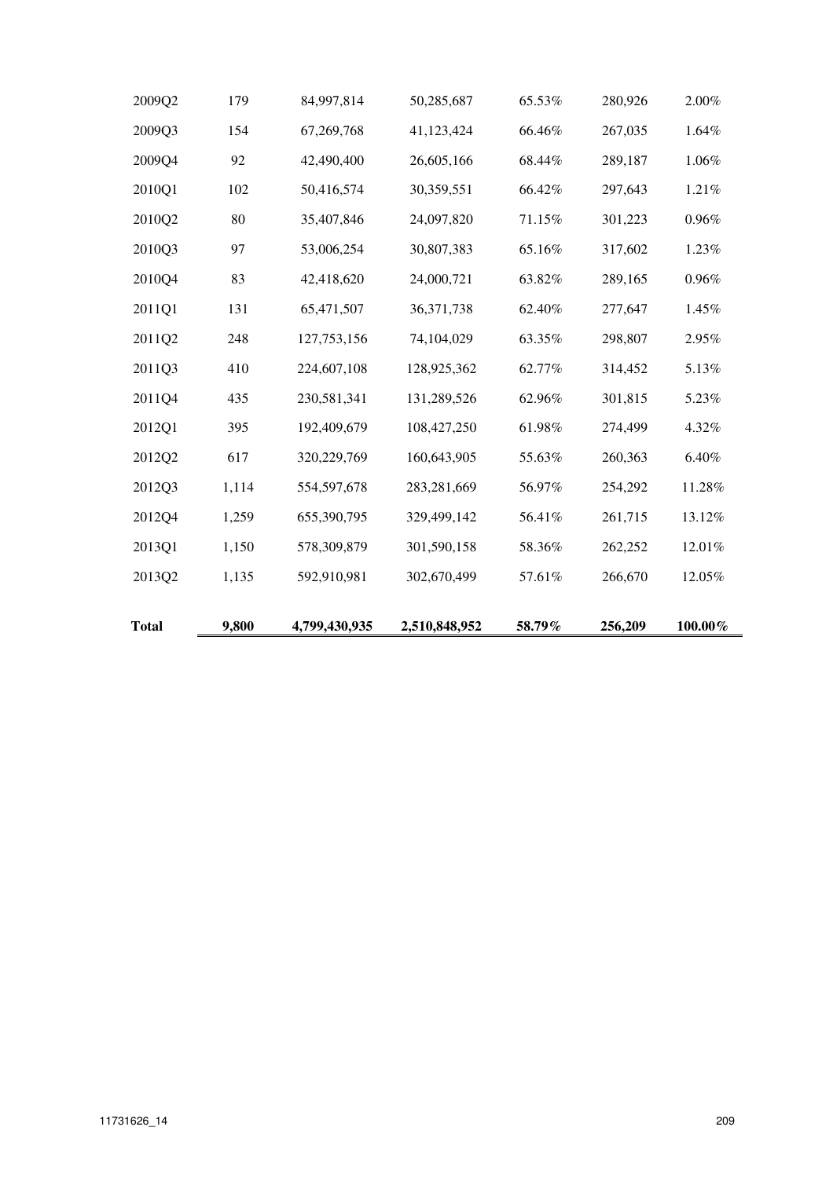| | | | | | | |
|---|---|---|---|---|---|---|
| 2009Q2 | 179 | 84,997,814 | 50,285,687 | 65.53% | 280,926 | 2.00% |
| 2009Q3 | 154 | 67,269,768 | 41,123,424 | 66.46% | 267,035 | 1.64% |
| 2009Q4 | 92 | 42,490,400 | 26,605,166 | 68.44% | 289,187 | 1.06% |
| 2010Q1 | 102 | 50,416,574 | 30,359,551 | 66.42% | 297,643 | 1.21% |
| 2010Q2 | 80 | 35,407,846 | 24,097,820 | 71.15% | 301,223 | 0.96% |
| 2010Q3 | 97 | 53,006,254 | 30,807,383 | 65.16% | 317,602 | 1.23% |
| 2010Q4 | 83 | 42,418,620 | 24,000,721 | 63.82% | 289,165 | 0.96% |
| 2011Q1 | 131 | 65,471,507 | 36,371,738 | 62.40% | 277,647 | 1.45% |
| 2011Q2 | 248 | 127,753,156 | 74,104,029 | 63.35% | 298,807 | 2.95% |
| 2011Q3 | 410 | 224,607,108 | 128,925,362 | 62.77% | 314,452 | 5.13% |
| 2011Q4 | 435 | 230,581,341 | 131,289,526 | 62.96% | 301,815 | 5.23% |
| 2012Q1 | 395 | 192,409,679 | 108,427,250 | 61.98% | 274,499 | 4.32% |
| 2012Q2 | 617 | 320,229,769 | 160,643,905 | 55.63% | 260,363 | 6.40% |
| 2012Q3 | 1,114 | 554,597,678 | 283,281,669 | 56.97% | 254,292 | 11.28% |
| 2012Q4 | 1,259 | 655,390,795 | 329,499,142 | 56.41% | 261,715 | 13.12% |
| 2013Q1 | 1,150 | 578,309,879 | 301,590,158 | 58.36% | 262,252 | 12.01% |
| 2013Q2 | 1,135 | 592,910,981 | 302,670,499 | 57.61% | 266,670 | 12.05% |
| **Total** | **9,800** | **4,799,430,935** | **2,510,848,952** | **58.79%** | **256,209** | **100.00%** |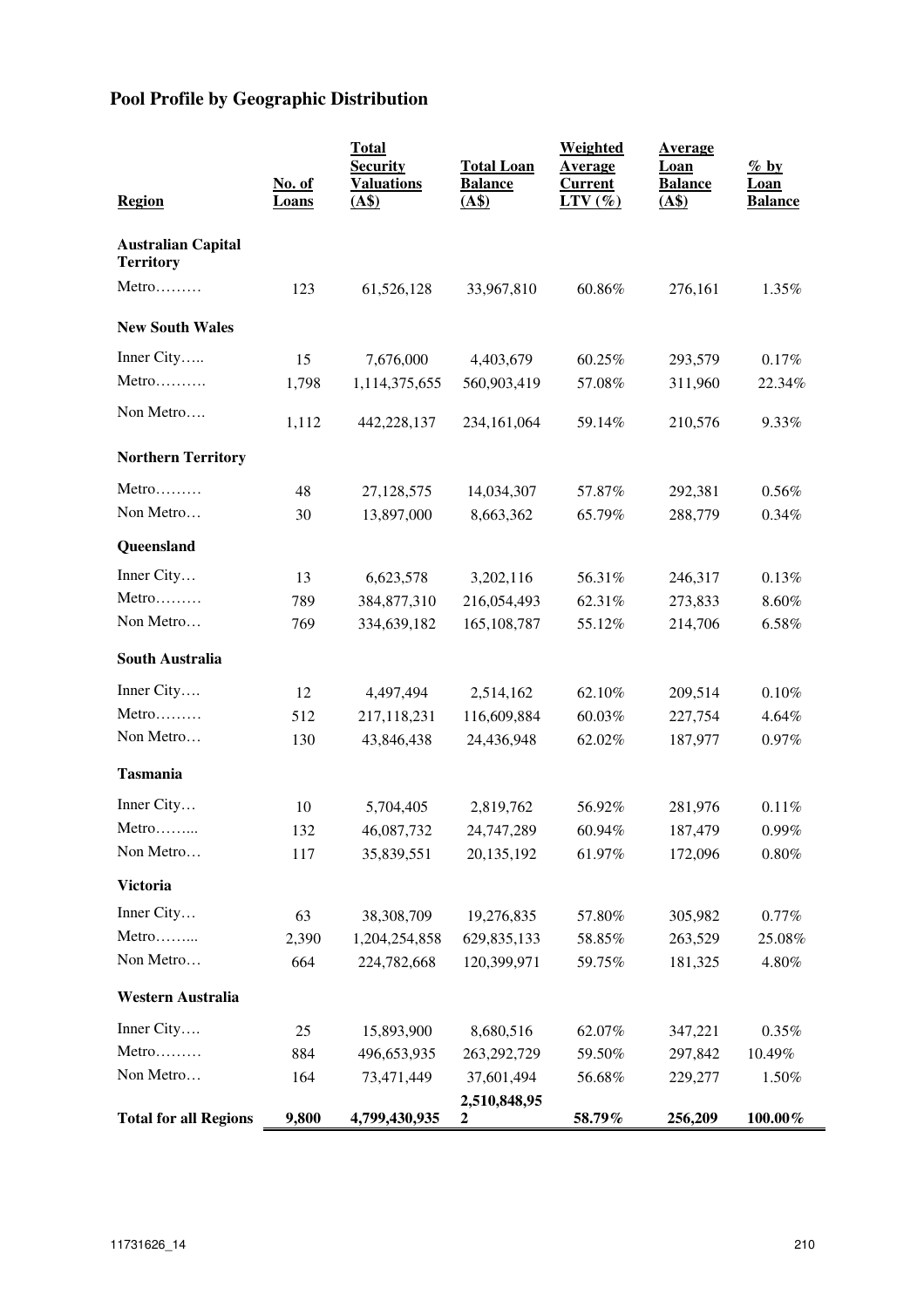## Pool Profile by Geographic Distribution

| Region | No. of Loans | Total Security Valuations (A$) | Total Loan Balance (A$) | Weighted Average Current LTV (%) | Average Loan Balance (A$) | % by Loan Balance |
|---|---|---|---|---|---|---|
| **Australian Capital Territory** | | | | | | |
| Metro……… | 123 | 61,526,128 | 33,967,810 | 60.86% | 276,161 | 1.35% |
| **New South Wales** | | | | | | |
| Inner City….. | 15 | 7,676,000 | 4,403,679 | 60.25% | 293,579 | 0.17% |
| Metro………. | 1,798 | 1,114,375,655 | 560,903,419 | 57.08% | 311,960 | 22.34% |
| Non Metro…. | 1,112 | 442,228,137 | 234,161,064 | 59.14% | 210,576 | 9.33% |
| **Northern Territory** | | | | | | |
| Metro……… | 48 | 27,128,575 | 14,034,307 | 57.87% | 292,381 | 0.56% |
| Non Metro… | 30 | 13,897,000 | 8,663,362 | 65.79% | 288,779 | 0.34% |
| **Queensland** | | | | | | |
| Inner City… | 13 | 6,623,578 | 3,202,116 | 56.31% | 246,317 | 0.13% |
| Metro……… | 789 | 384,877,310 | 216,054,493 | 62.31% | 273,833 | 8.60% |
| Non Metro… | 769 | 334,639,182 | 165,108,787 | 55.12% | 214,706 | 6.58% |
| **South Australia** | | | | | | |
| Inner City…. | 12 | 4,497,494 | 2,514,162 | 62.10% | 209,514 | 0.10% |
| Metro……… | 512 | 217,118,231 | 116,609,884 | 60.03% | 227,754 | 4.64% |
| Non Metro… | 130 | 43,846,438 | 24,436,948 | 62.02% | 187,977 | 0.97% |
| **Tasmania** | | | | | | |
| Inner City… | 10 | 5,704,405 | 2,819,762 | 56.92% | 281,976 | 0.11% |
| Metro…….... | 132 | 46,087,732 | 24,747,289 | 60.94% | 187,479 | 0.99% |
| Non Metro… | 117 | 35,839,551 | 20,135,192 | 61.97% | 172,096 | 0.80% |
| **Victoria** | | | | | | |
| Inner City… | 63 | 38,308,709 | 19,276,835 | 57.80% | 305,982 | 0.77% |
| Metro…….... | 2,390 | 1,204,254,858 | 629,835,133 | 58.85% | 263,529 | 25.08% |
| Non Metro… | 664 | 224,782,668 | 120,399,971 | 59.75% | 181,325 | 4.80% |
| **Western Australia** | | | | | | |
| Inner City…. | 25 | 15,893,900 | 8,680,516 | 62.07% | 347,221 | 0.35% |
| Metro……… | 884 | 496,653,935 | 263,292,729 | 59.50% | 297,842 | 10.49% |
| Non Metro… | 164 | 73,471,449 | 37,601,494 | 56.68% | 229,277 | 1.50% |
| **Total for all Regions** | **9,800** | **4,799,430,935** | **2,510,848,952** | **58.79%** | **256,209** | **100.00%** |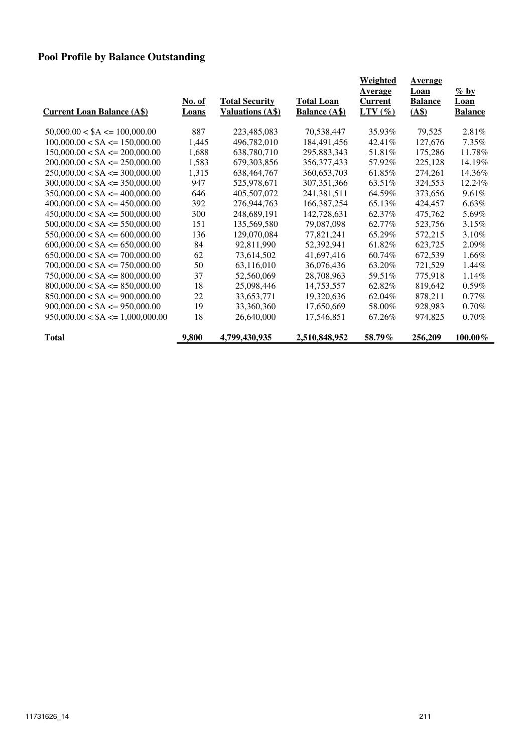## Pool Profile by Balance Outstanding

| Current Loan Balance (A$) | No. of Loans | Total Security Valuations (A$) | Total Loan Balance (A$) | Weighted Average Current LTV (%) | Average Loan Balance (A$) | % by Loan Balance |
|---|---|---|---|---|---|---|
| 50,000.00 < $A <= 100,000.00 | 887 | 223,485,083 | 70,538,447 | 35.93% | 79,525 | 2.81% |
| 100,000.00 < $A <= 150,000.00 | 1,445 | 496,782,010 | 184,491,456 | 42.41% | 127,676 | 7.35% |
| 150,000.00 < $A <= 200,000.00 | 1,688 | 638,780,710 | 295,883,343 | 51.81% | 175,286 | 11.78% |
| 200,000.00 < $A <= 250,000.00 | 1,583 | 679,303,856 | 356,377,433 | 57.92% | 225,128 | 14.19% |
| 250,000.00 < $A <= 300,000.00 | 1,315 | 638,464,767 | 360,653,703 | 61.85% | 274,261 | 14.36% |
| 300,000.00 < $A <= 350,000.00 | 947 | 525,978,671 | 307,351,366 | 63.51% | 324,553 | 12.24% |
| 350,000.00 < $A <= 400,000.00 | 646 | 405,507,072 | 241,381,511 | 64.59% | 373,656 | 9.61% |
| 400,000.00 < $A <= 450,000.00 | 392 | 276,944,763 | 166,387,254 | 65.13% | 424,457 | 6.63% |
| 450,000.00 < $A <= 500,000.00 | 300 | 248,689,191 | 142,728,631 | 62.37% | 475,762 | 5.69% |
| 500,000.00 < $A <= 550,000.00 | 151 | 135,569,580 | 79,087,098 | 62.77% | 523,756 | 3.15% |
| 550,000.00 < $A <= 600,000.00 | 136 | 129,070,084 | 77,821,241 | 65.29% | 572,215 | 3.10% |
| 600,000.00 < $A <= 650,000.00 | 84 | 92,811,990 | 52,392,941 | 61.82% | 623,725 | 2.09% |
| 650,000.00 < $A <= 700,000.00 | 62 | 73,614,502 | 41,697,416 | 60.74% | 672,539 | 1.66% |
| 700,000.00 < $A <= 750,000.00 | 50 | 63,116,010 | 36,076,436 | 63.20% | 721,529 | 1.44% |
| 750,000.00 < $A <= 800,000.00 | 37 | 52,560,069 | 28,708,963 | 59.51% | 775,918 | 1.14% |
| 800,000.00 < $A <= 850,000.00 | 18 | 25,098,446 | 14,753,557 | 62.82% | 819,642 | 0.59% |
| 850,000.00 < $A <= 900,000.00 | 22 | 33,653,771 | 19,320,636 | 62.04% | 878,211 | 0.77% |
| 900,000.00 < $A <= 950,000.00 | 19 | 33,360,360 | 17,650,669 | 58.00% | 928,983 | 0.70% |
| 950,000.00 < $A <= 1,000,000.00 | 18 | 26,640,000 | 17,546,851 | 67.26% | 974,825 | 0.70% |
| **Total** | **9,800** | **4,799,430,935** | **2,510,848,952** | **58.79%** | **256,209** | **100.00%** |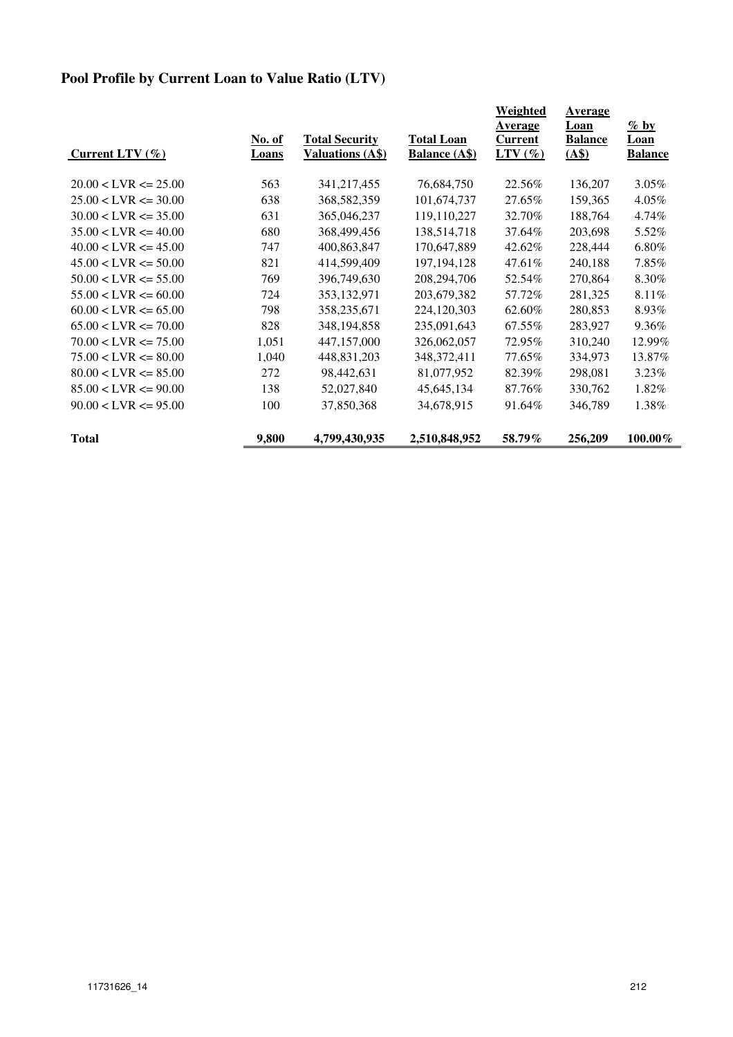## Pool Profile by Current Loan to Value Ratio (LTV)

| Current LTV (%) | No. of Loans | Total Security Valuations (A$) | Total Loan Balance (A$) | Weighted Average Current LTV (%) | Average Loan Balance (A$) | % by Loan Balance |
|---|---|---|---|---|---|---|
| 20.00 < LVR <= 25.00 | 563 | 341,217,455 | 76,684,750 | 22.56% | 136,207 | 3.05% |
| 25.00 < LVR <= 30.00 | 638 | 368,582,359 | 101,674,737 | 27.65% | 159,365 | 4.05% |
| 30.00 < LVR <= 35.00 | 631 | 365,046,237 | 119,110,227 | 32.70% | 188,764 | 4.74% |
| 35.00 < LVR <= 40.00 | 680 | 368,499,456 | 138,514,718 | 37.64% | 203,698 | 5.52% |
| 40.00 < LVR <= 45.00 | 747 | 400,863,847 | 170,647,889 | 42.62% | 228,444 | 6.80% |
| 45.00 < LVR <= 50.00 | 821 | 414,599,409 | 197,194,128 | 47.61% | 240,188 | 7.85% |
| 50.00 < LVR <= 55.00 | 769 | 396,749,630 | 208,294,706 | 52.54% | 270,864 | 8.30% |
| 55.00 < LVR <= 60.00 | 724 | 353,132,971 | 203,679,382 | 57.72% | 281,325 | 8.11% |
| 60.00 < LVR <= 65.00 | 798 | 358,235,671 | 224,120,303 | 62.60% | 280,853 | 8.93% |
| 65.00 < LVR <= 70.00 | 828 | 348,194,858 | 235,091,643 | 67.55% | 283,927 | 9.36% |
| 70.00 < LVR <= 75.00 | 1,051 | 447,157,000 | 326,062,057 | 72.95% | 310,240 | 12.99% |
| 75.00 < LVR <= 80.00 | 1,040 | 448,831,203 | 348,372,411 | 77.65% | 334,973 | 13.87% |
| 80.00 < LVR <= 85.00 | 272 | 98,442,631 | 81,077,952 | 82.39% | 298,081 | 3.23% |
| 85.00 < LVR <= 90.00 | 138 | 52,027,840 | 45,645,134 | 87.76% | 330,762 | 1.82% |
| 90.00 < LVR <= 95.00 | 100 | 37,850,368 | 34,678,915 | 91.64% | 346,789 | 1.38% |
| **Total** | **9,800** | **4,799,430,935** | **2,510,848,952** | **58.79%** | **256,209** | **100.00%** |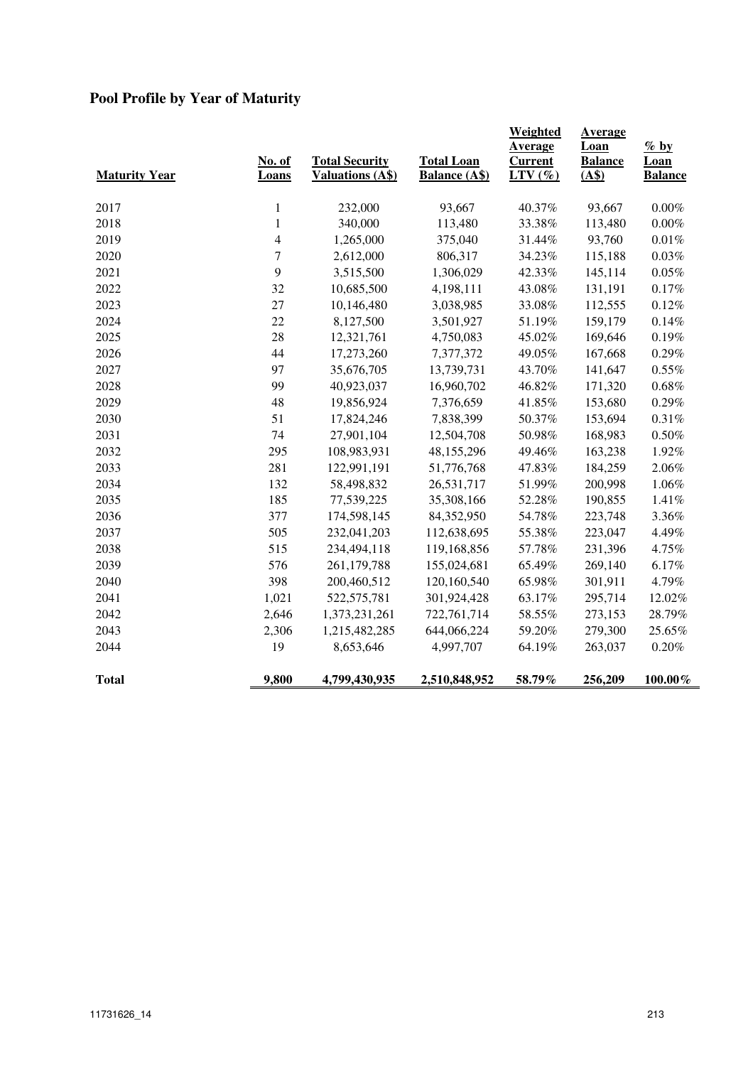## Pool Profile by Year of Maturity

| Maturity Year | No. of Loans | Total Security Valuations (A$) | Total Loan Balance (A$) | Weighted Average Current LTV (%) | Average Loan Balance (A$) | % by Loan Balance |
|---|---|---|---|---|---|---|
| 2017 | 1 | 232,000 | 93,667 | 40.37% | 93,667 | 0.00% |
| 2018 | 1 | 340,000 | 113,480 | 33.38% | 113,480 | 0.00% |
| 2019 | 4 | 1,265,000 | 375,040 | 31.44% | 93,760 | 0.01% |
| 2020 | 7 | 2,612,000 | 806,317 | 34.23% | 115,188 | 0.03% |
| 2021 | 9 | 3,515,500 | 1,306,029 | 42.33% | 145,114 | 0.05% |
| 2022 | 32 | 10,685,500 | 4,198,111 | 43.08% | 131,191 | 0.17% |
| 2023 | 27 | 10,146,480 | 3,038,985 | 33.08% | 112,555 | 0.12% |
| 2024 | 22 | 8,127,500 | 3,501,927 | 51.19% | 159,179 | 0.14% |
| 2025 | 28 | 12,321,761 | 4,750,083 | 45.02% | 169,646 | 0.19% |
| 2026 | 44 | 17,273,260 | 7,377,372 | 49.05% | 167,668 | 0.29% |
| 2027 | 97 | 35,676,705 | 13,739,731 | 43.70% | 141,647 | 0.55% |
| 2028 | 99 | 40,923,037 | 16,960,702 | 46.82% | 171,320 | 0.68% |
| 2029 | 48 | 19,856,924 | 7,376,659 | 41.85% | 153,680 | 0.29% |
| 2030 | 51 | 17,824,246 | 7,838,399 | 50.37% | 153,694 | 0.31% |
| 2031 | 74 | 27,901,104 | 12,504,708 | 50.98% | 168,983 | 0.50% |
| 2032 | 295 | 108,983,931 | 48,155,296 | 49.46% | 163,238 | 1.92% |
| 2033 | 281 | 122,991,191 | 51,776,768 | 47.83% | 184,259 | 2.06% |
| 2034 | 132 | 58,498,832 | 26,531,717 | 51.99% | 200,998 | 1.06% |
| 2035 | 185 | 77,539,225 | 35,308,166 | 52.28% | 190,855 | 1.41% |
| 2036 | 377 | 174,598,145 | 84,352,950 | 54.78% | 223,748 | 3.36% |
| 2037 | 505 | 232,041,203 | 112,638,695 | 55.38% | 223,047 | 4.49% |
| 2038 | 515 | 234,494,118 | 119,168,856 | 57.78% | 231,396 | 4.75% |
| 2039 | 576 | 261,179,788 | 155,024,681 | 65.49% | 269,140 | 6.17% |
| 2040 | 398 | 200,460,512 | 120,160,540 | 65.98% | 301,911 | 4.79% |
| 2041 | 1,021 | 522,575,781 | 301,924,428 | 63.17% | 295,714 | 12.02% |
| 2042 | 2,646 | 1,373,231,261 | 722,761,714 | 58.55% | 273,153 | 28.79% |
| 2043 | 2,306 | 1,215,482,285 | 644,066,224 | 59.20% | 279,300 | 25.65% |
| 2044 | 19 | 8,653,646 | 4,997,707 | 64.19% | 263,037 | 0.20% |
| **Total** | **9,800** | **4,799,430,935** | **2,510,848,952** | **58.79%** | **256,209** | **100.00%** |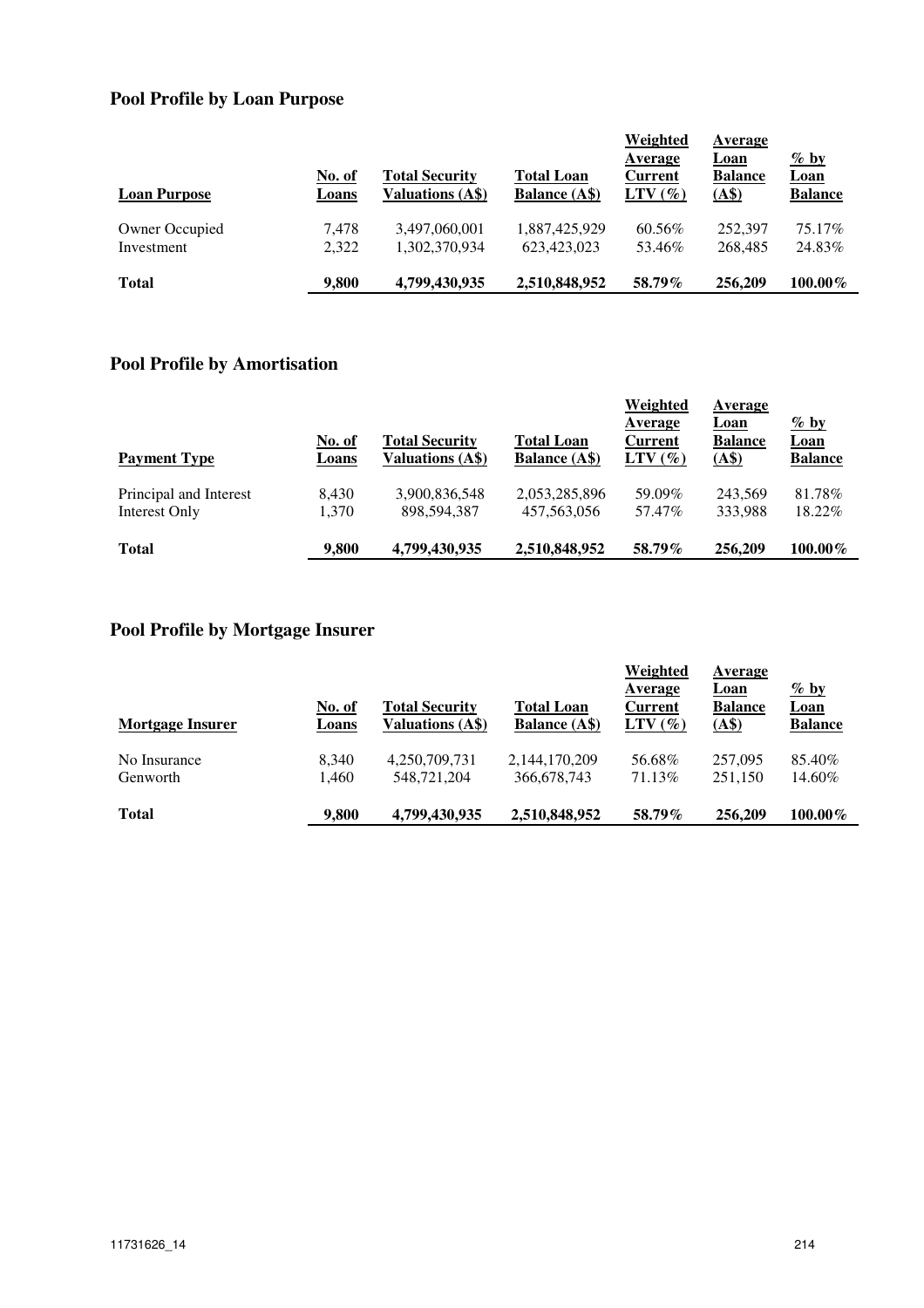## Pool Profile by Loan Purpose

| Loan Purpose | No. of Loans | Total Security Valuations (A$) | Total Loan Balance (A$) | Weighted Average Current LTV (%) | Average Loan Balance (A$) | % by Loan Balance |
|---|---|---|---|---|---|---|
| Owner Occupied | 7,478 | 3,497,060,001 | 1,887,425,929 | 60.56% | 252,397 | 75.17% |
| Investment | 2,322 | 1,302,370,934 | 623,423,023 | 53.46% | 268,485 | 24.83% |
| **Total** | **9,800** | **4,799,430,935** | **2,510,848,952** | **58.79%** | **256,209** | **100.00%** |

## Pool Profile by Amortisation

| Payment Type | No. of Loans | Total Security Valuations (A$) | Total Loan Balance (A$) | Weighted Average Current LTV (%) | Average Loan Balance (A$) | % by Loan Balance |
|---|---|---|---|---|---|---|
| Principal and Interest | 8,430 | 3,900,836,548 | 2,053,285,896 | 59.09% | 243,569 | 81.78% |
| Interest Only | 1,370 | 898,594,387 | 457,563,056 | 57.47% | 333,988 | 18.22% |
| **Total** | **9,800** | **4,799,430,935** | **2,510,848,952** | **58.79%** | **256,209** | **100.00%** |

## Pool Profile by Mortgage Insurer

| Mortgage Insurer | No. of Loans | Total Security Valuations (A$) | Total Loan Balance (A$) | Weighted Average Current LTV (%) | Average Loan Balance (A$) | % by Loan Balance |
|---|---|---|---|---|---|---|
| No Insurance | 8,340 | 4,250,709,731 | 2,144,170,209 | 56.68% | 257,095 | 85.40% |
| Genworth | 1,460 | 548,721,204 | 366,678,743 | 71.13% | 251,150 | 14.60% |
| **Total** | **9,800** | **4,799,430,935** | **2,510,848,952** | **58.79%** | **256,209** | **100.00%** |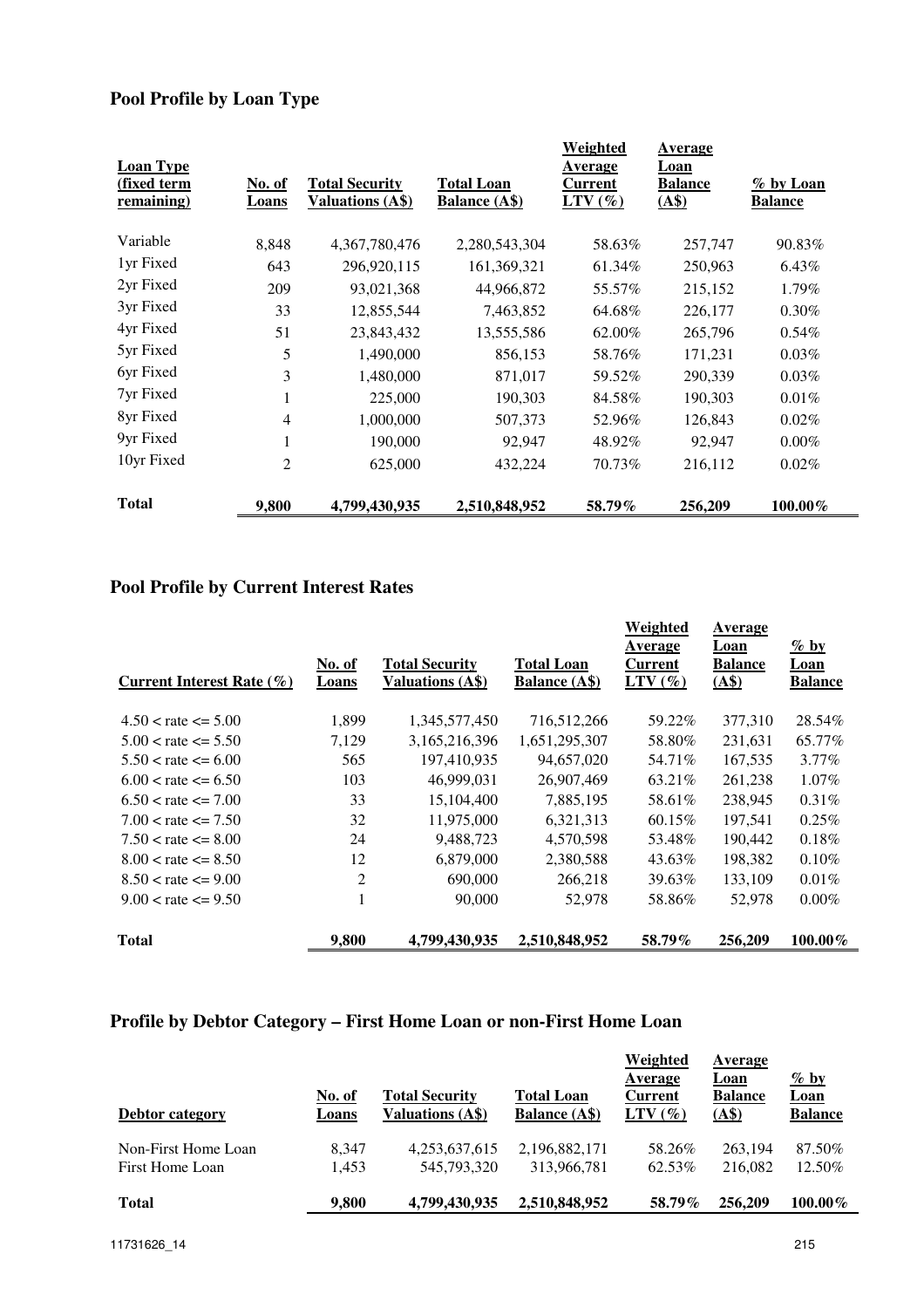## Pool Profile by Loan Type

| Loan Type (fixed term remaining) | No. of Loans | Total Security Valuations (A$) | Total Loan Balance (A$) | Weighted Average Current LTV (%) | Average Loan Balance (A$) | % by Loan Balance |
|---|---|---|---|---|---|---|
| Variable | 8,848 | 4,367,780,476 | 2,280,543,304 | 58.63% | 257,747 | 90.83% |
| 1yr Fixed | 643 | 296,920,115 | 161,369,321 | 61.34% | 250,963 | 6.43% |
| 2yr Fixed | 209 | 93,021,368 | 44,966,872 | 55.57% | 215,152 | 1.79% |
| 3yr Fixed | 33 | 12,855,544 | 7,463,852 | 64.68% | 226,177 | 0.30% |
| 4yr Fixed | 51 | 23,843,432 | 13,555,586 | 62.00% | 265,796 | 0.54% |
| 5yr Fixed | 5 | 1,490,000 | 856,153 | 58.76% | 171,231 | 0.03% |
| 6yr Fixed | 3 | 1,480,000 | 871,017 | 59.52% | 290,339 | 0.03% |
| 7yr Fixed | 1 | 225,000 | 190,303 | 84.58% | 190,303 | 0.01% |
| 8yr Fixed | 4 | 1,000,000 | 507,373 | 52.96% | 126,843 | 0.02% |
| 9yr Fixed | 1 | 190,000 | 92,947 | 48.92% | 92,947 | 0.00% |
| 10yr Fixed | 2 | 625,000 | 432,224 | 70.73% | 216,112 | 0.02% |
| **Total** | **9,800** | **4,799,430,935** | **2,510,848,952** | **58.79%** | **256,209** | **100.00%** |

## Pool Profile by Current Interest Rates

| Current Interest Rate (%) | No. of Loans | Total Security Valuations (A$) | Total Loan Balance (A$) | Weighted Average Current LTV (%) | Average Loan Balance (A$) | % by Loan Balance |
|---|---|---|---|---|---|---|
| 4.50 < rate <= 5.00 | 1,899 | 1,345,577,450 | 716,512,266 | 59.22% | 377,310 | 28.54% |
| 5.00 < rate <= 5.50 | 7,129 | 3,165,216,396 | 1,651,295,307 | 58.80% | 231,631 | 65.77% |
| 5.50 < rate <= 6.00 | 565 | 197,410,935 | 94,657,020 | 54.71% | 167,535 | 3.77% |
| 6.00 < rate <= 6.50 | 103 | 46,999,031 | 26,907,469 | 63.21% | 261,238 | 1.07% |
| 6.50 < rate <= 7.00 | 33 | 15,104,400 | 7,885,195 | 58.61% | 238,945 | 0.31% |
| 7.00 < rate <= 7.50 | 32 | 11,975,000 | 6,321,313 | 60.15% | 197,541 | 0.25% |
| 7.50 < rate <= 8.00 | 24 | 9,488,723 | 4,570,598 | 53.48% | 190,442 | 0.18% |
| 8.00 < rate <= 8.50 | 12 | 6,879,000 | 2,380,588 | 43.63% | 198,382 | 0.10% |
| 8.50 < rate <= 9.00 | 2 | 690,000 | 266,218 | 39.63% | 133,109 | 0.01% |
| 9.00 < rate <= 9.50 | 1 | 90,000 | 52,978 | 58.86% | 52,978 | 0.00% |
| **Total** | **9,800** | **4,799,430,935** | **2,510,848,952** | **58.79%** | **256,209** | **100.00%** |

## Profile by Debtor Category – First Home Loan or non-First Home Loan

| Debtor category | No. of Loans | Total Security Valuations (A$) | Total Loan Balance (A$) | Weighted Average Current LTV (%) | Average Loan Balance (A$) | % by Loan Balance |
|---|---|---|---|---|---|---|
| Non-First Home Loan | 8,347 | 4,253,637,615 | 2,196,882,171 | 58.26% | 263,194 | 87.50% |
| First Home Loan | 1,453 | 545,793,320 | 313,966,781 | 62.53% | 216,082 | 12.50% |
| **Total** | **9,800** | **4,799,430,935** | **2,510,848,952** | **58.79%** | **256,209** | **100.00%** |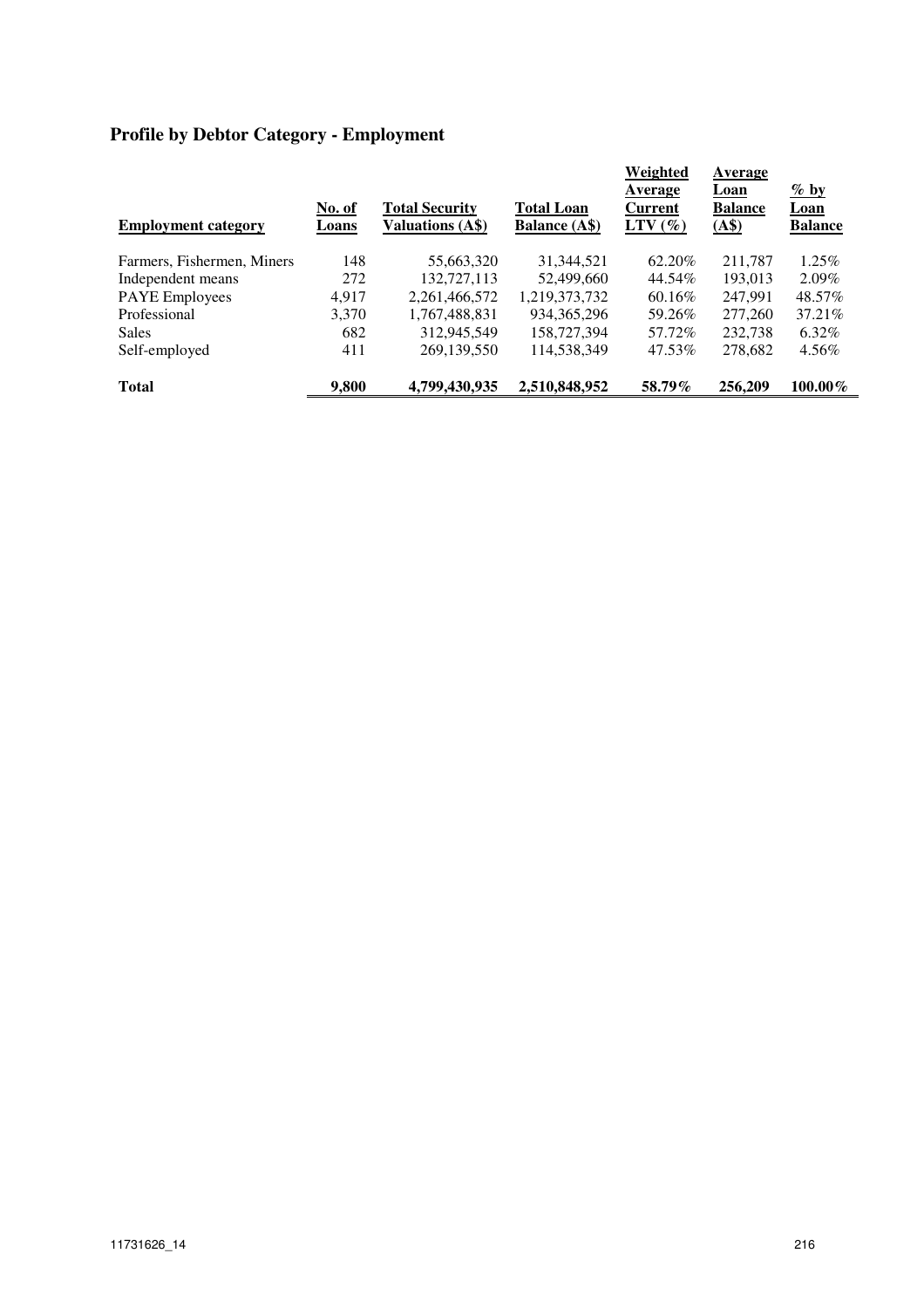## Profile by Debtor Category - Employment

| Employment category | No. of Loans | Total Security Valuations (A$) | Total Loan Balance (A$) | Weighted Average Current LTV (%) | Average Loan Balance (A$) | % by Loan Balance |
|---|---|---|---|---|---|---|
| Farmers, Fishermen, Miners | 148 | 55,663,320 | 31,344,521 | 62.20% | 211,787 | 1.25% |
| Independent means | 272 | 132,727,113 | 52,499,660 | 44.54% | 193,013 | 2.09% |
| PAYE Employees | 4,917 | 2,261,466,572 | 1,219,373,732 | 60.16% | 247,991 | 48.57% |
| Professional | 3,370 | 1,767,488,831 | 934,365,296 | 59.26% | 277,260 | 37.21% |
| Sales | 682 | 312,945,549 | 158,727,394 | 57.72% | 232,738 | 6.32% |
| Self-employed | 411 | 269,139,550 | 114,538,349 | 47.53% | 278,682 | 4.56% |
| **Total** | **9,800** | **4,799,430,935** | **2,510,848,952** | **58.79%** | **256,209** | **100.00%** |